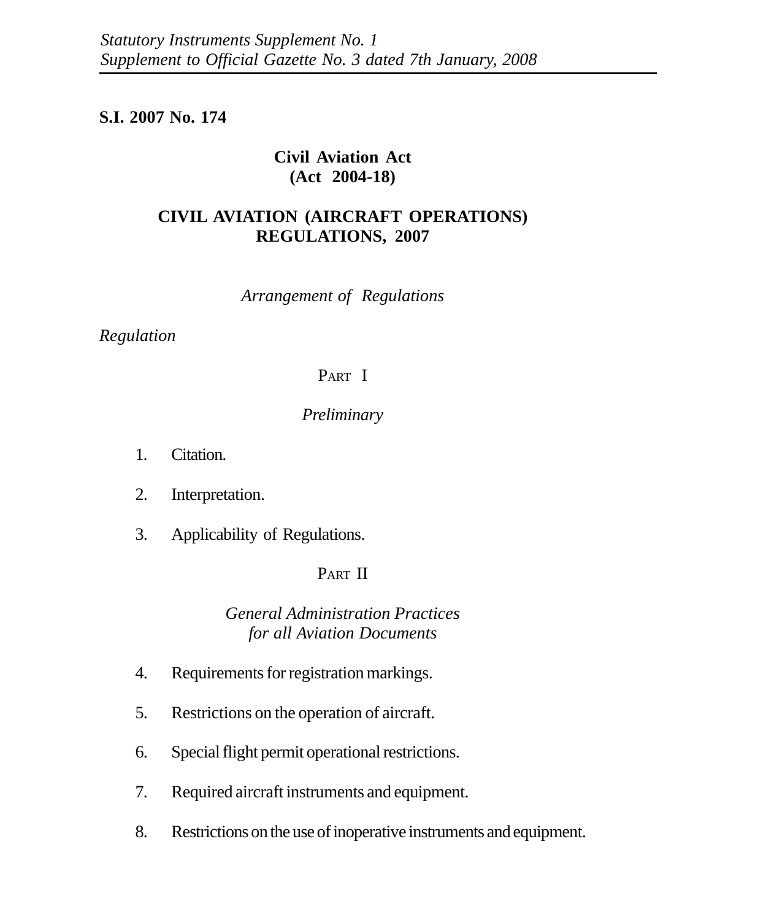*Statutory Instruments Supplement No. 1*
*Supplement to Official Gazette No. 3 dated 7th January, 2008*

**S.I. 2007 No. 174**

**Civil Aviation Act**
**(Act 2004-18)**

# CIVIL AVIATION (AIRCRAFT OPERATIONS) REGULATIONS, 2007

*Arrangement of Regulations*

*Regulation*

## PART I

*Preliminary*

1. Citation.
2. Interpretation.
3. Applicability of Regulations.

## PART II

*General Administration Practices for all Aviation Documents*

4. Requirements for registration markings.
5. Restrictions on the operation of aircraft.
6. Special flight permit operational restrictions.
7. Required aircraft instruments and equipment.
8. Restrictions on the use of inoperative instruments and equipment.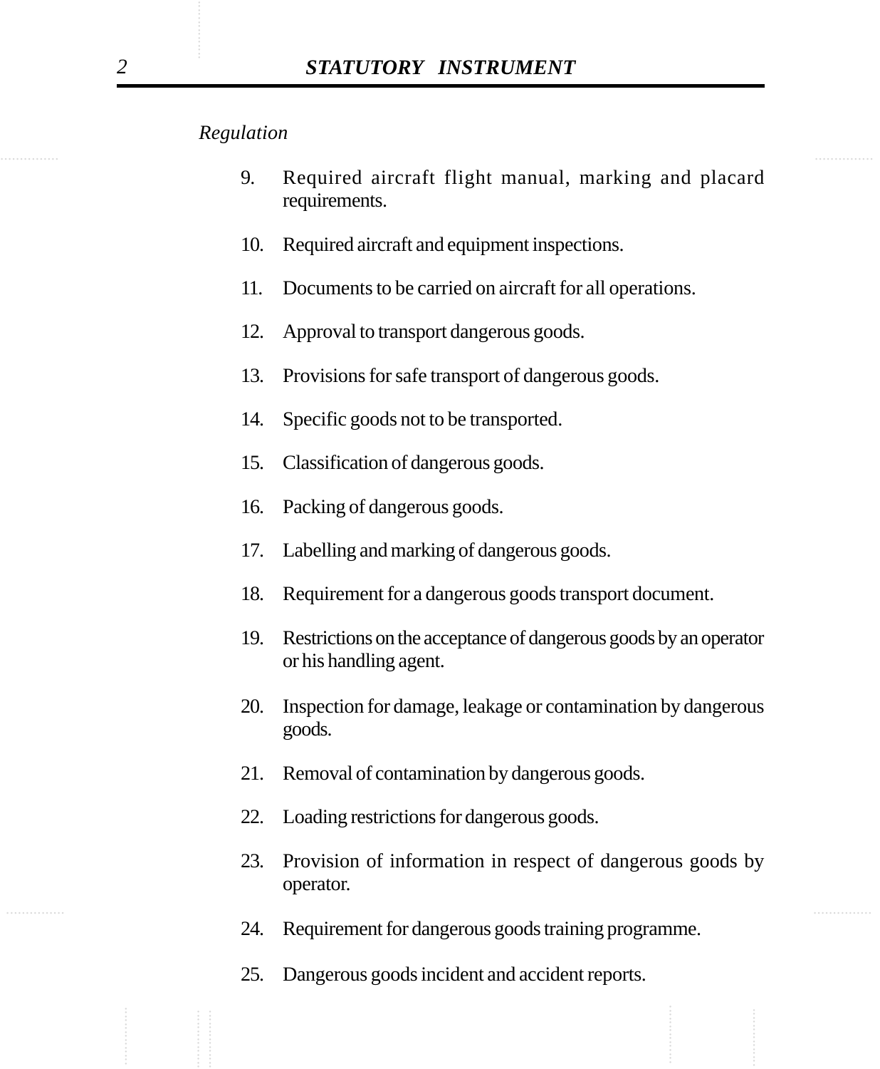*Regulation*

9. Required aircraft flight manual, marking and placard requirements.

10. Required aircraft and equipment inspections.

11. Documents to be carried on aircraft for all operations.

12. Approval to transport dangerous goods.

13. Provisions for safe transport of dangerous goods.

14. Specific goods not to be transported.

15. Classification of dangerous goods.

16. Packing of dangerous goods.

17. Labelling and marking of dangerous goods.

18. Requirement for a dangerous goods transport document.

19. Restrictions on the acceptance of dangerous goods by an operator or his handling agent.

20. Inspection for damage, leakage or contamination by dangerous goods.

21. Removal of contamination by dangerous goods.

22. Loading restrictions for dangerous goods.

23. Provision of information in respect of dangerous goods by operator.

24. Requirement for dangerous goods training programme.

25. Dangerous goods incident and accident reports.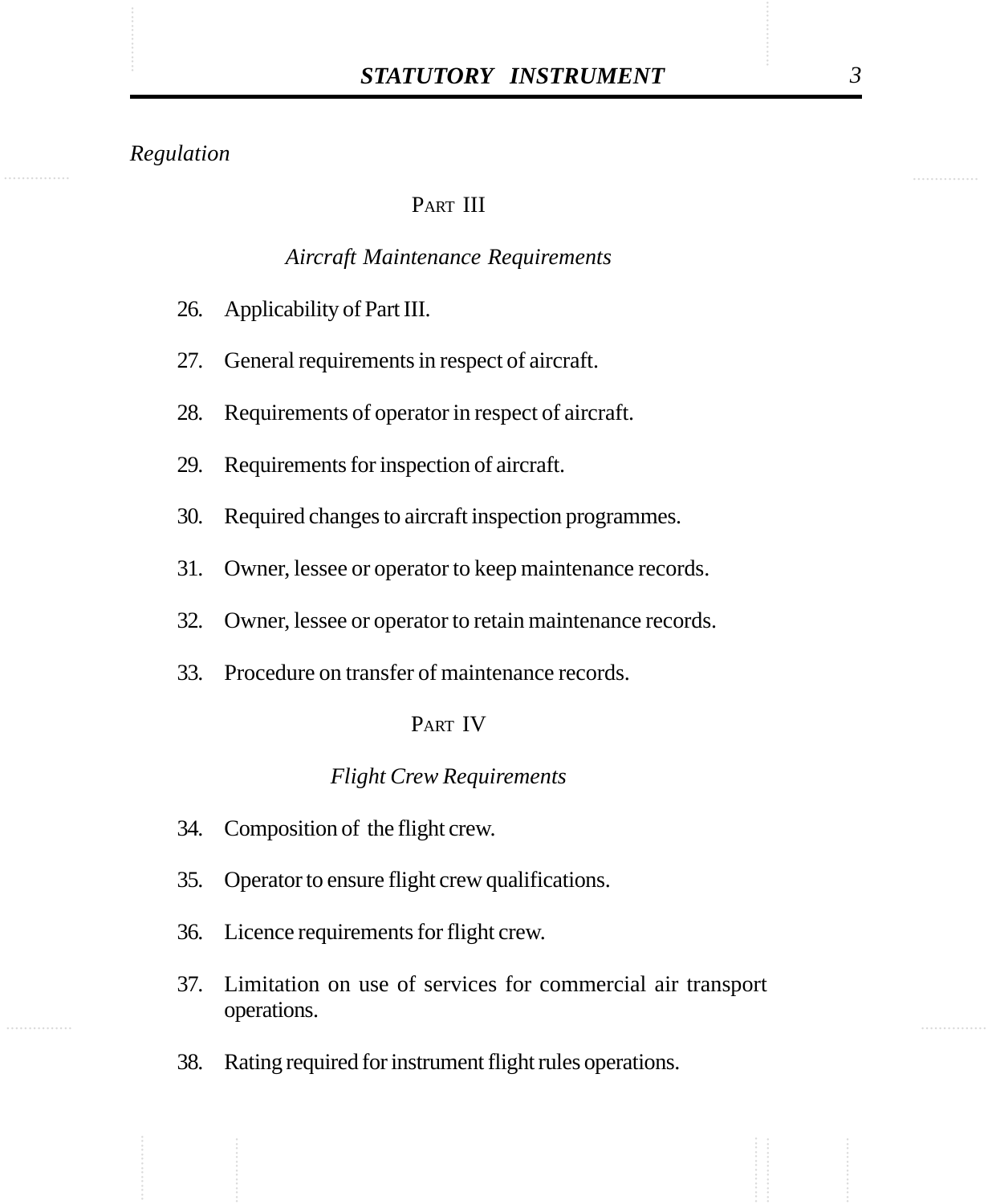*Regulation*

PART III

*Aircraft Maintenance Requirements*

26. Applicability of Part III.
27. General requirements in respect of aircraft.
28. Requirements of operator in respect of aircraft.
29. Requirements for inspection of aircraft.
30. Required changes to aircraft inspection programmes.
31. Owner, lessee or operator to keep maintenance records.
32. Owner, lessee or operator to retain maintenance records.
33. Procedure on transfer of maintenance records.

PART IV

*Flight Crew Requirements*

34. Composition of the flight crew.
35. Operator to ensure flight crew qualifications.
36. Licence requirements for flight crew.
37. Limitation on use of services for commercial air transport operations.
38. Rating required for instrument flight rules operations.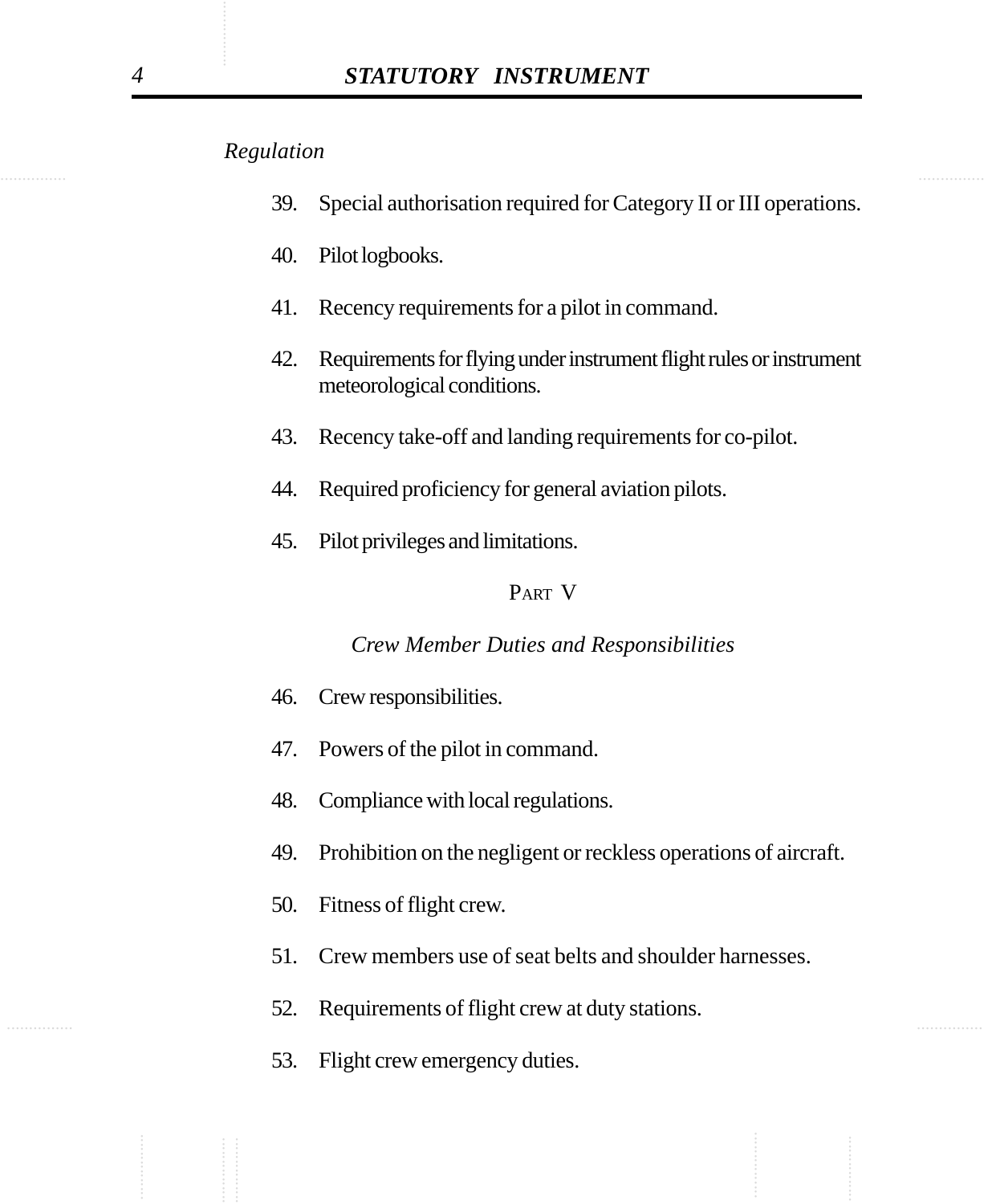*Regulation*

39. Special authorisation required for Category II or III operations.

40. Pilot logbooks.

41. Recency requirements for a pilot in command.

42. Requirements for flying under instrument flight rules or instrument meteorological conditions.

43. Recency take-off and landing requirements for co-pilot.

44. Required proficiency for general aviation pilots.

45. Pilot privileges and limitations.

PART V

*Crew Member Duties and Responsibilities*

46. Crew responsibilities.

47. Powers of the pilot in command.

48. Compliance with local regulations.

49. Prohibition on the negligent or reckless operations of aircraft.

50. Fitness of flight crew.

51. Crew members use of seat belts and shoulder harnesses.

52. Requirements of flight crew at duty stations.

53. Flight crew emergency duties.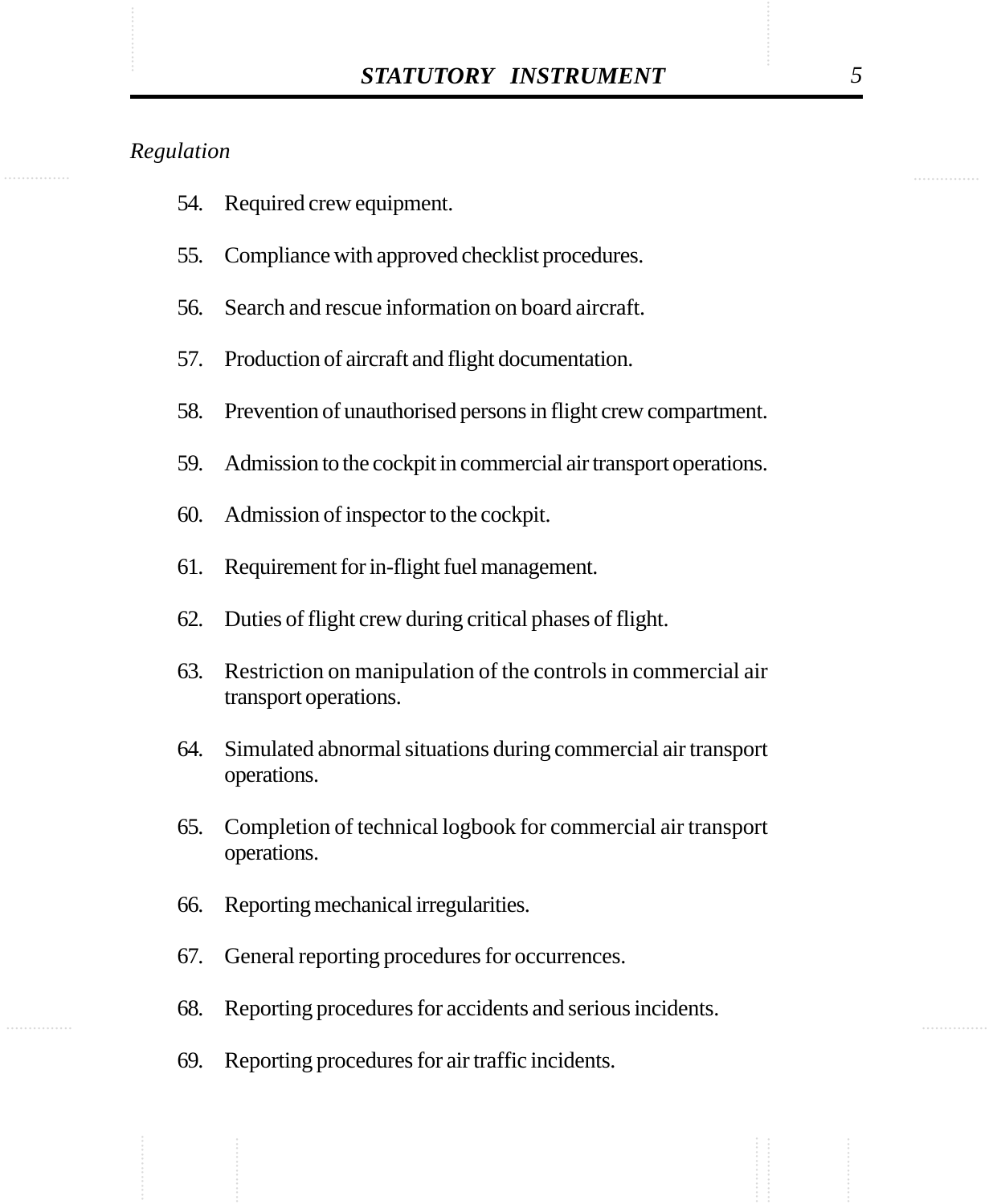*Regulation*

54. Required crew equipment.

55. Compliance with approved checklist procedures.

56. Search and rescue information on board aircraft.

57. Production of aircraft and flight documentation.

58. Prevention of unauthorised persons in flight crew compartment.

59. Admission to the cockpit in commercial air transport operations.

60. Admission of inspector to the cockpit.

61. Requirement for in-flight fuel management.

62. Duties of flight crew during critical phases of flight.

63. Restriction on manipulation of the controls in commercial air transport operations.

64. Simulated abnormal situations during commercial air transport operations.

65. Completion of technical logbook for commercial air transport operations.

66. Reporting mechanical irregularities.

67. General reporting procedures for occurrences.

68. Reporting procedures for accidents and serious incidents.

69. Reporting procedures for air traffic incidents.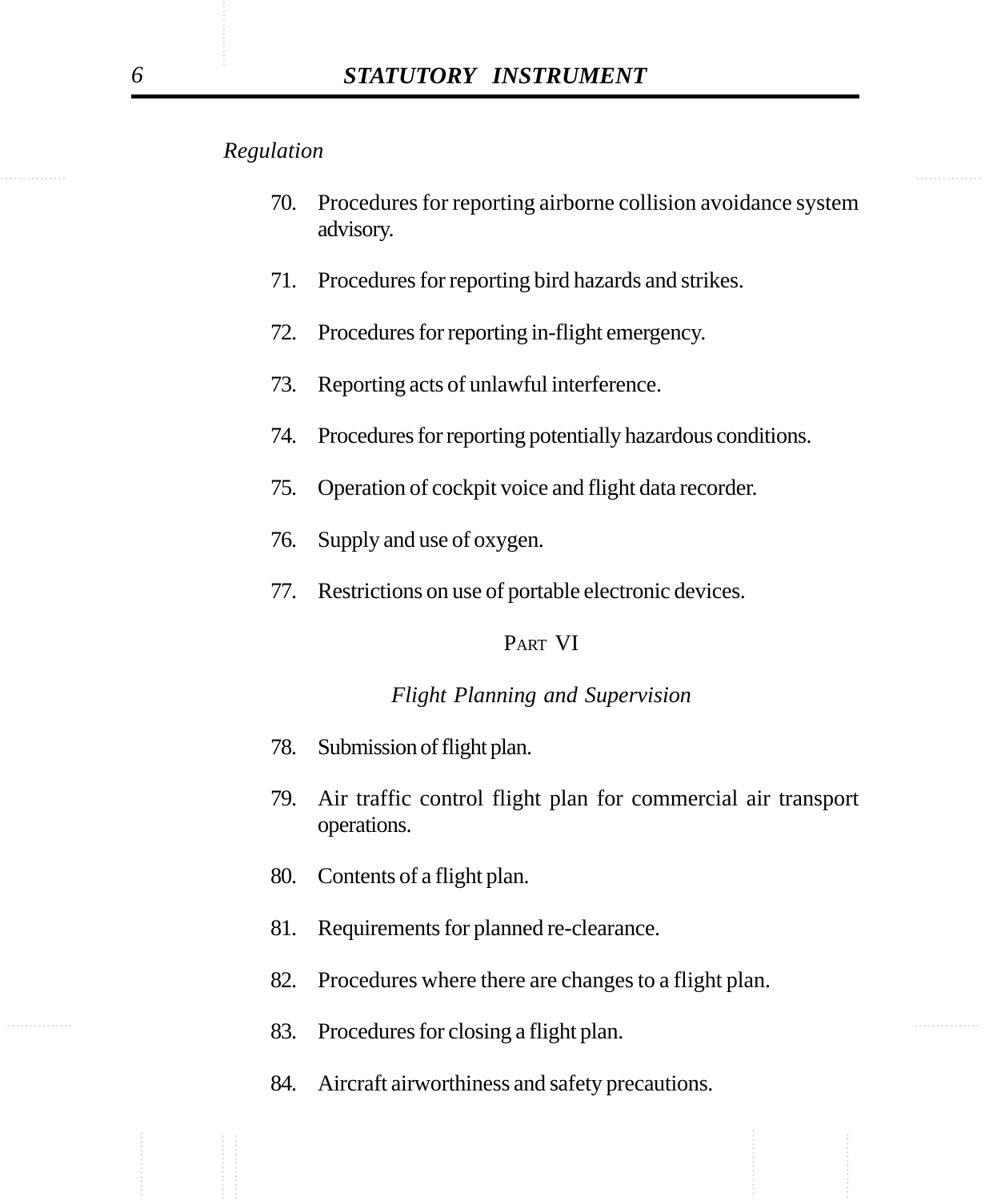*Regulation*

70. Procedures for reporting airborne collision avoidance system advisory.

71. Procedures for reporting bird hazards and strikes.

72. Procedures for reporting in-flight emergency.

73. Reporting acts of unlawful interference.

74. Procedures for reporting potentially hazardous conditions.

75. Operation of cockpit voice and flight data recorder.

76. Supply and use of oxygen.

77. Restrictions on use of portable electronic devices.

## PART VI

### *Flight Planning and Supervision*

78. Submission of flight plan.

79. Air traffic control flight plan for commercial air transport operations.

80. Contents of a flight plan.

81. Requirements for planned re-clearance.

82. Procedures where there are changes to a flight plan.

83. Procedures for closing a flight plan.

84. Aircraft airworthiness and safety precautions.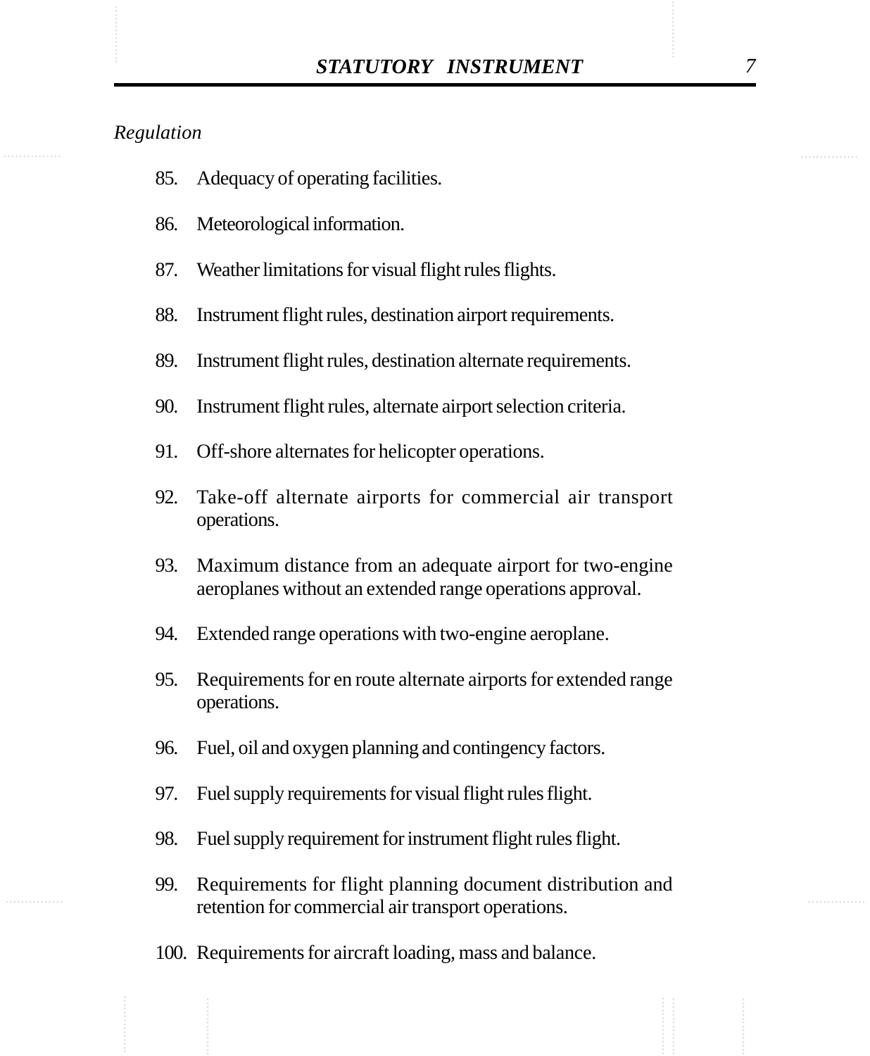*Regulation*

85. Adequacy of operating facilities.

86. Meteorological information.

87. Weather limitations for visual flight rules flights.

88. Instrument flight rules, destination airport requirements.

89. Instrument flight rules, destination alternate requirements.

90. Instrument flight rules, alternate airport selection criteria.

91. Off-shore alternates for helicopter operations.

92. Take-off alternate airports for commercial air transport operations.

93. Maximum distance from an adequate airport for two-engine aeroplanes without an extended range operations approval.

94. Extended range operations with two-engine aeroplane.

95. Requirements for en route alternate airports for extended range operations.

96. Fuel, oil and oxygen planning and contingency factors.

97. Fuel supply requirements for visual flight rules flight.

98. Fuel supply requirement for instrument flight rules flight.

99. Requirements for flight planning document distribution and retention for commercial air transport operations.

100. Requirements for aircraft loading, mass and balance.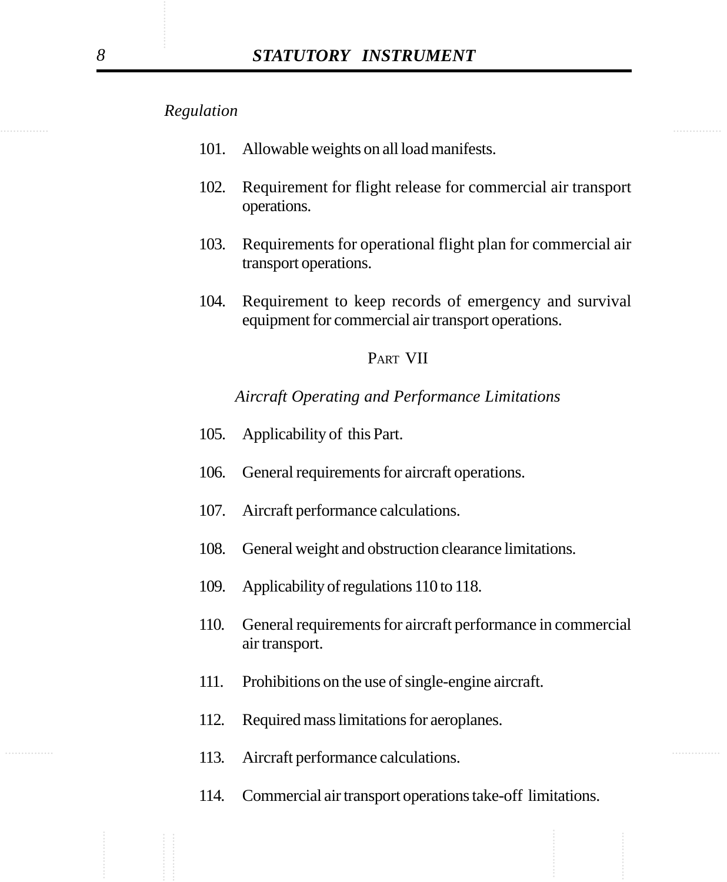*Regulation*

101. Allowable weights on all load manifests.

102. Requirement for flight release for commercial air transport operations.

103. Requirements for operational flight plan for commercial air transport operations.

104. Requirement to keep records of emergency and survival equipment for commercial air transport operations.

## PART VII

### *Aircraft Operating and Performance Limitations*

105. Applicability of this Part.

106. General requirements for aircraft operations.

107. Aircraft performance calculations.

108. General weight and obstruction clearance limitations.

109. Applicability of regulations 110 to 118.

110. General requirements for aircraft performance in commercial air transport.

111. Prohibitions on the use of single-engine aircraft.

112. Required mass limitations for aeroplanes.

113. Aircraft performance calculations.

114. Commercial air transport operations take-off limitations.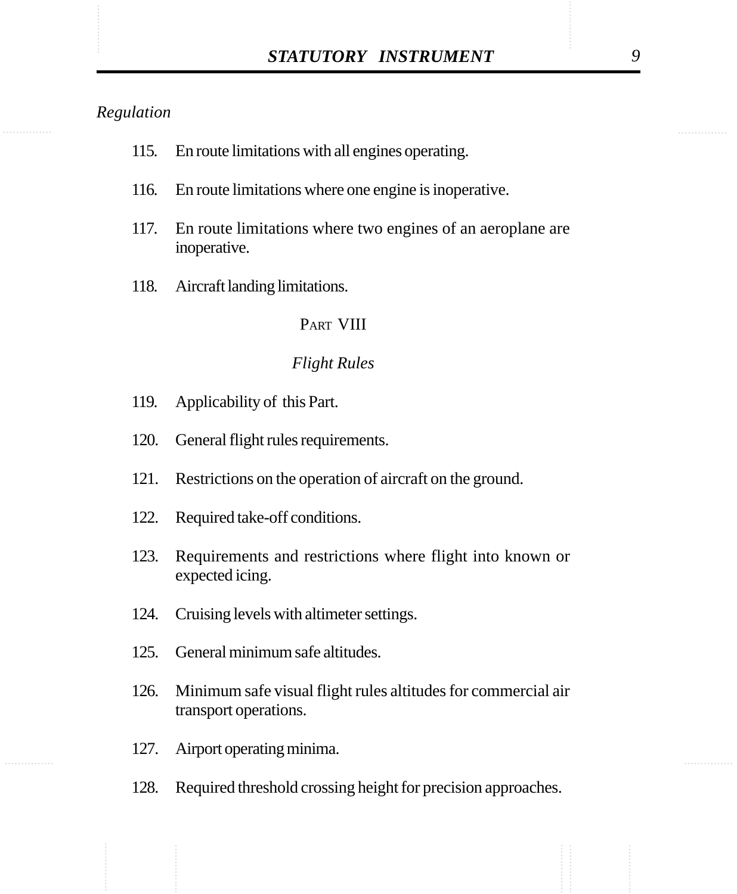*Regulation*

115. En route limitations with all engines operating.

116. En route limitations where one engine is inoperative.

117. En route limitations where two engines of an aeroplane are inoperative.

118. Aircraft landing limitations.

## PART VIII

### *Flight Rules*

119. Applicability of this Part.

120. General flight rules requirements.

121. Restrictions on the operation of aircraft on the ground.

122. Required take-off conditions.

123. Requirements and restrictions where flight into known or expected icing.

124. Cruising levels with altimeter settings.

125. General minimum safe altitudes.

126. Minimum safe visual flight rules altitudes for commercial air transport operations.

127. Airport operating minima.

128. Required threshold crossing height for precision approaches.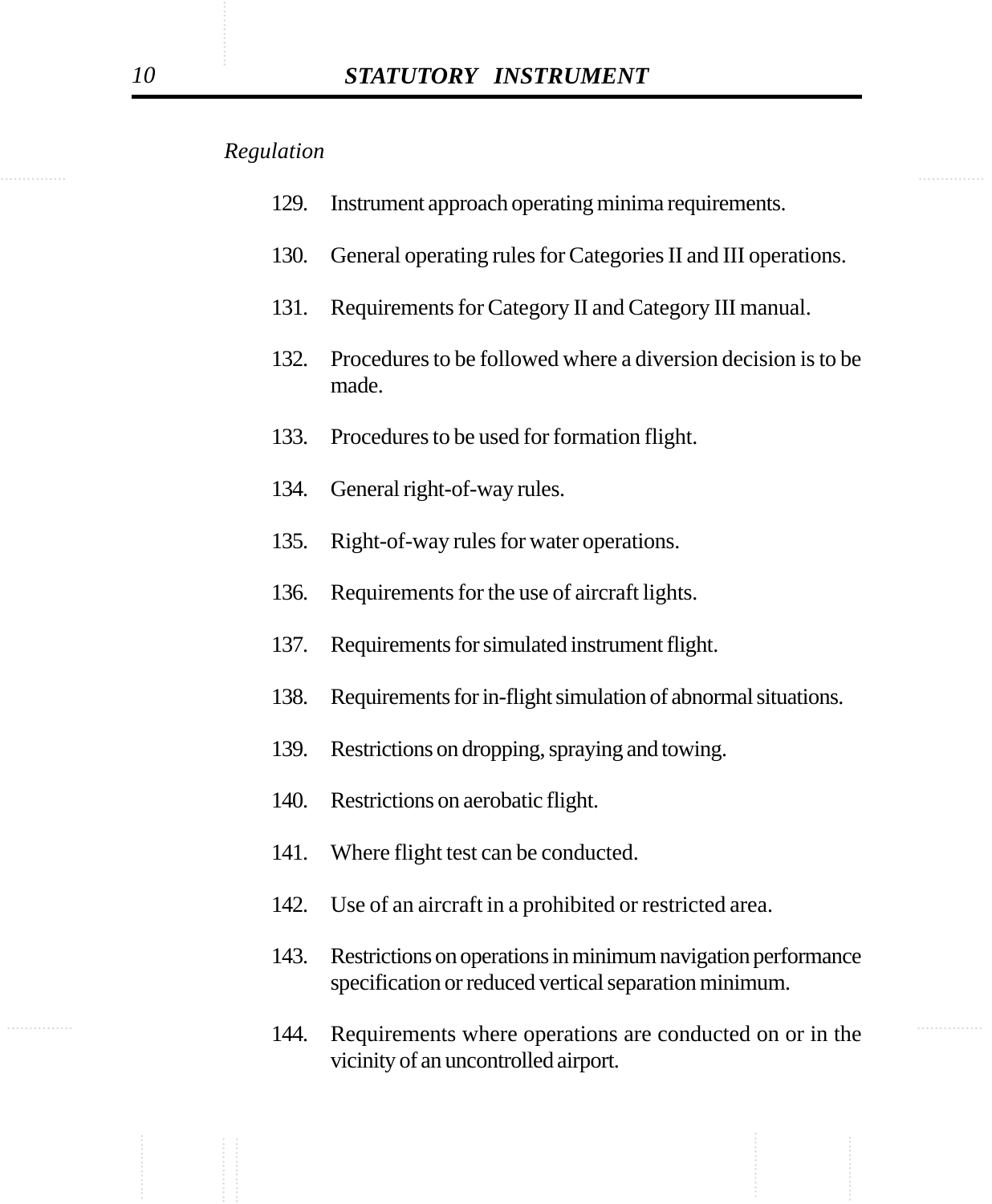*Regulation*

129. Instrument approach operating minima requirements.

130. General operating rules for Categories II and III operations.

131. Requirements for Category II and Category III manual.

132. Procedures to be followed where a diversion decision is to be made.

133. Procedures to be used for formation flight.

134. General right-of-way rules.

135. Right-of-way rules for water operations.

136. Requirements for the use of aircraft lights.

137. Requirements for simulated instrument flight.

138. Requirements for in-flight simulation of abnormal situations.

139. Restrictions on dropping, spraying and towing.

140. Restrictions on aerobatic flight.

141. Where flight test can be conducted.

142. Use of an aircraft in a prohibited or restricted area.

143. Restrictions on operations in minimum navigation performance specification or reduced vertical separation minimum.

144. Requirements where operations are conducted on or in the vicinity of an uncontrolled airport.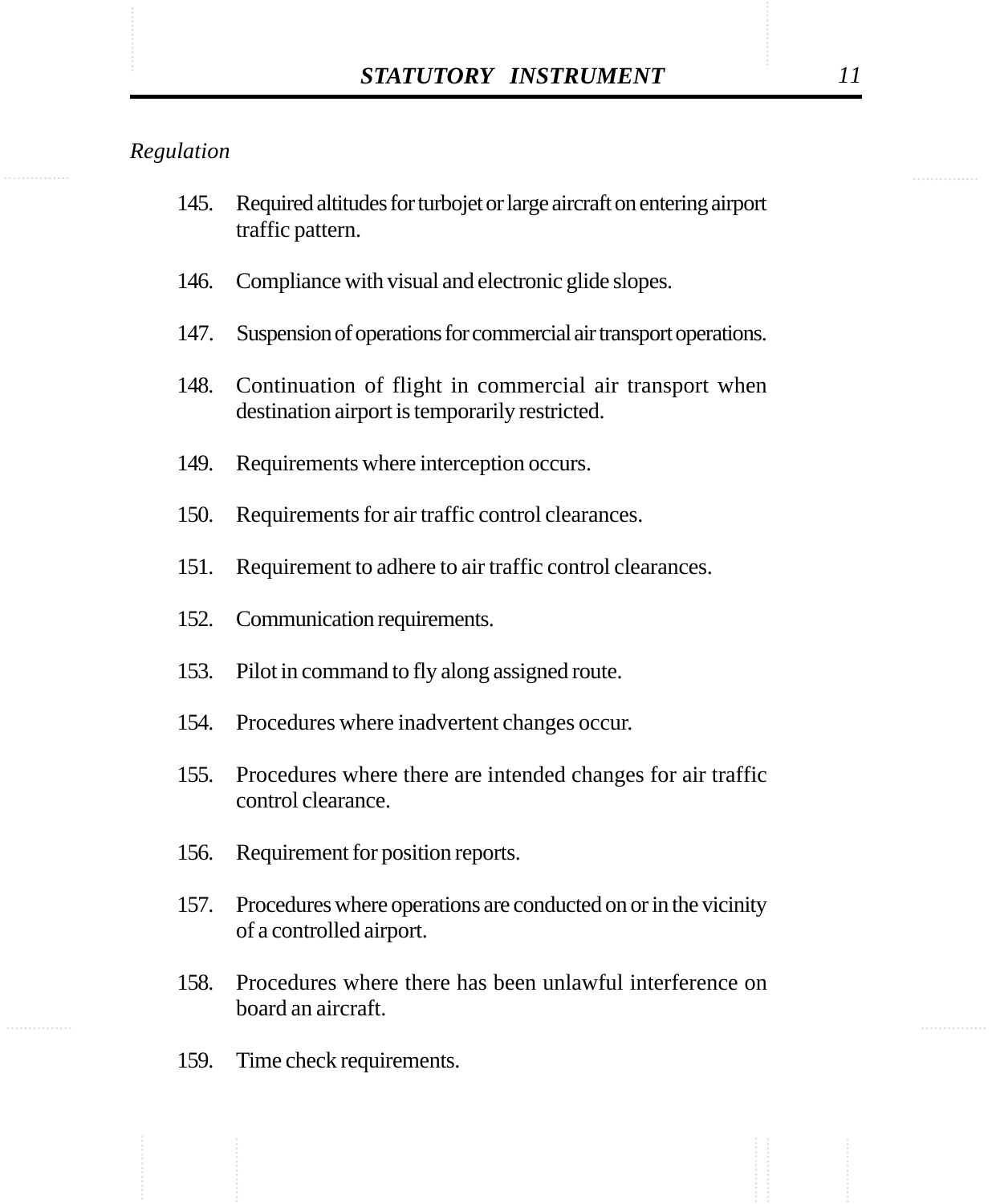*Regulation*

145. Required altitudes for turbojet or large aircraft on entering airport traffic pattern.

146. Compliance with visual and electronic glide slopes.

147. Suspension of operations for commercial air transport operations.

148. Continuation of flight in commercial air transport when destination airport is temporarily restricted.

149. Requirements where interception occurs.

150. Requirements for air traffic control clearances.

151. Requirement to adhere to air traffic control clearances.

152. Communication requirements.

153. Pilot in command to fly along assigned route.

154. Procedures where inadvertent changes occur.

155. Procedures where there are intended changes for air traffic control clearance.

156. Requirement for position reports.

157. Procedures where operations are conducted on or in the vicinity of a controlled airport.

158. Procedures where there has been unlawful interference on board an aircraft.

159. Time check requirements.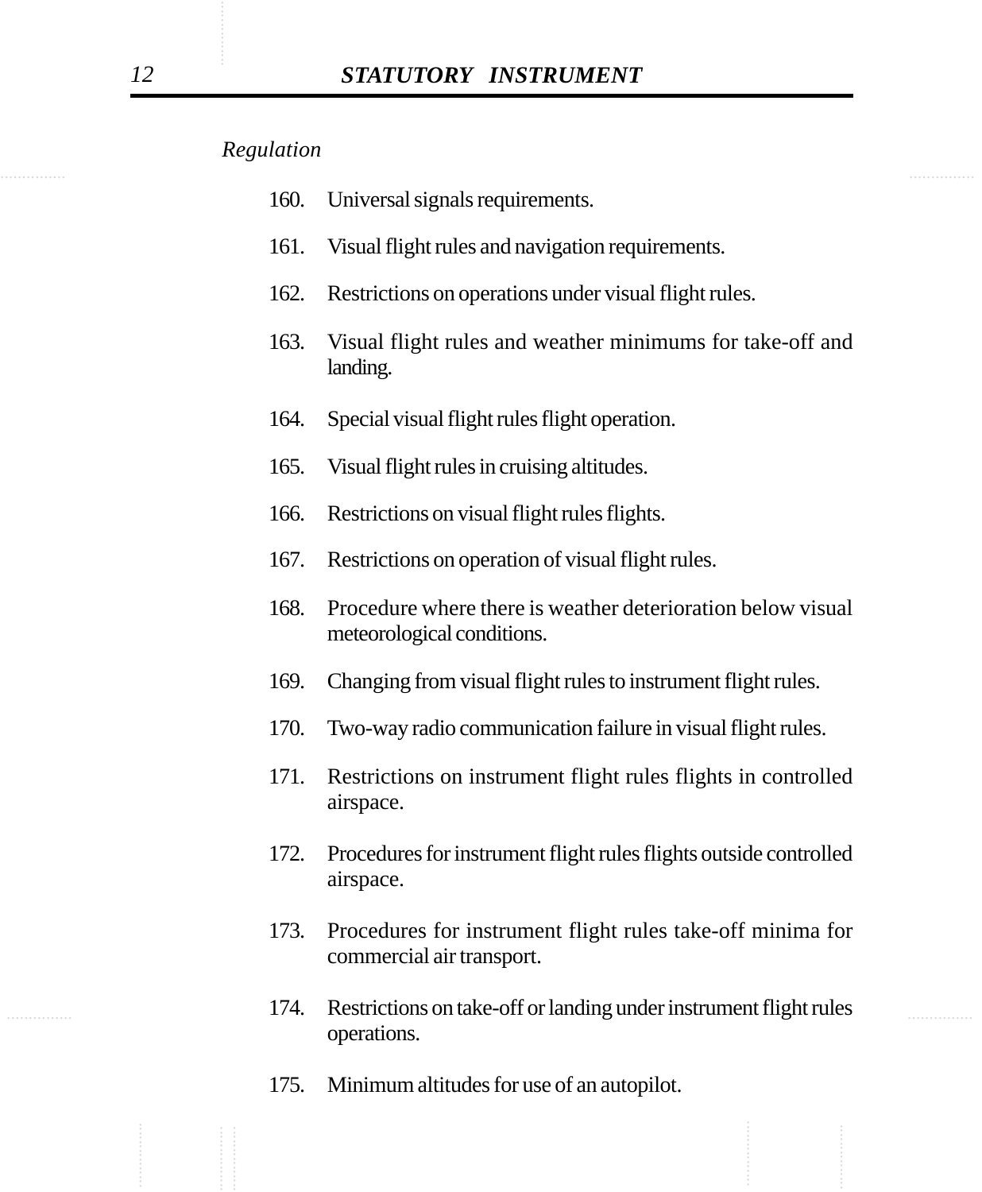*Regulation*

160. Universal signals requirements.

161. Visual flight rules and navigation requirements.

162. Restrictions on operations under visual flight rules.

163. Visual flight rules and weather minimums for take-off and landing.

164. Special visual flight rules flight operation.

165. Visual flight rules in cruising altitudes.

166. Restrictions on visual flight rules flights.

167. Restrictions on operation of visual flight rules.

168. Procedure where there is weather deterioration below visual meteorological conditions.

169. Changing from visual flight rules to instrument flight rules.

170. Two-way radio communication failure in visual flight rules.

171. Restrictions on instrument flight rules flights in controlled airspace.

172. Procedures for instrument flight rules flights outside controlled airspace.

173. Procedures for instrument flight rules take-off minima for commercial air transport.

174. Restrictions on take-off or landing under instrument flight rules operations.

175. Minimum altitudes for use of an autopilot.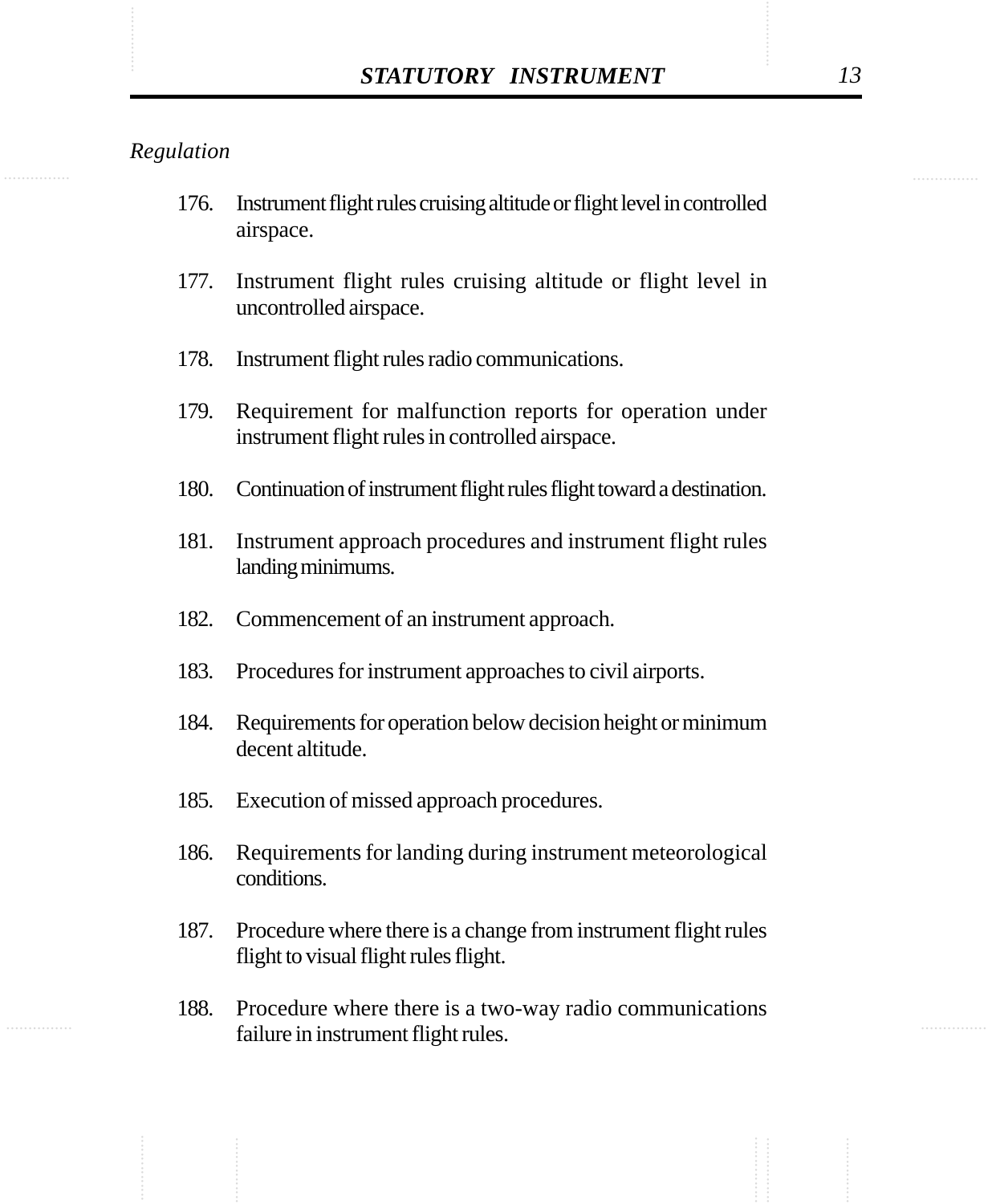*Regulation*

176. Instrument flight rules cruising altitude or flight level in controlled airspace.

177. Instrument flight rules cruising altitude or flight level in uncontrolled airspace.

178. Instrument flight rules radio communications.

179. Requirement for malfunction reports for operation under instrument flight rules in controlled airspace.

180. Continuation of instrument flight rules flight toward a destination.

181. Instrument approach procedures and instrument flight rules landing minimums.

182. Commencement of an instrument approach.

183. Procedures for instrument approaches to civil airports.

184. Requirements for operation below decision height or minimum decent altitude.

185. Execution of missed approach procedures.

186. Requirements for landing during instrument meteorological conditions.

187. Procedure where there is a change from instrument flight rules flight to visual flight rules flight.

188. Procedure where there is a two-way radio communications failure in instrument flight rules.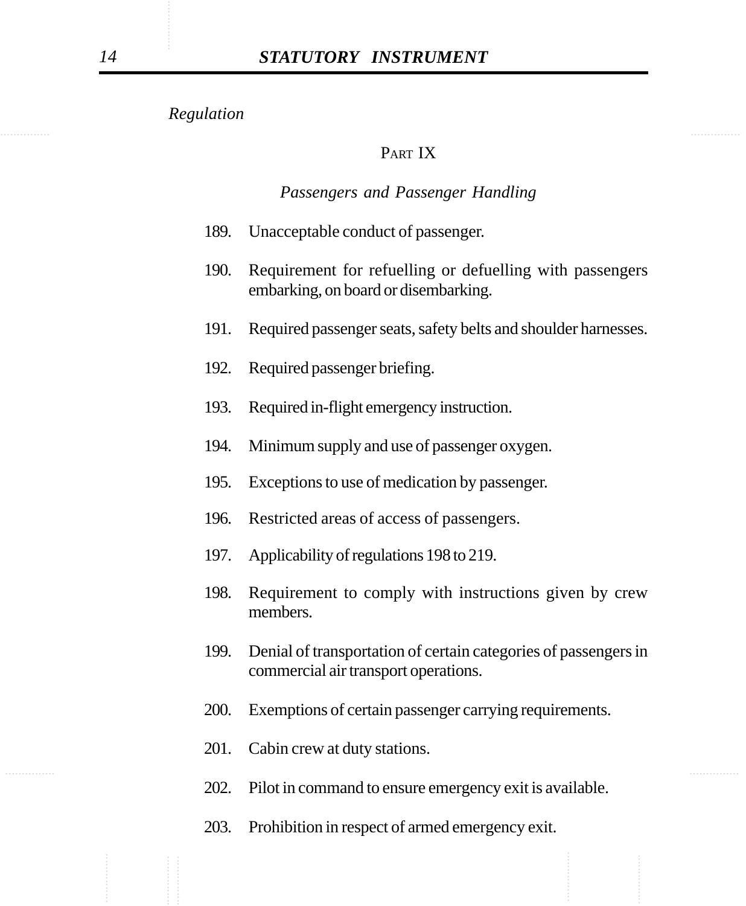*Regulation*

## PART IX

### *Passengers and Passenger Handling*

189. Unacceptable conduct of passenger.
190. Requirement for refuelling or defuelling with passengers embarking, on board or disembarking.
191. Required passenger seats, safety belts and shoulder harnesses.
192. Required passenger briefing.
193. Required in-flight emergency instruction.
194. Minimum supply and use of passenger oxygen.
195. Exceptions to use of medication by passenger.
196. Restricted areas of access of passengers.
197. Applicability of regulations 198 to 219.
198. Requirement to comply with instructions given by crew members.
199. Denial of transportation of certain categories of passengers in commercial air transport operations.
200. Exemptions of certain passenger carrying requirements.
201. Cabin crew at duty stations.
202. Pilot in command to ensure emergency exit is available.
203. Prohibition in respect of armed emergency exit.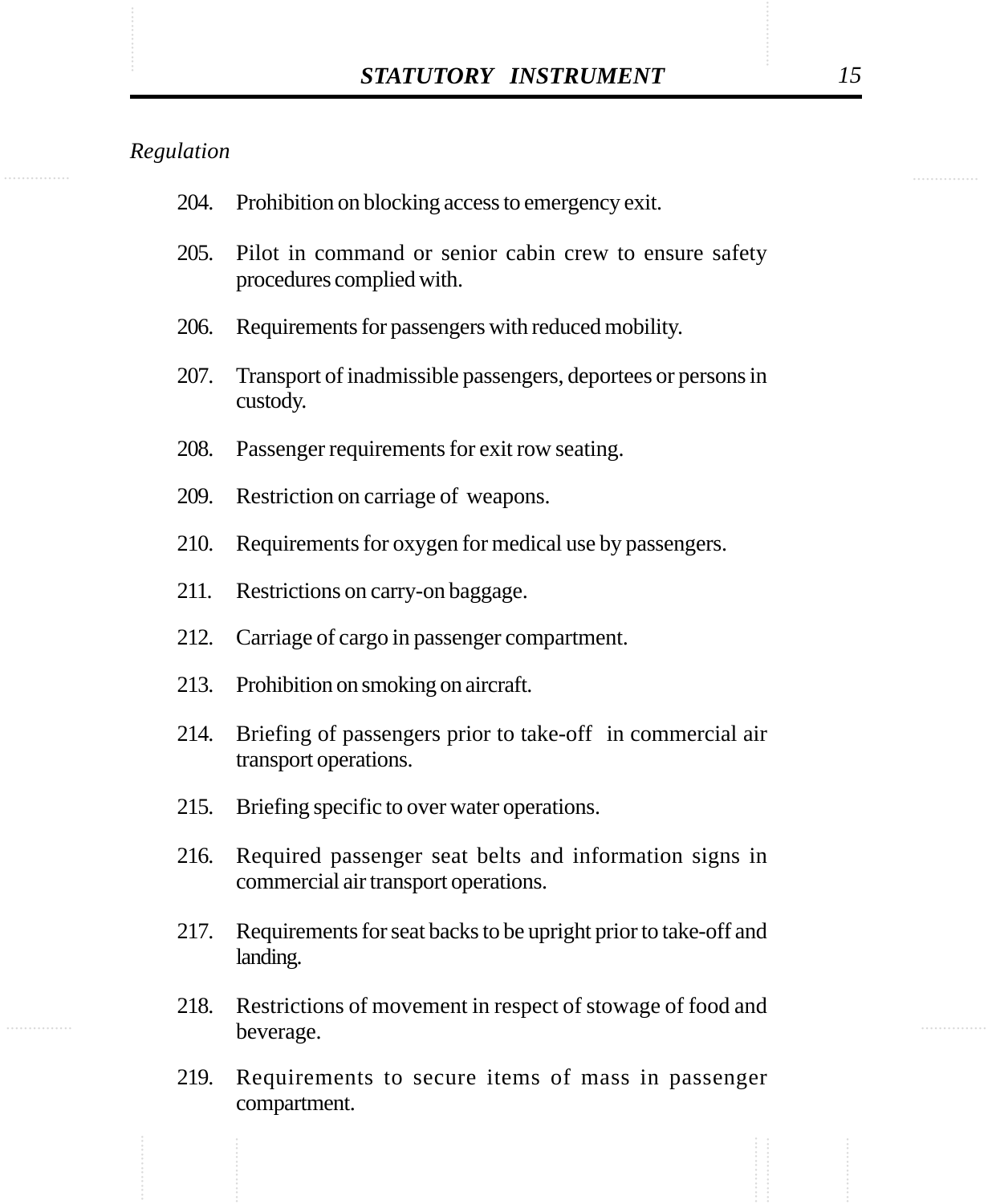*Regulation*

204. Prohibition on blocking access to emergency exit.

205. Pilot in command or senior cabin crew to ensure safety procedures complied with.

206. Requirements for passengers with reduced mobility.

207. Transport of inadmissible passengers, deportees or persons in custody.

208. Passenger requirements for exit row seating.

209. Restriction on carriage of weapons.

210. Requirements for oxygen for medical use by passengers.

211. Restrictions on carry-on baggage.

212. Carriage of cargo in passenger compartment.

213. Prohibition on smoking on aircraft.

214. Briefing of passengers prior to take-off in commercial air transport operations.

215. Briefing specific to over water operations.

216. Required passenger seat belts and information signs in commercial air transport operations.

217. Requirements for seat backs to be upright prior to take-off and landing.

218. Restrictions of movement in respect of stowage of food and beverage.

219. Requirements to secure items of mass in passenger compartment.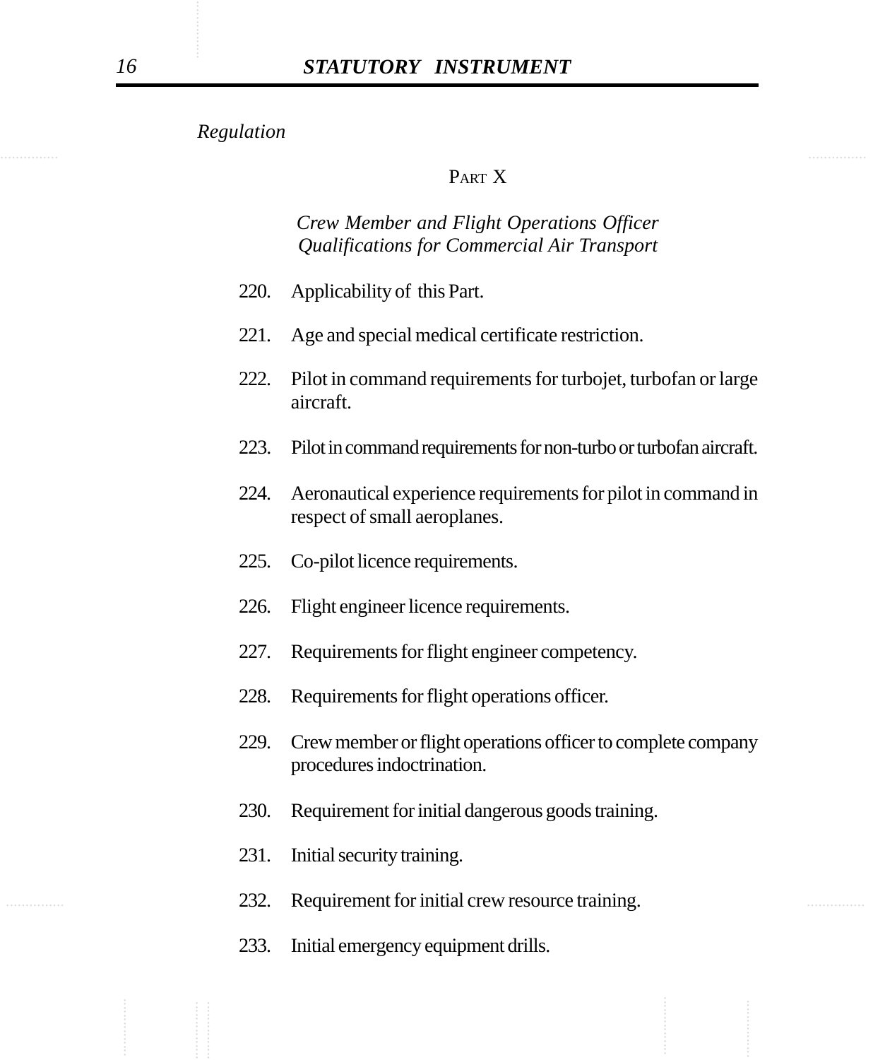*Regulation*

PART X

*Crew Member and Flight Operations Officer Qualifications for Commercial Air Transport*

220. Applicability of this Part.

221. Age and special medical certificate restriction.

222. Pilot in command requirements for turbojet, turbofan or large aircraft.

223. Pilot in command requirements for non-turbo or turbofan aircraft.

224. Aeronautical experience requirements for pilot in command in respect of small aeroplanes.

225. Co-pilot licence requirements.

226. Flight engineer licence requirements.

227. Requirements for flight engineer competency.

228. Requirements for flight operations officer.

229. Crew member or flight operations officer to complete company procedures indoctrination.

230. Requirement for initial dangerous goods training.

231. Initial security training.

232. Requirement for initial crew resource training.

233. Initial emergency equipment drills.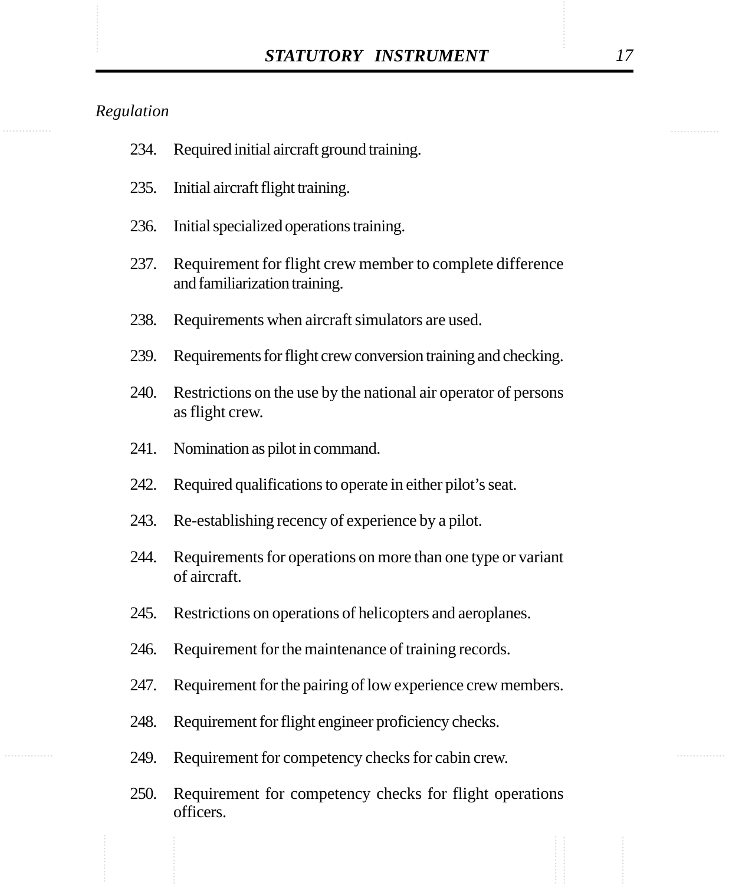*Regulation*

234. Required initial aircraft ground training.

235. Initial aircraft flight training.

236. Initial specialized operations training.

237. Requirement for flight crew member to complete difference and familiarization training.

238. Requirements when aircraft simulators are used.

239. Requirements for flight crew conversion training and checking.

240. Restrictions on the use by the national air operator of persons as flight crew.

241. Nomination as pilot in command.

242. Required qualifications to operate in either pilot's seat.

243. Re-establishing recency of experience by a pilot.

244. Requirements for operations on more than one type or variant of aircraft.

245. Restrictions on operations of helicopters and aeroplanes.

246. Requirement for the maintenance of training records.

247. Requirement for the pairing of low experience crew members.

248. Requirement for flight engineer proficiency checks.

249. Requirement for competency checks for cabin crew.

250. Requirement for competency checks for flight operations officers.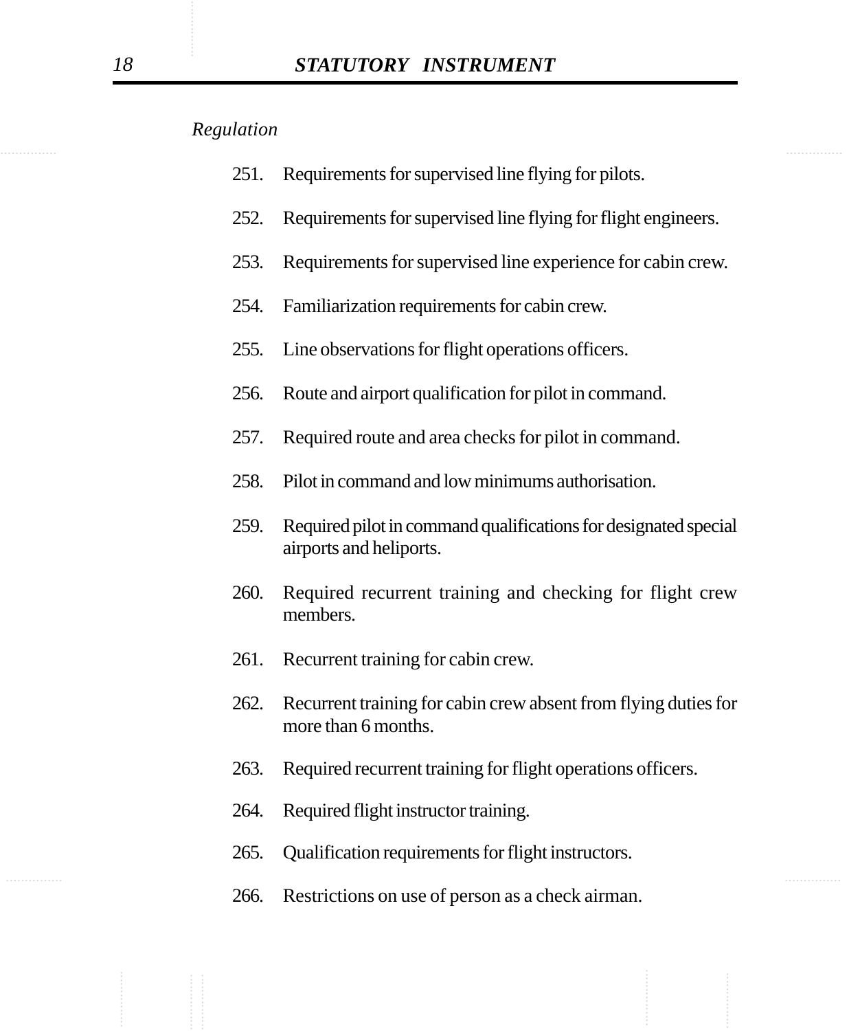*Regulation*

251. Requirements for supervised line flying for pilots.

252. Requirements for supervised line flying for flight engineers.

253. Requirements for supervised line experience for cabin crew.

254. Familiarization requirements for cabin crew.

255. Line observations for flight operations officers.

256. Route and airport qualification for pilot in command.

257. Required route and area checks for pilot in command.

258. Pilot in command and low minimums authorisation.

259. Required pilot in command qualifications for designated special airports and heliports.

260. Required recurrent training and checking for flight crew members.

261. Recurrent training for cabin crew.

262. Recurrent training for cabin crew absent from flying duties for more than 6 months.

263. Required recurrent training for flight operations officers.

264. Required flight instructor training.

265. Qualification requirements for flight instructors.

266. Restrictions on use of person as a check airman.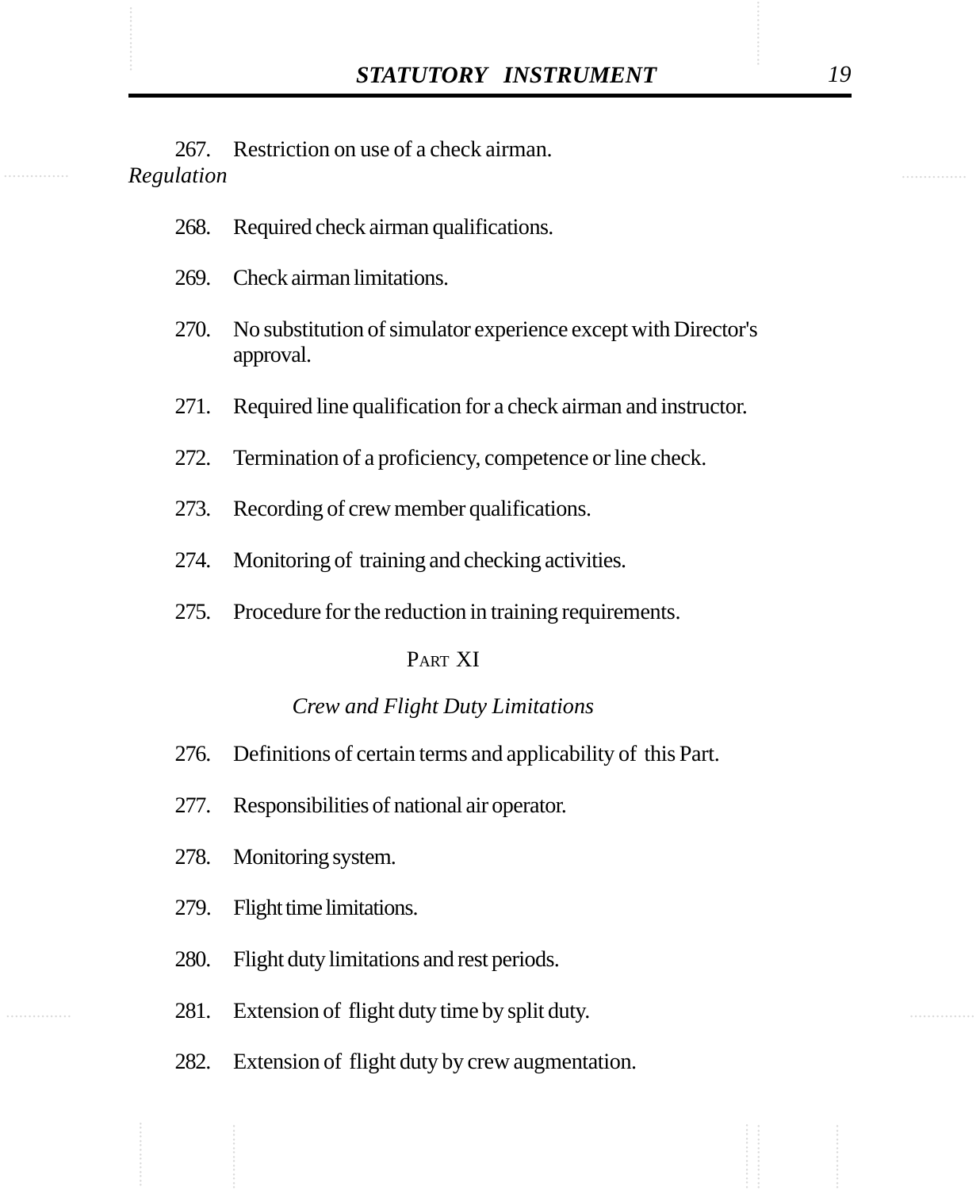267. Restriction on use of a check airman.

*Regulation*

268. Required check airman qualifications.

269. Check airman limitations.

270. No substitution of simulator experience except with Director's approval.

271. Required line qualification for a check airman and instructor.

272. Termination of a proficiency, competence or line check.

273. Recording of crew member qualifications.

274. Monitoring of training and checking activities.

275. Procedure for the reduction in training requirements.

## PART XI

### *Crew and Flight Duty Limitations*

276. Definitions of certain terms and applicability of this Part.

277. Responsibilities of national air operator.

278. Monitoring system.

279. Flight time limitations.

280. Flight duty limitations and rest periods.

281. Extension of flight duty time by split duty.

282. Extension of flight duty by crew augmentation.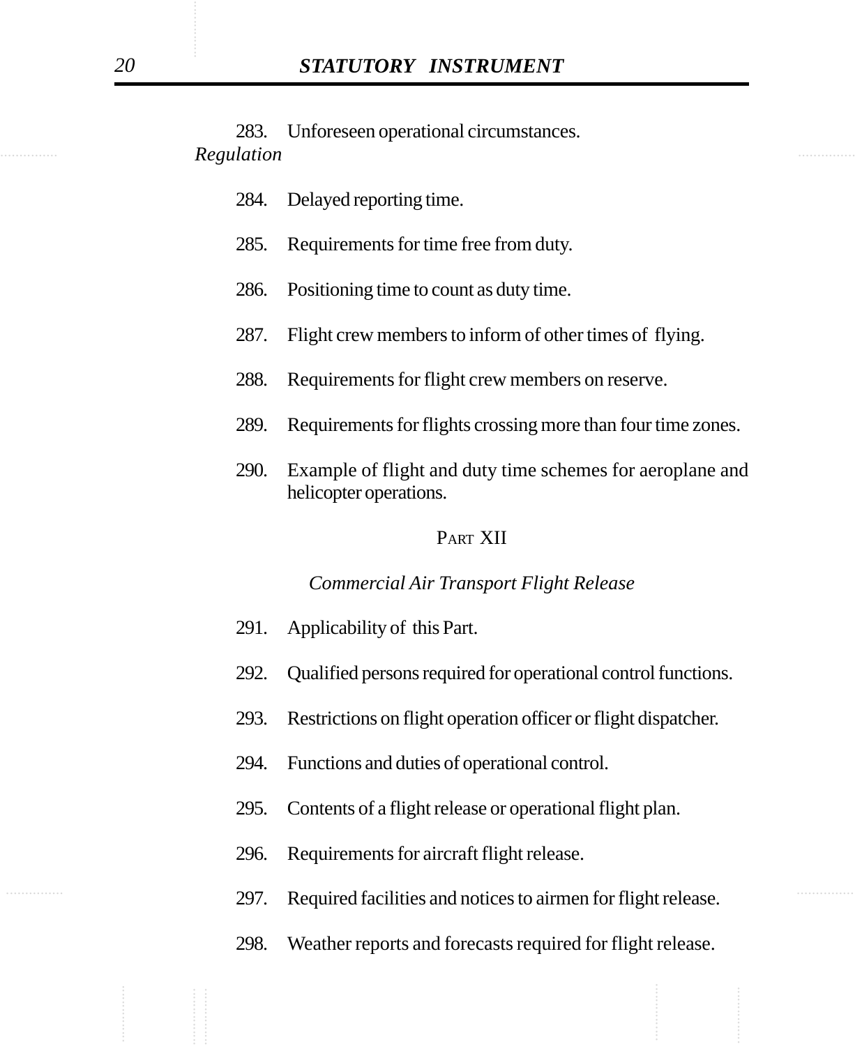283. Unforeseen operational circumstances.

*Regulation*

284. Delayed reporting time.

285. Requirements for time free from duty.

286. Positioning time to count as duty time.

287. Flight crew members to inform of other times of flying.

288. Requirements for flight crew members on reserve.

289. Requirements for flights crossing more than four time zones.

290. Example of flight and duty time schemes for aeroplane and helicopter operations.

## PART XII

### *Commercial Air Transport Flight Release*

291. Applicability of this Part.

292. Qualified persons required for operational control functions.

293. Restrictions on flight operation officer or flight dispatcher.

294. Functions and duties of operational control.

295. Contents of a flight release or operational flight plan.

296. Requirements for aircraft flight release.

297. Required facilities and notices to airmen for flight release.

298. Weather reports and forecasts required for flight release.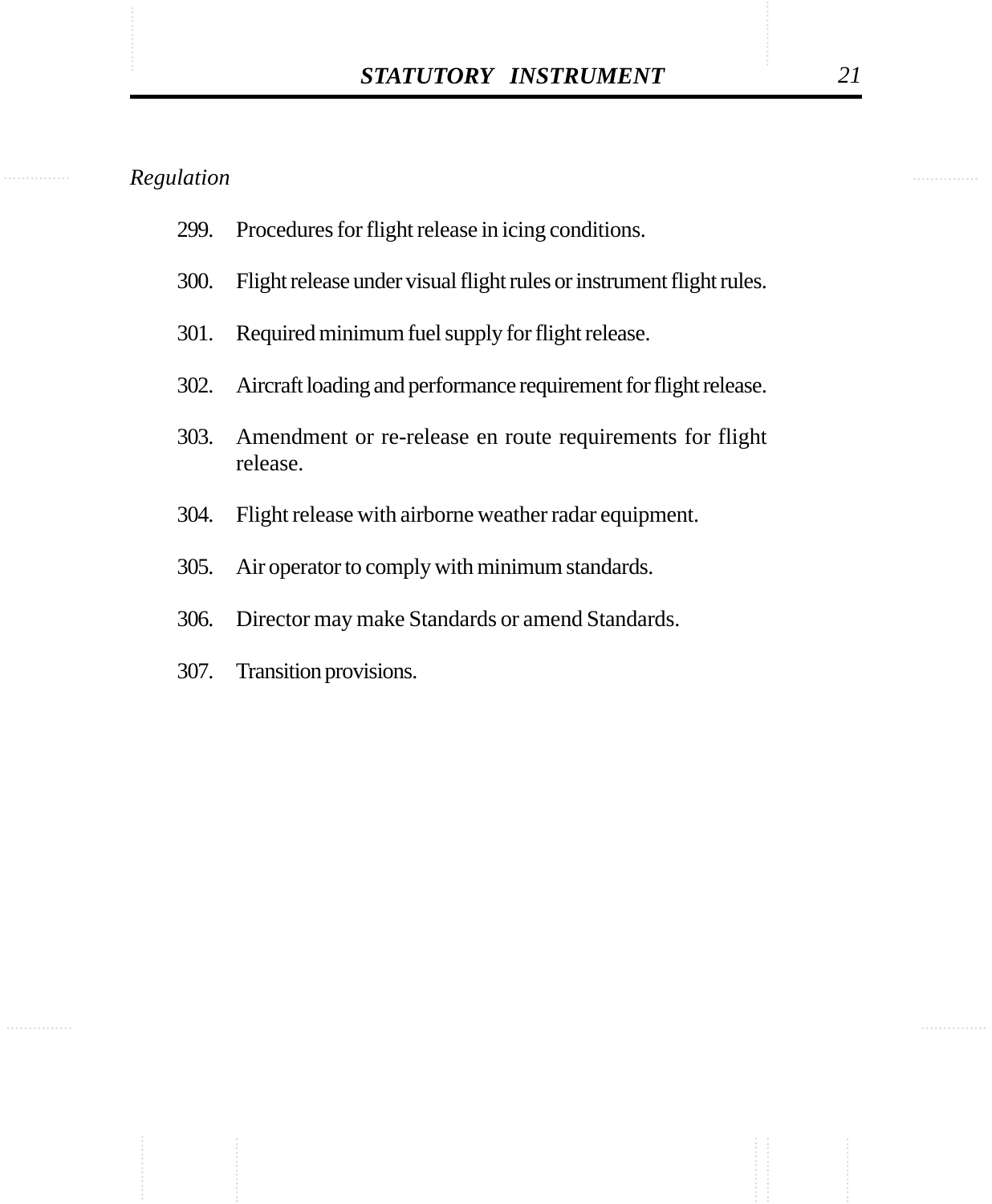*Regulation*

299. Procedures for flight release in icing conditions.

300. Flight release under visual flight rules or instrument flight rules.

301. Required minimum fuel supply for flight release.

302. Aircraft loading and performance requirement for flight release.

303. Amendment or re-release en route requirements for flight release.

304. Flight release with airborne weather radar equipment.

305. Air operator to comply with minimum standards.

306. Director may make Standards or amend Standards.

307. Transition provisions.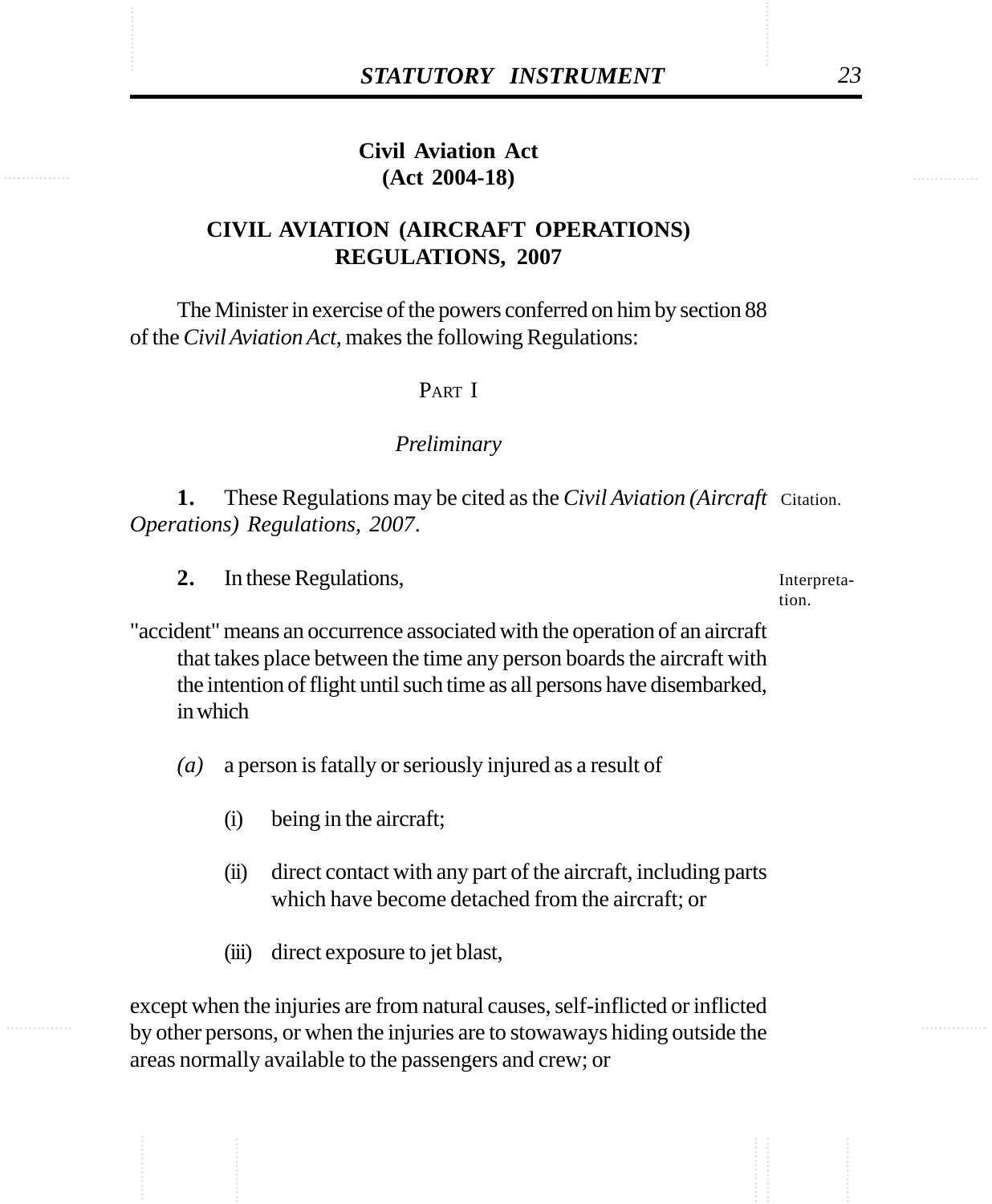**Civil Aviation Act**
**(Act 2004-18)**

# CIVIL AVIATION (AIRCRAFT OPERATIONS) REGULATIONS, 2007

The Minister in exercise of the powers conferred on him by section 88 of the *Civil Aviation Act*, makes the following Regulations:

## PART I

### *Preliminary*

Citation.

**1.** These Regulations may be cited as the *Civil Aviation (Aircraft Operations) Regulations, 2007*.

Interpretation.

**2.** In these Regulations,

"accident" means an occurrence associated with the operation of an aircraft that takes place between the time any person boards the aircraft with the intention of flight until such time as all persons have disembarked, in which

*(a)* a person is fatally or seriously injured as a result of

(i) being in the aircraft;

(ii) direct contact with any part of the aircraft, including parts which have become detached from the aircraft; or

(iii) direct exposure to jet blast,

except when the injuries are from natural causes, self-inflicted or inflicted by other persons, or when the injuries are to stowaways hiding outside the areas normally available to the passengers and crew; or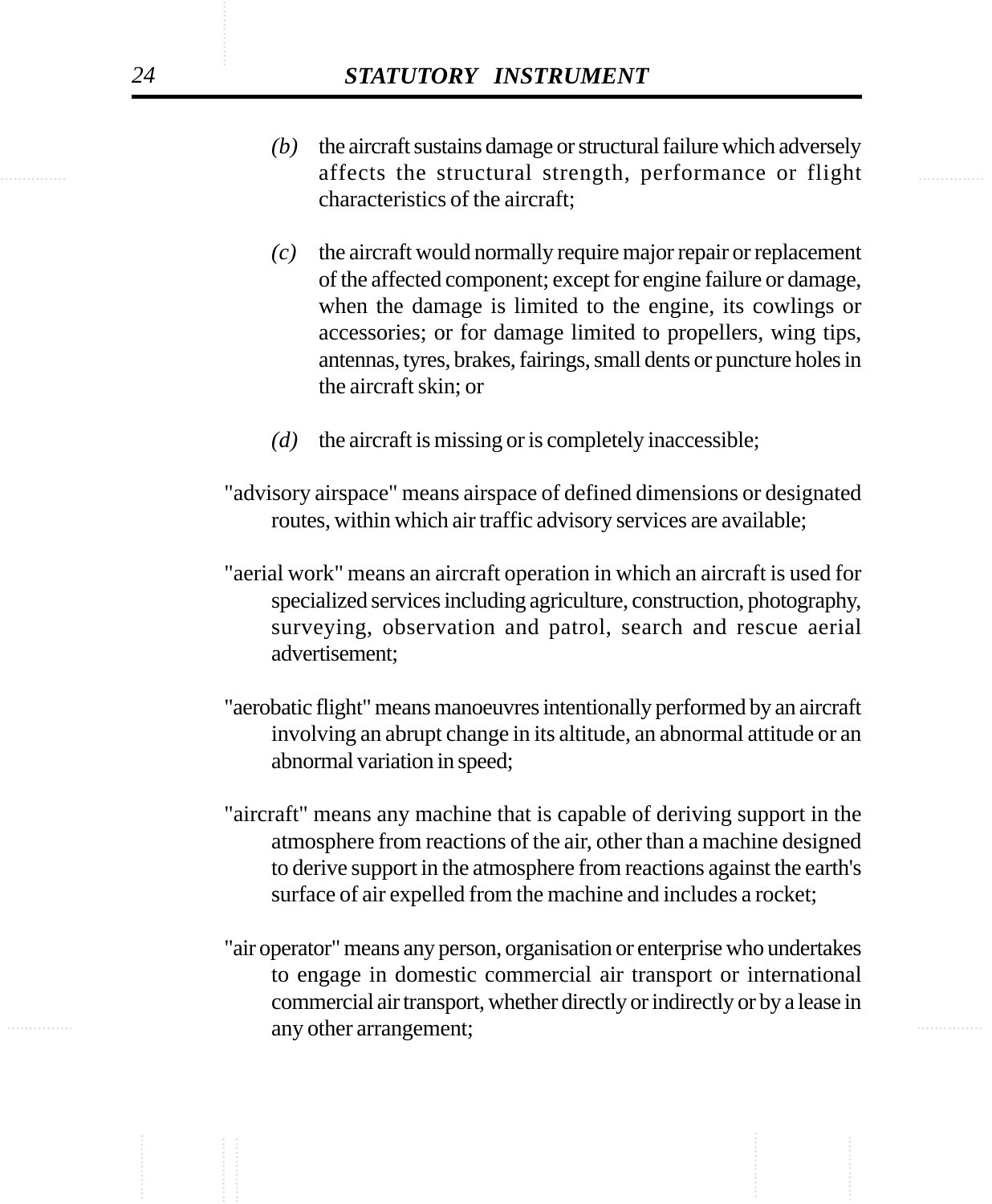*(b)* the aircraft sustains damage or structural failure which adversely affects the structural strength, performance or flight characteristics of the aircraft;

*(c)* the aircraft would normally require major repair or replacement of the affected component; except for engine failure or damage, when the damage is limited to the engine, its cowlings or accessories; or for damage limited to propellers, wing tips, antennas, tyres, brakes, fairings, small dents or puncture holes in the aircraft skin; or

*(d)* the aircraft is missing or is completely inaccessible;

"advisory airspace" means airspace of defined dimensions or designated routes, within which air traffic advisory services are available;

"aerial work" means an aircraft operation in which an aircraft is used for specialized services including agriculture, construction, photography, surveying, observation and patrol, search and rescue aerial advertisement;

"aerobatic flight" means manoeuvres intentionally performed by an aircraft involving an abrupt change in its altitude, an abnormal attitude or an abnormal variation in speed;

"aircraft" means any machine that is capable of deriving support in the atmosphere from reactions of the air, other than a machine designed to derive support in the atmosphere from reactions against the earth's surface of air expelled from the machine and includes a rocket;

"air operator" means any person, organisation or enterprise who undertakes to engage in domestic commercial air transport or international commercial air transport, whether directly or indirectly or by a lease in any other arrangement;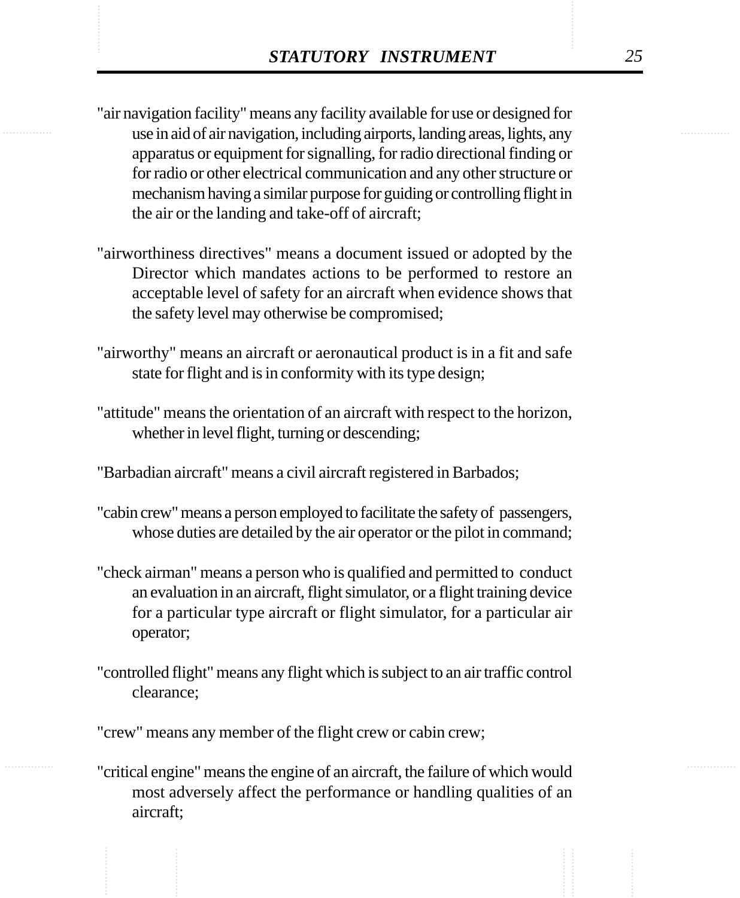"air navigation facility" means any facility available for use or designed for use in aid of air navigation, including airports, landing areas, lights, any apparatus or equipment for signalling, for radio directional finding or for radio or other electrical communication and any other structure or mechanism having a similar purpose for guiding or controlling flight in the air or the landing and take-off of aircraft;

"airworthiness directives" means a document issued or adopted by the Director which mandates actions to be performed to restore an acceptable level of safety for an aircraft when evidence shows that the safety level may otherwise be compromised;

"airworthy" means an aircraft or aeronautical product is in a fit and safe state for flight and is in conformity with its type design;

"attitude" means the orientation of an aircraft with respect to the horizon, whether in level flight, turning or descending;

"Barbadian aircraft" means a civil aircraft registered in Barbados;

"cabin crew" means a person employed to facilitate the safety of passengers, whose duties are detailed by the air operator or the pilot in command;

"check airman" means a person who is qualified and permitted to conduct an evaluation in an aircraft, flight simulator, or a flight training device for a particular type aircraft or flight simulator, for a particular air operator;

"controlled flight" means any flight which is subject to an air traffic control clearance;

"crew" means any member of the flight crew or cabin crew;

"critical engine" means the engine of an aircraft, the failure of which would most adversely affect the performance or handling qualities of an aircraft;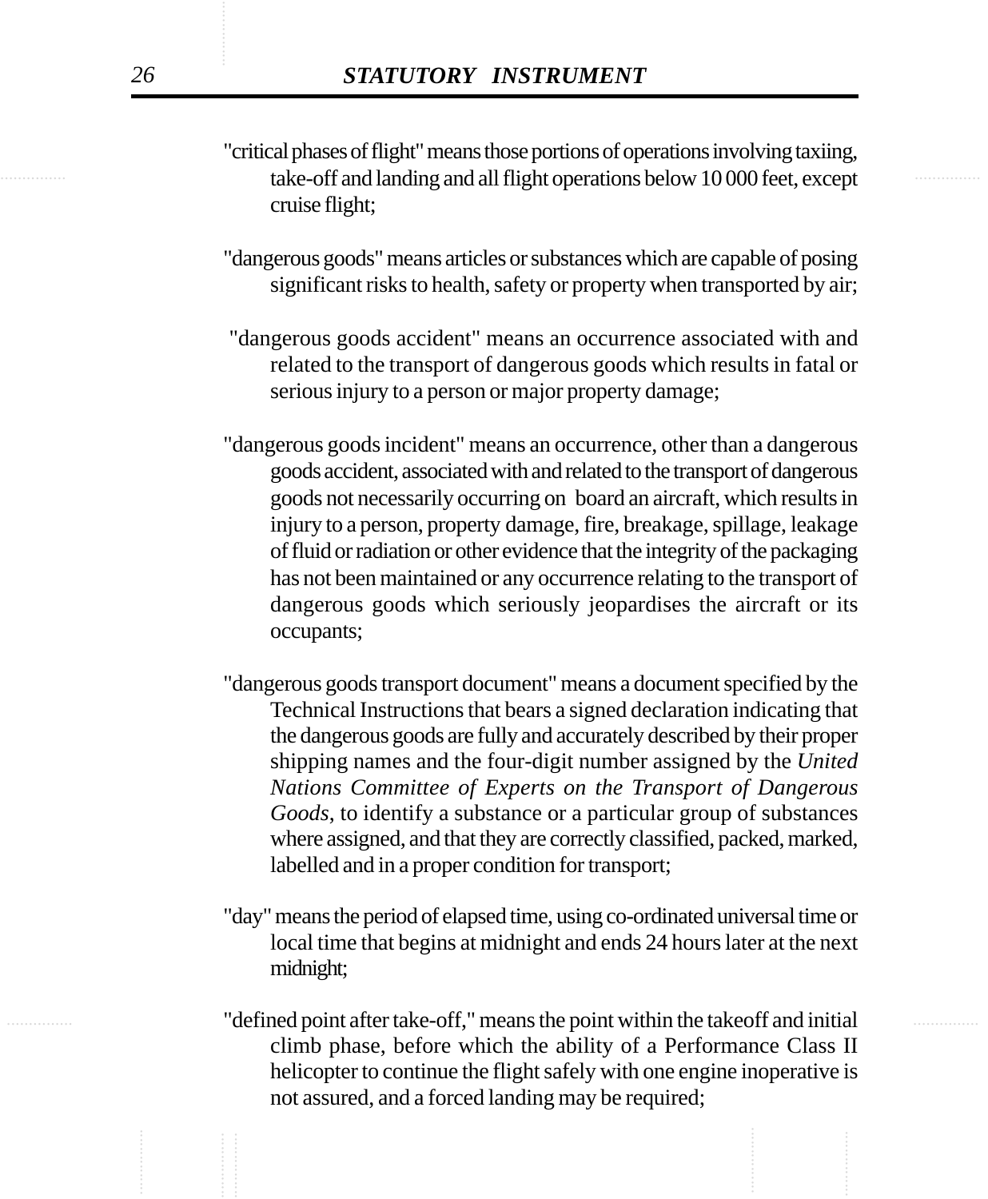"critical phases of flight" means those portions of operations involving taxiing, take-off and landing and all flight operations below 10 000 feet, except cruise flight;

"dangerous goods" means articles or substances which are capable of posing significant risks to health, safety or property when transported by air;

"dangerous goods accident" means an occurrence associated with and related to the transport of dangerous goods which results in fatal or serious injury to a person or major property damage;

"dangerous goods incident" means an occurrence, other than a dangerous goods accident, associated with and related to the transport of dangerous goods not necessarily occurring on board an aircraft, which results in injury to a person, property damage, fire, breakage, spillage, leakage of fluid or radiation or other evidence that the integrity of the packaging has not been maintained or any occurrence relating to the transport of dangerous goods which seriously jeopardises the aircraft or its occupants;

"dangerous goods transport document" means a document specified by the Technical Instructions that bears a signed declaration indicating that the dangerous goods are fully and accurately described by their proper shipping names and the four-digit number assigned by the *United Nations Committee of Experts on the Transport of Dangerous Goods*, to identify a substance or a particular group of substances where assigned, and that they are correctly classified, packed, marked, labelled and in a proper condition for transport;

"day" means the period of elapsed time, using co-ordinated universal time or local time that begins at midnight and ends 24 hours later at the next midnight;

"defined point after take-off," means the point within the takeoff and initial climb phase, before which the ability of a Performance Class II helicopter to continue the flight safely with one engine inoperative is not assured, and a forced landing may be required;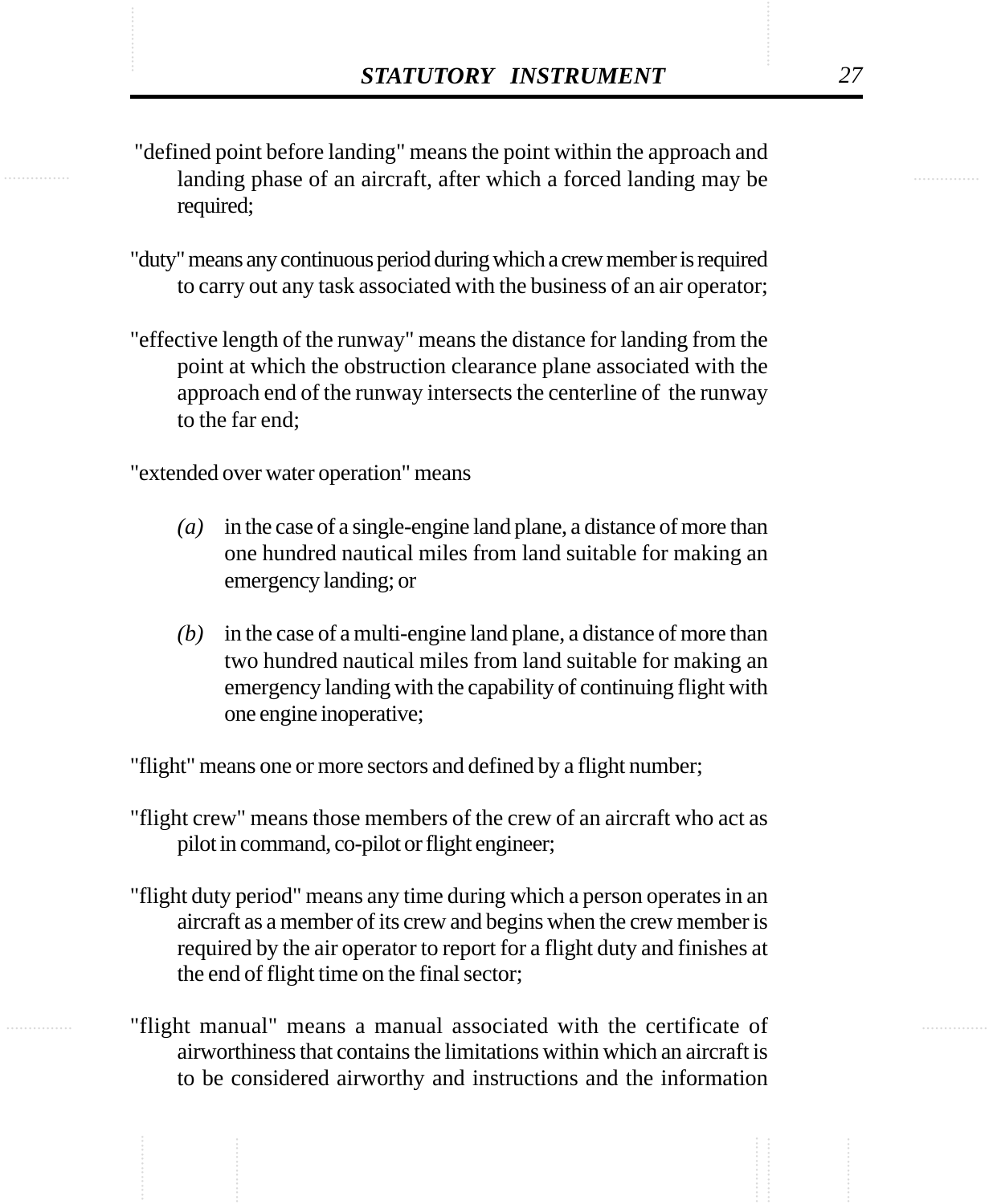"defined point before landing" means the point within the approach and landing phase of an aircraft, after which a forced landing may be required;

"duty" means any continuous period during which a crew member is required to carry out any task associated with the business of an air operator;

"effective length of the runway" means the distance for landing from the point at which the obstruction clearance plane associated with the approach end of the runway intersects the centerline of the runway to the far end;

"extended over water operation" means

*(a)* in the case of a single-engine land plane, a distance of more than one hundred nautical miles from land suitable for making an emergency landing; or

*(b)* in the case of a multi-engine land plane, a distance of more than two hundred nautical miles from land suitable for making an emergency landing with the capability of continuing flight with one engine inoperative;

"flight" means one or more sectors and defined by a flight number;

"flight crew" means those members of the crew of an aircraft who act as pilot in command, co-pilot or flight engineer;

"flight duty period" means any time during which a person operates in an aircraft as a member of its crew and begins when the crew member is required by the air operator to report for a flight duty and finishes at the end of flight time on the final sector;

"flight manual" means a manual associated with the certificate of airworthiness that contains the limitations within which an aircraft is to be considered airworthy and instructions and the information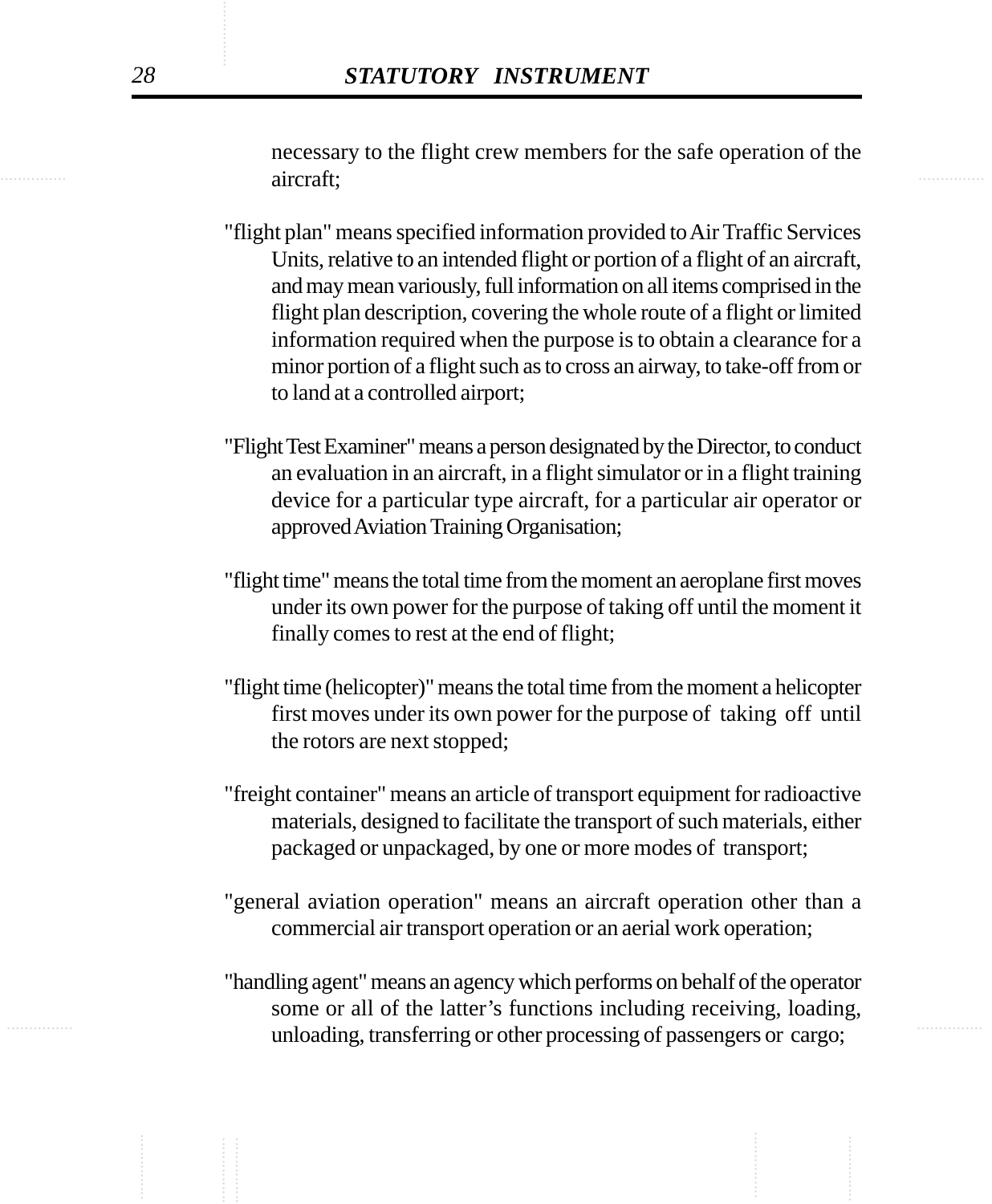necessary to the flight crew members for the safe operation of the aircraft;

"flight plan" means specified information provided to Air Traffic Services Units, relative to an intended flight or portion of a flight of an aircraft, and may mean variously, full information on all items comprised in the flight plan description, covering the whole route of a flight or limited information required when the purpose is to obtain a clearance for a minor portion of a flight such as to cross an airway, to take-off from or to land at a controlled airport;

"Flight Test Examiner" means a person designated by the Director, to conduct an evaluation in an aircraft, in a flight simulator or in a flight training device for a particular type aircraft, for a particular air operator or approved Aviation Training Organisation;

"flight time" means the total time from the moment an aeroplane first moves under its own power for the purpose of taking off until the moment it finally comes to rest at the end of flight;

"flight time (helicopter)" means the total time from the moment a helicopter first moves under its own power for the purpose of taking off until the rotors are next stopped;

"freight container" means an article of transport equipment for radioactive materials, designed to facilitate the transport of such materials, either packaged or unpackaged, by one or more modes of transport;

"general aviation operation" means an aircraft operation other than a commercial air transport operation or an aerial work operation;

"handling agent" means an agency which performs on behalf of the operator some or all of the latter's functions including receiving, loading, unloading, transferring or other processing of passengers or cargo;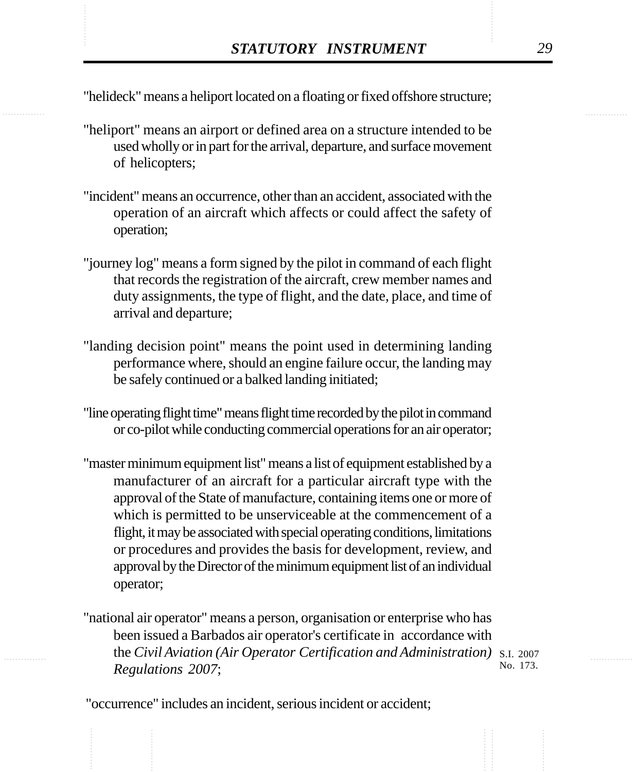"helideck" means a heliport located on a floating or fixed offshore structure;

"heliport" means an airport or defined area on a structure intended to be used wholly or in part for the arrival, departure, and surface movement of helicopters;

"incident" means an occurrence, other than an accident, associated with the operation of an aircraft which affects or could affect the safety of operation;

"journey log" means a form signed by the pilot in command of each flight that records the registration of the aircraft, crew member names and duty assignments, the type of flight, and the date, place, and time of arrival and departure;

"landing decision point" means the point used in determining landing performance where, should an engine failure occur, the landing may be safely continued or a balked landing initiated;

"line operating flight time" means flight time recorded by the pilot in command or co-pilot while conducting commercial operations for an air operator;

"master minimum equipment list" means a list of equipment established by a manufacturer of an aircraft for a particular aircraft type with the approval of the State of manufacture, containing items one or more of which is permitted to be unserviceable at the commencement of a flight, it may be associated with special operating conditions, limitations or procedures and provides the basis for development, review, and approval by the Director of the minimum equipment list of an individual operator;

"national air operator" means a person, organisation or enterprise who has been issued a Barbados air operator's certificate in accordance with the *Civil Aviation (Air Operator Certification and Administration) Regulations 2007*; S.I. 2007 No. 173.

"occurrence" includes an incident, serious incident or accident;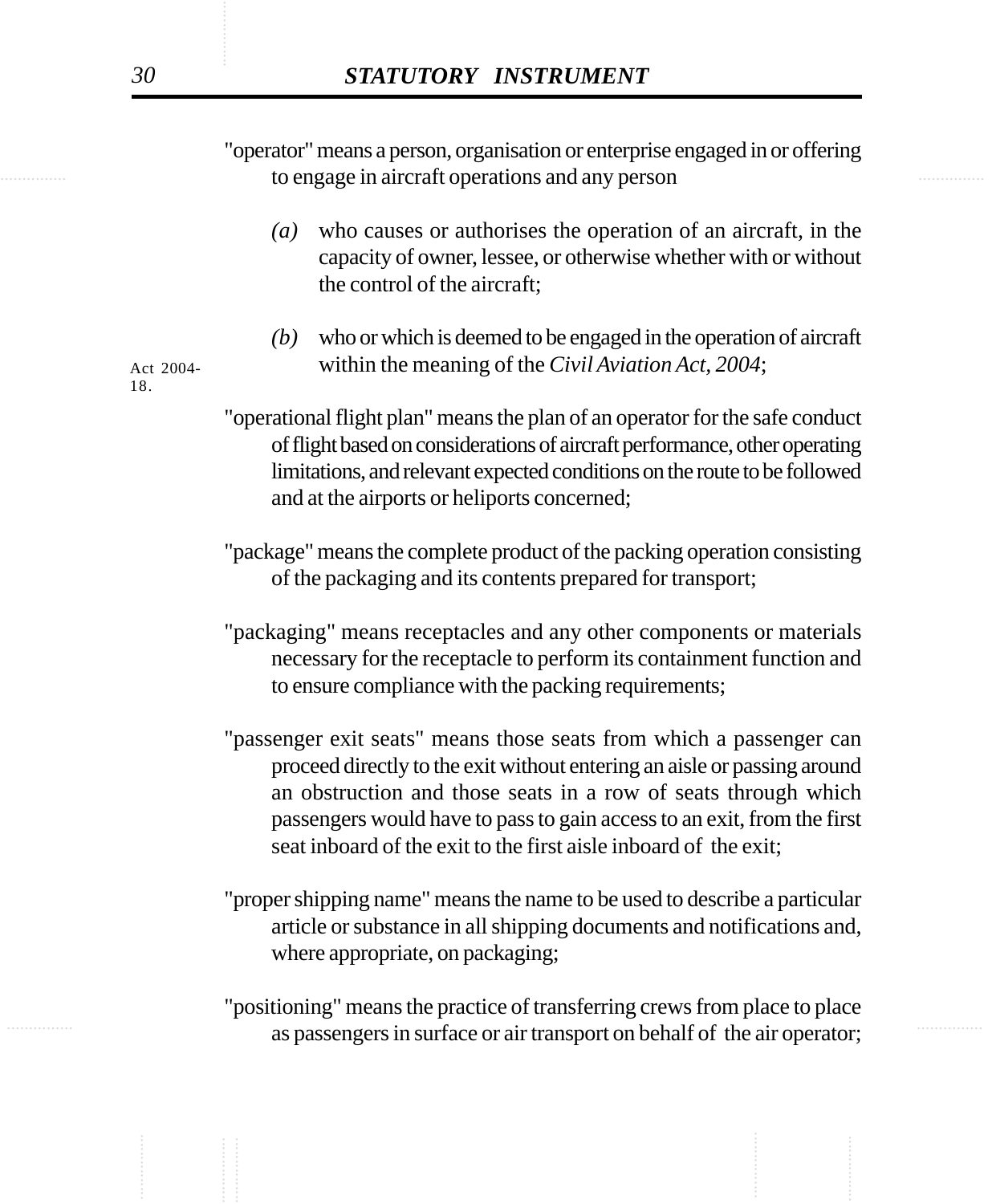"operator" means a person, organisation or enterprise engaged in or offering to engage in aircraft operations and any person

*(a)* who causes or authorises the operation of an aircraft, in the capacity of owner, lessee, or otherwise whether with or without the control of the aircraft;

*(b)* who or which is deemed to be engaged in the operation of aircraft within the meaning of the *Civil Aviation Act, 2004*;

Act 2004-18.

"operational flight plan" means the plan of an operator for the safe conduct of flight based on considerations of aircraft performance, other operating limitations, and relevant expected conditions on the route to be followed and at the airports or heliports concerned;

"package" means the complete product of the packing operation consisting of the packaging and its contents prepared for transport;

"packaging" means receptacles and any other components or materials necessary for the receptacle to perform its containment function and to ensure compliance with the packing requirements;

"passenger exit seats" means those seats from which a passenger can proceed directly to the exit without entering an aisle or passing around an obstruction and those seats in a row of seats through which passengers would have to pass to gain access to an exit, from the first seat inboard of the exit to the first aisle inboard of the exit;

"proper shipping name" means the name to be used to describe a particular article or substance in all shipping documents and notifications and, where appropriate, on packaging;

"positioning" means the practice of transferring crews from place to place as passengers in surface or air transport on behalf of the air operator;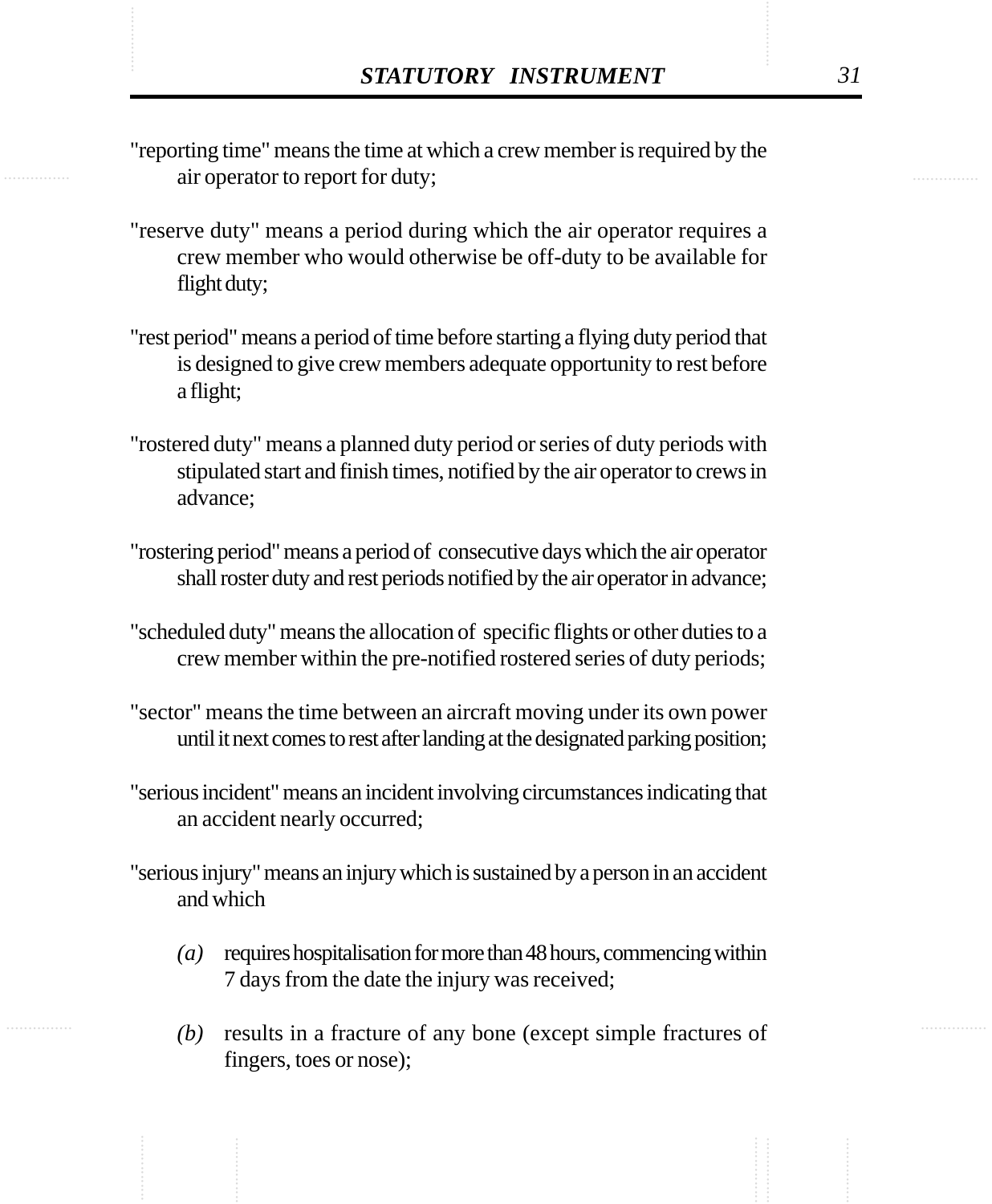"reporting time" means the time at which a crew member is required by the air operator to report for duty;

"reserve duty" means a period during which the air operator requires a crew member who would otherwise be off-duty to be available for flight duty;

"rest period" means a period of time before starting a flying duty period that is designed to give crew members adequate opportunity to rest before a flight;

"rostered duty" means a planned duty period or series of duty periods with stipulated start and finish times, notified by the air operator to crews in advance;

"rostering period" means a period of consecutive days which the air operator shall roster duty and rest periods notified by the air operator in advance;

"scheduled duty" means the allocation of specific flights or other duties to a crew member within the pre-notified rostered series of duty periods;

"sector" means the time between an aircraft moving under its own power until it next comes to rest after landing at the designated parking position;

"serious incident" means an incident involving circumstances indicating that an accident nearly occurred;

"serious injury" means an injury which is sustained by a person in an accident and which

*(a)* requires hospitalisation for more than 48 hours, commencing within 7 days from the date the injury was received;

*(b)* results in a fracture of any bone (except simple fractures of fingers, toes or nose);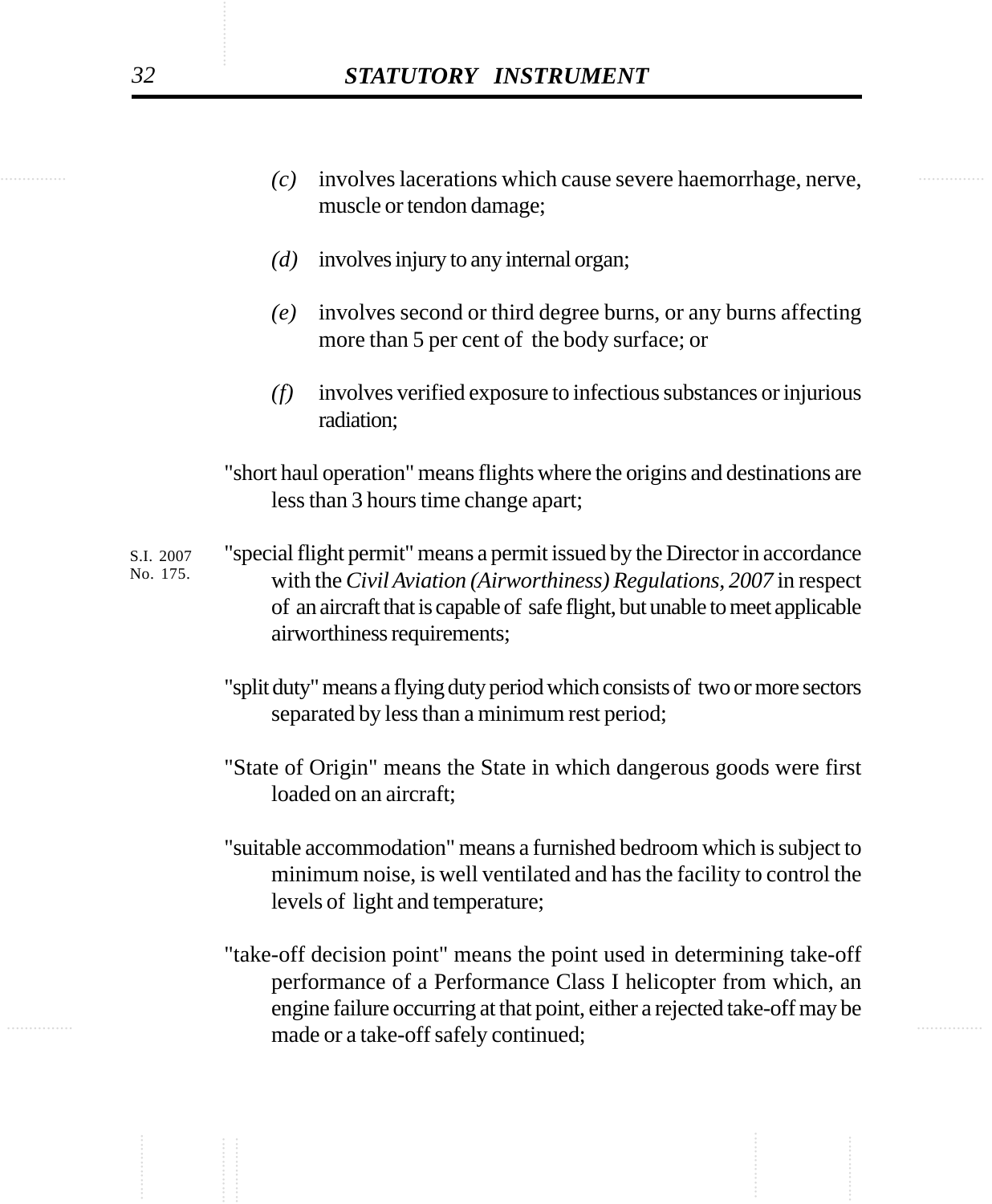*(c)* involves lacerations which cause severe haemorrhage, nerve, muscle or tendon damage;

*(d)* involves injury to any internal organ;

*(e)* involves second or third degree burns, or any burns affecting more than 5 per cent of the body surface; or

*(f)* involves verified exposure to infectious substances or injurious radiation;

"short haul operation" means flights where the origins and destinations are less than 3 hours time change apart;

S.I. 2007 No. 175.

"special flight permit" means a permit issued by the Director in accordance with the *Civil Aviation (Airworthiness) Regulations, 2007* in respect of an aircraft that is capable of safe flight, but unable to meet applicable airworthiness requirements;

"split duty" means a flying duty period which consists of two or more sectors separated by less than a minimum rest period;

"State of Origin" means the State in which dangerous goods were first loaded on an aircraft;

"suitable accommodation" means a furnished bedroom which is subject to minimum noise, is well ventilated and has the facility to control the levels of light and temperature;

"take-off decision point" means the point used in determining take-off performance of a Performance Class I helicopter from which, an engine failure occurring at that point, either a rejected take-off may be made or a take-off safely continued;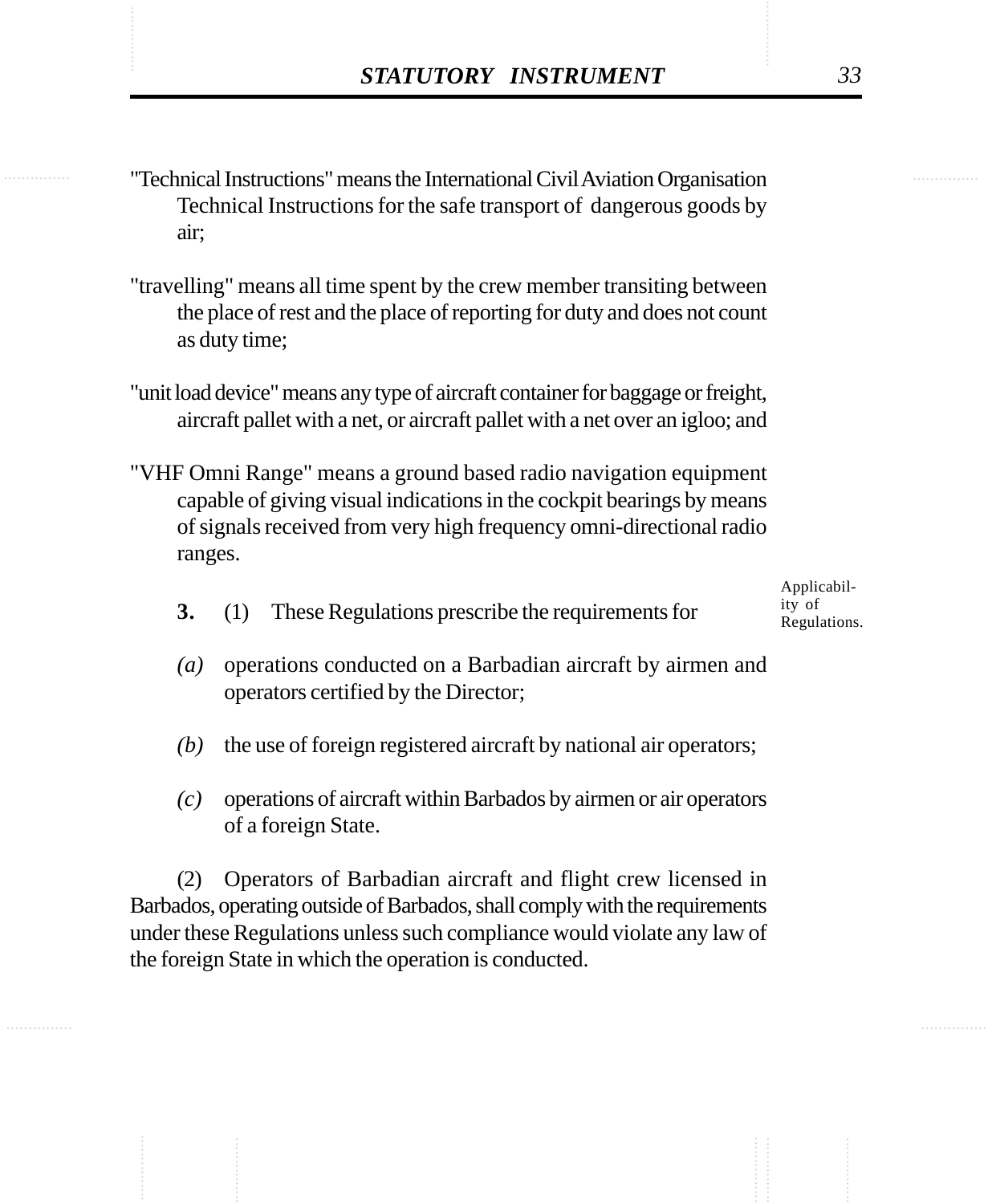"Technical Instructions" means the International Civil Aviation Organisation Technical Instructions for the safe transport of dangerous goods by air;

"travelling" means all time spent by the crew member transiting between the place of rest and the place of reporting for duty and does not count as duty time;

"unit load device" means any type of aircraft container for baggage or freight, aircraft pallet with a net, or aircraft pallet with a net over an igloo; and

"VHF Omni Range" means a ground based radio navigation equipment capable of giving visual indications in the cockpit bearings by means of signals received from very high frequency omni-directional radio ranges.

Applicability of Regulations.

**3.** (1) These Regulations prescribe the requirements for

*(a)* operations conducted on a Barbadian aircraft by airmen and operators certified by the Director;

*(b)* the use of foreign registered aircraft by national air operators;

*(c)* operations of aircraft within Barbados by airmen or air operators of a foreign State.

(2) Operators of Barbadian aircraft and flight crew licensed in Barbados, operating outside of Barbados, shall comply with the requirements under these Regulations unless such compliance would violate any law of the foreign State in which the operation is conducted.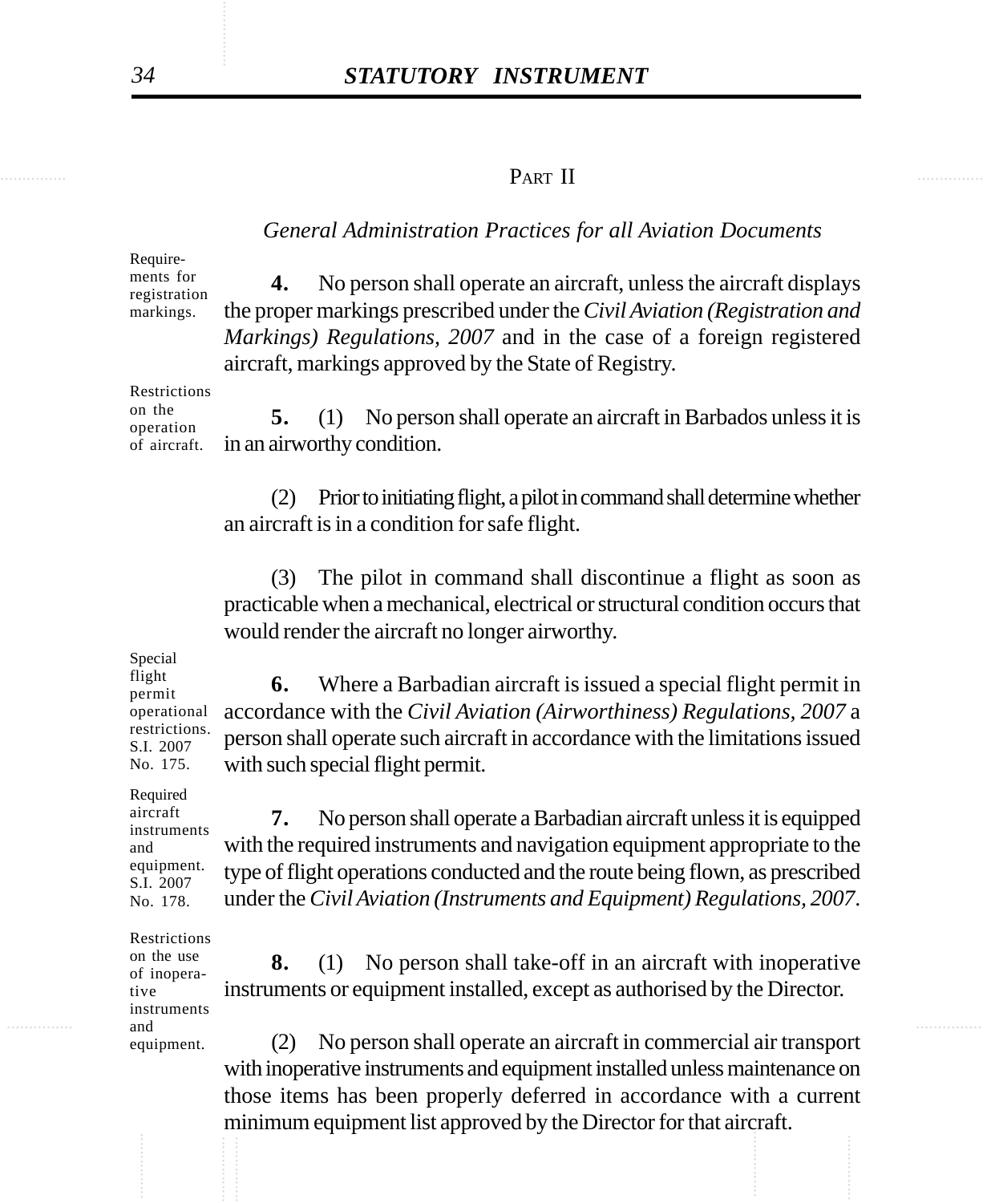## PART II

### *General Administration Practices for all Aviation Documents*

Requirements for registration markings.

**4.** No person shall operate an aircraft, unless the aircraft displays the proper markings prescribed under the *Civil Aviation (Registration and Markings) Regulations, 2007* and in the case of a foreign registered aircraft, markings approved by the State of Registry.

Restrictions on the operation of aircraft.

**5.** (1) No person shall operate an aircraft in Barbados unless it is in an airworthy condition.

(2) Prior to initiating flight, a pilot in command shall determine whether an aircraft is in a condition for safe flight.

(3) The pilot in command shall discontinue a flight as soon as practicable when a mechanical, electrical or structural condition occurs that would render the aircraft no longer airworthy.

Special flight permit operational restrictions. S.I. 2007 No. 175.

**6.** Where a Barbadian aircraft is issued a special flight permit in accordance with the *Civil Aviation (Airworthiness) Regulations, 2007* a person shall operate such aircraft in accordance with the limitations issued with such special flight permit.

Required aircraft instruments and equipment. S.I. 2007 No. 178.

**7.** No person shall operate a Barbadian aircraft unless it is equipped with the required instruments and navigation equipment appropriate to the type of flight operations conducted and the route being flown, as prescribed under the *Civil Aviation (Instruments and Equipment) Regulations, 2007*.

Restrictions on the use of inoperative instruments and equipment.

**8.** (1) No person shall take-off in an aircraft with inoperative instruments or equipment installed, except as authorised by the Director.

(2) No person shall operate an aircraft in commercial air transport with inoperative instruments and equipment installed unless maintenance on those items has been properly deferred in accordance with a current minimum equipment list approved by the Director for that aircraft.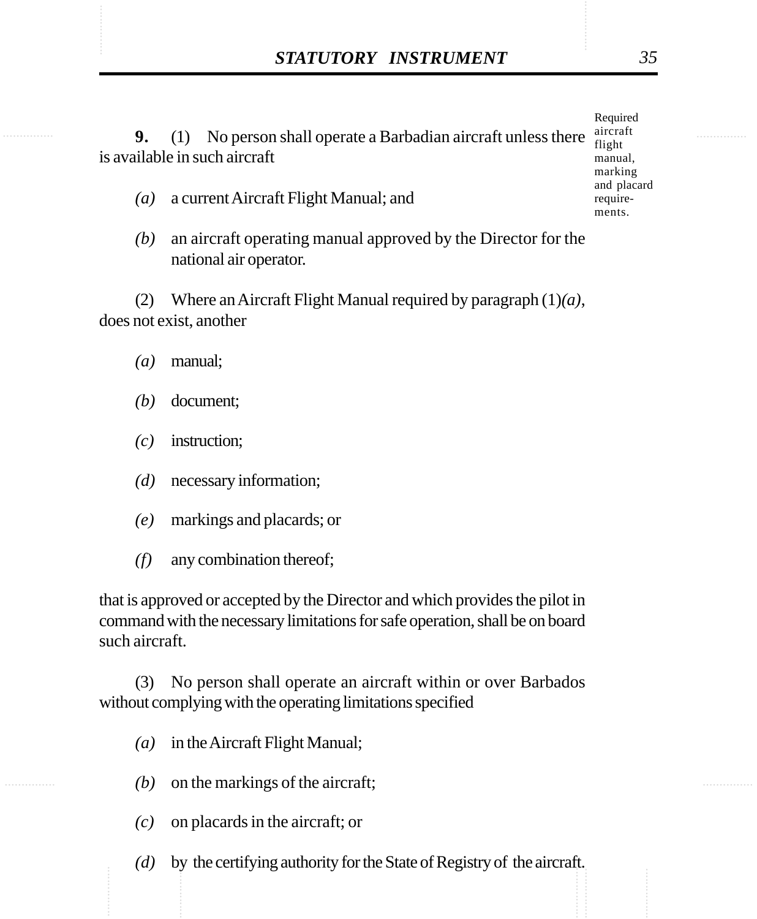**9.** (1) No person shall operate a Barbadian aircraft unless there is available in such aircraft

Required aircraft flight manual, marking and placard requirements.

*(a)* a current Aircraft Flight Manual; and

*(b)* an aircraft operating manual approved by the Director for the national air operator.

(2) Where an Aircraft Flight Manual required by paragraph (1)*(a)*, does not exist, another

*(a)* manual;

*(b)* document;

*(c)* instruction;

*(d)* necessary information;

*(e)* markings and placards; or

*(f)* any combination thereof;

that is approved or accepted by the Director and which provides the pilot in command with the necessary limitations for safe operation, shall be on board such aircraft.

(3) No person shall operate an aircraft within or over Barbados without complying with the operating limitations specified

*(a)* in the Aircraft Flight Manual;

*(b)* on the markings of the aircraft;

*(c)* on placards in the aircraft; or

*(d)* by the certifying authority for the State of Registry of the aircraft.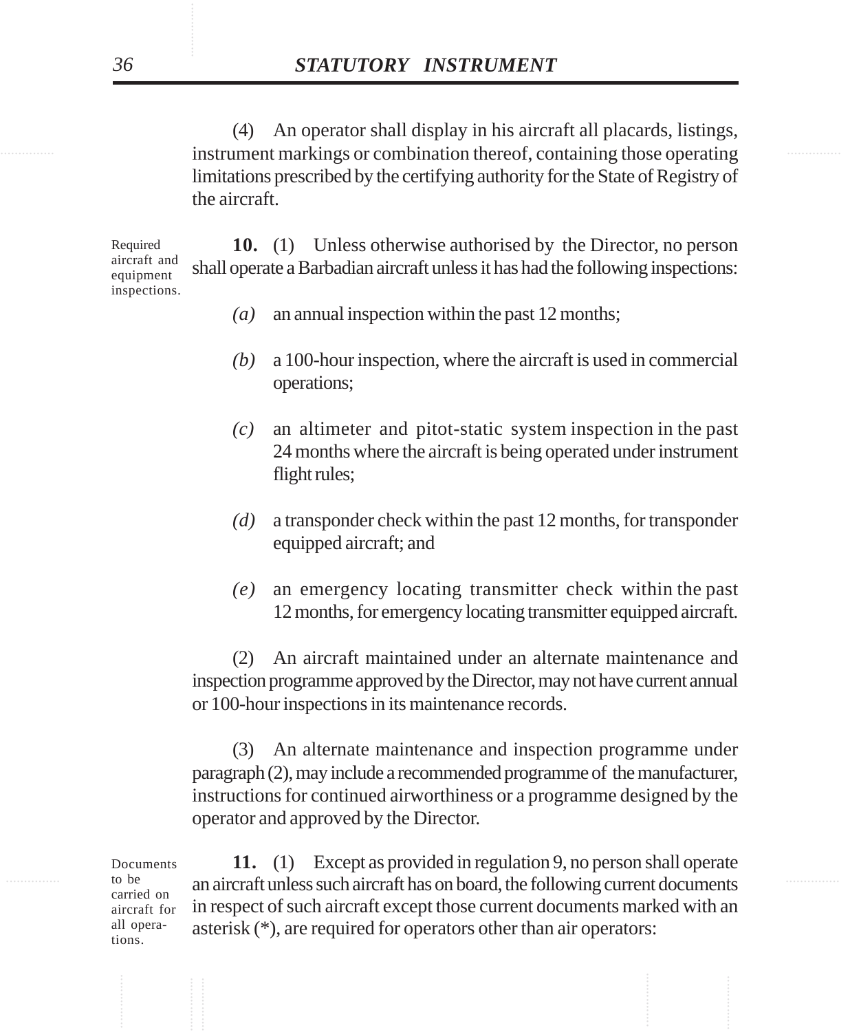(4) An operator shall display in his aircraft all placards, listings, instrument markings or combination thereof, containing those operating limitations prescribed by the certifying authority for the State of Registry of the aircraft.

Required aircraft and equipment inspections.

**10.** (1) Unless otherwise authorised by the Director, no person shall operate a Barbadian aircraft unless it has had the following inspections:

*(a)* an annual inspection within the past 12 months;

*(b)* a 100-hour inspection, where the aircraft is used in commercial operations;

*(c)* an altimeter and pitot-static system inspection in the past 24 months where the aircraft is being operated under instrument flight rules;

*(d)* a transponder check within the past 12 months, for transponder equipped aircraft; and

*(e)* an emergency locating transmitter check within the past 12 months, for emergency locating transmitter equipped aircraft.

(2) An aircraft maintained under an alternate maintenance and inspection programme approved by the Director, may not have current annual or 100-hour inspections in its maintenance records.

(3) An alternate maintenance and inspection programme under paragraph (2), may include a recommended programme of the manufacturer, instructions for continued airworthiness or a programme designed by the operator and approved by the Director.

Documents to be carried on aircraft for all operations.

**11.** (1) Except as provided in regulation 9, no person shall operate an aircraft unless such aircraft has on board, the following current documents in respect of such aircraft except those current documents marked with an asterisk (*), are required for operators other than air operators: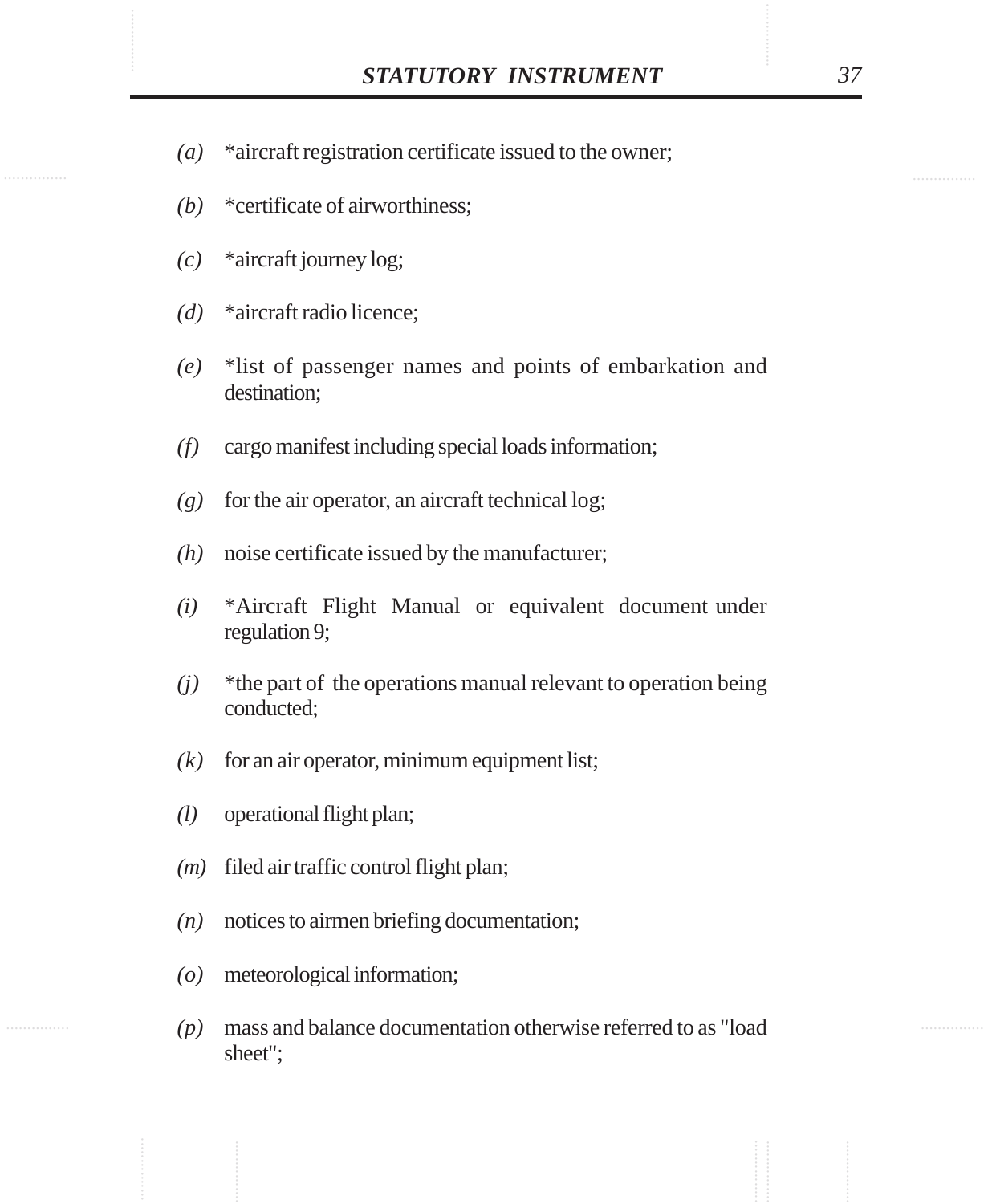*(a)* *aircraft registration certificate issued to the owner;

*(b)* *certificate of airworthiness;

*(c)* *aircraft journey log;

*(d)* *aircraft radio licence;

*(e)* *list of passenger names and points of embarkation and destination;

*(f)* cargo manifest including special loads information;

*(g)* for the air operator, an aircraft technical log;

*(h)* noise certificate issued by the manufacturer;

*(i)* *Aircraft Flight Manual or equivalent document under regulation 9;

*(j)* *the part of the operations manual relevant to operation being conducted;

*(k)* for an air operator, minimum equipment list;

*(l)* operational flight plan;

*(m)* filed air traffic control flight plan;

*(n)* notices to airmen briefing documentation;

*(o)* meteorological information;

*(p)* mass and balance documentation otherwise referred to as "load sheet";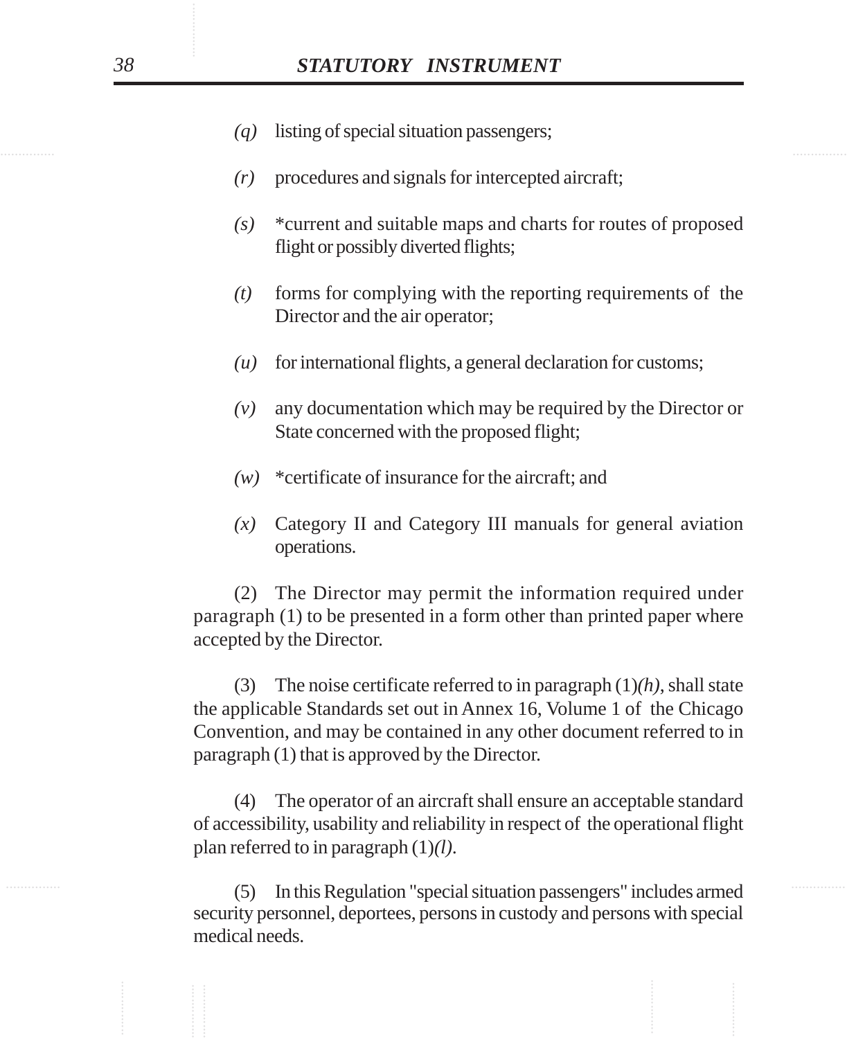*(q)* listing of special situation passengers;

*(r)* procedures and signals for intercepted aircraft;

*(s)* *current and suitable maps and charts for routes of proposed flight or possibly diverted flights;

*(t)* forms for complying with the reporting requirements of the Director and the air operator;

*(u)* for international flights, a general declaration for customs;

*(v)* any documentation which may be required by the Director or State concerned with the proposed flight;

*(w)* *certificate of insurance for the aircraft; and

*(x)* Category II and Category III manuals for general aviation operations.

(2) The Director may permit the information required under paragraph (1) to be presented in a form other than printed paper where accepted by the Director.

(3) The noise certificate referred to in paragraph (1)*(h)*, shall state the applicable Standards set out in Annex 16, Volume 1 of the Chicago Convention, and may be contained in any other document referred to in paragraph (1) that is approved by the Director.

(4) The operator of an aircraft shall ensure an acceptable standard of accessibility, usability and reliability in respect of the operational flight plan referred to in paragraph (1)*(l)*.

(5) In this Regulation "special situation passengers" includes armed security personnel, deportees, persons in custody and persons with special medical needs.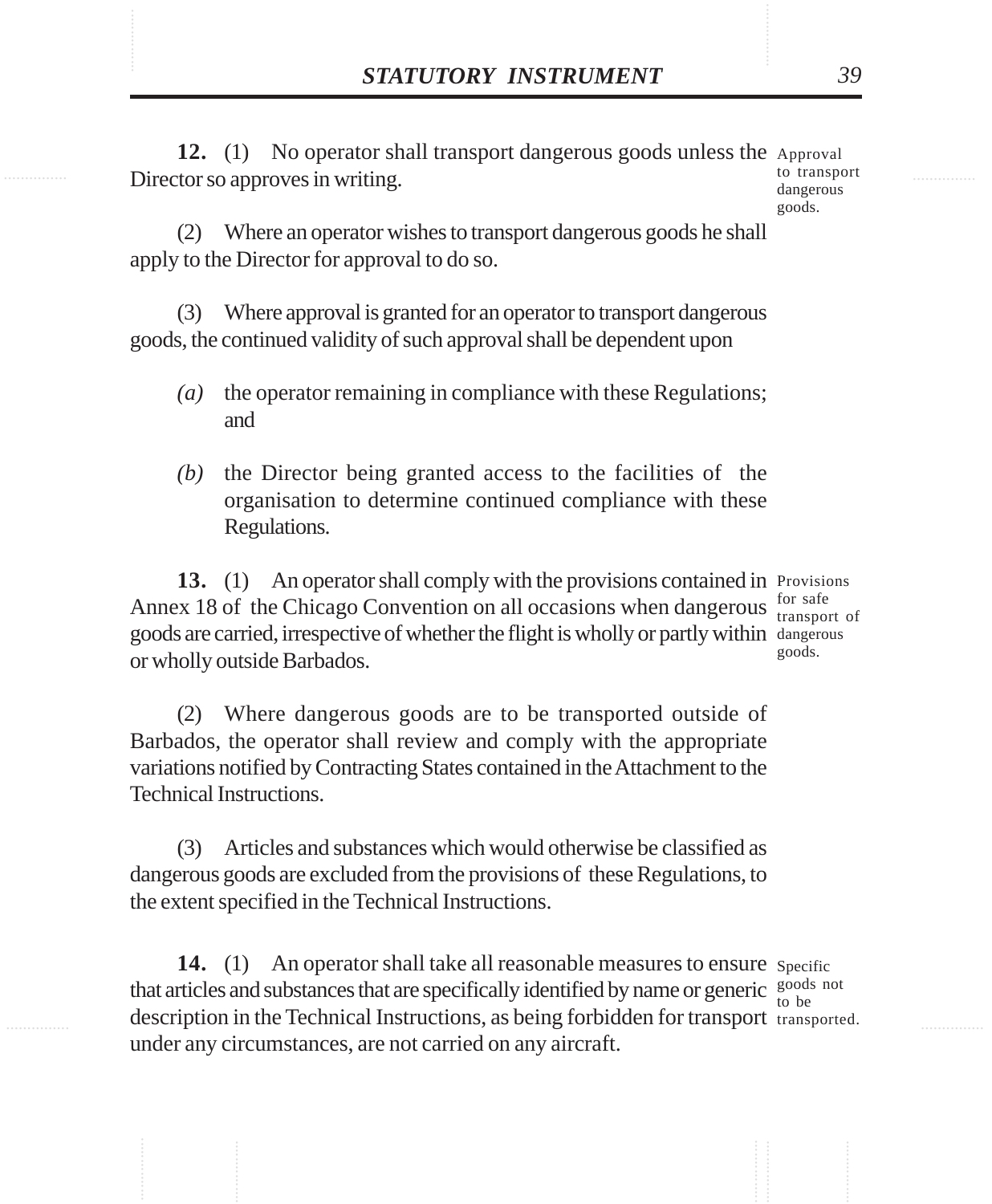**12.** (1) No operator shall transport dangerous goods unless the Director so approves in writing.

Approval to transport dangerous goods.

(2) Where an operator wishes to transport dangerous goods he shall apply to the Director for approval to do so.

(3) Where approval is granted for an operator to transport dangerous goods, the continued validity of such approval shall be dependent upon

*(a)* the operator remaining in compliance with these Regulations; and

*(b)* the Director being granted access to the facilities of the organisation to determine continued compliance with these Regulations.

**13.** (1) An operator shall comply with the provisions contained in Annex 18 of the Chicago Convention on all occasions when dangerous goods are carried, irrespective of whether the flight is wholly or partly within or wholly outside Barbados.

Provisions for safe transport of dangerous goods.

(2) Where dangerous goods are to be transported outside of Barbados, the operator shall review and comply with the appropriate variations notified by Contracting States contained in the Attachment to the Technical Instructions.

(3) Articles and substances which would otherwise be classified as dangerous goods are excluded from the provisions of these Regulations, to the extent specified in the Technical Instructions.

**14.** (1) An operator shall take all reasonable measures to ensure that articles and substances that are specifically identified by name or generic description in the Technical Instructions, as being forbidden for transport under any circumstances, are not carried on any aircraft.

Specific goods not to be transported.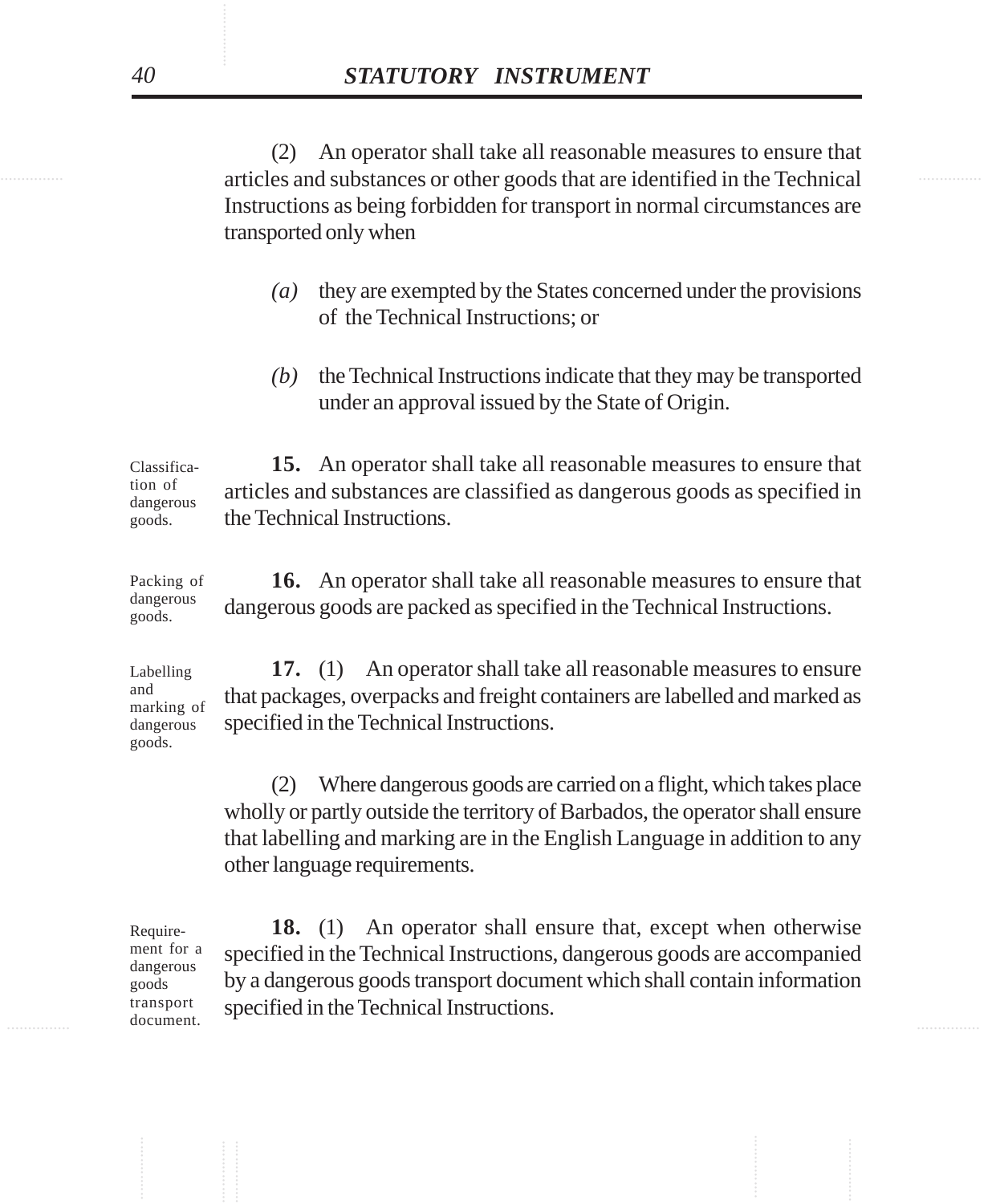(2) An operator shall take all reasonable measures to ensure that articles and substances or other goods that are identified in the Technical Instructions as being forbidden for transport in normal circumstances are transported only when

*(a)* they are exempted by the States concerned under the provisions of the Technical Instructions; or

*(b)* the Technical Instructions indicate that they may be transported under an approval issued by the State of Origin.

Classification of dangerous goods.

**15.** An operator shall take all reasonable measures to ensure that articles and substances are classified as dangerous goods as specified in the Technical Instructions.

Packing of dangerous goods.

**16.** An operator shall take all reasonable measures to ensure that dangerous goods are packed as specified in the Technical Instructions.

Labelling and marking of dangerous goods.

**17.** (1) An operator shall take all reasonable measures to ensure that packages, overpacks and freight containers are labelled and marked as specified in the Technical Instructions.

(2) Where dangerous goods are carried on a flight, which takes place wholly or partly outside the territory of Barbados, the operator shall ensure that labelling and marking are in the English Language in addition to any other language requirements.

Requirement for a dangerous goods transport document.

**18.** (1) An operator shall ensure that, except when otherwise specified in the Technical Instructions, dangerous goods are accompanied by a dangerous goods transport document which shall contain information specified in the Technical Instructions.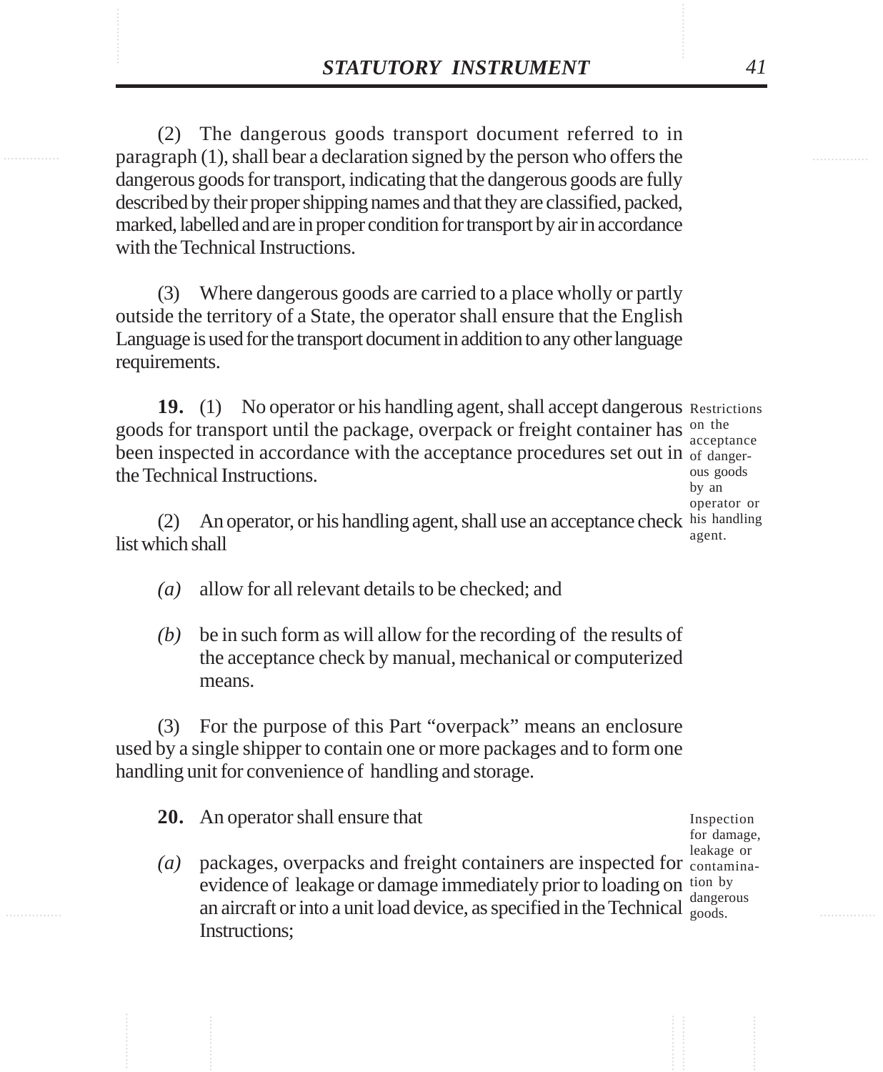(2) The dangerous goods transport document referred to in paragraph (1), shall bear a declaration signed by the person who offers the dangerous goods for transport, indicating that the dangerous goods are fully described by their proper shipping names and that they are classified, packed, marked, labelled and are in proper condition for transport by air in accordance with the Technical Instructions.

(3) Where dangerous goods are carried to a place wholly or partly outside the territory of a State, the operator shall ensure that the English Language is used for the transport document in addition to any other language requirements.

Restrictions on the acceptance of dangerous goods by an operator or his handling agent.

**19.** (1) No operator or his handling agent, shall accept dangerous goods for transport until the package, overpack or freight container has been inspected in accordance with the acceptance procedures set out in the Technical Instructions.

(2) An operator, or his handling agent, shall use an acceptance check list which shall

*(a)* allow for all relevant details to be checked; and

*(b)* be in such form as will allow for the recording of the results of the acceptance check by manual, mechanical or computerized means.

(3) For the purpose of this Part "overpack" means an enclosure used by a single shipper to contain one or more packages and to form one handling unit for convenience of handling and storage.

Inspection for damage, leakage or contamination by dangerous goods.

**20.** An operator shall ensure that

*(a)* packages, overpacks and freight containers are inspected for evidence of leakage or damage immediately prior to loading on an aircraft or into a unit load device, as specified in the Technical Instructions;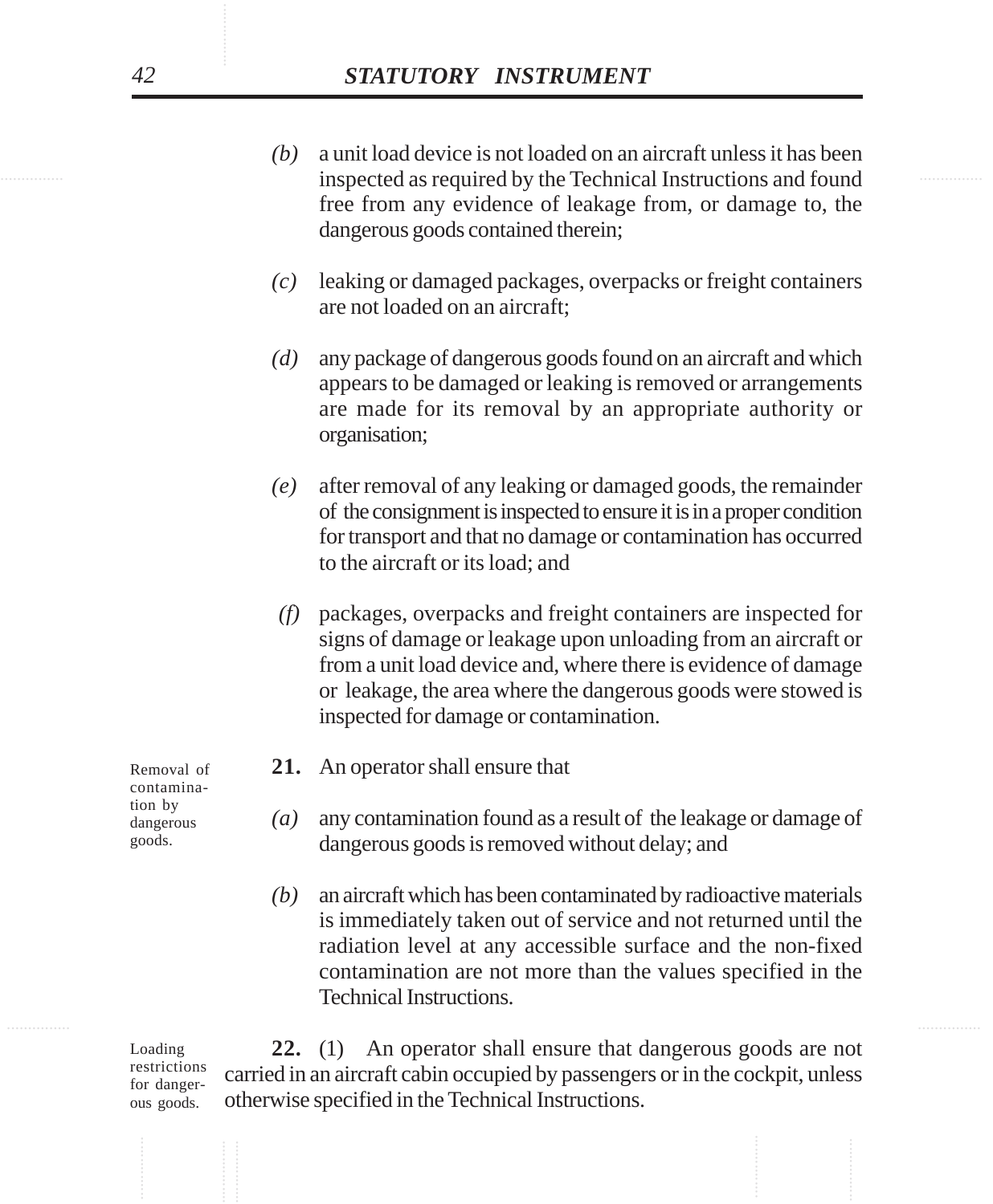*(b)* a unit load device is not loaded on an aircraft unless it has been inspected as required by the Technical Instructions and found free from any evidence of leakage from, or damage to, the dangerous goods contained therein;

*(c)* leaking or damaged packages, overpacks or freight containers are not loaded on an aircraft;

*(d)* any package of dangerous goods found on an aircraft and which appears to be damaged or leaking is removed or arrangements are made for its removal by an appropriate authority or organisation;

*(e)* after removal of any leaking or damaged goods, the remainder of the consignment is inspected to ensure it is in a proper condition for transport and that no damage or contamination has occurred to the aircraft or its load; and

*(f)* packages, overpacks and freight containers are inspected for signs of damage or leakage upon unloading from an aircraft or from a unit load device and, where there is evidence of damage or leakage, the area where the dangerous goods were stowed is inspected for damage or contamination.

Removal of contamination by dangerous goods.

**21.** An operator shall ensure that

*(a)* any contamination found as a result of the leakage or damage of dangerous goods is removed without delay; and

*(b)* an aircraft which has been contaminated by radioactive materials is immediately taken out of service and not returned until the radiation level at any accessible surface and the non-fixed contamination are not more than the values specified in the Technical Instructions.

Loading restrictions for dangerous goods.

**22.** (1) An operator shall ensure that dangerous goods are not carried in an aircraft cabin occupied by passengers or in the cockpit, unless otherwise specified in the Technical Instructions.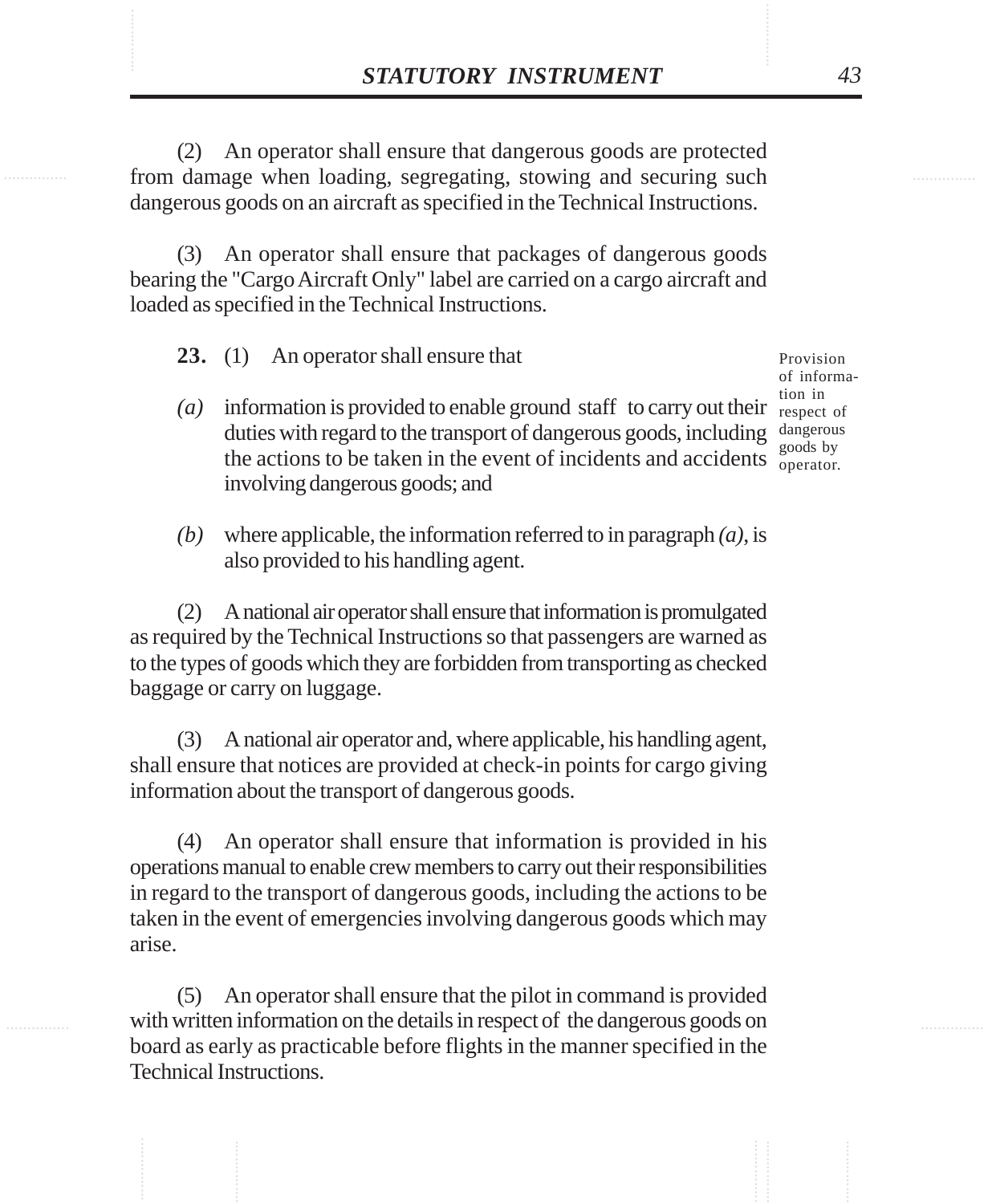(2) An operator shall ensure that dangerous goods are protected from damage when loading, segregating, stowing and securing such dangerous goods on an aircraft as specified in the Technical Instructions.

(3) An operator shall ensure that packages of dangerous goods bearing the "Cargo Aircraft Only" label are carried on a cargo aircraft and loaded as specified in the Technical Instructions.

Provision of information in respect of dangerous goods by operator.

**23.** (1) An operator shall ensure that

*(a)* information is provided to enable ground staff to carry out their duties with regard to the transport of dangerous goods, including the actions to be taken in the event of incidents and accidents involving dangerous goods; and

*(b)* where applicable, the information referred to in paragraph *(a)*, is also provided to his handling agent.

(2) A national air operator shall ensure that information is promulgated as required by the Technical Instructions so that passengers are warned as to the types of goods which they are forbidden from transporting as checked baggage or carry on luggage.

(3) A national air operator and, where applicable, his handling agent, shall ensure that notices are provided at check-in points for cargo giving information about the transport of dangerous goods.

(4) An operator shall ensure that information is provided in his operations manual to enable crew members to carry out their responsibilities in regard to the transport of dangerous goods, including the actions to be taken in the event of emergencies involving dangerous goods which may arise.

(5) An operator shall ensure that the pilot in command is provided with written information on the details in respect of the dangerous goods on board as early as practicable before flights in the manner specified in the Technical Instructions.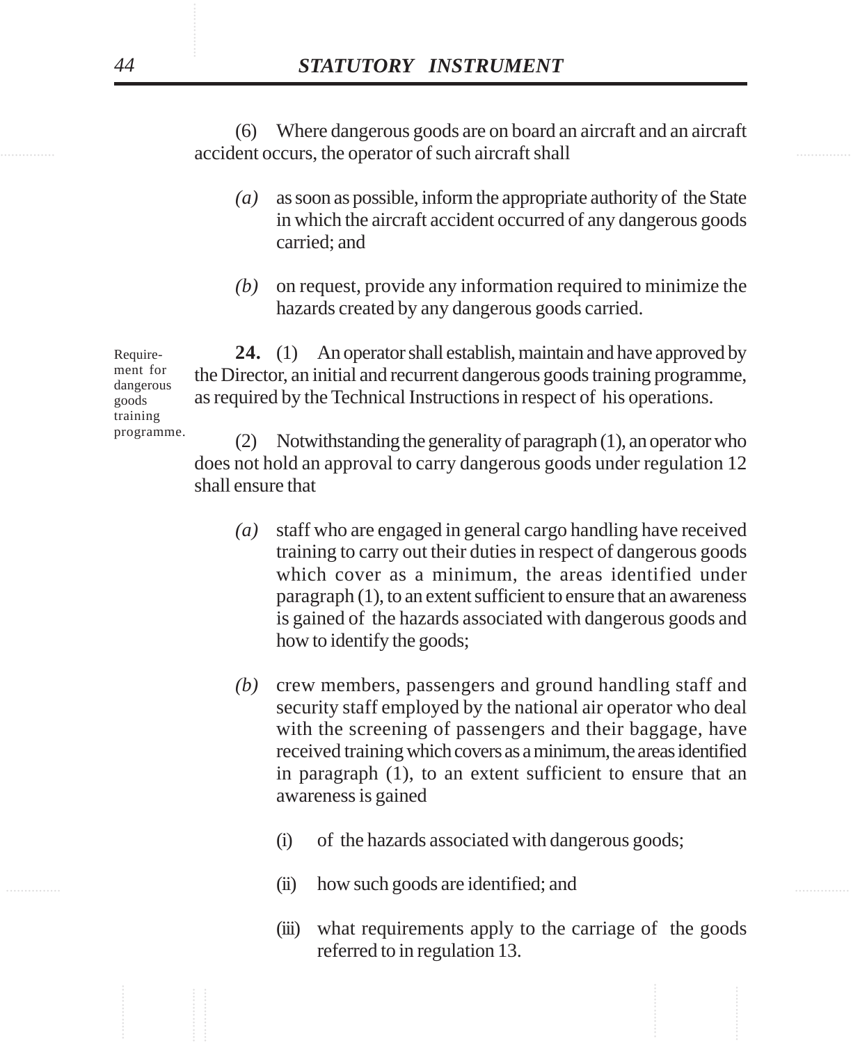(6) Where dangerous goods are on board an aircraft and an aircraft accident occurs, the operator of such aircraft shall

*(a)* as soon as possible, inform the appropriate authority of the State in which the aircraft accident occurred of any dangerous goods carried; and

*(b)* on request, provide any information required to minimize the hazards created by any dangerous goods carried.

Requirement for dangerous goods training programme.

**24.** (1) An operator shall establish, maintain and have approved by the Director, an initial and recurrent dangerous goods training programme, as required by the Technical Instructions in respect of his operations.

(2) Notwithstanding the generality of paragraph (1), an operator who does not hold an approval to carry dangerous goods under regulation 12 shall ensure that

*(a)* staff who are engaged in general cargo handling have received training to carry out their duties in respect of dangerous goods which cover as a minimum, the areas identified under paragraph (1), to an extent sufficient to ensure that an awareness is gained of the hazards associated with dangerous goods and how to identify the goods;

*(b)* crew members, passengers and ground handling staff and security staff employed by the national air operator who deal with the screening of passengers and their baggage, have received training which covers as a minimum, the areas identified in paragraph (1), to an extent sufficient to ensure that an awareness is gained

(i) of the hazards associated with dangerous goods;

(ii) how such goods are identified; and

(iii) what requirements apply to the carriage of the goods referred to in regulation 13.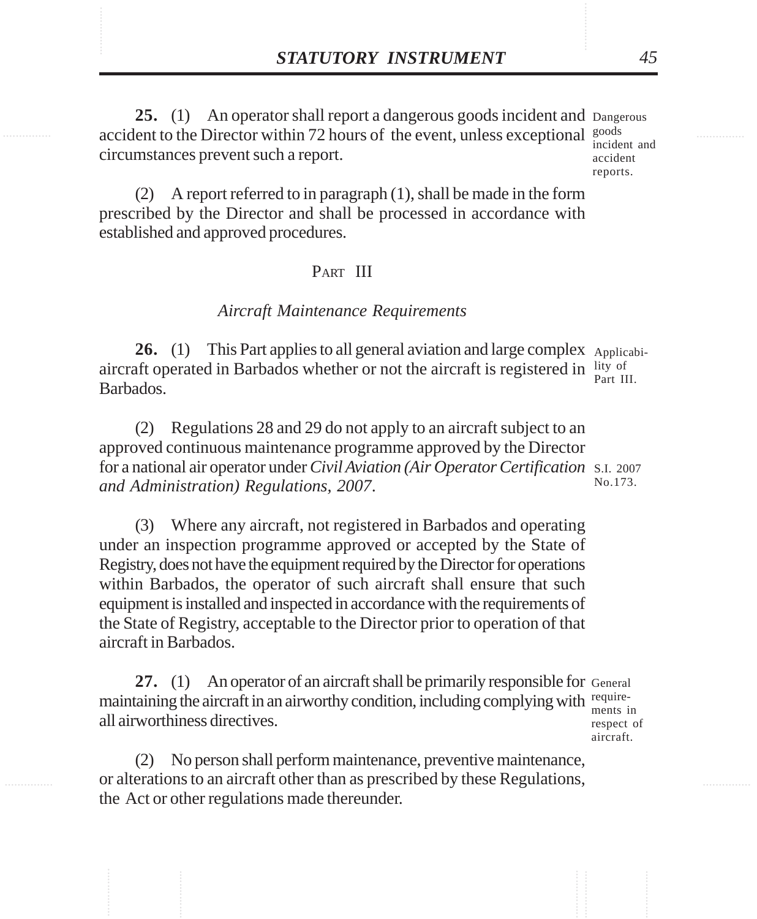**25.** (1) An operator shall report a dangerous goods incident and accident to the Director within 72 hours of the event, unless exceptional circumstances prevent such a report.

Dangerous goods incident and accident reports.

(2) A report referred to in paragraph (1), shall be made in the form prescribed by the Director and shall be processed in accordance with established and approved procedures.

## PART III

### *Aircraft Maintenance Requirements*

**26.** (1) This Part applies to all general aviation and large complex aircraft operated in Barbados whether or not the aircraft is registered in Barbados.

Applicability of Part III.

(2) Regulations 28 and 29 do not apply to an aircraft subject to an approved continuous maintenance programme approved by the Director for a national air operator under *Civil Aviation (Air Operator Certification and Administration) Regulations, 2007*.

S.I. 2007 No.173.

(3) Where any aircraft, not registered in Barbados and operating under an inspection programme approved or accepted by the State of Registry, does not have the equipment required by the Director for operations within Barbados, the operator of such aircraft shall ensure that such equipment is installed and inspected in accordance with the requirements of the State of Registry, acceptable to the Director prior to operation of that aircraft in Barbados.

**27.** (1) An operator of an aircraft shall be primarily responsible for maintaining the aircraft in an airworthy condition, including complying with all airworthiness directives.

General requirements in respect of aircraft.

(2) No person shall perform maintenance, preventive maintenance, or alterations to an aircraft other than as prescribed by these Regulations, the Act or other regulations made thereunder.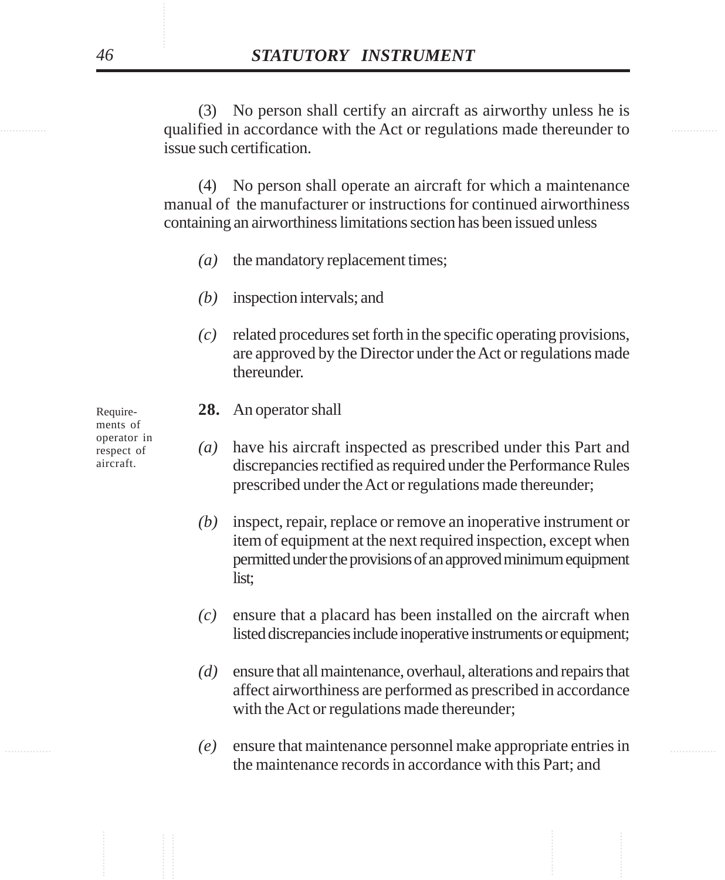(3) No person shall certify an aircraft as airworthy unless he is qualified in accordance with the Act or regulations made thereunder to issue such certification.

(4) No person shall operate an aircraft for which a maintenance manual of the manufacturer or instructions for continued airworthiness containing an airworthiness limitations section has been issued unless

*(a)* the mandatory replacement times;

*(b)* inspection intervals; and

*(c)* related procedures set forth in the specific operating provisions, are approved by the Director under the Act or regulations made thereunder.

Requirements of operator in respect of aircraft.

**28.** An operator shall

*(a)* have his aircraft inspected as prescribed under this Part and discrepancies rectified as required under the Performance Rules prescribed under the Act or regulations made thereunder;

*(b)* inspect, repair, replace or remove an inoperative instrument or item of equipment at the next required inspection, except when permitted under the provisions of an approved minimum equipment list;

*(c)* ensure that a placard has been installed on the aircraft when listed discrepancies include inoperative instruments or equipment;

*(d)* ensure that all maintenance, overhaul, alterations and repairs that affect airworthiness are performed as prescribed in accordance with the Act or regulations made thereunder;

*(e)* ensure that maintenance personnel make appropriate entries in the maintenance records in accordance with this Part; and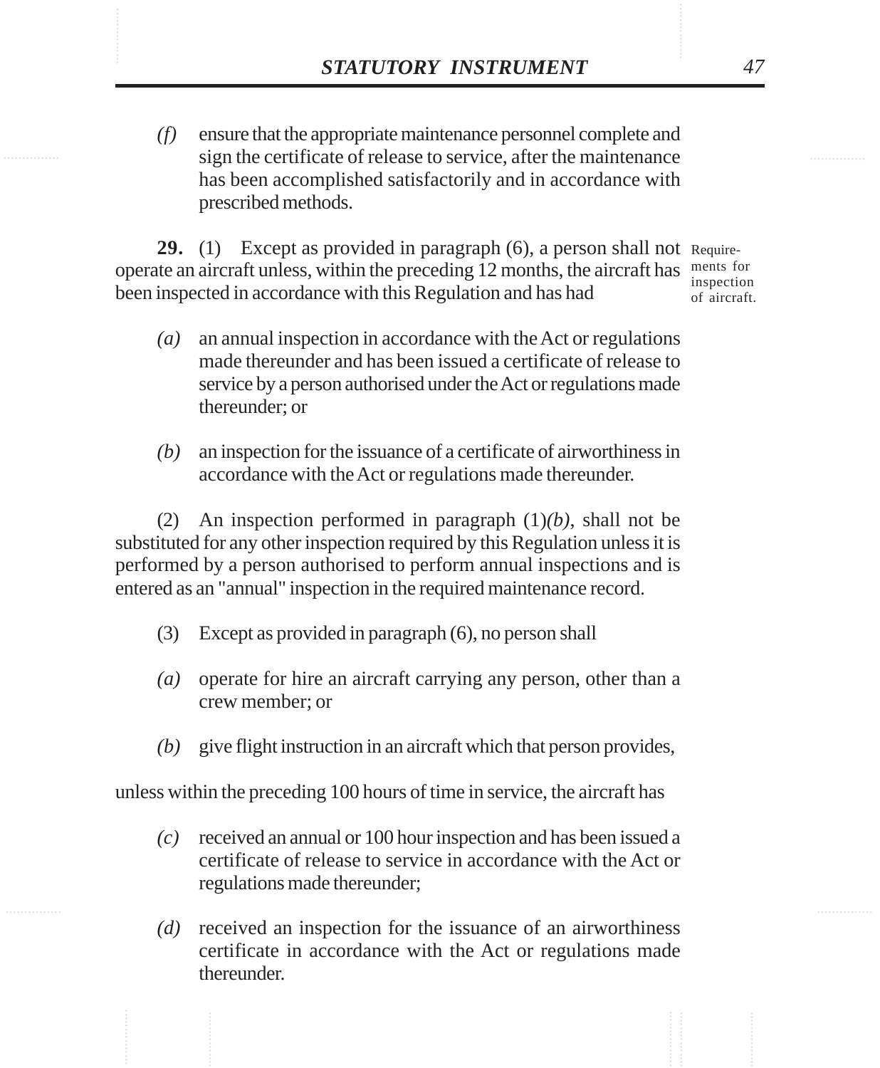*(f)* ensure that the appropriate maintenance personnel complete and sign the certificate of release to service, after the maintenance has been accomplished satisfactorily and in accordance with prescribed methods.

Requirements for inspection of aircraft.

**29.** (1) Except as provided in paragraph (6), a person shall not operate an aircraft unless, within the preceding 12 months, the aircraft has been inspected in accordance with this Regulation and has had

*(a)* an annual inspection in accordance with the Act or regulations made thereunder and has been issued a certificate of release to service by a person authorised under the Act or regulations made thereunder; or

*(b)* an inspection for the issuance of a certificate of airworthiness in accordance with the Act or regulations made thereunder.

(2) An inspection performed in paragraph (1)*(b)*, shall not be substituted for any other inspection required by this Regulation unless it is performed by a person authorised to perform annual inspections and is entered as an "annual" inspection in the required maintenance record.

(3) Except as provided in paragraph (6), no person shall

*(a)* operate for hire an aircraft carrying any person, other than a crew member; or

*(b)* give flight instruction in an aircraft which that person provides,

unless within the preceding 100 hours of time in service, the aircraft has

*(c)* received an annual or 100 hour inspection and has been issued a certificate of release to service in accordance with the Act or regulations made thereunder;

*(d)* received an inspection for the issuance of an airworthiness certificate in accordance with the Act or regulations made thereunder.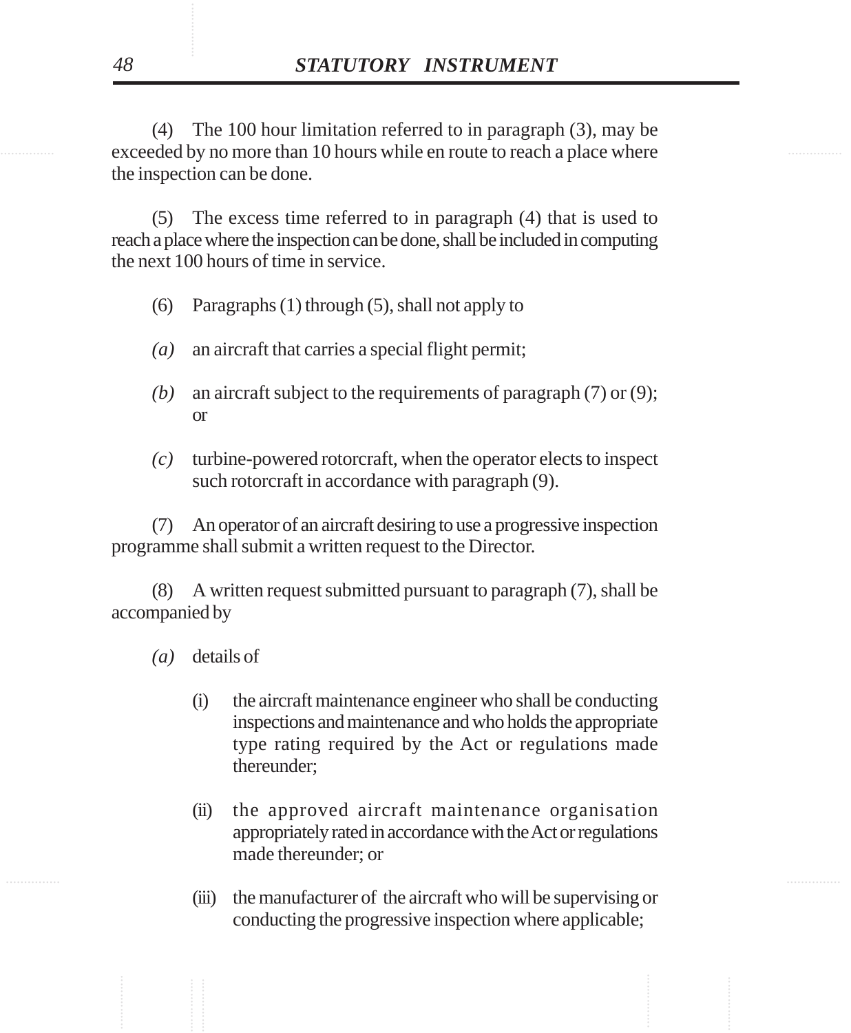(4) The 100 hour limitation referred to in paragraph (3), may be exceeded by no more than 10 hours while en route to reach a place where the inspection can be done.

(5) The excess time referred to in paragraph (4) that is used to reach a place where the inspection can be done, shall be included in computing the next 100 hours of time in service.

(6) Paragraphs (1) through (5), shall not apply to

*(a)* an aircraft that carries a special flight permit;

*(b)* an aircraft subject to the requirements of paragraph (7) or (9); or

*(c)* turbine-powered rotorcraft, when the operator elects to inspect such rotorcraft in accordance with paragraph (9).

(7) An operator of an aircraft desiring to use a progressive inspection programme shall submit a written request to the Director.

(8) A written request submitted pursuant to paragraph (7), shall be accompanied by

*(a)* details of

(i) the aircraft maintenance engineer who shall be conducting inspections and maintenance and who holds the appropriate type rating required by the Act or regulations made thereunder;

(ii) the approved aircraft maintenance organisation appropriately rated in accordance with the Act or regulations made thereunder; or

(iii) the manufacturer of the aircraft who will be supervising or conducting the progressive inspection where applicable;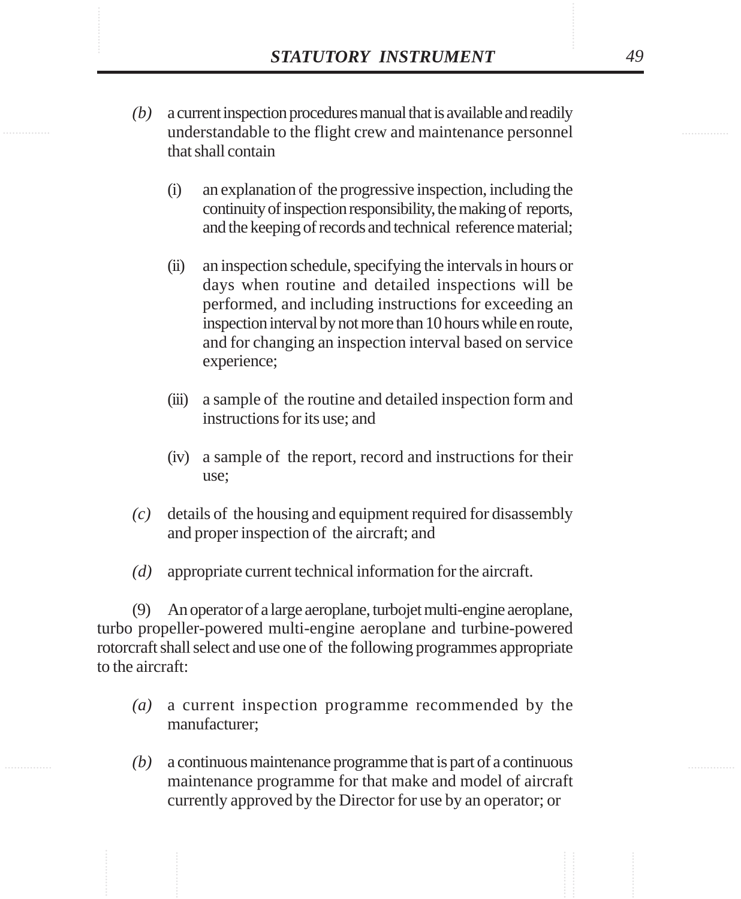*(b)* a current inspection procedures manual that is available and readily understandable to the flight crew and maintenance personnel that shall contain

(i) an explanation of the progressive inspection, including the continuity of inspection responsibility, the making of reports, and the keeping of records and technical reference material;

(ii) an inspection schedule, specifying the intervals in hours or days when routine and detailed inspections will be performed, and including instructions for exceeding an inspection interval by not more than 10 hours while en route, and for changing an inspection interval based on service experience;

(iii) a sample of the routine and detailed inspection form and instructions for its use; and

(iv) a sample of the report, record and instructions for their use;

*(c)* details of the housing and equipment required for disassembly and proper inspection of the aircraft; and

*(d)* appropriate current technical information for the aircraft.

(9) An operator of a large aeroplane, turbojet multi-engine aeroplane, turbo propeller-powered multi-engine aeroplane and turbine-powered rotorcraft shall select and use one of the following programmes appropriate to the aircraft:

*(a)* a current inspection programme recommended by the manufacturer;

*(b)* a continuous maintenance programme that is part of a continuous maintenance programme for that make and model of aircraft currently approved by the Director for use by an operator; or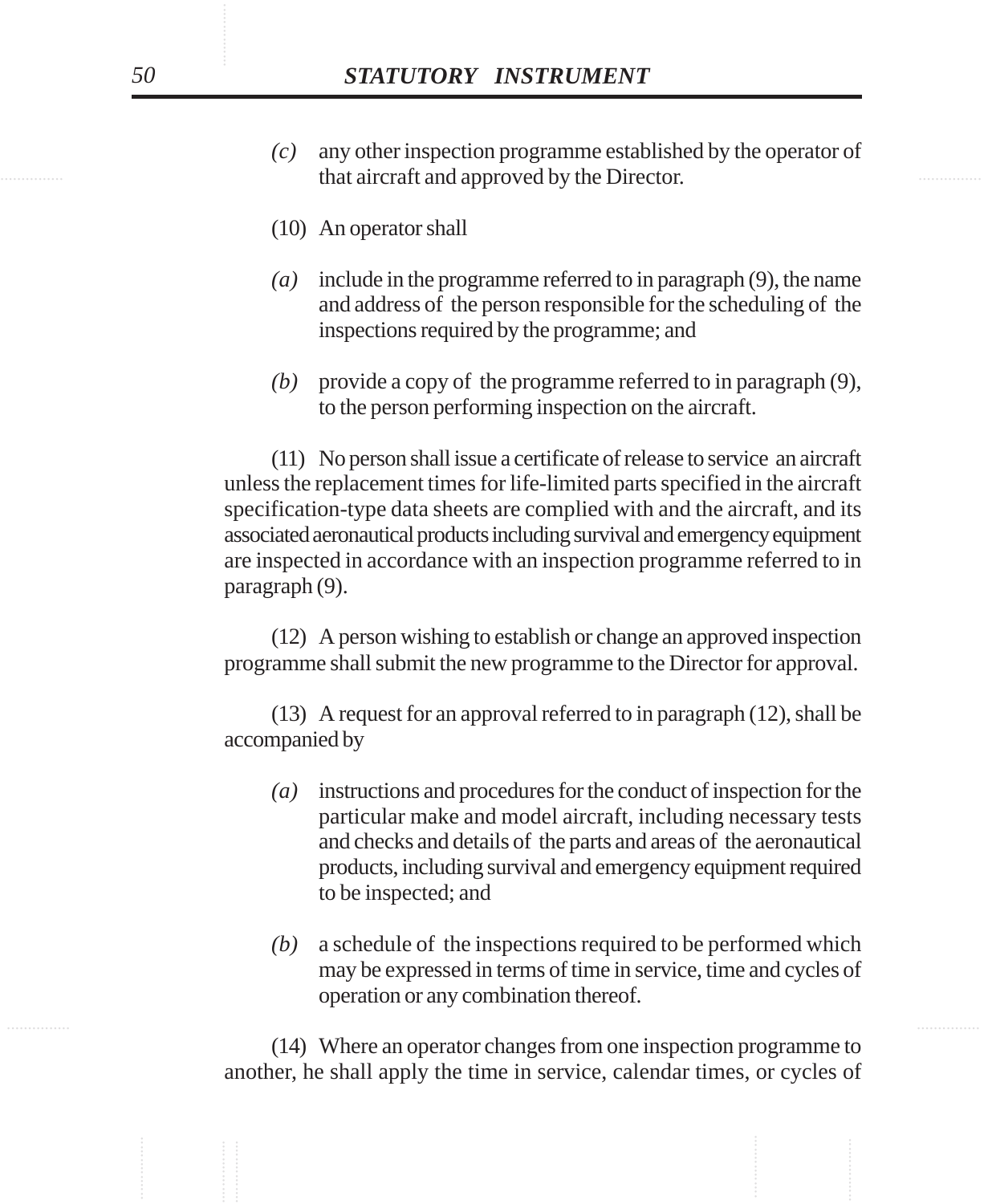*(c)* any other inspection programme established by the operator of that aircraft and approved by the Director.

(10) An operator shall

*(a)* include in the programme referred to in paragraph (9), the name and address of the person responsible for the scheduling of the inspections required by the programme; and

*(b)* provide a copy of the programme referred to in paragraph (9), to the person performing inspection on the aircraft.

(11) No person shall issue a certificate of release to service an aircraft unless the replacement times for life-limited parts specified in the aircraft specification-type data sheets are complied with and the aircraft, and its associated aeronautical products including survival and emergency equipment are inspected in accordance with an inspection programme referred to in paragraph (9).

(12) A person wishing to establish or change an approved inspection programme shall submit the new programme to the Director for approval.

(13) A request for an approval referred to in paragraph (12), shall be accompanied by

*(a)* instructions and procedures for the conduct of inspection for the particular make and model aircraft, including necessary tests and checks and details of the parts and areas of the aeronautical products, including survival and emergency equipment required to be inspected; and

*(b)* a schedule of the inspections required to be performed which may be expressed in terms of time in service, time and cycles of operation or any combination thereof.

(14) Where an operator changes from one inspection programme to another, he shall apply the time in service, calendar times, or cycles of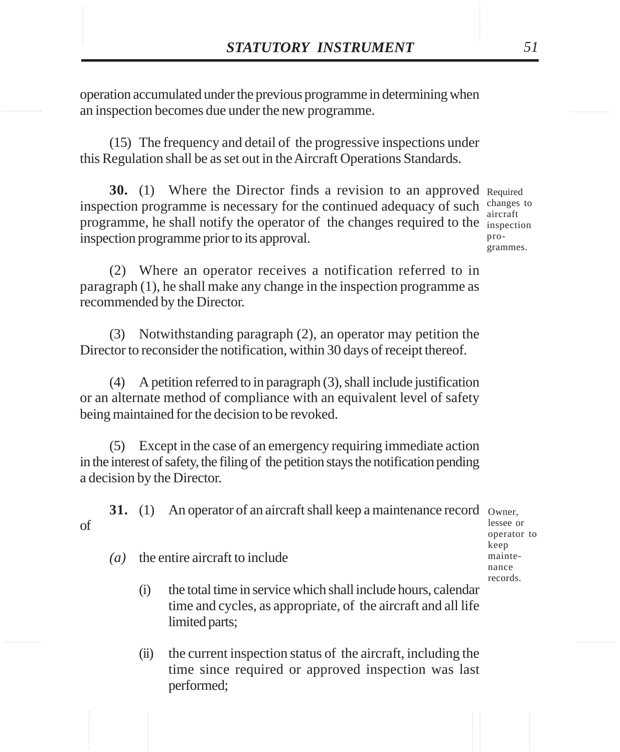operation accumulated under the previous programme in determining when an inspection becomes due under the new programme.

(15) The frequency and detail of the progressive inspections under this Regulation shall be as set out in the Aircraft Operations Standards.

Required changes to aircraft inspection programmes.

**30.** (1) Where the Director finds a revision to an approved inspection programme is necessary for the continued adequacy of such programme, he shall notify the operator of the changes required to the inspection programme prior to its approval.

(2) Where an operator receives a notification referred to in paragraph (1), he shall make any change in the inspection programme as recommended by the Director.

(3) Notwithstanding paragraph (2), an operator may petition the Director to reconsider the notification, within 30 days of receipt thereof.

(4) A petition referred to in paragraph (3), shall include justification or an alternate method of compliance with an equivalent level of safety being maintained for the decision to be revoked.

(5) Except in the case of an emergency requiring immediate action in the interest of safety, the filing of the petition stays the notification pending a decision by the Director.

Owner, lessee or operator to keep maintenance records.

**31.** (1) An operator of an aircraft shall keep a maintenance record of

*(a)* the entire aircraft to include

(i) the total time in service which shall include hours, calendar time and cycles, as appropriate, of the aircraft and all life limited parts;

(ii) the current inspection status of the aircraft, including the time since required or approved inspection was last performed;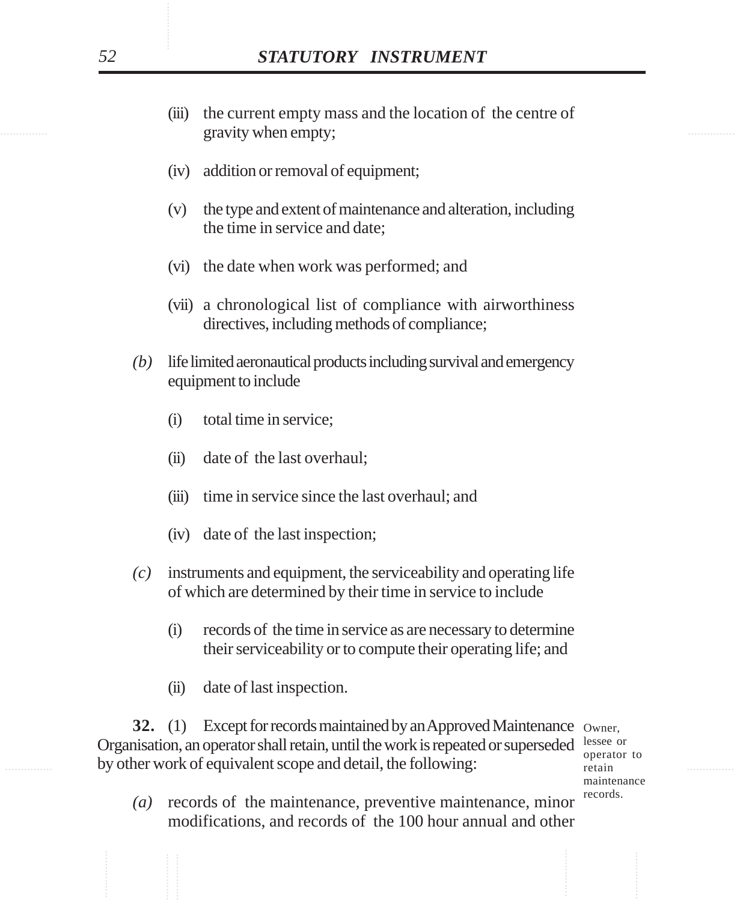(iii) the current empty mass and the location of the centre of gravity when empty;

(iv) addition or removal of equipment;

(v) the type and extent of maintenance and alteration, including the time in service and date;

(vi) the date when work was performed; and

(vii) a chronological list of compliance with airworthiness directives, including methods of compliance;

*(b)* life limited aeronautical products including survival and emergency equipment to include

(i) total time in service;

(ii) date of the last overhaul;

(iii) time in service since the last overhaul; and

(iv) date of the last inspection;

*(c)* instruments and equipment, the serviceability and operating life of which are determined by their time in service to include

(i) records of the time in service as are necessary to determine their serviceability or to compute their operating life; and

(ii) date of last inspection.

Owner, lessee or operator to retain maintenance records.

**32.** (1) Except for records maintained by an Approved Maintenance Organisation, an operator shall retain, until the work is repeated or superseded by other work of equivalent scope and detail, the following:

*(a)* records of the maintenance, preventive maintenance, minor modifications, and records of the 100 hour annual and other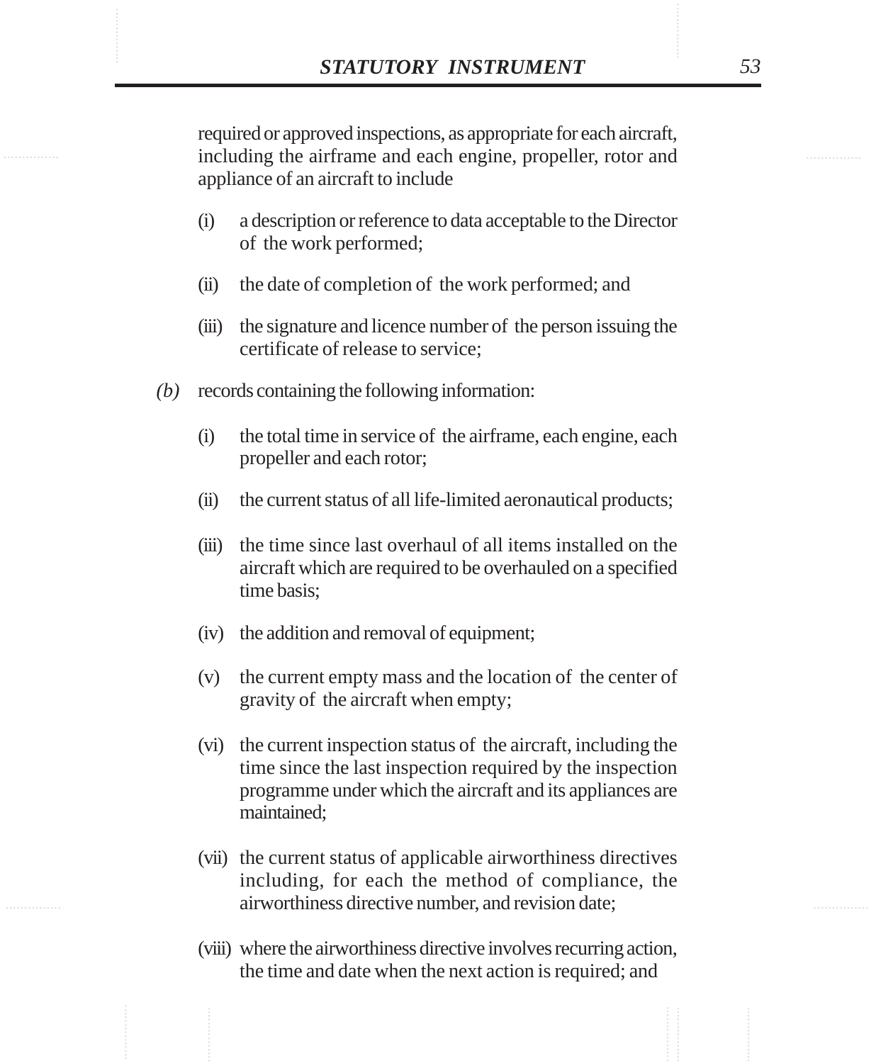required or approved inspections, as appropriate for each aircraft, including the airframe and each engine, propeller, rotor and appliance of an aircraft to include

(i) a description or reference to data acceptable to the Director of the work performed;

(ii) the date of completion of the work performed; and

(iii) the signature and licence number of the person issuing the certificate of release to service;

*(b)* records containing the following information:

(i) the total time in service of the airframe, each engine, each propeller and each rotor;

(ii) the current status of all life-limited aeronautical products;

(iii) the time since last overhaul of all items installed on the aircraft which are required to be overhauled on a specified time basis;

(iv) the addition and removal of equipment;

(v) the current empty mass and the location of the center of gravity of the aircraft when empty;

(vi) the current inspection status of the aircraft, including the time since the last inspection required by the inspection programme under which the aircraft and its appliances are maintained;

(vii) the current status of applicable airworthiness directives including, for each the method of compliance, the airworthiness directive number, and revision date;

(viii) where the airworthiness directive involves recurring action, the time and date when the next action is required; and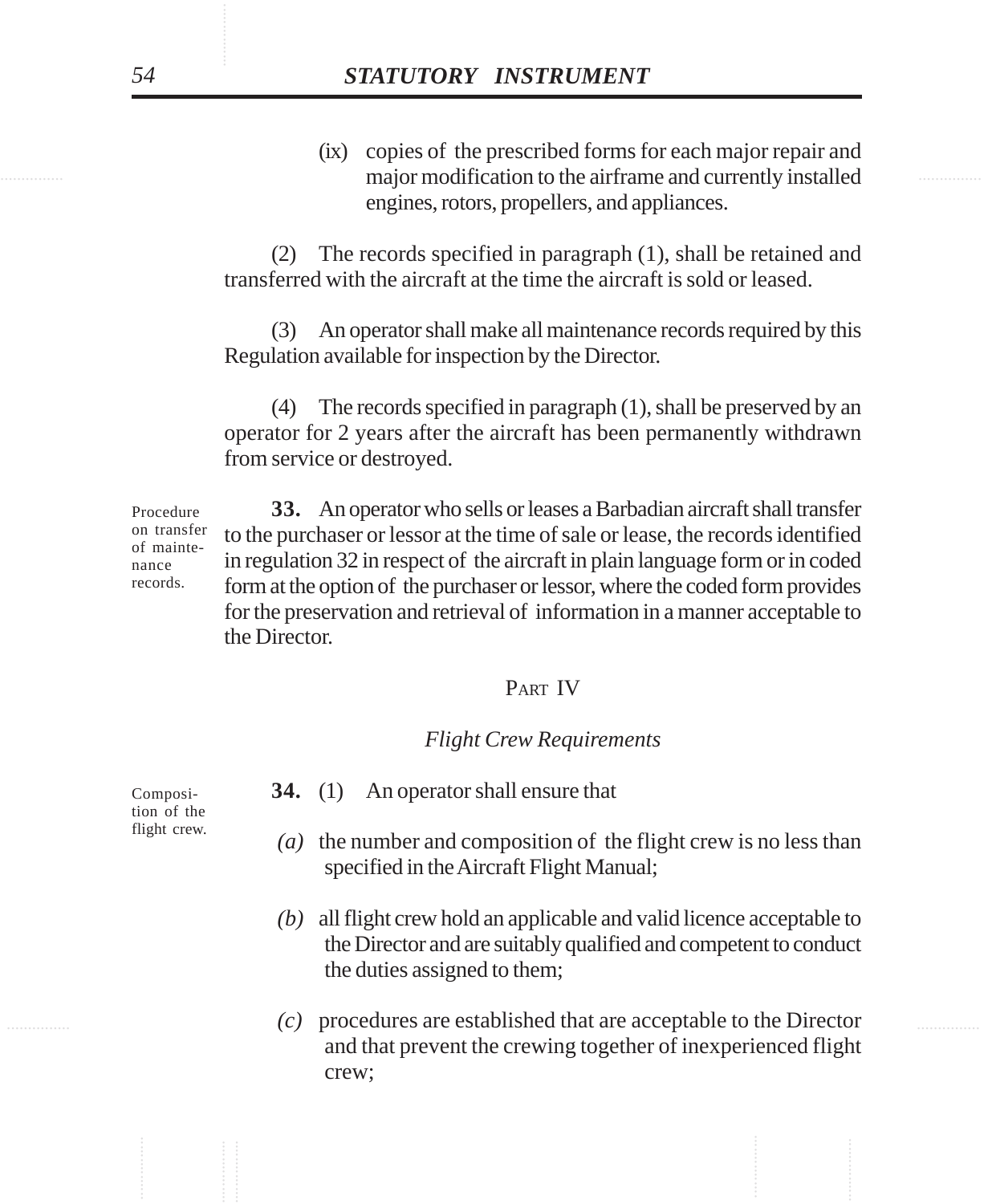(ix) copies of the prescribed forms for each major repair and major modification to the airframe and currently installed engines, rotors, propellers, and appliances.

(2) The records specified in paragraph (1), shall be retained and transferred with the aircraft at the time the aircraft is sold or leased.

(3) An operator shall make all maintenance records required by this Regulation available for inspection by the Director.

(4) The records specified in paragraph (1), shall be preserved by an operator for 2 years after the aircraft has been permanently withdrawn from service or destroyed.

Procedure on transfer of maintenance records.

**33.** An operator who sells or leases a Barbadian aircraft shall transfer to the purchaser or lessor at the time of sale or lease, the records identified in regulation 32 in respect of the aircraft in plain language form or in coded form at the option of the purchaser or lessor, where the coded form provides for the preservation and retrieval of information in a manner acceptable to the Director.

## PART IV

### *Flight Crew Requirements*

Composition of the flight crew.

**34.** (1) An operator shall ensure that

*(a)* the number and composition of the flight crew is no less than specified in the Aircraft Flight Manual;

*(b)* all flight crew hold an applicable and valid licence acceptable to the Director and are suitably qualified and competent to conduct the duties assigned to them;

*(c)* procedures are established that are acceptable to the Director and that prevent the crewing together of inexperienced flight crew;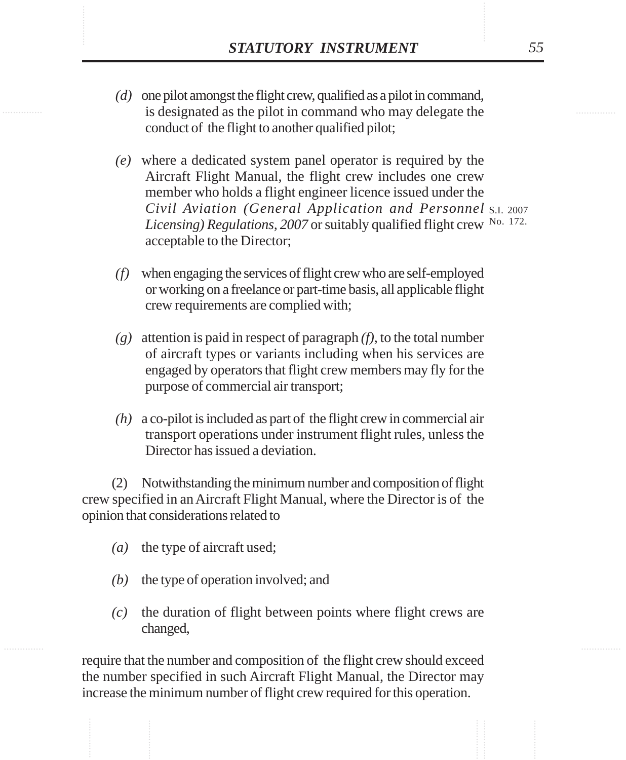*(d)* one pilot amongst the flight crew, qualified as a pilot in command, is designated as the pilot in command who may delegate the conduct of the flight to another qualified pilot;

*(e)* where a dedicated system panel operator is required by the Aircraft Flight Manual, the flight crew includes one crew member who holds a flight engineer licence issued under the *Civil Aviation (General Application and Personnel Licensing) Regulations, 2007* or suitably qualified flight crew acceptable to the Director;

S.I. 2007 No. 172.

*(f)* when engaging the services of flight crew who are self-employed or working on a freelance or part-time basis, all applicable flight crew requirements are complied with;

*(g)* attention is paid in respect of paragraph *(f)*, to the total number of aircraft types or variants including when his services are engaged by operators that flight crew members may fly for the purpose of commercial air transport;

*(h)* a co-pilot is included as part of the flight crew in commercial air transport operations under instrument flight rules, unless the Director has issued a deviation.

(2) Notwithstanding the minimum number and composition of flight crew specified in an Aircraft Flight Manual, where the Director is of the opinion that considerations related to

*(a)* the type of aircraft used;

*(b)* the type of operation involved; and

*(c)* the duration of flight between points where flight crews are changed,

require that the number and composition of the flight crew should exceed the number specified in such Aircraft Flight Manual, the Director may increase the minimum number of flight crew required for this operation.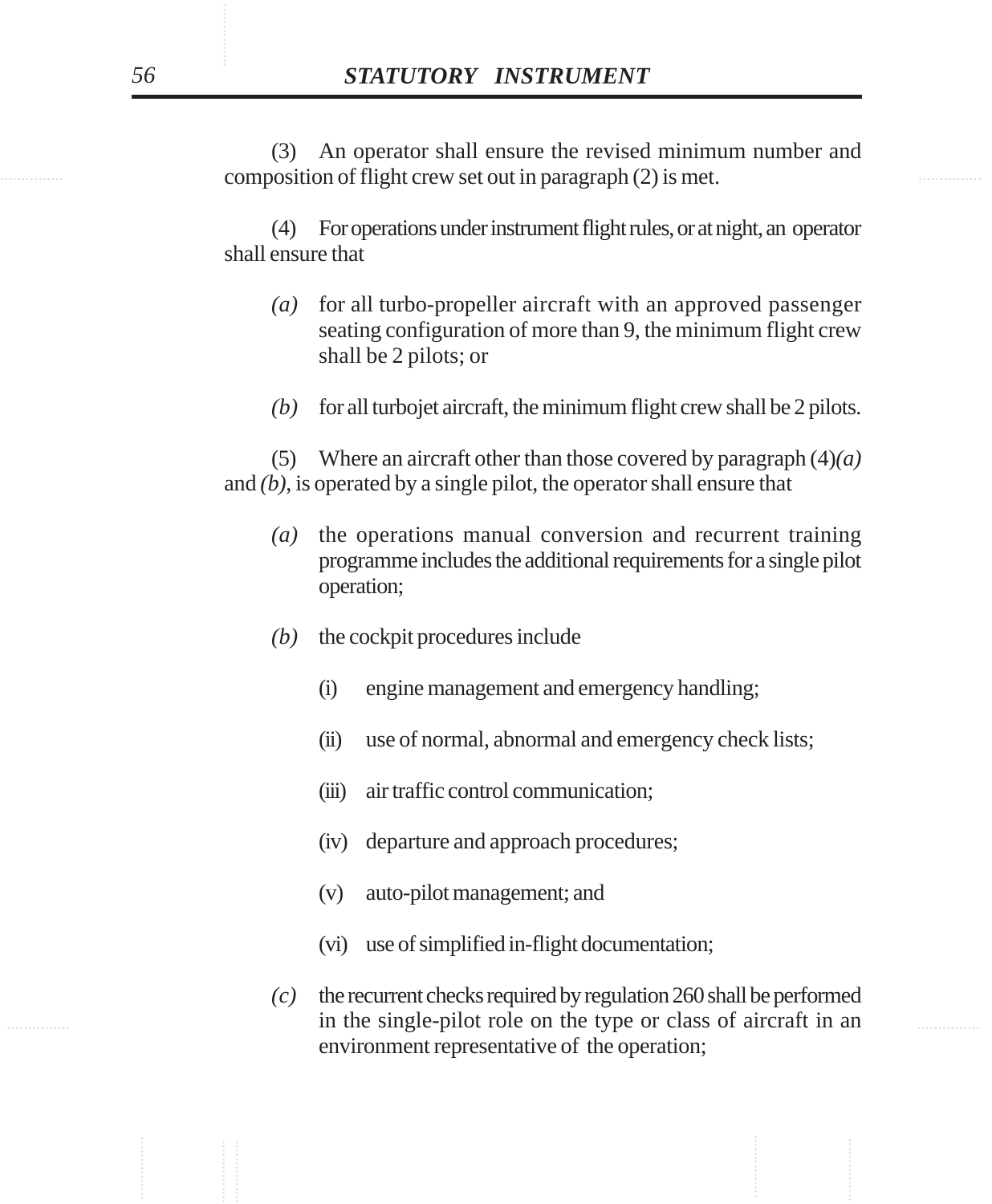(3) An operator shall ensure the revised minimum number and composition of flight crew set out in paragraph (2) is met.

(4) For operations under instrument flight rules, or at night, an operator shall ensure that

*(a)* for all turbo-propeller aircraft with an approved passenger seating configuration of more than 9, the minimum flight crew shall be 2 pilots; or

*(b)* for all turbojet aircraft, the minimum flight crew shall be 2 pilots.

(5) Where an aircraft other than those covered by paragraph (4)*(a)* and *(b)*, is operated by a single pilot, the operator shall ensure that

*(a)* the operations manual conversion and recurrent training programme includes the additional requirements for a single pilot operation;

*(b)* the cockpit procedures include

(i) engine management and emergency handling;

(ii) use of normal, abnormal and emergency check lists;

(iii) air traffic control communication;

(iv) departure and approach procedures;

(v) auto-pilot management; and

(vi) use of simplified in-flight documentation;

*(c)* the recurrent checks required by regulation 260 shall be performed in the single-pilot role on the type or class of aircraft in an environment representative of the operation;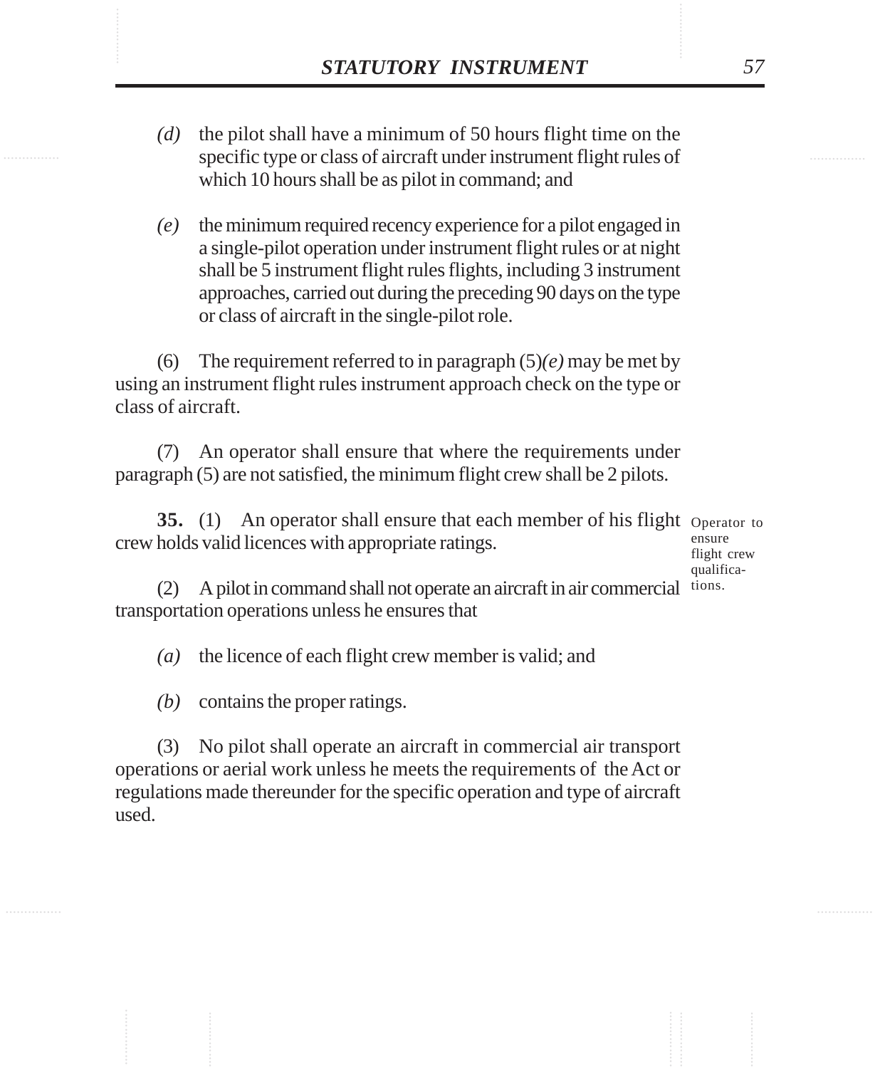*(d)* the pilot shall have a minimum of 50 hours flight time on the specific type or class of aircraft under instrument flight rules of which 10 hours shall be as pilot in command; and

*(e)* the minimum required recency experience for a pilot engaged in a single-pilot operation under instrument flight rules or at night shall be 5 instrument flight rules flights, including 3 instrument approaches, carried out during the preceding 90 days on the type or class of aircraft in the single-pilot role.

(6) The requirement referred to in paragraph (5)*(e)* may be met by using an instrument flight rules instrument approach check on the type or class of aircraft.

(7) An operator shall ensure that where the requirements under paragraph (5) are not satisfied, the minimum flight crew shall be 2 pilots.

Operator to ensure flight crew qualifications.

**35.** (1) An operator shall ensure that each member of his flight crew holds valid licences with appropriate ratings.

(2) A pilot in command shall not operate an aircraft in air commercial transportation operations unless he ensures that

*(a)* the licence of each flight crew member is valid; and

*(b)* contains the proper ratings.

(3) No pilot shall operate an aircraft in commercial air transport operations or aerial work unless he meets the requirements of the Act or regulations made thereunder for the specific operation and type of aircraft used.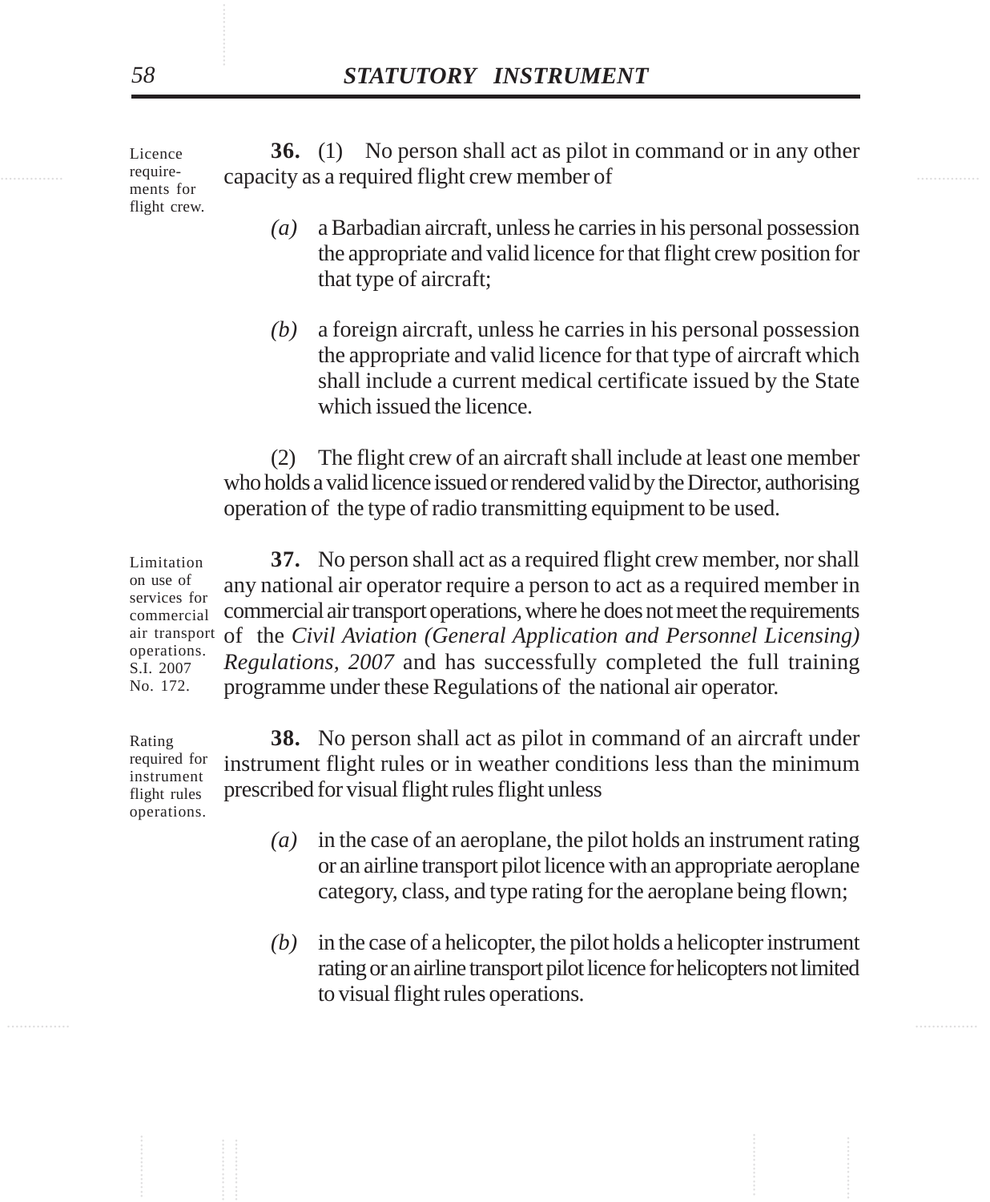Licence requirements for flight crew.

**36.** (1) No person shall act as pilot in command or in any other capacity as a required flight crew member of

*(a)* a Barbadian aircraft, unless he carries in his personal possession the appropriate and valid licence for that flight crew position for that type of aircraft;

*(b)* a foreign aircraft, unless he carries in his personal possession the appropriate and valid licence for that type of aircraft which shall include a current medical certificate issued by the State which issued the licence.

(2) The flight crew of an aircraft shall include at least one member who holds a valid licence issued or rendered valid by the Director, authorising operation of the type of radio transmitting equipment to be used.

Limitation on use of services for commercial air transport operations. S.I. 2007 No. 172.

**37.** No person shall act as a required flight crew member, nor shall any national air operator require a person to act as a required member in commercial air transport operations, where he does not meet the requirements of the *Civil Aviation (General Application and Personnel Licensing) Regulations, 2007* and has successfully completed the full training programme under these Regulations of the national air operator.

Rating required for instrument flight rules operations.

**38.** No person shall act as pilot in command of an aircraft under instrument flight rules or in weather conditions less than the minimum prescribed for visual flight rules flight unless

*(a)* in the case of an aeroplane, the pilot holds an instrument rating or an airline transport pilot licence with an appropriate aeroplane category, class, and type rating for the aeroplane being flown;

*(b)* in the case of a helicopter, the pilot holds a helicopter instrument rating or an airline transport pilot licence for helicopters not limited to visual flight rules operations.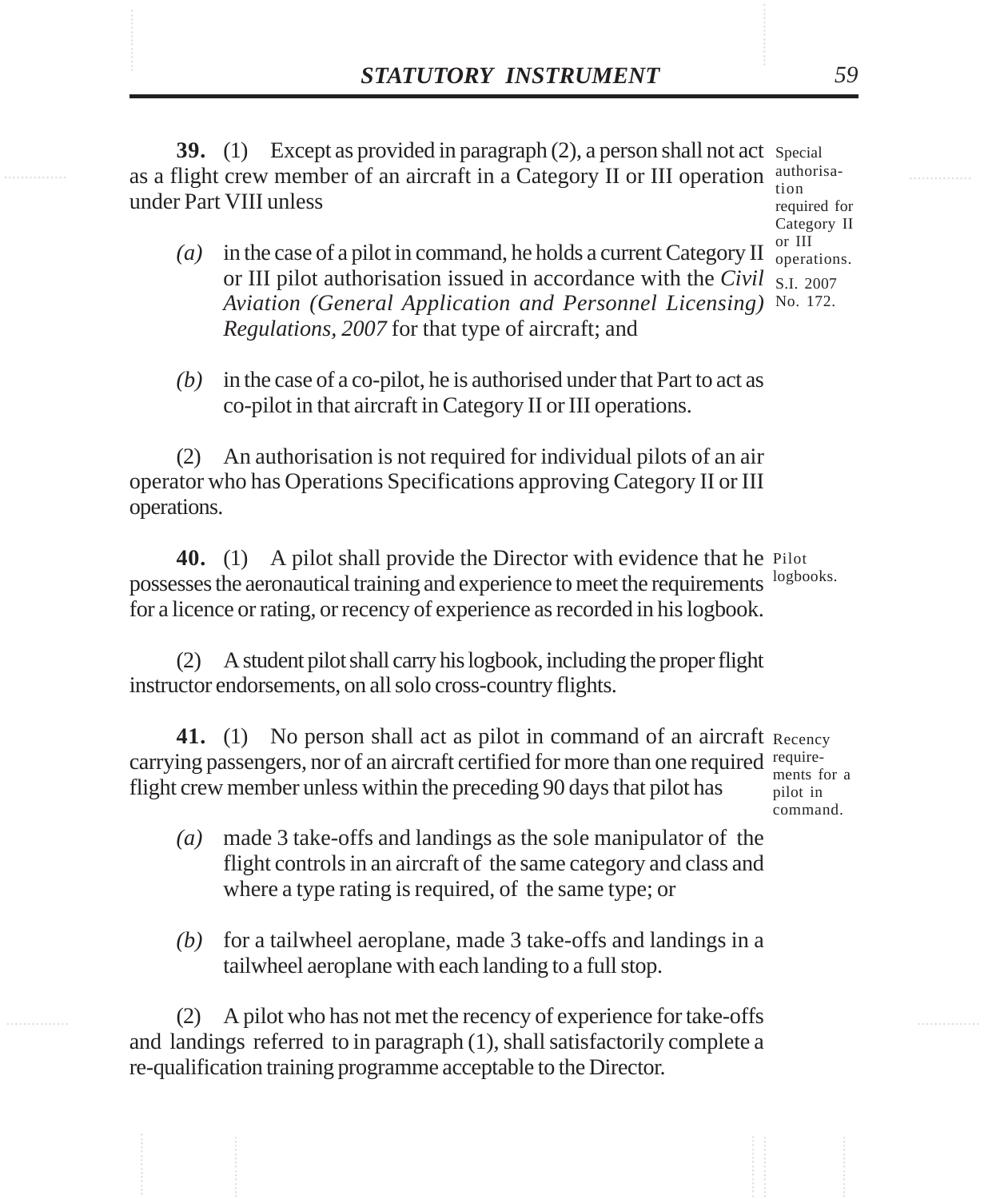**39.** (1) Except as provided in paragraph (2), a person shall not act as a flight crew member of an aircraft in a Category II or III operation under Part VIII unless

Special authorisation required for Category II or III operations. S.I. 2007 No. 172.

*(a)* in the case of a pilot in command, he holds a current Category II or III pilot authorisation issued in accordance with the *Civil Aviation (General Application and Personnel Licensing) Regulations, 2007* for that type of aircraft; and

*(b)* in the case of a co-pilot, he is authorised under that Part to act as co-pilot in that aircraft in Category II or III operations.

(2) An authorisation is not required for individual pilots of an air operator who has Operations Specifications approving Category II or III operations.

**40.** (1) A pilot shall provide the Director with evidence that he possesses the aeronautical training and experience to meet the requirements for a licence or rating, or recency of experience as recorded in his logbook.

Pilot logbooks.

(2) A student pilot shall carry his logbook, including the proper flight instructor endorsements, on all solo cross-country flights.

**41.** (1) No person shall act as pilot in command of an aircraft carrying passengers, nor of an aircraft certified for more than one required flight crew member unless within the preceding 90 days that pilot has

Recency requirements for a pilot in command.

*(a)* made 3 take-offs and landings as the sole manipulator of the flight controls in an aircraft of the same category and class and where a type rating is required, of the same type; or

*(b)* for a tailwheel aeroplane, made 3 take-offs and landings in a tailwheel aeroplane with each landing to a full stop.

(2) A pilot who has not met the recency of experience for take-offs and landings referred to in paragraph (1), shall satisfactorily complete a re-qualification training programme acceptable to the Director.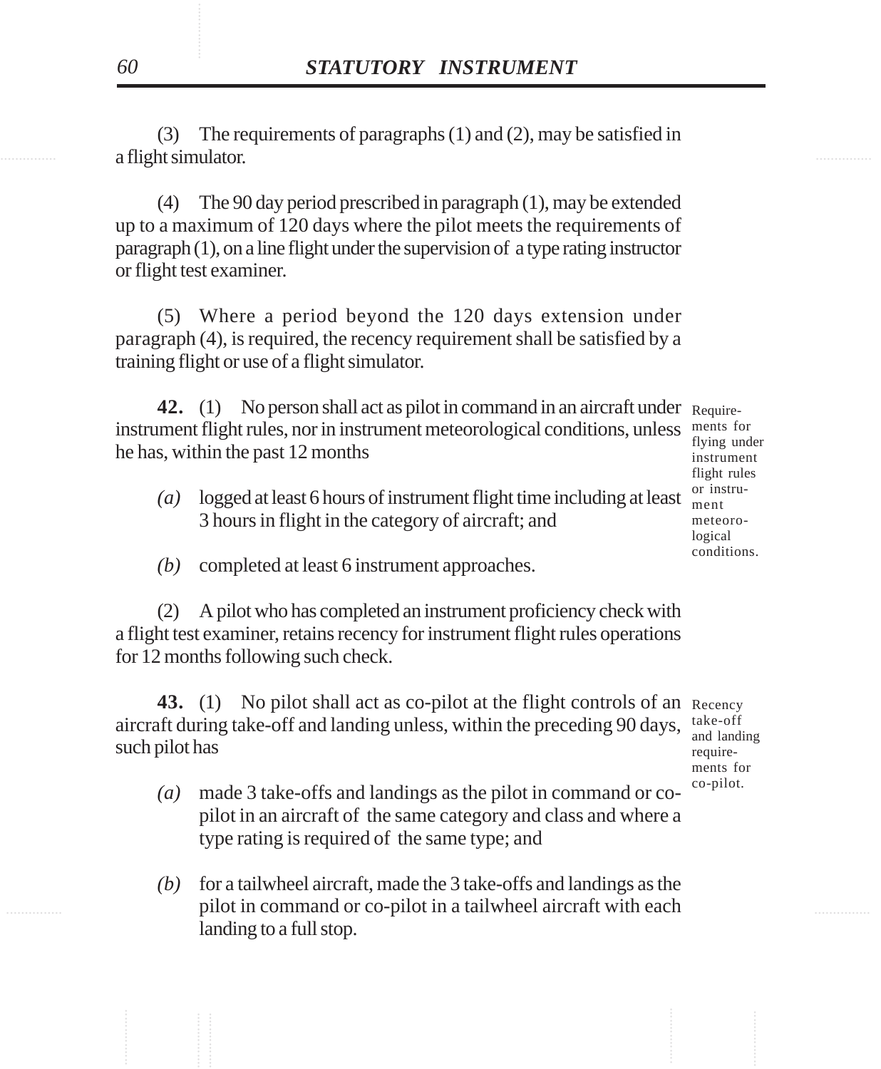(3) The requirements of paragraphs (1) and (2), may be satisfied in a flight simulator.

(4) The 90 day period prescribed in paragraph (1), may be extended up to a maximum of 120 days where the pilot meets the requirements of paragraph (1), on a line flight under the supervision of a type rating instructor or flight test examiner.

(5) Where a period beyond the 120 days extension under paragraph (4), is required, the recency requirement shall be satisfied by a training flight or use of a flight simulator.

Requirements for flying under instrument flight rules or instrument meteorological conditions.

**42.** (1) No person shall act as pilot in command in an aircraft under instrument flight rules, nor in instrument meteorological conditions, unless he has, within the past 12 months

*(a)* logged at least 6 hours of instrument flight time including at least 3 hours in flight in the category of aircraft; and

*(b)* completed at least 6 instrument approaches.

(2) A pilot who has completed an instrument proficiency check with a flight test examiner, retains recency for instrument flight rules operations for 12 months following such check.

Recency take-off and landing requirements for co-pilot.

**43.** (1) No pilot shall act as co-pilot at the flight controls of an aircraft during take-off and landing unless, within the preceding 90 days, such pilot has

*(a)* made 3 take-offs and landings as the pilot in command or co-pilot in an aircraft of the same category and class and where a type rating is required of the same type; and

*(b)* for a tailwheel aircraft, made the 3 take-offs and landings as the pilot in command or co-pilot in a tailwheel aircraft with each landing to a full stop.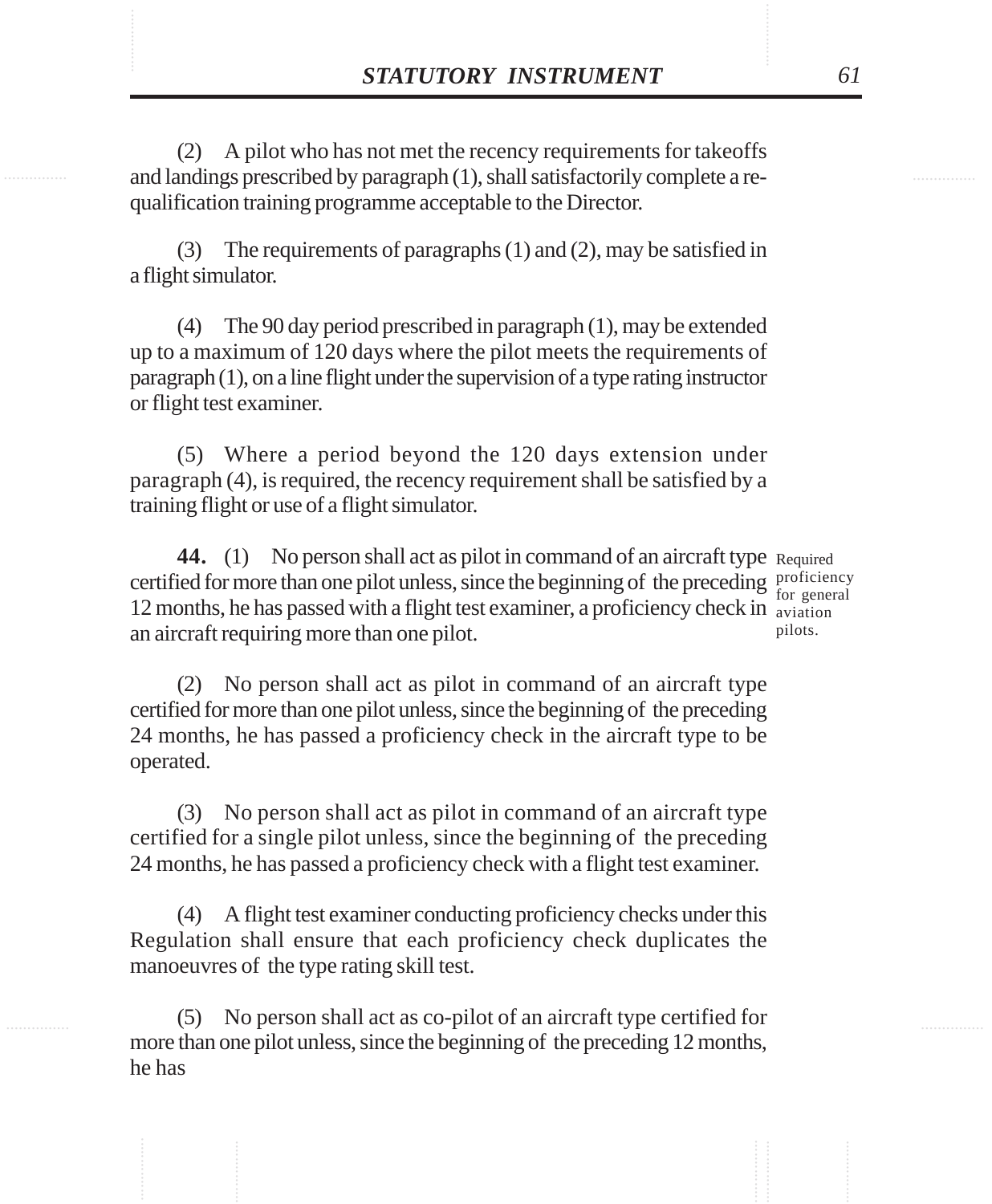(2) A pilot who has not met the recency requirements for takeoffs and landings prescribed by paragraph (1), shall satisfactorily complete a re-qualification training programme acceptable to the Director.

(3) The requirements of paragraphs (1) and (2), may be satisfied in a flight simulator.

(4) The 90 day period prescribed in paragraph (1), may be extended up to a maximum of 120 days where the pilot meets the requirements of paragraph (1), on a line flight under the supervision of a type rating instructor or flight test examiner.

(5) Where a period beyond the 120 days extension under paragraph (4), is required, the recency requirement shall be satisfied by a training flight or use of a flight simulator.

Required proficiency for general aviation pilots.

**44.** (1) No person shall act as pilot in command of an aircraft type certified for more than one pilot unless, since the beginning of the preceding 12 months, he has passed with a flight test examiner, a proficiency check in an aircraft requiring more than one pilot.

(2) No person shall act as pilot in command of an aircraft type certified for more than one pilot unless, since the beginning of the preceding 24 months, he has passed a proficiency check in the aircraft type to be operated.

(3) No person shall act as pilot in command of an aircraft type certified for a single pilot unless, since the beginning of the preceding 24 months, he has passed a proficiency check with a flight test examiner.

(4) A flight test examiner conducting proficiency checks under this Regulation shall ensure that each proficiency check duplicates the manoeuvres of the type rating skill test.

(5) No person shall act as co-pilot of an aircraft type certified for more than one pilot unless, since the beginning of the preceding 12 months, he has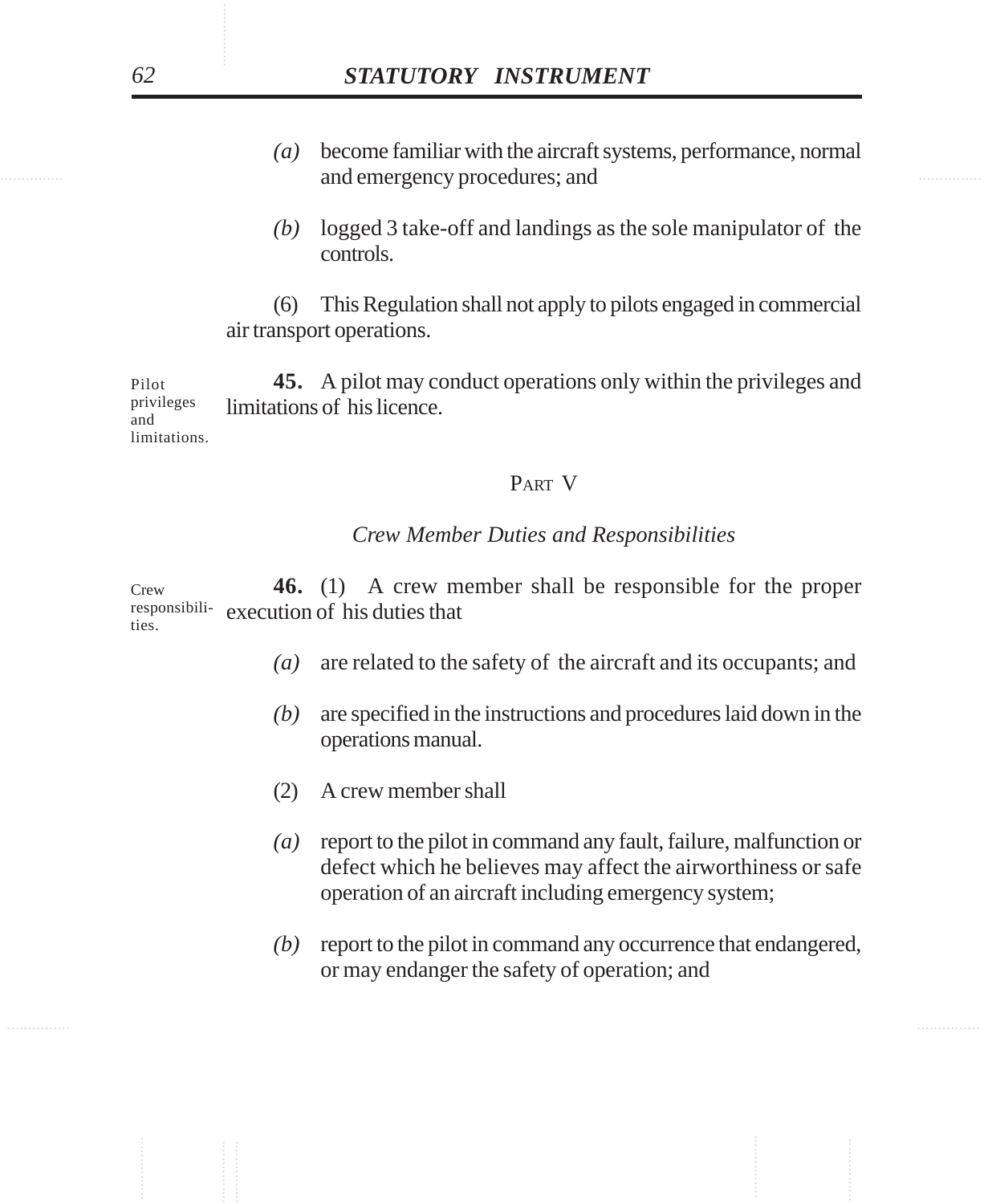*(a)* become familiar with the aircraft systems, performance, normal and emergency procedures; and

*(b)* logged 3 take-off and landings as the sole manipulator of the controls.

(6) This Regulation shall not apply to pilots engaged in commercial air transport operations.

Pilot privileges and limitations.

**45.** A pilot may conduct operations only within the privileges and limitations of his licence.

## PART V

### *Crew Member Duties and Responsibilities*

Crew responsibilities.

**46.** (1) A crew member shall be responsible for the proper execution of his duties that

*(a)* are related to the safety of the aircraft and its occupants; and

*(b)* are specified in the instructions and procedures laid down in the operations manual.

(2) A crew member shall

*(a)* report to the pilot in command any fault, failure, malfunction or defect which he believes may affect the airworthiness or safe operation of an aircraft including emergency system;

*(b)* report to the pilot in command any occurrence that endangered, or may endanger the safety of operation; and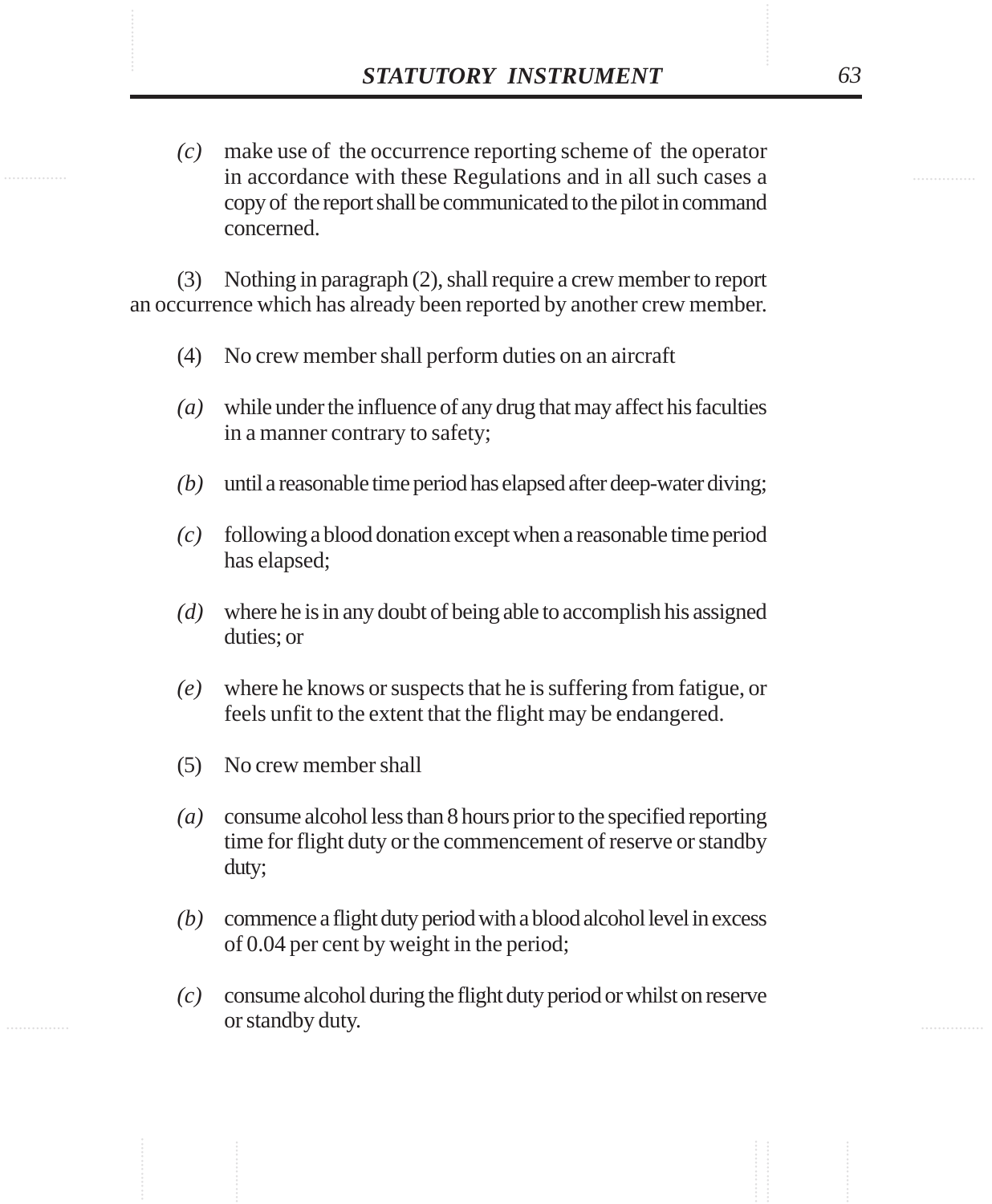*(c)* make use of the occurrence reporting scheme of the operator in accordance with these Regulations and in all such cases a copy of the report shall be communicated to the pilot in command concerned.

(3) Nothing in paragraph (2), shall require a crew member to report an occurrence which has already been reported by another crew member.

(4) No crew member shall perform duties on an aircraft

*(a)* while under the influence of any drug that may affect his faculties in a manner contrary to safety;

*(b)* until a reasonable time period has elapsed after deep-water diving;

*(c)* following a blood donation except when a reasonable time period has elapsed;

*(d)* where he is in any doubt of being able to accomplish his assigned duties; or

*(e)* where he knows or suspects that he is suffering from fatigue, or feels unfit to the extent that the flight may be endangered.

(5) No crew member shall

*(a)* consume alcohol less than 8 hours prior to the specified reporting time for flight duty or the commencement of reserve or standby duty;

*(b)* commence a flight duty period with a blood alcohol level in excess of 0.04 per cent by weight in the period;

*(c)* consume alcohol during the flight duty period or whilst on reserve or standby duty.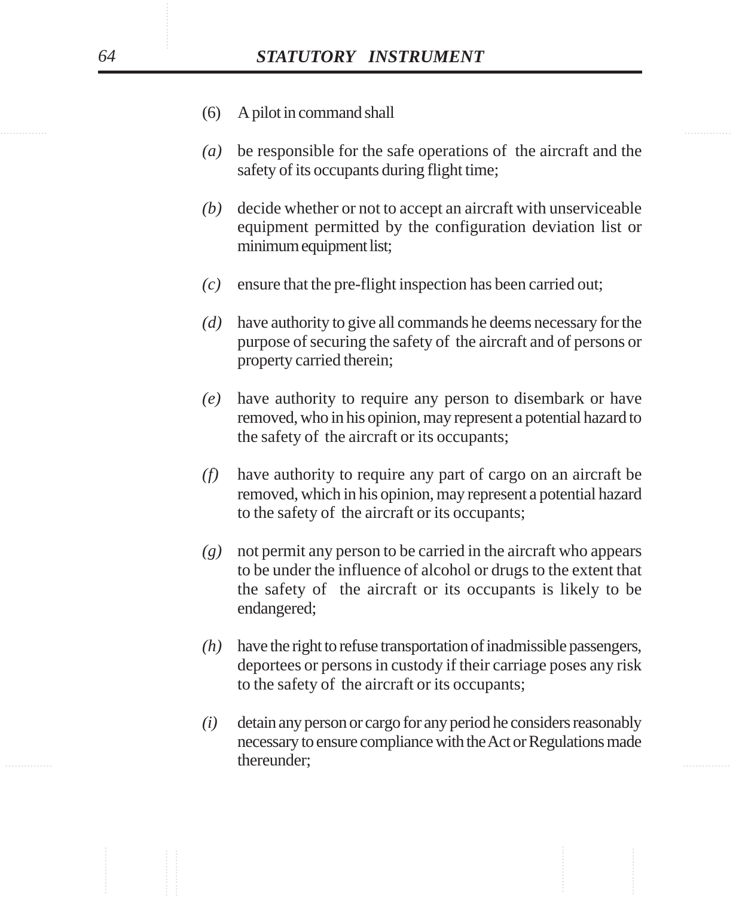(6) A pilot in command shall

*(a)* be responsible for the safe operations of the aircraft and the safety of its occupants during flight time;

*(b)* decide whether or not to accept an aircraft with unserviceable equipment permitted by the configuration deviation list or minimum equipment list;

*(c)* ensure that the pre-flight inspection has been carried out;

*(d)* have authority to give all commands he deems necessary for the purpose of securing the safety of the aircraft and of persons or property carried therein;

*(e)* have authority to require any person to disembark or have removed, who in his opinion, may represent a potential hazard to the safety of the aircraft or its occupants;

*(f)* have authority to require any part of cargo on an aircraft be removed, which in his opinion, may represent a potential hazard to the safety of the aircraft or its occupants;

*(g)* not permit any person to be carried in the aircraft who appears to be under the influence of alcohol or drugs to the extent that the safety of the aircraft or its occupants is likely to be endangered;

*(h)* have the right to refuse transportation of inadmissible passengers, deportees or persons in custody if their carriage poses any risk to the safety of the aircraft or its occupants;

*(i)* detain any person or cargo for any period he considers reasonably necessary to ensure compliance with the Act or Regulations made thereunder;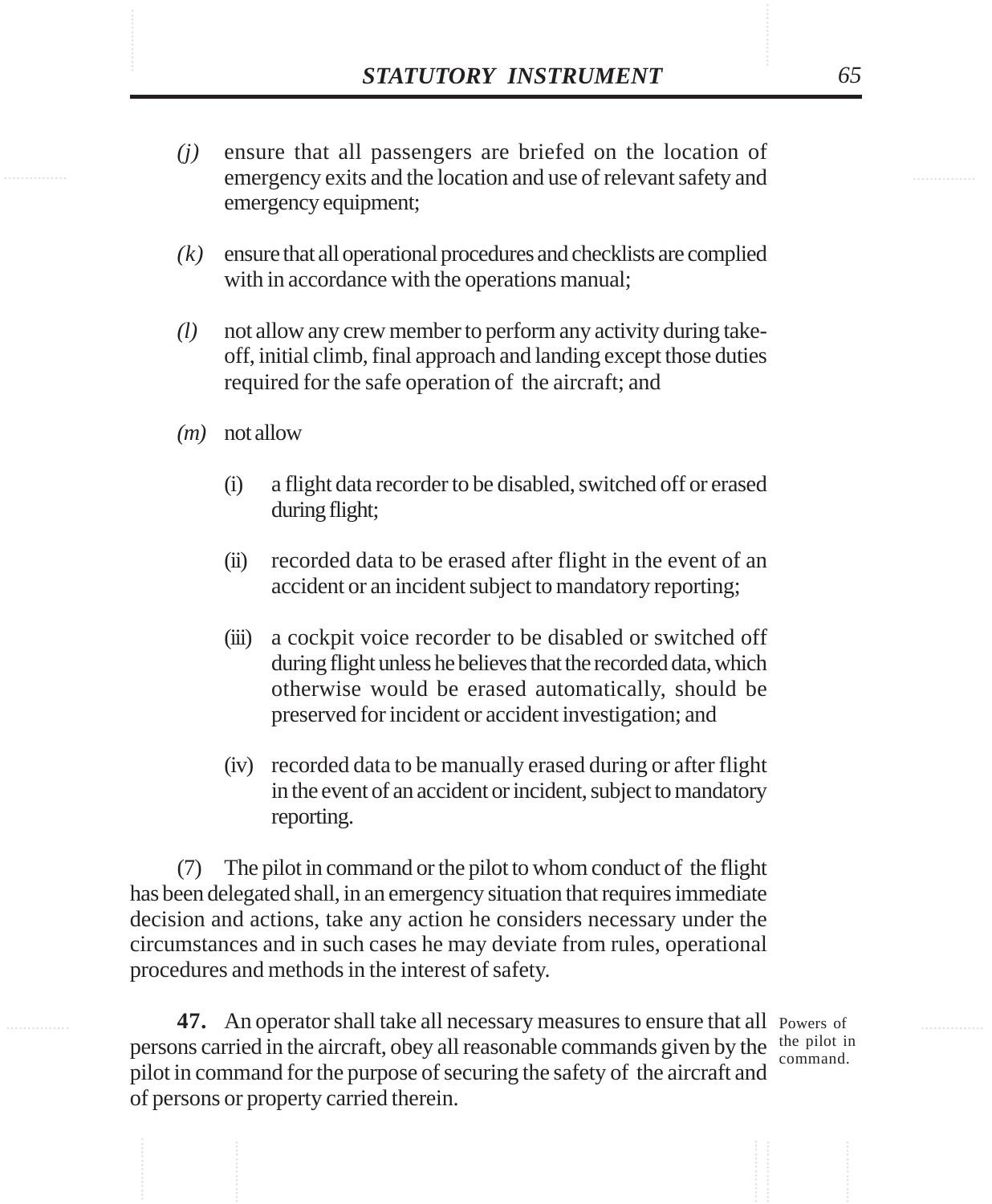*(j)* ensure that all passengers are briefed on the location of emergency exits and the location and use of relevant safety and emergency equipment;

*(k)* ensure that all operational procedures and checklists are complied with in accordance with the operations manual;

*(l)* not allow any crew member to perform any activity during take-off, initial climb, final approach and landing except those duties required for the safe operation of the aircraft; and

*(m)* not allow

(i) a flight data recorder to be disabled, switched off or erased during flight;

(ii) recorded data to be erased after flight in the event of an accident or an incident subject to mandatory reporting;

(iii) a cockpit voice recorder to be disabled or switched off during flight unless he believes that the recorded data, which otherwise would be erased automatically, should be preserved for incident or accident investigation; and

(iv) recorded data to be manually erased during or after flight in the event of an accident or incident, subject to mandatory reporting.

(7) The pilot in command or the pilot to whom conduct of the flight has been delegated shall, in an emergency situation that requires immediate decision and actions, take any action he considers necessary under the circumstances and in such cases he may deviate from rules, operational procedures and methods in the interest of safety.

Powers of the pilot in command.

**47.** An operator shall take all necessary measures to ensure that all persons carried in the aircraft, obey all reasonable commands given by the pilot in command for the purpose of securing the safety of the aircraft and of persons or property carried therein.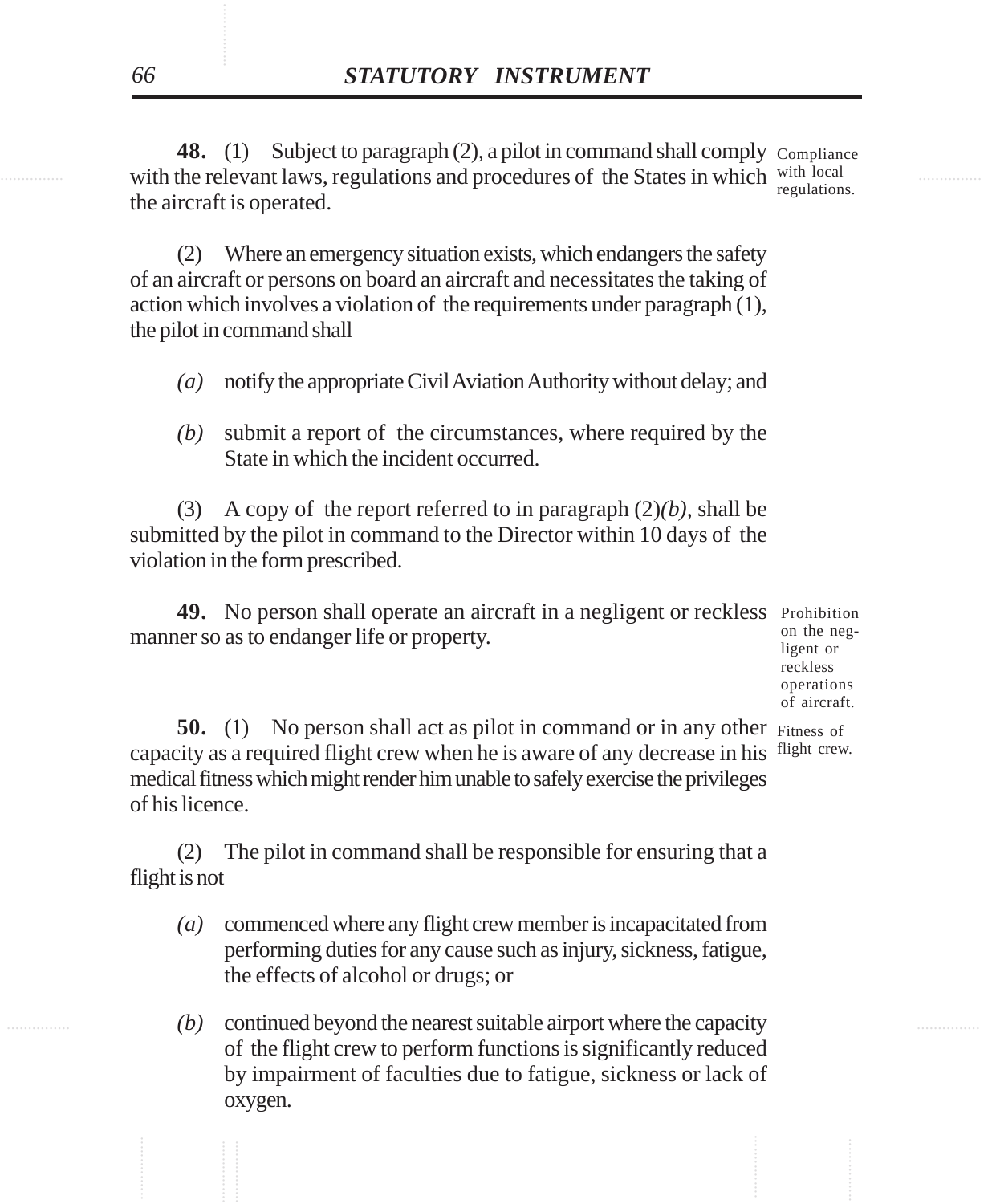**48.** (1) Subject to paragraph (2), a pilot in command shall comply with the relevant laws, regulations and procedures of the States in which the aircraft is operated.

Compliance with local regulations.

(2) Where an emergency situation exists, which endangers the safety of an aircraft or persons on board an aircraft and necessitates the taking of action which involves a violation of the requirements under paragraph (1), the pilot in command shall

*(a)* notify the appropriate Civil Aviation Authority without delay; and

*(b)* submit a report of the circumstances, where required by the State in which the incident occurred.

(3) A copy of the report referred to in paragraph (2)*(b)*, shall be submitted by the pilot in command to the Director within 10 days of the violation in the form prescribed.

**49.** No person shall operate an aircraft in a negligent or reckless manner so as to endanger life or property.

Prohibition on the negligent or reckless operations of aircraft.

**50.** (1) No person shall act as pilot in command or in any other capacity as a required flight crew when he is aware of any decrease in his medical fitness which might render him unable to safely exercise the privileges of his licence.

Fitness of flight crew.

(2) The pilot in command shall be responsible for ensuring that a flight is not

*(a)* commenced where any flight crew member is incapacitated from performing duties for any cause such as injury, sickness, fatigue, the effects of alcohol or drugs; or

*(b)* continued beyond the nearest suitable airport where the capacity of the flight crew to perform functions is significantly reduced by impairment of faculties due to fatigue, sickness or lack of oxygen.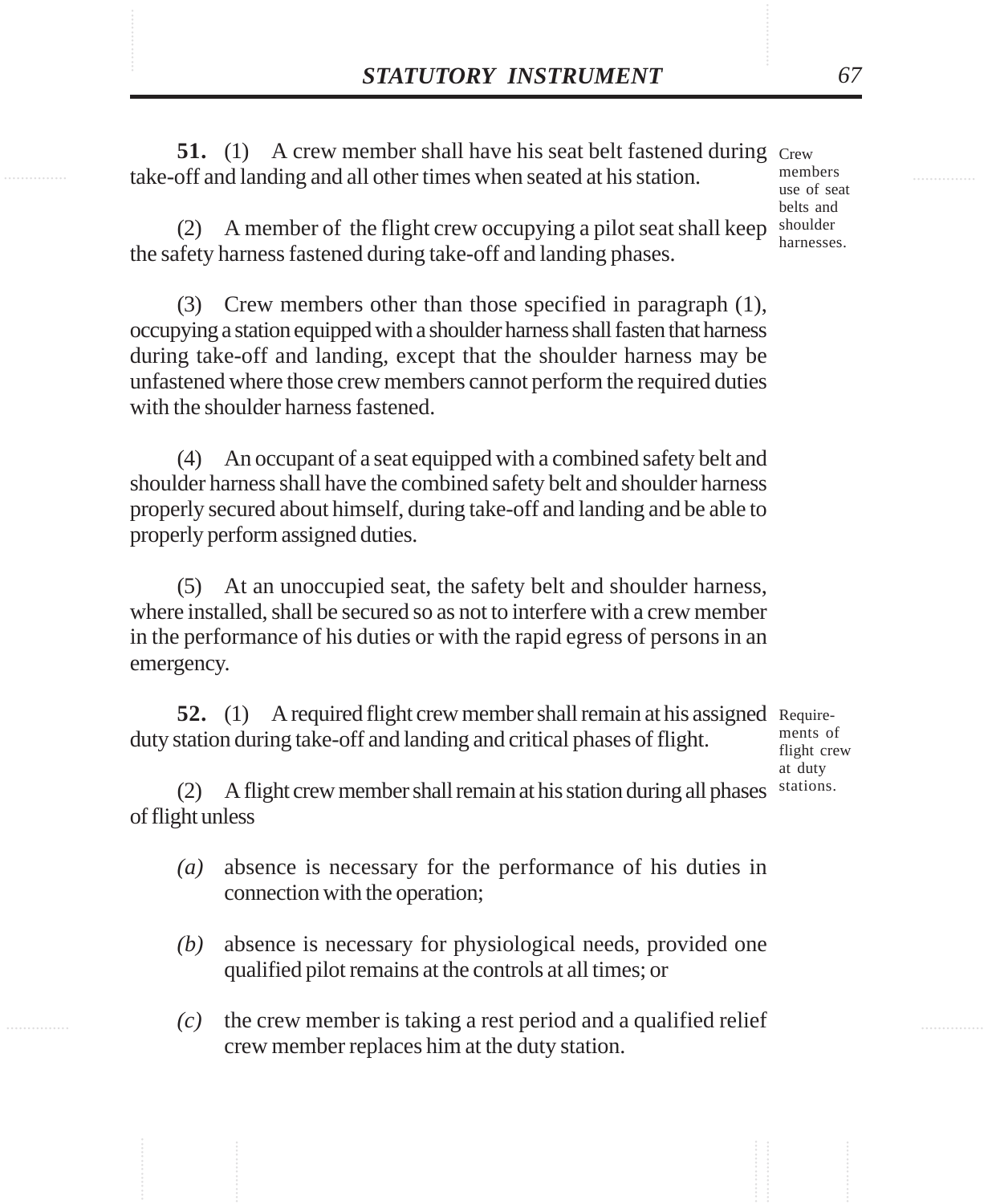**51.** (1) A crew member shall have his seat belt fastened during take-off and landing and all other times when seated at his station.

Crew members use of seat belts and shoulder harnesses.

(2) A member of the flight crew occupying a pilot seat shall keep the safety harness fastened during take-off and landing phases.

(3) Crew members other than those specified in paragraph (1), occupying a station equipped with a shoulder harness shall fasten that harness during take-off and landing, except that the shoulder harness may be unfastened where those crew members cannot perform the required duties with the shoulder harness fastened.

(4) An occupant of a seat equipped with a combined safety belt and shoulder harness shall have the combined safety belt and shoulder harness properly secured about himself, during take-off and landing and be able to properly perform assigned duties.

(5) At an unoccupied seat, the safety belt and shoulder harness, where installed, shall be secured so as not to interfere with a crew member in the performance of his duties or with the rapid egress of persons in an emergency.

**52.** (1) A required flight crew member shall remain at his assigned duty station during take-off and landing and critical phases of flight.

Requirements of flight crew at duty stations.

(2) A flight crew member shall remain at his station during all phases of flight unless

*(a)* absence is necessary for the performance of his duties in connection with the operation;

*(b)* absence is necessary for physiological needs, provided one qualified pilot remains at the controls at all times; or

*(c)* the crew member is taking a rest period and a qualified relief crew member replaces him at the duty station.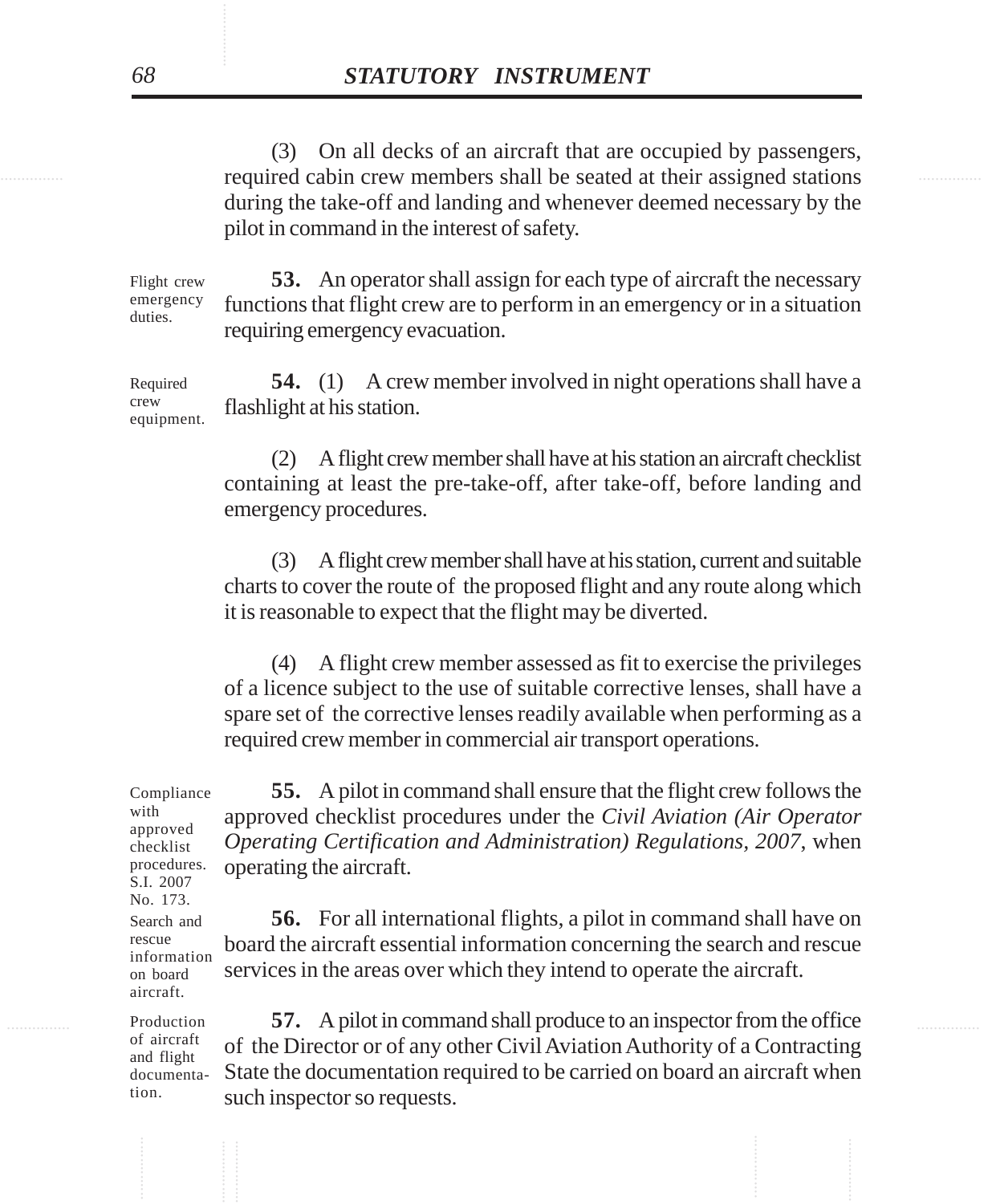(3) On all decks of an aircraft that are occupied by passengers, required cabin crew members shall be seated at their assigned stations during the take-off and landing and whenever deemed necessary by the pilot in command in the interest of safety.

Flight crew emergency duties.

**53.** An operator shall assign for each type of aircraft the necessary functions that flight crew are to perform in an emergency or in a situation requiring emergency evacuation.

Required crew equipment.

**54.** (1) A crew member involved in night operations shall have a flashlight at his station.

(2) A flight crew member shall have at his station an aircraft checklist containing at least the pre-take-off, after take-off, before landing and emergency procedures.

(3) A flight crew member shall have at his station, current and suitable charts to cover the route of the proposed flight and any route along which it is reasonable to expect that the flight may be diverted.

(4) A flight crew member assessed as fit to exercise the privileges of a licence subject to the use of suitable corrective lenses, shall have a spare set of the corrective lenses readily available when performing as a required crew member in commercial air transport operations.

Compliance with approved checklist procedures. S.I. 2007 No. 173.

**55.** A pilot in command shall ensure that the flight crew follows the approved checklist procedures under the *Civil Aviation (Air Operator Operating Certification and Administration) Regulations, 2007,* when operating the aircraft.

Search and rescue information on board aircraft.

**56.** For all international flights, a pilot in command shall have on board the aircraft essential information concerning the search and rescue services in the areas over which they intend to operate the aircraft.

Production of aircraft and flight documentation.

**57.** A pilot in command shall produce to an inspector from the office of the Director or of any other Civil Aviation Authority of a Contracting State the documentation required to be carried on board an aircraft when such inspector so requests.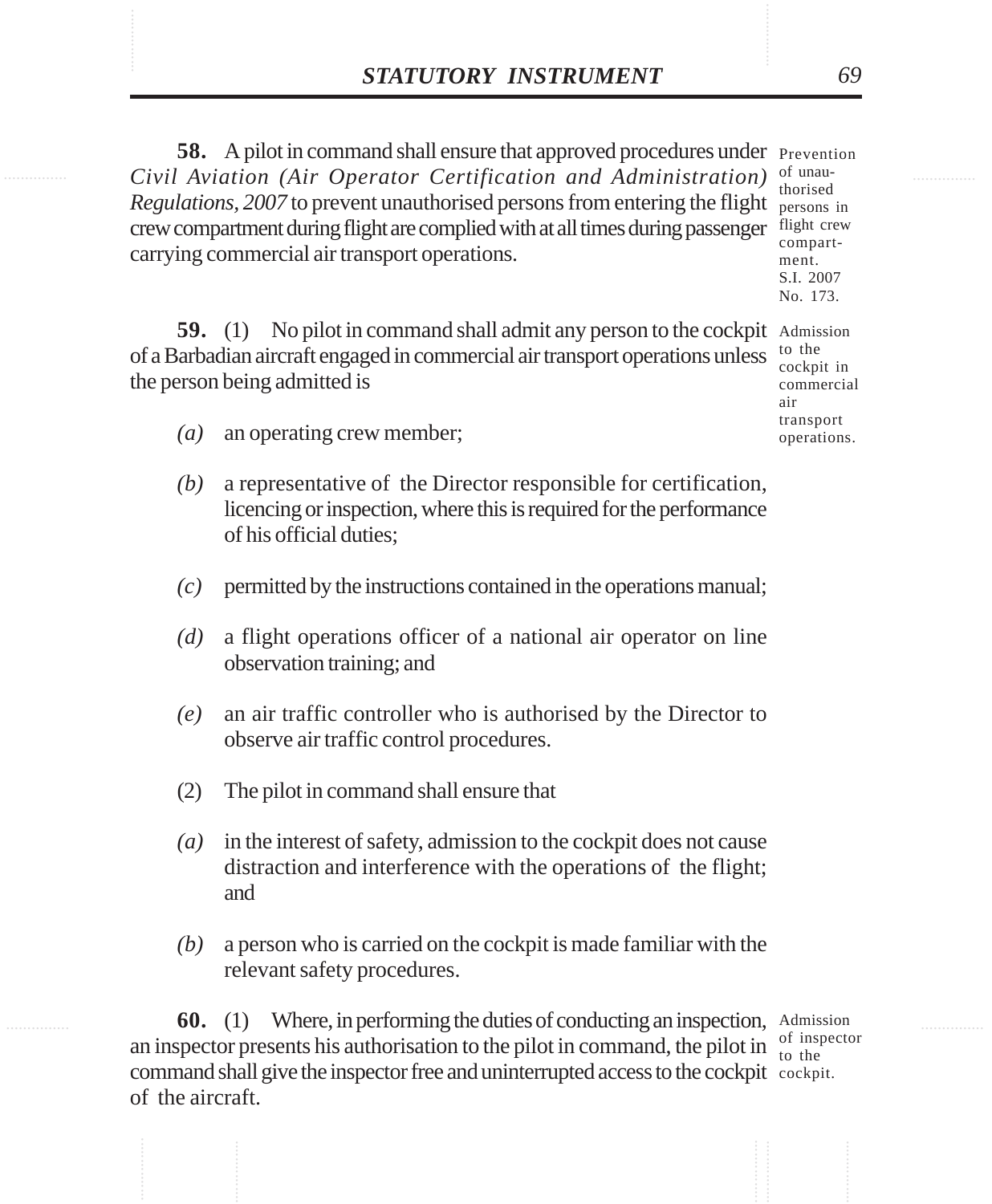**58.** A pilot in command shall ensure that approved procedures under *Civil Aviation (Air Operator Certification and Administration) Regulations, 2007* to prevent unauthorised persons from entering the flight crew compartment during flight are complied with at all times during passenger carrying commercial air transport operations.

Prevention of unauthorised persons in flight crew compartment. S.I. 2007 No. 173.

**59.** (1) No pilot in command shall admit any person to the cockpit of a Barbadian aircraft engaged in commercial air transport operations unless the person being admitted is

Admission to the cockpit in commercial air transport operations.

*(a)* an operating crew member;

*(b)* a representative of the Director responsible for certification, licencing or inspection, where this is required for the performance of his official duties;

*(c)* permitted by the instructions contained in the operations manual;

*(d)* a flight operations officer of a national air operator on line observation training; and

*(e)* an air traffic controller who is authorised by the Director to observe air traffic control procedures.

(2) The pilot in command shall ensure that

*(a)* in the interest of safety, admission to the cockpit does not cause distraction and interference with the operations of the flight; and

*(b)* a person who is carried on the cockpit is made familiar with the relevant safety procedures.

**60.** (1) Where, in performing the duties of conducting an inspection, an inspector presents his authorisation to the pilot in command, the pilot in command shall give the inspector free and uninterrupted access to the cockpit of the aircraft.

Admission of inspector to the cockpit.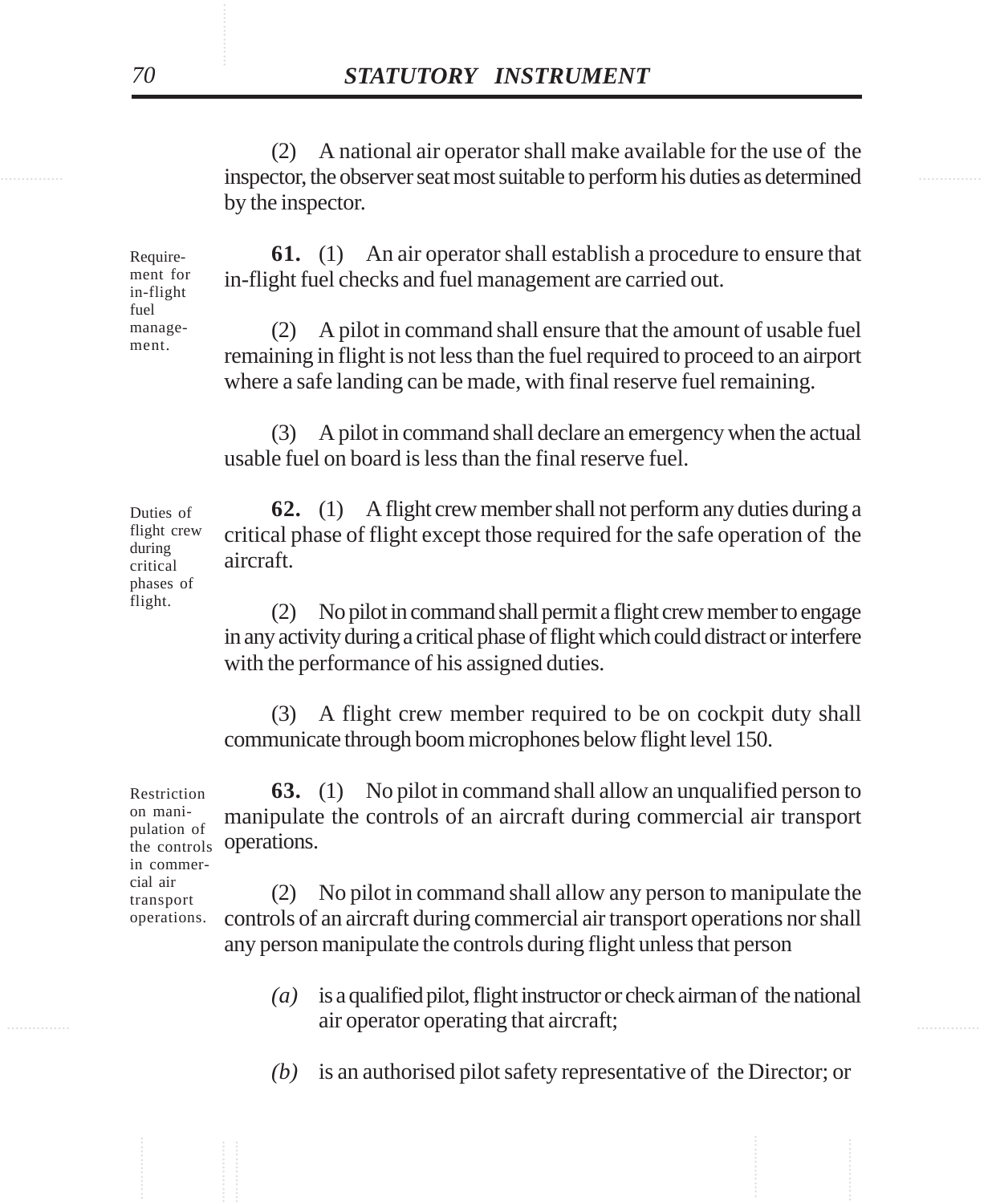(2) A national air operator shall make available for the use of the inspector, the observer seat most suitable to perform his duties as determined by the inspector.

Requirement for in-flight fuel management.

**61.** (1) An air operator shall establish a procedure to ensure that in-flight fuel checks and fuel management are carried out.

(2) A pilot in command shall ensure that the amount of usable fuel remaining in flight is not less than the fuel required to proceed to an airport where a safe landing can be made, with final reserve fuel remaining.

(3) A pilot in command shall declare an emergency when the actual usable fuel on board is less than the final reserve fuel.

Duties of flight crew during critical phases of flight.

**62.** (1) A flight crew member shall not perform any duties during a critical phase of flight except those required for the safe operation of the aircraft.

(2) No pilot in command shall permit a flight crew member to engage in any activity during a critical phase of flight which could distract or interfere with the performance of his assigned duties.

(3) A flight crew member required to be on cockpit duty shall communicate through boom microphones below flight level 150.

Restriction on manipulation of the controls in commercial air transport operations.

**63.** (1) No pilot in command shall allow an unqualified person to manipulate the controls of an aircraft during commercial air transport operations.

(2) No pilot in command shall allow any person to manipulate the controls of an aircraft during commercial air transport operations nor shall any person manipulate the controls during flight unless that person

*(a)* is a qualified pilot, flight instructor or check airman of the national air operator operating that aircraft;

*(b)* is an authorised pilot safety representative of the Director; or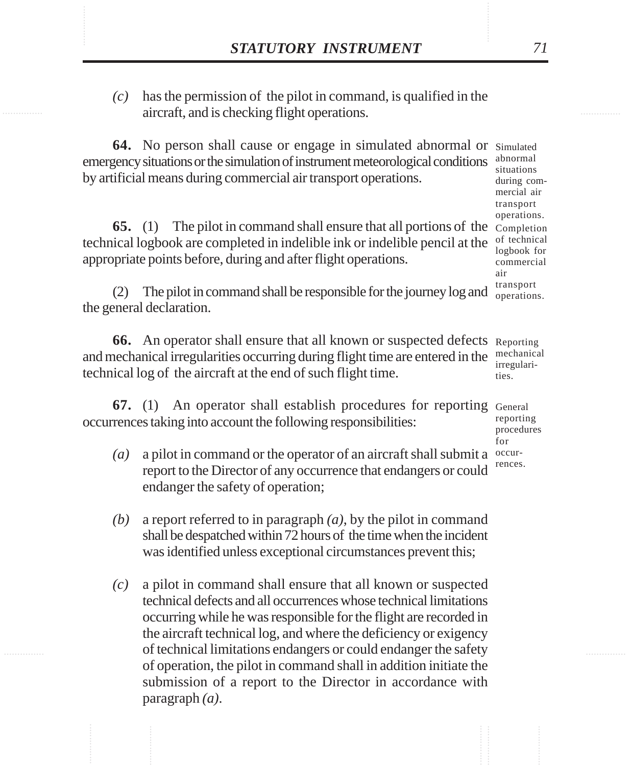*(c)* has the permission of the pilot in command, is qualified in the aircraft, and is checking flight operations.

Simulated abnormal situations during commercial air transport operations.

**64.** No person shall cause or engage in simulated abnormal or emergency situations or the simulation of instrument meteorological conditions by artificial means during commercial air transport operations.

Completion of technical logbook for commercial air transport operations.

**65.** (1) The pilot in command shall ensure that all portions of the technical logbook are completed in indelible ink or indelible pencil at the appropriate points before, during and after flight operations.

(2) The pilot in command shall be responsible for the journey log and the general declaration.

Reporting mechanical irregularities.

**66.** An operator shall ensure that all known or suspected defects and mechanical irregularities occurring during flight time are entered in the technical log of the aircraft at the end of such flight time.

General reporting procedures for occurrences.

**67.** (1) An operator shall establish procedures for reporting occurrences taking into account the following responsibilities:

*(a)* a pilot in command or the operator of an aircraft shall submit a report to the Director of any occurrence that endangers or could endanger the safety of operation;

*(b)* a report referred to in paragraph *(a)*, by the pilot in command shall be despatched within 72 hours of the time when the incident was identified unless exceptional circumstances prevent this;

*(c)* a pilot in command shall ensure that all known or suspected technical defects and all occurrences whose technical limitations occurring while he was responsible for the flight are recorded in the aircraft technical log, and where the deficiency or exigency of technical limitations endangers or could endanger the safety of operation, the pilot in command shall in addition initiate the submission of a report to the Director in accordance with paragraph *(a)*.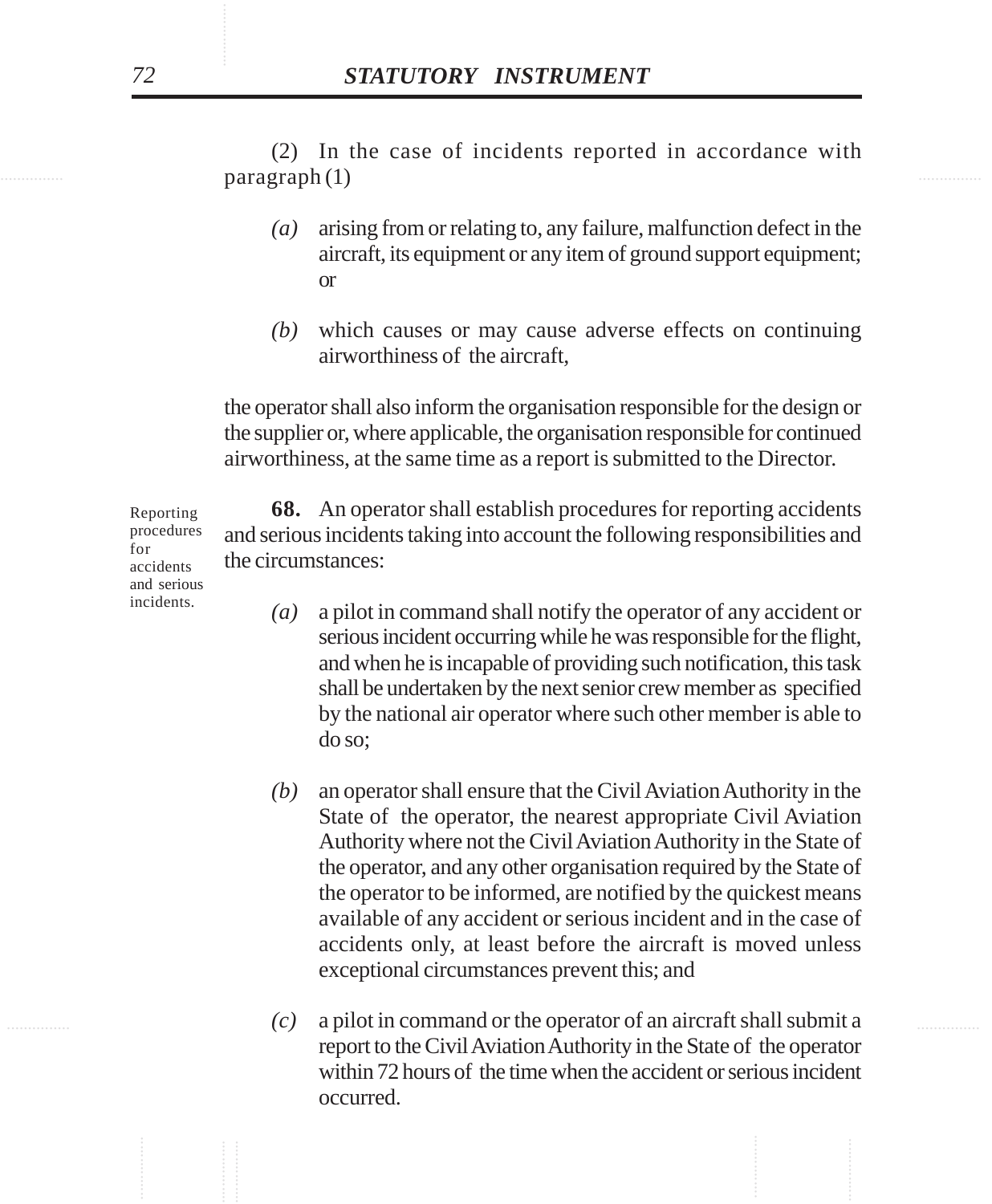(2) In the case of incidents reported in accordance with paragraph (1)

*(a)* arising from or relating to, any failure, malfunction defect in the aircraft, its equipment or any item of ground support equipment; or

*(b)* which causes or may cause adverse effects on continuing airworthiness of the aircraft,

the operator shall also inform the organisation responsible for the design or the supplier or, where applicable, the organisation responsible for continued airworthiness, at the same time as a report is submitted to the Director.

Reporting procedures for accidents and serious incidents.

**68.** An operator shall establish procedures for reporting accidents and serious incidents taking into account the following responsibilities and the circumstances:

*(a)* a pilot in command shall notify the operator of any accident or serious incident occurring while he was responsible for the flight, and when he is incapable of providing such notification, this task shall be undertaken by the next senior crew member as specified by the national air operator where such other member is able to do so;

*(b)* an operator shall ensure that the Civil Aviation Authority in the State of the operator, the nearest appropriate Civil Aviation Authority where not the Civil Aviation Authority in the State of the operator, and any other organisation required by the State of the operator to be informed, are notified by the quickest means available of any accident or serious incident and in the case of accidents only, at least before the aircraft is moved unless exceptional circumstances prevent this; and

*(c)* a pilot in command or the operator of an aircraft shall submit a report to the Civil Aviation Authority in the State of the operator within 72 hours of the time when the accident or serious incident occurred.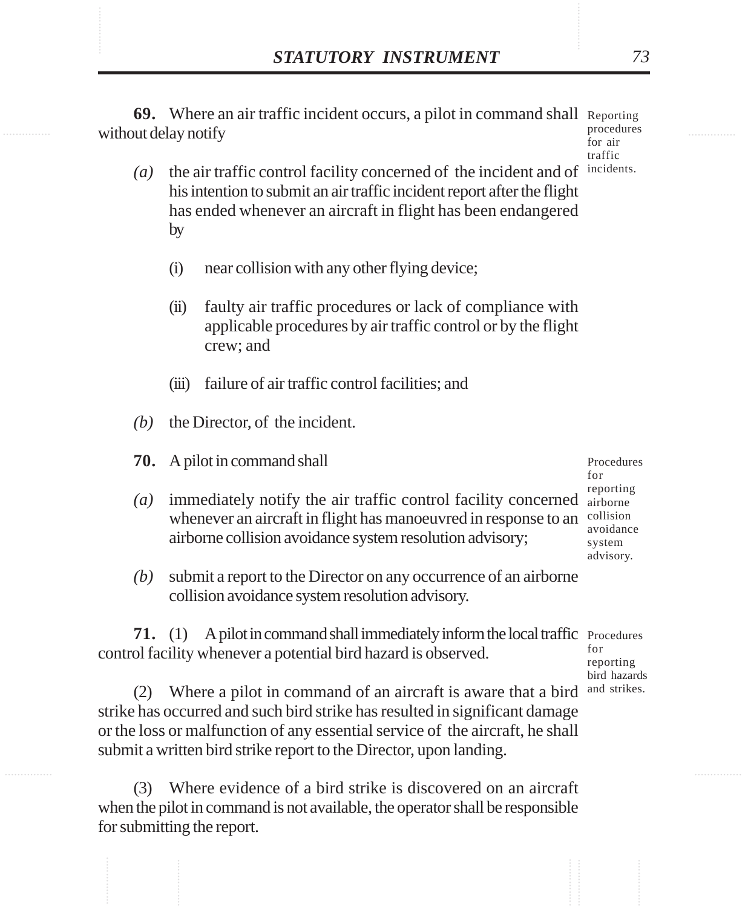**69.** Where an air traffic incident occurs, a pilot in command shall without delay notify

Reporting procedures for air traffic incidents.

*(a)* the air traffic control facility concerned of the incident and of his intention to submit an air traffic incident report after the flight has ended whenever an aircraft in flight has been endangered by

(i) near collision with any other flying device;

(ii) faulty air traffic procedures or lack of compliance with applicable procedures by air traffic control or by the flight crew; and

(iii) failure of air traffic control facilities; and

*(b)* the Director, of the incident.

**70.** A pilot in command shall

Procedures for reporting airborne collision avoidance system advisory.

*(a)* immediately notify the air traffic control facility concerned whenever an aircraft in flight has manoeuvred in response to an airborne collision avoidance system resolution advisory;

*(b)* submit a report to the Director on any occurrence of an airborne collision avoidance system resolution advisory.

**71.** (1) A pilot in command shall immediately inform the local traffic control facility whenever a potential bird hazard is observed.

Procedures for reporting bird hazards and strikes.

(2) Where a pilot in command of an aircraft is aware that a bird strike has occurred and such bird strike has resulted in significant damage or the loss or malfunction of any essential service of the aircraft, he shall submit a written bird strike report to the Director, upon landing.

(3) Where evidence of a bird strike is discovered on an aircraft when the pilot in command is not available, the operator shall be responsible for submitting the report.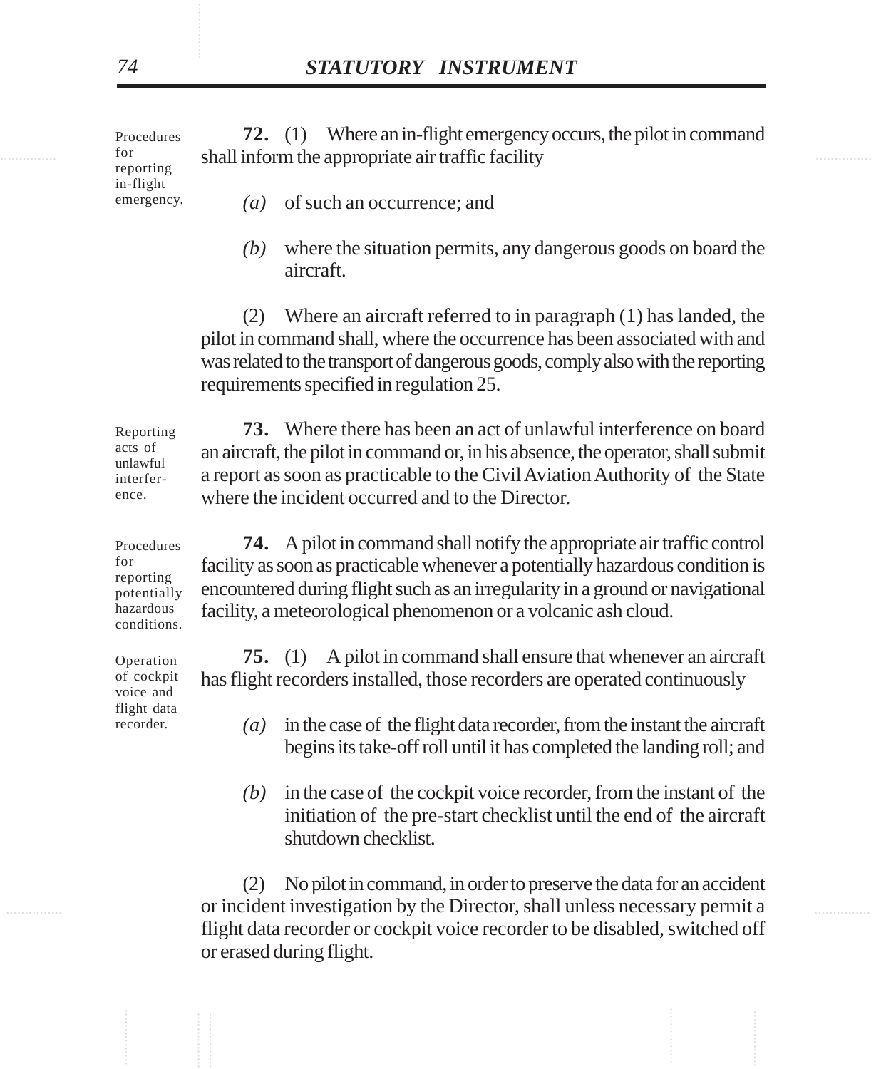Procedures for reporting in-flight emergency.

**72.** (1) Where an in-flight emergency occurs, the pilot in command shall inform the appropriate air traffic facility

*(a)* of such an occurrence; and

*(b)* where the situation permits, any dangerous goods on board the aircraft.

(2) Where an aircraft referred to in paragraph (1) has landed, the pilot in command shall, where the occurrence has been associated with and was related to the transport of dangerous goods, comply also with the reporting requirements specified in regulation 25.

Reporting acts of unlawful interference.

**73.** Where there has been an act of unlawful interference on board an aircraft, the pilot in command or, in his absence, the operator, shall submit a report as soon as practicable to the Civil Aviation Authority of the State where the incident occurred and to the Director.

Procedures for reporting potentially hazardous conditions.

**74.** A pilot in command shall notify the appropriate air traffic control facility as soon as practicable whenever a potentially hazardous condition is encountered during flight such as an irregularity in a ground or navigational facility, a meteorological phenomenon or a volcanic ash cloud.

Operation of cockpit voice and flight data recorder.

**75.** (1) A pilot in command shall ensure that whenever an aircraft has flight recorders installed, those recorders are operated continuously

*(a)* in the case of the flight data recorder, from the instant the aircraft begins its take-off roll until it has completed the landing roll; and

*(b)* in the case of the cockpit voice recorder, from the instant of the initiation of the pre-start checklist until the end of the aircraft shutdown checklist.

(2) No pilot in command, in order to preserve the data for an accident or incident investigation by the Director, shall unless necessary permit a flight data recorder or cockpit voice recorder to be disabled, switched off or erased during flight.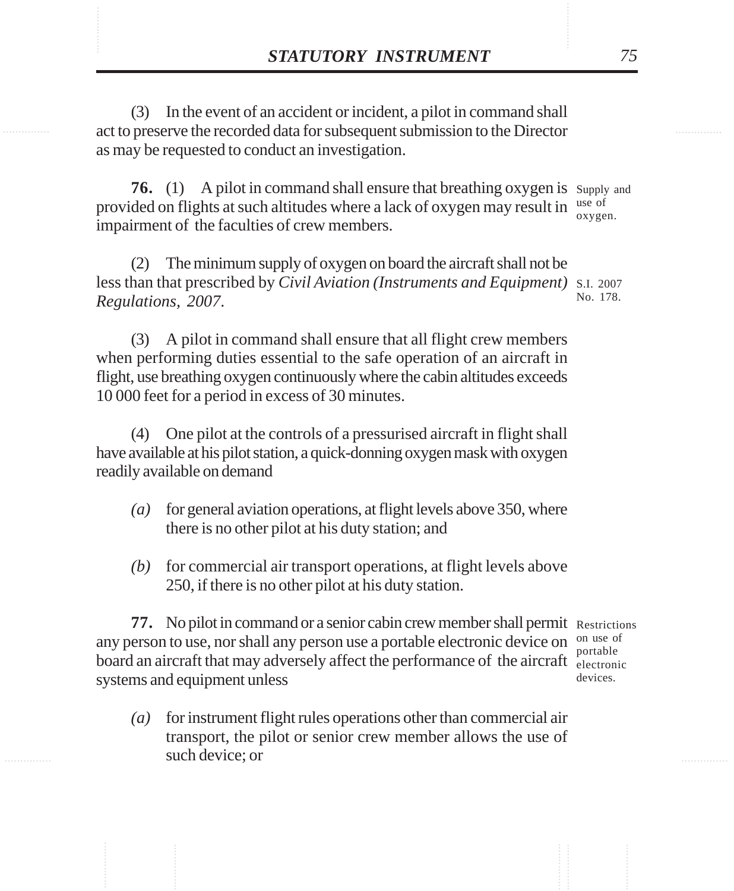(3) In the event of an accident or incident, a pilot in command shall act to preserve the recorded data for subsequent submission to the Director as may be requested to conduct an investigation.

Supply and use of oxygen.

**76.** (1) A pilot in command shall ensure that breathing oxygen is provided on flights at such altitudes where a lack of oxygen may result in impairment of the faculties of crew members.

S.I. 2007 No. 178.

(2) The minimum supply of oxygen on board the aircraft shall not be less than that prescribed by *Civil Aviation (Instruments and Equipment) Regulations, 2007*.

(3) A pilot in command shall ensure that all flight crew members when performing duties essential to the safe operation of an aircraft in flight, use breathing oxygen continuously where the cabin altitudes exceeds 10 000 feet for a period in excess of 30 minutes.

(4) One pilot at the controls of a pressurised aircraft in flight shall have available at his pilot station, a quick-donning oxygen mask with oxygen readily available on demand

*(a)* for general aviation operations, at flight levels above 350, where there is no other pilot at his duty station; and

*(b)* for commercial air transport operations, at flight levels above 250, if there is no other pilot at his duty station.

Restrictions on use of portable electronic devices.

**77.** No pilot in command or a senior cabin crew member shall permit any person to use, nor shall any person use a portable electronic device on board an aircraft that may adversely affect the performance of the aircraft systems and equipment unless

*(a)* for instrument flight rules operations other than commercial air transport, the pilot or senior crew member allows the use of such device; or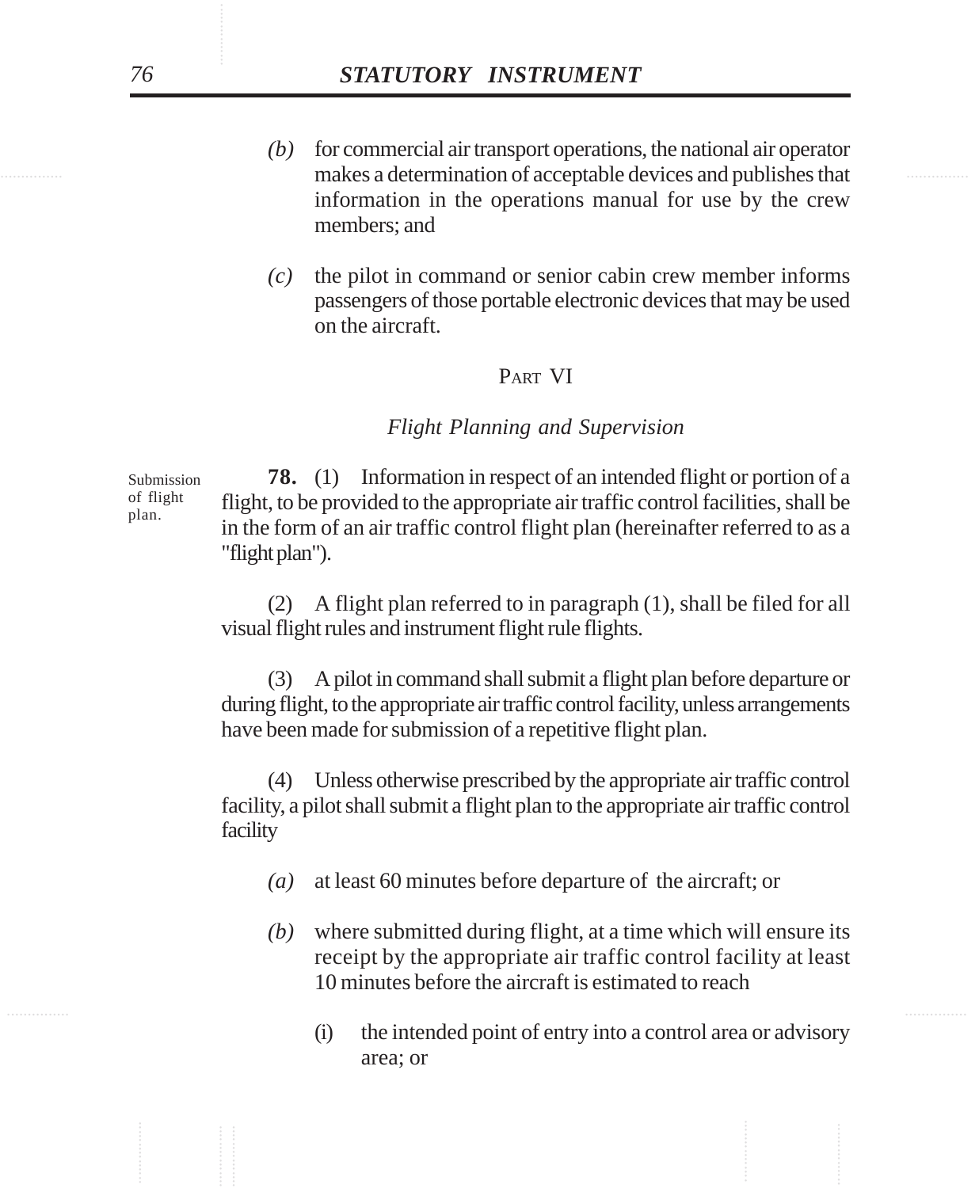*(b)* for commercial air transport operations, the national air operator makes a determination of acceptable devices and publishes that information in the operations manual for use by the crew members; and

*(c)* the pilot in command or senior cabin crew member informs passengers of those portable electronic devices that may be used on the aircraft.

## PART VI

### *Flight Planning and Supervision*

Submission of flight plan.

**78.** (1) Information in respect of an intended flight or portion of a flight, to be provided to the appropriate air traffic control facilities, shall be in the form of an air traffic control flight plan (hereinafter referred to as a "flight plan").

(2) A flight plan referred to in paragraph (1), shall be filed for all visual flight rules and instrument flight rule flights.

(3) A pilot in command shall submit a flight plan before departure or during flight, to the appropriate air traffic control facility, unless arrangements have been made for submission of a repetitive flight plan.

(4) Unless otherwise prescribed by the appropriate air traffic control facility, a pilot shall submit a flight plan to the appropriate air traffic control facility

*(a)* at least 60 minutes before departure of the aircraft; or

*(b)* where submitted during flight, at a time which will ensure its receipt by the appropriate air traffic control facility at least 10 minutes before the aircraft is estimated to reach

(i) the intended point of entry into a control area or advisory area; or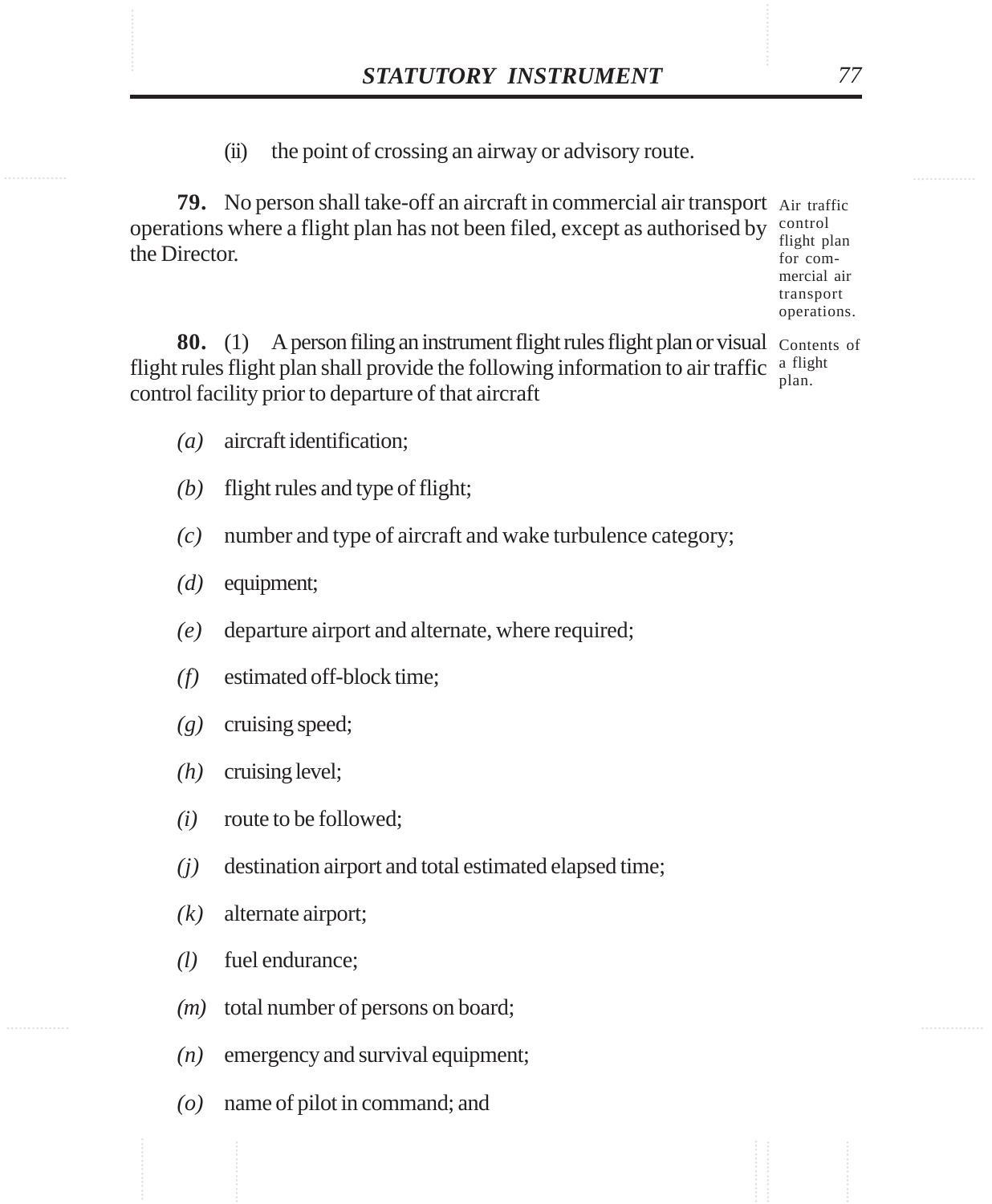(ii) the point of crossing an airway or advisory route.

**79.** No person shall take-off an aircraft in commercial air transport operations where a flight plan has not been filed, except as authorised by the Director.

Air traffic control flight plan for commercial air transport operations.

**80.** (1) A person filing an instrument flight rules flight plan or visual flight rules flight plan shall provide the following information to air traffic control facility prior to departure of that aircraft

Contents of a flight plan.

*(a)* aircraft identification;

*(b)* flight rules and type of flight;

*(c)* number and type of aircraft and wake turbulence category;

*(d)* equipment;

*(e)* departure airport and alternate, where required;

*(f)* estimated off-block time;

*(g)* cruising speed;

*(h)* cruising level;

*(i)* route to be followed;

*(j)* destination airport and total estimated elapsed time;

*(k)* alternate airport;

*(l)* fuel endurance;

*(m)* total number of persons on board;

*(n)* emergency and survival equipment;

*(o)* name of pilot in command; and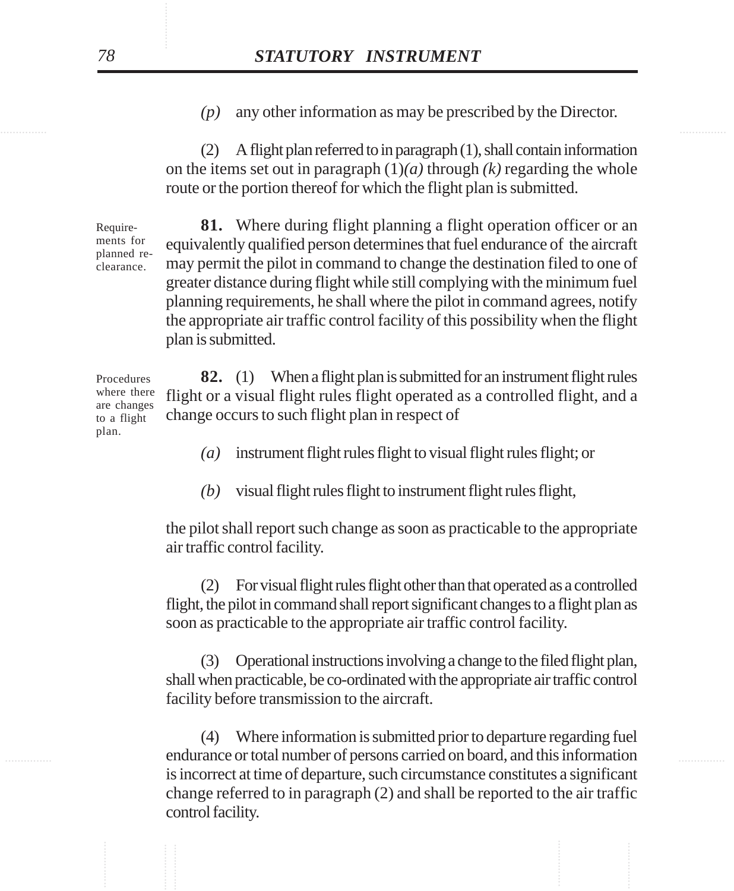*(p)* any other information as may be prescribed by the Director.

(2) A flight plan referred to in paragraph (1), shall contain information on the items set out in paragraph (1)*(a)* through *(k)* regarding the whole route or the portion thereof for which the flight plan is submitted.

Requirements for planned re-clearance.

**81.** Where during flight planning a flight operation officer or an equivalently qualified person determines that fuel endurance of the aircraft may permit the pilot in command to change the destination filed to one of greater distance during flight while still complying with the minimum fuel planning requirements, he shall where the pilot in command agrees, notify the appropriate air traffic control facility of this possibility when the flight plan is submitted.

Procedures where there are changes to a flight plan.

**82.** (1) When a flight plan is submitted for an instrument flight rules flight or a visual flight rules flight operated as a controlled flight, and a change occurs to such flight plan in respect of

*(a)* instrument flight rules flight to visual flight rules flight; or

*(b)* visual flight rules flight to instrument flight rules flight,

the pilot shall report such change as soon as practicable to the appropriate air traffic control facility.

(2) For visual flight rules flight other than that operated as a controlled flight, the pilot in command shall report significant changes to a flight plan as soon as practicable to the appropriate air traffic control facility.

(3) Operational instructions involving a change to the filed flight plan, shall when practicable, be co-ordinated with the appropriate air traffic control facility before transmission to the aircraft.

(4) Where information is submitted prior to departure regarding fuel endurance or total number of persons carried on board, and this information is incorrect at time of departure, such circumstance constitutes a significant change referred to in paragraph (2) and shall be reported to the air traffic control facility.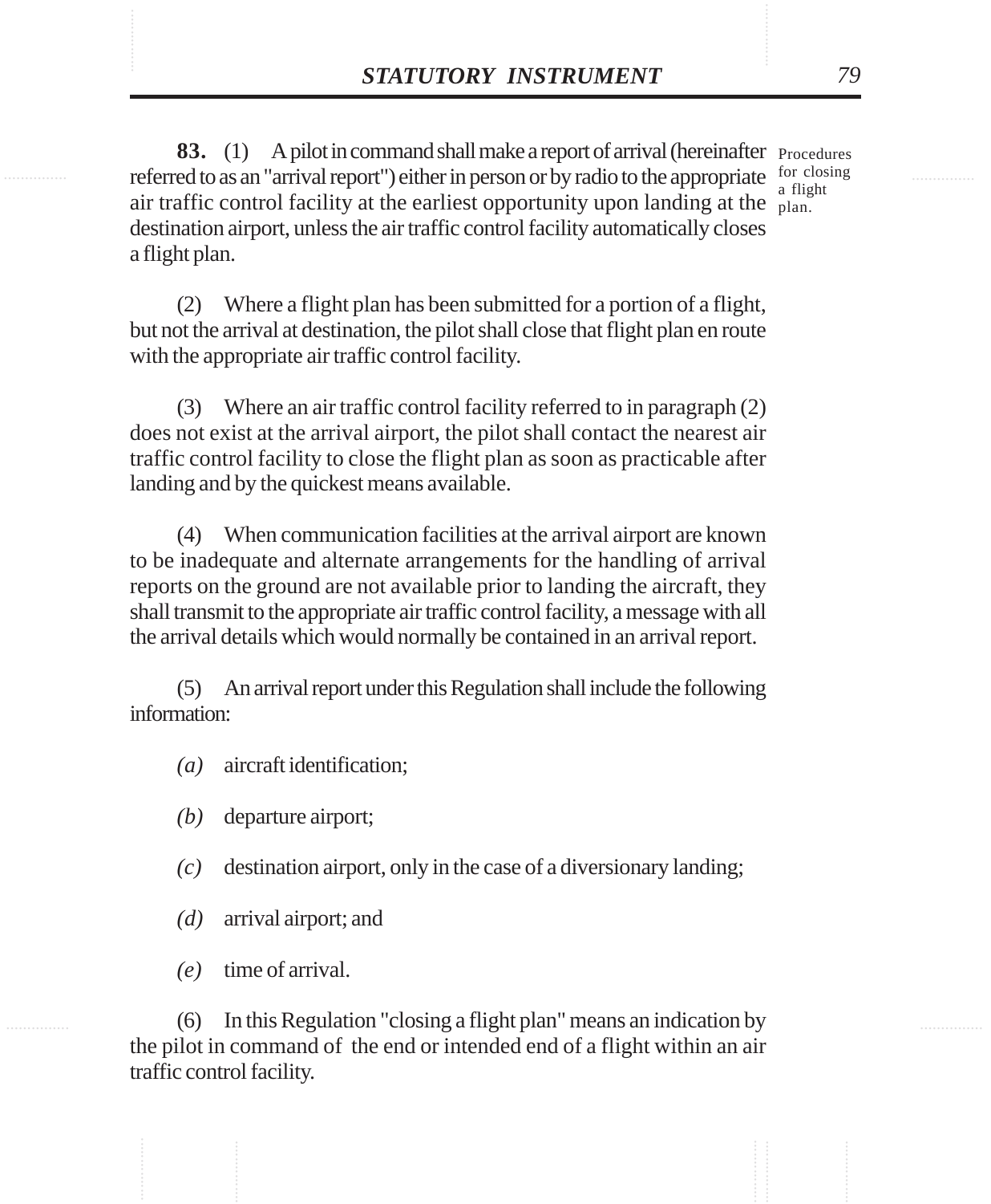**83.** (1) A pilot in command shall make a report of arrival (hereinafter referred to as an "arrival report") either in person or by radio to the appropriate air traffic control facility at the earliest opportunity upon landing at the destination airport, unless the air traffic control facility automatically closes a flight plan.

Procedures for closing a flight plan.

(2) Where a flight plan has been submitted for a portion of a flight, but not the arrival at destination, the pilot shall close that flight plan en route with the appropriate air traffic control facility.

(3) Where an air traffic control facility referred to in paragraph (2) does not exist at the arrival airport, the pilot shall contact the nearest air traffic control facility to close the flight plan as soon as practicable after landing and by the quickest means available.

(4) When communication facilities at the arrival airport are known to be inadequate and alternate arrangements for the handling of arrival reports on the ground are not available prior to landing the aircraft, they shall transmit to the appropriate air traffic control facility, a message with all the arrival details which would normally be contained in an arrival report.

(5) An arrival report under this Regulation shall include the following information:

*(a)* aircraft identification;

*(b)* departure airport;

*(c)* destination airport, only in the case of a diversionary landing;

*(d)* arrival airport; and

*(e)* time of arrival.

(6) In this Regulation "closing a flight plan" means an indication by the pilot in command of the end or intended end of a flight within an air traffic control facility.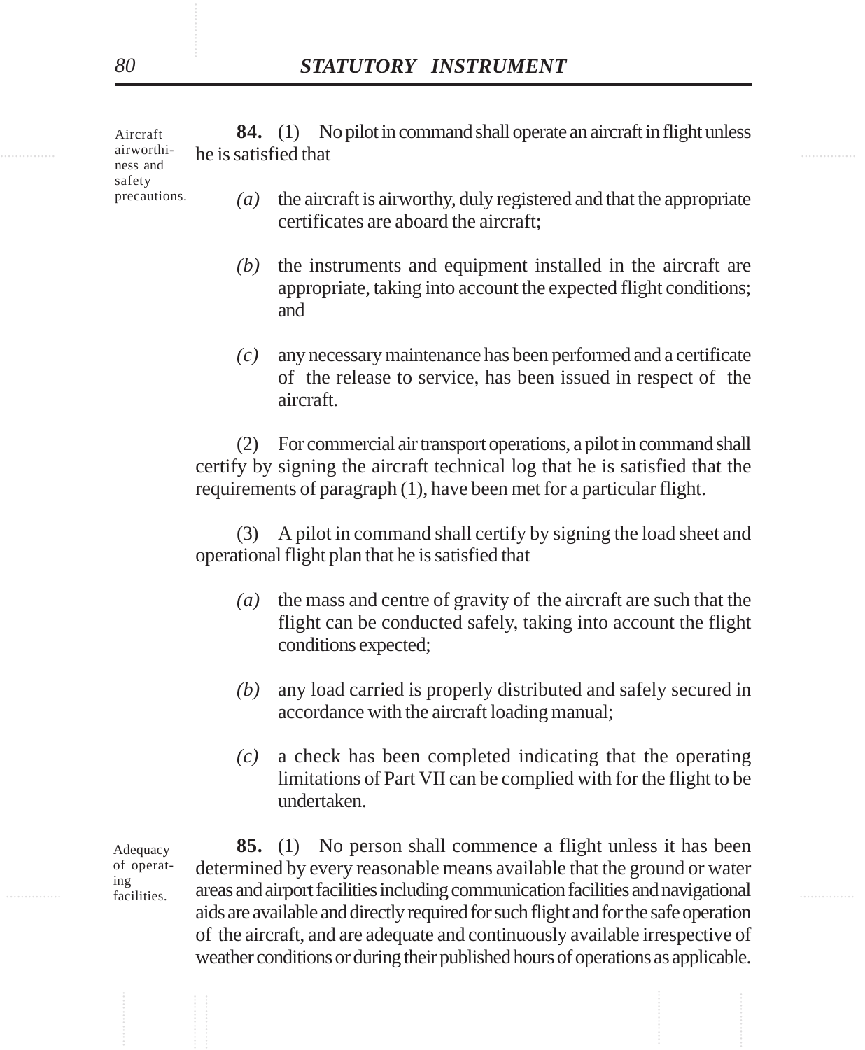Aircraft airworthiness and safety precautions.

**84.** (1) No pilot in command shall operate an aircraft in flight unless he is satisfied that

*(a)* the aircraft is airworthy, duly registered and that the appropriate certificates are aboard the aircraft;

*(b)* the instruments and equipment installed in the aircraft are appropriate, taking into account the expected flight conditions; and

*(c)* any necessary maintenance has been performed and a certificate of the release to service, has been issued in respect of the aircraft.

(2) For commercial air transport operations, a pilot in command shall certify by signing the aircraft technical log that he is satisfied that the requirements of paragraph (1), have been met for a particular flight.

(3) A pilot in command shall certify by signing the load sheet and operational flight plan that he is satisfied that

*(a)* the mass and centre of gravity of the aircraft are such that the flight can be conducted safely, taking into account the flight conditions expected;

*(b)* any load carried is properly distributed and safely secured in accordance with the aircraft loading manual;

*(c)* a check has been completed indicating that the operating limitations of Part VII can be complied with for the flight to be undertaken.

Adequacy of operating facilities.

**85.** (1) No person shall commence a flight unless it has been determined by every reasonable means available that the ground or water areas and airport facilities including communication facilities and navigational aids are available and directly required for such flight and for the safe operation of the aircraft, and are adequate and continuously available irrespective of weather conditions or during their published hours of operations as applicable.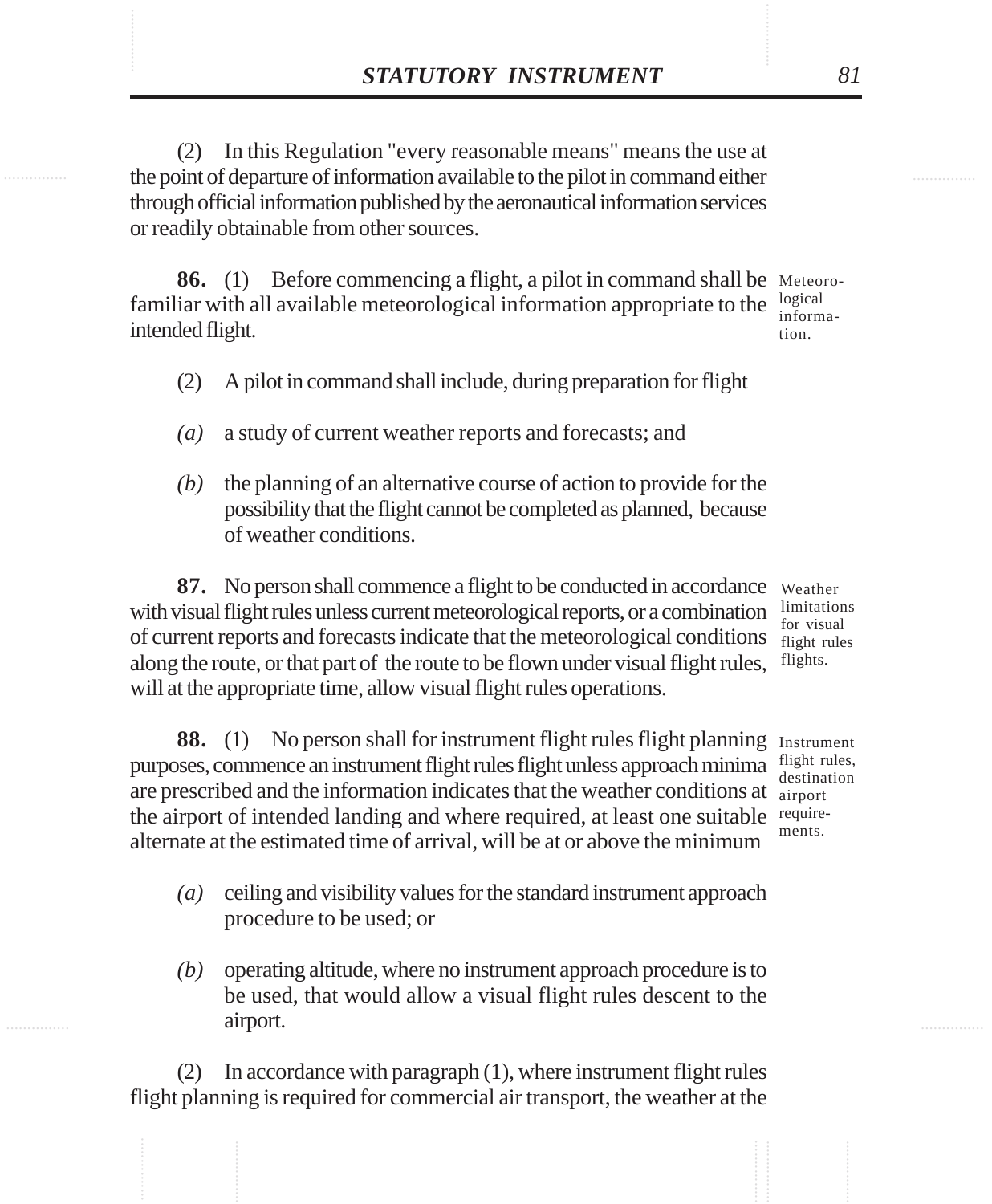(2) In this Regulation "every reasonable means" means the use at the point of departure of information available to the pilot in command either through official information published by the aeronautical information services or readily obtainable from other sources.

**86.** (1) Before commencing a flight, a pilot in command shall be familiar with all available meteorological information appropriate to the intended flight.

Meteorological information.

(2) A pilot in command shall include, during preparation for flight

*(a)* a study of current weather reports and forecasts; and

*(b)* the planning of an alternative course of action to provide for the possibility that the flight cannot be completed as planned, because of weather conditions.

**87.** No person shall commence a flight to be conducted in accordance with visual flight rules unless current meteorological reports, or a combination of current reports and forecasts indicate that the meteorological conditions along the route, or that part of the route to be flown under visual flight rules, will at the appropriate time, allow visual flight rules operations.

Weather limitations for visual flight rules flights.

**88.** (1) No person shall for instrument flight rules flight planning purposes, commence an instrument flight rules flight unless approach minima are prescribed and the information indicates that the weather conditions at the airport of intended landing and where required, at least one suitable alternate at the estimated time of arrival, will be at or above the minimum

Instrument flight rules, destination airport requirements.

*(a)* ceiling and visibility values for the standard instrument approach procedure to be used; or

*(b)* operating altitude, where no instrument approach procedure is to be used, that would allow a visual flight rules descent to the airport.

(2) In accordance with paragraph (1), where instrument flight rules flight planning is required for commercial air transport, the weather at the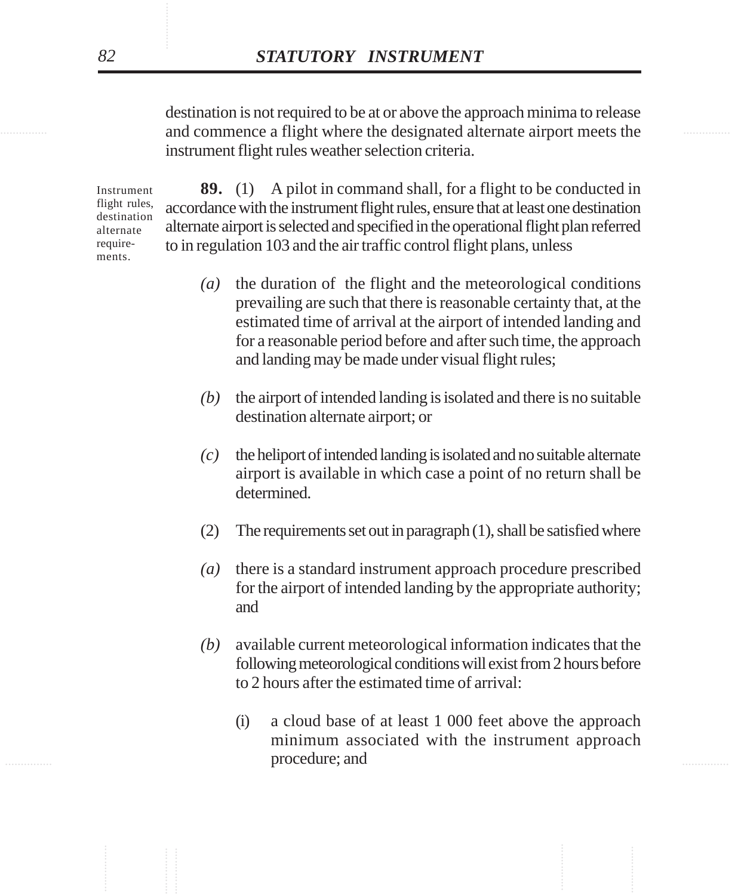destination is not required to be at or above the approach minima to release and commence a flight where the designated alternate airport meets the instrument flight rules weather selection criteria.

Instrument flight rules, destination alternate requirements.

**89.** (1) A pilot in command shall, for a flight to be conducted in accordance with the instrument flight rules, ensure that at least one destination alternate airport is selected and specified in the operational flight plan referred to in regulation 103 and the air traffic control flight plans, unless

*(a)* the duration of the flight and the meteorological conditions prevailing are such that there is reasonable certainty that, at the estimated time of arrival at the airport of intended landing and for a reasonable period before and after such time, the approach and landing may be made under visual flight rules;

*(b)* the airport of intended landing is isolated and there is no suitable destination alternate airport; or

*(c)* the heliport of intended landing is isolated and no suitable alternate airport is available in which case a point of no return shall be determined.

(2) The requirements set out in paragraph (1), shall be satisfied where

*(a)* there is a standard instrument approach procedure prescribed for the airport of intended landing by the appropriate authority; and

*(b)* available current meteorological information indicates that the following meteorological conditions will exist from 2 hours before to 2 hours after the estimated time of arrival:

(i) a cloud base of at least 1 000 feet above the approach minimum associated with the instrument approach procedure; and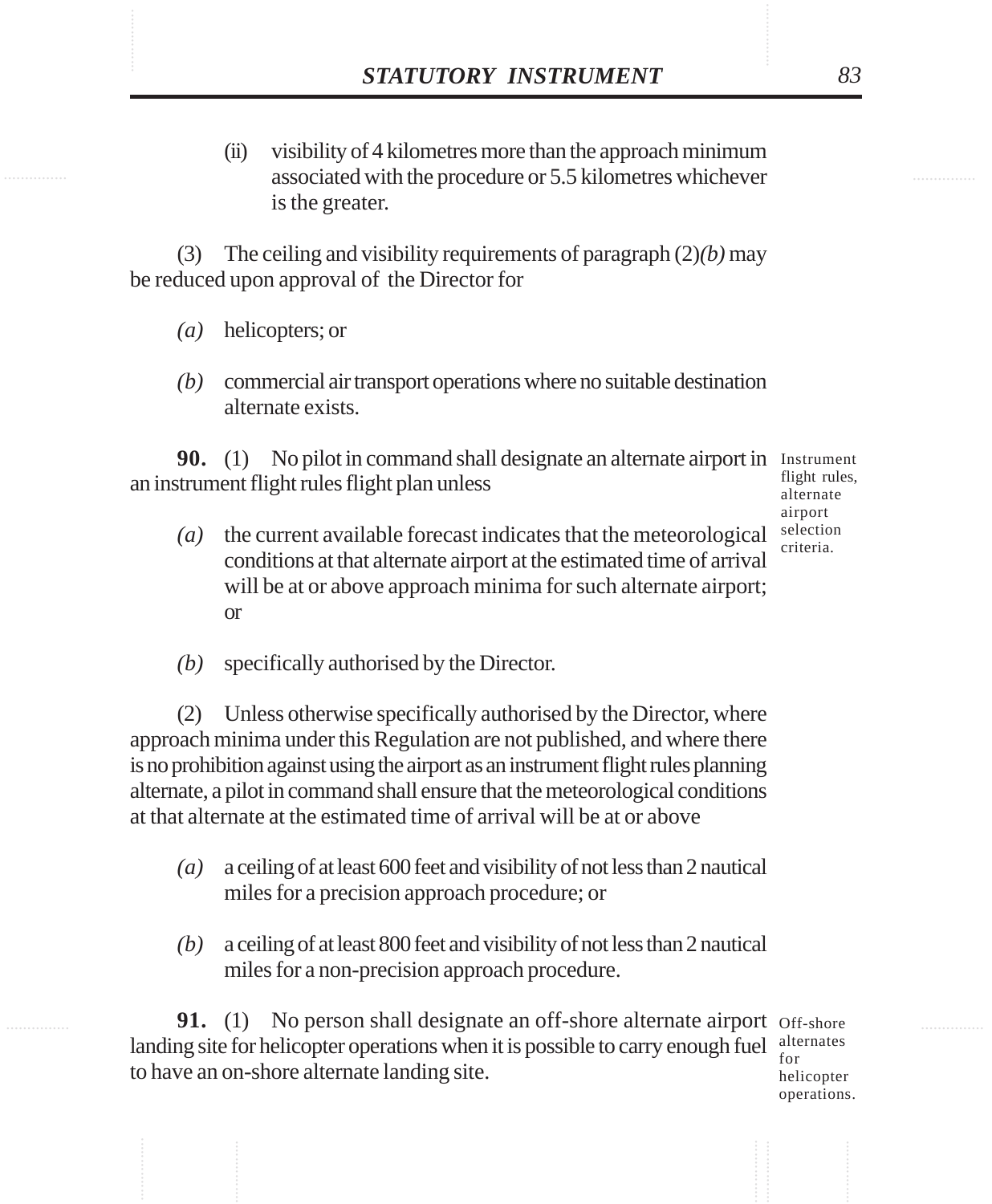(ii) visibility of 4 kilometres more than the approach minimum associated with the procedure or 5.5 kilometres whichever is the greater.

(3) The ceiling and visibility requirements of paragraph (2)*(b)* may be reduced upon approval of the Director for

*(a)* helicopters; or

*(b)* commercial air transport operations where no suitable destination alternate exists.

**90.** (1) No pilot in command shall designate an alternate airport in an instrument flight rules flight plan unless

Instrument flight rules, alternate airport selection criteria.

*(a)* the current available forecast indicates that the meteorological conditions at that alternate airport at the estimated time of arrival will be at or above approach minima for such alternate airport; or

*(b)* specifically authorised by the Director.

(2) Unless otherwise specifically authorised by the Director, where approach minima under this Regulation are not published, and where there is no prohibition against using the airport as an instrument flight rules planning alternate, a pilot in command shall ensure that the meteorological conditions at that alternate at the estimated time of arrival will be at or above

*(a)* a ceiling of at least 600 feet and visibility of not less than 2 nautical miles for a precision approach procedure; or

*(b)* a ceiling of at least 800 feet and visibility of not less than 2 nautical miles for a non-precision approach procedure.

**91.** (1) No person shall designate an off-shore alternate airport landing site for helicopter operations when it is possible to carry enough fuel to have an on-shore alternate landing site.

Off-shore alternates for helicopter operations.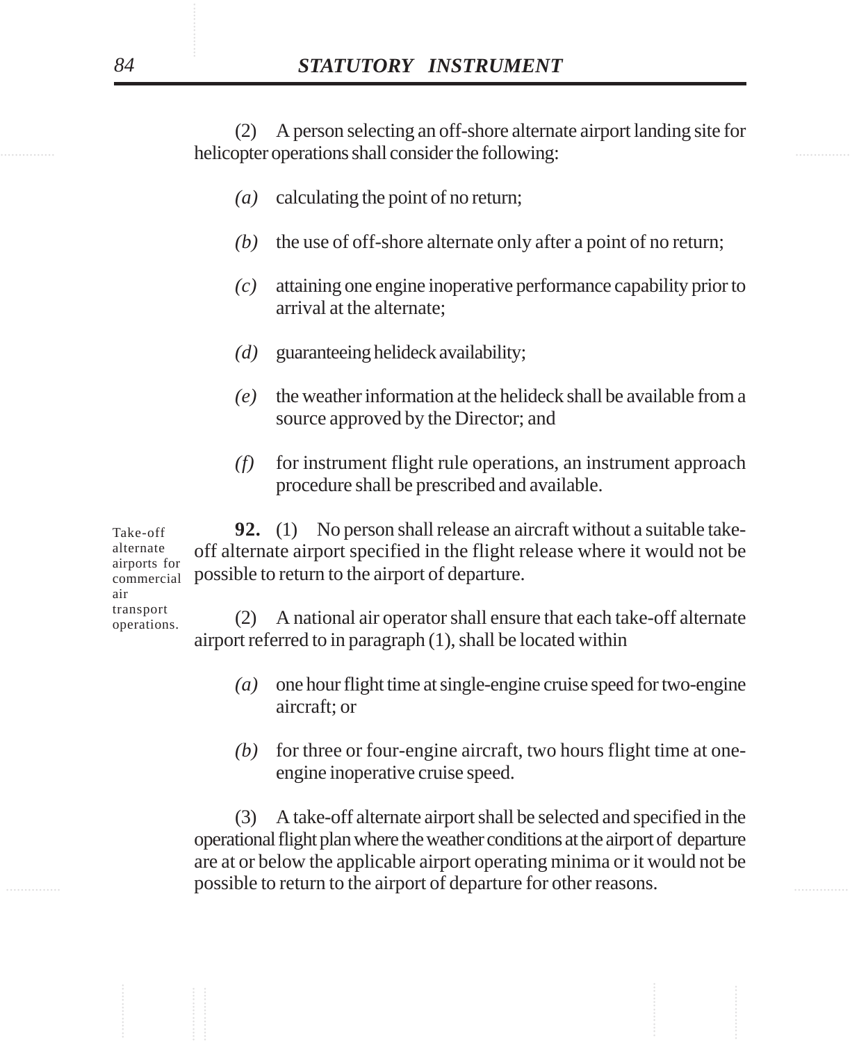(2) A person selecting an off-shore alternate airport landing site for helicopter operations shall consider the following:

*(a)* calculating the point of no return;

*(b)* the use of off-shore alternate only after a point of no return;

*(c)* attaining one engine inoperative performance capability prior to arrival at the alternate;

*(d)* guaranteeing helideck availability;

*(e)* the weather information at the helideck shall be available from a source approved by the Director; and

*(f)* for instrument flight rule operations, an instrument approach procedure shall be prescribed and available.

Take-off alternate airports for commercial air transport operations.

**92.** (1) No person shall release an aircraft without a suitable take-off alternate airport specified in the flight release where it would not be possible to return to the airport of departure.

(2) A national air operator shall ensure that each take-off alternate airport referred to in paragraph (1), shall be located within

*(a)* one hour flight time at single-engine cruise speed for two-engine aircraft; or

*(b)* for three or four-engine aircraft, two hours flight time at one-engine inoperative cruise speed.

(3) A take-off alternate airport shall be selected and specified in the operational flight plan where the weather conditions at the airport of departure are at or below the applicable airport operating minima or it would not be possible to return to the airport of departure for other reasons.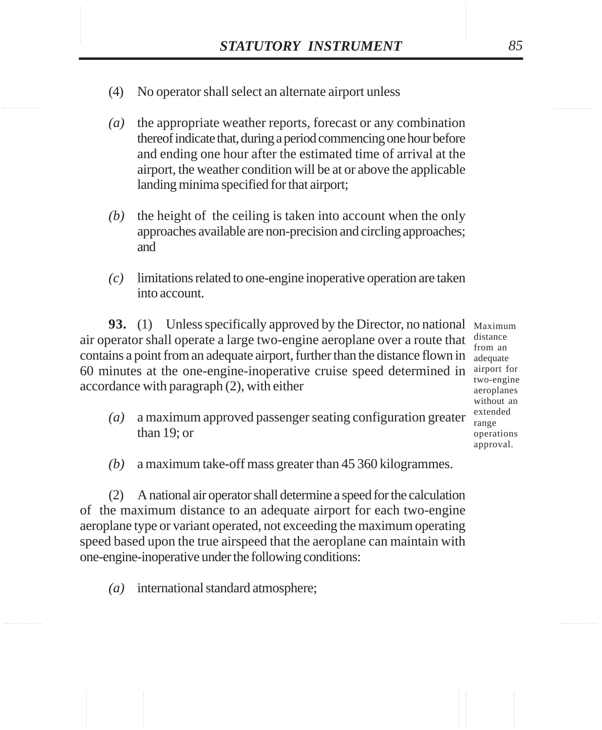(4) No operator shall select an alternate airport unless

*(a)* the appropriate weather reports, forecast or any combination thereof indicate that, during a period commencing one hour before and ending one hour after the estimated time of arrival at the airport, the weather condition will be at or above the applicable landing minima specified for that airport;

*(b)* the height of the ceiling is taken into account when the only approaches available are non-precision and circling approaches; and

*(c)* limitations related to one-engine inoperative operation are taken into account.

Maximum distance from an adequate airport for two-engine aeroplanes without an extended range operations approval.

**93.** (1) Unless specifically approved by the Director, no national air operator shall operate a large two-engine aeroplane over a route that contains a point from an adequate airport, further than the distance flown in 60 minutes at the one-engine-inoperative cruise speed determined in accordance with paragraph (2), with either

*(a)* a maximum approved passenger seating configuration greater than 19; or

*(b)* a maximum take-off mass greater than 45 360 kilogrammes.

(2) A national air operator shall determine a speed for the calculation of the maximum distance to an adequate airport for each two-engine aeroplane type or variant operated, not exceeding the maximum operating speed based upon the true airspeed that the aeroplane can maintain with one-engine-inoperative under the following conditions:

*(a)* international standard atmosphere;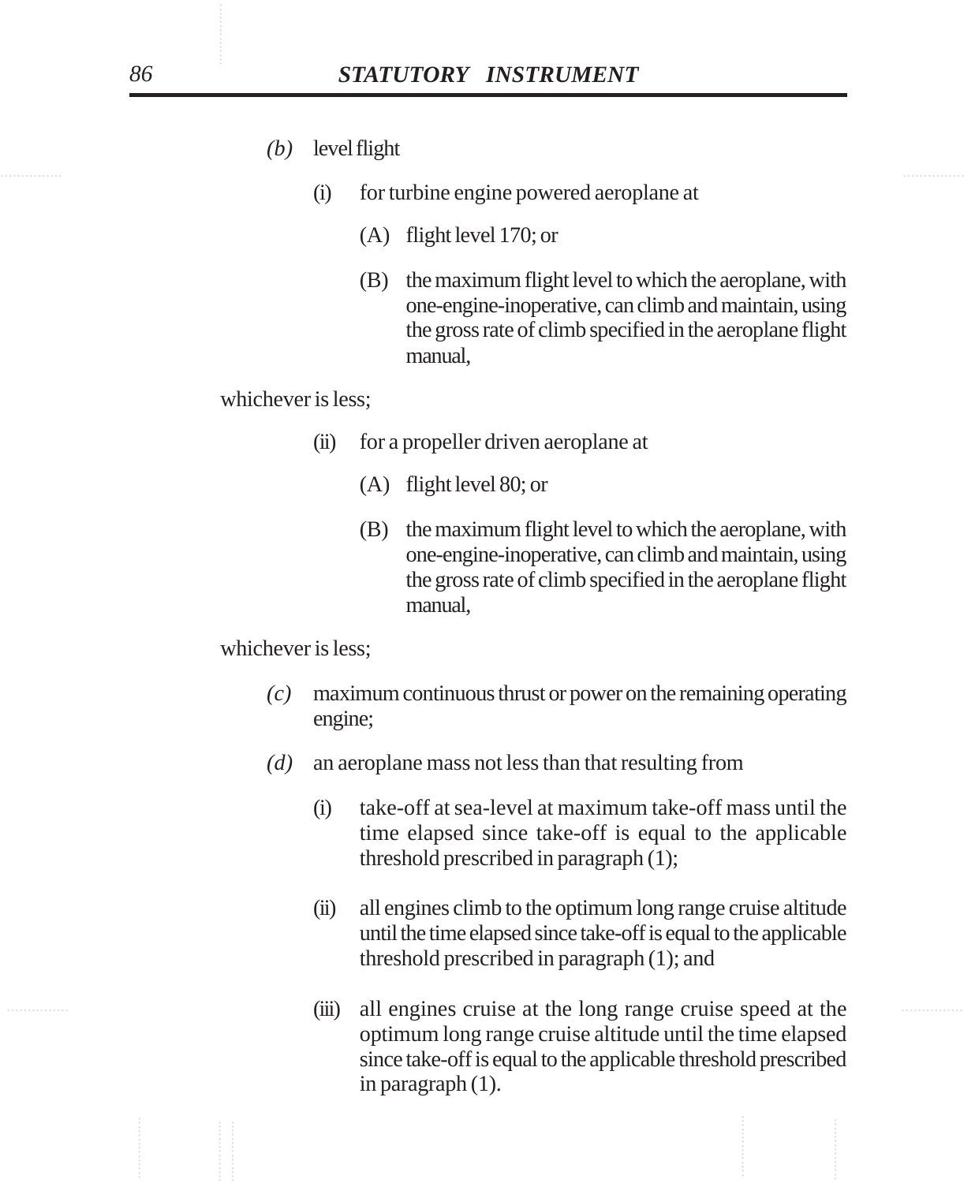*(b)* level flight

(i) for turbine engine powered aeroplane at

(A) flight level 170; or

(B) the maximum flight level to which the aeroplane, with one-engine-inoperative, can climb and maintain, using the gross rate of climb specified in the aeroplane flight manual,

whichever is less;

(ii) for a propeller driven aeroplane at

(A) flight level 80; or

(B) the maximum flight level to which the aeroplane, with one-engine-inoperative, can climb and maintain, using the gross rate of climb specified in the aeroplane flight manual,

whichever is less;

*(c)* maximum continuous thrust or power on the remaining operating engine;

*(d)* an aeroplane mass not less than that resulting from

(i) take-off at sea-level at maximum take-off mass until the time elapsed since take-off is equal to the applicable threshold prescribed in paragraph (1);

(ii) all engines climb to the optimum long range cruise altitude until the time elapsed since take-off is equal to the applicable threshold prescribed in paragraph (1); and

(iii) all engines cruise at the long range cruise speed at the optimum long range cruise altitude until the time elapsed since take-off is equal to the applicable threshold prescribed in paragraph (1).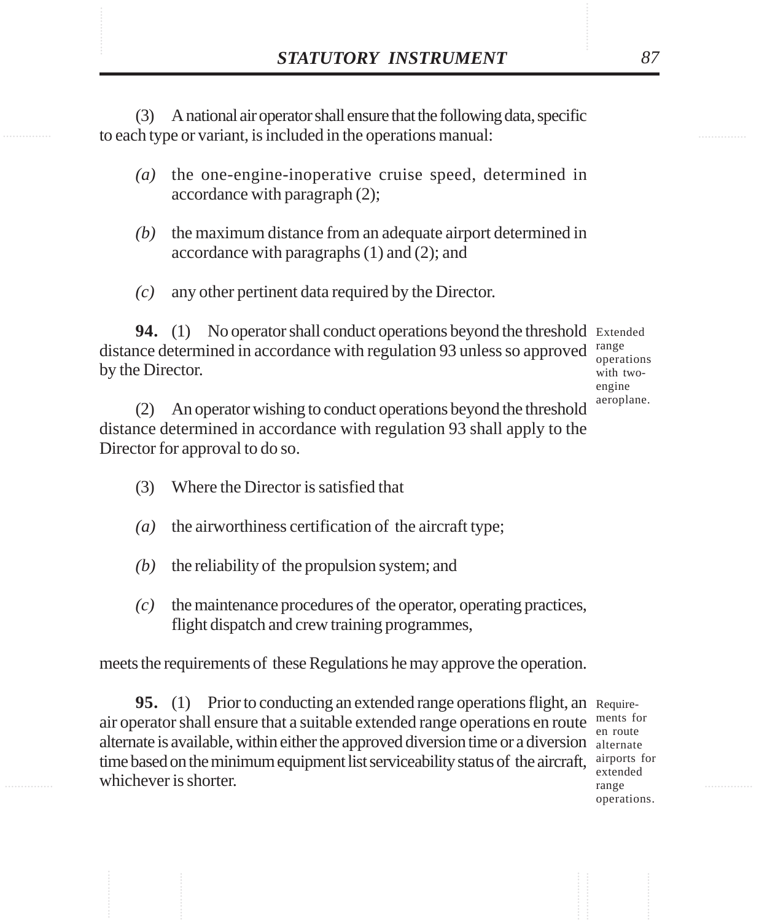(3) A national air operator shall ensure that the following data, specific to each type or variant, is included in the operations manual:

*(a)* the one-engine-inoperative cruise speed, determined in accordance with paragraph (2);

*(b)* the maximum distance from an adequate airport determined in accordance with paragraphs (1) and (2); and

*(c)* any other pertinent data required by the Director.

Extended range operations with two-engine aeroplane.

**94.** (1) No operator shall conduct operations beyond the threshold distance determined in accordance with regulation 93 unless so approved by the Director.

(2) An operator wishing to conduct operations beyond the threshold distance determined in accordance with regulation 93 shall apply to the Director for approval to do so.

(3) Where the Director is satisfied that

*(a)* the airworthiness certification of the aircraft type;

*(b)* the reliability of the propulsion system; and

*(c)* the maintenance procedures of the operator, operating practices, flight dispatch and crew training programmes,

meets the requirements of these Regulations he may approve the operation.

Requirements for en route alternate airports for extended range operations.

**95.** (1) Prior to conducting an extended range operations flight, an air operator shall ensure that a suitable extended range operations en route alternate is available, within either the approved diversion time or a diversion time based on the minimum equipment list serviceability status of the aircraft, whichever is shorter.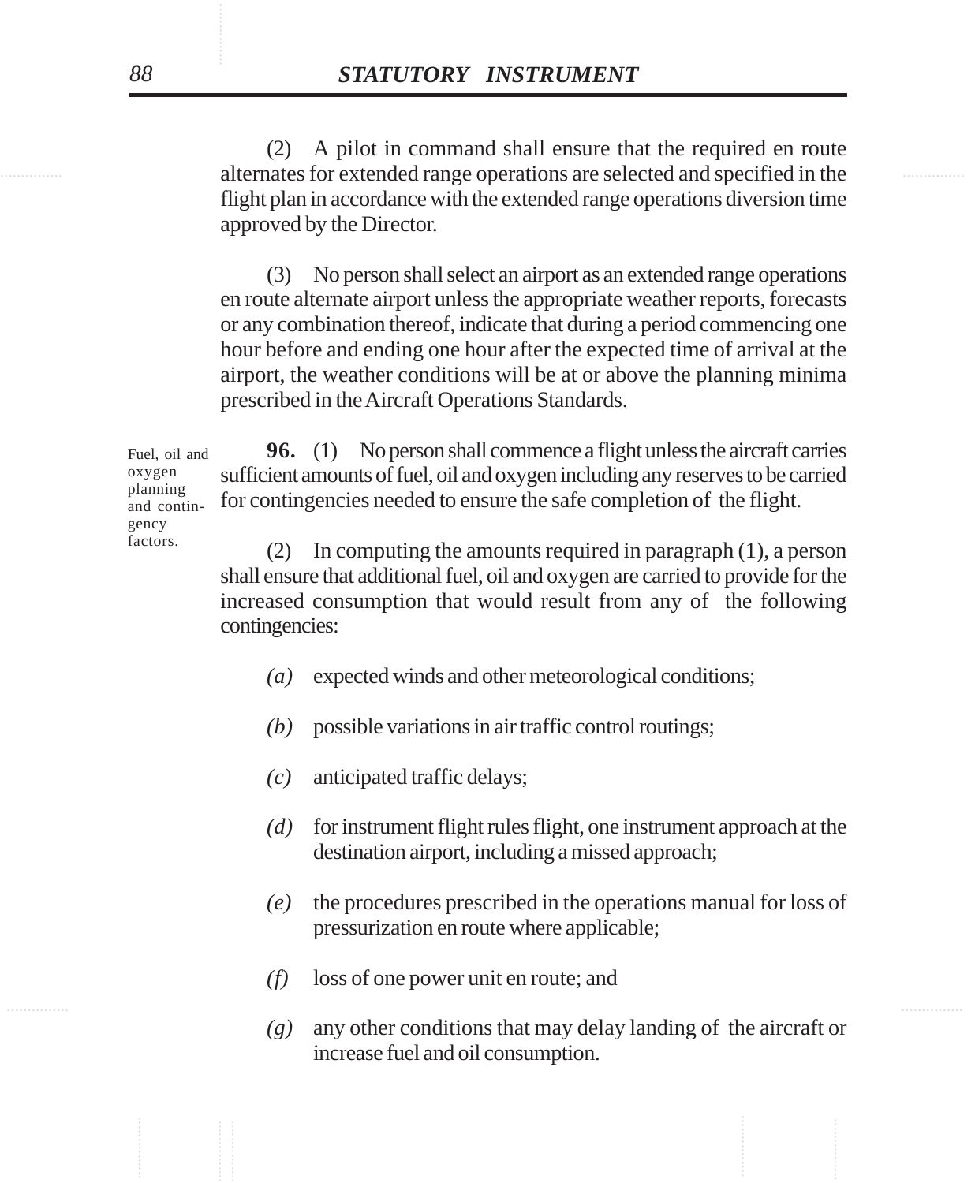(2) A pilot in command shall ensure that the required en route alternates for extended range operations are selected and specified in the flight plan in accordance with the extended range operations diversion time approved by the Director.

(3) No person shall select an airport as an extended range operations en route alternate airport unless the appropriate weather reports, forecasts or any combination thereof, indicate that during a period commencing one hour before and ending one hour after the expected time of arrival at the airport, the weather conditions will be at or above the planning minima prescribed in the Aircraft Operations Standards.

Fuel, oil and oxygen planning and contingency factors.

**96.** (1) No person shall commence a flight unless the aircraft carries sufficient amounts of fuel, oil and oxygen including any reserves to be carried for contingencies needed to ensure the safe completion of the flight.

(2) In computing the amounts required in paragraph (1), a person shall ensure that additional fuel, oil and oxygen are carried to provide for the increased consumption that would result from any of the following contingencies:

*(a)* expected winds and other meteorological conditions;

*(b)* possible variations in air traffic control routings;

*(c)* anticipated traffic delays;

*(d)* for instrument flight rules flight, one instrument approach at the destination airport, including a missed approach;

*(e)* the procedures prescribed in the operations manual for loss of pressurization en route where applicable;

*(f)* loss of one power unit en route; and

*(g)* any other conditions that may delay landing of the aircraft or increase fuel and oil consumption.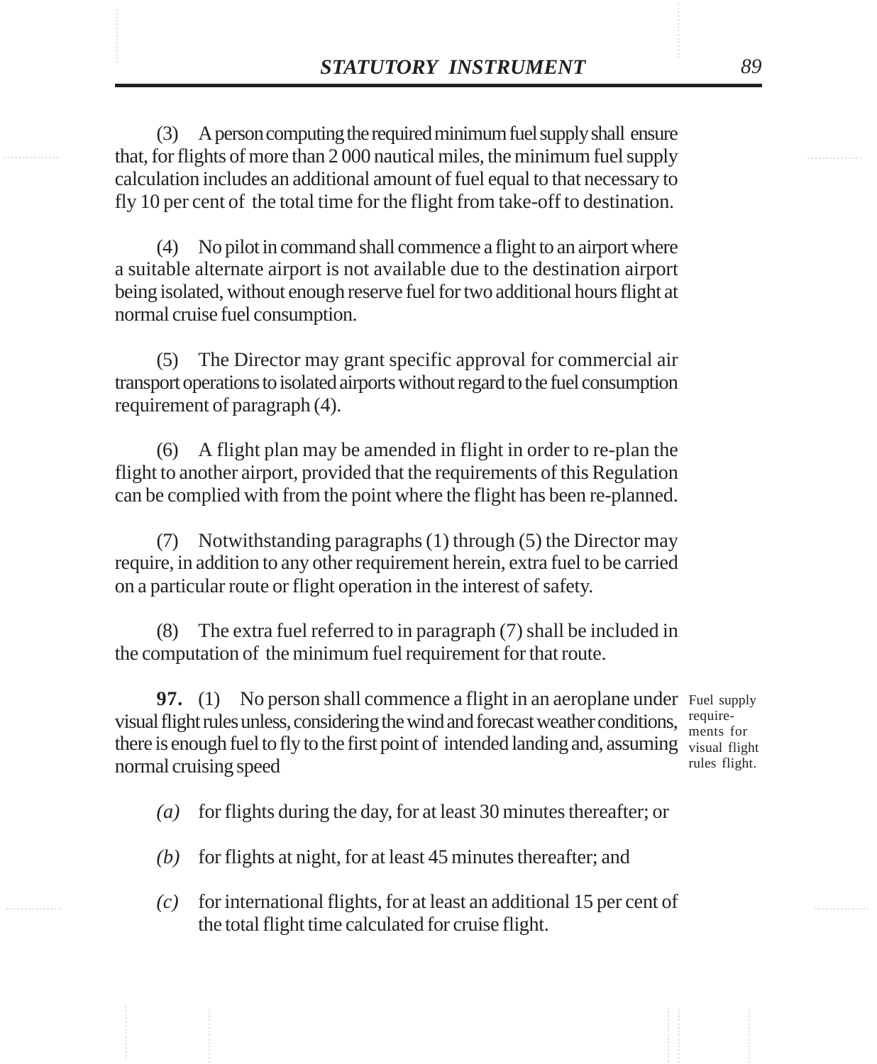(3) A person computing the required minimum fuel supply shall ensure that, for flights of more than 2 000 nautical miles, the minimum fuel supply calculation includes an additional amount of fuel equal to that necessary to fly 10 per cent of the total time for the flight from take-off to destination.

(4) No pilot in command shall commence a flight to an airport where a suitable alternate airport is not available due to the destination airport being isolated, without enough reserve fuel for two additional hours flight at normal cruise fuel consumption.

(5) The Director may grant specific approval for commercial air transport operations to isolated airports without regard to the fuel consumption requirement of paragraph (4).

(6) A flight plan may be amended in flight in order to re-plan the flight to another airport, provided that the requirements of this Regulation can be complied with from the point where the flight has been re-planned.

(7) Notwithstanding paragraphs (1) through (5) the Director may require, in addition to any other requirement herein, extra fuel to be carried on a particular route or flight operation in the interest of safety.

(8) The extra fuel referred to in paragraph (7) shall be included in the computation of the minimum fuel requirement for that route.

Fuel supply requirements for visual flight rules flight.

**97.** (1) No person shall commence a flight in an aeroplane under visual flight rules unless, considering the wind and forecast weather conditions, there is enough fuel to fly to the first point of intended landing and, assuming normal cruising speed

*(a)* for flights during the day, for at least 30 minutes thereafter; or

*(b)* for flights at night, for at least 45 minutes thereafter; and

*(c)* for international flights, for at least an additional 15 per cent of the total flight time calculated for cruise flight.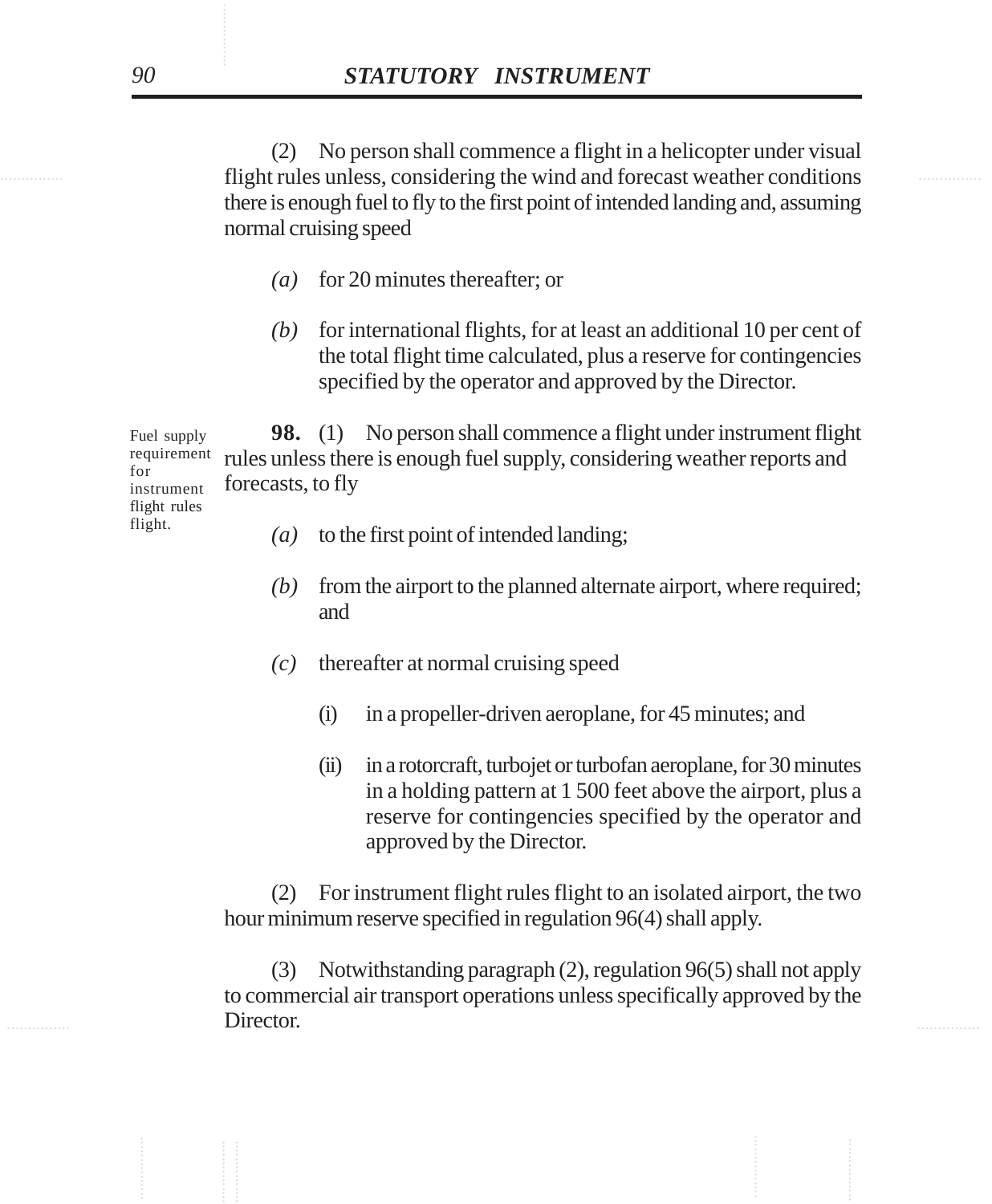(2) No person shall commence a flight in a helicopter under visual flight rules unless, considering the wind and forecast weather conditions there is enough fuel to fly to the first point of intended landing and, assuming normal cruising speed

*(a)* for 20 minutes thereafter; or

*(b)* for international flights, for at least an additional 10 per cent of the total flight time calculated, plus a reserve for contingencies specified by the operator and approved by the Director.

Fuel supply requirement for instrument flight rules flight.

**98.** (1) No person shall commence a flight under instrument flight rules unless there is enough fuel supply, considering weather reports and forecasts, to fly

*(a)* to the first point of intended landing;

*(b)* from the airport to the planned alternate airport, where required; and

*(c)* thereafter at normal cruising speed

(i) in a propeller-driven aeroplane, for 45 minutes; and

(ii) in a rotorcraft, turbojet or turbofan aeroplane, for 30 minutes in a holding pattern at 1 500 feet above the airport, plus a reserve for contingencies specified by the operator and approved by the Director.

(2) For instrument flight rules flight to an isolated airport, the two hour minimum reserve specified in regulation 96(4) shall apply.

(3) Notwithstanding paragraph (2), regulation 96(5) shall not apply to commercial air transport operations unless specifically approved by the Director.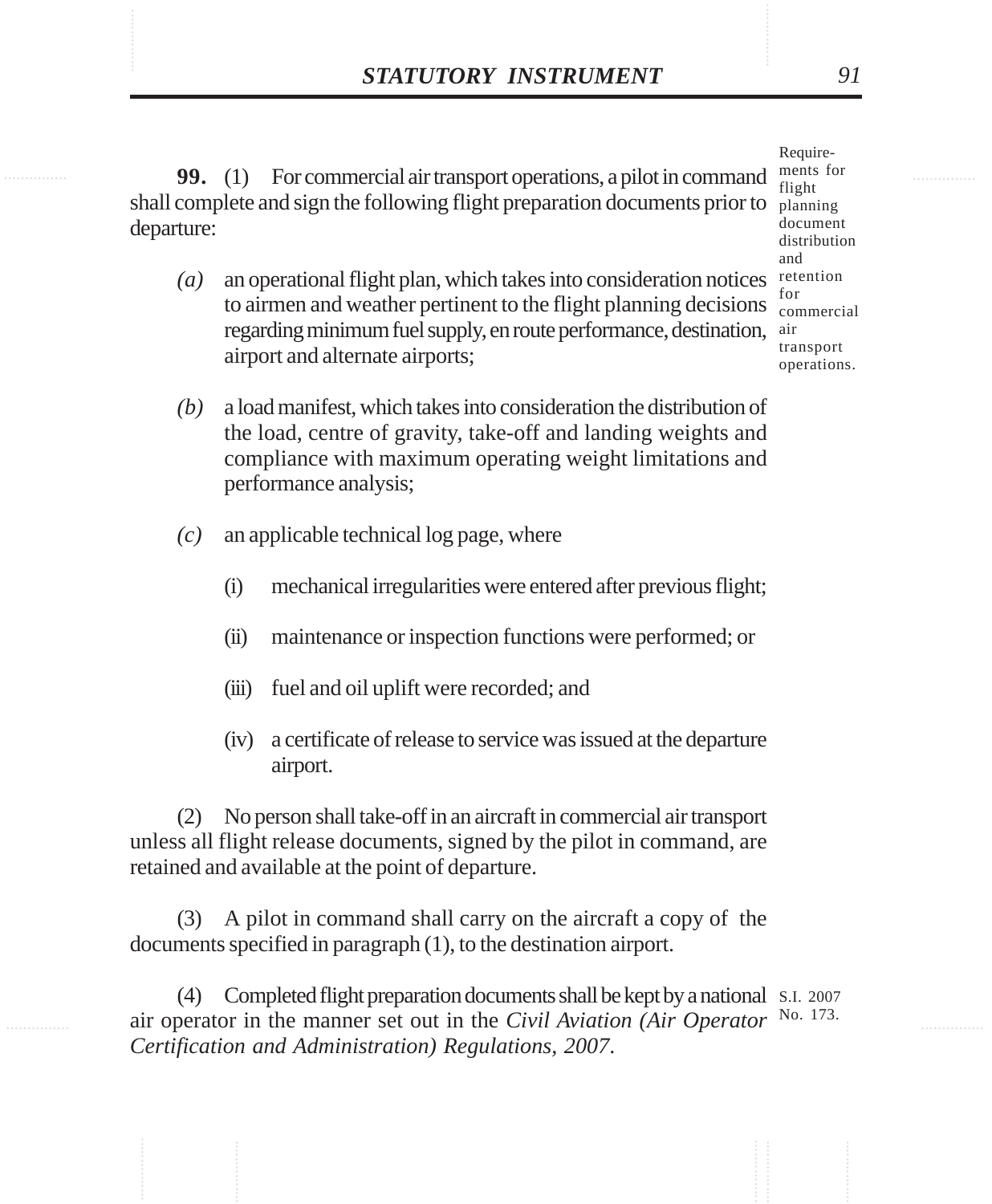Requirements for flight planning document distribution and retention for commercial air transport operations.

**99.** (1) For commercial air transport operations, a pilot in command shall complete and sign the following flight preparation documents prior to departure:

*(a)* an operational flight plan, which takes into consideration notices to airmen and weather pertinent to the flight planning decisions regarding minimum fuel supply, en route performance, destination, airport and alternate airports;

*(b)* a load manifest, which takes into consideration the distribution of the load, centre of gravity, take-off and landing weights and compliance with maximum operating weight limitations and performance analysis;

*(c)* an applicable technical log page, where

(i) mechanical irregularities were entered after previous flight;

(ii) maintenance or inspection functions were performed; or

(iii) fuel and oil uplift were recorded; and

(iv) a certificate of release to service was issued at the departure airport.

(2) No person shall take-off in an aircraft in commercial air transport unless all flight release documents, signed by the pilot in command, are retained and available at the point of departure.

(3) A pilot in command shall carry on the aircraft a copy of the documents specified in paragraph (1), to the destination airport.

(4) Completed flight preparation documents shall be kept by a national air operator in the manner set out in the *Civil Aviation (Air Operator Certification and Administration) Regulations, 2007*.

S.I. 2007 No. 173.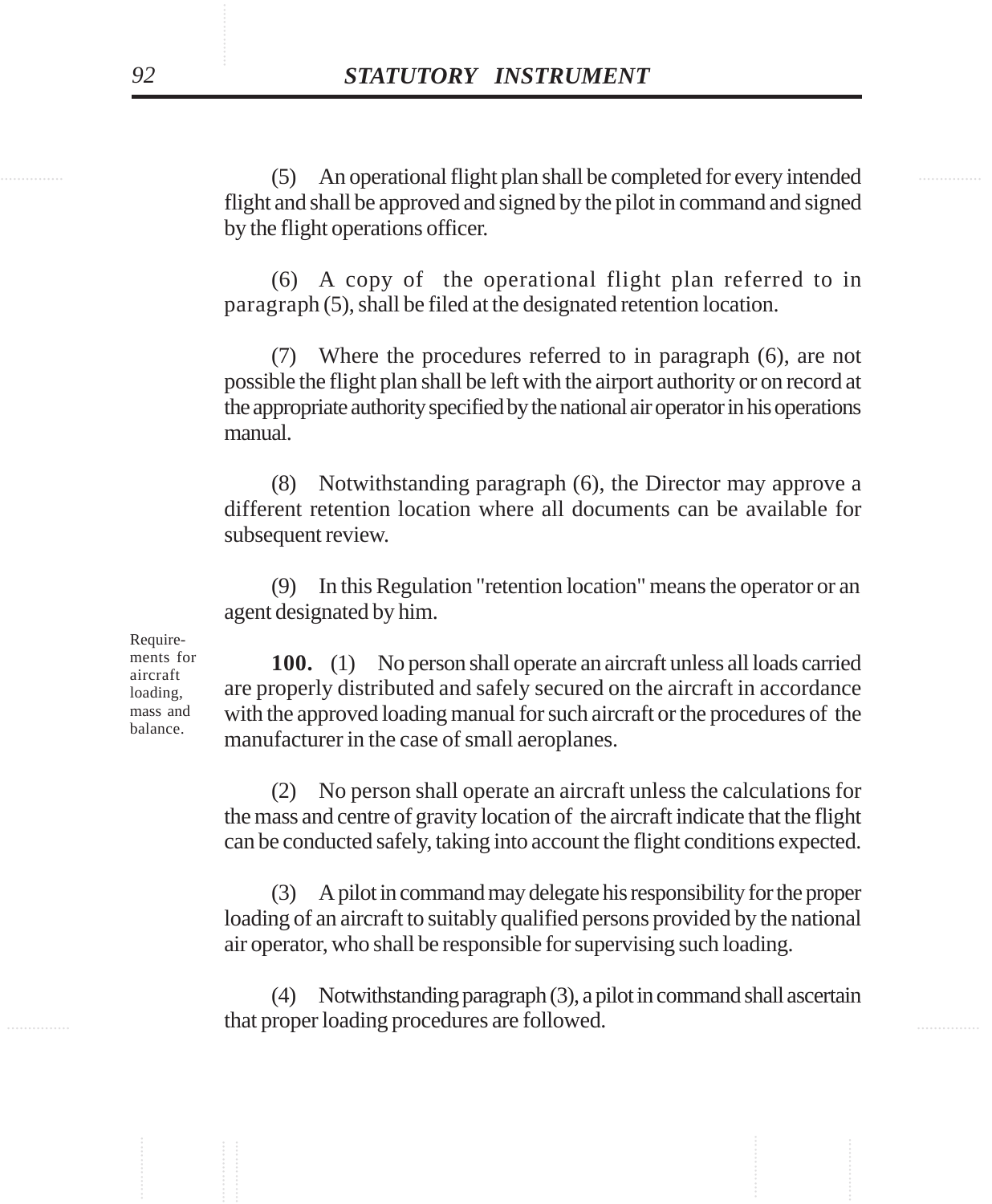(5) An operational flight plan shall be completed for every intended flight and shall be approved and signed by the pilot in command and signed by the flight operations officer.

(6) A copy of the operational flight plan referred to in paragraph (5), shall be filed at the designated retention location.

(7) Where the procedures referred to in paragraph (6), are not possible the flight plan shall be left with the airport authority or on record at the appropriate authority specified by the national air operator in his operations manual.

(8) Notwithstanding paragraph (6), the Director may approve a different retention location where all documents can be available for subsequent review.

(9) In this Regulation "retention location" means the operator or an agent designated by him.

Requirements for aircraft loading, mass and balance.

**100.** (1) No person shall operate an aircraft unless all loads carried are properly distributed and safely secured on the aircraft in accordance with the approved loading manual for such aircraft or the procedures of the manufacturer in the case of small aeroplanes.

(2) No person shall operate an aircraft unless the calculations for the mass and centre of gravity location of the aircraft indicate that the flight can be conducted safely, taking into account the flight conditions expected.

(3) A pilot in command may delegate his responsibility for the proper loading of an aircraft to suitably qualified persons provided by the national air operator, who shall be responsible for supervising such loading.

(4) Notwithstanding paragraph (3), a pilot in command shall ascertain that proper loading procedures are followed.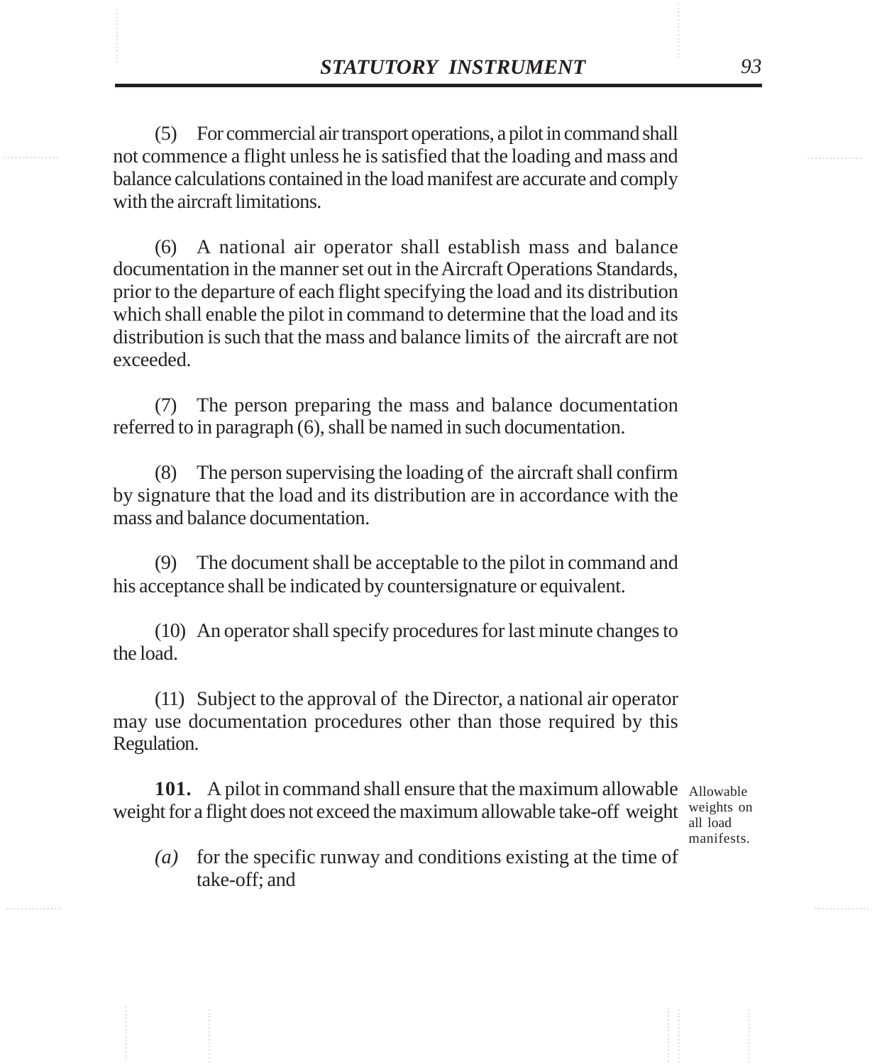(5) For commercial air transport operations, a pilot in command shall not commence a flight unless he is satisfied that the loading and mass and balance calculations contained in the load manifest are accurate and comply with the aircraft limitations.

(6) A national air operator shall establish mass and balance documentation in the manner set out in the Aircraft Operations Standards, prior to the departure of each flight specifying the load and its distribution which shall enable the pilot in command to determine that the load and its distribution is such that the mass and balance limits of the aircraft are not exceeded.

(7) The person preparing the mass and balance documentation referred to in paragraph (6), shall be named in such documentation.

(8) The person supervising the loading of the aircraft shall confirm by signature that the load and its distribution are in accordance with the mass and balance documentation.

(9) The document shall be acceptable to the pilot in command and his acceptance shall be indicated by countersignature or equivalent.

(10) An operator shall specify procedures for last minute changes to the load.

(11) Subject to the approval of the Director, a national air operator may use documentation procedures other than those required by this Regulation.

Allowable weights on all load manifests.

**101.** A pilot in command shall ensure that the maximum allowable weight for a flight does not exceed the maximum allowable take-off weight

*(a)* for the specific runway and conditions existing at the time of take-off; and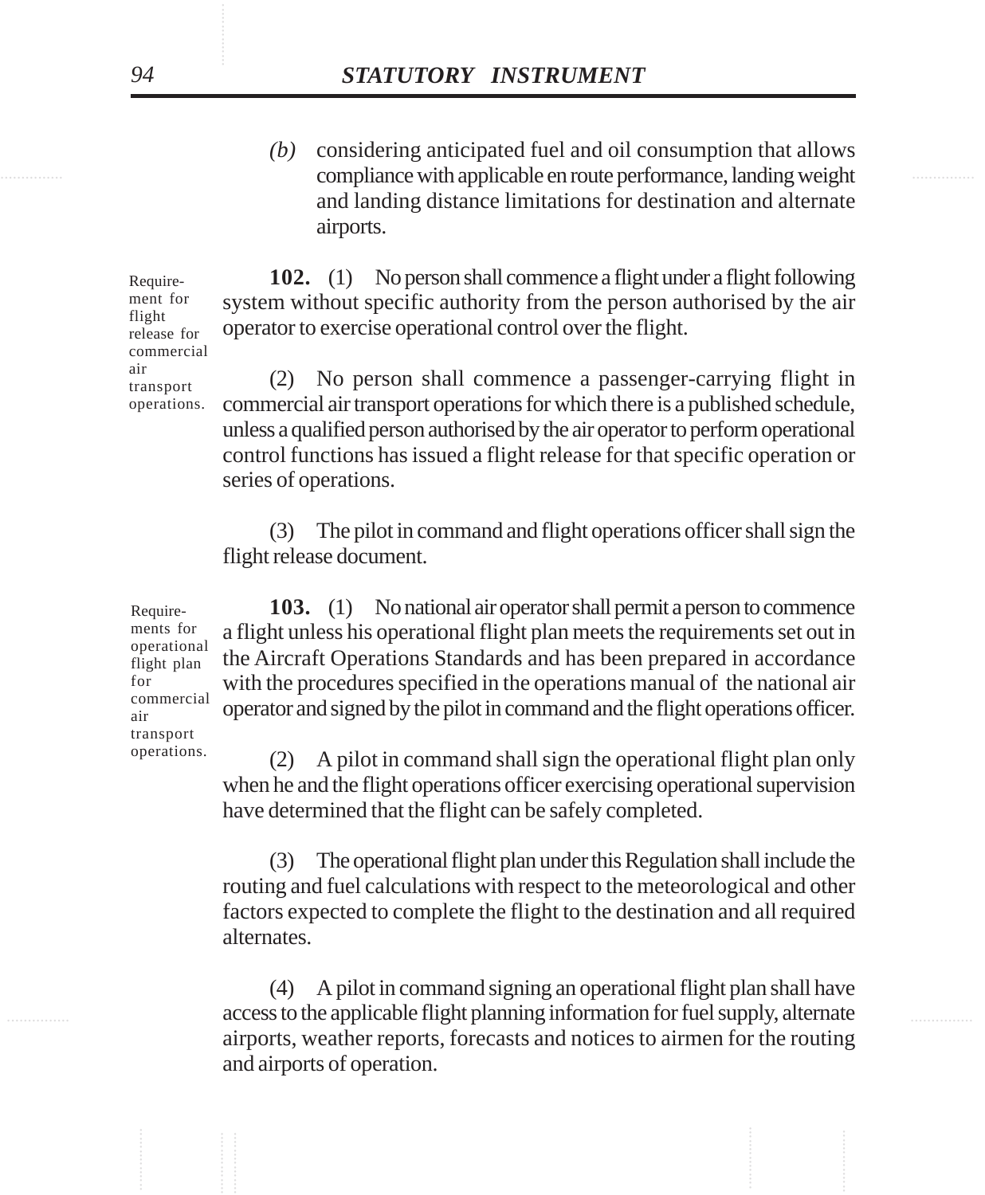*(b)* considering anticipated fuel and oil consumption that allows compliance with applicable en route performance, landing weight and landing distance limitations for destination and alternate airports.

Requirement for flight release for commercial air transport operations.

**102.** (1) No person shall commence a flight under a flight following system without specific authority from the person authorised by the air operator to exercise operational control over the flight.

(2) No person shall commence a passenger-carrying flight in commercial air transport operations for which there is a published schedule, unless a qualified person authorised by the air operator to perform operational control functions has issued a flight release for that specific operation or series of operations.

(3) The pilot in command and flight operations officer shall sign the flight release document.

Requirements for operational flight plan for commercial air transport operations.

**103.** (1) No national air operator shall permit a person to commence a flight unless his operational flight plan meets the requirements set out in the Aircraft Operations Standards and has been prepared in accordance with the procedures specified in the operations manual of the national air operator and signed by the pilot in command and the flight operations officer.

(2) A pilot in command shall sign the operational flight plan only when he and the flight operations officer exercising operational supervision have determined that the flight can be safely completed.

(3) The operational flight plan under this Regulation shall include the routing and fuel calculations with respect to the meteorological and other factors expected to complete the flight to the destination and all required alternates.

(4) A pilot in command signing an operational flight plan shall have access to the applicable flight planning information for fuel supply, alternate airports, weather reports, forecasts and notices to airmen for the routing and airports of operation.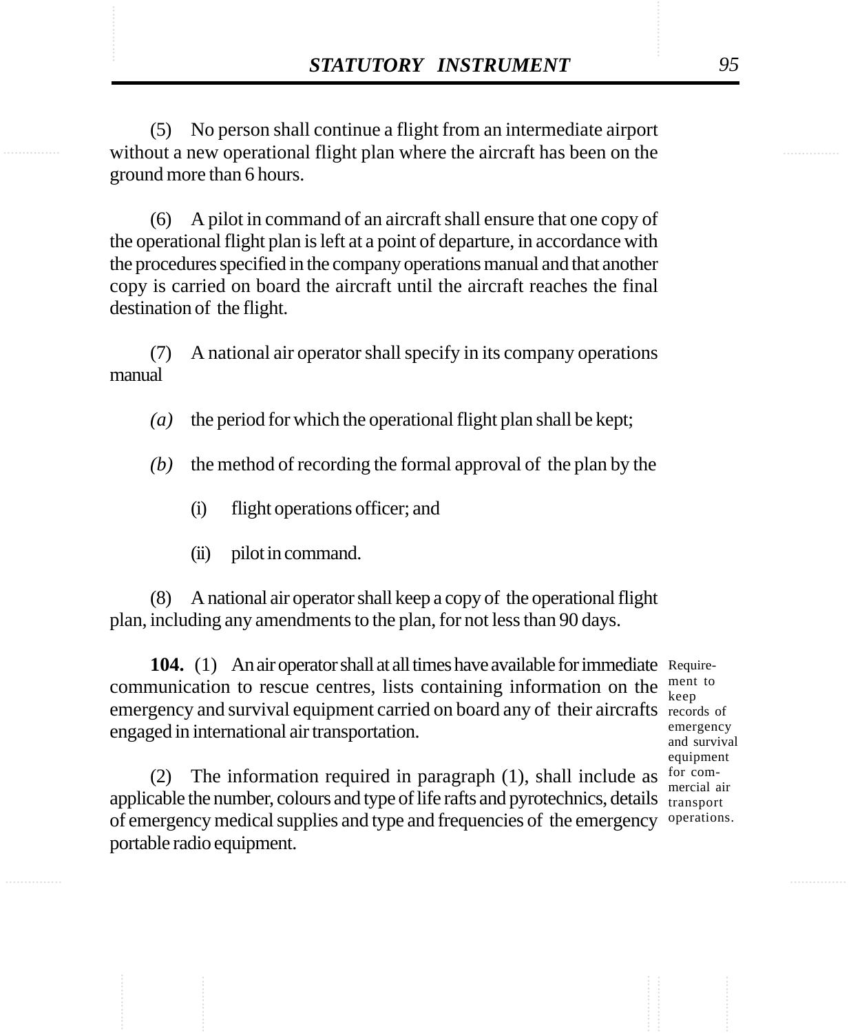(5) No person shall continue a flight from an intermediate airport without a new operational flight plan where the aircraft has been on the ground more than 6 hours.

(6) A pilot in command of an aircraft shall ensure that one copy of the operational flight plan is left at a point of departure, in accordance with the procedures specified in the company operations manual and that another copy is carried on board the aircraft until the aircraft reaches the final destination of the flight.

(7) A national air operator shall specify in its company operations manual

*(a)* the period for which the operational flight plan shall be kept;

*(b)* the method of recording the formal approval of the plan by the

(i) flight operations officer; and

(ii) pilot in command.

(8) A national air operator shall keep a copy of the operational flight plan, including any amendments to the plan, for not less than 90 days.

Requirement to keep records of emergency and survival equipment for commercial air transport operations.

**104.** (1) An air operator shall at all times have available for immediate communication to rescue centres, lists containing information on the emergency and survival equipment carried on board any of their aircrafts engaged in international air transportation.

(2) The information required in paragraph (1), shall include as applicable the number, colours and type of life rafts and pyrotechnics, details of emergency medical supplies and type and frequencies of the emergency portable radio equipment.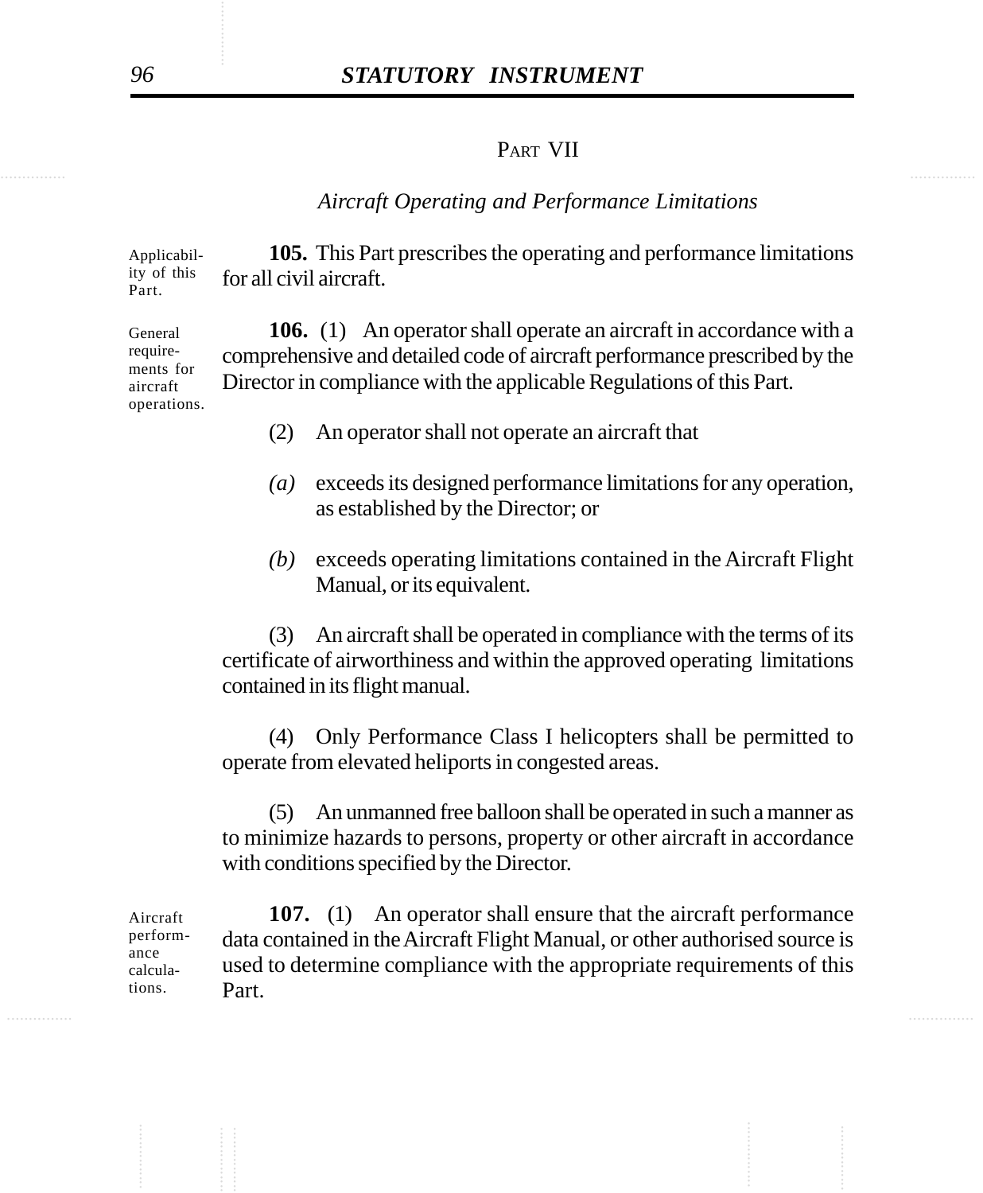## PART VII

### *Aircraft Operating and Performance Limitations*

Applicability of this Part.

**105.** This Part prescribes the operating and performance limitations for all civil aircraft.

General requirements for aircraft operations.

**106.** (1) An operator shall operate an aircraft in accordance with a comprehensive and detailed code of aircraft performance prescribed by the Director in compliance with the applicable Regulations of this Part.

(2) An operator shall not operate an aircraft that

*(a)* exceeds its designed performance limitations for any operation, as established by the Director; or

*(b)* exceeds operating limitations contained in the Aircraft Flight Manual, or its equivalent.

(3) An aircraft shall be operated in compliance with the terms of its certificate of airworthiness and within the approved operating limitations contained in its flight manual.

(4) Only Performance Class I helicopters shall be permitted to operate from elevated heliports in congested areas.

(5) An unmanned free balloon shall be operated in such a manner as to minimize hazards to persons, property or other aircraft in accordance with conditions specified by the Director.

Aircraft performance calculations.

**107.** (1) An operator shall ensure that the aircraft performance data contained in the Aircraft Flight Manual, or other authorised source is used to determine compliance with the appropriate requirements of this Part.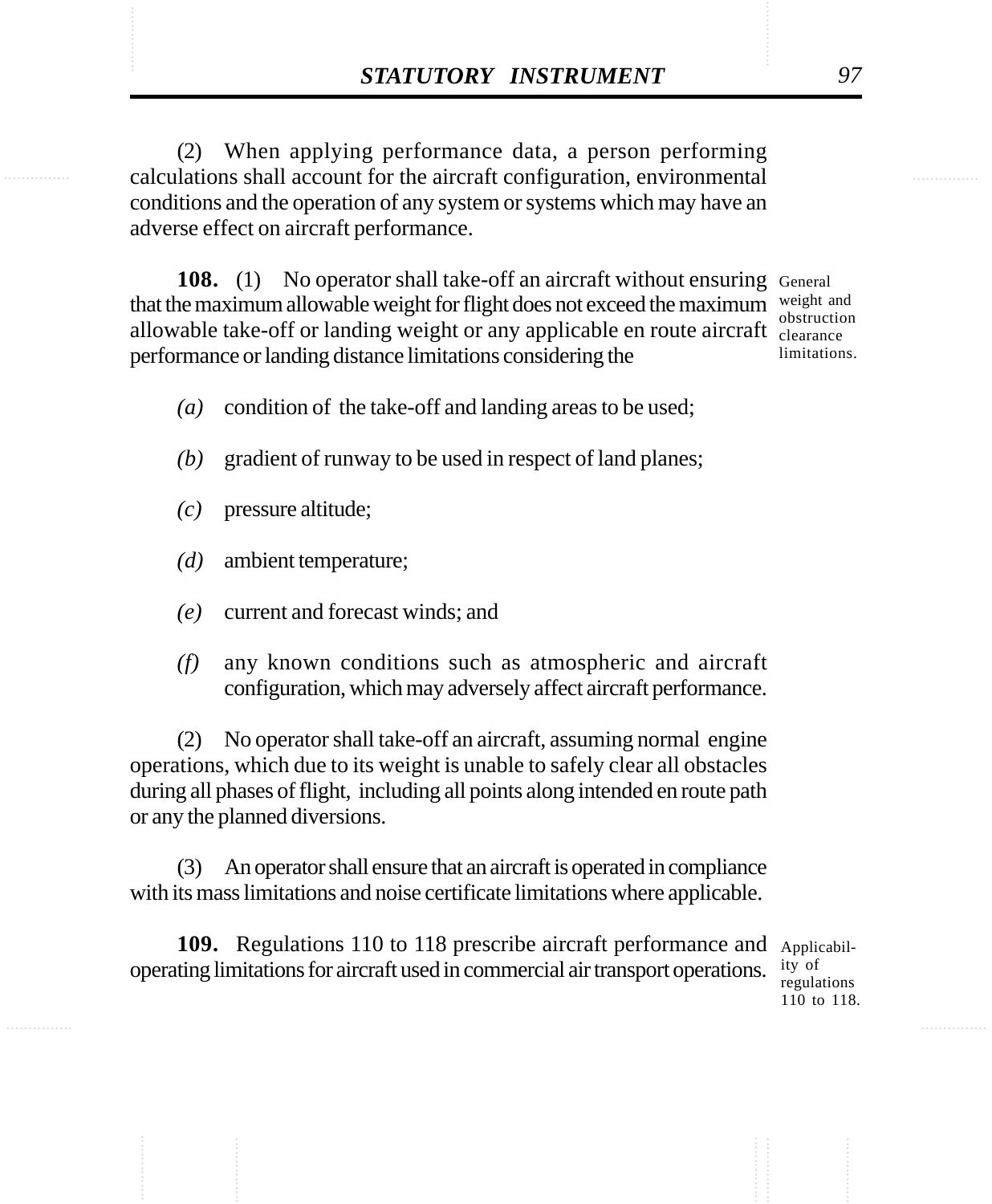(2) When applying performance data, a person performing calculations shall account for the aircraft configuration, environmental conditions and the operation of any system or systems which may have an adverse effect on aircraft performance.

**108.** (1) No operator shall take-off an aircraft without ensuring that the maximum allowable weight for flight does not exceed the maximum allowable take-off or landing weight or any applicable en route aircraft performance or landing distance limitations considering the

General weight and obstruction clearance limitations.

*(a)* condition of the take-off and landing areas to be used;

*(b)* gradient of runway to be used in respect of land planes;

*(c)* pressure altitude;

*(d)* ambient temperature;

*(e)* current and forecast winds; and

*(f)* any known conditions such as atmospheric and aircraft configuration, which may adversely affect aircraft performance.

(2) No operator shall take-off an aircraft, assuming normal engine operations, which due to its weight is unable to safely clear all obstacles during all phases of flight, including all points along intended en route path or any the planned diversions.

(3) An operator shall ensure that an aircraft is operated in compliance with its mass limitations and noise certificate limitations where applicable.

**109.** Regulations 110 to 118 prescribe aircraft performance and operating limitations for aircraft used in commercial air transport operations.

Applicability of regulations 110 to 118.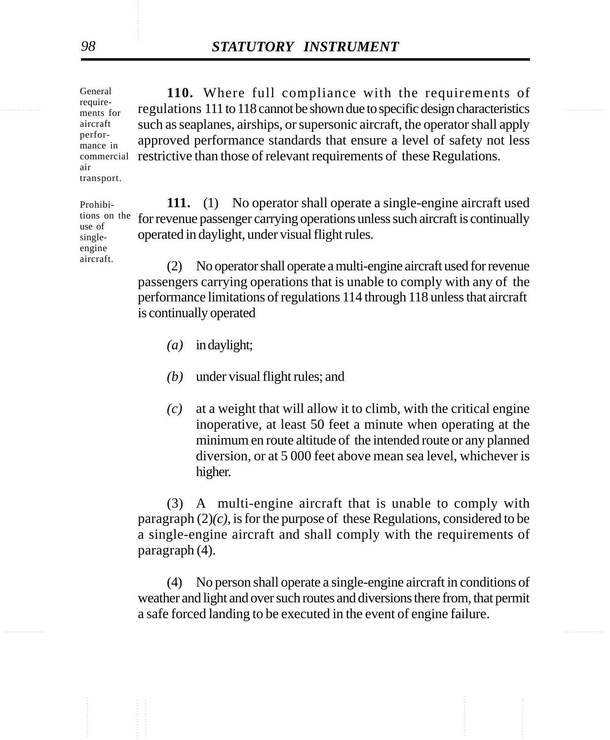General requirements for aircraft performance in commercial air transport.

**110.** Where full compliance with the requirements of regulations 111 to 118 cannot be shown due to specific design characteristics such as seaplanes, airships, or supersonic aircraft, the operator shall apply approved performance standards that ensure a level of safety not less restrictive than those of relevant requirements of these Regulations.

Prohibitions on the use of single-engine aircraft.

**111.** (1) No operator shall operate a single-engine aircraft used for revenue passenger carrying operations unless such aircraft is continually operated in daylight, under visual flight rules.

(2) No operator shall operate a multi-engine aircraft used for revenue passengers carrying operations that is unable to comply with any of the performance limitations of regulations 114 through 118 unless that aircraft is continually operated

*(a)* in daylight;

*(b)* under visual flight rules; and

*(c)* at a weight that will allow it to climb, with the critical engine inoperative, at least 50 feet a minute when operating at the minimum en route altitude of the intended route or any planned diversion, or at 5 000 feet above mean sea level, whichever is higher.

(3) A multi-engine aircraft that is unable to comply with paragraph (2)*(c)*, is for the purpose of these Regulations, considered to be a single-engine aircraft and shall comply with the requirements of paragraph (4).

(4) No person shall operate a single-engine aircraft in conditions of weather and light and over such routes and diversions there from, that permit a safe forced landing to be executed in the event of engine failure.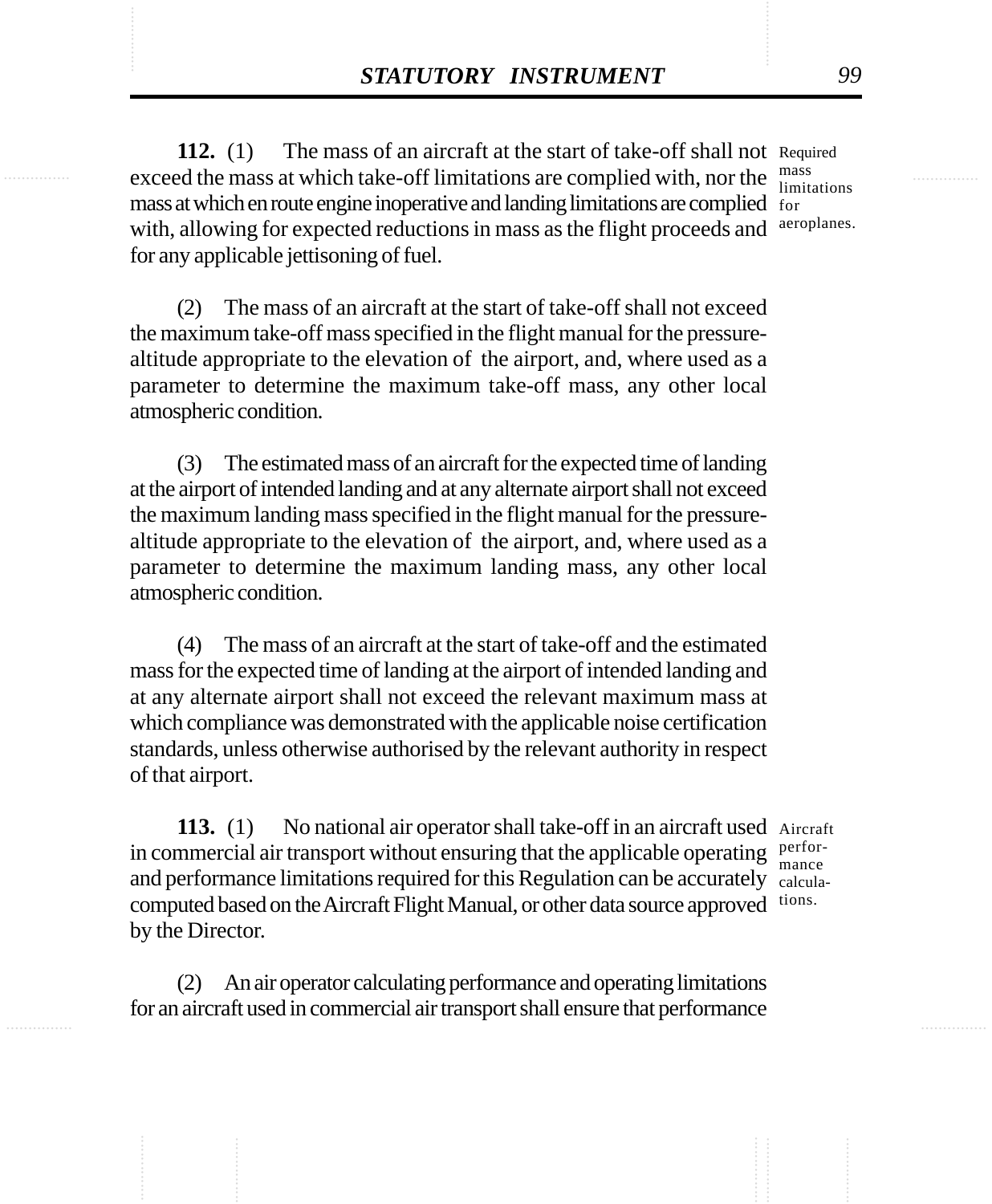**112.** (1) The mass of an aircraft at the start of take-off shall not exceed the mass at which take-off limitations are complied with, nor the mass at which en route engine inoperative and landing limitations are complied with, allowing for expected reductions in mass as the flight proceeds and for any applicable jettisoning of fuel.

Required mass limitations for aeroplanes.

(2) The mass of an aircraft at the start of take-off shall not exceed the maximum take-off mass specified in the flight manual for the pressure-altitude appropriate to the elevation of the airport, and, where used as a parameter to determine the maximum take-off mass, any other local atmospheric condition.

(3) The estimated mass of an aircraft for the expected time of landing at the airport of intended landing and at any alternate airport shall not exceed the maximum landing mass specified in the flight manual for the pressure-altitude appropriate to the elevation of the airport, and, where used as a parameter to determine the maximum landing mass, any other local atmospheric condition.

(4) The mass of an aircraft at the start of take-off and the estimated mass for the expected time of landing at the airport of intended landing and at any alternate airport shall not exceed the relevant maximum mass at which compliance was demonstrated with the applicable noise certification standards, unless otherwise authorised by the relevant authority in respect of that airport.

**113.** (1) No national air operator shall take-off in an aircraft used in commercial air transport without ensuring that the applicable operating and performance limitations required for this Regulation can be accurately computed based on the Aircraft Flight Manual, or other data source approved by the Director.

Aircraft performance calculations.

(2) An air operator calculating performance and operating limitations for an aircraft used in commercial air transport shall ensure that performance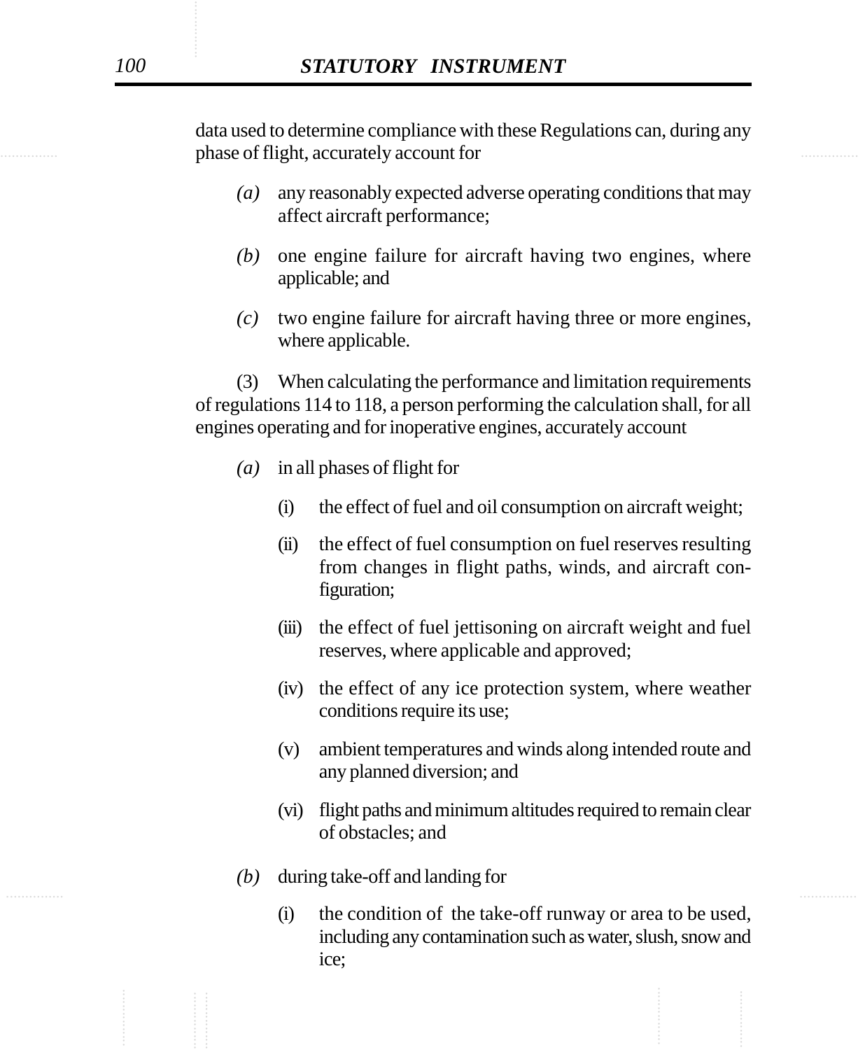data used to determine compliance with these Regulations can, during any phase of flight, accurately account for

*(a)* any reasonably expected adverse operating conditions that may affect aircraft performance;

*(b)* one engine failure for aircraft having two engines, where applicable; and

*(c)* two engine failure for aircraft having three or more engines, where applicable.

(3) When calculating the performance and limitation requirements of regulations 114 to 118, a person performing the calculation shall, for all engines operating and for inoperative engines, accurately account

*(a)* in all phases of flight for

(i) the effect of fuel and oil consumption on aircraft weight;

(ii) the effect of fuel consumption on fuel reserves resulting from changes in flight paths, winds, and aircraft configuration;

(iii) the effect of fuel jettisoning on aircraft weight and fuel reserves, where applicable and approved;

(iv) the effect of any ice protection system, where weather conditions require its use;

(v) ambient temperatures and winds along intended route and any planned diversion; and

(vi) flight paths and minimum altitudes required to remain clear of obstacles; and

*(b)* during take-off and landing for

(i) the condition of the take-off runway or area to be used, including any contamination such as water, slush, snow and ice;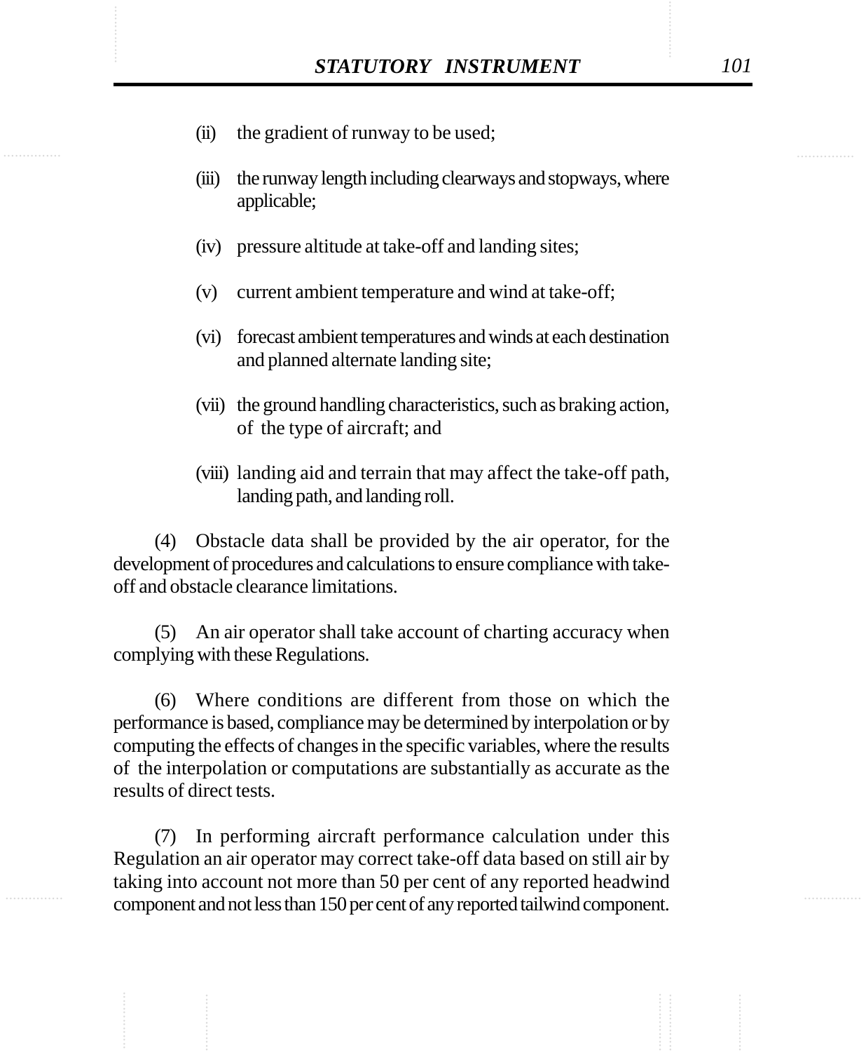(ii) the gradient of runway to be used;

(iii) the runway length including clearways and stopways, where applicable;

(iv) pressure altitude at take-off and landing sites;

(v) current ambient temperature and wind at take-off;

(vi) forecast ambient temperatures and winds at each destination and planned alternate landing site;

(vii) the ground handling characteristics, such as braking action, of the type of aircraft; and

(viii) landing aid and terrain that may affect the take-off path, landing path, and landing roll.

(4) Obstacle data shall be provided by the air operator, for the development of procedures and calculations to ensure compliance with take-off and obstacle clearance limitations.

(5) An air operator shall take account of charting accuracy when complying with these Regulations.

(6) Where conditions are different from those on which the performance is based, compliance may be determined by interpolation or by computing the effects of changes in the specific variables, where the results of the interpolation or computations are substantially as accurate as the results of direct tests.

(7) In performing aircraft performance calculation under this Regulation an air operator may correct take-off data based on still air by taking into account not more than 50 per cent of any reported headwind component and not less than 150 per cent of any reported tailwind component.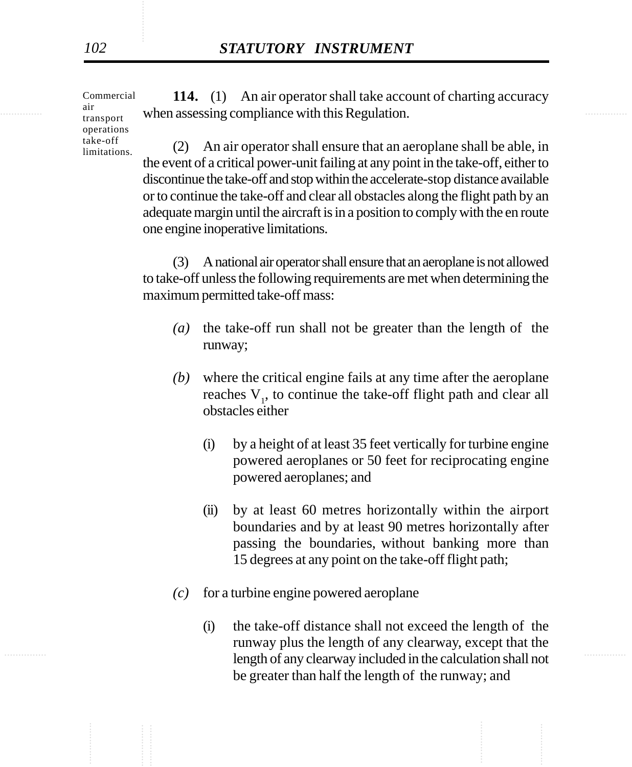Commercial air transport operations take-off limitations.

**114.** (1) An air operator shall take account of charting accuracy when assessing compliance with this Regulation.

(2) An air operator shall ensure that an aeroplane shall be able, in the event of a critical power-unit failing at any point in the take-off, either to discontinue the take-off and stop within the accelerate-stop distance available or to continue the take-off and clear all obstacles along the flight path by an adequate margin until the aircraft is in a position to comply with the en route one engine inoperative limitations.

(3) A national air operator shall ensure that an aeroplane is not allowed to take-off unless the following requirements are met when determining the maximum permitted take-off mass:

*(a)* the take-off run shall not be greater than the length of the runway;

*(b)* where the critical engine fails at any time after the aeroplane reaches $V_1$, to continue the take-off flight path and clear all obstacles either

(i) by a height of at least 35 feet vertically for turbine engine powered aeroplanes or 50 feet for reciprocating engine powered aeroplanes; and

(ii) by at least 60 metres horizontally within the airport boundaries and by at least 90 metres horizontally after passing the boundaries, without banking more than 15 degrees at any point on the take-off flight path;

*(c)* for a turbine engine powered aeroplane

(i) the take-off distance shall not exceed the length of the runway plus the length of any clearway, except that the length of any clearway included in the calculation shall not be greater than half the length of the runway; and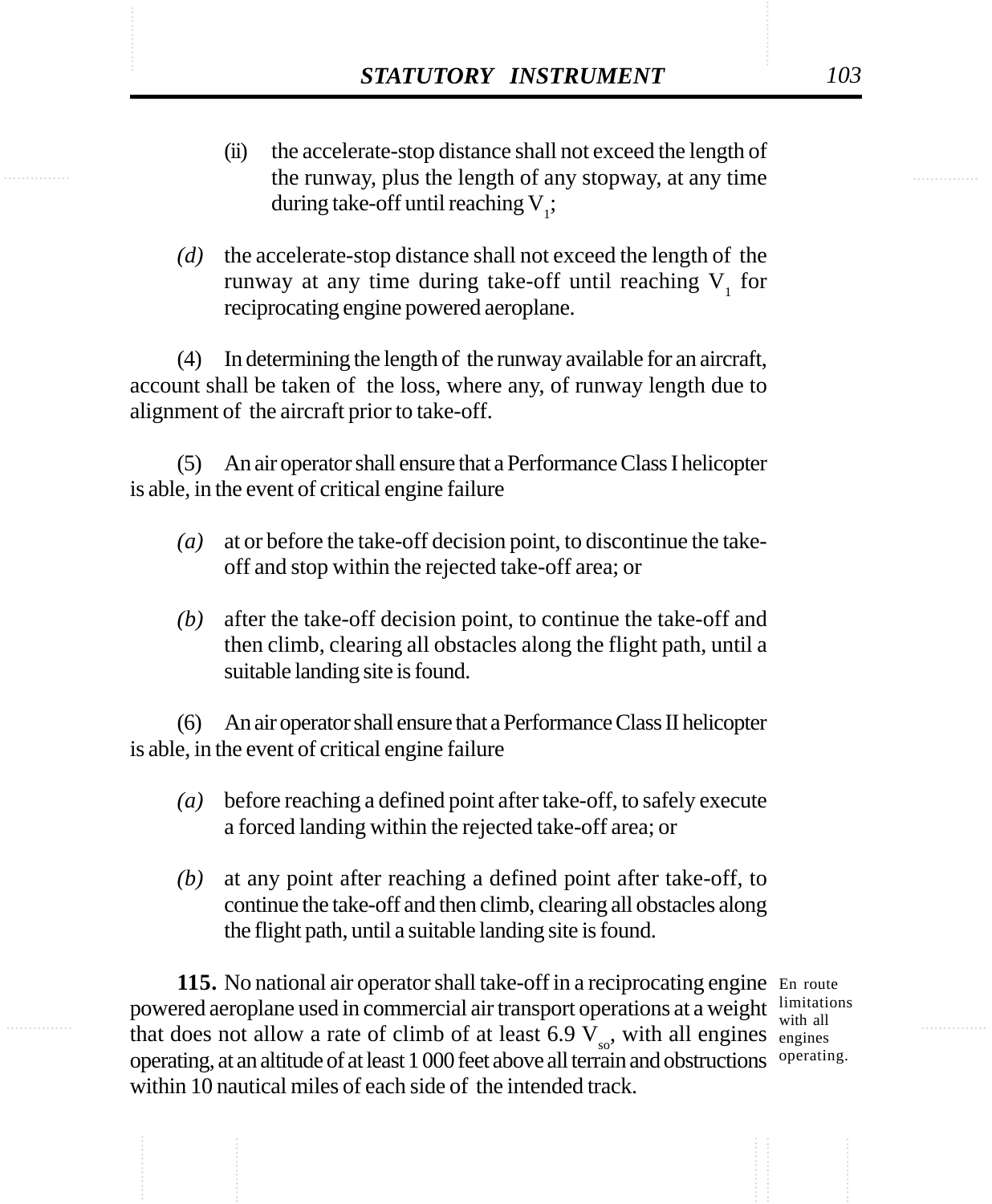(ii) the accelerate-stop distance shall not exceed the length of the runway, plus the length of any stopway, at any time during take-off until reaching $V_1$;

*(d)* the accelerate-stop distance shall not exceed the length of the runway at any time during take-off until reaching $V_1$ for reciprocating engine powered aeroplane.

(4) In determining the length of the runway available for an aircraft, account shall be taken of the loss, where any, of runway length due to alignment of the aircraft prior to take-off.

(5) An air operator shall ensure that a Performance Class I helicopter is able, in the event of critical engine failure

*(a)* at or before the take-off decision point, to discontinue the take-off and stop within the rejected take-off area; or

*(b)* after the take-off decision point, to continue the take-off and then climb, clearing all obstacles along the flight path, until a suitable landing site is found.

(6) An air operator shall ensure that a Performance Class II helicopter is able, in the event of critical engine failure

*(a)* before reaching a defined point after take-off, to safely execute a forced landing within the rejected take-off area; or

*(b)* at any point after reaching a defined point after take-off, to continue the take-off and then climb, clearing all obstacles along the flight path, until a suitable landing site is found.

En route limitations with all engines operating.

**115.** No national air operator shall take-off in a reciprocating engine powered aeroplane used in commercial air transport operations at a weight that does not allow a rate of climb of at least 6.9 $V_{so}$, with all engines operating, at an altitude of at least 1 000 feet above all terrain and obstructions within 10 nautical miles of each side of the intended track.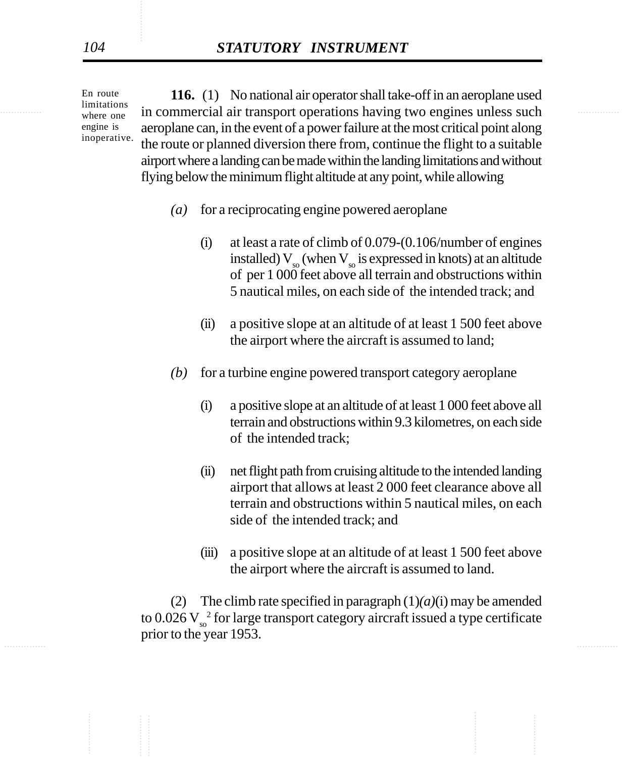En route limitations where one engine is inoperative.

**116.** (1) No national air operator shall take-off in an aeroplane used in commercial air transport operations having two engines unless such aeroplane can, in the event of a power failure at the most critical point along the route or planned diversion there from, continue the flight to a suitable airport where a landing can be made within the landing limitations and without flying below the minimum flight altitude at any point, while allowing

*(a)* for a reciprocating engine powered aeroplane

(i) at least a rate of climb of 0.079-(0.106/number of engines installed) $V_{so}$ (when $V_{so}$ is expressed in knots) at an altitude of per 1 000 feet above all terrain and obstructions within 5 nautical miles, on each side of the intended track; and

(ii) a positive slope at an altitude of at least 1 500 feet above the airport where the aircraft is assumed to land;

*(b)* for a turbine engine powered transport category aeroplane

(i) a positive slope at an altitude of at least 1 000 feet above all terrain and obstructions within 9.3 kilometres, on each side of the intended track;

(ii) net flight path from cruising altitude to the intended landing airport that allows at least 2 000 feet clearance above all terrain and obstructions within 5 nautical miles, on each side of the intended track; and

(iii) a positive slope at an altitude of at least 1 500 feet above the airport where the aircraft is assumed to land.

(2) The climb rate specified in paragraph (1)*(a)*(i) may be amended to $0.026\ V_{so}^2$ for large transport category aircraft issued a type certificate prior to the year 1953.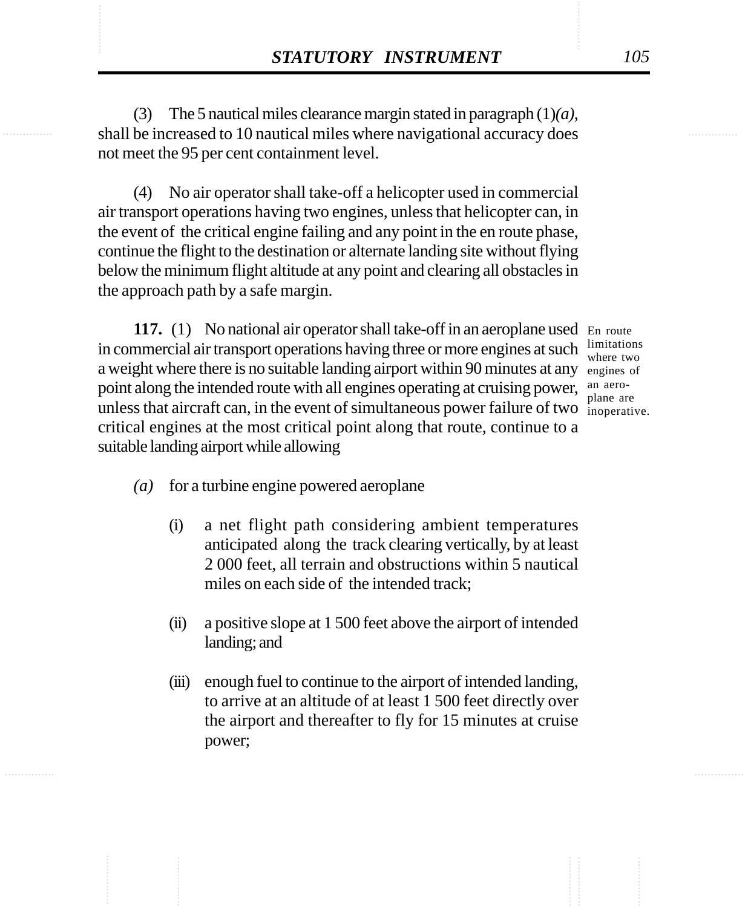(3) The 5 nautical miles clearance margin stated in paragraph (1)*(a)*, shall be increased to 10 nautical miles where navigational accuracy does not meet the 95 per cent containment level.

(4) No air operator shall take-off a helicopter used in commercial air transport operations having two engines, unless that helicopter can, in the event of the critical engine failing and any point in the en route phase, continue the flight to the destination or alternate landing site without flying below the minimum flight altitude at any point and clearing all obstacles in the approach path by a safe margin.

En route limitations where two engines of an aeroplane are inoperative.

**117.** (1) No national air operator shall take-off in an aeroplane used in commercial air transport operations having three or more engines at such a weight where there is no suitable landing airport within 90 minutes at any point along the intended route with all engines operating at cruising power, unless that aircraft can, in the event of simultaneous power failure of two critical engines at the most critical point along that route, continue to a suitable landing airport while allowing

*(a)* for a turbine engine powered aeroplane

(i) a net flight path considering ambient temperatures anticipated along the track clearing vertically, by at least 2 000 feet, all terrain and obstructions within 5 nautical miles on each side of the intended track;

(ii) a positive slope at 1 500 feet above the airport of intended landing; and

(iii) enough fuel to continue to the airport of intended landing, to arrive at an altitude of at least 1 500 feet directly over the airport and thereafter to fly for 15 minutes at cruise power;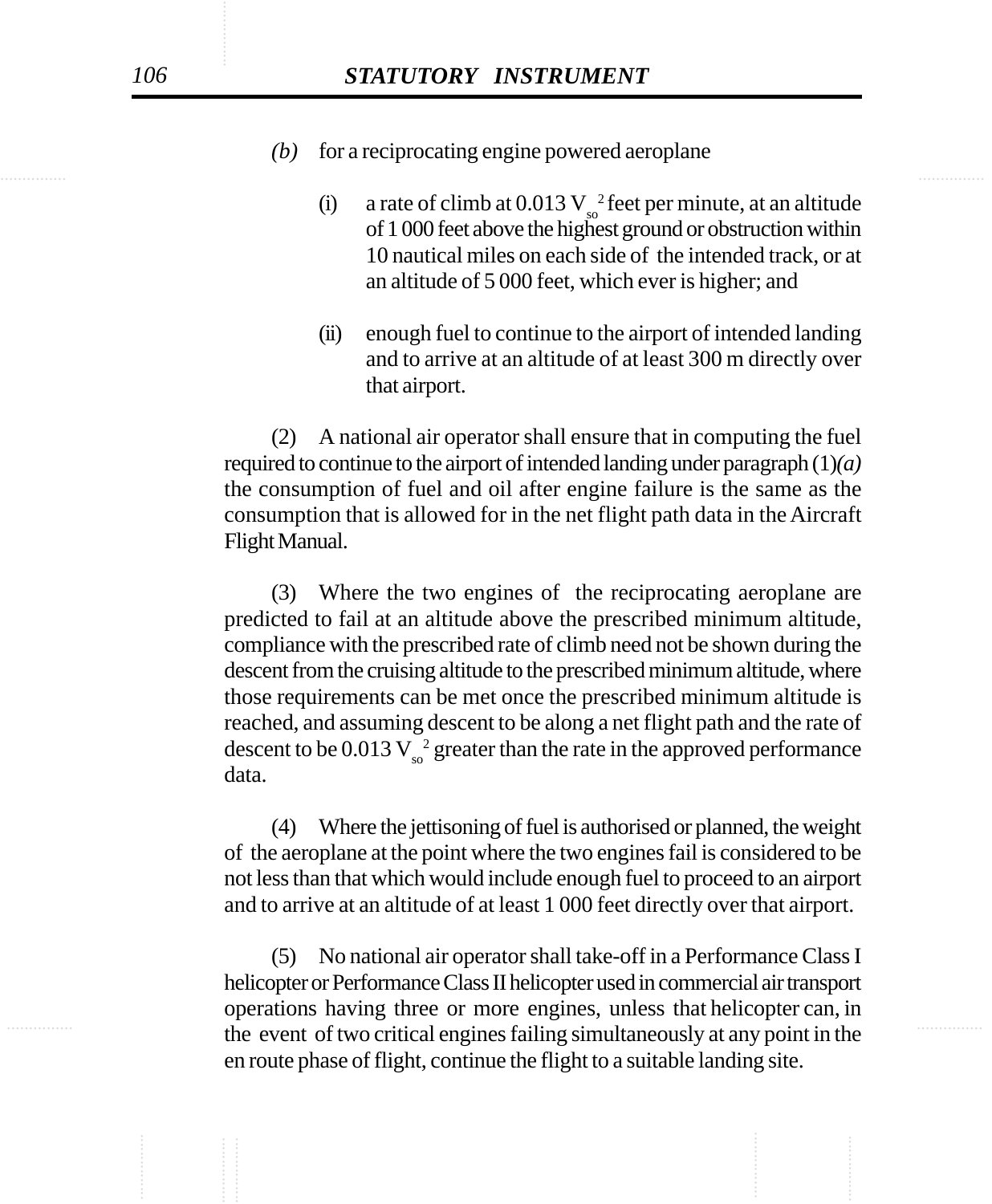*(b)* for a reciprocating engine powered aeroplane

(i) a rate of climb at $0.013\ V_{so}^{2}$ feet per minute, at an altitude of 1 000 feet above the highest ground or obstruction within 10 nautical miles on each side of the intended track, or at an altitude of 5 000 feet, which ever is higher; and

(ii) enough fuel to continue to the airport of intended landing and to arrive at an altitude of at least 300 m directly over that airport.

(2) A national air operator shall ensure that in computing the fuel required to continue to the airport of intended landing under paragraph (1)*(a)* the consumption of fuel and oil after engine failure is the same as the consumption that is allowed for in the net flight path data in the Aircraft Flight Manual.

(3) Where the two engines of the reciprocating aeroplane are predicted to fail at an altitude above the prescribed minimum altitude, compliance with the prescribed rate of climb need not be shown during the descent from the cruising altitude to the prescribed minimum altitude, where those requirements can be met once the prescribed minimum altitude is reached, and assuming descent to be along a net flight path and the rate of descent to be $0.013\ V_{so}^{2}$ greater than the rate in the approved performance data.

(4) Where the jettisoning of fuel is authorised or planned, the weight of the aeroplane at the point where the two engines fail is considered to be not less than that which would include enough fuel to proceed to an airport and to arrive at an altitude of at least 1 000 feet directly over that airport.

(5) No national air operator shall take-off in a Performance Class I helicopter or Performance Class II helicopter used in commercial air transport operations having three or more engines, unless that helicopter can, in the event of two critical engines failing simultaneously at any point in the en route phase of flight, continue the flight to a suitable landing site.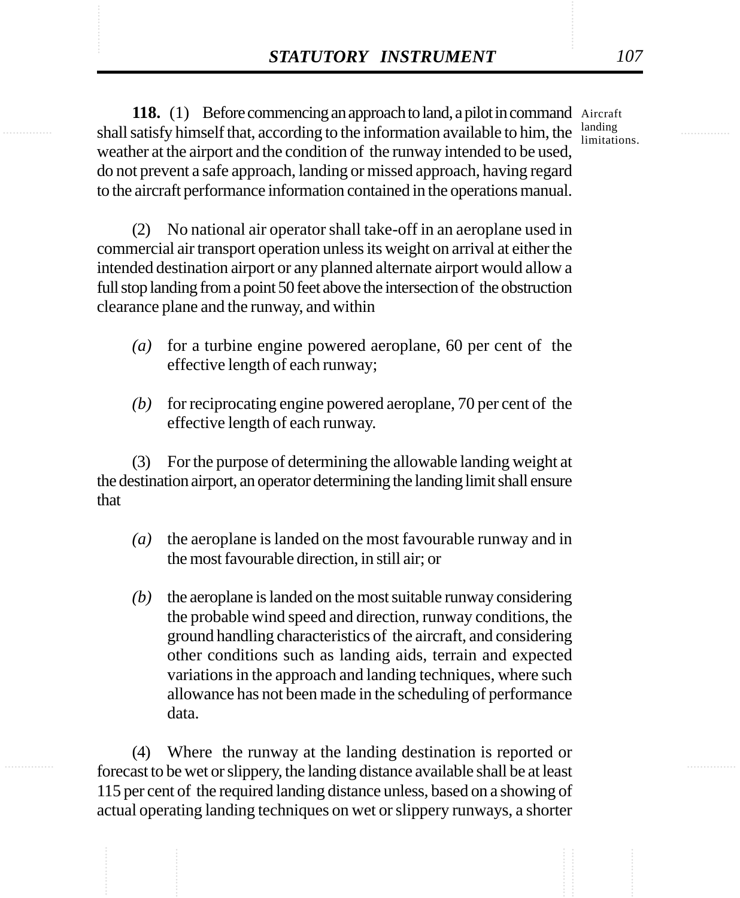**118.** (1) Before commencing an approach to land, a pilot in command shall satisfy himself that, according to the information available to him, the weather at the airport and the condition of the runway intended to be used, do not prevent a safe approach, landing or missed approach, having regard to the aircraft performance information contained in the operations manual.

Aircraft landing limitations.

(2) No national air operator shall take-off in an aeroplane used in commercial air transport operation unless its weight on arrival at either the intended destination airport or any planned alternate airport would allow a full stop landing from a point 50 feet above the intersection of the obstruction clearance plane and the runway, and within

*(a)* for a turbine engine powered aeroplane, 60 per cent of the effective length of each runway;

*(b)* for reciprocating engine powered aeroplane, 70 per cent of the effective length of each runway.

(3) For the purpose of determining the allowable landing weight at the destination airport, an operator determining the landing limit shall ensure that

*(a)* the aeroplane is landed on the most favourable runway and in the most favourable direction, in still air; or

*(b)* the aeroplane is landed on the most suitable runway considering the probable wind speed and direction, runway conditions, the ground handling characteristics of the aircraft, and considering other conditions such as landing aids, terrain and expected variations in the approach and landing techniques, where such allowance has not been made in the scheduling of performance data.

(4) Where the runway at the landing destination is reported or forecast to be wet or slippery, the landing distance available shall be at least 115 per cent of the required landing distance unless, based on a showing of actual operating landing techniques on wet or slippery runways, a shorter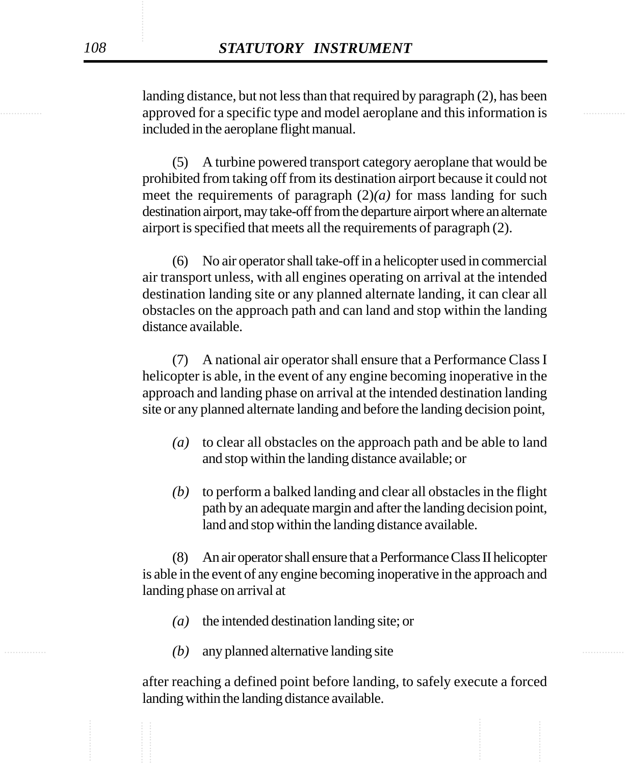landing distance, but not less than that required by paragraph (2), has been approved for a specific type and model aeroplane and this information is included in the aeroplane flight manual.

(5) A turbine powered transport category aeroplane that would be prohibited from taking off from its destination airport because it could not meet the requirements of paragraph (2)*(a)* for mass landing for such destination airport, may take-off from the departure airport where an alternate airport is specified that meets all the requirements of paragraph (2).

(6) No air operator shall take-off in a helicopter used in commercial air transport unless, with all engines operating on arrival at the intended destination landing site or any planned alternate landing, it can clear all obstacles on the approach path and can land and stop within the landing distance available.

(7) A national air operator shall ensure that a Performance Class I helicopter is able, in the event of any engine becoming inoperative in the approach and landing phase on arrival at the intended destination landing site or any planned alternate landing and before the landing decision point,

*(a)* to clear all obstacles on the approach path and be able to land and stop within the landing distance available; or

*(b)* to perform a balked landing and clear all obstacles in the flight path by an adequate margin and after the landing decision point, land and stop within the landing distance available.

(8) An air operator shall ensure that a Performance Class II helicopter is able in the event of any engine becoming inoperative in the approach and landing phase on arrival at

*(a)* the intended destination landing site; or

*(b)* any planned alternative landing site

after reaching a defined point before landing, to safely execute a forced landing within the landing distance available.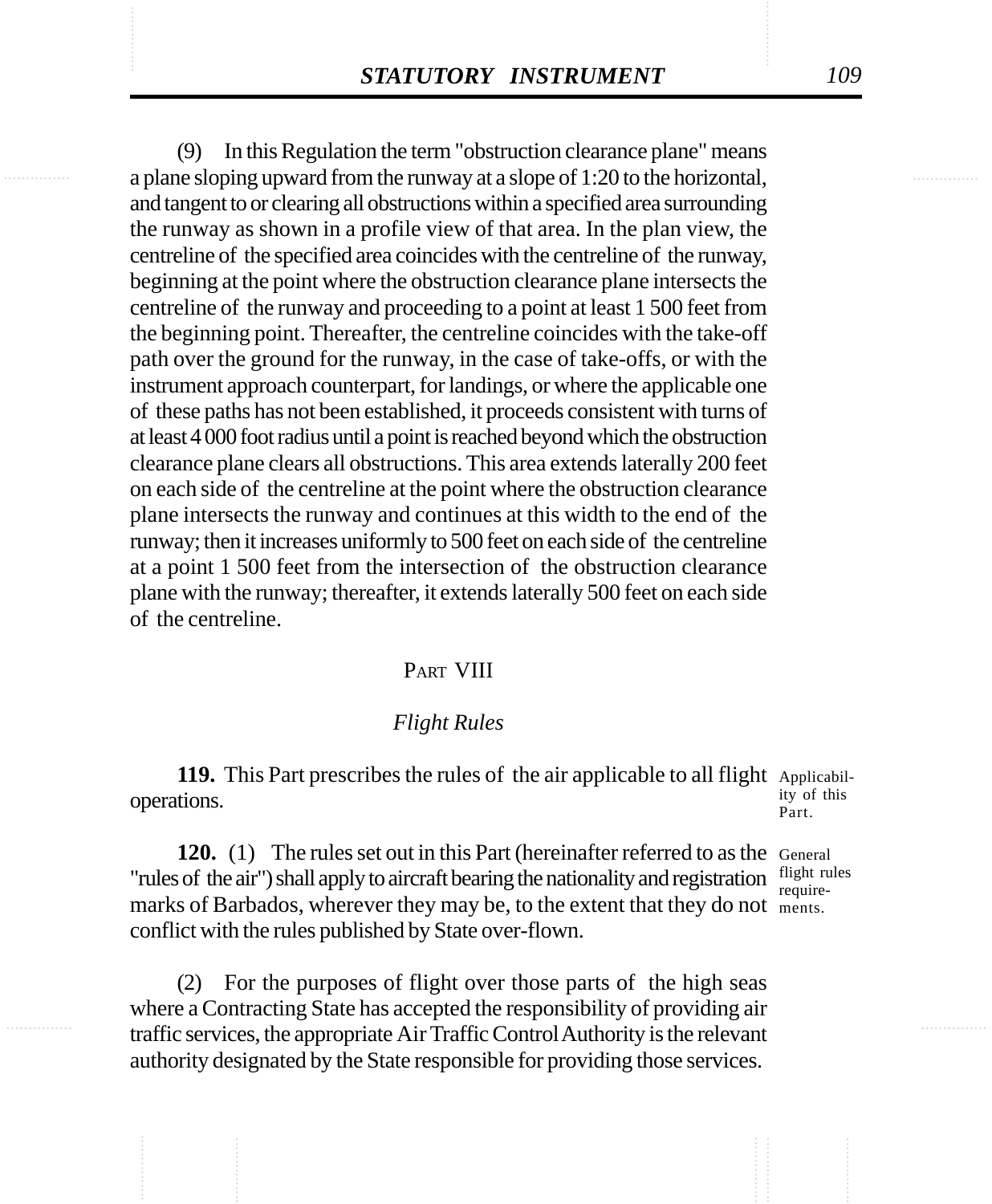(9) In this Regulation the term "obstruction clearance plane" means a plane sloping upward from the runway at a slope of 1:20 to the horizontal, and tangent to or clearing all obstructions within a specified area surrounding the runway as shown in a profile view of that area. In the plan view, the centreline of the specified area coincides with the centreline of the runway, beginning at the point where the obstruction clearance plane intersects the centreline of the runway and proceeding to a point at least 1 500 feet from the beginning point. Thereafter, the centreline coincides with the take-off path over the ground for the runway, in the case of take-offs, or with the instrument approach counterpart, for landings, or where the applicable one of these paths has not been established, it proceeds consistent with turns of at least 4 000 foot radius until a point is reached beyond which the obstruction clearance plane clears all obstructions. This area extends laterally 200 feet on each side of the centreline at the point where the obstruction clearance plane intersects the runway and continues at this width to the end of the runway; then it increases uniformly to 500 feet on each side of the centreline at a point 1 500 feet from the intersection of the obstruction clearance plane with the runway; thereafter, it extends laterally 500 feet on each side of the centreline.

## PART VIII

### *Flight Rules*

**119.** This Part prescribes the rules of the air applicable to all flight operations.

Applicability of this Part.

**120.** (1) The rules set out in this Part (hereinafter referred to as the "rules of the air") shall apply to aircraft bearing the nationality and registration marks of Barbados, wherever they may be, to the extent that they do not conflict with the rules published by State over-flown.

General flight rules requirements.

(2) For the purposes of flight over those parts of the high seas where a Contracting State has accepted the responsibility of providing air traffic services, the appropriate Air Traffic Control Authority is the relevant authority designated by the State responsible for providing those services.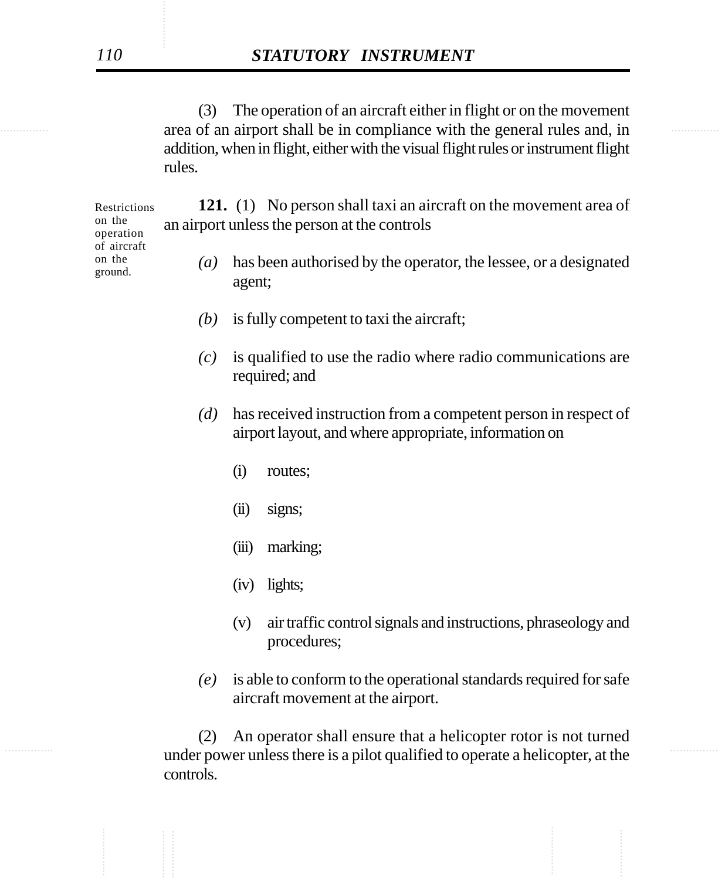(3) The operation of an aircraft either in flight or on the movement area of an airport shall be in compliance with the general rules and, in addition, when in flight, either with the visual flight rules or instrument flight rules.

Restrictions on the operation of aircraft on the ground.

**121.** (1) No person shall taxi an aircraft on the movement area of an airport unless the person at the controls

*(a)* has been authorised by the operator, the lessee, or a designated agent;

*(b)* is fully competent to taxi the aircraft;

*(c)* is qualified to use the radio where radio communications are required; and

*(d)* has received instruction from a competent person in respect of airport layout, and where appropriate, information on

(i) routes;

(ii) signs;

(iii) marking;

(iv) lights;

(v) air traffic control signals and instructions, phraseology and procedures;

*(e)* is able to conform to the operational standards required for safe aircraft movement at the airport.

(2) An operator shall ensure that a helicopter rotor is not turned under power unless there is a pilot qualified to operate a helicopter, at the controls.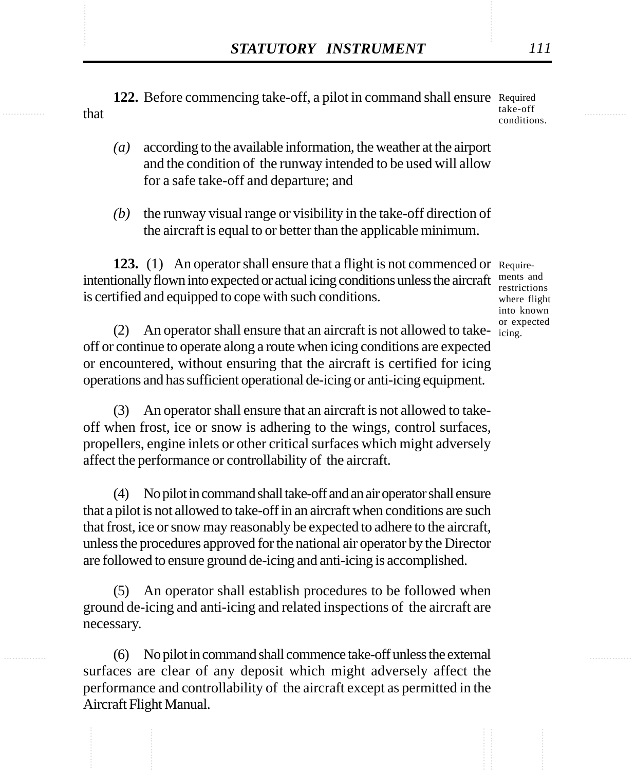**122.** Before commencing take-off, a pilot in command shall ensure that

Required take-off conditions.

*(a)* according to the available information, the weather at the airport and the condition of the runway intended to be used will allow for a safe take-off and departure; and

*(b)* the runway visual range or visibility in the take-off direction of the aircraft is equal to or better than the applicable minimum.

**123.** (1) An operator shall ensure that a flight is not commenced or intentionally flown into expected or actual icing conditions unless the aircraft is certified and equipped to cope with such conditions.

Requirements and restrictions where flight into known or expected icing.

(2) An operator shall ensure that an aircraft is not allowed to take-off or continue to operate along a route when icing conditions are expected or encountered, without ensuring that the aircraft is certified for icing operations and has sufficient operational de-icing or anti-icing equipment.

(3) An operator shall ensure that an aircraft is not allowed to take-off when frost, ice or snow is adhering to the wings, control surfaces, propellers, engine inlets or other critical surfaces which might adversely affect the performance or controllability of the aircraft.

(4) No pilot in command shall take-off and an air operator shall ensure that a pilot is not allowed to take-off in an aircraft when conditions are such that frost, ice or snow may reasonably be expected to adhere to the aircraft, unless the procedures approved for the national air operator by the Director are followed to ensure ground de-icing and anti-icing is accomplished.

(5) An operator shall establish procedures to be followed when ground de-icing and anti-icing and related inspections of the aircraft are necessary.

(6) No pilot in command shall commence take-off unless the external surfaces are clear of any deposit which might adversely affect the performance and controllability of the aircraft except as permitted in the Aircraft Flight Manual.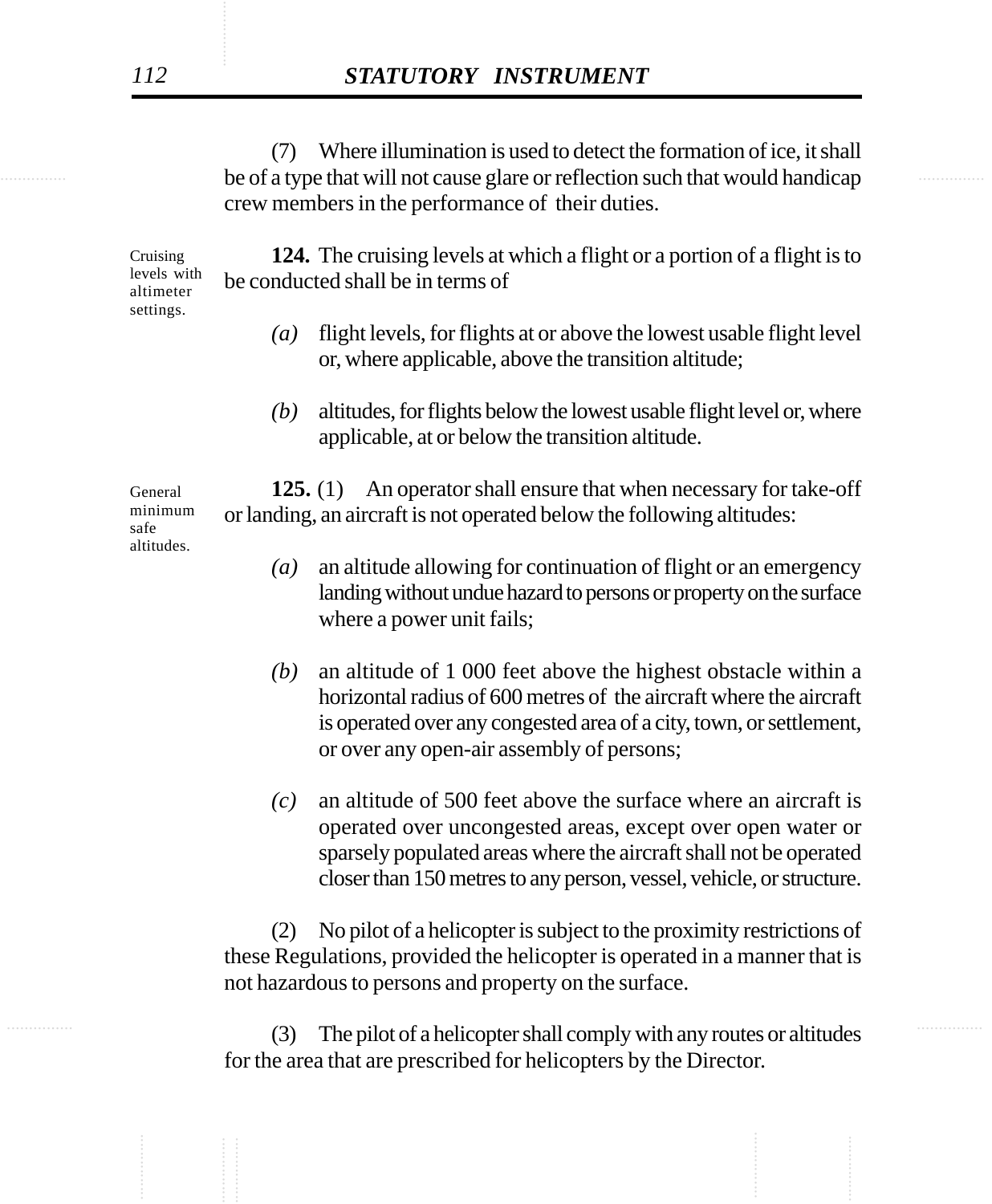(7) Where illumination is used to detect the formation of ice, it shall be of a type that will not cause glare or reflection such that would handicap crew members in the performance of their duties.

Cruising levels with altimeter settings.

**124.** The cruising levels at which a flight or a portion of a flight is to be conducted shall be in terms of

*(a)* flight levels, for flights at or above the lowest usable flight level or, where applicable, above the transition altitude;

*(b)* altitudes, for flights below the lowest usable flight level or, where applicable, at or below the transition altitude.

General minimum safe altitudes.

**125.** (1) An operator shall ensure that when necessary for take-off or landing, an aircraft is not operated below the following altitudes:

*(a)* an altitude allowing for continuation of flight or an emergency landing without undue hazard to persons or property on the surface where a power unit fails;

*(b)* an altitude of 1 000 feet above the highest obstacle within a horizontal radius of 600 metres of the aircraft where the aircraft is operated over any congested area of a city, town, or settlement, or over any open-air assembly of persons;

*(c)* an altitude of 500 feet above the surface where an aircraft is operated over uncongested areas, except over open water or sparsely populated areas where the aircraft shall not be operated closer than 150 metres to any person, vessel, vehicle, or structure.

(2) No pilot of a helicopter is subject to the proximity restrictions of these Regulations, provided the helicopter is operated in a manner that is not hazardous to persons and property on the surface.

(3) The pilot of a helicopter shall comply with any routes or altitudes for the area that are prescribed for helicopters by the Director.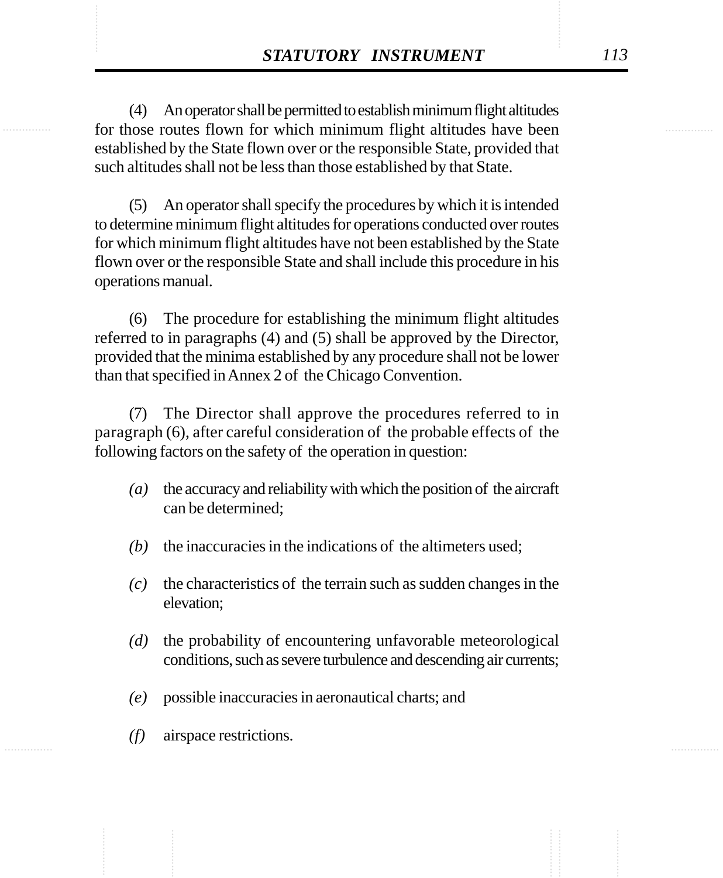(4) An operator shall be permitted to establish minimum flight altitudes for those routes flown for which minimum flight altitudes have been established by the State flown over or the responsible State, provided that such altitudes shall not be less than those established by that State.

(5) An operator shall specify the procedures by which it is intended to determine minimum flight altitudes for operations conducted over routes for which minimum flight altitudes have not been established by the State flown over or the responsible State and shall include this procedure in his operations manual.

(6) The procedure for establishing the minimum flight altitudes referred to in paragraphs (4) and (5) shall be approved by the Director, provided that the minima established by any procedure shall not be lower than that specified in Annex 2 of the Chicago Convention.

(7) The Director shall approve the procedures referred to in paragraph (6), after careful consideration of the probable effects of the following factors on the safety of the operation in question:

*(a)* the accuracy and reliability with which the position of the aircraft can be determined;

*(b)* the inaccuracies in the indications of the altimeters used;

*(c)* the characteristics of the terrain such as sudden changes in the elevation;

*(d)* the probability of encountering unfavorable meteorological conditions, such as severe turbulence and descending air currents;

*(e)* possible inaccuracies in aeronautical charts; and

*(f)* airspace restrictions.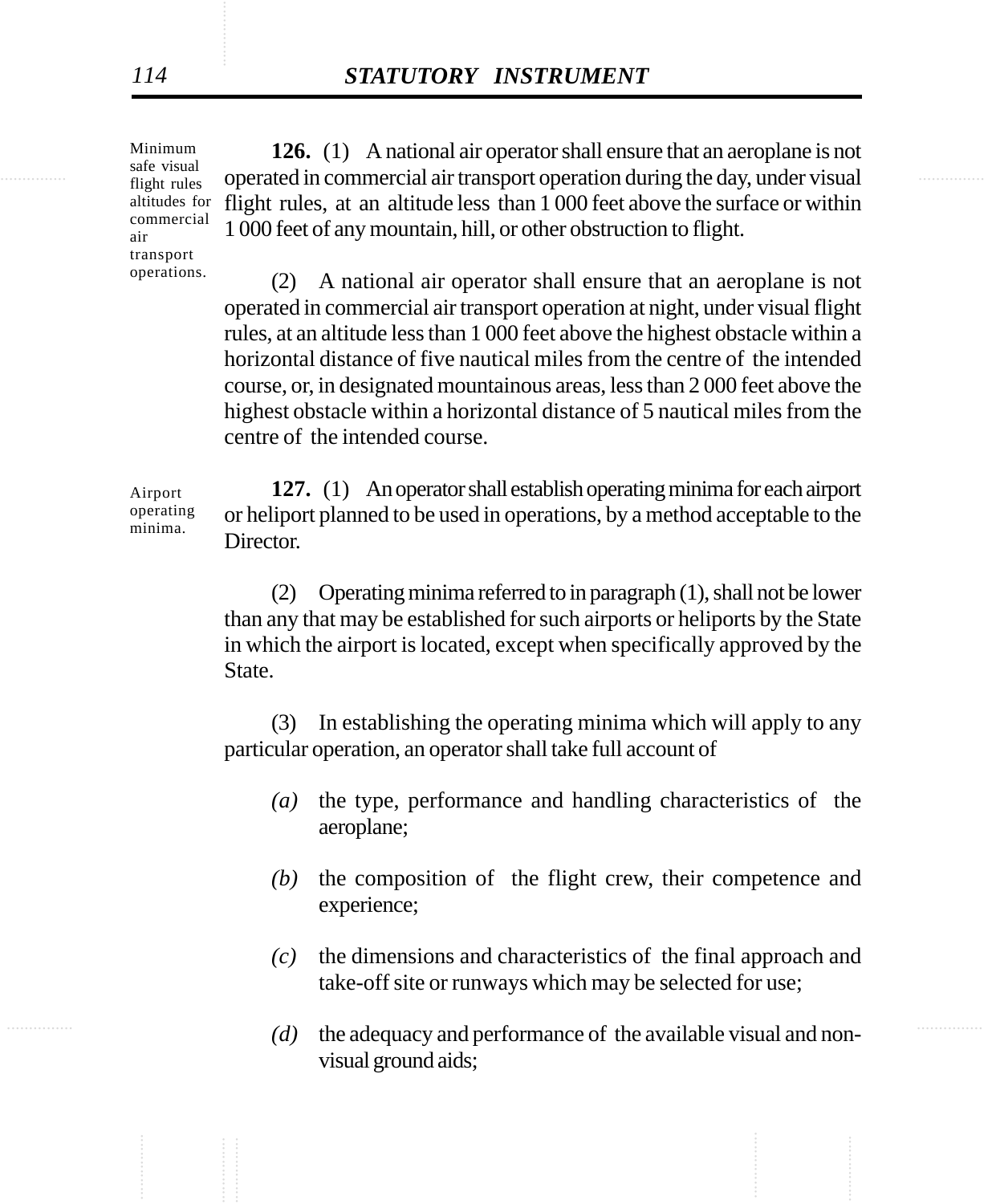Minimum safe visual flight rules altitudes for commercial air transport operations.

**126.** (1) A national air operator shall ensure that an aeroplane is not operated in commercial air transport operation during the day, under visual flight rules, at an altitude less than 1 000 feet above the surface or within 1 000 feet of any mountain, hill, or other obstruction to flight.

(2) A national air operator shall ensure that an aeroplane is not operated in commercial air transport operation at night, under visual flight rules, at an altitude less than 1 000 feet above the highest obstacle within a horizontal distance of five nautical miles from the centre of the intended course, or, in designated mountainous areas, less than 2 000 feet above the highest obstacle within a horizontal distance of 5 nautical miles from the centre of the intended course.

Airport operating minima.

**127.** (1) An operator shall establish operating minima for each airport or heliport planned to be used in operations, by a method acceptable to the Director.

(2) Operating minima referred to in paragraph (1), shall not be lower than any that may be established for such airports or heliports by the State in which the airport is located, except when specifically approved by the State.

(3) In establishing the operating minima which will apply to any particular operation, an operator shall take full account of

*(a)* the type, performance and handling characteristics of the aeroplane;

*(b)* the composition of the flight crew, their competence and experience;

*(c)* the dimensions and characteristics of the final approach and take-off site or runways which may be selected for use;

*(d)* the adequacy and performance of the available visual and non-visual ground aids;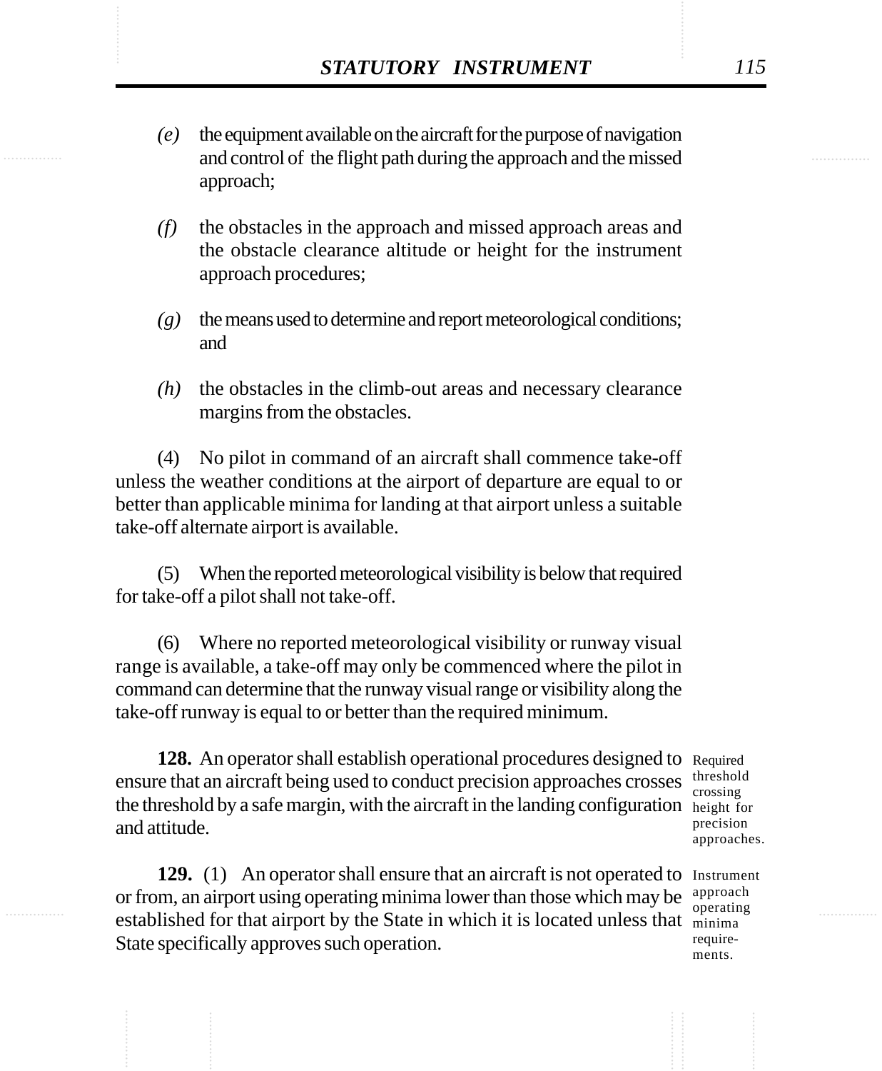*(e)* the equipment available on the aircraft for the purpose of navigation and control of the flight path during the approach and the missed approach;

*(f)* the obstacles in the approach and missed approach areas and the obstacle clearance altitude or height for the instrument approach procedures;

*(g)* the means used to determine and report meteorological conditions; and

*(h)* the obstacles in the climb-out areas and necessary clearance margins from the obstacles.

(4) No pilot in command of an aircraft shall commence take-off unless the weather conditions at the airport of departure are equal to or better than applicable minima for landing at that airport unless a suitable take-off alternate airport is available.

(5) When the reported meteorological visibility is below that required for take-off a pilot shall not take-off.

(6) Where no reported meteorological visibility or runway visual range is available, a take-off may only be commenced where the pilot in command can determine that the runway visual range or visibility along the take-off runway is equal to or better than the required minimum.

Required threshold crossing height for precision approaches.

**128.** An operator shall establish operational procedures designed to ensure that an aircraft being used to conduct precision approaches crosses the threshold by a safe margin, with the aircraft in the landing configuration and attitude.

Instrument approach operating minima require-ments.

**129.** (1) An operator shall ensure that an aircraft is not operated to or from, an airport using operating minima lower than those which may be established for that airport by the State in which it is located unless that State specifically approves such operation.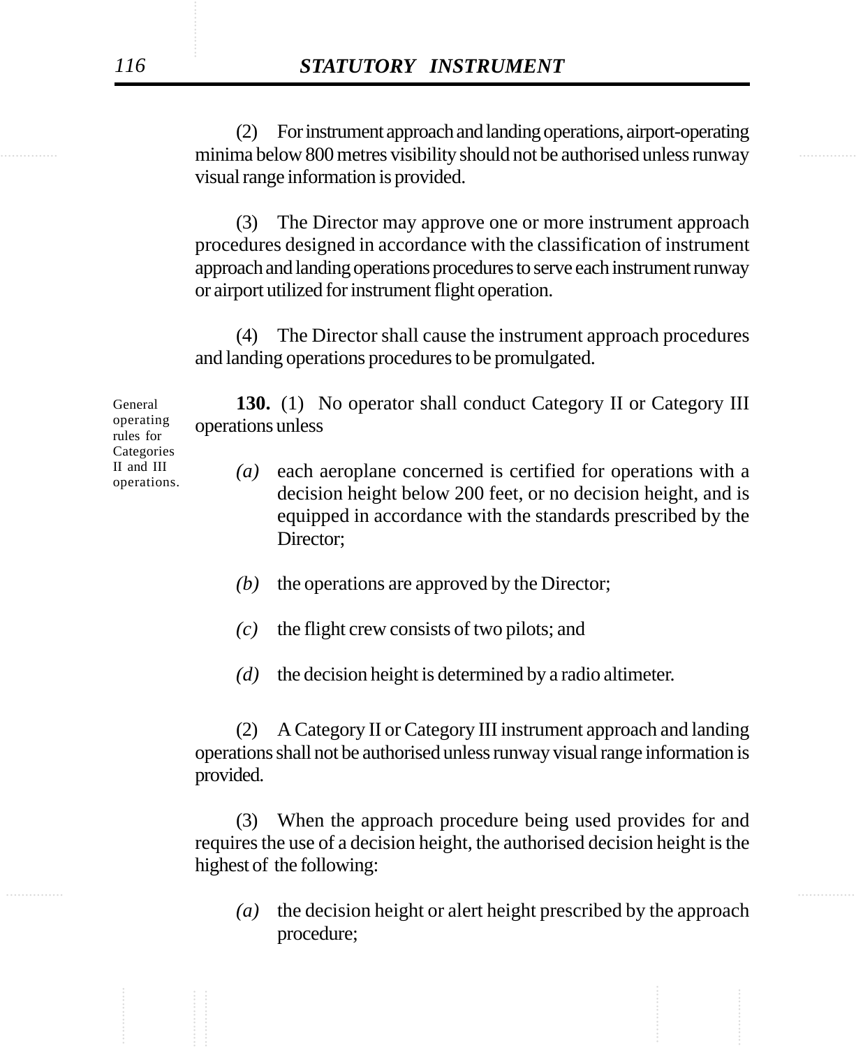(2) For instrument approach and landing operations, airport-operating minima below 800 metres visibility should not be authorised unless runway visual range information is provided.

(3) The Director may approve one or more instrument approach procedures designed in accordance with the classification of instrument approach and landing operations procedures to serve each instrument runway or airport utilized for instrument flight operation.

(4) The Director shall cause the instrument approach procedures and landing operations procedures to be promulgated.

General operating rules for Categories II and III operations.

**130.** (1) No operator shall conduct Category II or Category III operations unless

*(a)* each aeroplane concerned is certified for operations with a decision height below 200 feet, or no decision height, and is equipped in accordance with the standards prescribed by the Director;

*(b)* the operations are approved by the Director;

*(c)* the flight crew consists of two pilots; and

*(d)* the decision height is determined by a radio altimeter.

(2) A Category II or Category III instrument approach and landing operations shall not be authorised unless runway visual range information is provided.

(3) When the approach procedure being used provides for and requires the use of a decision height, the authorised decision height is the highest of the following:

*(a)* the decision height or alert height prescribed by the approach procedure;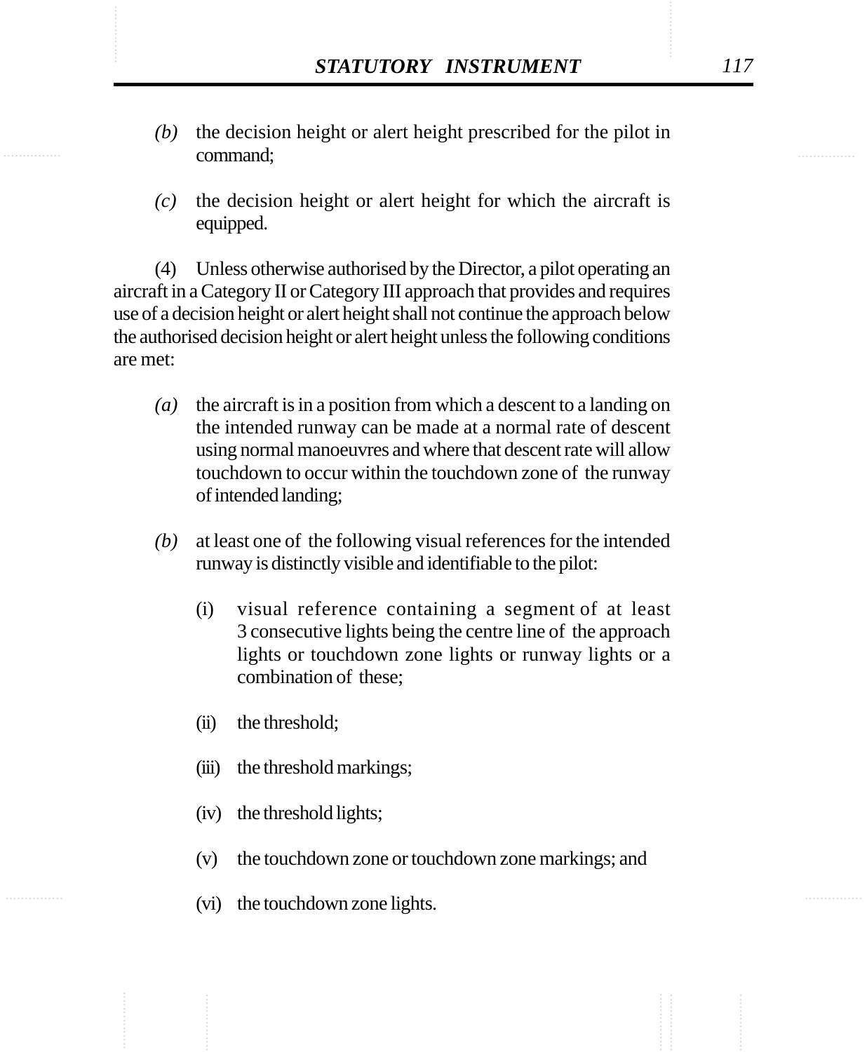*(b)* the decision height or alert height prescribed for the pilot in command;

*(c)* the decision height or alert height for which the aircraft is equipped.

(4) Unless otherwise authorised by the Director, a pilot operating an aircraft in a Category II or Category III approach that provides and requires use of a decision height or alert height shall not continue the approach below the authorised decision height or alert height unless the following conditions are met:

*(a)* the aircraft is in a position from which a descent to a landing on the intended runway can be made at a normal rate of descent using normal manoeuvres and where that descent rate will allow touchdown to occur within the touchdown zone of the runway of intended landing;

*(b)* at least one of the following visual references for the intended runway is distinctly visible and identifiable to the pilot:

(i) visual reference containing a segment of at least 3 consecutive lights being the centre line of the approach lights or touchdown zone lights or runway lights or a combination of these;

(ii) the threshold;

(iii) the threshold markings;

(iv) the threshold lights;

(v) the touchdown zone or touchdown zone markings; and

(vi) the touchdown zone lights.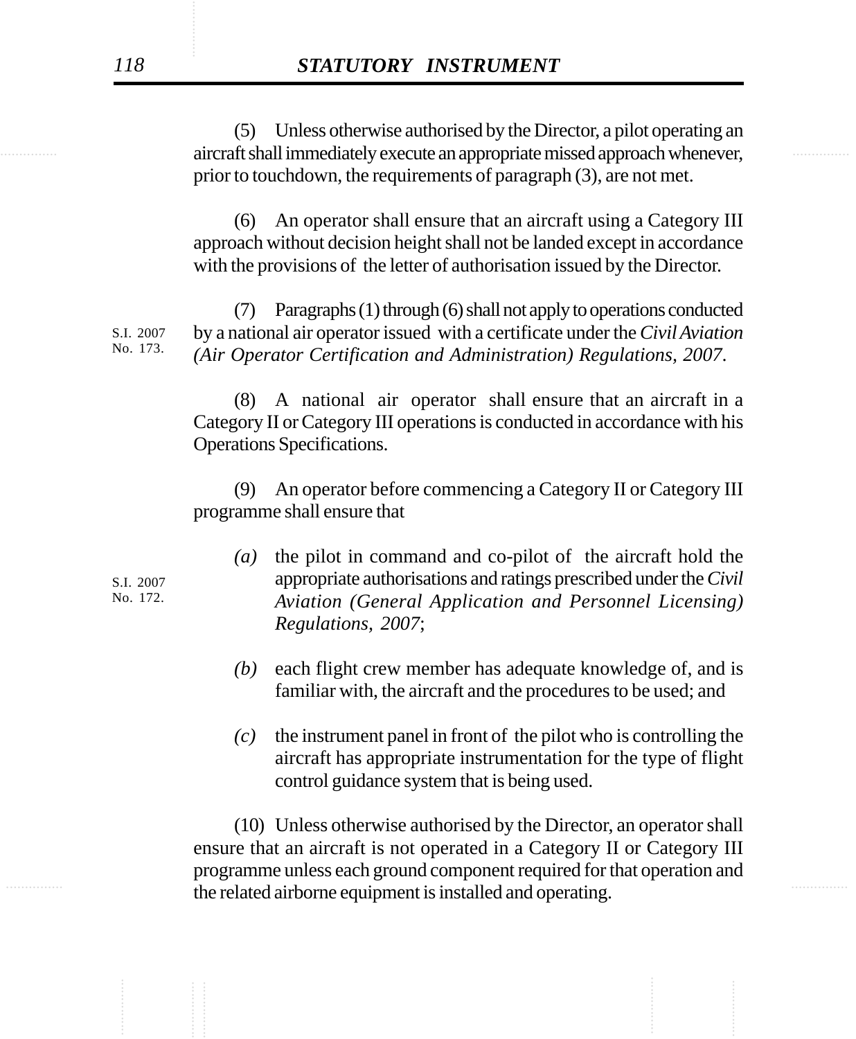(5) Unless otherwise authorised by the Director, a pilot operating an aircraft shall immediately execute an appropriate missed approach whenever, prior to touchdown, the requirements of paragraph (3), are not met.

(6) An operator shall ensure that an aircraft using a Category III approach without decision height shall not be landed except in accordance with the provisions of the letter of authorisation issued by the Director.

S.I. 2007 No. 173.

(7) Paragraphs (1) through (6) shall not apply to operations conducted by a national air operator issued with a certificate under the *Civil Aviation (Air Operator Certification and Administration) Regulations, 2007*.

(8) A national air operator shall ensure that an aircraft in a Category II or Category III operations is conducted in accordance with his Operations Specifications.

(9) An operator before commencing a Category II or Category III programme shall ensure that

S.I. 2007 No. 172.

*(a)* the pilot in command and co-pilot of the aircraft hold the appropriate authorisations and ratings prescribed under the *Civil Aviation (General Application and Personnel Licensing) Regulations, 2007*;

*(b)* each flight crew member has adequate knowledge of, and is familiar with, the aircraft and the procedures to be used; and

*(c)* the instrument panel in front of the pilot who is controlling the aircraft has appropriate instrumentation for the type of flight control guidance system that is being used.

(10) Unless otherwise authorised by the Director, an operator shall ensure that an aircraft is not operated in a Category II or Category III programme unless each ground component required for that operation and the related airborne equipment is installed and operating.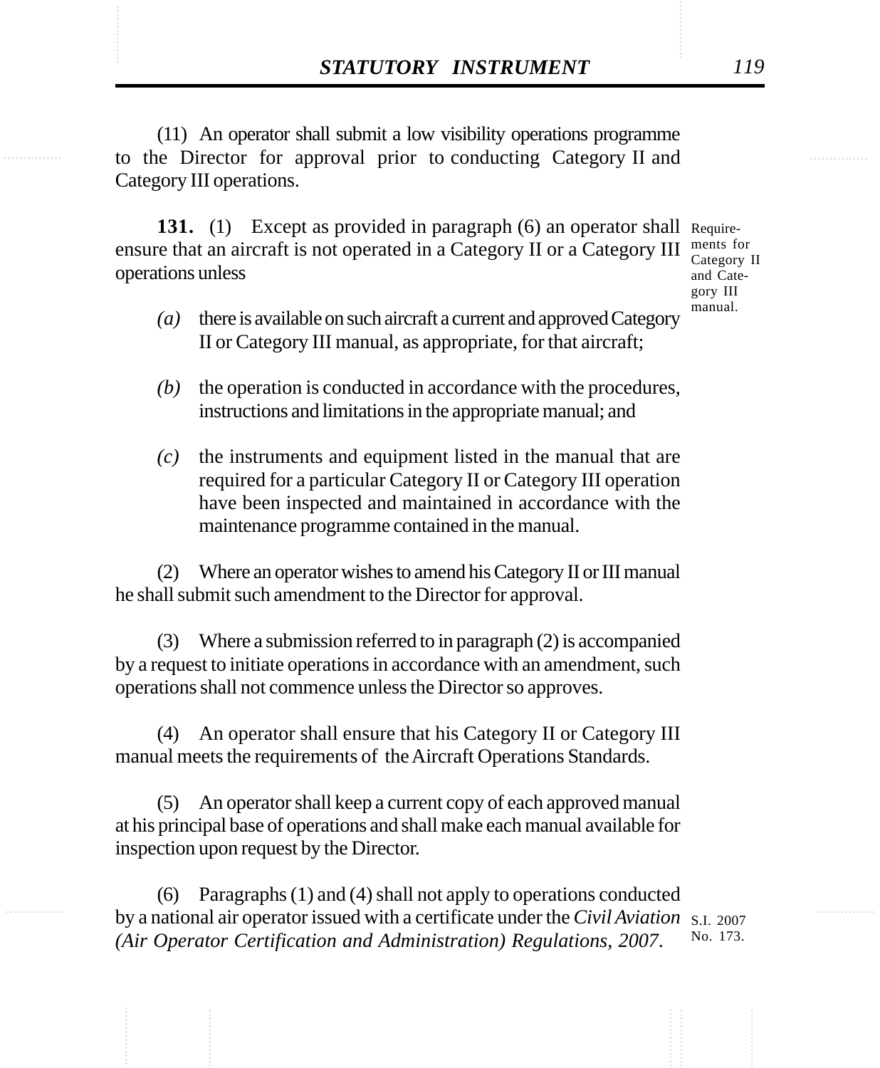(11) An operator shall submit a low visibility operations programme to the Director for approval prior to conducting Category II and Category III operations.

**131.** (1) Except as provided in paragraph (6) an operator shall ensure that an aircraft is not operated in a Category II or a Category III operations unless

Requirements for Category II and Category III manual.

*(a)* there is available on such aircraft a current and approved Category II or Category III manual, as appropriate, for that aircraft;

*(b)* the operation is conducted in accordance with the procedures, instructions and limitations in the appropriate manual; and

*(c)* the instruments and equipment listed in the manual that are required for a particular Category II or Category III operation have been inspected and maintained in accordance with the maintenance programme contained in the manual.

(2) Where an operator wishes to amend his Category II or III manual he shall submit such amendment to the Director for approval.

(3) Where a submission referred to in paragraph (2) is accompanied by a request to initiate operations in accordance with an amendment, such operations shall not commence unless the Director so approves.

(4) An operator shall ensure that his Category II or Category III manual meets the requirements of the Aircraft Operations Standards.

(5) An operator shall keep a current copy of each approved manual at his principal base of operations and shall make each manual available for inspection upon request by the Director.

(6) Paragraphs (1) and (4) shall not apply to operations conducted by a national air operator issued with a certificate under the *Civil Aviation (Air Operator Certification and Administration) Regulations, 2007*.

S.I. 2007 No. 173.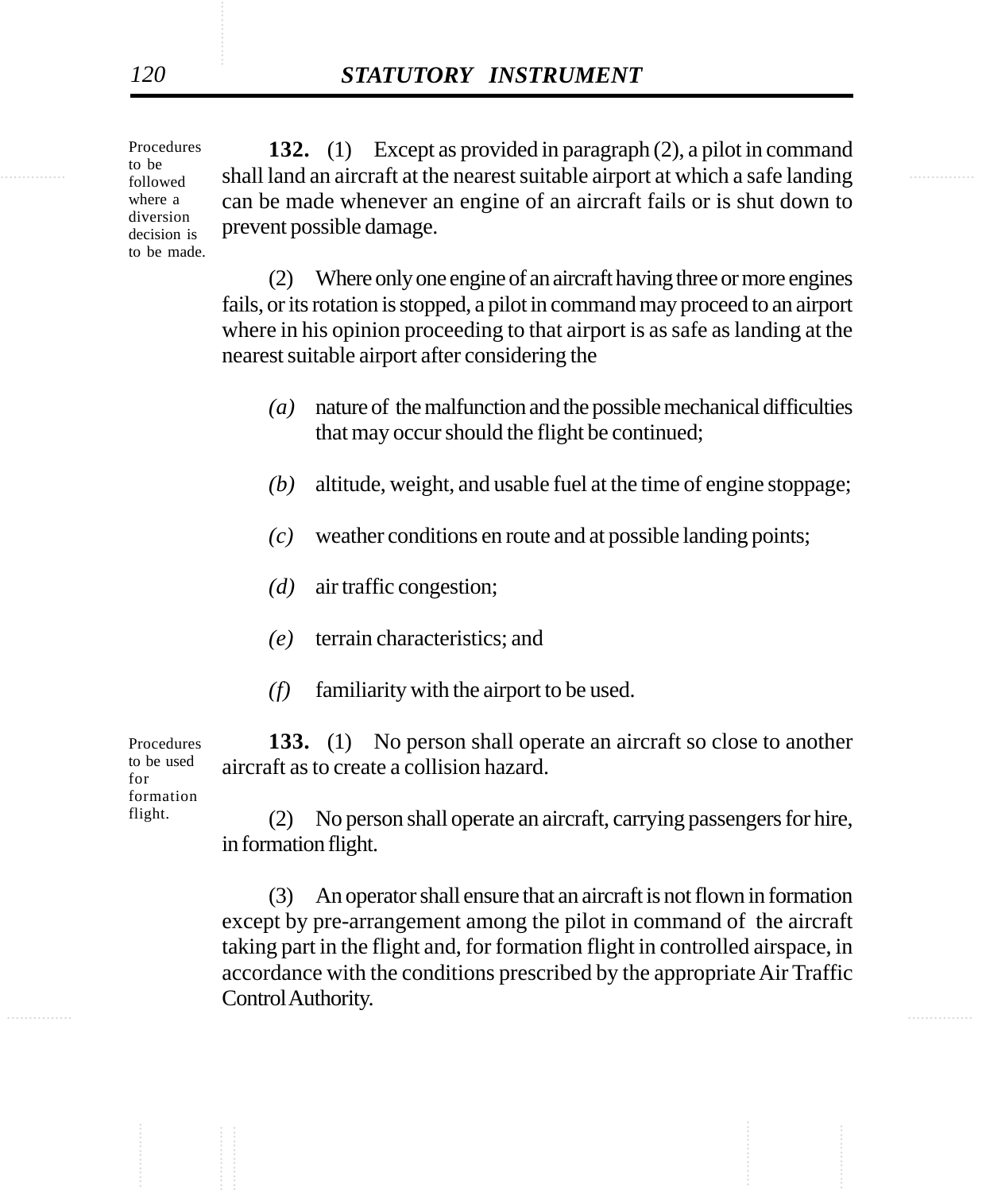Procedures to be followed where a diversion decision is to be made.

**132.** (1) Except as provided in paragraph (2), a pilot in command shall land an aircraft at the nearest suitable airport at which a safe landing can be made whenever an engine of an aircraft fails or is shut down to prevent possible damage.

(2) Where only one engine of an aircraft having three or more engines fails, or its rotation is stopped, a pilot in command may proceed to an airport where in his opinion proceeding to that airport is as safe as landing at the nearest suitable airport after considering the

*(a)* nature of the malfunction and the possible mechanical difficulties that may occur should the flight be continued;

*(b)* altitude, weight, and usable fuel at the time of engine stoppage;

*(c)* weather conditions en route and at possible landing points;

*(d)* air traffic congestion;

*(e)* terrain characteristics; and

*(f)* familiarity with the airport to be used.

Procedures to be used for formation flight.

**133.** (1) No person shall operate an aircraft so close to another aircraft as to create a collision hazard.

(2) No person shall operate an aircraft, carrying passengers for hire, in formation flight.

(3) An operator shall ensure that an aircraft is not flown in formation except by pre-arrangement among the pilot in command of the aircraft taking part in the flight and, for formation flight in controlled airspace, in accordance with the conditions prescribed by the appropriate Air Traffic Control Authority.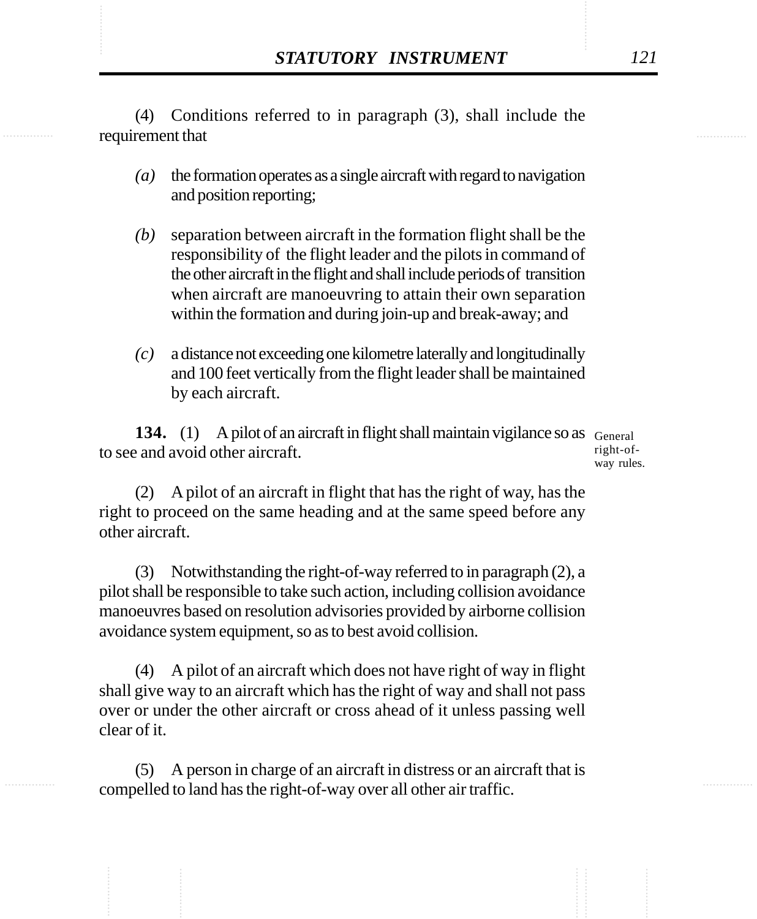(4) Conditions referred to in paragraph (3), shall include the requirement that

*(a)* the formation operates as a single aircraft with regard to navigation and position reporting;

*(b)* separation between aircraft in the formation flight shall be the responsibility of the flight leader and the pilots in command of the other aircraft in the flight and shall include periods of transition when aircraft are manoeuvring to attain their own separation within the formation and during join-up and break-away; and

*(c)* a distance not exceeding one kilometre laterally and longitudinally and 100 feet vertically from the flight leader shall be maintained by each aircraft.

**134.** (1) A pilot of an aircraft in flight shall maintain vigilance so as to see and avoid other aircraft.

General right-of-way rules.

(2) A pilot of an aircraft in flight that has the right of way, has the right to proceed on the same heading and at the same speed before any other aircraft.

(3) Notwithstanding the right-of-way referred to in paragraph (2), a pilot shall be responsible to take such action, including collision avoidance manoeuvres based on resolution advisories provided by airborne collision avoidance system equipment, so as to best avoid collision.

(4) A pilot of an aircraft which does not have right of way in flight shall give way to an aircraft which has the right of way and shall not pass over or under the other aircraft or cross ahead of it unless passing well clear of it.

(5) A person in charge of an aircraft in distress or an aircraft that is compelled to land has the right-of-way over all other air traffic.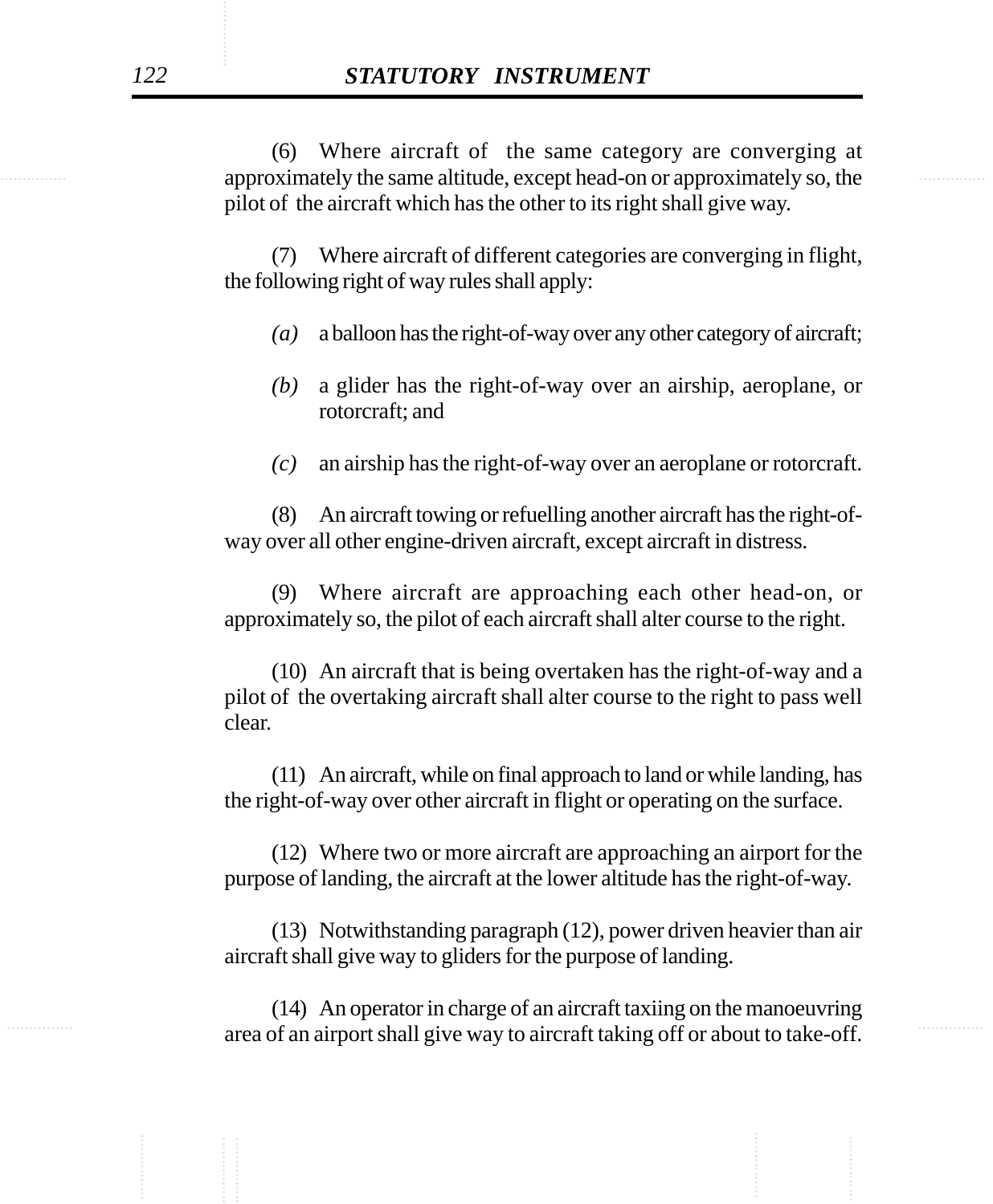(6) Where aircraft of the same category are converging at approximately the same altitude, except head-on or approximately so, the pilot of the aircraft which has the other to its right shall give way.

(7) Where aircraft of different categories are converging in flight, the following right of way rules shall apply:

*(a)* a balloon has the right-of-way over any other category of aircraft;

*(b)* a glider has the right-of-way over an airship, aeroplane, or rotorcraft; and

*(c)* an airship has the right-of-way over an aeroplane or rotorcraft.

(8) An aircraft towing or refuelling another aircraft has the right-of-way over all other engine-driven aircraft, except aircraft in distress.

(9) Where aircraft are approaching each other head-on, or approximately so, the pilot of each aircraft shall alter course to the right.

(10) An aircraft that is being overtaken has the right-of-way and a pilot of the overtaking aircraft shall alter course to the right to pass well clear.

(11) An aircraft, while on final approach to land or while landing, has the right-of-way over other aircraft in flight or operating on the surface.

(12) Where two or more aircraft are approaching an airport for the purpose of landing, the aircraft at the lower altitude has the right-of-way.

(13) Notwithstanding paragraph (12), power driven heavier than air aircraft shall give way to gliders for the purpose of landing.

(14) An operator in charge of an aircraft taxiing on the manoeuvring area of an airport shall give way to aircraft taking off or about to take-off.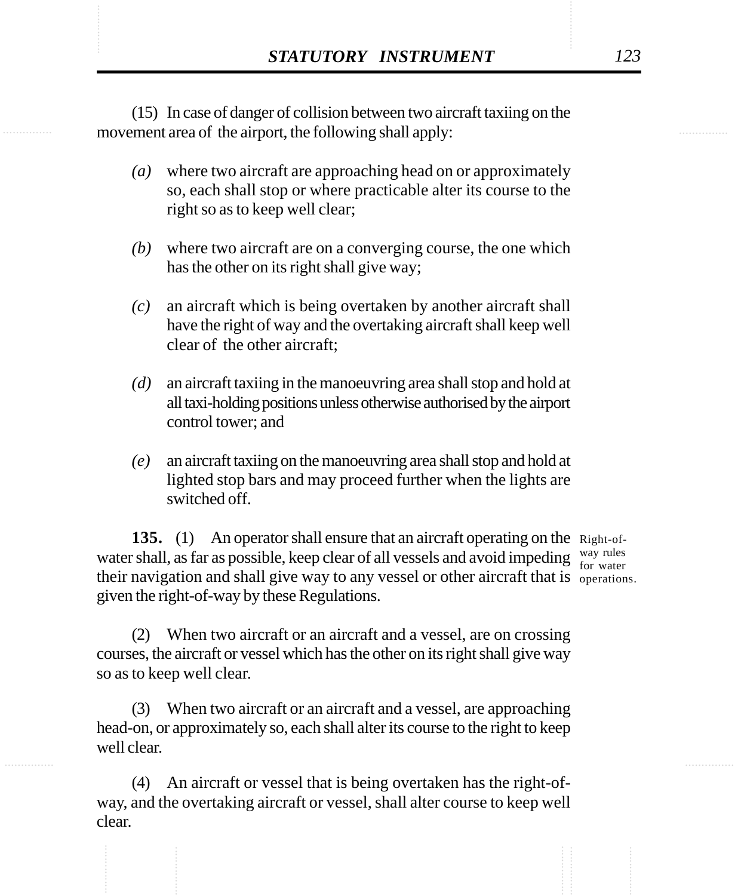(15) In case of danger of collision between two aircraft taxiing on the movement area of the airport, the following shall apply:

*(a)* where two aircraft are approaching head on or approximately so, each shall stop or where practicable alter its course to the right so as to keep well clear;

*(b)* where two aircraft are on a converging course, the one which has the other on its right shall give way;

*(c)* an aircraft which is being overtaken by another aircraft shall have the right of way and the overtaking aircraft shall keep well clear of the other aircraft;

*(d)* an aircraft taxiing in the manoeuvring area shall stop and hold at all taxi-holding positions unless otherwise authorised by the airport control tower; and

*(e)* an aircraft taxiing on the manoeuvring area shall stop and hold at lighted stop bars and may proceed further when the lights are switched off.

Right-of-way rules for water operations.

**135.** (1) An operator shall ensure that an aircraft operating on the water shall, as far as possible, keep clear of all vessels and avoid impeding their navigation and shall give way to any vessel or other aircraft that is given the right-of-way by these Regulations.

(2) When two aircraft or an aircraft and a vessel, are on crossing courses, the aircraft or vessel which has the other on its right shall give way so as to keep well clear.

(3) When two aircraft or an aircraft and a vessel, are approaching head-on, or approximately so, each shall alter its course to the right to keep well clear.

(4) An aircraft or vessel that is being overtaken has the right-of-way, and the overtaking aircraft or vessel, shall alter course to keep well clear.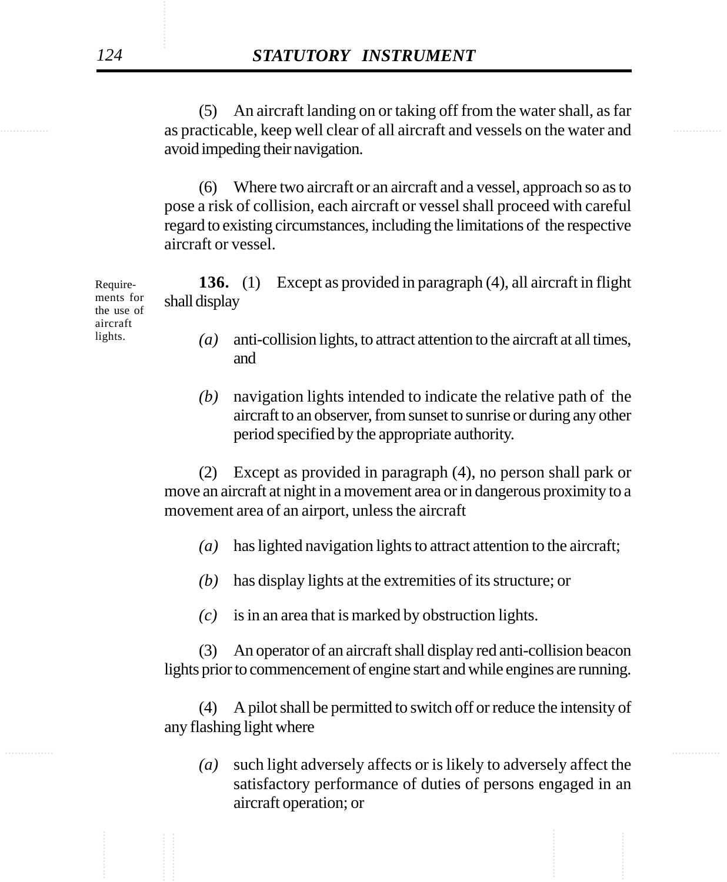(5) An aircraft landing on or taking off from the water shall, as far as practicable, keep well clear of all aircraft and vessels on the water and avoid impeding their navigation.

(6) Where two aircraft or an aircraft and a vessel, approach so as to pose a risk of collision, each aircraft or vessel shall proceed with careful regard to existing circumstances, including the limitations of the respective aircraft or vessel.

Requirements for the use of aircraft lights.

**136.** (1) Except as provided in paragraph (4), all aircraft in flight shall display

*(a)* anti-collision lights, to attract attention to the aircraft at all times, and

*(b)* navigation lights intended to indicate the relative path of the aircraft to an observer, from sunset to sunrise or during any other period specified by the appropriate authority.

(2) Except as provided in paragraph (4), no person shall park or move an aircraft at night in a movement area or in dangerous proximity to a movement area of an airport, unless the aircraft

*(a)* has lighted navigation lights to attract attention to the aircraft;

*(b)* has display lights at the extremities of its structure; or

*(c)* is in an area that is marked by obstruction lights.

(3) An operator of an aircraft shall display red anti-collision beacon lights prior to commencement of engine start and while engines are running.

(4) A pilot shall be permitted to switch off or reduce the intensity of any flashing light where

*(a)* such light adversely affects or is likely to adversely affect the satisfactory performance of duties of persons engaged in an aircraft operation; or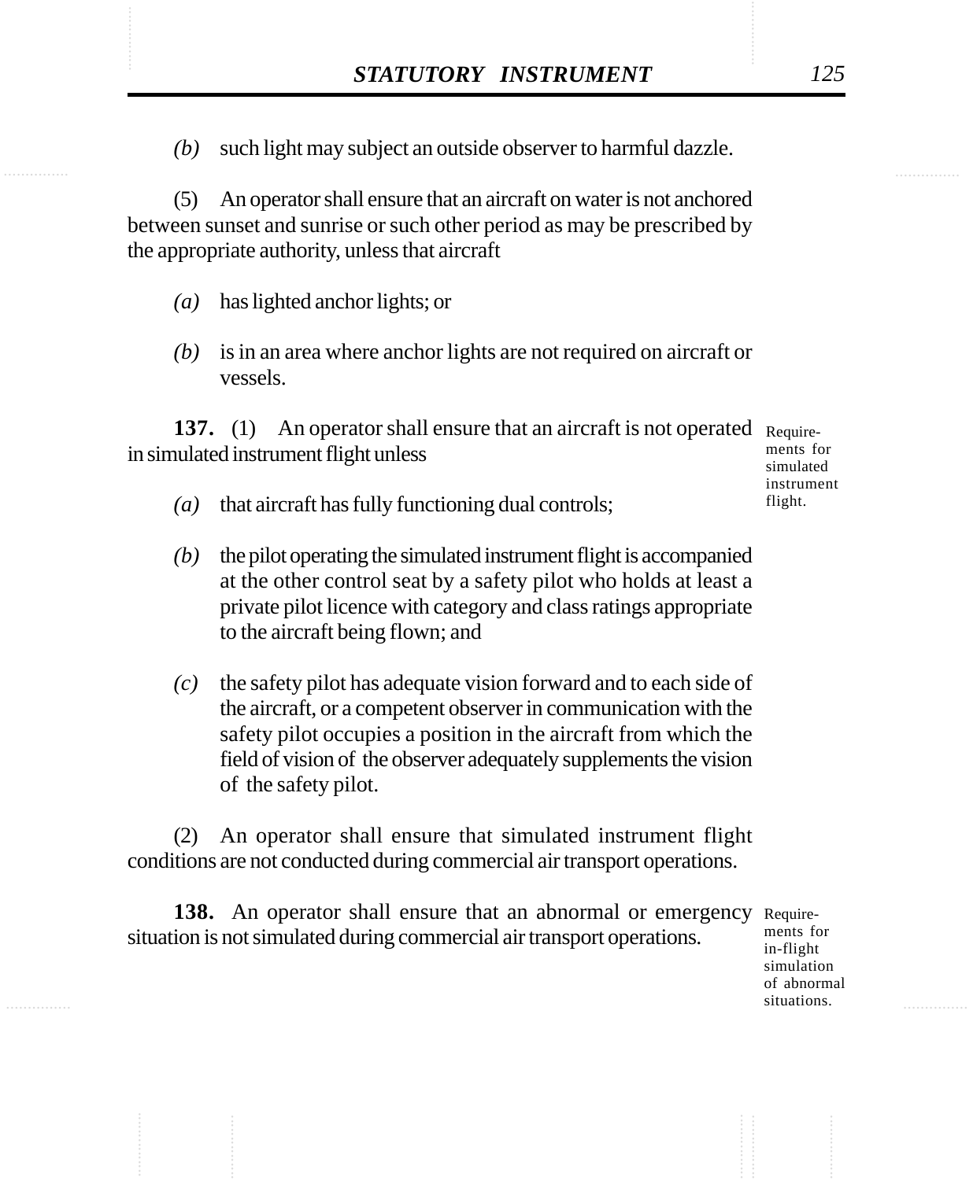*(b)* such light may subject an outside observer to harmful dazzle.

(5) An operator shall ensure that an aircraft on water is not anchored between sunset and sunrise or such other period as may be prescribed by the appropriate authority, unless that aircraft

*(a)* has lighted anchor lights; or

*(b)* is in an area where anchor lights are not required on aircraft or vessels.

Requirements for simulated instrument flight.

**137.** (1) An operator shall ensure that an aircraft is not operated in simulated instrument flight unless

*(a)* that aircraft has fully functioning dual controls;

*(b)* the pilot operating the simulated instrument flight is accompanied at the other control seat by a safety pilot who holds at least a private pilot licence with category and class ratings appropriate to the aircraft being flown; and

*(c)* the safety pilot has adequate vision forward and to each side of the aircraft, or a competent observer in communication with the safety pilot occupies a position in the aircraft from which the field of vision of the observer adequately supplements the vision of the safety pilot.

(2) An operator shall ensure that simulated instrument flight conditions are not conducted during commercial air transport operations.

Requirements for in-flight simulation of abnormal situations.

**138.** An operator shall ensure that an abnormal or emergency situation is not simulated during commercial air transport operations.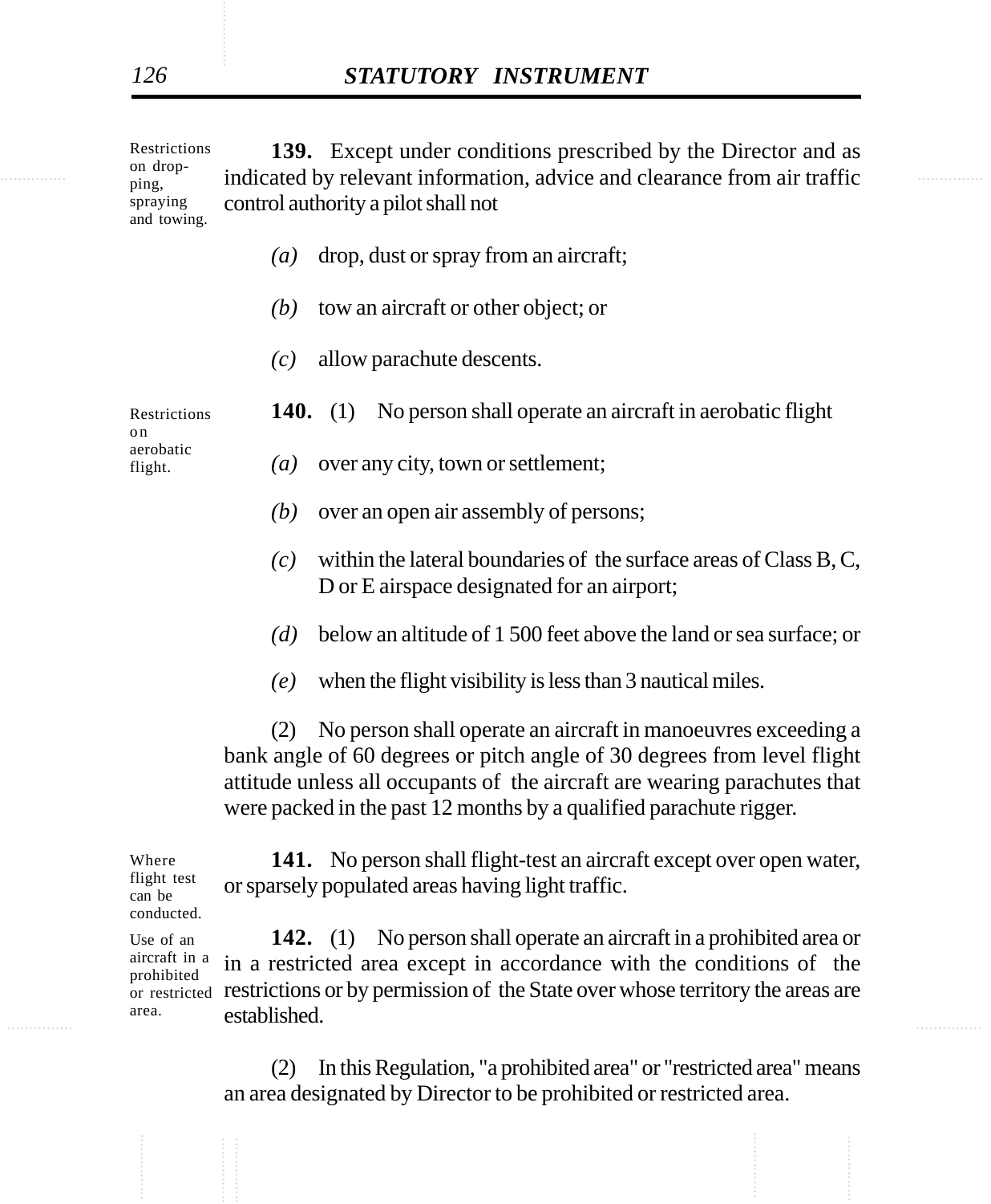Restrictions on dropping, spraying and towing.

**139.** Except under conditions prescribed by the Director and as indicated by relevant information, advice and clearance from air traffic control authority a pilot shall not

*(a)* drop, dust or spray from an aircraft;

*(b)* tow an aircraft or other object; or

*(c)* allow parachute descents.

Restrictions on aerobatic flight.

**140.** (1) No person shall operate an aircraft in aerobatic flight

*(a)* over any city, town or settlement;

*(b)* over an open air assembly of persons;

*(c)* within the lateral boundaries of the surface areas of Class B, C, D or E airspace designated for an airport;

*(d)* below an altitude of 1 500 feet above the land or sea surface; or

*(e)* when the flight visibility is less than 3 nautical miles.

(2) No person shall operate an aircraft in manoeuvres exceeding a bank angle of 60 degrees or pitch angle of 30 degrees from level flight attitude unless all occupants of the aircraft are wearing parachutes that were packed in the past 12 months by a qualified parachute rigger.

Where flight test can be conducted.

**141.** No person shall flight-test an aircraft except over open water, or sparsely populated areas having light traffic.

Use of an aircraft in a prohibited or restricted area.

**142.** (1) No person shall operate an aircraft in a prohibited area or in a restricted area except in accordance with the conditions of the restrictions or by permission of the State over whose territory the areas are established.

(2) In this Regulation, "a prohibited area" or "restricted area" means an area designated by Director to be prohibited or restricted area.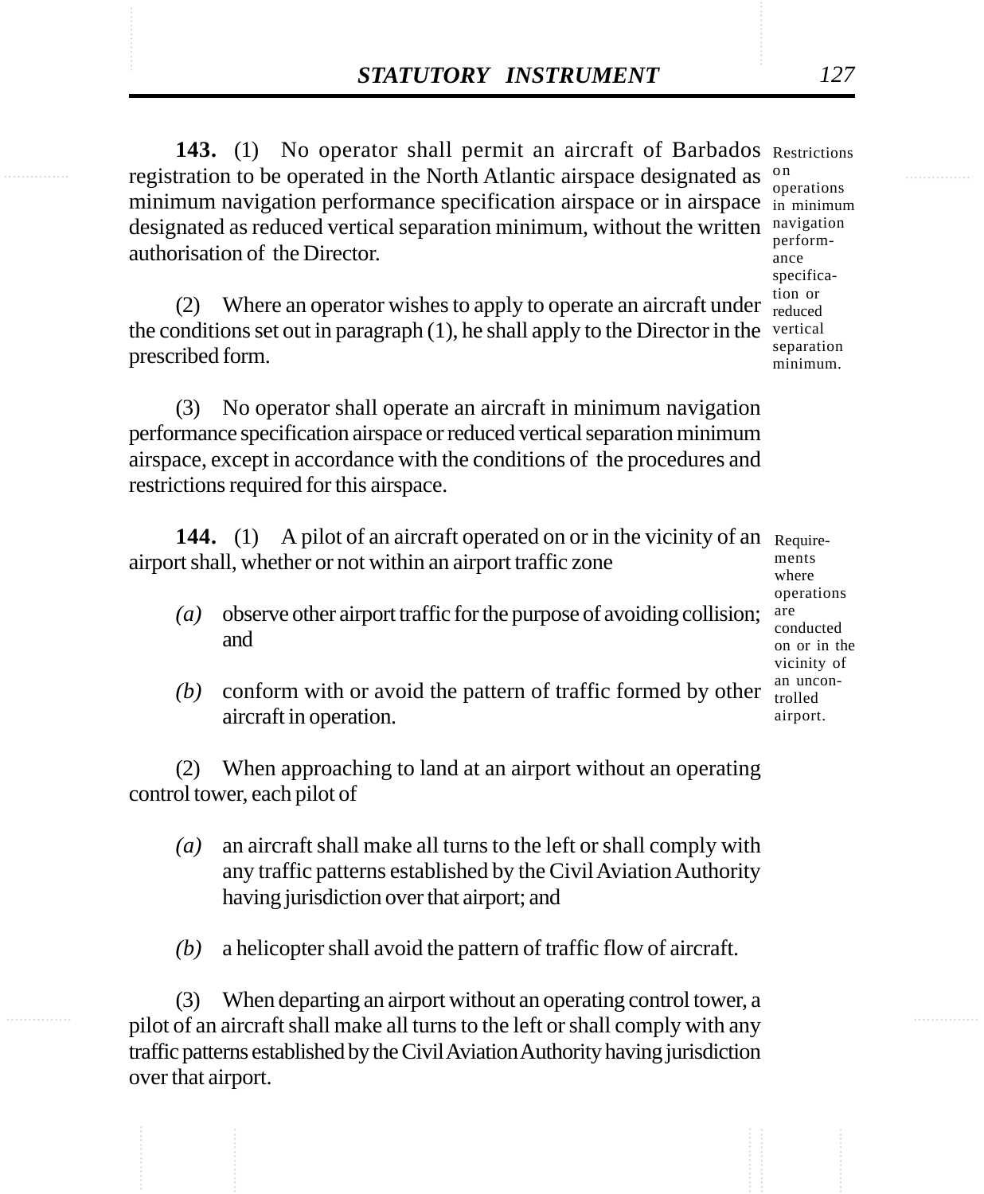**143.** (1) No operator shall permit an aircraft of Barbados registration to be operated in the North Atlantic airspace designated as minimum navigation performance specification airspace or in airspace designated as reduced vertical separation minimum, without the written authorisation of the Director.

Restrictions on operations in minimum navigation performance specification or reduced vertical separation minimum.

(2) Where an operator wishes to apply to operate an aircraft under the conditions set out in paragraph (1), he shall apply to the Director in the prescribed form.

(3) No operator shall operate an aircraft in minimum navigation performance specification airspace or reduced vertical separation minimum airspace, except in accordance with the conditions of the procedures and restrictions required for this airspace.

**144.** (1) A pilot of an aircraft operated on or in the vicinity of an airport shall, whether or not within an airport traffic zone

Requirements where operations are conducted on or in the vicinity of an uncontrolled airport.

*(a)* observe other airport traffic for the purpose of avoiding collision; and

*(b)* conform with or avoid the pattern of traffic formed by other aircraft in operation.

(2) When approaching to land at an airport without an operating control tower, each pilot of

*(a)* an aircraft shall make all turns to the left or shall comply with any traffic patterns established by the Civil Aviation Authority having jurisdiction over that airport; and

*(b)* a helicopter shall avoid the pattern of traffic flow of aircraft.

(3) When departing an airport without an operating control tower, a pilot of an aircraft shall make all turns to the left or shall comply with any traffic patterns established by the Civil Aviation Authority having jurisdiction over that airport.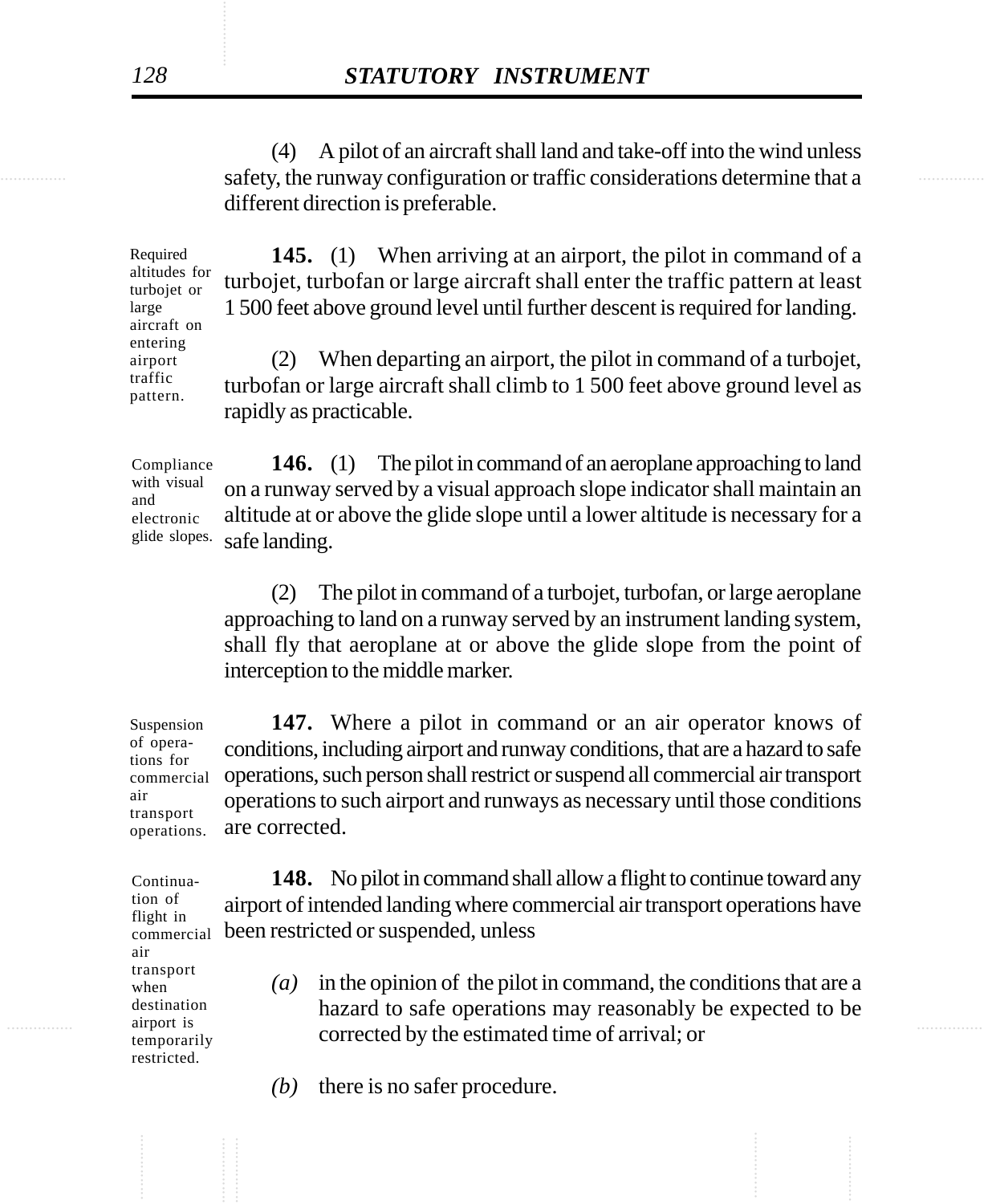(4) A pilot of an aircraft shall land and take-off into the wind unless safety, the runway configuration or traffic considerations determine that a different direction is preferable.

Required altitudes for turbojet or large aircraft on entering airport traffic pattern.

**145.** (1) When arriving at an airport, the pilot in command of a turbojet, turbofan or large aircraft shall enter the traffic pattern at least 1 500 feet above ground level until further descent is required for landing.

(2) When departing an airport, the pilot in command of a turbojet, turbofan or large aircraft shall climb to 1 500 feet above ground level as rapidly as practicable.

Compliance with visual and electronic glide slopes.

**146.** (1) The pilot in command of an aeroplane approaching to land on a runway served by a visual approach slope indicator shall maintain an altitude at or above the glide slope until a lower altitude is necessary for a safe landing.

(2) The pilot in command of a turbojet, turbofan, or large aeroplane approaching to land on a runway served by an instrument landing system, shall fly that aeroplane at or above the glide slope from the point of interception to the middle marker.

Suspension of operations for commercial air transport operations.

**147.** Where a pilot in command or an air operator knows of conditions, including airport and runway conditions, that are a hazard to safe operations, such person shall restrict or suspend all commercial air transport operations to such airport and runways as necessary until those conditions are corrected.

Continuation of flight in commercial air transport when destination airport is temporarily restricted.

**148.** No pilot in command shall allow a flight to continue toward any airport of intended landing where commercial air transport operations have been restricted or suspended, unless

*(a)* in the opinion of the pilot in command, the conditions that are a hazard to safe operations may reasonably be expected to be corrected by the estimated time of arrival; or

*(b)* there is no safer procedure.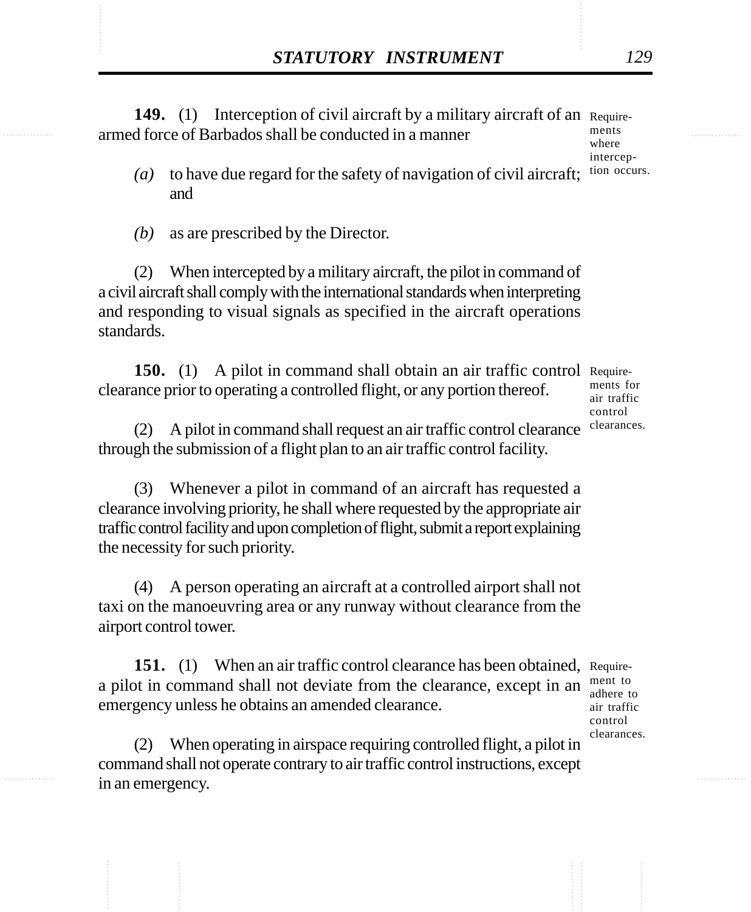**149.** (1) Interception of civil aircraft by a military aircraft of an armed force of Barbados shall be conducted in a manner

Requirements where interception occurs.

*(a)* to have due regard for the safety of navigation of civil aircraft; and

*(b)* as are prescribed by the Director.

(2) When intercepted by a military aircraft, the pilot in command of a civil aircraft shall comply with the international standards when interpreting and responding to visual signals as specified in the aircraft operations standards.

**150.** (1) A pilot in command shall obtain an air traffic control clearance prior to operating a controlled flight, or any portion thereof.

Requirements for air traffic control clearances.

(2) A pilot in command shall request an air traffic control clearance through the submission of a flight plan to an air traffic control facility.

(3) Whenever a pilot in command of an aircraft has requested a clearance involving priority, he shall where requested by the appropriate air traffic control facility and upon completion of flight, submit a report explaining the necessity for such priority.

(4) A person operating an aircraft at a controlled airport shall not taxi on the manoeuvring area or any runway without clearance from the airport control tower.

**151.** (1) When an air traffic control clearance has been obtained, a pilot in command shall not deviate from the clearance, except in an emergency unless he obtains an amended clearance.

Requirement to adhere to air traffic control clearances.

(2) When operating in airspace requiring controlled flight, a pilot in command shall not operate contrary to air traffic control instructions, except in an emergency.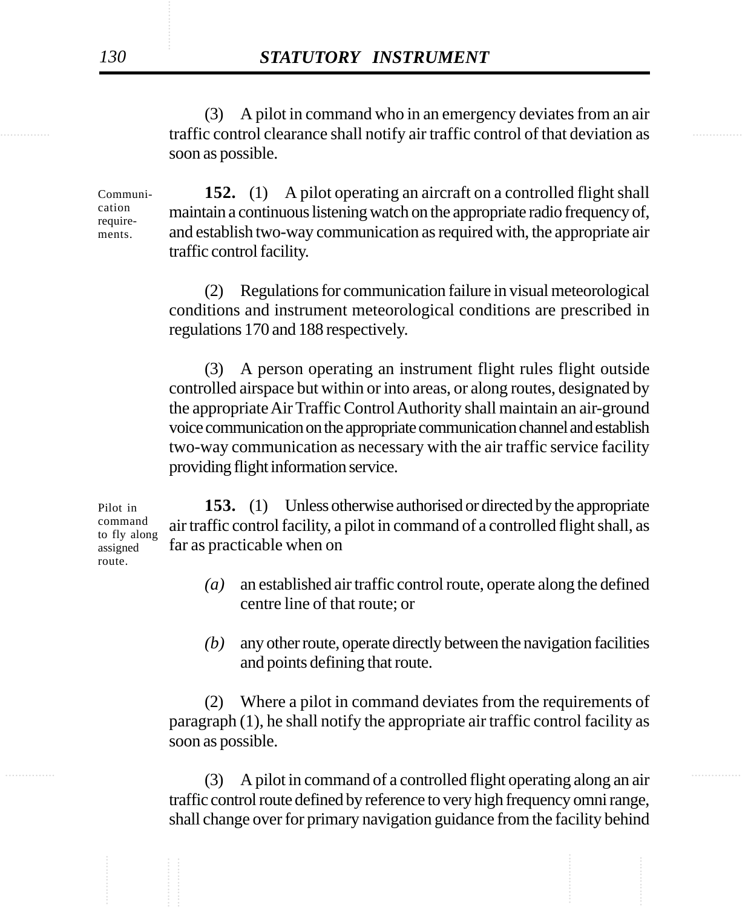(3) A pilot in command who in an emergency deviates from an air traffic control clearance shall notify air traffic control of that deviation as soon as possible.

Communication requirements.

**152.** (1) A pilot operating an aircraft on a controlled flight shall maintain a continuous listening watch on the appropriate radio frequency of, and establish two-way communication as required with, the appropriate air traffic control facility.

(2) Regulations for communication failure in visual meteorological conditions and instrument meteorological conditions are prescribed in regulations 170 and 188 respectively.

(3) A person operating an instrument flight rules flight outside controlled airspace but within or into areas, or along routes, designated by the appropriate Air Traffic Control Authority shall maintain an air-ground voice communication on the appropriate communication channel and establish two-way communication as necessary with the air traffic service facility providing flight information service.

Pilot in command to fly along assigned route.

**153.** (1) Unless otherwise authorised or directed by the appropriate air traffic control facility, a pilot in command of a controlled flight shall, as far as practicable when on

*(a)* an established air traffic control route, operate along the defined centre line of that route; or

*(b)* any other route, operate directly between the navigation facilities and points defining that route.

(2) Where a pilot in command deviates from the requirements of paragraph (1), he shall notify the appropriate air traffic control facility as soon as possible.

(3) A pilot in command of a controlled flight operating along an air traffic control route defined by reference to very high frequency omni range, shall change over for primary navigation guidance from the facility behind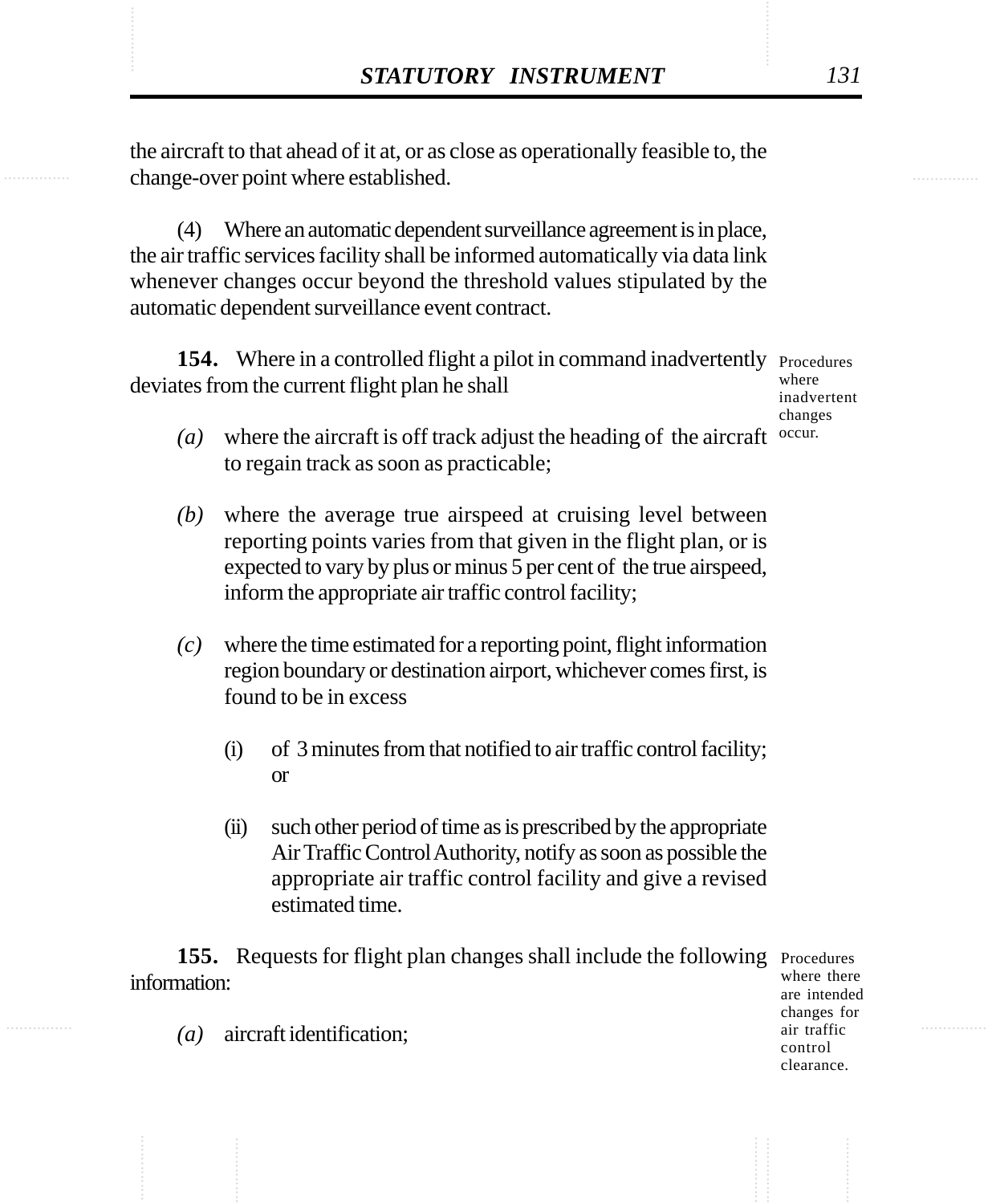the aircraft to that ahead of it at, or as close as operationally feasible to, the change-over point where established.

(4) Where an automatic dependent surveillance agreement is in place, the air traffic services facility shall be informed automatically via data link whenever changes occur beyond the threshold values stipulated by the automatic dependent surveillance event contract.

**154.** Where in a controlled flight a pilot in command inadvertently deviates from the current flight plan he shall

Procedures where inadvertent changes occur.

*(a)* where the aircraft is off track adjust the heading of the aircraft to regain track as soon as practicable;

*(b)* where the average true airspeed at cruising level between reporting points varies from that given in the flight plan, or is expected to vary by plus or minus 5 per cent of the true airspeed, inform the appropriate air traffic control facility;

*(c)* where the time estimated for a reporting point, flight information region boundary or destination airport, whichever comes first, is found to be in excess

(i) of 3 minutes from that notified to air traffic control facility; or

(ii) such other period of time as is prescribed by the appropriate Air Traffic Control Authority, notify as soon as possible the appropriate air traffic control facility and give a revised estimated time.

**155.** Requests for flight plan changes shall include the following information:

Procedures where there are intended changes for air traffic control clearance.

*(a)* aircraft identification;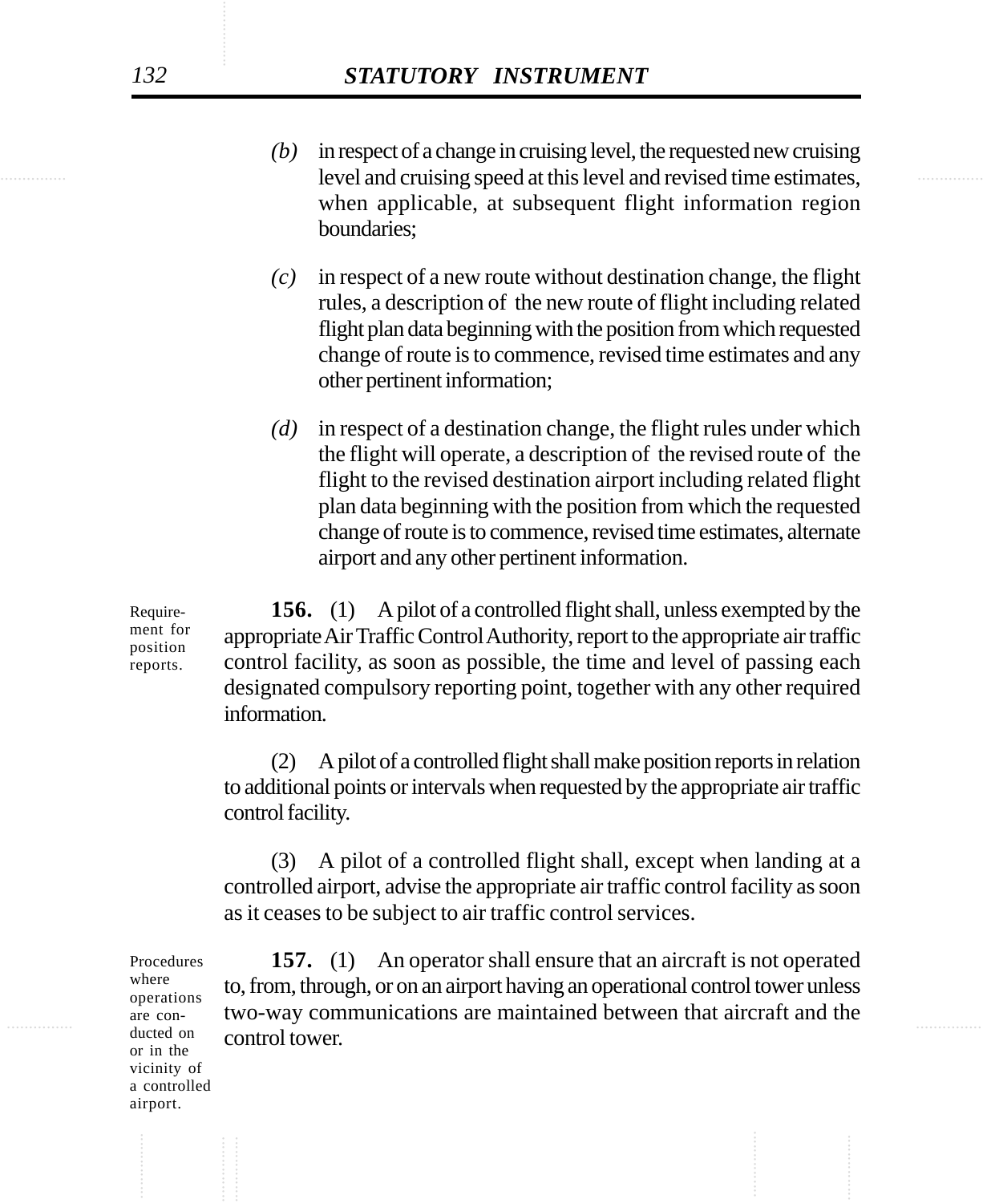*(b)* in respect of a change in cruising level, the requested new cruising level and cruising speed at this level and revised time estimates, when applicable, at subsequent flight information region boundaries;

*(c)* in respect of a new route without destination change, the flight rules, a description of the new route of flight including related flight plan data beginning with the position from which requested change of route is to commence, revised time estimates and any other pertinent information;

*(d)* in respect of a destination change, the flight rules under which the flight will operate, a description of the revised route of the flight to the revised destination airport including related flight plan data beginning with the position from which the requested change of route is to commence, revised time estimates, alternate airport and any other pertinent information.

Requirement for position reports.

**156.** (1) A pilot of a controlled flight shall, unless exempted by the appropriate Air Traffic Control Authority, report to the appropriate air traffic control facility, as soon as possible, the time and level of passing each designated compulsory reporting point, together with any other required information.

(2) A pilot of a controlled flight shall make position reports in relation to additional points or intervals when requested by the appropriate air traffic control facility.

(3) A pilot of a controlled flight shall, except when landing at a controlled airport, advise the appropriate air traffic control facility as soon as it ceases to be subject to air traffic control services.

Procedures where operations are conducted on or in the vicinity of a controlled airport.

**157.** (1) An operator shall ensure that an aircraft is not operated to, from, through, or on an airport having an operational control tower unless two-way communications are maintained between that aircraft and the control tower.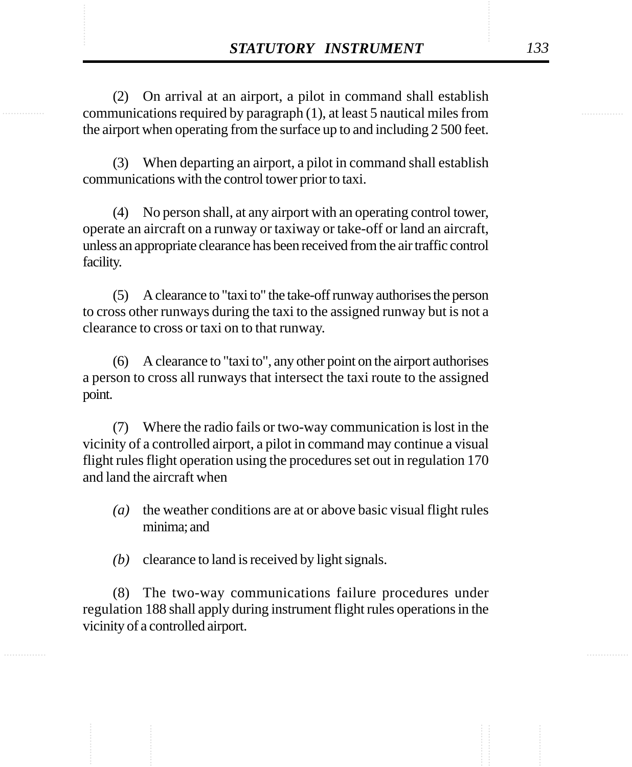(2) On arrival at an airport, a pilot in command shall establish communications required by paragraph (1), at least 5 nautical miles from the airport when operating from the surface up to and including 2 500 feet.

(3) When departing an airport, a pilot in command shall establish communications with the control tower prior to taxi.

(4) No person shall, at any airport with an operating control tower, operate an aircraft on a runway or taxiway or take-off or land an aircraft, unless an appropriate clearance has been received from the air traffic control facility.

(5) A clearance to "taxi to" the take-off runway authorises the person to cross other runways during the taxi to the assigned runway but is not a clearance to cross or taxi on to that runway.

(6) A clearance to "taxi to", any other point on the airport authorises a person to cross all runways that intersect the taxi route to the assigned point.

(7) Where the radio fails or two-way communication is lost in the vicinity of a controlled airport, a pilot in command may continue a visual flight rules flight operation using the procedures set out in regulation 170 and land the aircraft when

*(a)* the weather conditions are at or above basic visual flight rules minima; and

*(b)* clearance to land is received by light signals.

(8) The two-way communications failure procedures under regulation 188 shall apply during instrument flight rules operations in the vicinity of a controlled airport.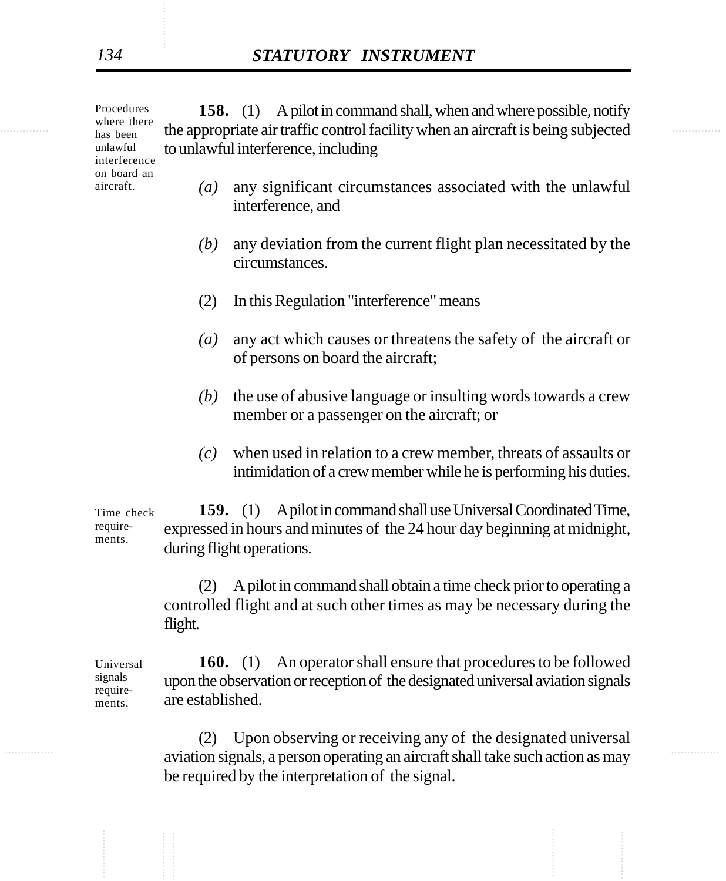*Procedures where there has been unlawful interference on board an aircraft.*

**158.** (1) A pilot in command shall, when and where possible, notify the appropriate air traffic control facility when an aircraft is being subjected to unlawful interference, including

*(a)* any significant circumstances associated with the unlawful interference, and

*(b)* any deviation from the current flight plan necessitated by the circumstances.

(2) In this Regulation "interference" means

*(a)* any act which causes or threatens the safety of the aircraft or of persons on board the aircraft;

*(b)* the use of abusive language or insulting words towards a crew member or a passenger on the aircraft; or

*(c)* when used in relation to a crew member, threats of assaults or intimidation of a crew member while he is performing his duties.

*Time check requirements.*

**159.** (1) A pilot in command shall use Universal Coordinated Time, expressed in hours and minutes of the 24 hour day beginning at midnight, during flight operations.

(2) A pilot in command shall obtain a time check prior to operating a controlled flight and at such other times as may be necessary during the flight.

*Universal signals requirements.*

**160.** (1) An operator shall ensure that procedures to be followed upon the observation or reception of the designated universal aviation signals are established.

(2) Upon observing or receiving any of the designated universal aviation signals, a person operating an aircraft shall take such action as may be required by the interpretation of the signal.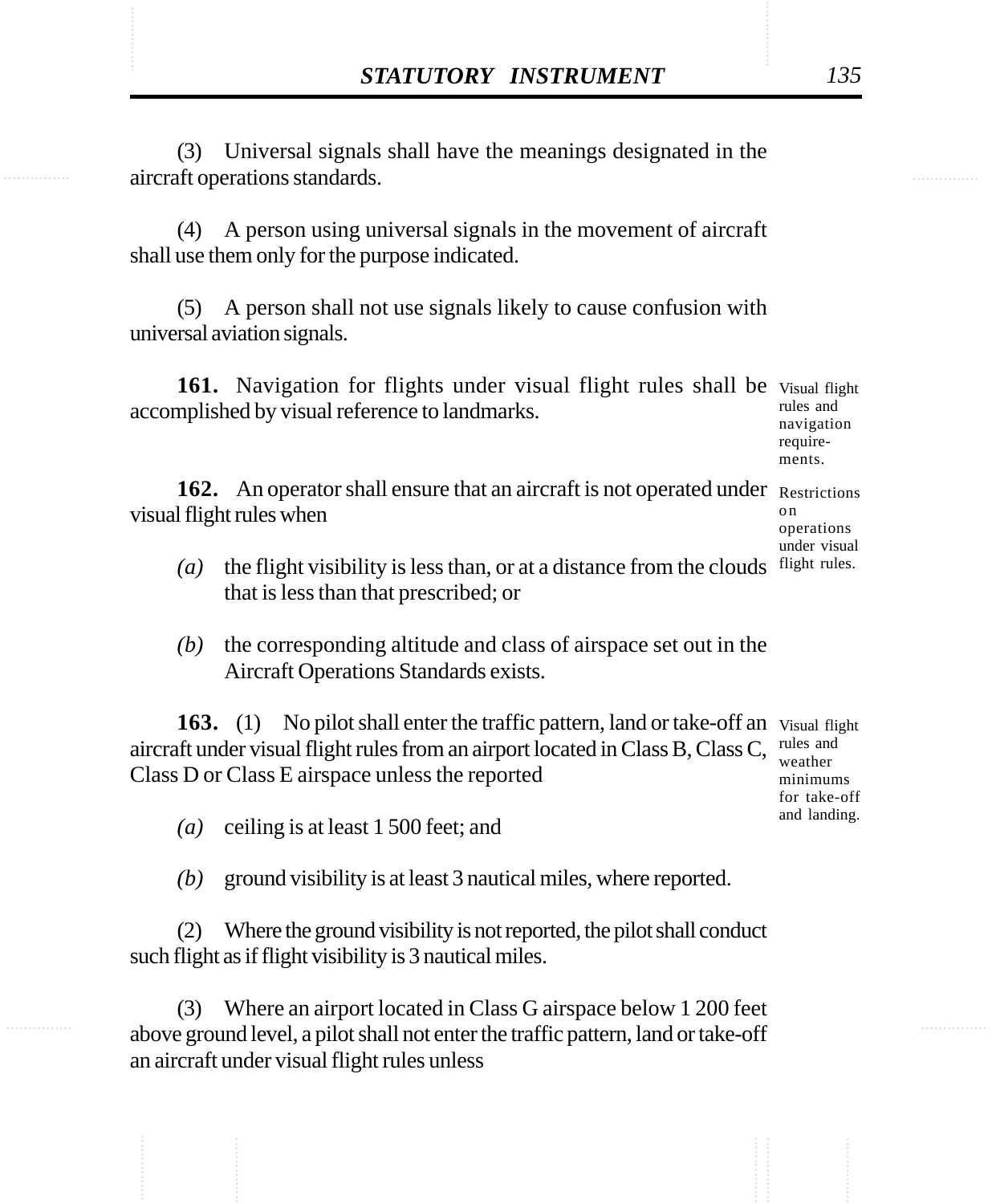(3) Universal signals shall have the meanings designated in the aircraft operations standards.

(4) A person using universal signals in the movement of aircraft shall use them only for the purpose indicated.

(5) A person shall not use signals likely to cause confusion with universal aviation signals.

Visual flight rules and navigation requirements.

**161.** Navigation for flights under visual flight rules shall be accomplished by visual reference to landmarks.

Restrictions on operations under visual flight rules.

**162.** An operator shall ensure that an aircraft is not operated under visual flight rules when

*(a)* the flight visibility is less than, or at a distance from the clouds that is less than that prescribed; or

*(b)* the corresponding altitude and class of airspace set out in the Aircraft Operations Standards exists.

Visual flight rules and weather minimums for take-off and landing.

**163.** (1) No pilot shall enter the traffic pattern, land or take-off an aircraft under visual flight rules from an airport located in Class B, Class C, Class D or Class E airspace unless the reported

*(a)* ceiling is at least 1 500 feet; and

*(b)* ground visibility is at least 3 nautical miles, where reported.

(2) Where the ground visibility is not reported, the pilot shall conduct such flight as if flight visibility is 3 nautical miles.

(3) Where an airport located in Class G airspace below 1 200 feet above ground level, a pilot shall not enter the traffic pattern, land or take-off an aircraft under visual flight rules unless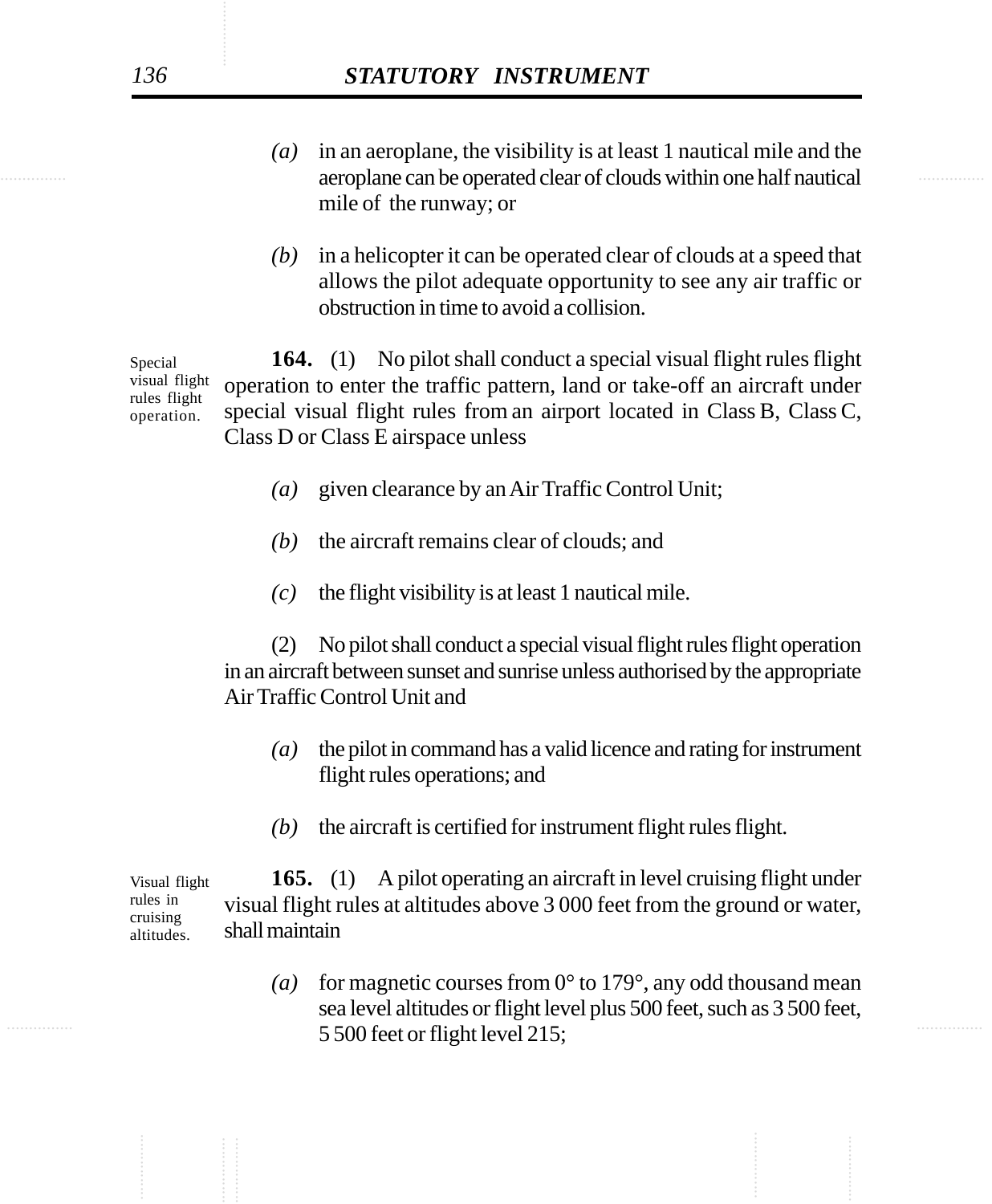*(a)* in an aeroplane, the visibility is at least 1 nautical mile and the aeroplane can be operated clear of clouds within one half nautical mile of the runway; or

*(b)* in a helicopter it can be operated clear of clouds at a speed that allows the pilot adequate opportunity to see any air traffic or obstruction in time to avoid a collision.

Special visual flight rules flight operation.

**164.** (1) No pilot shall conduct a special visual flight rules flight operation to enter the traffic pattern, land or take-off an aircraft under special visual flight rules from an airport located in Class B, Class C, Class D or Class E airspace unless

*(a)* given clearance by an Air Traffic Control Unit;

*(b)* the aircraft remains clear of clouds; and

*(c)* the flight visibility is at least 1 nautical mile.

(2) No pilot shall conduct a special visual flight rules flight operation in an aircraft between sunset and sunrise unless authorised by the appropriate Air Traffic Control Unit and

*(a)* the pilot in command has a valid licence and rating for instrument flight rules operations; and

*(b)* the aircraft is certified for instrument flight rules flight.

Visual flight rules in cruising altitudes.

**165.** (1) A pilot operating an aircraft in level cruising flight under visual flight rules at altitudes above 3 000 feet from the ground or water, shall maintain

*(a)* for magnetic courses from 0° to 179°, any odd thousand mean sea level altitudes or flight level plus 500 feet, such as 3 500 feet, 5 500 feet or flight level 215;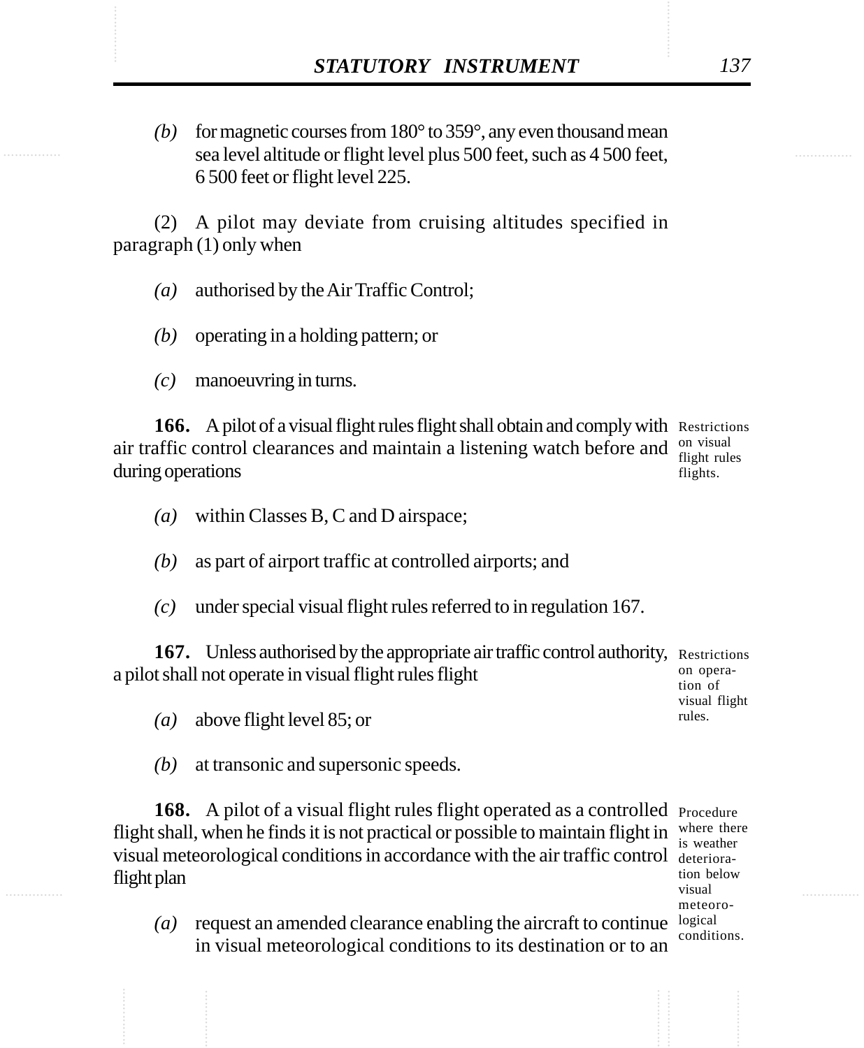*(b)* for magnetic courses from 180° to 359°, any even thousand mean sea level altitude or flight level plus 500 feet, such as 4 500 feet, 6 500 feet or flight level 225.

(2) A pilot may deviate from cruising altitudes specified in paragraph (1) only when

*(a)* authorised by the Air Traffic Control;

*(b)* operating in a holding pattern; or

*(c)* manoeuvring in turns.

Restrictions on visual flight rules flights.

**166.** A pilot of a visual flight rules flight shall obtain and comply with air traffic control clearances and maintain a listening watch before and during operations

*(a)* within Classes B, C and D airspace;

*(b)* as part of airport traffic at controlled airports; and

*(c)* under special visual flight rules referred to in regulation 167.

Restrictions on operation of visual flight rules.

**167.** Unless authorised by the appropriate air traffic control authority, a pilot shall not operate in visual flight rules flight

*(a)* above flight level 85; or

*(b)* at transonic and supersonic speeds.

Procedure where there is weather deterioration below visual meteorological conditions.

**168.** A pilot of a visual flight rules flight operated as a controlled flight shall, when he finds it is not practical or possible to maintain flight in visual meteorological conditions in accordance with the air traffic control flight plan

*(a)* request an amended clearance enabling the aircraft to continue in visual meteorological conditions to its destination or to an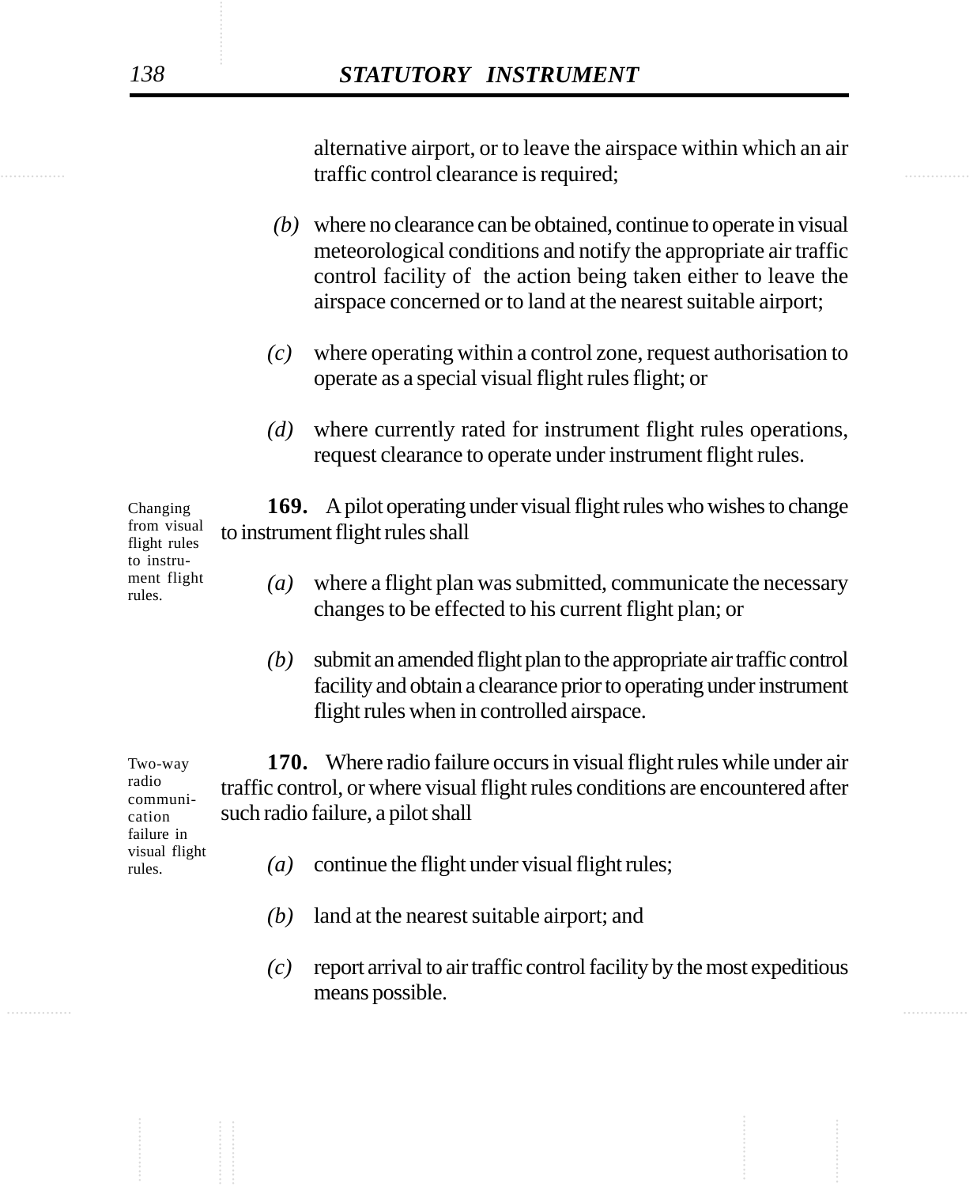alternative airport, or to leave the airspace within which an air traffic control clearance is required;

*(b)* where no clearance can be obtained, continue to operate in visual meteorological conditions and notify the appropriate air traffic control facility of the action being taken either to leave the airspace concerned or to land at the nearest suitable airport;

*(c)* where operating within a control zone, request authorisation to operate as a special visual flight rules flight; or

*(d)* where currently rated for instrument flight rules operations, request clearance to operate under instrument flight rules.

Changing from visual flight rules to instrument flight rules.

**169.** A pilot operating under visual flight rules who wishes to change to instrument flight rules shall

*(a)* where a flight plan was submitted, communicate the necessary changes to be effected to his current flight plan; or

*(b)* submit an amended flight plan to the appropriate air traffic control facility and obtain a clearance prior to operating under instrument flight rules when in controlled airspace.

Two-way radio communication failure in visual flight rules.

**170.** Where radio failure occurs in visual flight rules while under air traffic control, or where visual flight rules conditions are encountered after such radio failure, a pilot shall

*(a)* continue the flight under visual flight rules;

*(b)* land at the nearest suitable airport; and

*(c)* report arrival to air traffic control facility by the most expeditious means possible.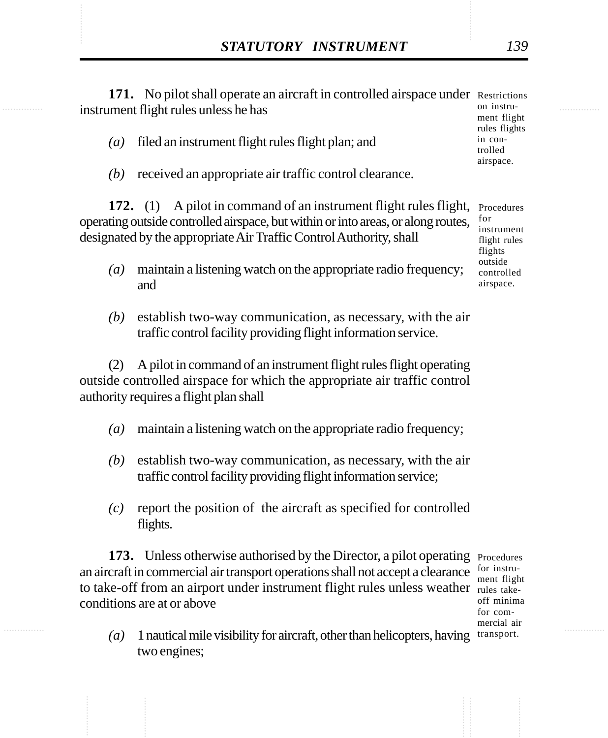**171.** No pilot shall operate an aircraft in controlled airspace under instrument flight rules unless he has

Restrictions on instrument flight rules flights in controlled airspace.

*(a)* filed an instrument flight rules flight plan; and

*(b)* received an appropriate air traffic control clearance.

**172.** (1) A pilot in command of an instrument flight rules flight, operating outside controlled airspace, but within or into areas, or along routes, designated by the appropriate Air Traffic Control Authority, shall

Procedures for instrument flight rules flights outside controlled airspace.

*(a)* maintain a listening watch on the appropriate radio frequency; and

*(b)* establish two-way communication, as necessary, with the air traffic control facility providing flight information service.

(2) A pilot in command of an instrument flight rules flight operating outside controlled airspace for which the appropriate air traffic control authority requires a flight plan shall

*(a)* maintain a listening watch on the appropriate radio frequency;

*(b)* establish two-way communication, as necessary, with the air traffic control facility providing flight information service;

*(c)* report the position of the aircraft as specified for controlled flights.

**173.** Unless otherwise authorised by the Director, a pilot operating an aircraft in commercial air transport operations shall not accept a clearance to take-off from an airport under instrument flight rules unless weather conditions are at or above

Procedures for instrument flight rules take-off minima for commercial air transport.

*(a)* 1 nautical mile visibility for aircraft, other than helicopters, having two engines;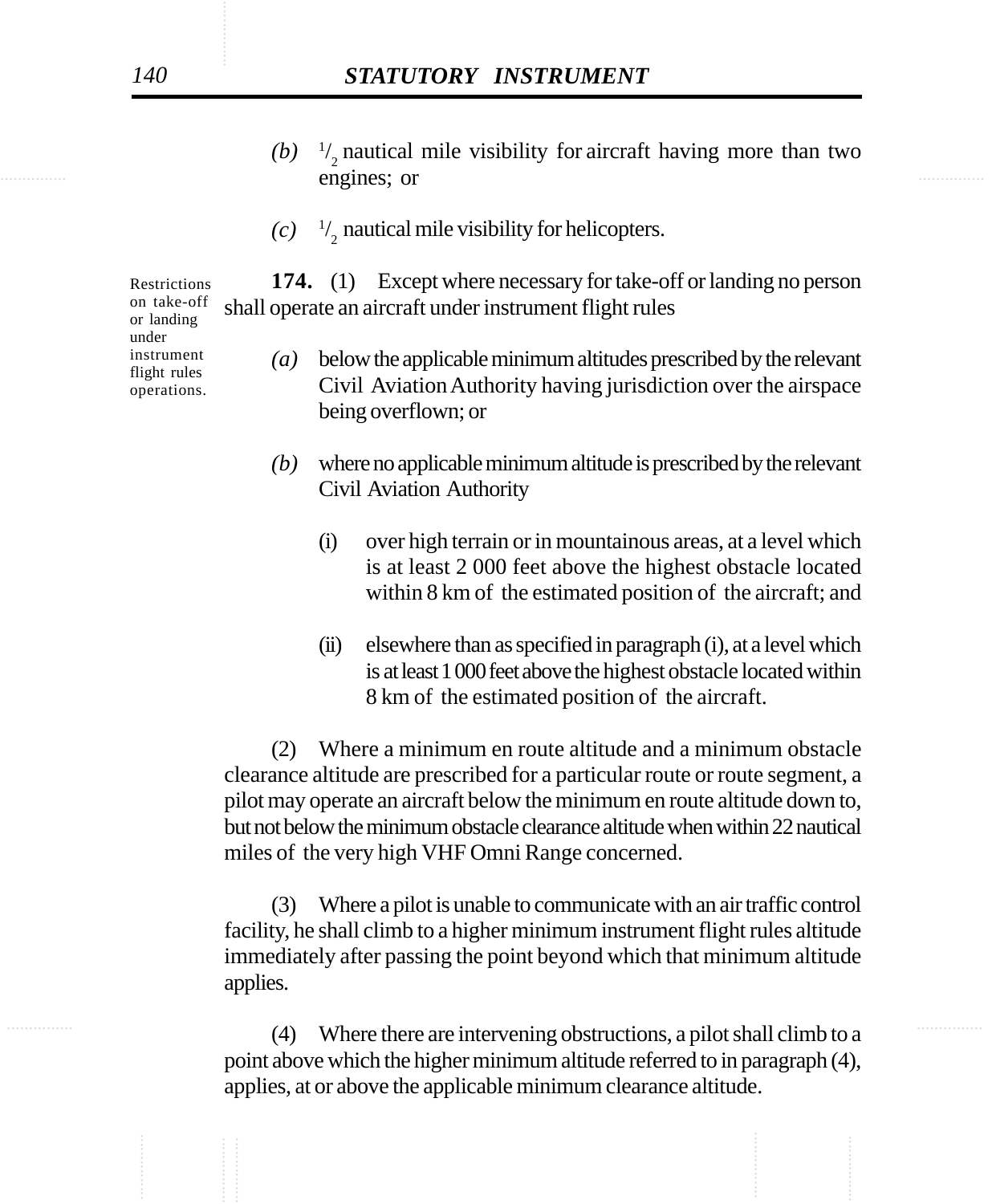*(b)* $^{1}/_{2}$ nautical mile visibility for aircraft having more than two engines; or

*(c)* $^{1}/_{2}$ nautical mile visibility for helicopters.

Restrictions on take-off or landing under instrument flight rules operations.

**174.** (1) Except where necessary for take-off or landing no person shall operate an aircraft under instrument flight rules

*(a)* below the applicable minimum altitudes prescribed by the relevant Civil Aviation Authority having jurisdiction over the airspace being overflown; or

*(b)* where no applicable minimum altitude is prescribed by the relevant Civil Aviation Authority

(i) over high terrain or in mountainous areas, at a level which is at least 2 000 feet above the highest obstacle located within 8 km of the estimated position of the aircraft; and

(ii) elsewhere than as specified in paragraph (i), at a level which is at least 1 000 feet above the highest obstacle located within 8 km of the estimated position of the aircraft.

(2) Where a minimum en route altitude and a minimum obstacle clearance altitude are prescribed for a particular route or route segment, a pilot may operate an aircraft below the minimum en route altitude down to, but not below the minimum obstacle clearance altitude when within 22 nautical miles of the very high VHF Omni Range concerned.

(3) Where a pilot is unable to communicate with an air traffic control facility, he shall climb to a higher minimum instrument flight rules altitude immediately after passing the point beyond which that minimum altitude applies.

(4) Where there are intervening obstructions, a pilot shall climb to a point above which the higher minimum altitude referred to in paragraph (4), applies, at or above the applicable minimum clearance altitude.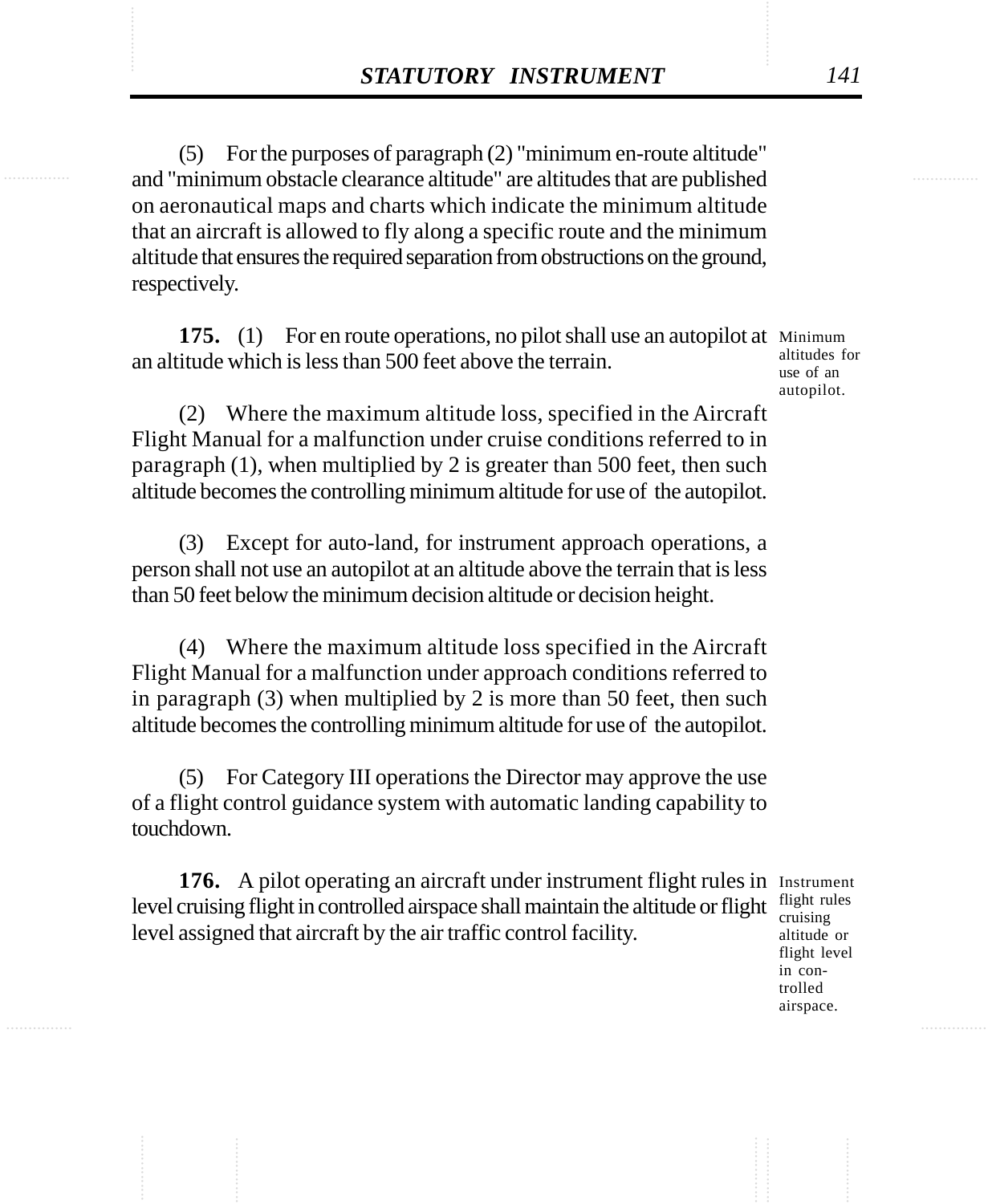(5) For the purposes of paragraph (2) "minimum en-route altitude" and "minimum obstacle clearance altitude" are altitudes that are published on aeronautical maps and charts which indicate the minimum altitude that an aircraft is allowed to fly along a specific route and the minimum altitude that ensures the required separation from obstructions on the ground, respectively.

Minimum altitudes for use of an autopilot.

**175.** (1) For en route operations, no pilot shall use an autopilot at an altitude which is less than 500 feet above the terrain.

(2) Where the maximum altitude loss, specified in the Aircraft Flight Manual for a malfunction under cruise conditions referred to in paragraph (1), when multiplied by 2 is greater than 500 feet, then such altitude becomes the controlling minimum altitude for use of the autopilot.

(3) Except for auto-land, for instrument approach operations, a person shall not use an autopilot at an altitude above the terrain that is less than 50 feet below the minimum decision altitude or decision height.

(4) Where the maximum altitude loss specified in the Aircraft Flight Manual for a malfunction under approach conditions referred to in paragraph (3) when multiplied by 2 is more than 50 feet, then such altitude becomes the controlling minimum altitude for use of the autopilot.

(5) For Category III operations the Director may approve the use of a flight control guidance system with automatic landing capability to touchdown.

Instrument flight rules cruising altitude or flight level in controlled airspace.

**176.** A pilot operating an aircraft under instrument flight rules in level cruising flight in controlled airspace shall maintain the altitude or flight level assigned that aircraft by the air traffic control facility.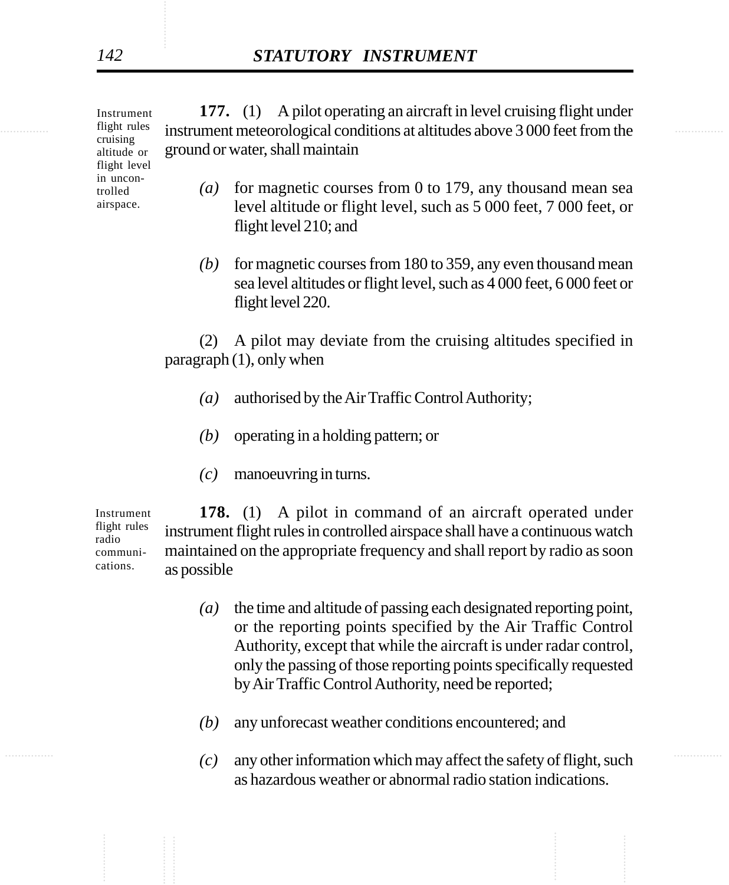*Instrument flight rules cruising altitude or flight level in uncontrolled airspace.*

**177.** (1) A pilot operating an aircraft in level cruising flight under instrument meteorological conditions at altitudes above 3 000 feet from the ground or water, shall maintain

*(a)* for magnetic courses from 0 to 179, any thousand mean sea level altitude or flight level, such as 5 000 feet, 7 000 feet, or flight level 210; and

*(b)* for magnetic courses from 180 to 359, any even thousand mean sea level altitudes or flight level, such as 4 000 feet, 6 000 feet or flight level 220.

(2) A pilot may deviate from the cruising altitudes specified in paragraph (1), only when

*(a)* authorised by the Air Traffic Control Authority;

*(b)* operating in a holding pattern; or

*(c)* manoeuvring in turns.

*Instrument flight rules radio communications.*

**178.** (1) A pilot in command of an aircraft operated under instrument flight rules in controlled airspace shall have a continuous watch maintained on the appropriate frequency and shall report by radio as soon as possible

*(a)* the time and altitude of passing each designated reporting point, or the reporting points specified by the Air Traffic Control Authority, except that while the aircraft is under radar control, only the passing of those reporting points specifically requested by Air Traffic Control Authority, need be reported;

*(b)* any unforecast weather conditions encountered; and

*(c)* any other information which may affect the safety of flight, such as hazardous weather or abnormal radio station indications.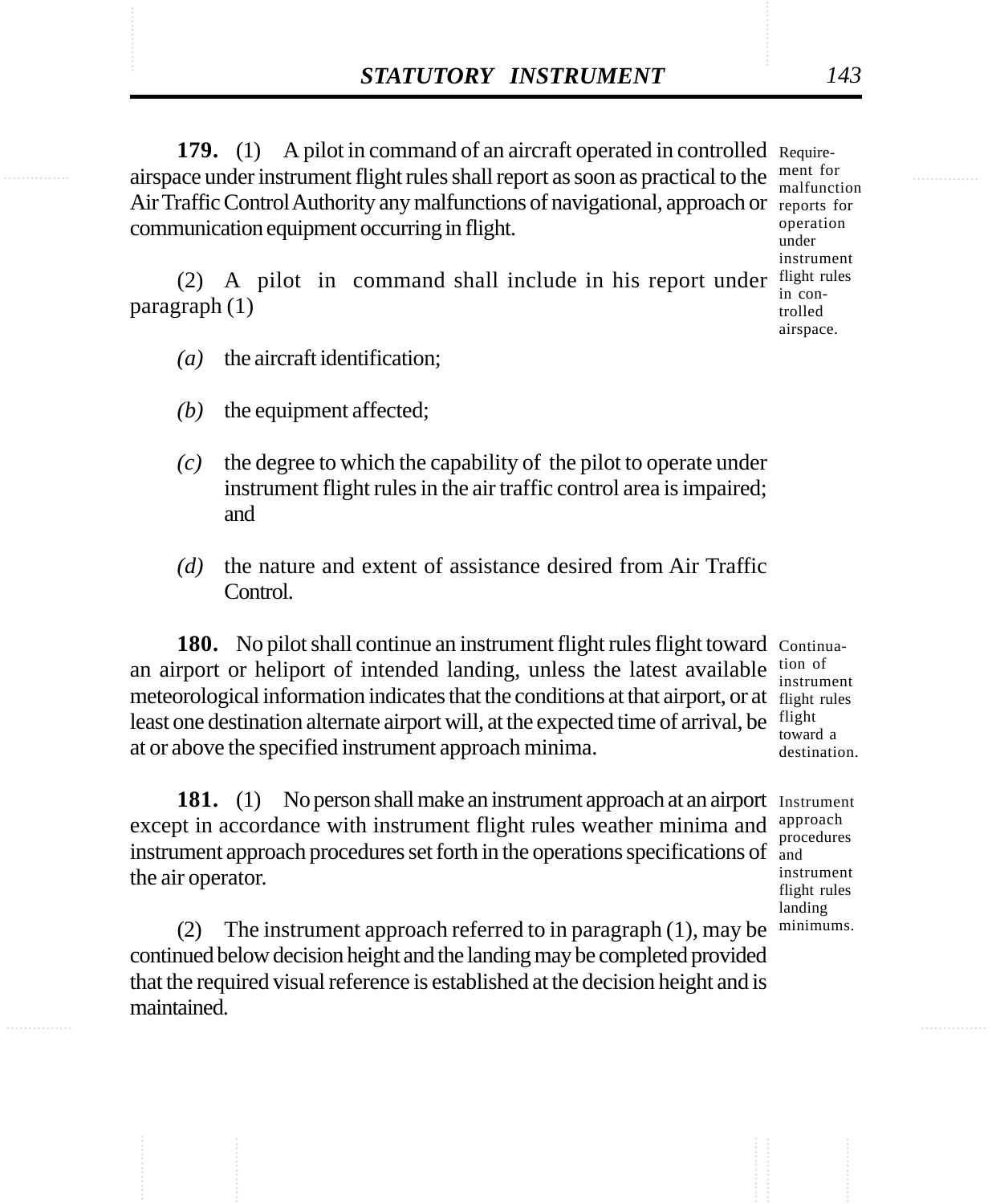**179.** (1) A pilot in command of an aircraft operated in controlled airspace under instrument flight rules shall report as soon as practical to the Air Traffic Control Authority any malfunctions of navigational, approach or communication equipment occurring in flight.

Requirement for malfunction reports for operation under instrument flight rules in controlled airspace.

(2) A pilot in command shall include in his report under paragraph (1)

*(a)* the aircraft identification;

*(b)* the equipment affected;

*(c)* the degree to which the capability of the pilot to operate under instrument flight rules in the air traffic control area is impaired; and

*(d)* the nature and extent of assistance desired from Air Traffic Control.

**180.** No pilot shall continue an instrument flight rules flight toward an airport or heliport of intended landing, unless the latest available meteorological information indicates that the conditions at that airport, or at least one destination alternate airport will, at the expected time of arrival, be at or above the specified instrument approach minima.

Continuation of instrument flight rules flight toward a destination.

**181.** (1) No person shall make an instrument approach at an airport except in accordance with instrument flight rules weather minima and instrument approach procedures set forth in the operations specifications of the air operator.

Instrument approach procedures and instrument flight rules landing minimums.

(2) The instrument approach referred to in paragraph (1), may be continued below decision height and the landing may be completed provided that the required visual reference is established at the decision height and is maintained.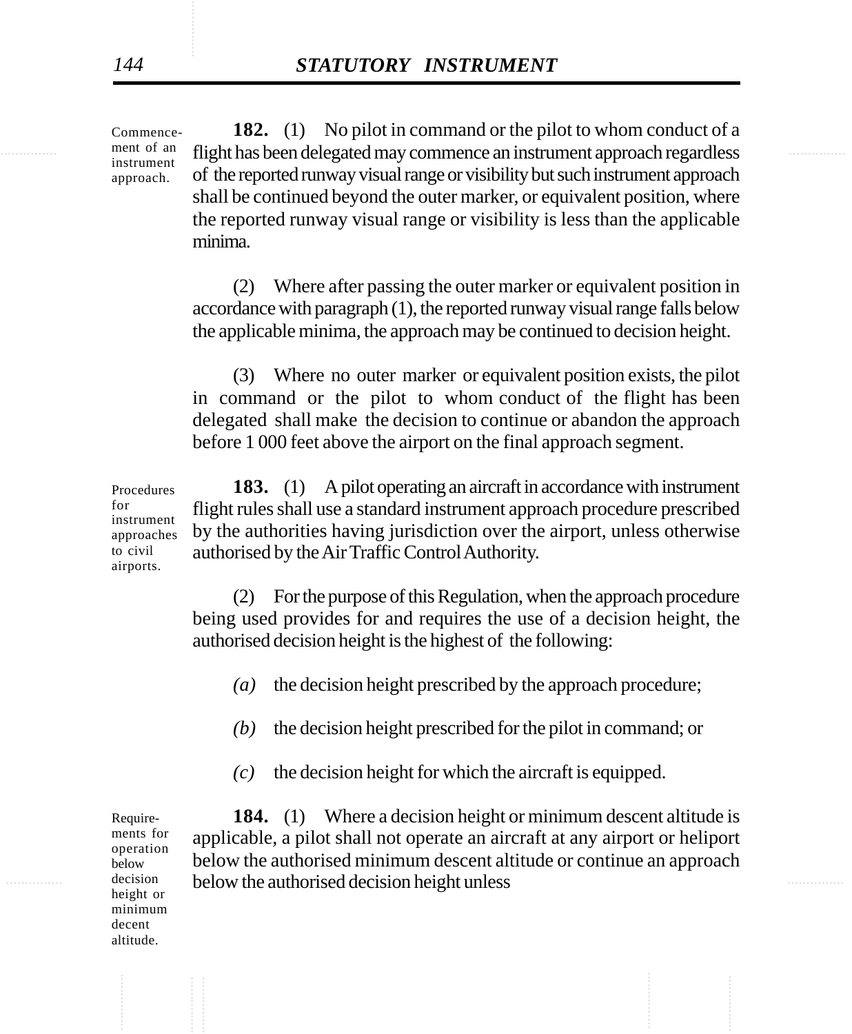Commencement of an instrument approach.

**182.** (1) No pilot in command or the pilot to whom conduct of a flight has been delegated may commence an instrument approach regardless of the reported runway visual range or visibility but such instrument approach shall be continued beyond the outer marker, or equivalent position, where the reported runway visual range or visibility is less than the applicable minima.

(2) Where after passing the outer marker or equivalent position in accordance with paragraph (1), the reported runway visual range falls below the applicable minima, the approach may be continued to decision height.

(3) Where no outer marker or equivalent position exists, the pilot in command or the pilot to whom conduct of the flight has been delegated shall make the decision to continue or abandon the approach before 1 000 feet above the airport on the final approach segment.

Procedures for instrument approaches to civil airports.

**183.** (1) A pilot operating an aircraft in accordance with instrument flight rules shall use a standard instrument approach procedure prescribed by the authorities having jurisdiction over the airport, unless otherwise authorised by the Air Traffic Control Authority.

(2) For the purpose of this Regulation, when the approach procedure being used provides for and requires the use of a decision height, the authorised decision height is the highest of the following:

*(a)* the decision height prescribed by the approach procedure;

*(b)* the decision height prescribed for the pilot in command; or

*(c)* the decision height for which the aircraft is equipped.

Requirements for operation below decision height or minimum decent altitude.

**184.** (1) Where a decision height or minimum descent altitude is applicable, a pilot shall not operate an aircraft at any airport or heliport below the authorised minimum descent altitude or continue an approach below the authorised decision height unless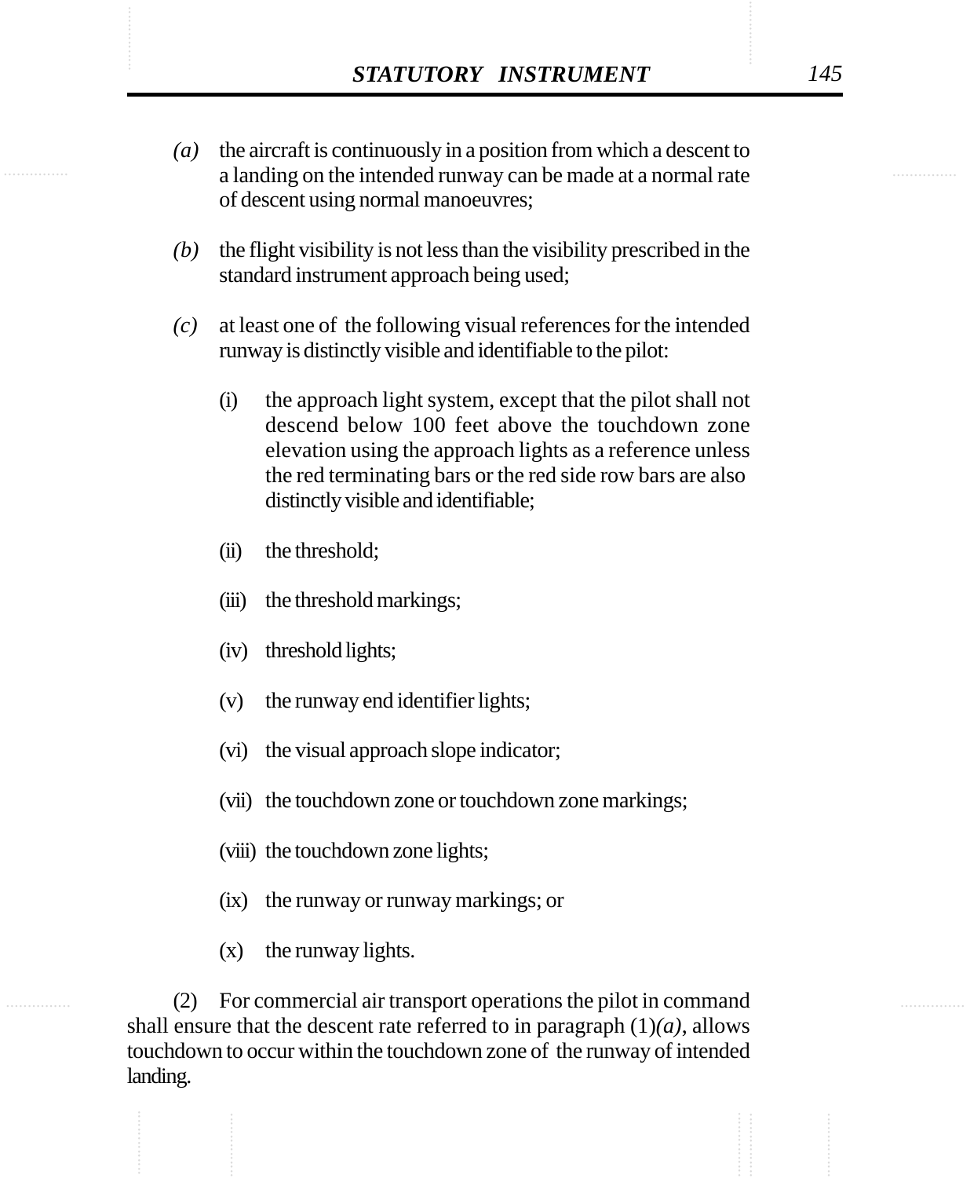*(a)* the aircraft is continuously in a position from which a descent to a landing on the intended runway can be made at a normal rate of descent using normal manoeuvres;

*(b)* the flight visibility is not less than the visibility prescribed in the standard instrument approach being used;

*(c)* at least one of the following visual references for the intended runway is distinctly visible and identifiable to the pilot:

(i) the approach light system, except that the pilot shall not descend below 100 feet above the touchdown zone elevation using the approach lights as a reference unless the red terminating bars or the red side row bars are also distinctly visible and identifiable;

(ii) the threshold;

(iii) the threshold markings;

(iv) threshold lights;

(v) the runway end identifier lights;

(vi) the visual approach slope indicator;

(vii) the touchdown zone or touchdown zone markings;

(viii) the touchdown zone lights;

(ix) the runway or runway markings; or

(x) the runway lights.

(2) For commercial air transport operations the pilot in command shall ensure that the descent rate referred to in paragraph (1)*(a)*, allows touchdown to occur within the touchdown zone of the runway of intended landing.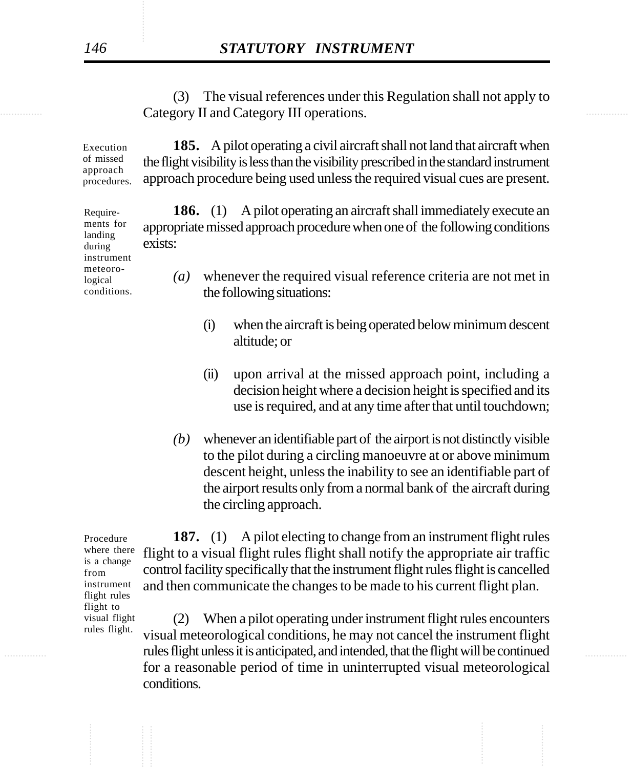(3) The visual references under this Regulation shall not apply to Category II and Category III operations.

Execution of missed approach procedures.

**185.** A pilot operating a civil aircraft shall not land that aircraft when the flight visibility is less than the visibility prescribed in the standard instrument approach procedure being used unless the required visual cues are present.

Requirements for landing during instrument meteorological conditions.

**186.** (1) A pilot operating an aircraft shall immediately execute an appropriate missed approach procedure when one of the following conditions exists:

*(a)* whenever the required visual reference criteria are not met in the following situations:

(i) when the aircraft is being operated below minimum descent altitude; or

(ii) upon arrival at the missed approach point, including a decision height where a decision height is specified and its use is required, and at any time after that until touchdown;

*(b)* whenever an identifiable part of the airport is not distinctly visible to the pilot during a circling manoeuvre at or above minimum descent height, unless the inability to see an identifiable part of the airport results only from a normal bank of the aircraft during the circling approach.

Procedure where there is a change from instrument flight rules flight to visual flight rules flight.

**187.** (1) A pilot electing to change from an instrument flight rules flight to a visual flight rules flight shall notify the appropriate air traffic control facility specifically that the instrument flight rules flight is cancelled and then communicate the changes to be made to his current flight plan.

(2) When a pilot operating under instrument flight rules encounters visual meteorological conditions, he may not cancel the instrument flight rules flight unless it is anticipated, and intended, that the flight will be continued for a reasonable period of time in uninterrupted visual meteorological conditions.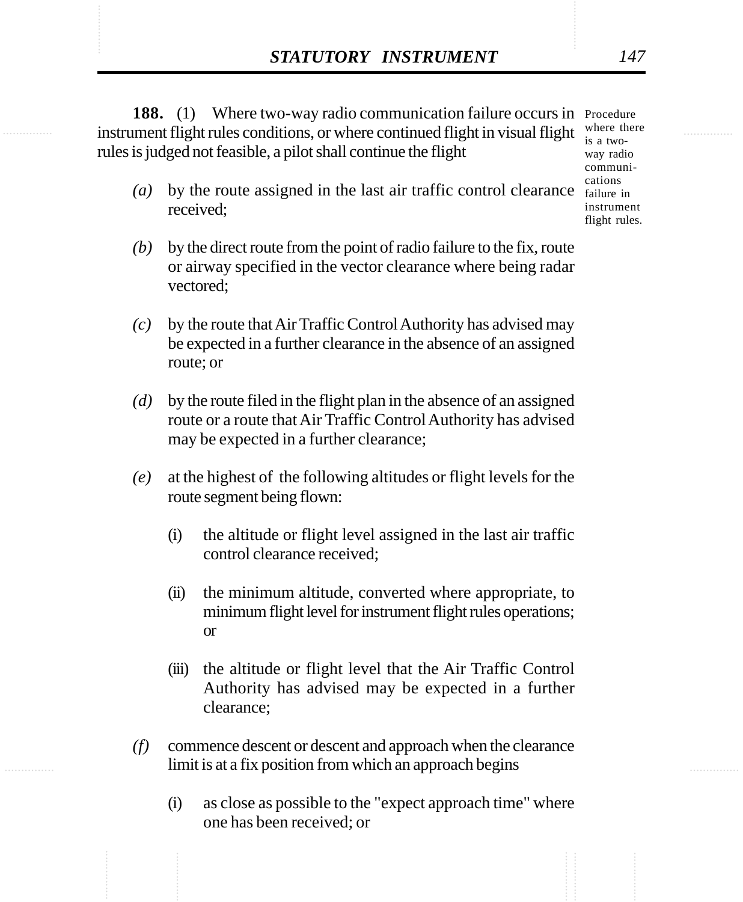**188.** (1) Where two-way radio communication failure occurs in instrument flight rules conditions, or where continued flight in visual flight rules is judged not feasible, a pilot shall continue the flight

Procedure where there is a two-way radio communications failure in instrument flight rules.

*(a)* by the route assigned in the last air traffic control clearance received;

*(b)* by the direct route from the point of radio failure to the fix, route or airway specified in the vector clearance where being radar vectored;

*(c)* by the route that Air Traffic Control Authority has advised may be expected in a further clearance in the absence of an assigned route; or

*(d)* by the route filed in the flight plan in the absence of an assigned route or a route that Air Traffic Control Authority has advised may be expected in a further clearance;

*(e)* at the highest of the following altitudes or flight levels for the route segment being flown:

(i) the altitude or flight level assigned in the last air traffic control clearance received;

(ii) the minimum altitude, converted where appropriate, to minimum flight level for instrument flight rules operations; or

(iii) the altitude or flight level that the Air Traffic Control Authority has advised may be expected in a further clearance;

*(f)* commence descent or descent and approach when the clearance limit is at a fix position from which an approach begins

(i) as close as possible to the "expect approach time" where one has been received; or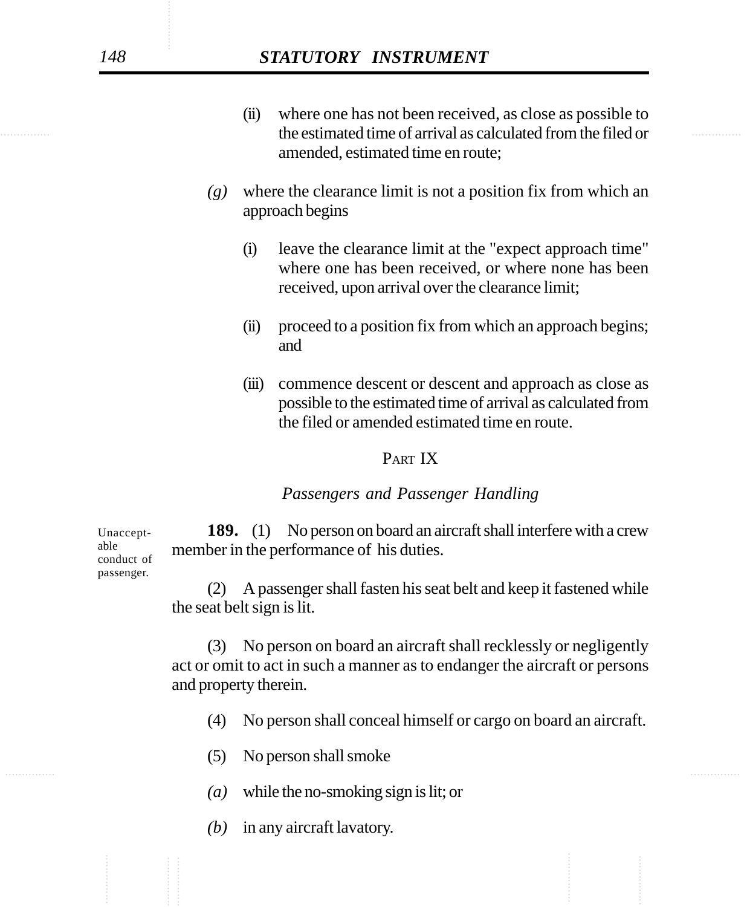(ii) where one has not been received, as close as possible to the estimated time of arrival as calculated from the filed or amended, estimated time en route;

*(g)* where the clearance limit is not a position fix from which an approach begins

(i) leave the clearance limit at the "expect approach time" where one has been received, or where none has been received, upon arrival over the clearance limit;

(ii) proceed to a position fix from which an approach begins; and

(iii) commence descent or descent and approach as close as possible to the estimated time of arrival as calculated from the filed or amended estimated time en route.

## PART IX

### *Passengers and Passenger Handling*

Unacceptable conduct of passenger.

**189.** (1) No person on board an aircraft shall interfere with a crew member in the performance of his duties.

(2) A passenger shall fasten his seat belt and keep it fastened while the seat belt sign is lit.

(3) No person on board an aircraft shall recklessly or negligently act or omit to act in such a manner as to endanger the aircraft or persons and property therein.

(4) No person shall conceal himself or cargo on board an aircraft.

(5) No person shall smoke

*(a)* while the no-smoking sign is lit; or

*(b)* in any aircraft lavatory.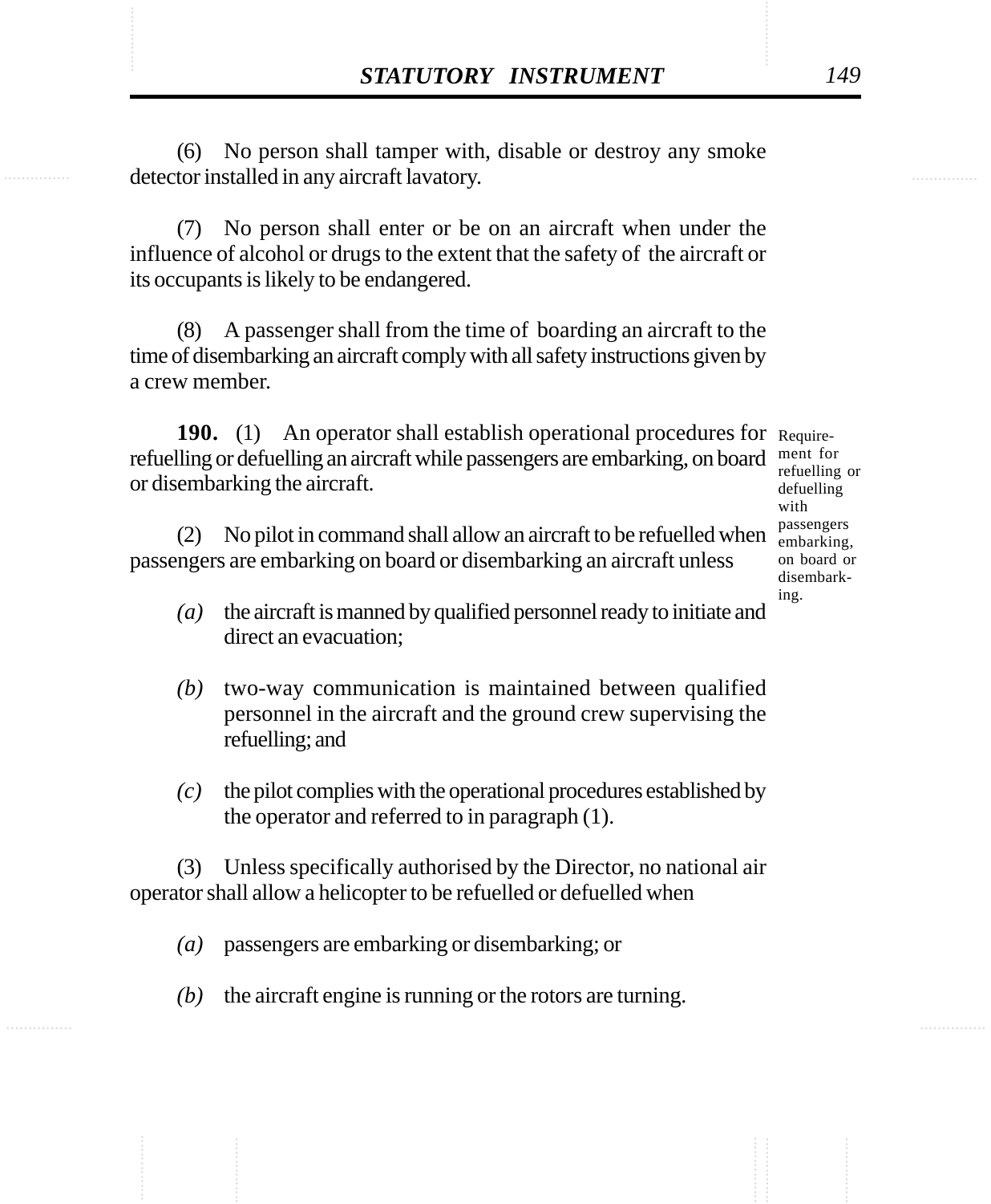(6) No person shall tamper with, disable or destroy any smoke detector installed in any aircraft lavatory.

(7) No person shall enter or be on an aircraft when under the influence of alcohol or drugs to the extent that the safety of the aircraft or its occupants is likely to be endangered.

(8) A passenger shall from the time of boarding an aircraft to the time of disembarking an aircraft comply with all safety instructions given by a crew member.

Requirement for refuelling or defuelling with passengers embarking, on board or disembarking.

**190.** (1) An operator shall establish operational procedures for refuelling or defuelling an aircraft while passengers are embarking, on board or disembarking the aircraft.

(2) No pilot in command shall allow an aircraft to be refuelled when passengers are embarking on board or disembarking an aircraft unless

*(a)* the aircraft is manned by qualified personnel ready to initiate and direct an evacuation;

*(b)* two-way communication is maintained between qualified personnel in the aircraft and the ground crew supervising the refuelling; and

*(c)* the pilot complies with the operational procedures established by the operator and referred to in paragraph (1).

(3) Unless specifically authorised by the Director, no national air operator shall allow a helicopter to be refuelled or defuelled when

*(a)* passengers are embarking or disembarking; or

*(b)* the aircraft engine is running or the rotors are turning.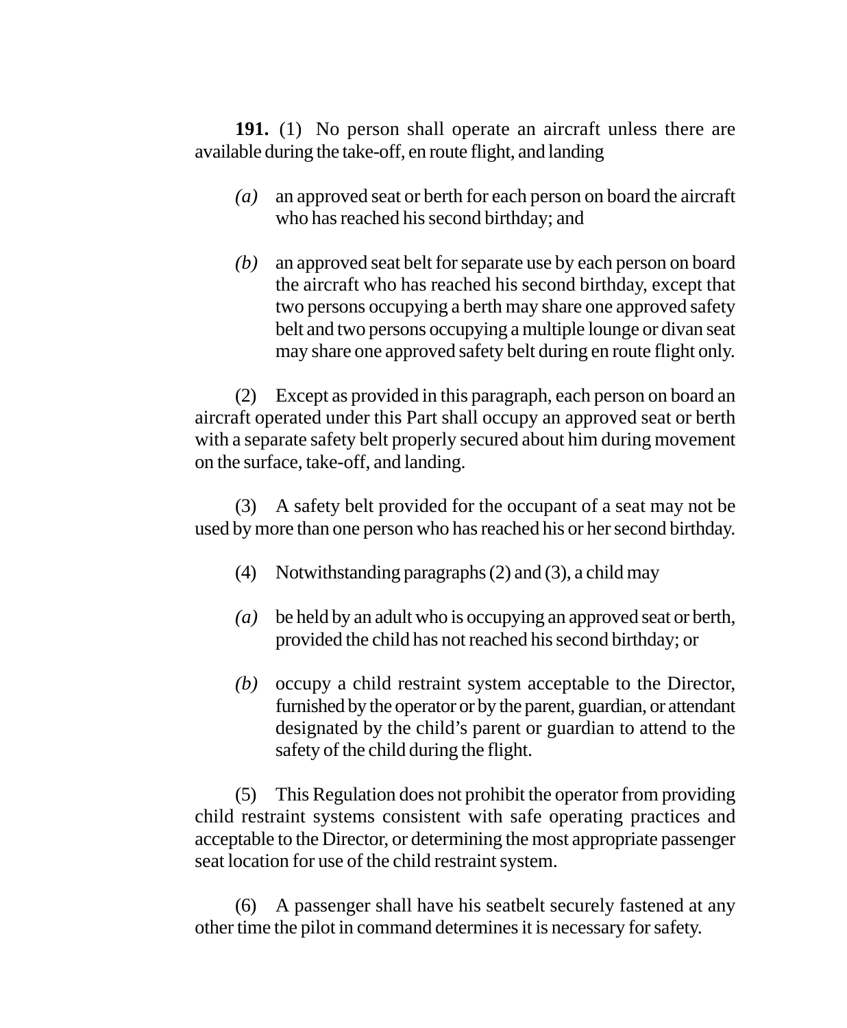**191.** (1) No person shall operate an aircraft unless there are available during the take-off, en route flight, and landing

*(a)* an approved seat or berth for each person on board the aircraft who has reached his second birthday; and

*(b)* an approved seat belt for separate use by each person on board the aircraft who has reached his second birthday, except that two persons occupying a berth may share one approved safety belt and two persons occupying a multiple lounge or divan seat may share one approved safety belt during en route flight only.

(2) Except as provided in this paragraph, each person on board an aircraft operated under this Part shall occupy an approved seat or berth with a separate safety belt properly secured about him during movement on the surface, take-off, and landing.

(3) A safety belt provided for the occupant of a seat may not be used by more than one person who has reached his or her second birthday.

(4) Notwithstanding paragraphs (2) and (3), a child may

*(a)* be held by an adult who is occupying an approved seat or berth, provided the child has not reached his second birthday; or

*(b)* occupy a child restraint system acceptable to the Director, furnished by the operator or by the parent, guardian, or attendant designated by the child's parent or guardian to attend to the safety of the child during the flight.

(5) This Regulation does not prohibit the operator from providing child restraint systems consistent with safe operating practices and acceptable to the Director, or determining the most appropriate passenger seat location for use of the child restraint system.

(6) A passenger shall have his seatbelt securely fastened at any other time the pilot in command determines it is necessary for safety.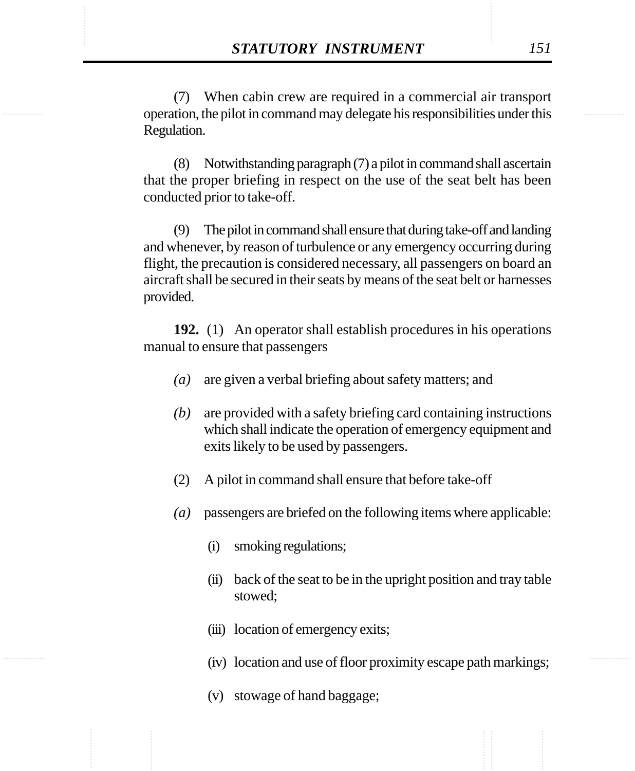(7) When cabin crew are required in a commercial air transport operation, the pilot in command may delegate his responsibilities under this Regulation.

(8) Notwithstanding paragraph (7) a pilot in command shall ascertain that the proper briefing in respect on the use of the seat belt has been conducted prior to take-off.

(9) The pilot in command shall ensure that during take-off and landing and whenever, by reason of turbulence or any emergency occurring during flight, the precaution is considered necessary, all passengers on board an aircraft shall be secured in their seats by means of the seat belt or harnesses provided.

**192.** (1) An operator shall establish procedures in his operations manual to ensure that passengers

*(a)* are given a verbal briefing about safety matters; and

*(b)* are provided with a safety briefing card containing instructions which shall indicate the operation of emergency equipment and exits likely to be used by passengers.

(2) A pilot in command shall ensure that before take-off

*(a)* passengers are briefed on the following items where applicable:

(i) smoking regulations;

(ii) back of the seat to be in the upright position and tray table stowed;

(iii) location of emergency exits;

(iv) location and use of floor proximity escape path markings;

(v) stowage of hand baggage;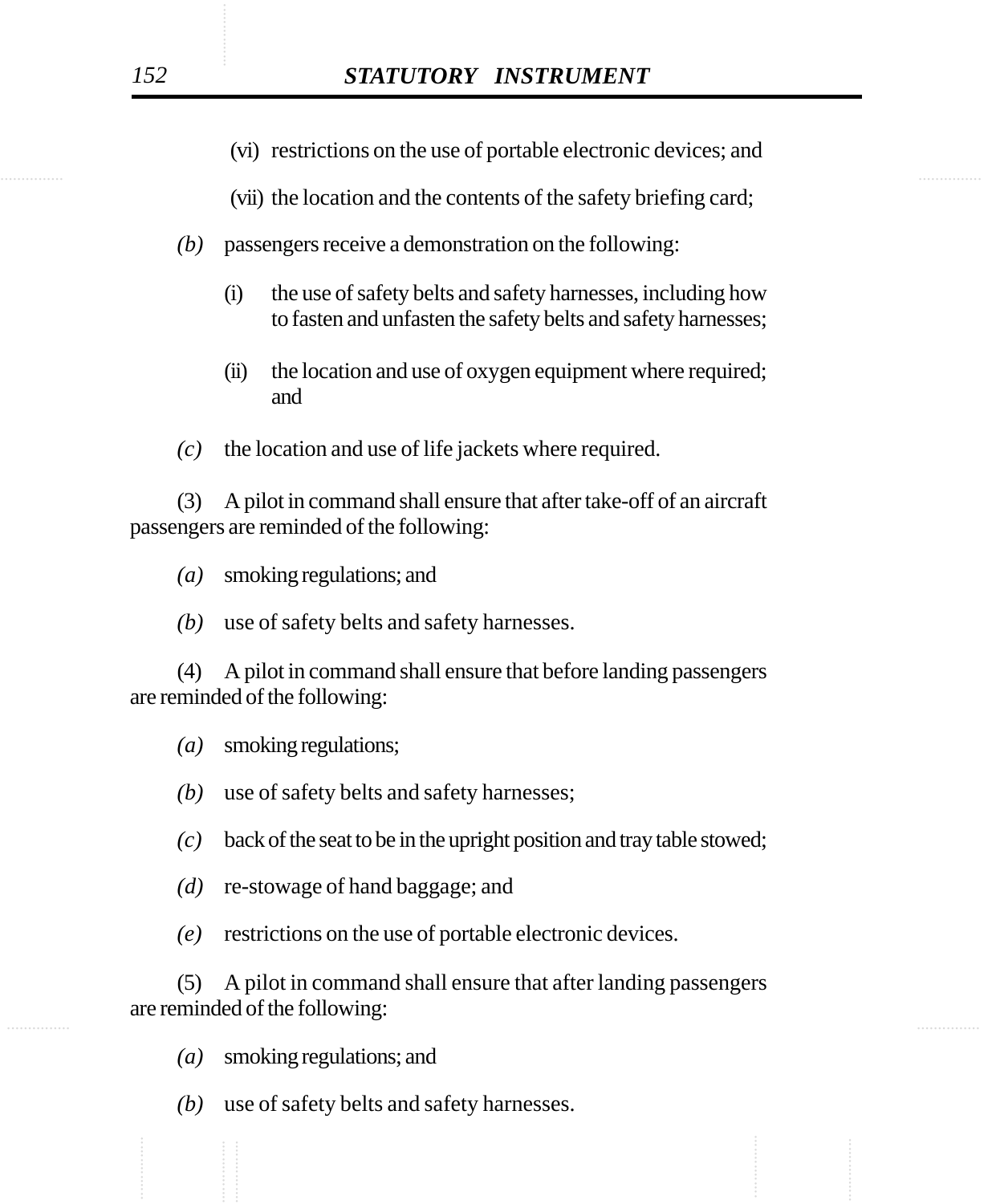(vi) restrictions on the use of portable electronic devices; and

(vii) the location and the contents of the safety briefing card;

*(b)* passengers receive a demonstration on the following:

(i) the use of safety belts and safety harnesses, including how to fasten and unfasten the safety belts and safety harnesses;

(ii) the location and use of oxygen equipment where required; and

*(c)* the location and use of life jackets where required.

(3) A pilot in command shall ensure that after take-off of an aircraft passengers are reminded of the following:

*(a)* smoking regulations; and

*(b)* use of safety belts and safety harnesses.

(4) A pilot in command shall ensure that before landing passengers are reminded of the following:

*(a)* smoking regulations;

*(b)* use of safety belts and safety harnesses;

*(c)* back of the seat to be in the upright position and tray table stowed;

*(d)* re-stowage of hand baggage; and

*(e)* restrictions on the use of portable electronic devices.

(5) A pilot in command shall ensure that after landing passengers are reminded of the following:

*(a)* smoking regulations; and

*(b)* use of safety belts and safety harnesses.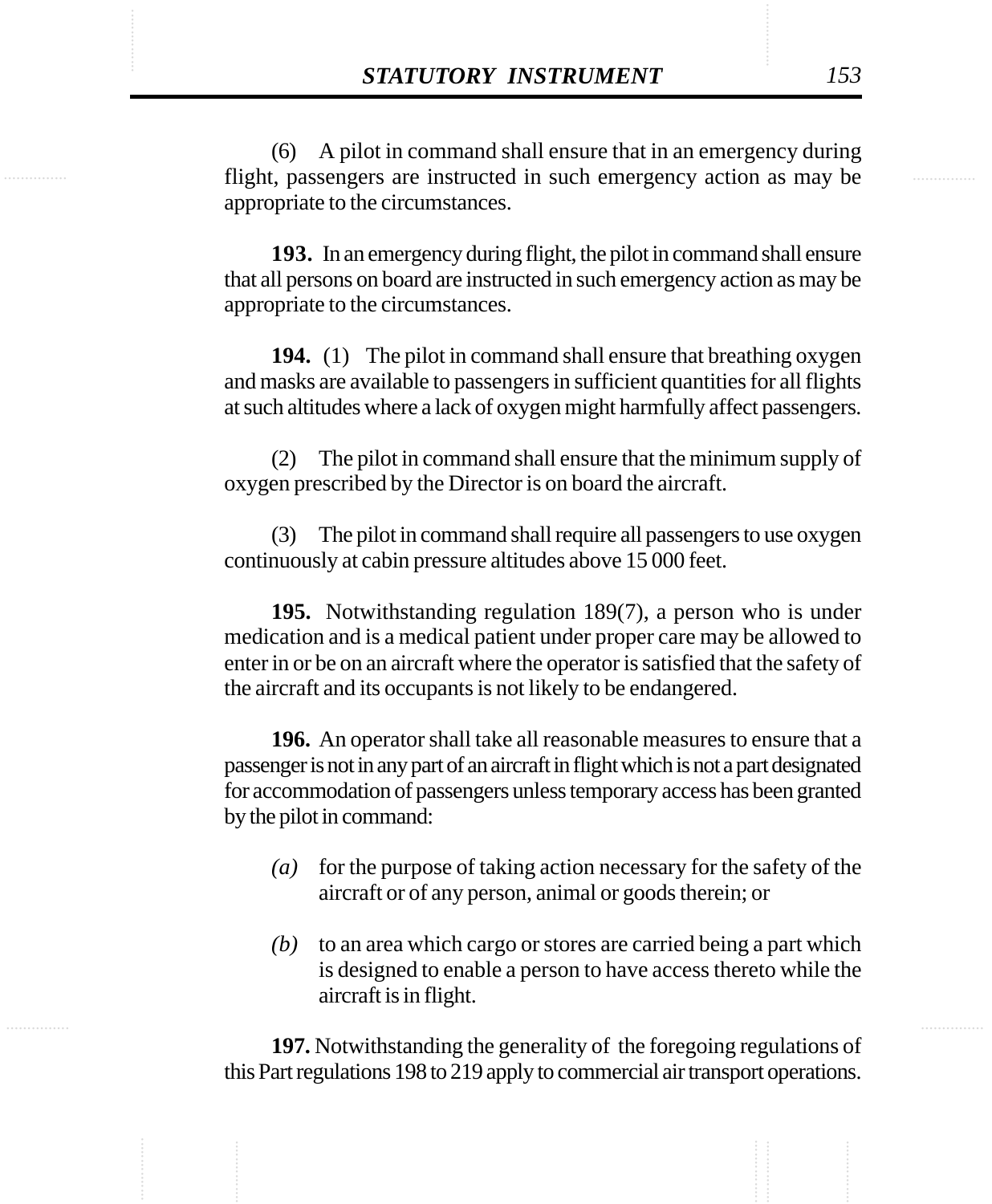(6) A pilot in command shall ensure that in an emergency during flight, passengers are instructed in such emergency action as may be appropriate to the circumstances.

**193.** In an emergency during flight, the pilot in command shall ensure that all persons on board are instructed in such emergency action as may be appropriate to the circumstances.

**194.** (1) The pilot in command shall ensure that breathing oxygen and masks are available to passengers in sufficient quantities for all flights at such altitudes where a lack of oxygen might harmfully affect passengers.

(2) The pilot in command shall ensure that the minimum supply of oxygen prescribed by the Director is on board the aircraft.

(3) The pilot in command shall require all passengers to use oxygen continuously at cabin pressure altitudes above 15 000 feet.

**195.** Notwithstanding regulation 189(7), a person who is under medication and is a medical patient under proper care may be allowed to enter in or be on an aircraft where the operator is satisfied that the safety of the aircraft and its occupants is not likely to be endangered.

**196.** An operator shall take all reasonable measures to ensure that a passenger is not in any part of an aircraft in flight which is not a part designated for accommodation of passengers unless temporary access has been granted by the pilot in command:

*(a)* for the purpose of taking action necessary for the safety of the aircraft or of any person, animal or goods therein; or

*(b)* to an area which cargo or stores are carried being a part which is designed to enable a person to have access thereto while the aircraft is in flight.

**197.** Notwithstanding the generality of the foregoing regulations of this Part regulations 198 to 219 apply to commercial air transport operations.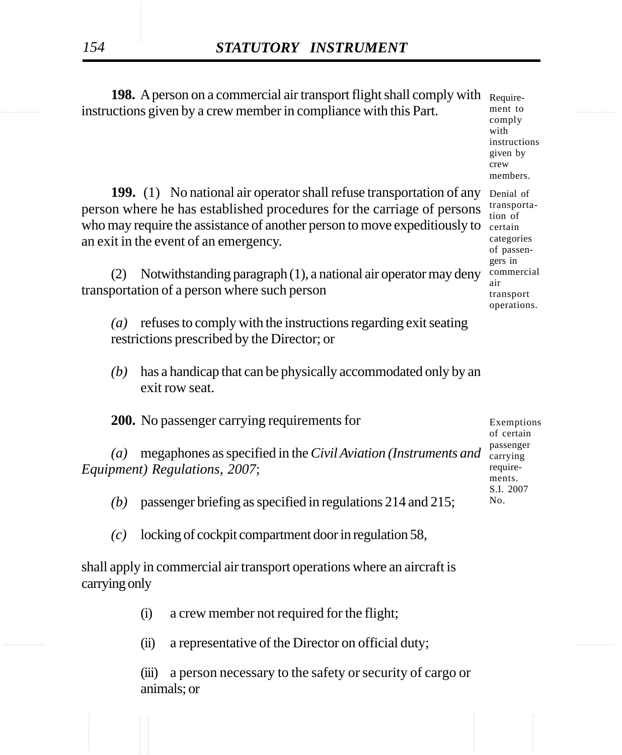**198.** A person on a commercial air transport flight shall comply with instructions given by a crew member in compliance with this Part.

Requirement to comply with instructions given by crew members.

**199.** (1) No national air operator shall refuse transportation of any person where he has established procedures for the carriage of persons who may require the assistance of another person to move expeditiously to an exit in the event of an emergency.

Denial of transportation of certain categories of passengers in commercial air transport operations.

(2) Notwithstanding paragraph (1), a national air operator may deny transportation of a person where such person

*(a)* refuses to comply with the instructions regarding exit seating restrictions prescribed by the Director; or

*(b)* has a handicap that can be physically accommodated only by an exit row seat.

**200.** No passenger carrying requirements for

Exemptions of certain passenger carrying requirements. S.I. 2007 No.

*(a)* megaphones as specified in the *Civil Aviation (Instruments and Equipment) Regulations, 2007*;

*(b)* passenger briefing as specified in regulations 214 and 215;

*(c)* locking of cockpit compartment door in regulation 58,

shall apply in commercial air transport operations where an aircraft is carrying only

(i) a crew member not required for the flight;

(ii) a representative of the Director on official duty;

(iii) a person necessary to the safety or security of cargo or animals; or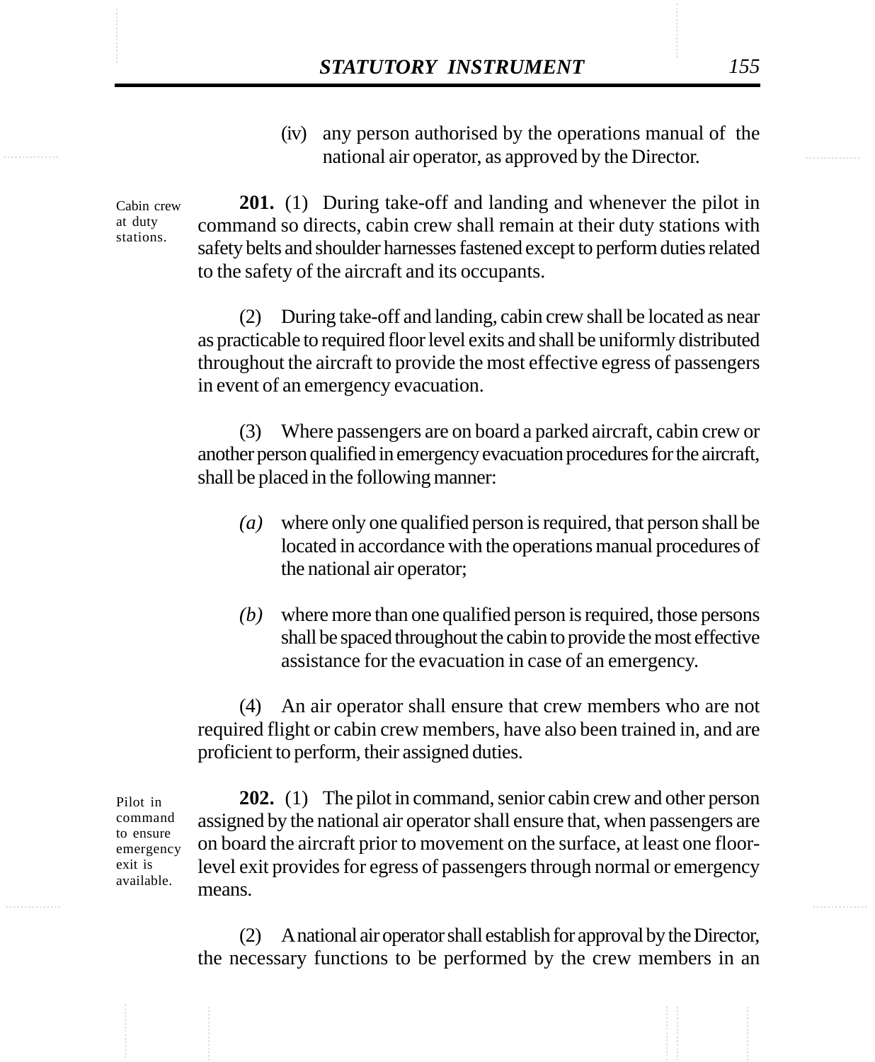(iv) any person authorised by the operations manual of the national air operator, as approved by the Director.

Cabin crew at duty stations.

**201.** (1) During take-off and landing and whenever the pilot in command so directs, cabin crew shall remain at their duty stations with safety belts and shoulder harnesses fastened except to perform duties related to the safety of the aircraft and its occupants.

(2) During take-off and landing, cabin crew shall be located as near as practicable to required floor level exits and shall be uniformly distributed throughout the aircraft to provide the most effective egress of passengers in event of an emergency evacuation.

(3) Where passengers are on board a parked aircraft, cabin crew or another person qualified in emergency evacuation procedures for the aircraft, shall be placed in the following manner:

*(a)* where only one qualified person is required, that person shall be located in accordance with the operations manual procedures of the national air operator;

*(b)* where more than one qualified person is required, those persons shall be spaced throughout the cabin to provide the most effective assistance for the evacuation in case of an emergency.

(4) An air operator shall ensure that crew members who are not required flight or cabin crew members, have also been trained in, and are proficient to perform, their assigned duties.

Pilot in command to ensure emergency exit is available.

**202.** (1) The pilot in command, senior cabin crew and other person assigned by the national air operator shall ensure that, when passengers are on board the aircraft prior to movement on the surface, at least one floor-level exit provides for egress of passengers through normal or emergency means.

(2) A national air operator shall establish for approval by the Director, the necessary functions to be performed by the crew members in an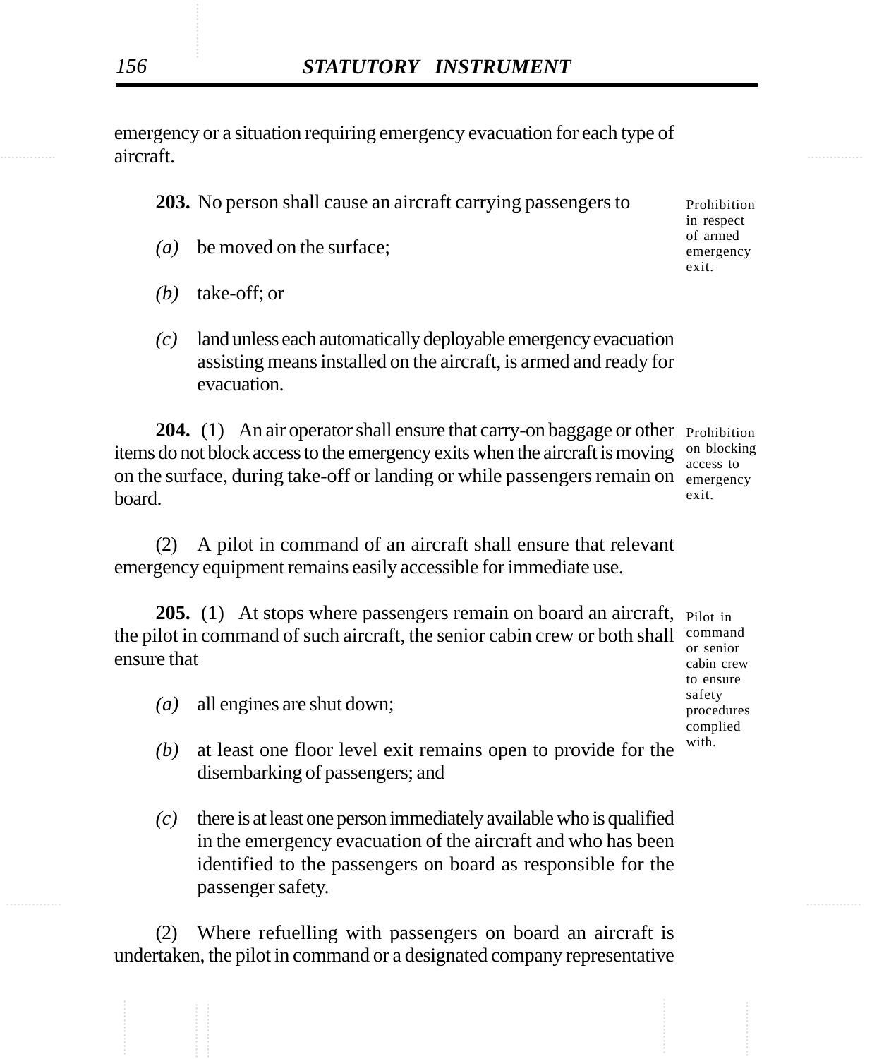emergency or a situation requiring emergency evacuation for each type of aircraft.

**203.** No person shall cause an aircraft carrying passengers to

Prohibition in respect of armed emergency exit.

*(a)* be moved on the surface;

*(b)* take-off; or

*(c)* land unless each automatically deployable emergency evacuation assisting means installed on the aircraft, is armed and ready for evacuation.

**204.** (1) An air operator shall ensure that carry-on baggage or other items do not block access to the emergency exits when the aircraft is moving on the surface, during take-off or landing or while passengers remain on board.

Prohibition on blocking access to emergency exit.

(2) A pilot in command of an aircraft shall ensure that relevant emergency equipment remains easily accessible for immediate use.

**205.** (1) At stops where passengers remain on board an aircraft, the pilot in command of such aircraft, the senior cabin crew or both shall ensure that

Pilot in command or senior cabin crew to ensure safety procedures complied with.

*(a)* all engines are shut down;

*(b)* at least one floor level exit remains open to provide for the disembarking of passengers; and

*(c)* there is at least one person immediately available who is qualified in the emergency evacuation of the aircraft and who has been identified to the passengers on board as responsible for the passenger safety.

(2) Where refuelling with passengers on board an aircraft is undertaken, the pilot in command or a designated company representative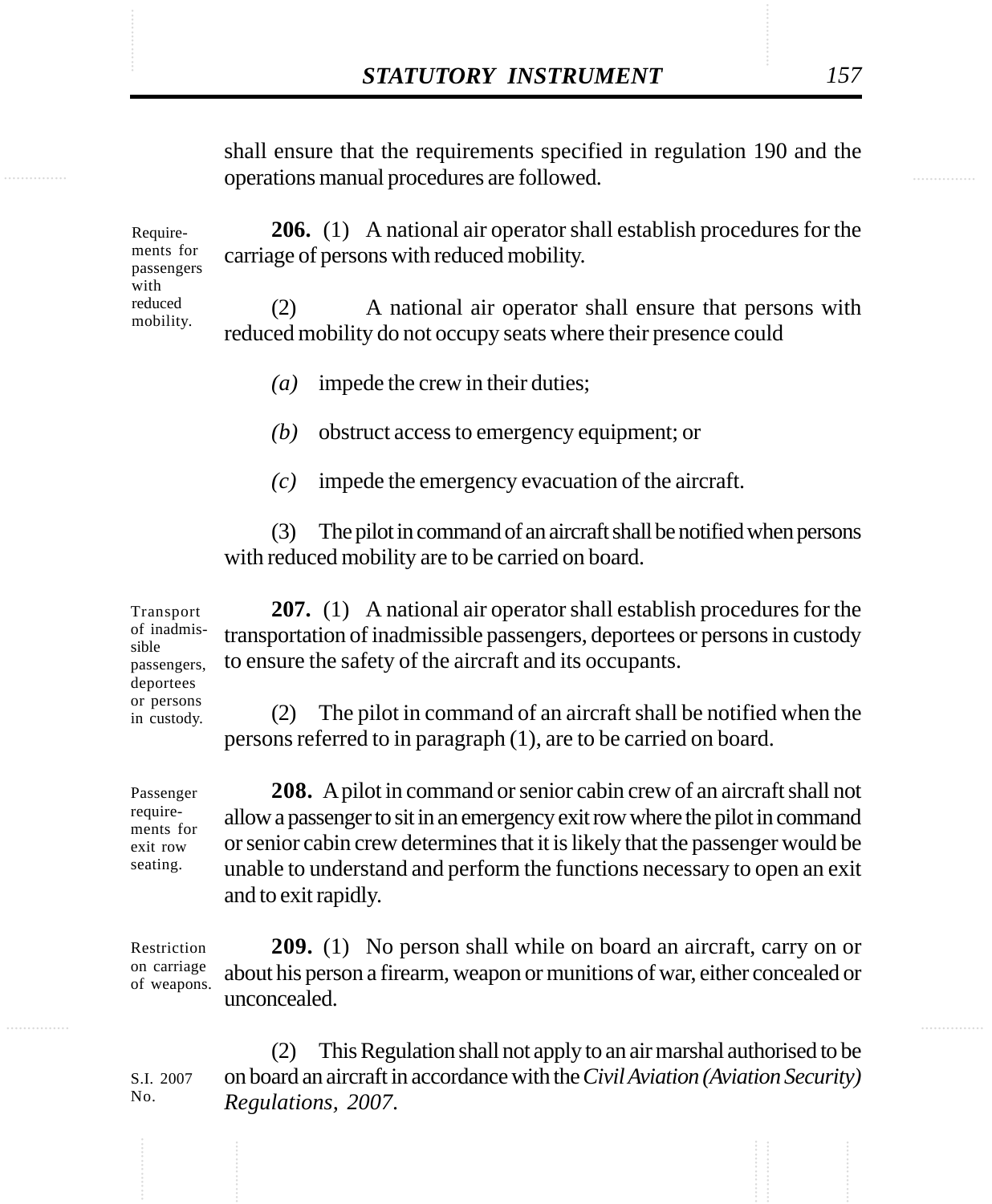shall ensure that the requirements specified in regulation 190 and the operations manual procedures are followed.

Requirements for passengers with reduced mobility.

**206.** (1) A national air operator shall establish procedures for the carriage of persons with reduced mobility.

(2) A national air operator shall ensure that persons with reduced mobility do not occupy seats where their presence could

*(a)* impede the crew in their duties;

*(b)* obstruct access to emergency equipment; or

*(c)* impede the emergency evacuation of the aircraft.

(3) The pilot in command of an aircraft shall be notified when persons with reduced mobility are to be carried on board.

Transport of inadmissible passengers, deportees or persons in custody.

**207.** (1) A national air operator shall establish procedures for the transportation of inadmissible passengers, deportees or persons in custody to ensure the safety of the aircraft and its occupants.

(2) The pilot in command of an aircraft shall be notified when the persons referred to in paragraph (1), are to be carried on board.

Passenger requirements for exit row seating.

**208.** A pilot in command or senior cabin crew of an aircraft shall not allow a passenger to sit in an emergency exit row where the pilot in command or senior cabin crew determines that it is likely that the passenger would be unable to understand and perform the functions necessary to open an exit and to exit rapidly.

Restriction on carriage of weapons.

**209.** (1) No person shall while on board an aircraft, carry on or about his person a firearm, weapon or munitions of war, either concealed or unconcealed.

S.I. 2007 No.

(2) This Regulation shall not apply to an air marshal authorised to be on board an aircraft in accordance with the *Civil Aviation (Aviation Security) Regulations, 2007*.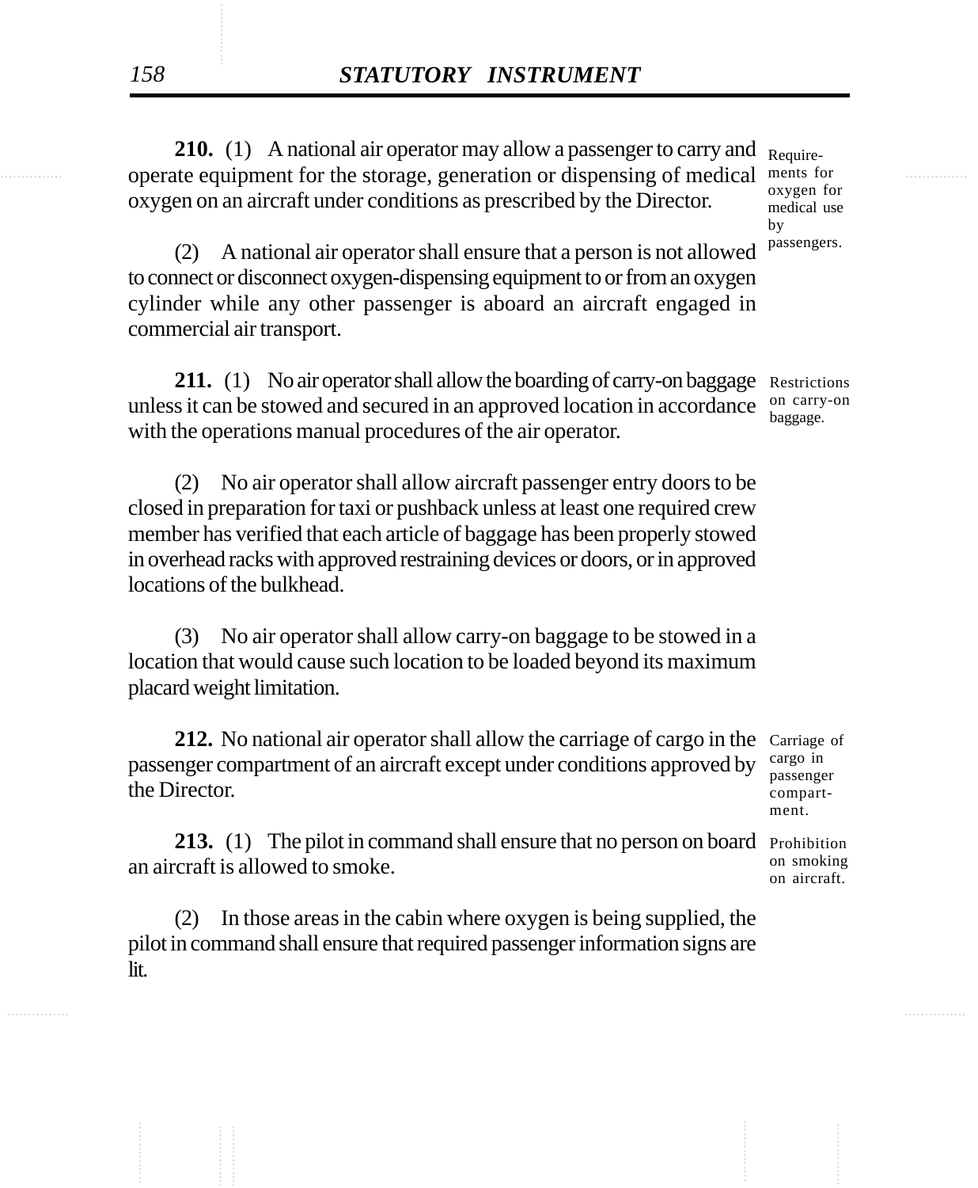**210.** (1) A national air operator may allow a passenger to carry and operate equipment for the storage, generation or dispensing of medical oxygen on an aircraft under conditions as prescribed by the Director.

Requirements for oxygen for medical use by passengers.

(2) A national air operator shall ensure that a person is not allowed to connect or disconnect oxygen-dispensing equipment to or from an oxygen cylinder while any other passenger is aboard an aircraft engaged in commercial air transport.

**211.** (1) No air operator shall allow the boarding of carry-on baggage unless it can be stowed and secured in an approved location in accordance with the operations manual procedures of the air operator.

Restrictions on carry-on baggage.

(2) No air operator shall allow aircraft passenger entry doors to be closed in preparation for taxi or pushback unless at least one required crew member has verified that each article of baggage has been properly stowed in overhead racks with approved restraining devices or doors, or in approved locations of the bulkhead.

(3) No air operator shall allow carry-on baggage to be stowed in a location that would cause such location to be loaded beyond its maximum placard weight limitation.

**212.** No national air operator shall allow the carriage of cargo in the passenger compartment of an aircraft except under conditions approved by the Director.

Carriage of cargo in passenger compartment.

**213.** (1) The pilot in command shall ensure that no person on board an aircraft is allowed to smoke.

Prohibition on smoking on aircraft.

(2) In those areas in the cabin where oxygen is being supplied, the pilot in command shall ensure that required passenger information signs are lit.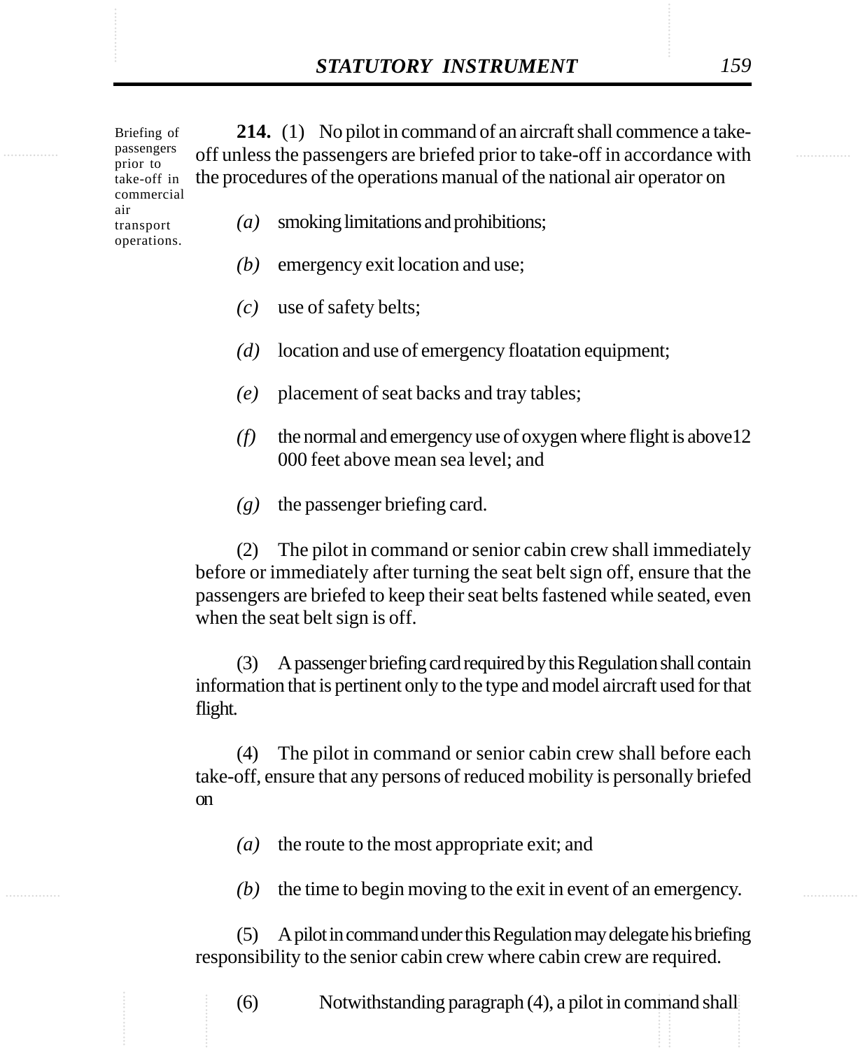Briefing of passengers prior to take-off in commercial air transport operations.

**214.** (1) No pilot in command of an aircraft shall commence a take-off unless the passengers are briefed prior to take-off in accordance with the procedures of the operations manual of the national air operator on

*(a)* smoking limitations and prohibitions;

*(b)* emergency exit location and use;

*(c)* use of safety belts;

*(d)* location and use of emergency floatation equipment;

*(e)* placement of seat backs and tray tables;

*(f)* the normal and emergency use of oxygen where flight is above12 000 feet above mean sea level; and

*(g)* the passenger briefing card.

(2) The pilot in command or senior cabin crew shall immediately before or immediately after turning the seat belt sign off, ensure that the passengers are briefed to keep their seat belts fastened while seated, even when the seat belt sign is off.

(3) A passenger briefing card required by this Regulation shall contain information that is pertinent only to the type and model aircraft used for that flight.

(4) The pilot in command or senior cabin crew shall before each take-off, ensure that any persons of reduced mobility is personally briefed on

*(a)* the route to the most appropriate exit; and

*(b)* the time to begin moving to the exit in event of an emergency.

(5) A pilot in command under this Regulation may delegate his briefing responsibility to the senior cabin crew where cabin crew are required.

(6) Notwithstanding paragraph (4), a pilot in command shall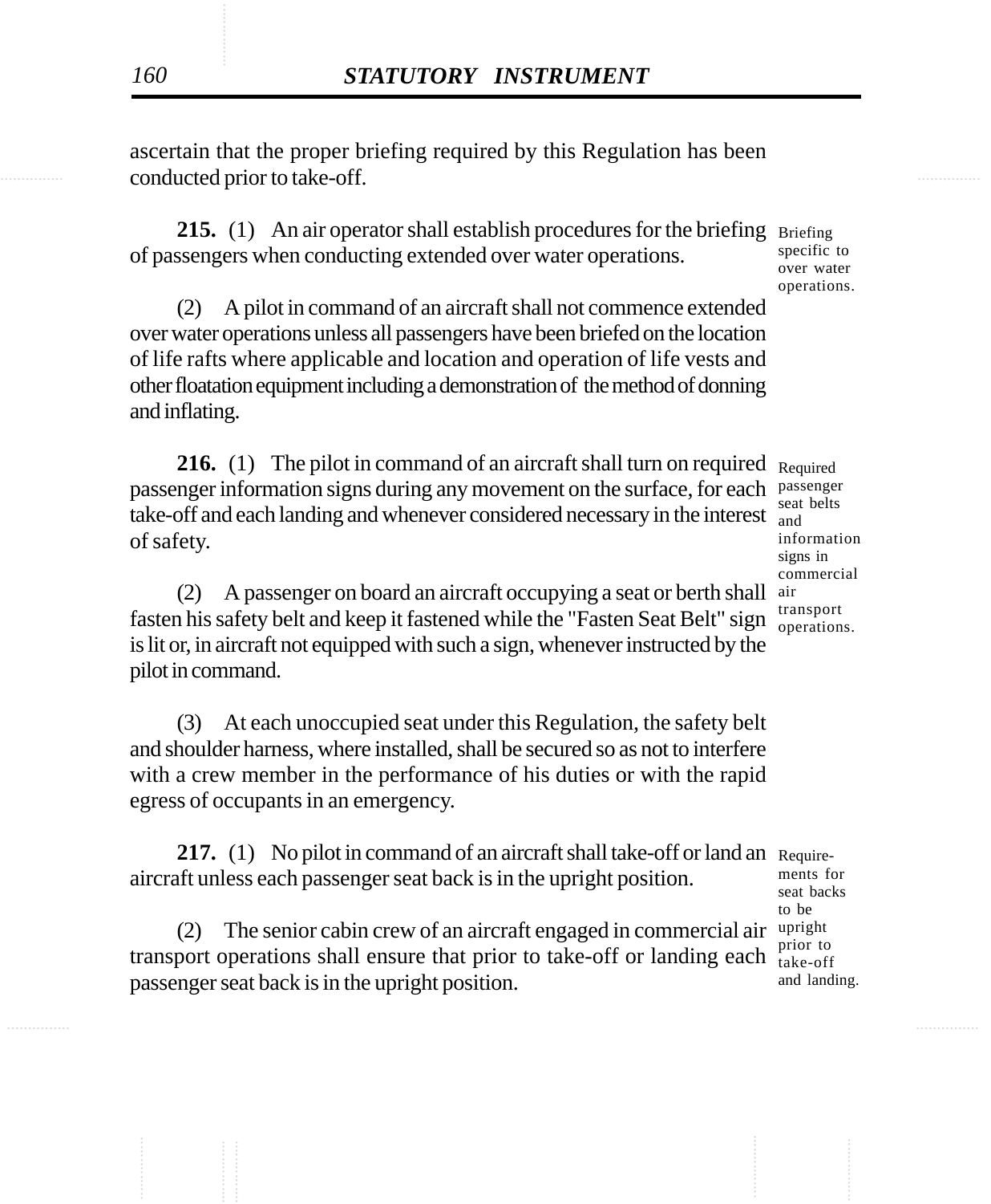ascertain that the proper briefing required by this Regulation has been conducted prior to take-off.

**215.** (1) An air operator shall establish procedures for the briefing of passengers when conducting extended over water operations.

Briefing specific to over water operations.

(2) A pilot in command of an aircraft shall not commence extended over water operations unless all passengers have been briefed on the location of life rafts where applicable and location and operation of life vests and other floatation equipment including a demonstration of the method of donning and inflating.

**216.** (1) The pilot in command of an aircraft shall turn on required passenger information signs during any movement on the surface, for each take-off and each landing and whenever considered necessary in the interest of safety.

Required passenger seat belts and information signs in commercial air transport operations.

(2) A passenger on board an aircraft occupying a seat or berth shall fasten his safety belt and keep it fastened while the "Fasten Seat Belt" sign is lit or, in aircraft not equipped with such a sign, whenever instructed by the pilot in command.

(3) At each unoccupied seat under this Regulation, the safety belt and shoulder harness, where installed, shall be secured so as not to interfere with a crew member in the performance of his duties or with the rapid egress of occupants in an emergency.

**217.** (1) No pilot in command of an aircraft shall take-off or land an aircraft unless each passenger seat back is in the upright position.

Requirements for seat backs to be upright prior to take-off and landing.

(2) The senior cabin crew of an aircraft engaged in commercial air transport operations shall ensure that prior to take-off or landing each passenger seat back is in the upright position.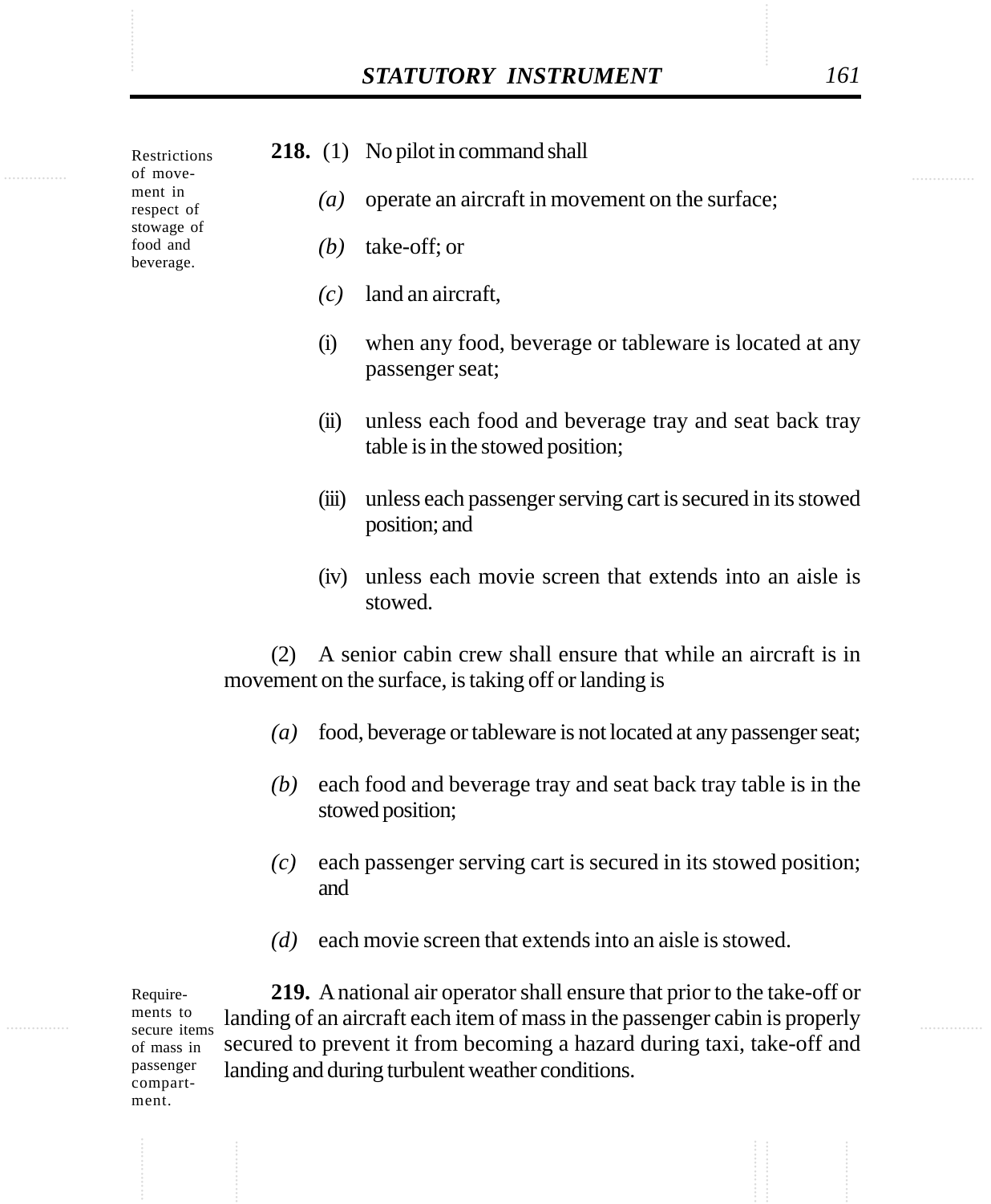Restrictions of movement in respect of stowage of food and beverage.

**218.** (1) No pilot in command shall

*(a)* operate an aircraft in movement on the surface;

*(b)* take-off; or

*(c)* land an aircraft,

(i) when any food, beverage or tableware is located at any passenger seat;

(ii) unless each food and beverage tray and seat back tray table is in the stowed position;

(iii) unless each passenger serving cart is secured in its stowed position; and

(iv) unless each movie screen that extends into an aisle is stowed.

(2) A senior cabin crew shall ensure that while an aircraft is in movement on the surface, is taking off or landing is

*(a)* food, beverage or tableware is not located at any passenger seat;

*(b)* each food and beverage tray and seat back tray table is in the stowed position;

*(c)* each passenger serving cart is secured in its stowed position; and

*(d)* each movie screen that extends into an aisle is stowed.

Requirements to secure items of mass in passenger compartment.

**219.** A national air operator shall ensure that prior to the take-off or landing of an aircraft each item of mass in the passenger cabin is properly secured to prevent it from becoming a hazard during taxi, take-off and landing and during turbulent weather conditions.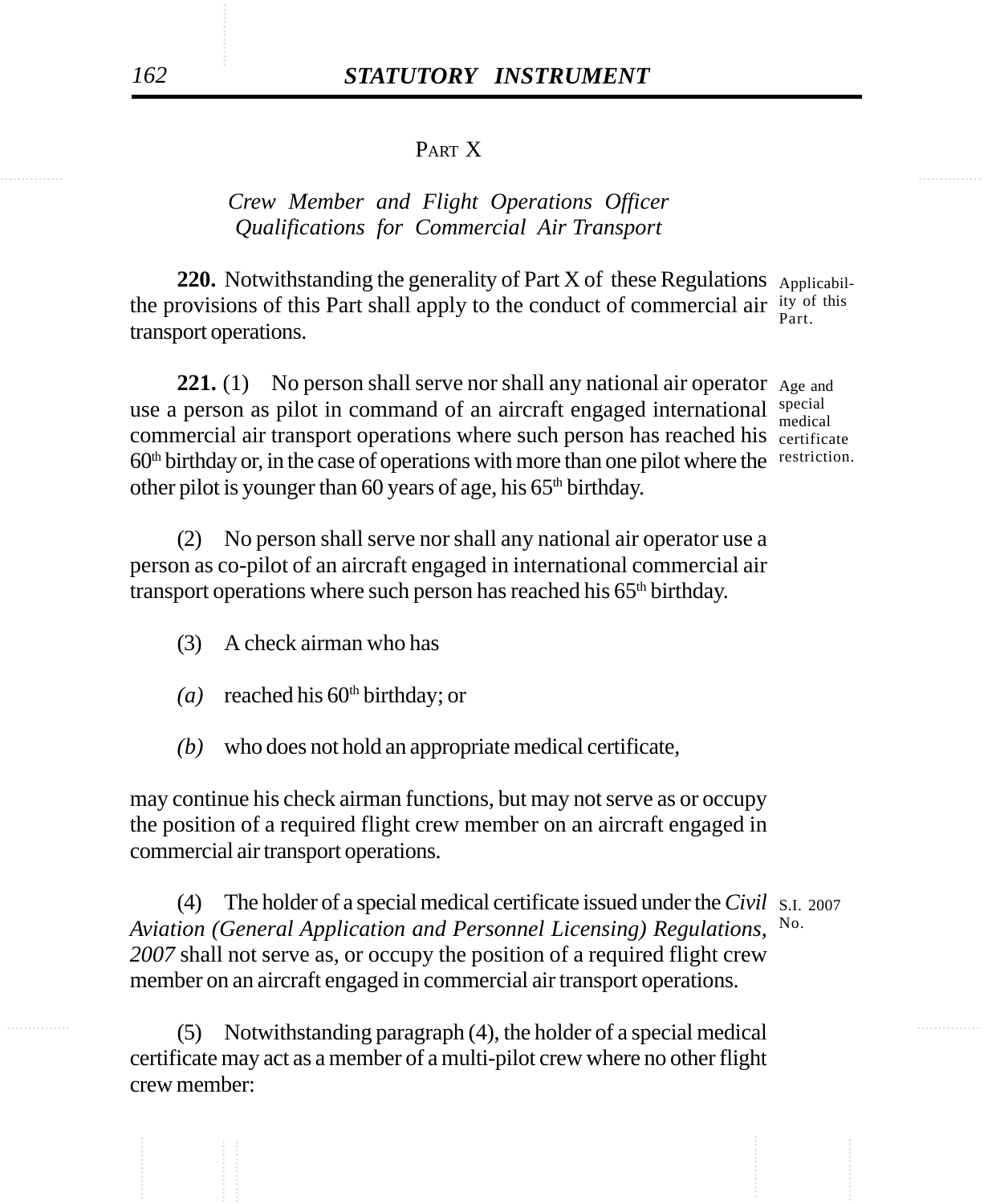PART X

*Crew Member and Flight Operations Officer Qualifications for Commercial Air Transport*

**220.** Notwithstanding the generality of Part X of these Regulations the provisions of this Part shall apply to the conduct of commercial air transport operations.

Applicability of this Part.

**221.** (1) No person shall serve nor shall any national air operator use a person as pilot in command of an aircraft engaged international commercial air transport operations where such person has reached his 60th birthday or, in the case of operations with more than one pilot where the other pilot is younger than 60 years of age, his 65th birthday.

Age and special medical certificate restriction.

(2) No person shall serve nor shall any national air operator use a person as co-pilot of an aircraft engaged in international commercial air transport operations where such person has reached his 65th birthday.

(3) A check airman who has

*(a)* reached his 60th birthday; or

*(b)* who does not hold an appropriate medical certificate,

may continue his check airman functions, but may not serve as or occupy the position of a required flight crew member on an aircraft engaged in commercial air transport operations.

(4) The holder of a special medical certificate issued under the *Civil Aviation (General Application and Personnel Licensing) Regulations, 2007* shall not serve as, or occupy the position of a required flight crew member on an aircraft engaged in commercial air transport operations.

S.I. 2007 No.

(5) Notwithstanding paragraph (4), the holder of a special medical certificate may act as a member of a multi-pilot crew where no other flight crew member: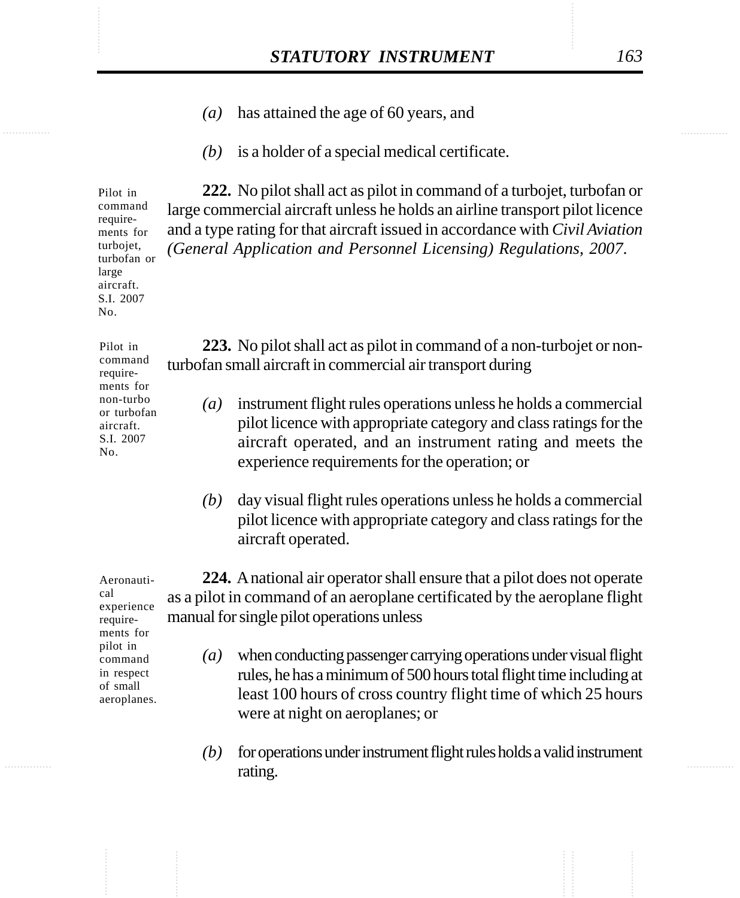*(a)* has attained the age of 60 years, and

*(b)* is a holder of a special medical certificate.

Pilot in command requirements for turbojet, turbofan or large aircraft. S.I. 2007 No.

**222.** No pilot shall act as pilot in command of a turbojet, turbofan or large commercial aircraft unless he holds an airline transport pilot licence and a type rating for that aircraft issued in accordance with *Civil Aviation (General Application and Personnel Licensing) Regulations, 2007*.

Pilot in command requirements for non-turbo or turbofan aircraft. S.I. 2007 No.

**223.** No pilot shall act as pilot in command of a non-turbojet or non-turbofan small aircraft in commercial air transport during

*(a)* instrument flight rules operations unless he holds a commercial pilot licence with appropriate category and class ratings for the aircraft operated, and an instrument rating and meets the experience requirements for the operation; or

*(b)* day visual flight rules operations unless he holds a commercial pilot licence with appropriate category and class ratings for the aircraft operated.

Aeronautical experience requirements for pilot in command in respect of small aeroplanes.

**224.** A national air operator shall ensure that a pilot does not operate as a pilot in command of an aeroplane certificated by the aeroplane flight manual for single pilot operations unless

*(a)* when conducting passenger carrying operations under visual flight rules, he has a minimum of 500 hours total flight time including at least 100 hours of cross country flight time of which 25 hours were at night on aeroplanes; or

*(b)* for operations under instrument flight rules holds a valid instrument rating.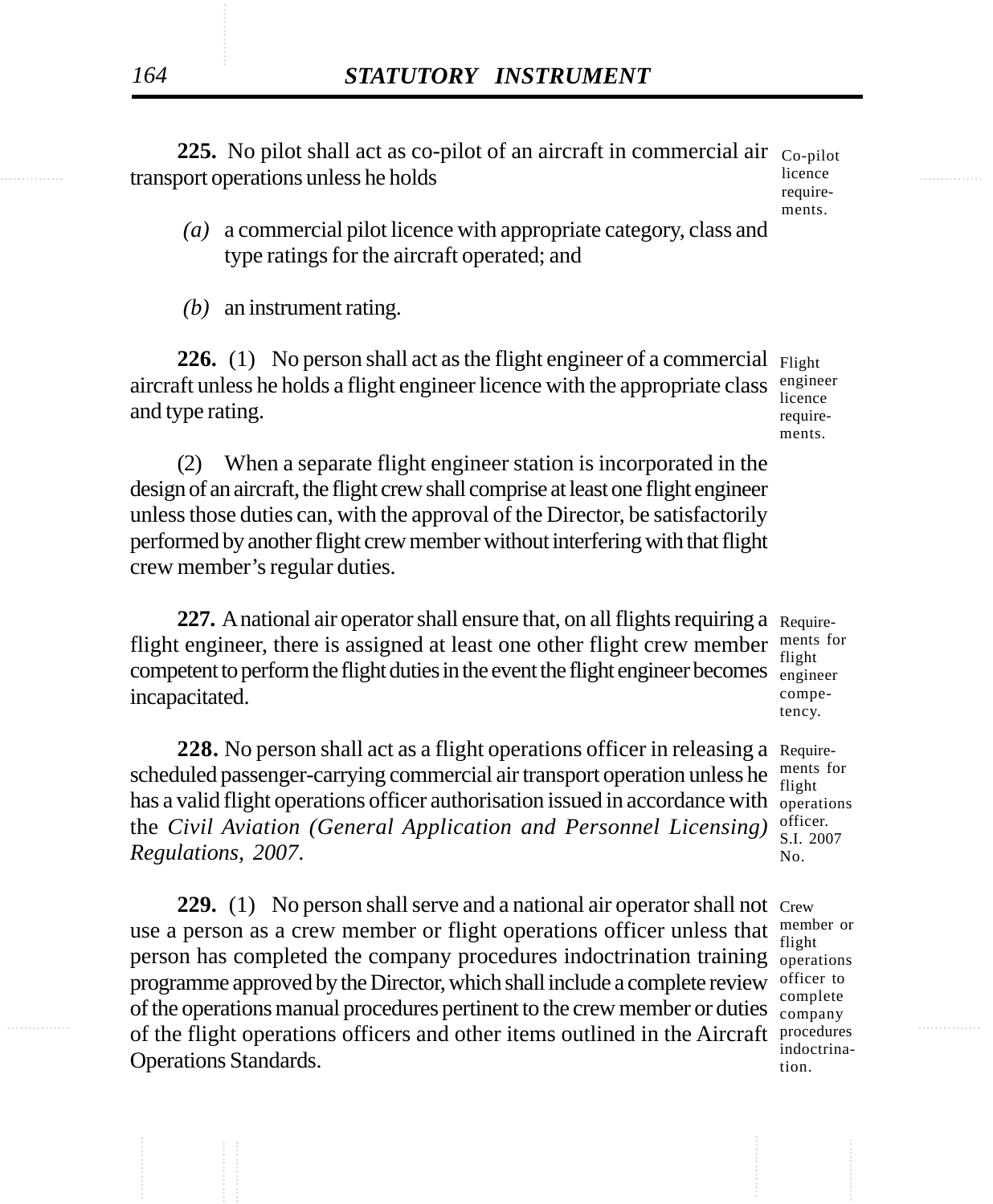**225.** No pilot shall act as co-pilot of an aircraft in commercial air transport operations unless he holds

Co-pilot licence requirements.

*(a)* a commercial pilot licence with appropriate category, class and type ratings for the aircraft operated; and

*(b)* an instrument rating.

**226.** (1) No person shall act as the flight engineer of a commercial aircraft unless he holds a flight engineer licence with the appropriate class and type rating.

Flight engineer licence requirements.

(2) When a separate flight engineer station is incorporated in the design of an aircraft, the flight crew shall comprise at least one flight engineer unless those duties can, with the approval of the Director, be satisfactorily performed by another flight crew member without interfering with that flight crew member's regular duties.

**227.** A national air operator shall ensure that, on all flights requiring a flight engineer, there is assigned at least one other flight crew member competent to perform the flight duties in the event the flight engineer becomes incapacitated.

Requirements for flight engineer competency.

**228.** No person shall act as a flight operations officer in releasing a scheduled passenger-carrying commercial air transport operation unless he has a valid flight operations officer authorisation issued in accordance with the *Civil Aviation (General Application and Personnel Licensing) Regulations, 2007*.

Requirements for flight operations officer. S.I. 2007 No.

**229.** (1) No person shall serve and a national air operator shall not use a person as a crew member or flight operations officer unless that person has completed the company procedures indoctrination training programme approved by the Director, which shall include a complete review of the operations manual procedures pertinent to the crew member or duties of the flight operations officers and other items outlined in the Aircraft Operations Standards.

Crew member or flight operations officer to complete company procedures indoctrination.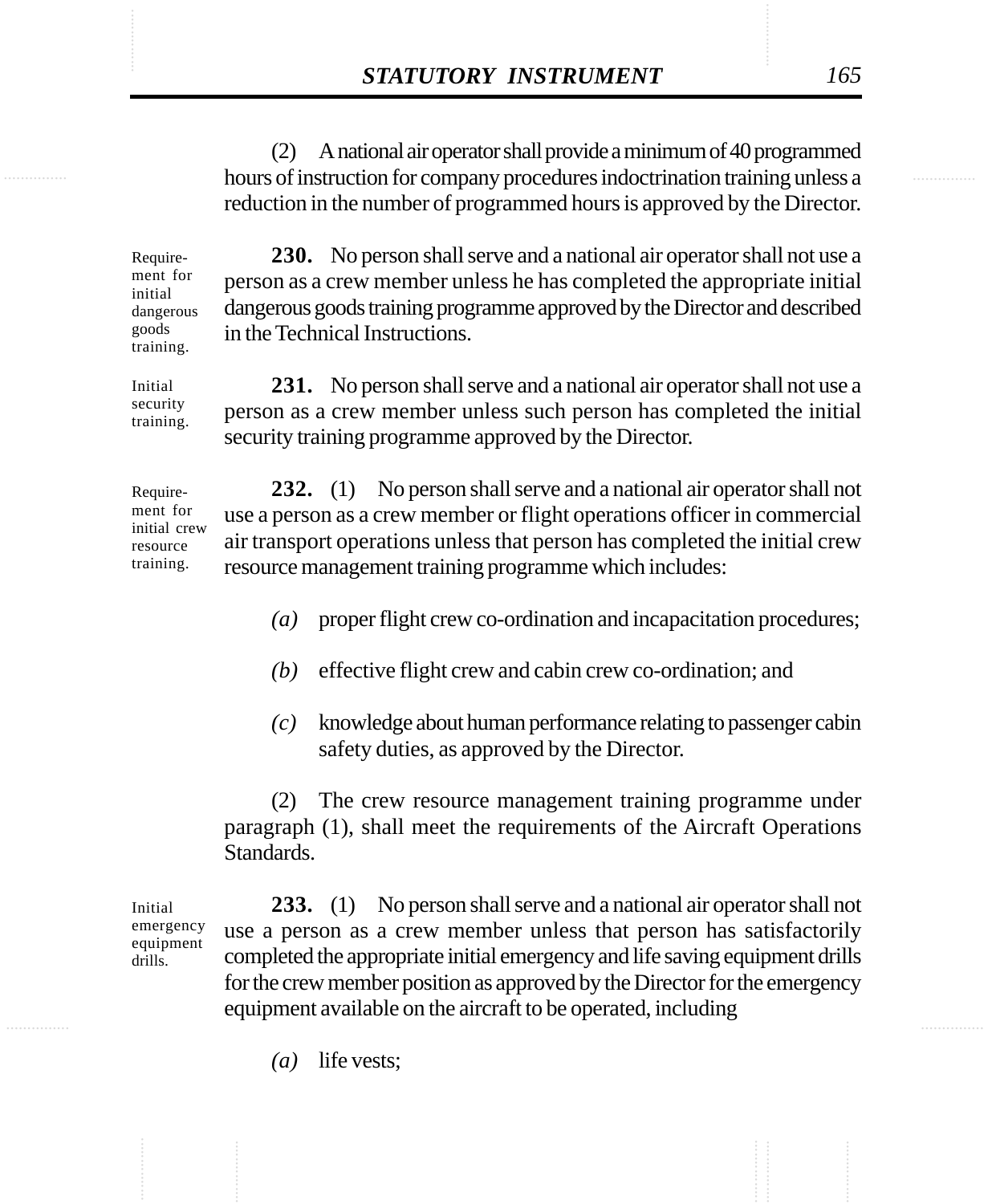(2) A national air operator shall provide a minimum of 40 programmed hours of instruction for company procedures indoctrination training unless a reduction in the number of programmed hours is approved by the Director.

Requirement for initial dangerous goods training.

**230.** No person shall serve and a national air operator shall not use a person as a crew member unless he has completed the appropriate initial dangerous goods training programme approved by the Director and described in the Technical Instructions.

Initial security training.

**231.** No person shall serve and a national air operator shall not use a person as a crew member unless such person has completed the initial security training programme approved by the Director.

Requirement for initial crew resource training.

**232.** (1) No person shall serve and a national air operator shall not use a person as a crew member or flight operations officer in commercial air transport operations unless that person has completed the initial crew resource management training programme which includes:

*(a)* proper flight crew co-ordination and incapacitation procedures;

*(b)* effective flight crew and cabin crew co-ordination; and

*(c)* knowledge about human performance relating to passenger cabin safety duties, as approved by the Director.

(2) The crew resource management training programme under paragraph (1), shall meet the requirements of the Aircraft Operations Standards.

Initial emergency equipment drills.

**233.** (1) No person shall serve and a national air operator shall not use a person as a crew member unless that person has satisfactorily completed the appropriate initial emergency and life saving equipment drills for the crew member position as approved by the Director for the emergency equipment available on the aircraft to be operated, including

*(a)* life vests;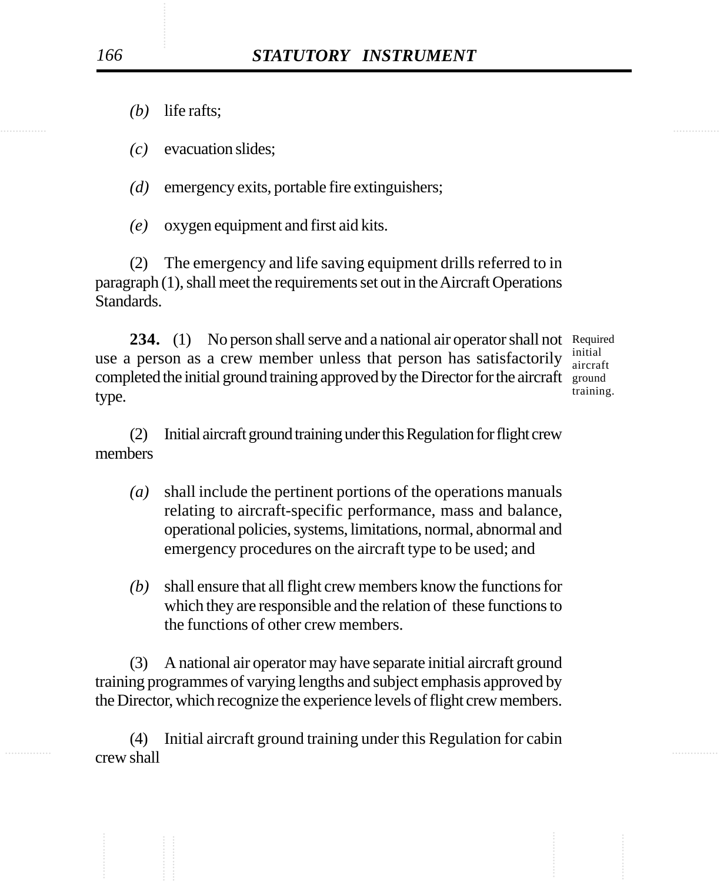*(b)* life rafts;

*(c)* evacuation slides;

*(d)* emergency exits, portable fire extinguishers;

*(e)* oxygen equipment and first aid kits.

(2) The emergency and life saving equipment drills referred to in paragraph (1), shall meet the requirements set out in the Aircraft Operations Standards.

Required initial aircraft ground training.

**234.** (1) No person shall serve and a national air operator shall not use a person as a crew member unless that person has satisfactorily completed the initial ground training approved by the Director for the aircraft type.

(2) Initial aircraft ground training under this Regulation for flight crew members

*(a)* shall include the pertinent portions of the operations manuals relating to aircraft-specific performance, mass and balance, operational policies, systems, limitations, normal, abnormal and emergency procedures on the aircraft type to be used; and

*(b)* shall ensure that all flight crew members know the functions for which they are responsible and the relation of these functions to the functions of other crew members.

(3) A national air operator may have separate initial aircraft ground training programmes of varying lengths and subject emphasis approved by the Director, which recognize the experience levels of flight crew members.

(4) Initial aircraft ground training under this Regulation for cabin crew shall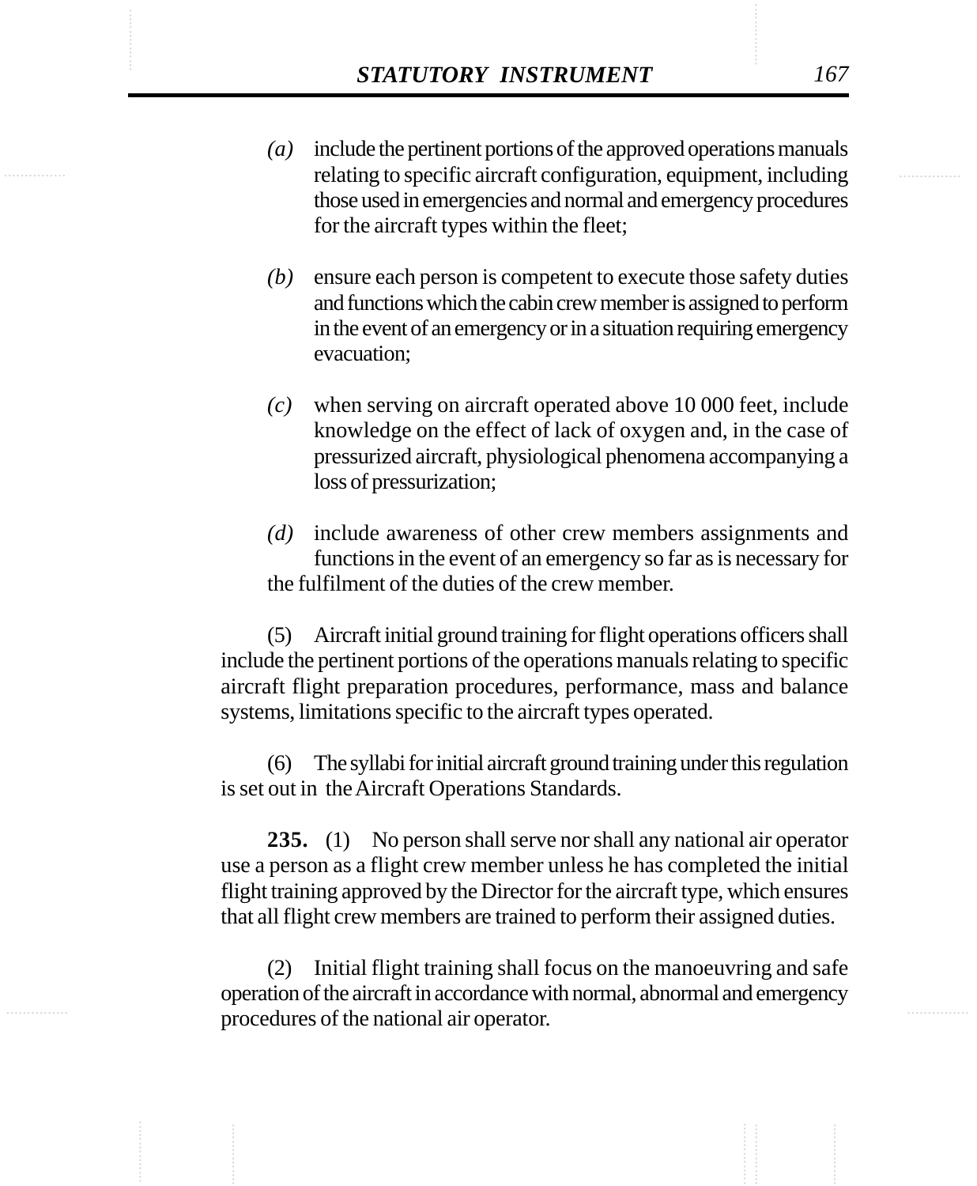*(a)* include the pertinent portions of the approved operations manuals relating to specific aircraft configuration, equipment, including those used in emergencies and normal and emergency procedures for the aircraft types within the fleet;

*(b)* ensure each person is competent to execute those safety duties and functions which the cabin crew member is assigned to perform in the event of an emergency or in a situation requiring emergency evacuation;

*(c)* when serving on aircraft operated above 10 000 feet, include knowledge on the effect of lack of oxygen and, in the case of pressurized aircraft, physiological phenomena accompanying a loss of pressurization;

*(d)* include awareness of other crew members assignments and functions in the event of an emergency so far as is necessary for the fulfilment of the duties of the crew member.

(5) Aircraft initial ground training for flight operations officers shall include the pertinent portions of the operations manuals relating to specific aircraft flight preparation procedures, performance, mass and balance systems, limitations specific to the aircraft types operated.

(6) The syllabi for initial aircraft ground training under this regulation is set out in the Aircraft Operations Standards.

**235.** (1) No person shall serve nor shall any national air operator use a person as a flight crew member unless he has completed the initial flight training approved by the Director for the aircraft type, which ensures that all flight crew members are trained to perform their assigned duties.

(2) Initial flight training shall focus on the manoeuvring and safe operation of the aircraft in accordance with normal, abnormal and emergency procedures of the national air operator.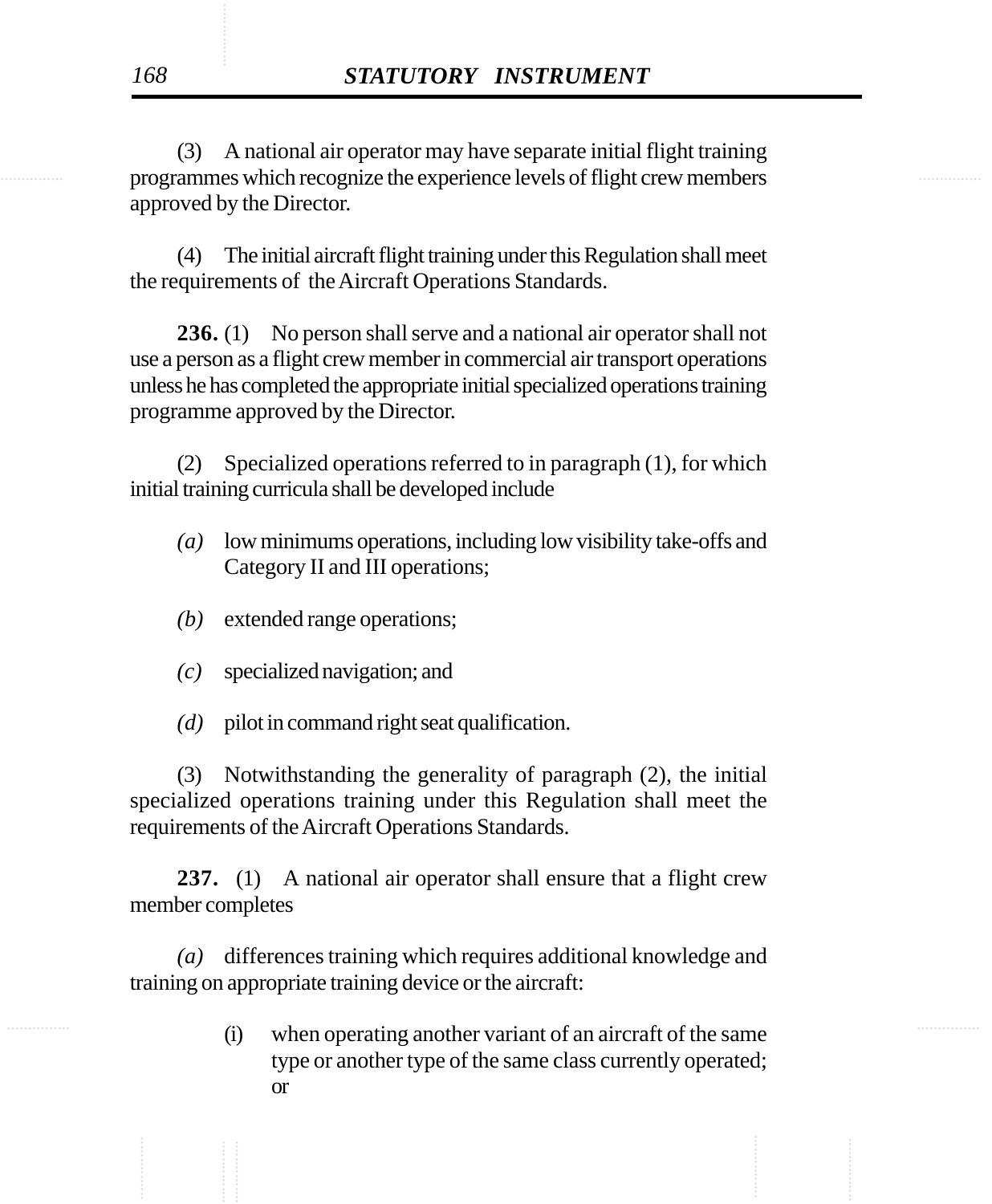(3) A national air operator may have separate initial flight training programmes which recognize the experience levels of flight crew members approved by the Director.

(4) The initial aircraft flight training under this Regulation shall meet the requirements of the Aircraft Operations Standards.

**236.** (1) No person shall serve and a national air operator shall not use a person as a flight crew member in commercial air transport operations unless he has completed the appropriate initial specialized operations training programme approved by the Director.

(2) Specialized operations referred to in paragraph (1), for which initial training curricula shall be developed include

*(a)* low minimums operations, including low visibility take-offs and Category II and III operations;

*(b)* extended range operations;

*(c)* specialized navigation; and

*(d)* pilot in command right seat qualification.

(3) Notwithstanding the generality of paragraph (2), the initial specialized operations training under this Regulation shall meet the requirements of the Aircraft Operations Standards.

**237.** (1) A national air operator shall ensure that a flight crew member completes

*(a)* differences training which requires additional knowledge and training on appropriate training device or the aircraft:

(i) when operating another variant of an aircraft of the same type or another type of the same class currently operated; or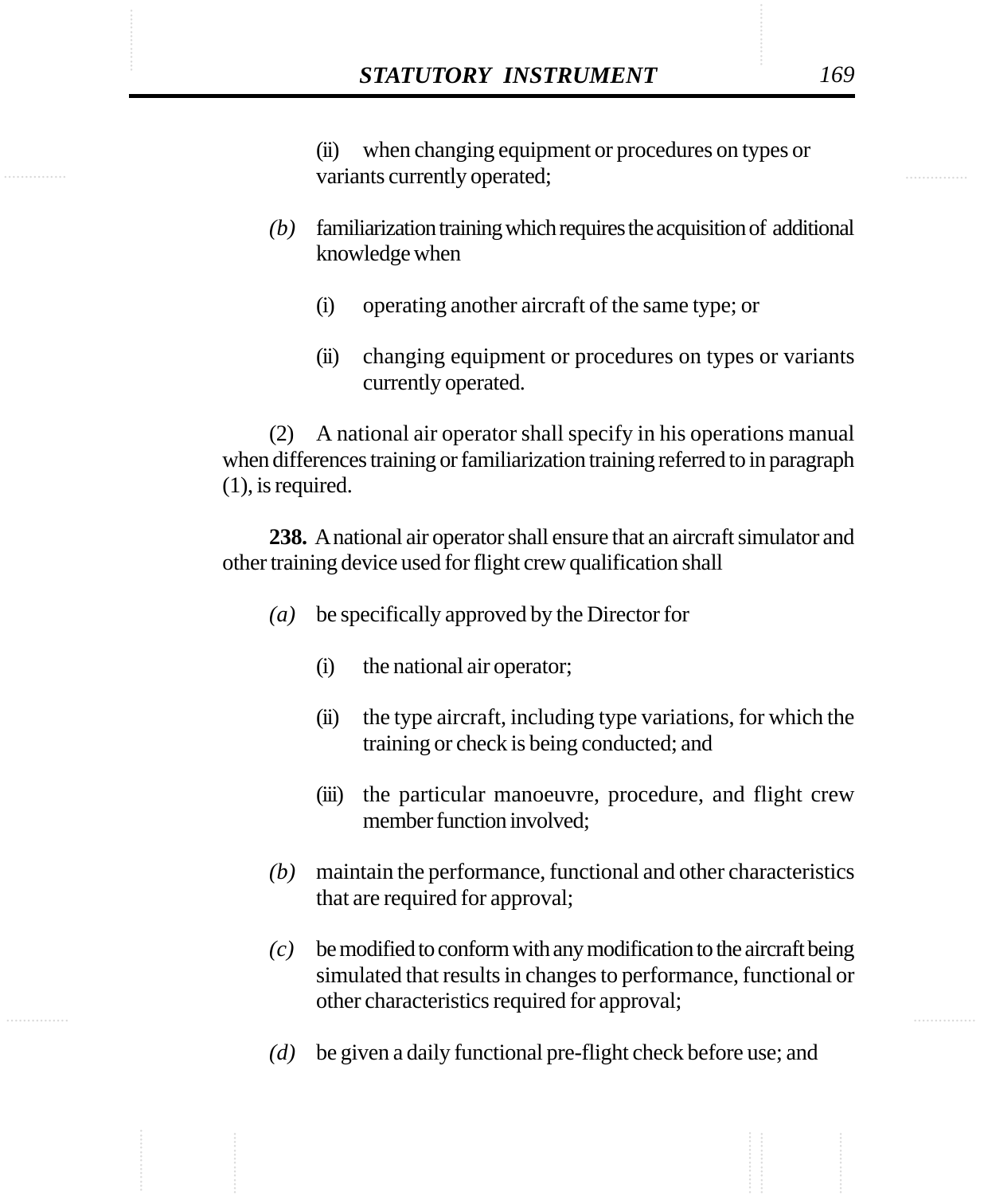(ii) when changing equipment or procedures on types or variants currently operated;

*(b)* familiarization training which requires the acquisition of additional knowledge when

(i) operating another aircraft of the same type; or

(ii) changing equipment or procedures on types or variants currently operated.

(2) A national air operator shall specify in his operations manual when differences training or familiarization training referred to in paragraph (1), is required.

**238.** A national air operator shall ensure that an aircraft simulator and other training device used for flight crew qualification shall

*(a)* be specifically approved by the Director for

(i) the national air operator;

(ii) the type aircraft, including type variations, for which the training or check is being conducted; and

(iii) the particular manoeuvre, procedure, and flight crew member function involved;

*(b)* maintain the performance, functional and other characteristics that are required for approval;

*(c)* be modified to conform with any modification to the aircraft being simulated that results in changes to performance, functional or other characteristics required for approval;

*(d)* be given a daily functional pre-flight check before use; and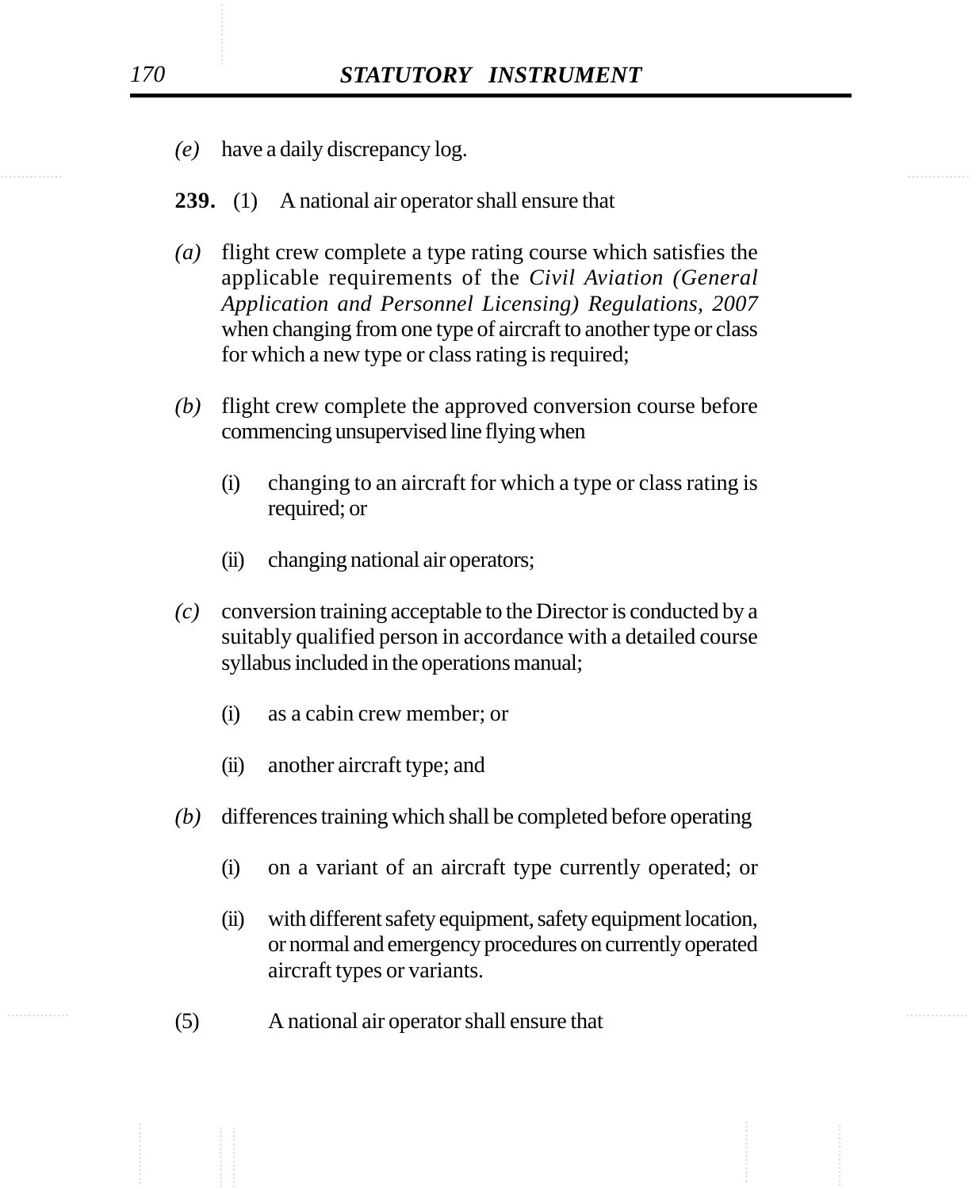*(e)* have a daily discrepancy log.

**239.** (1) A national air operator shall ensure that

*(a)* flight crew complete a type rating course which satisfies the applicable requirements of the *Civil Aviation (General Application and Personnel Licensing) Regulations, 2007* when changing from one type of aircraft to another type or class for which a new type or class rating is required;

*(b)* flight crew complete the approved conversion course before commencing unsupervised line flying when

(i) changing to an aircraft for which a type or class rating is required; or

(ii) changing national air operators;

*(c)* conversion training acceptable to the Director is conducted by a suitably qualified person in accordance with a detailed course syllabus included in the operations manual;

(i) as a cabin crew member; or

(ii) another aircraft type; and

*(b)* differences training which shall be completed before operating

(i) on a variant of an aircraft type currently operated; or

(ii) with different safety equipment, safety equipment location, or normal and emergency procedures on currently operated aircraft types or variants.

(5) A national air operator shall ensure that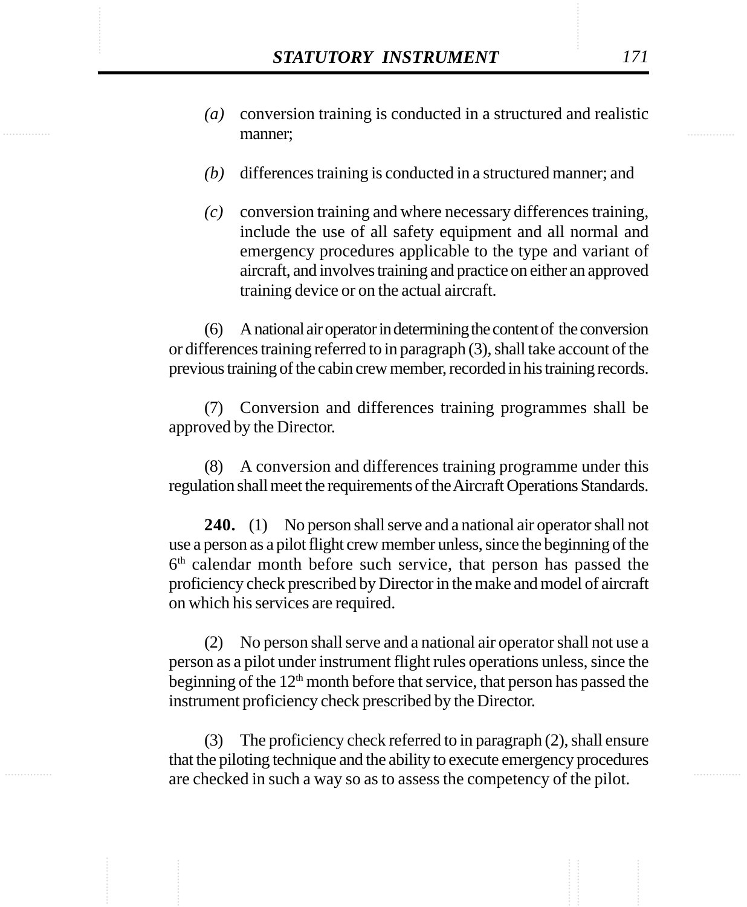(a) conversion training is conducted in a structured and realistic manner;

(b) differences training is conducted in a structured manner; and

(c) conversion training and where necessary differences training, include the use of all safety equipment and all normal and emergency procedures applicable to the type and variant of aircraft, and involves training and practice on either an approved training device or on the actual aircraft.

(6) A national air operator in determining the content of the conversion or differences training referred to in paragraph (3), shall take account of the previous training of the cabin crew member, recorded in his training records.

(7) Conversion and differences training programmes shall be approved by the Director.

(8) A conversion and differences training programme under this regulation shall meet the requirements of the Aircraft Operations Standards.

**240.** (1) No person shall serve and a national air operator shall not use a person as a pilot flight crew member unless, since the beginning of the 6th calendar month before such service, that person has passed the proficiency check prescribed by Director in the make and model of aircraft on which his services are required.

(2) No person shall serve and a national air operator shall not use a person as a pilot under instrument flight rules operations unless, since the beginning of the 12th month before that service, that person has passed the instrument proficiency check prescribed by the Director.

(3) The proficiency check referred to in paragraph (2), shall ensure that the piloting technique and the ability to execute emergency procedures are checked in such a way so as to assess the competency of the pilot.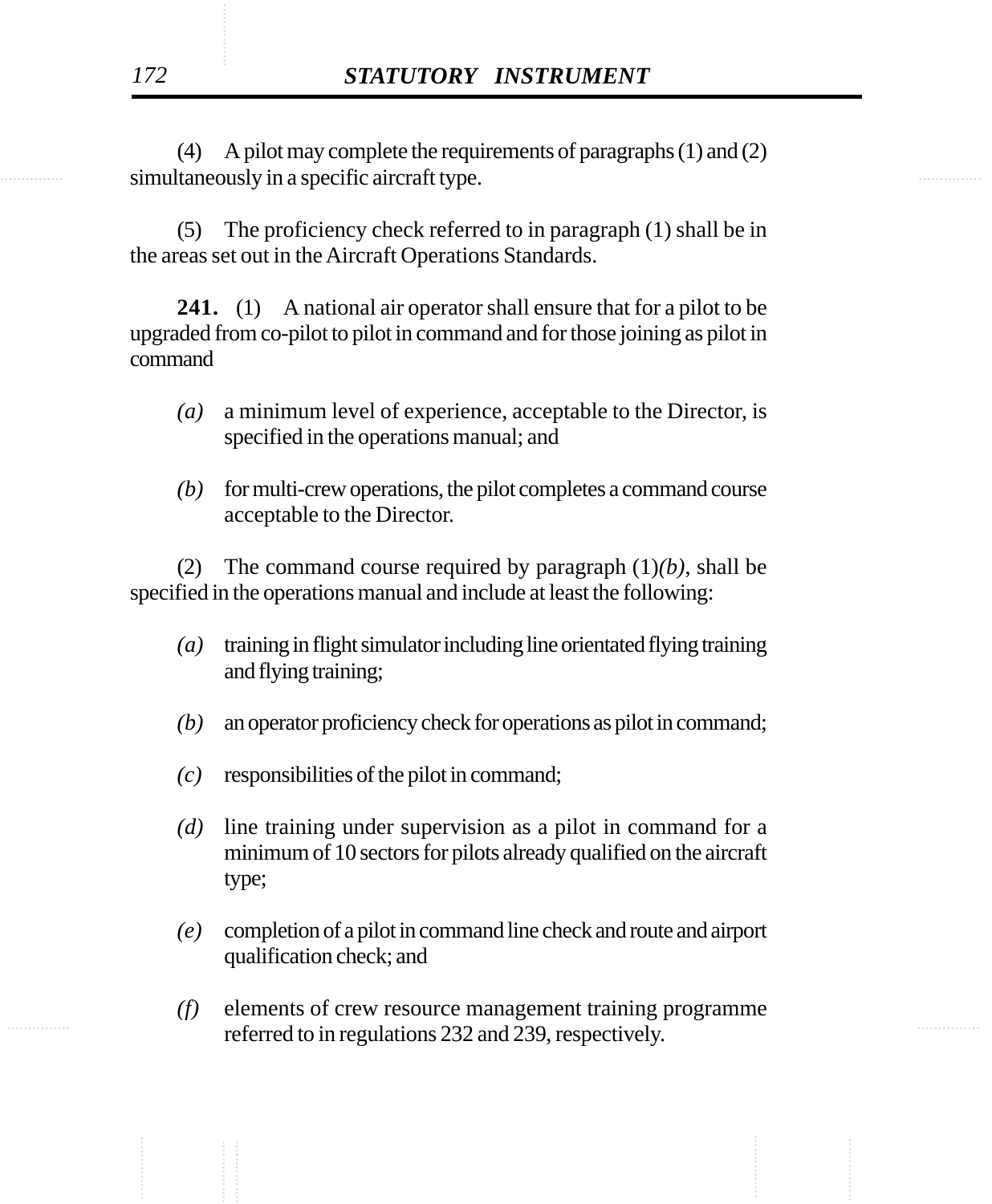(4) A pilot may complete the requirements of paragraphs (1) and (2) simultaneously in a specific aircraft type.

(5) The proficiency check referred to in paragraph (1) shall be in the areas set out in the Aircraft Operations Standards.

**241.** (1) A national air operator shall ensure that for a pilot to be upgraded from co-pilot to pilot in command and for those joining as pilot in command

*(a)* a minimum level of experience, acceptable to the Director, is specified in the operations manual; and

*(b)* for multi-crew operations, the pilot completes a command course acceptable to the Director.

(2) The command course required by paragraph (1)*(b)*, shall be specified in the operations manual and include at least the following:

*(a)* training in flight simulator including line orientated flying training and flying training;

*(b)* an operator proficiency check for operations as pilot in command;

*(c)* responsibilities of the pilot in command;

*(d)* line training under supervision as a pilot in command for a minimum of 10 sectors for pilots already qualified on the aircraft type;

*(e)* completion of a pilot in command line check and route and airport qualification check; and

*(f)* elements of crew resource management training programme referred to in regulations 232 and 239, respectively.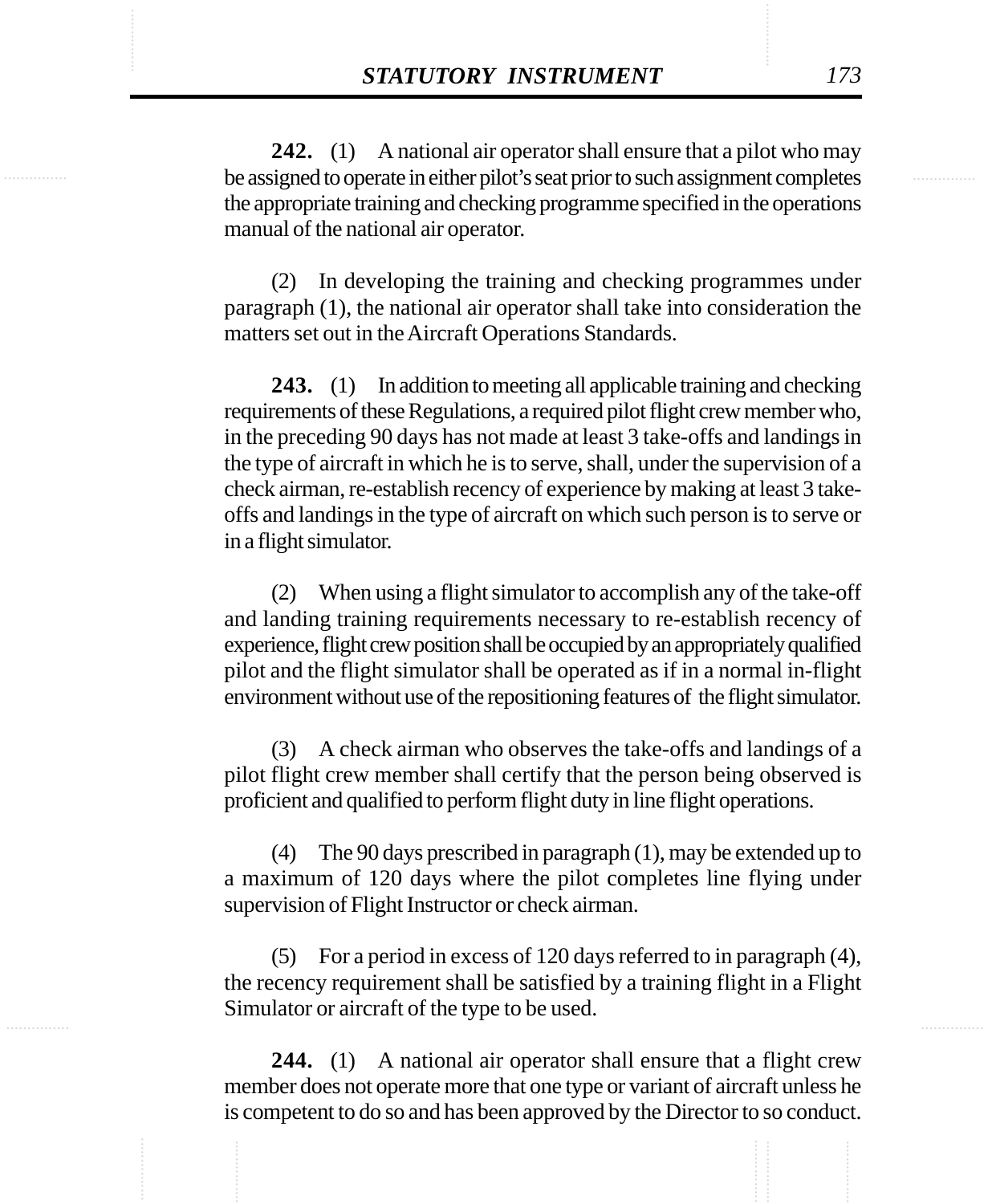**242.** (1) A national air operator shall ensure that a pilot who may be assigned to operate in either pilot's seat prior to such assignment completes the appropriate training and checking programme specified in the operations manual of the national air operator.

(2) In developing the training and checking programmes under paragraph (1), the national air operator shall take into consideration the matters set out in the Aircraft Operations Standards.

**243.** (1) In addition to meeting all applicable training and checking requirements of these Regulations, a required pilot flight crew member who, in the preceding 90 days has not made at least 3 take-offs and landings in the type of aircraft in which he is to serve, shall, under the supervision of a check airman, re-establish recency of experience by making at least 3 take-offs and landings in the type of aircraft on which such person is to serve or in a flight simulator.

(2) When using a flight simulator to accomplish any of the take-off and landing training requirements necessary to re-establish recency of experience, flight crew position shall be occupied by an appropriately qualified pilot and the flight simulator shall be operated as if in a normal in-flight environment without use of the repositioning features of the flight simulator.

(3) A check airman who observes the take-offs and landings of a pilot flight crew member shall certify that the person being observed is proficient and qualified to perform flight duty in line flight operations.

(4) The 90 days prescribed in paragraph (1), may be extended up to a maximum of 120 days where the pilot completes line flying under supervision of Flight Instructor or check airman.

(5) For a period in excess of 120 days referred to in paragraph (4), the recency requirement shall be satisfied by a training flight in a Flight Simulator or aircraft of the type to be used.

**244.** (1) A national air operator shall ensure that a flight crew member does not operate more that one type or variant of aircraft unless he is competent to do so and has been approved by the Director to so conduct.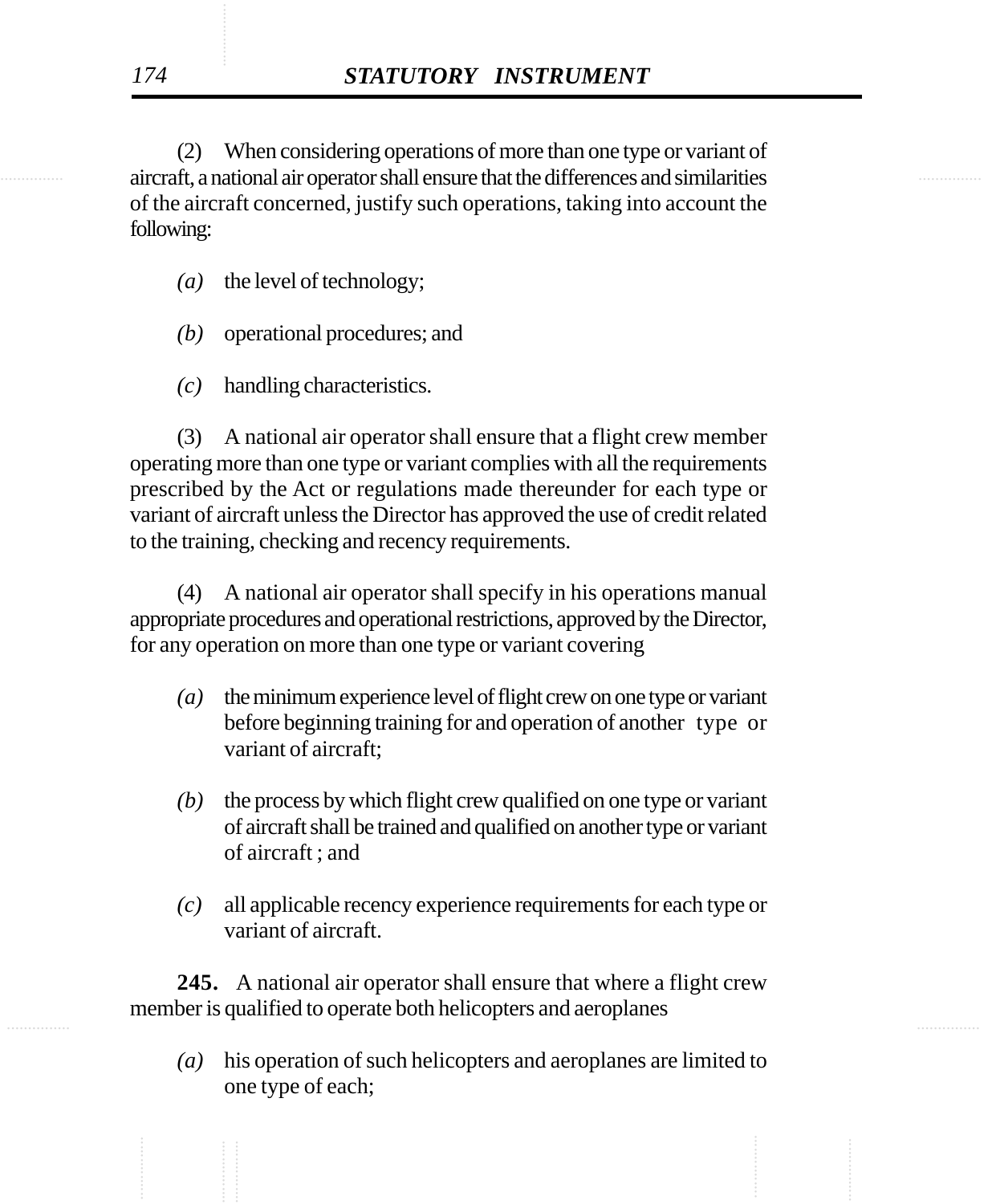(2) When considering operations of more than one type or variant of aircraft, a national air operator shall ensure that the differences and similarities of the aircraft concerned, justify such operations, taking into account the following:

*(a)* the level of technology;

*(b)* operational procedures; and

*(c)* handling characteristics.

(3) A national air operator shall ensure that a flight crew member operating more than one type or variant complies with all the requirements prescribed by the Act or regulations made thereunder for each type or variant of aircraft unless the Director has approved the use of credit related to the training, checking and recency requirements.

(4) A national air operator shall specify in his operations manual appropriate procedures and operational restrictions, approved by the Director, for any operation on more than one type or variant covering

*(a)* the minimum experience level of flight crew on one type or variant before beginning training for and operation of another type or variant of aircraft;

*(b)* the process by which flight crew qualified on one type or variant of aircraft shall be trained and qualified on another type or variant of aircraft ; and

*(c)* all applicable recency experience requirements for each type or variant of aircraft.

**245.** A national air operator shall ensure that where a flight crew member is qualified to operate both helicopters and aeroplanes

*(a)* his operation of such helicopters and aeroplanes are limited to one type of each;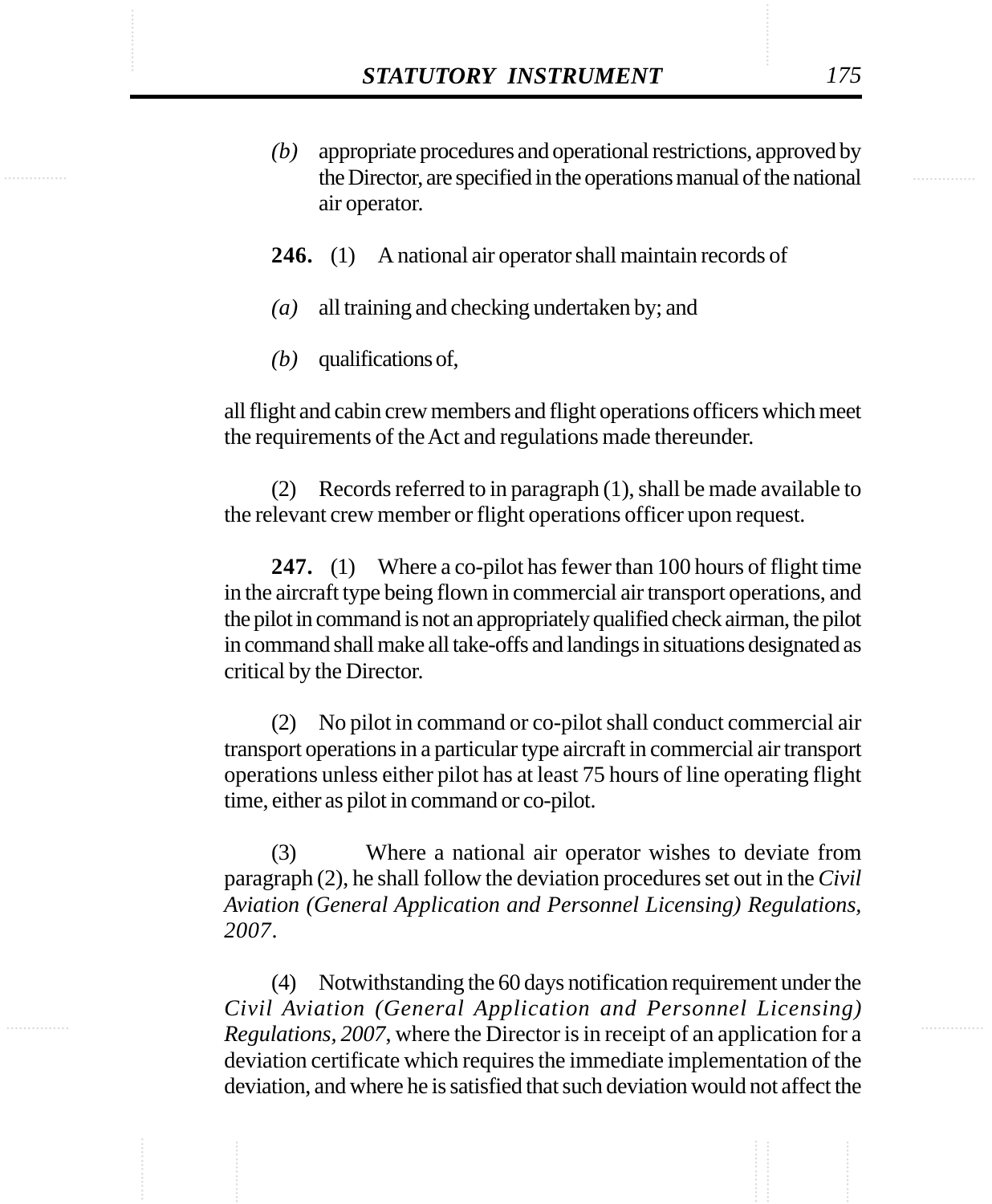*(b)* appropriate procedures and operational restrictions, approved by the Director, are specified in the operations manual of the national air operator.

**246.** (1) A national air operator shall maintain records of

*(a)* all training and checking undertaken by; and

*(b)* qualifications of,

all flight and cabin crew members and flight operations officers which meet the requirements of the Act and regulations made thereunder.

(2) Records referred to in paragraph (1), shall be made available to the relevant crew member or flight operations officer upon request.

**247.** (1) Where a co-pilot has fewer than 100 hours of flight time in the aircraft type being flown in commercial air transport operations, and the pilot in command is not an appropriately qualified check airman, the pilot in command shall make all take-offs and landings in situations designated as critical by the Director.

(2) No pilot in command or co-pilot shall conduct commercial air transport operations in a particular type aircraft in commercial air transport operations unless either pilot has at least 75 hours of line operating flight time, either as pilot in command or co-pilot.

(3) Where a national air operator wishes to deviate from paragraph (2), he shall follow the deviation procedures set out in the *Civil Aviation (General Application and Personnel Licensing) Regulations, 2007*.

(4) Notwithstanding the 60 days notification requirement under the *Civil Aviation (General Application and Personnel Licensing) Regulations, 2007*, where the Director is in receipt of an application for a deviation certificate which requires the immediate implementation of the deviation, and where he is satisfied that such deviation would not affect the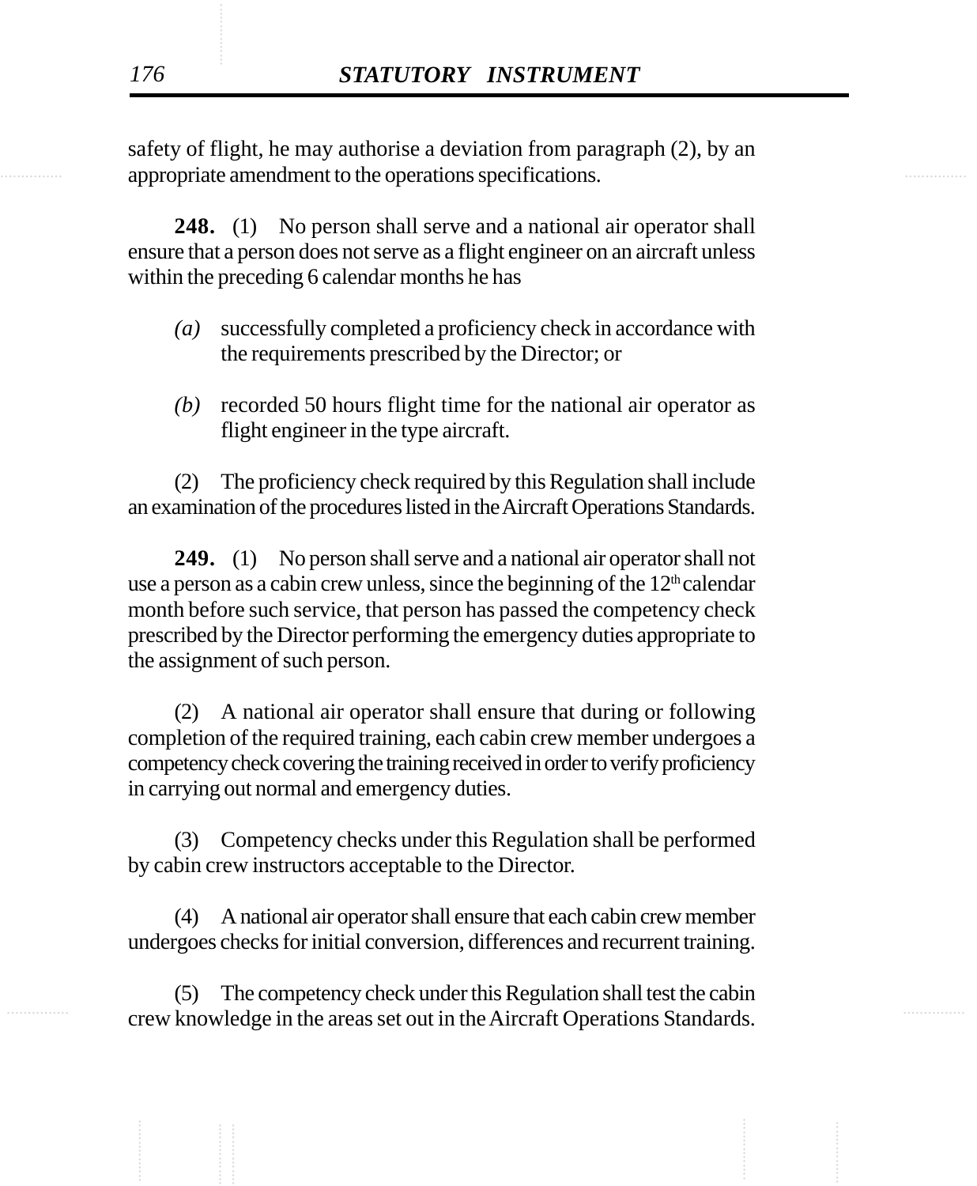safety of flight, he may authorise a deviation from paragraph (2), by an appropriate amendment to the operations specifications.

**248.** (1) No person shall serve and a national air operator shall ensure that a person does not serve as a flight engineer on an aircraft unless within the preceding 6 calendar months he has

*(a)* successfully completed a proficiency check in accordance with the requirements prescribed by the Director; or

*(b)* recorded 50 hours flight time for the national air operator as flight engineer in the type aircraft.

(2) The proficiency check required by this Regulation shall include an examination of the procedures listed in the Aircraft Operations Standards.

**249.** (1) No person shall serve and a national air operator shall not use a person as a cabin crew unless, since the beginning of the 12th calendar month before such service, that person has passed the competency check prescribed by the Director performing the emergency duties appropriate to the assignment of such person.

(2) A national air operator shall ensure that during or following completion of the required training, each cabin crew member undergoes a competency check covering the training received in order to verify proficiency in carrying out normal and emergency duties.

(3) Competency checks under this Regulation shall be performed by cabin crew instructors acceptable to the Director.

(4) A national air operator shall ensure that each cabin crew member undergoes checks for initial conversion, differences and recurrent training.

(5) The competency check under this Regulation shall test the cabin crew knowledge in the areas set out in the Aircraft Operations Standards.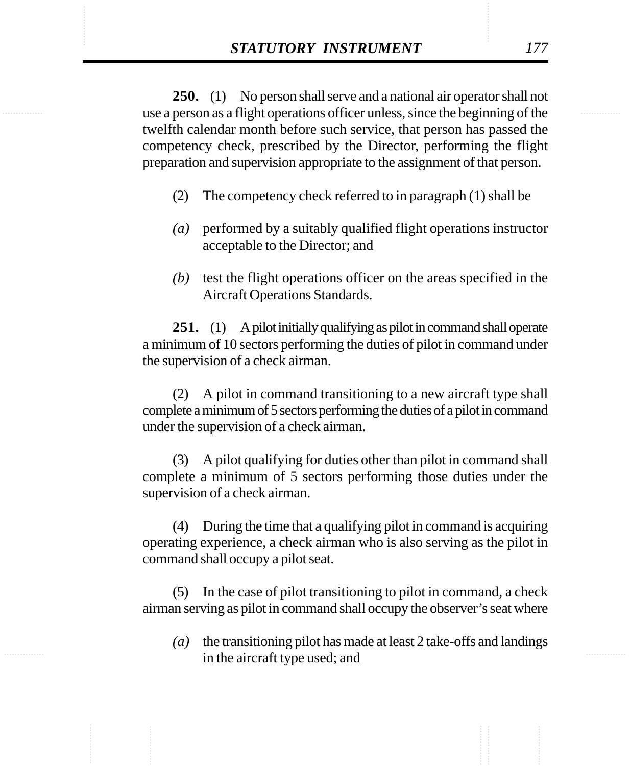**250.** (1) No person shall serve and a national air operator shall not use a person as a flight operations officer unless, since the beginning of the twelfth calendar month before such service, that person has passed the competency check, prescribed by the Director, performing the flight preparation and supervision appropriate to the assignment of that person.

(2) The competency check referred to in paragraph (1) shall be

*(a)* performed by a suitably qualified flight operations instructor acceptable to the Director; and

*(b)* test the flight operations officer on the areas specified in the Aircraft Operations Standards.

**251.** (1) A pilot initially qualifying as pilot in command shall operate a minimum of 10 sectors performing the duties of pilot in command under the supervision of a check airman.

(2) A pilot in command transitioning to a new aircraft type shall complete a minimum of 5 sectors performing the duties of a pilot in command under the supervision of a check airman.

(3) A pilot qualifying for duties other than pilot in command shall complete a minimum of 5 sectors performing those duties under the supervision of a check airman.

(4) During the time that a qualifying pilot in command is acquiring operating experience, a check airman who is also serving as the pilot in command shall occupy a pilot seat.

(5) In the case of pilot transitioning to pilot in command, a check airman serving as pilot in command shall occupy the observer's seat where

*(a)* the transitioning pilot has made at least 2 take-offs and landings in the aircraft type used; and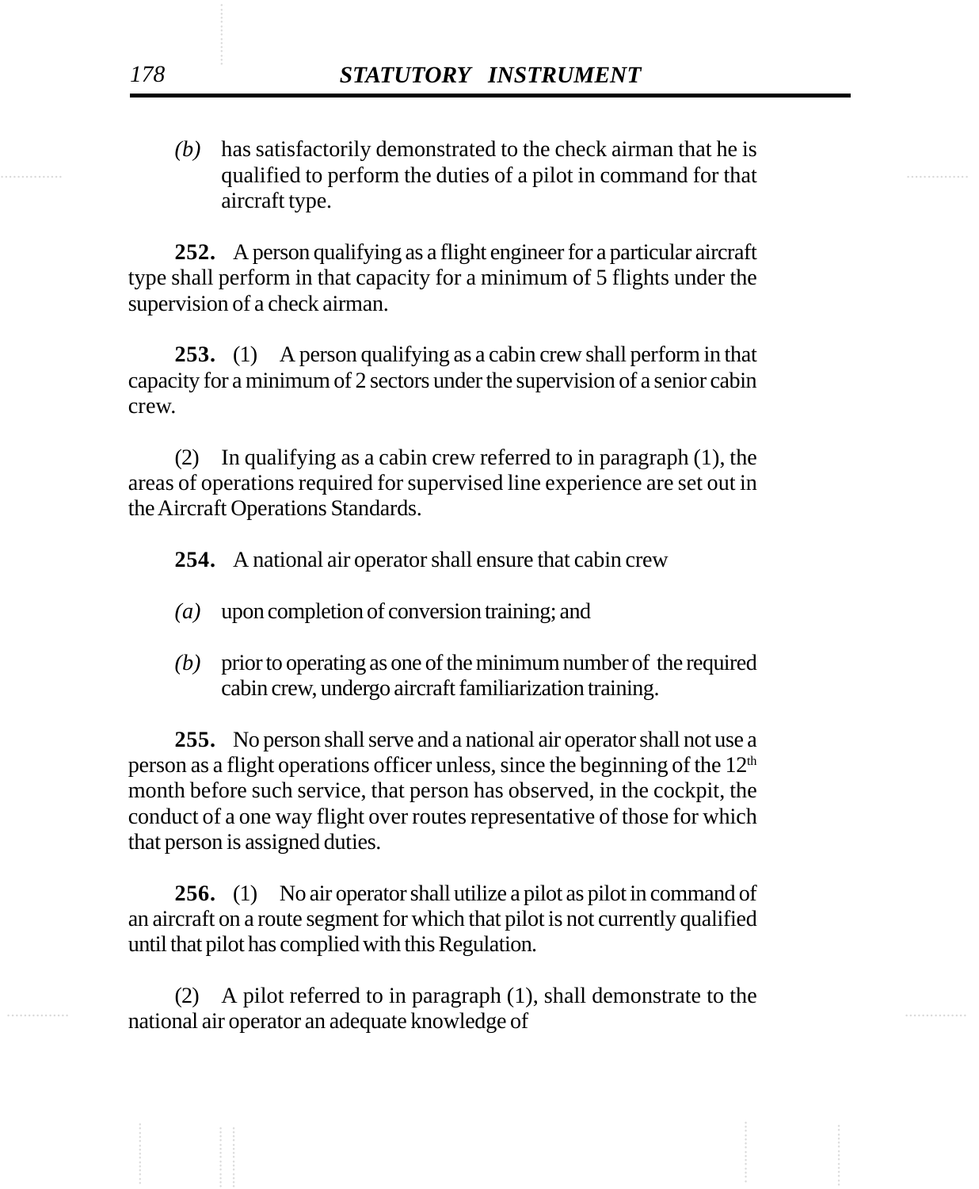*(b)* has satisfactorily demonstrated to the check airman that he is qualified to perform the duties of a pilot in command for that aircraft type.

**252.** A person qualifying as a flight engineer for a particular aircraft type shall perform in that capacity for a minimum of 5 flights under the supervision of a check airman.

**253.** (1) A person qualifying as a cabin crew shall perform in that capacity for a minimum of 2 sectors under the supervision of a senior cabin crew.

(2) In qualifying as a cabin crew referred to in paragraph (1), the areas of operations required for supervised line experience are set out in the Aircraft Operations Standards.

**254.** A national air operator shall ensure that cabin crew

*(a)* upon completion of conversion training; and

*(b)* prior to operating as one of the minimum number of the required cabin crew, undergo aircraft familiarization training.

**255.** No person shall serve and a national air operator shall not use a person as a flight operations officer unless, since the beginning of the 12th month before such service, that person has observed, in the cockpit, the conduct of a one way flight over routes representative of those for which that person is assigned duties.

**256.** (1) No air operator shall utilize a pilot as pilot in command of an aircraft on a route segment for which that pilot is not currently qualified until that pilot has complied with this Regulation.

(2) A pilot referred to in paragraph (1), shall demonstrate to the national air operator an adequate knowledge of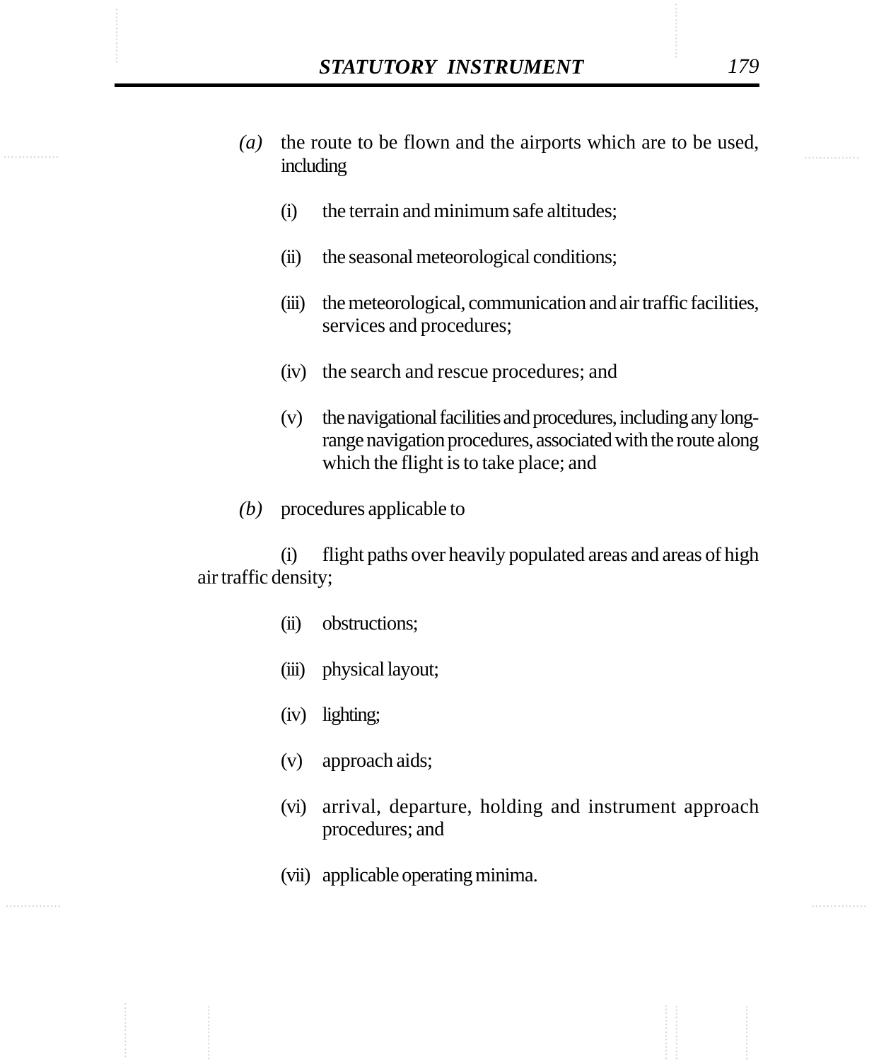*(a)* the route to be flown and the airports which are to be used, including

(i) the terrain and minimum safe altitudes;

(ii) the seasonal meteorological conditions;

(iii) the meteorological, communication and air traffic facilities, services and procedures;

(iv) the search and rescue procedures; and

(v) the navigational facilities and procedures, including any long-range navigation procedures, associated with the route along which the flight is to take place; and

*(b)* procedures applicable to

(i) flight paths over heavily populated areas and areas of high air traffic density;

(ii) obstructions;

(iii) physical layout;

(iv) lighting;

(v) approach aids;

(vi) arrival, departure, holding and instrument approach procedures; and

(vii) applicable operating minima.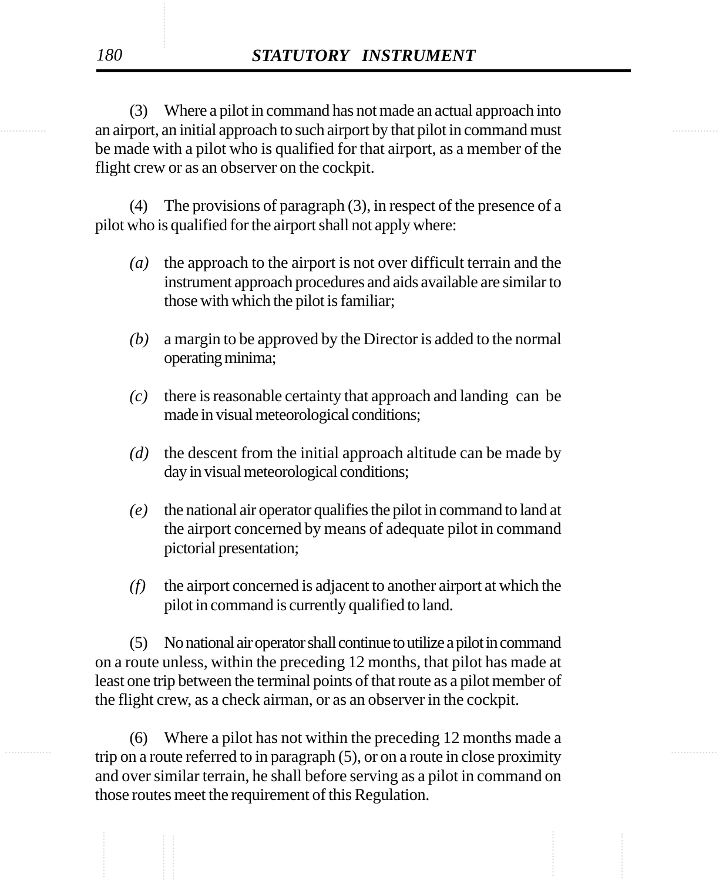(3) Where a pilot in command has not made an actual approach into an airport, an initial approach to such airport by that pilot in command must be made with a pilot who is qualified for that airport, as a member of the flight crew or as an observer on the cockpit.

(4) The provisions of paragraph (3), in respect of the presence of a pilot who is qualified for the airport shall not apply where:

*(a)* the approach to the airport is not over difficult terrain and the instrument approach procedures and aids available are similar to those with which the pilot is familiar;

*(b)* a margin to be approved by the Director is added to the normal operating minima;

*(c)* there is reasonable certainty that approach and landing can be made in visual meteorological conditions;

*(d)* the descent from the initial approach altitude can be made by day in visual meteorological conditions;

*(e)* the national air operator qualifies the pilot in command to land at the airport concerned by means of adequate pilot in command pictorial presentation;

*(f)* the airport concerned is adjacent to another airport at which the pilot in command is currently qualified to land.

(5) No national air operator shall continue to utilize a pilot in command on a route unless, within the preceding 12 months, that pilot has made at least one trip between the terminal points of that route as a pilot member of the flight crew, as a check airman, or as an observer in the cockpit.

(6) Where a pilot has not within the preceding 12 months made a trip on a route referred to in paragraph (5), or on a route in close proximity and over similar terrain, he shall before serving as a pilot in command on those routes meet the requirement of this Regulation.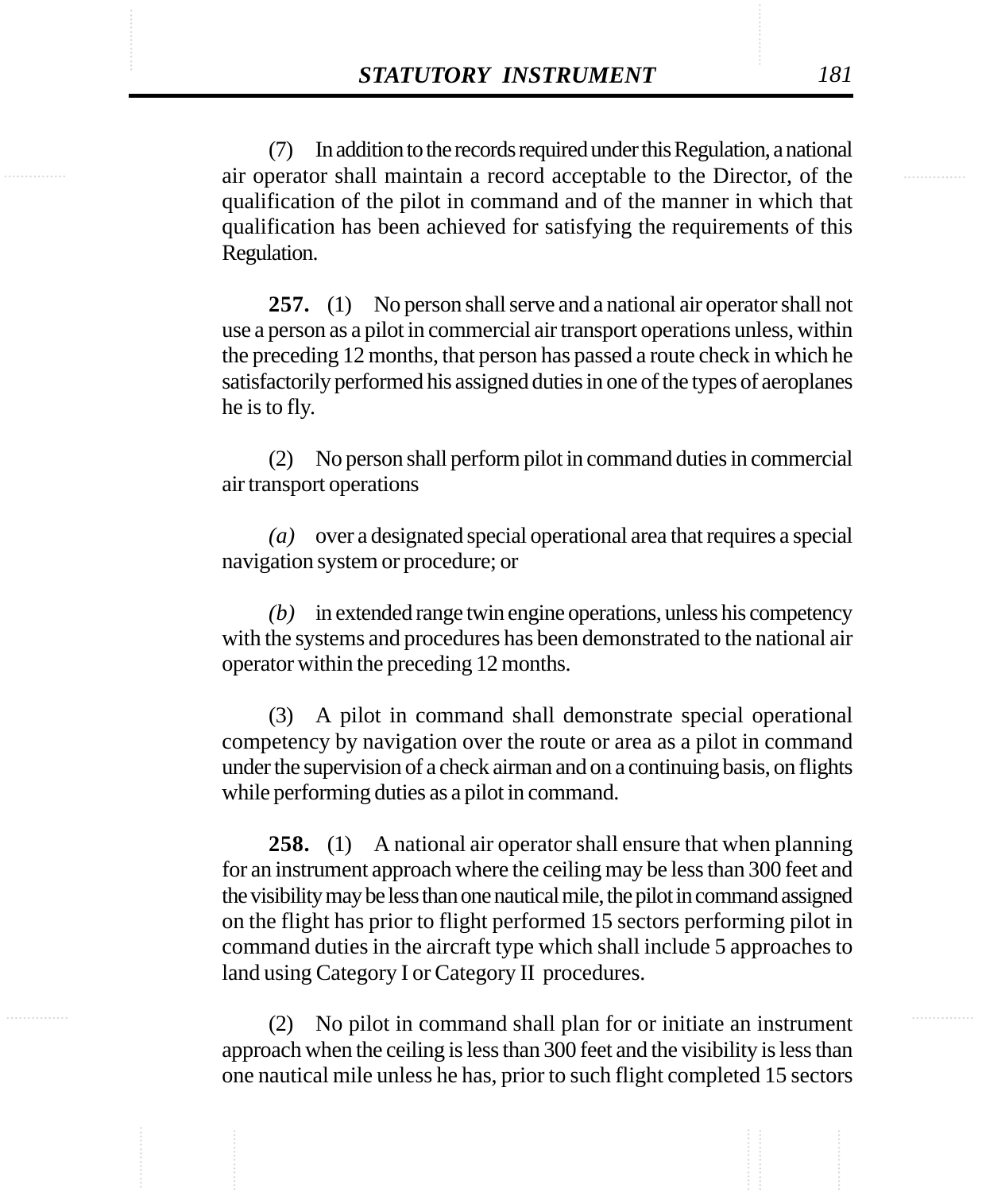(7) In addition to the records required under this Regulation, a national air operator shall maintain a record acceptable to the Director, of the qualification of the pilot in command and of the manner in which that qualification has been achieved for satisfying the requirements of this Regulation.

**257.** (1) No person shall serve and a national air operator shall not use a person as a pilot in commercial air transport operations unless, within the preceding 12 months, that person has passed a route check in which he satisfactorily performed his assigned duties in one of the types of aeroplanes he is to fly.

(2) No person shall perform pilot in command duties in commercial air transport operations

*(a)* over a designated special operational area that requires a special navigation system or procedure; or

*(b)* in extended range twin engine operations, unless his competency with the systems and procedures has been demonstrated to the national air operator within the preceding 12 months.

(3) A pilot in command shall demonstrate special operational competency by navigation over the route or area as a pilot in command under the supervision of a check airman and on a continuing basis, on flights while performing duties as a pilot in command.

**258.** (1) A national air operator shall ensure that when planning for an instrument approach where the ceiling may be less than 300 feet and the visibility may be less than one nautical mile, the pilot in command assigned on the flight has prior to flight performed 15 sectors performing pilot in command duties in the aircraft type which shall include 5 approaches to land using Category I or Category II procedures.

(2) No pilot in command shall plan for or initiate an instrument approach when the ceiling is less than 300 feet and the visibility is less than one nautical mile unless he has, prior to such flight completed 15 sectors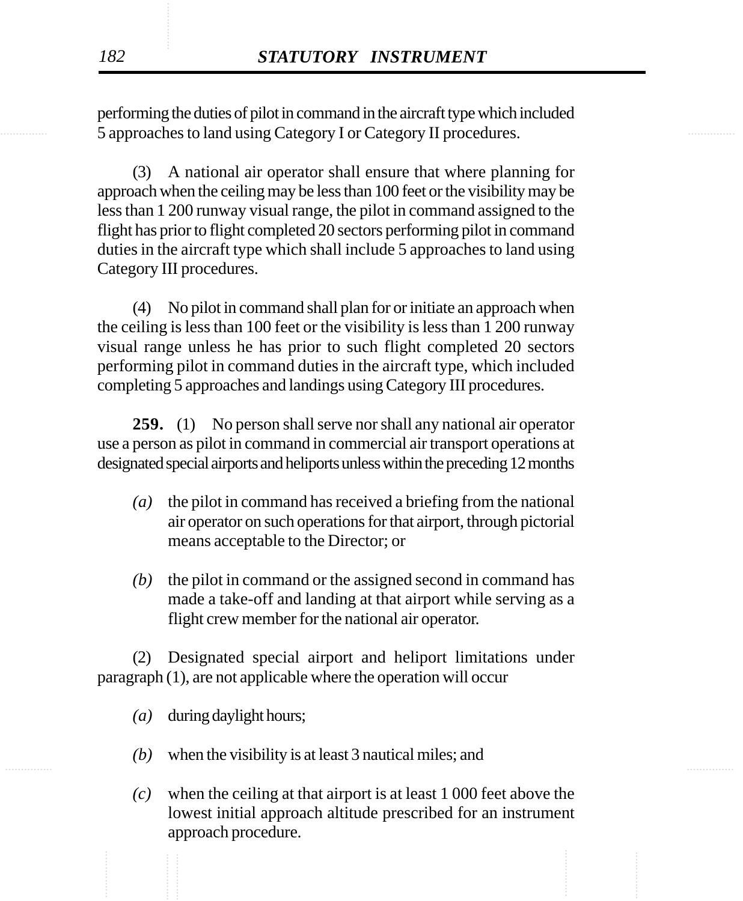performing the duties of pilot in command in the aircraft type which included 5 approaches to land using Category I or Category II procedures.

(3) A national air operator shall ensure that where planning for approach when the ceiling may be less than 100 feet or the visibility may be less than 1 200 runway visual range, the pilot in command assigned to the flight has prior to flight completed 20 sectors performing pilot in command duties in the aircraft type which shall include 5 approaches to land using Category III procedures.

(4) No pilot in command shall plan for or initiate an approach when the ceiling is less than 100 feet or the visibility is less than 1 200 runway visual range unless he has prior to such flight completed 20 sectors performing pilot in command duties in the aircraft type, which included completing 5 approaches and landings using Category III procedures.

**259.** (1) No person shall serve nor shall any national air operator use a person as pilot in command in commercial air transport operations at designated special airports and heliports unless within the preceding 12 months

*(a)* the pilot in command has received a briefing from the national air operator on such operations for that airport, through pictorial means acceptable to the Director; or

*(b)* the pilot in command or the assigned second in command has made a take-off and landing at that airport while serving as a flight crew member for the national air operator.

(2) Designated special airport and heliport limitations under paragraph (1), are not applicable where the operation will occur

*(a)* during daylight hours;

*(b)* when the visibility is at least 3 nautical miles; and

*(c)* when the ceiling at that airport is at least 1 000 feet above the lowest initial approach altitude prescribed for an instrument approach procedure.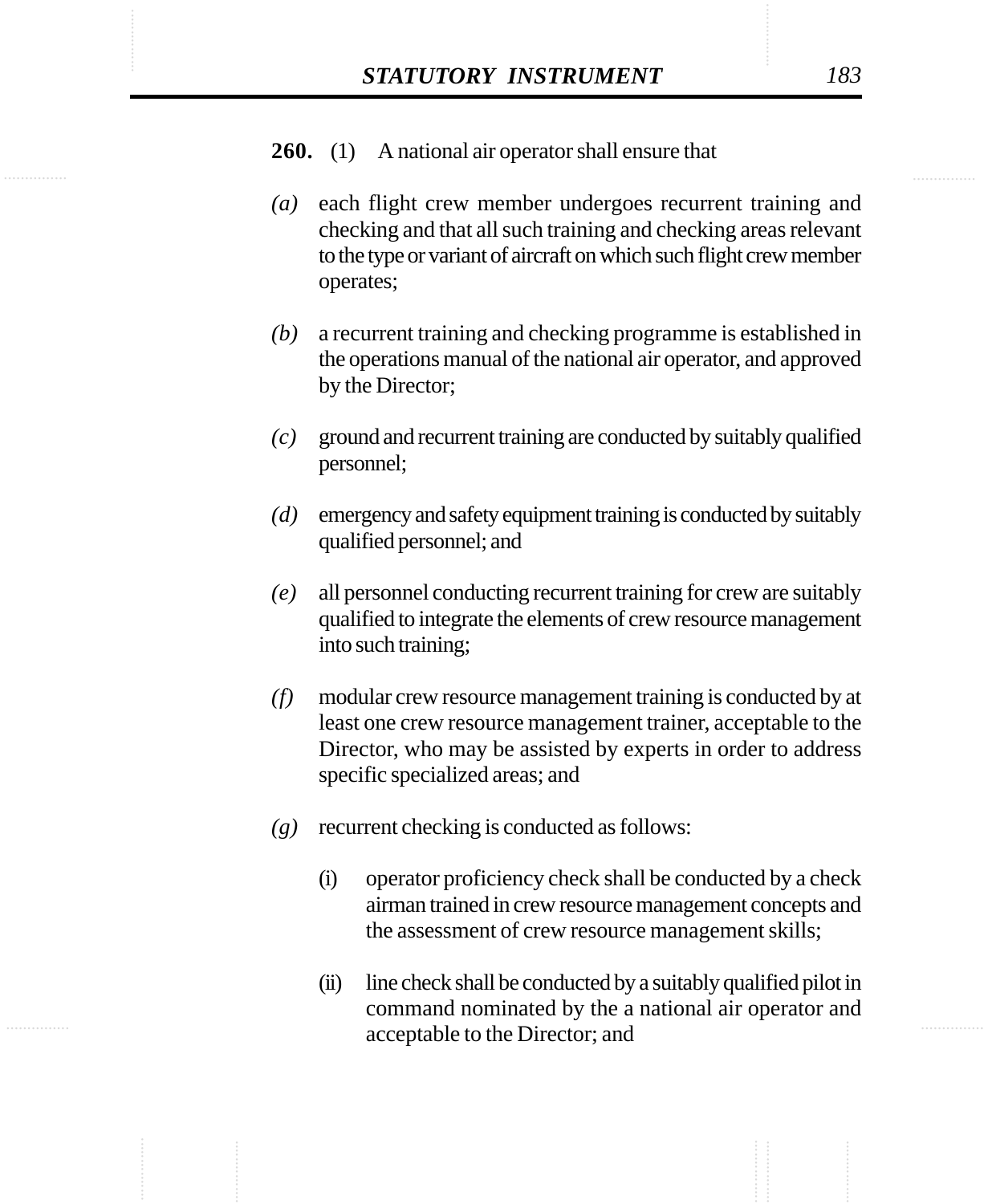**260.** (1) A national air operator shall ensure that

*(a)* each flight crew member undergoes recurrent training and checking and that all such training and checking areas relevant to the type or variant of aircraft on which such flight crew member operates;

*(b)* a recurrent training and checking programme is established in the operations manual of the national air operator, and approved by the Director;

*(c)* ground and recurrent training are conducted by suitably qualified personnel;

*(d)* emergency and safety equipment training is conducted by suitably qualified personnel; and

*(e)* all personnel conducting recurrent training for crew are suitably qualified to integrate the elements of crew resource management into such training;

*(f)* modular crew resource management training is conducted by at least one crew resource management trainer, acceptable to the Director, who may be assisted by experts in order to address specific specialized areas; and

*(g)* recurrent checking is conducted as follows:

(i) operator proficiency check shall be conducted by a check airman trained in crew resource management concepts and the assessment of crew resource management skills;

(ii) line check shall be conducted by a suitably qualified pilot in command nominated by the a national air operator and acceptable to the Director; and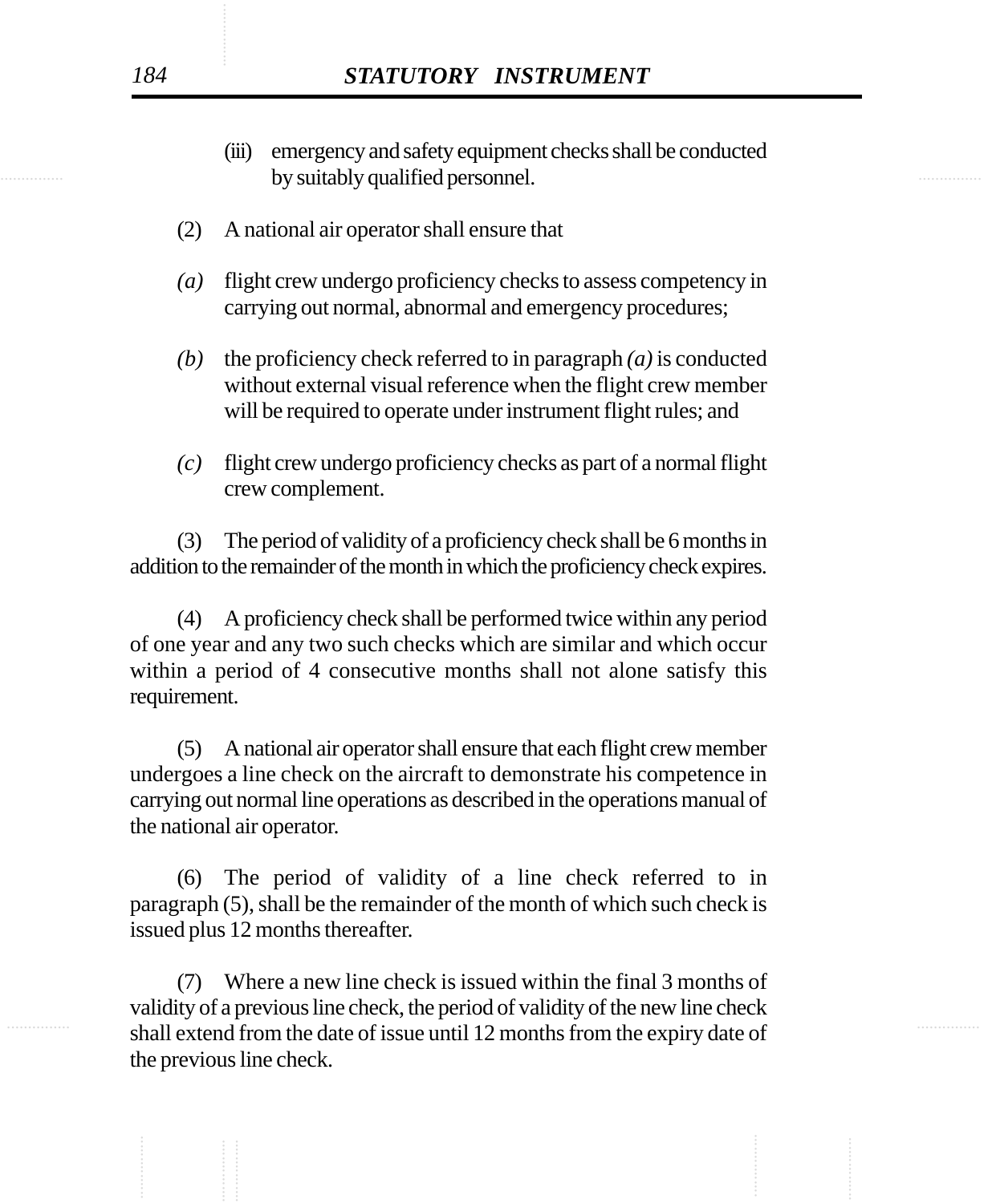(iii) emergency and safety equipment checks shall be conducted by suitably qualified personnel.

(2) A national air operator shall ensure that

*(a)* flight crew undergo proficiency checks to assess competency in carrying out normal, abnormal and emergency procedures;

*(b)* the proficiency check referred to in paragraph *(a)* is conducted without external visual reference when the flight crew member will be required to operate under instrument flight rules; and

*(c)* flight crew undergo proficiency checks as part of a normal flight crew complement.

(3) The period of validity of a proficiency check shall be 6 months in addition to the remainder of the month in which the proficiency check expires.

(4) A proficiency check shall be performed twice within any period of one year and any two such checks which are similar and which occur within a period of 4 consecutive months shall not alone satisfy this requirement.

(5) A national air operator shall ensure that each flight crew member undergoes a line check on the aircraft to demonstrate his competence in carrying out normal line operations as described in the operations manual of the national air operator.

(6) The period of validity of a line check referred to in paragraph (5), shall be the remainder of the month of which such check is issued plus 12 months thereafter.

(7) Where a new line check is issued within the final 3 months of validity of a previous line check, the period of validity of the new line check shall extend from the date of issue until 12 months from the expiry date of the previous line check.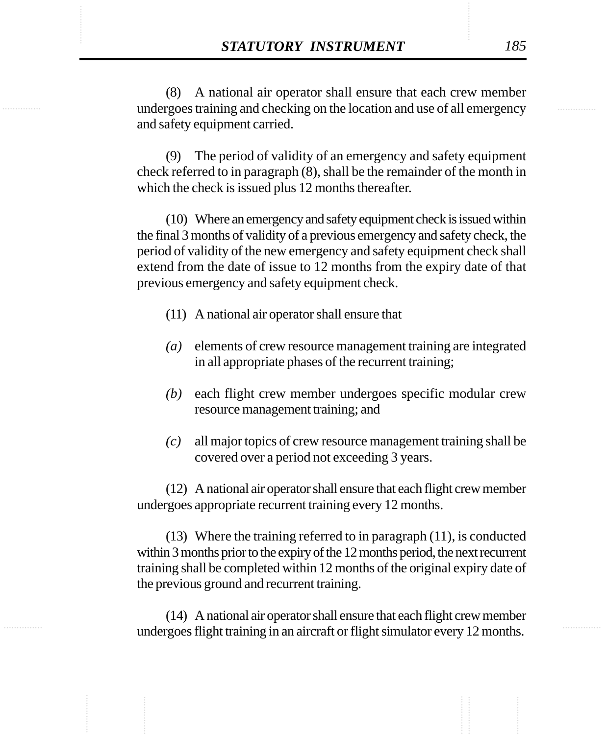(8) A national air operator shall ensure that each crew member undergoes training and checking on the location and use of all emergency and safety equipment carried.

(9) The period of validity of an emergency and safety equipment check referred to in paragraph (8), shall be the remainder of the month in which the check is issued plus 12 months thereafter.

(10) Where an emergency and safety equipment check is issued within the final 3 months of validity of a previous emergency and safety check, the period of validity of the new emergency and safety equipment check shall extend from the date of issue to 12 months from the expiry date of that previous emergency and safety equipment check.

(11) A national air operator shall ensure that

*(a)* elements of crew resource management training are integrated in all appropriate phases of the recurrent training;

*(b)* each flight crew member undergoes specific modular crew resource management training; and

*(c)* all major topics of crew resource management training shall be covered over a period not exceeding 3 years.

(12) A national air operator shall ensure that each flight crew member undergoes appropriate recurrent training every 12 months.

(13) Where the training referred to in paragraph (11), is conducted within 3 months prior to the expiry of the 12 months period, the next recurrent training shall be completed within 12 months of the original expiry date of the previous ground and recurrent training.

(14) A national air operator shall ensure that each flight crew member undergoes flight training in an aircraft or flight simulator every 12 months.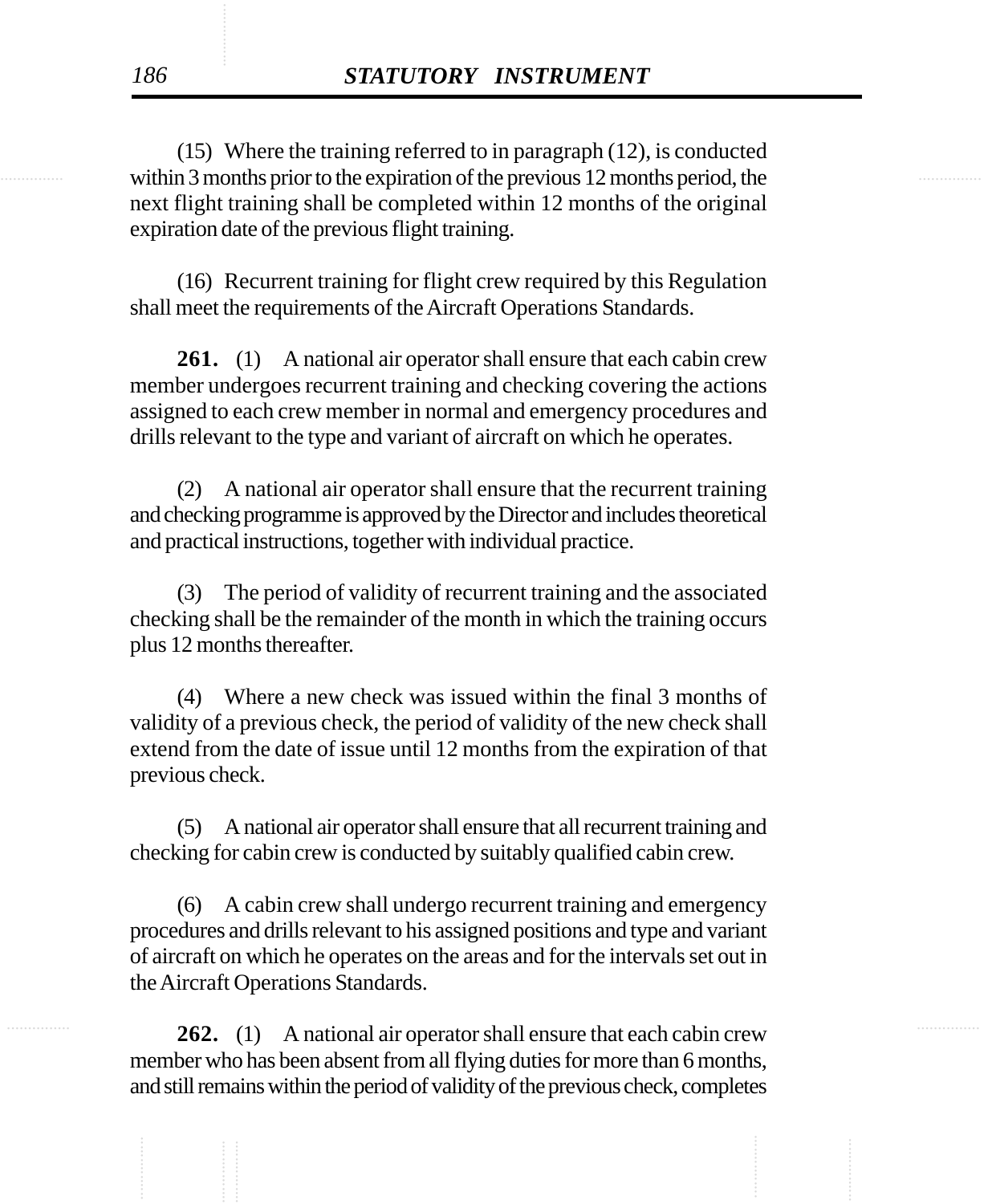(15) Where the training referred to in paragraph (12), is conducted within 3 months prior to the expiration of the previous 12 months period, the next flight training shall be completed within 12 months of the original expiration date of the previous flight training.

(16) Recurrent training for flight crew required by this Regulation shall meet the requirements of the Aircraft Operations Standards.

**261.** (1) A national air operator shall ensure that each cabin crew member undergoes recurrent training and checking covering the actions assigned to each crew member in normal and emergency procedures and drills relevant to the type and variant of aircraft on which he operates.

(2) A national air operator shall ensure that the recurrent training and checking programme is approved by the Director and includes theoretical and practical instructions, together with individual practice.

(3) The period of validity of recurrent training and the associated checking shall be the remainder of the month in which the training occurs plus 12 months thereafter.

(4) Where a new check was issued within the final 3 months of validity of a previous check, the period of validity of the new check shall extend from the date of issue until 12 months from the expiration of that previous check.

(5) A national air operator shall ensure that all recurrent training and checking for cabin crew is conducted by suitably qualified cabin crew.

(6) A cabin crew shall undergo recurrent training and emergency procedures and drills relevant to his assigned positions and type and variant of aircraft on which he operates on the areas and for the intervals set out in the Aircraft Operations Standards.

**262.** (1) A national air operator shall ensure that each cabin crew member who has been absent from all flying duties for more than 6 months, and still remains within the period of validity of the previous check, completes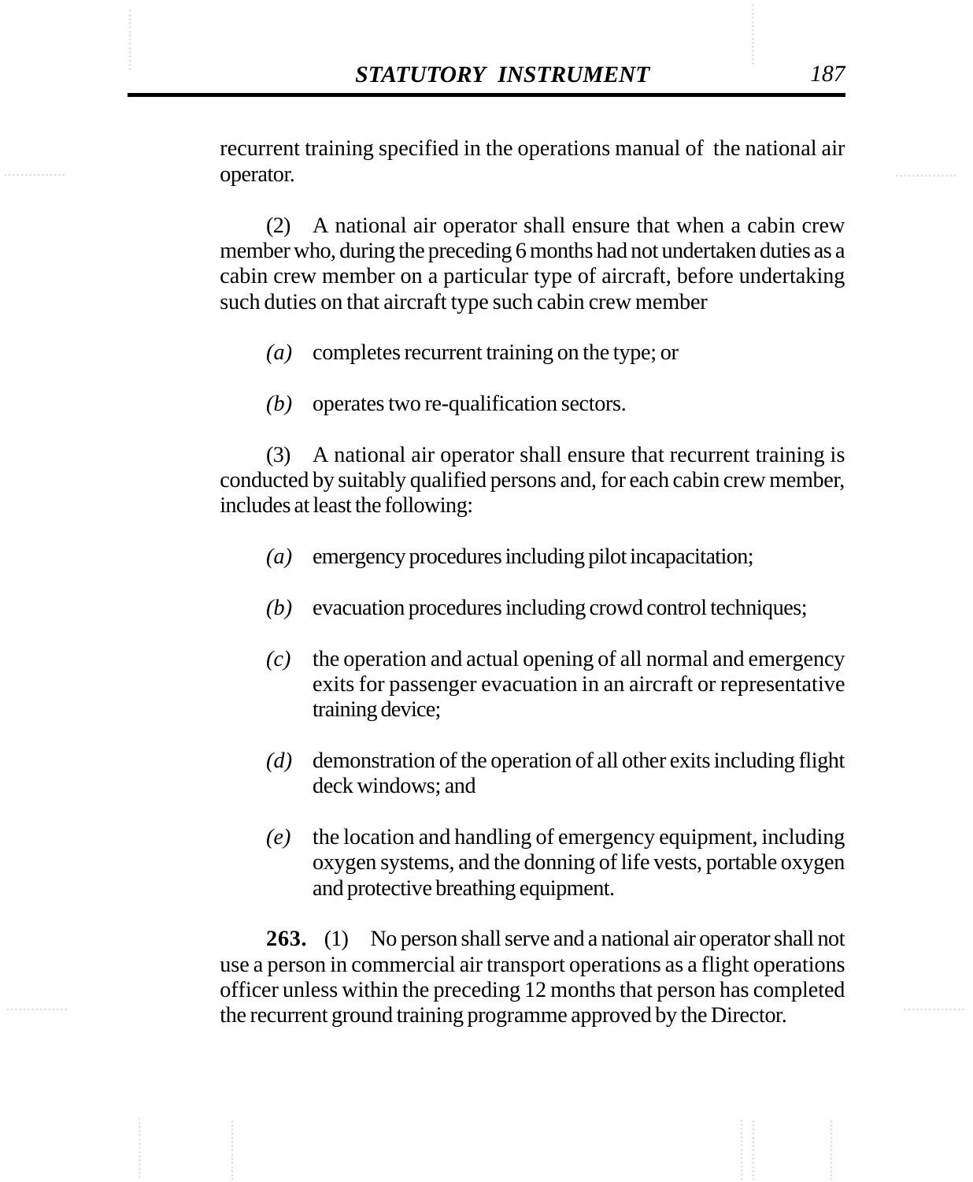recurrent training specified in the operations manual of the national air operator.

(2) A national air operator shall ensure that when a cabin crew member who, during the preceding 6 months had not undertaken duties as a cabin crew member on a particular type of aircraft, before undertaking such duties on that aircraft type such cabin crew member

*(a)* completes recurrent training on the type; or

*(b)* operates two re-qualification sectors.

(3) A national air operator shall ensure that recurrent training is conducted by suitably qualified persons and, for each cabin crew member, includes at least the following:

*(a)* emergency procedures including pilot incapacitation;

*(b)* evacuation procedures including crowd control techniques;

*(c)* the operation and actual opening of all normal and emergency exits for passenger evacuation in an aircraft or representative training device;

*(d)* demonstration of the operation of all other exits including flight deck windows; and

*(e)* the location and handling of emergency equipment, including oxygen systems, and the donning of life vests, portable oxygen and protective breathing equipment.

**263.** (1) No person shall serve and a national air operator shall not use a person in commercial air transport operations as a flight operations officer unless within the preceding 12 months that person has completed the recurrent ground training programme approved by the Director.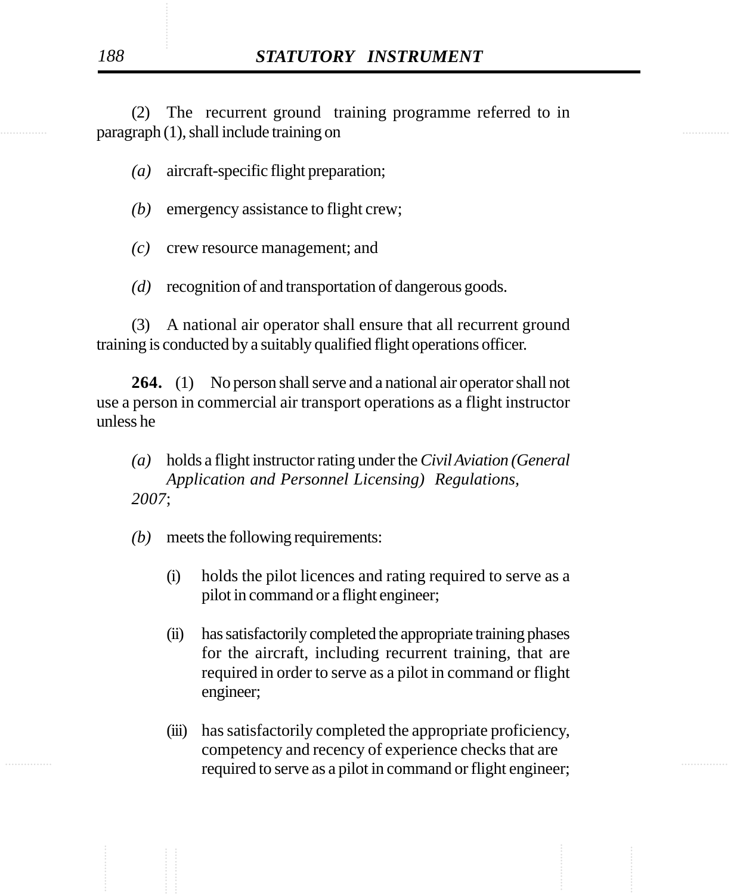(2) The recurrent ground training programme referred to in paragraph (1), shall include training on

*(a)* aircraft-specific flight preparation;

*(b)* emergency assistance to flight crew;

*(c)* crew resource management; and

*(d)* recognition of and transportation of dangerous goods.

(3) A national air operator shall ensure that all recurrent ground training is conducted by a suitably qualified flight operations officer.

**264.** (1) No person shall serve and a national air operator shall not use a person in commercial air transport operations as a flight instructor unless he

*(a)* holds a flight instructor rating under the *Civil Aviation (General Application and Personnel Licensing) Regulations, 2007*;

*(b)* meets the following requirements:

(i) holds the pilot licences and rating required to serve as a pilot in command or a flight engineer;

(ii) has satisfactorily completed the appropriate training phases for the aircraft, including recurrent training, that are required in order to serve as a pilot in command or flight engineer;

(iii) has satisfactorily completed the appropriate proficiency, competency and recency of experience checks that are required to serve as a pilot in command or flight engineer;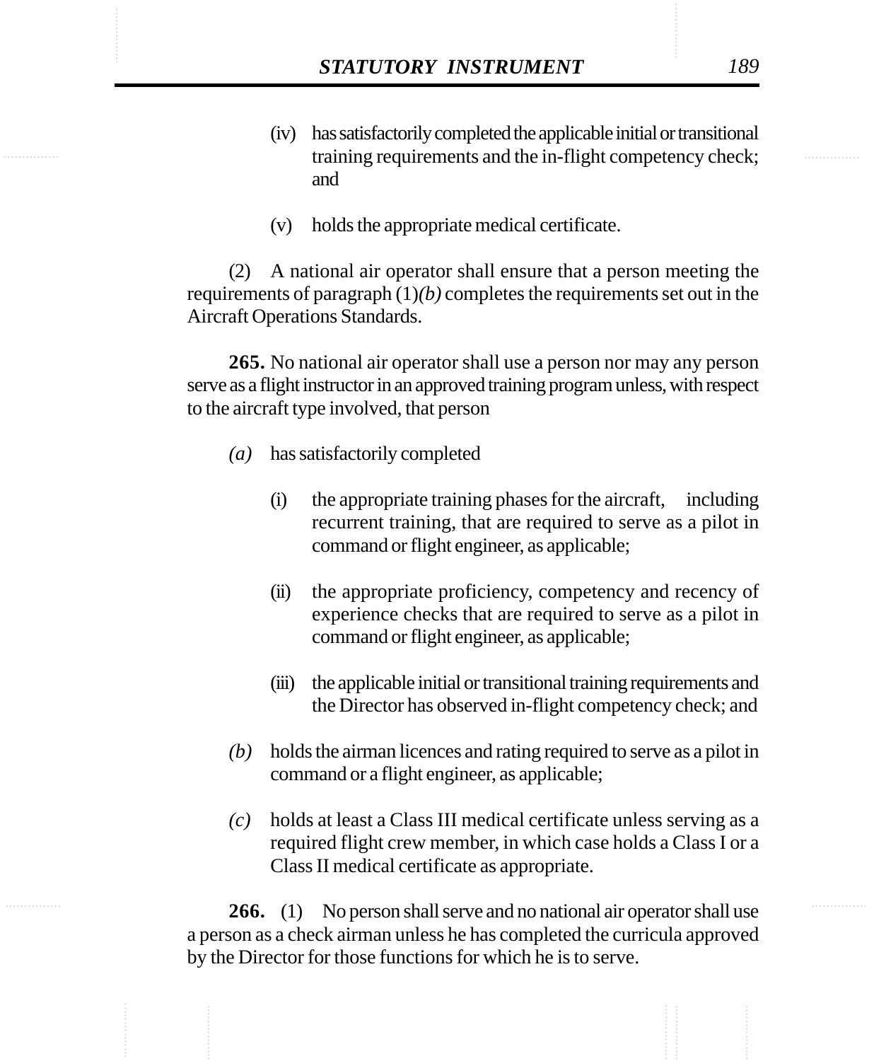(iv) has satisfactorily completed the applicable initial or transitional training requirements and the in-flight competency check; and

(v) holds the appropriate medical certificate.

(2) A national air operator shall ensure that a person meeting the requirements of paragraph (1)*(b)* completes the requirements set out in the Aircraft Operations Standards.

**265.** No national air operator shall use a person nor may any person serve as a flight instructor in an approved training program unless, with respect to the aircraft type involved, that person

*(a)* has satisfactorily completed

(i) the appropriate training phases for the aircraft, including recurrent training, that are required to serve as a pilot in command or flight engineer, as applicable;

(ii) the appropriate proficiency, competency and recency of experience checks that are required to serve as a pilot in command or flight engineer, as applicable;

(iii) the applicable initial or transitional training requirements and the Director has observed in-flight competency check; and

*(b)* holds the airman licences and rating required to serve as a pilot in command or a flight engineer, as applicable;

*(c)* holds at least a Class III medical certificate unless serving as a required flight crew member, in which case holds a Class I or a Class II medical certificate as appropriate.

**266.** (1) No person shall serve and no national air operator shall use a person as a check airman unless he has completed the curricula approved by the Director for those functions for which he is to serve.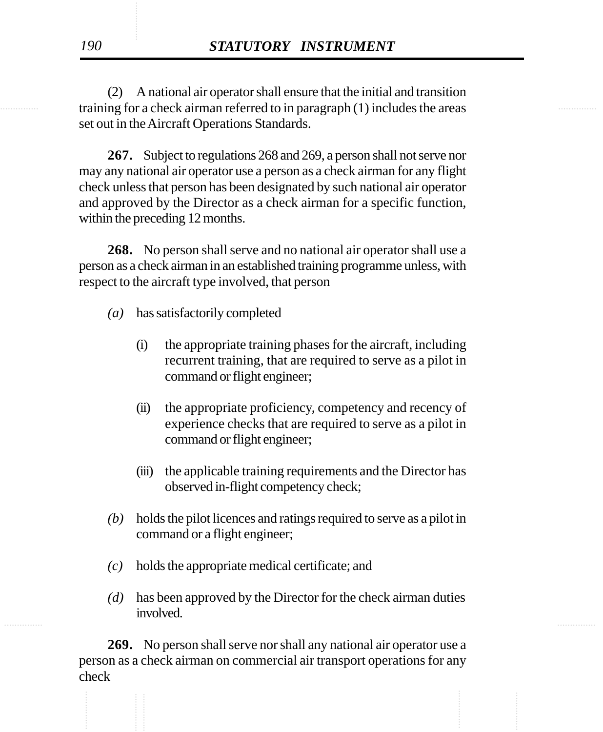(2) A national air operator shall ensure that the initial and transition training for a check airman referred to in paragraph (1) includes the areas set out in the Aircraft Operations Standards.

**267.** Subject to regulations 268 and 269, a person shall not serve nor may any national air operator use a person as a check airman for any flight check unless that person has been designated by such national air operator and approved by the Director as a check airman for a specific function, within the preceding 12 months.

**268.** No person shall serve and no national air operator shall use a person as a check airman in an established training programme unless, with respect to the aircraft type involved, that person

*(a)* has satisfactorily completed

(i) the appropriate training phases for the aircraft, including recurrent training, that are required to serve as a pilot in command or flight engineer;

(ii) the appropriate proficiency, competency and recency of experience checks that are required to serve as a pilot in command or flight engineer;

(iii) the applicable training requirements and the Director has observed in-flight competency check;

*(b)* holds the pilot licences and ratings required to serve as a pilot in command or a flight engineer;

*(c)* holds the appropriate medical certificate; and

*(d)* has been approved by the Director for the check airman duties involved.

**269.** No person shall serve nor shall any national air operator use a person as a check airman on commercial air transport operations for any check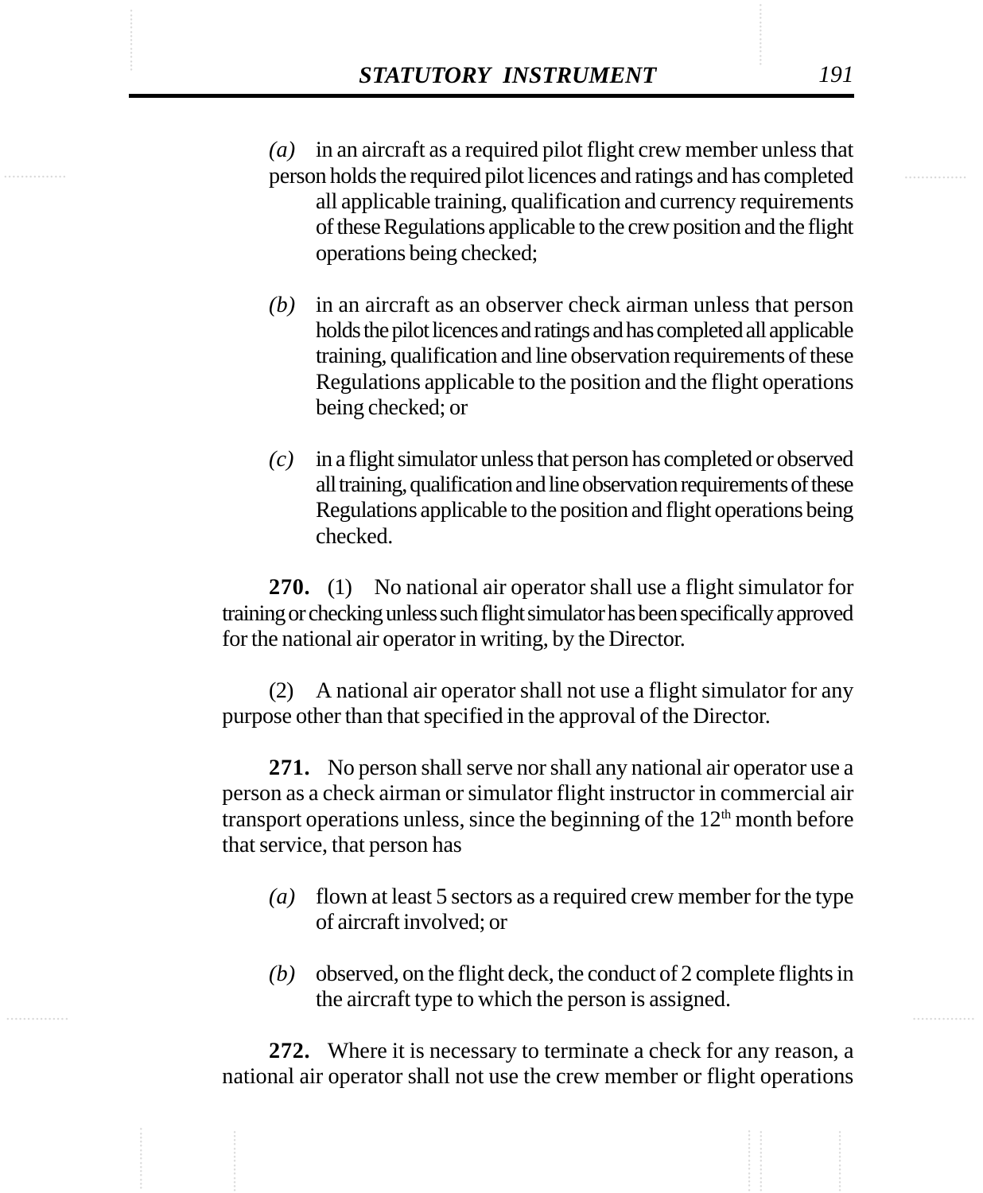*(a)* in an aircraft as a required pilot flight crew member unless that person holds the required pilot licences and ratings and has completed all applicable training, qualification and currency requirements of these Regulations applicable to the crew position and the flight operations being checked;

*(b)* in an aircraft as an observer check airman unless that person holds the pilot licences and ratings and has completed all applicable training, qualification and line observation requirements of these Regulations applicable to the position and the flight operations being checked; or

*(c)* in a flight simulator unless that person has completed or observed all training, qualification and line observation requirements of these Regulations applicable to the position and flight operations being checked.

**270.** (1) No national air operator shall use a flight simulator for training or checking unless such flight simulator has been specifically approved for the national air operator in writing, by the Director.

(2) A national air operator shall not use a flight simulator for any purpose other than that specified in the approval of the Director.

**271.** No person shall serve nor shall any national air operator use a person as a check airman or simulator flight instructor in commercial air transport operations unless, since the beginning of the 12th month before that service, that person has

*(a)* flown at least 5 sectors as a required crew member for the type of aircraft involved; or

*(b)* observed, on the flight deck, the conduct of 2 complete flights in the aircraft type to which the person is assigned.

**272.** Where it is necessary to terminate a check for any reason, a national air operator shall not use the crew member or flight operations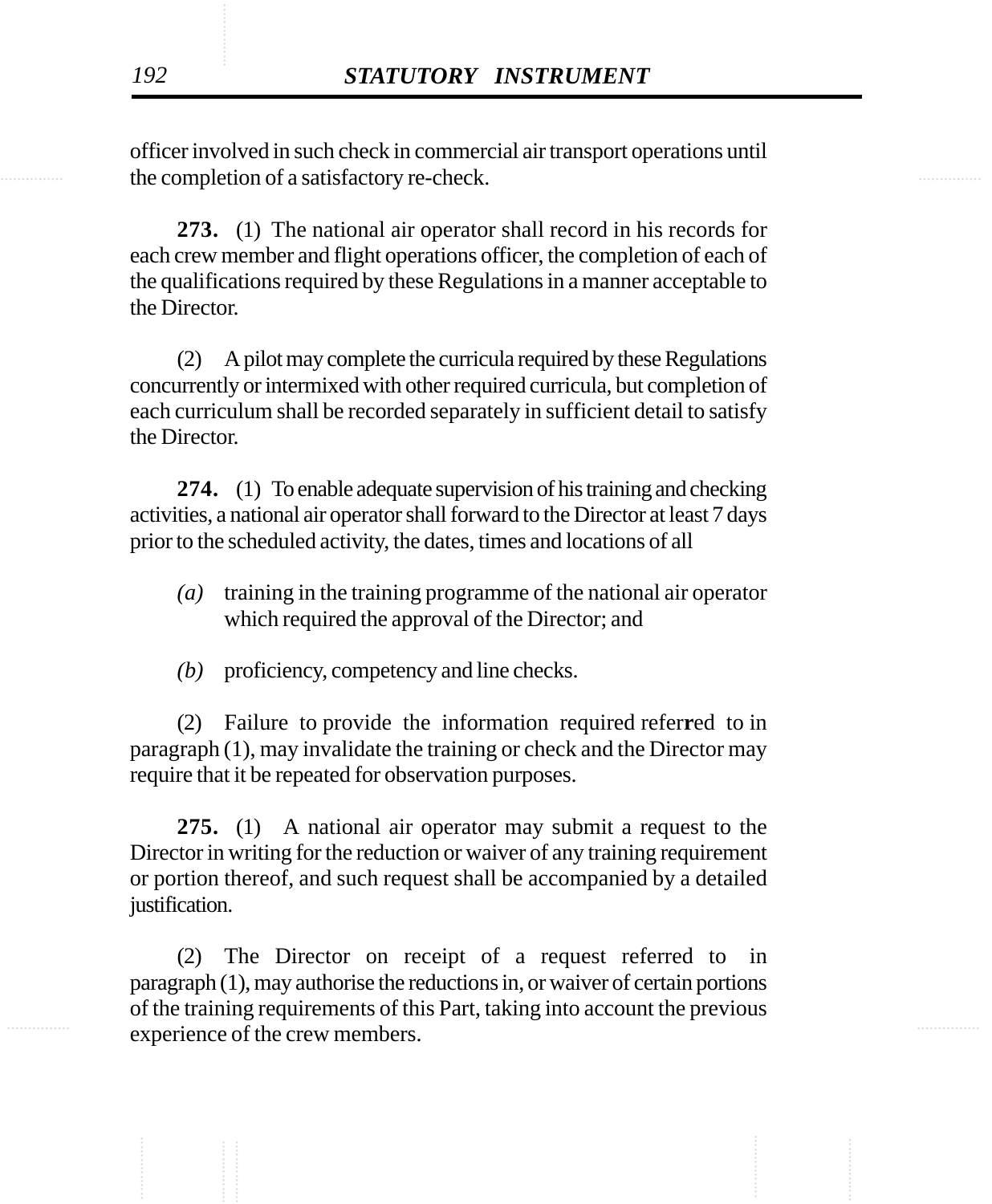officer involved in such check in commercial air transport operations until the completion of a satisfactory re-check.

**273.** (1) The national air operator shall record in his records for each crew member and flight operations officer, the completion of each of the qualifications required by these Regulations in a manner acceptable to the Director.

(2) A pilot may complete the curricula required by these Regulations concurrently or intermixed with other required curricula, but completion of each curriculum shall be recorded separately in sufficient detail to satisfy the Director.

**274.** (1) To enable adequate supervision of his training and checking activities, a national air operator shall forward to the Director at least 7 days prior to the scheduled activity, the dates, times and locations of all

*(a)* training in the training programme of the national air operator which required the approval of the Director; and

*(b)* proficiency, competency and line checks.

(2) Failure to provide the information required referred to in paragraph (1), may invalidate the training or check and the Director may require that it be repeated for observation purposes.

**275.** (1) A national air operator may submit a request to the Director in writing for the reduction or waiver of any training requirement or portion thereof, and such request shall be accompanied by a detailed justification.

(2) The Director on receipt of a request referred to in paragraph (1), may authorise the reductions in, or waiver of certain portions of the training requirements of this Part, taking into account the previous experience of the crew members.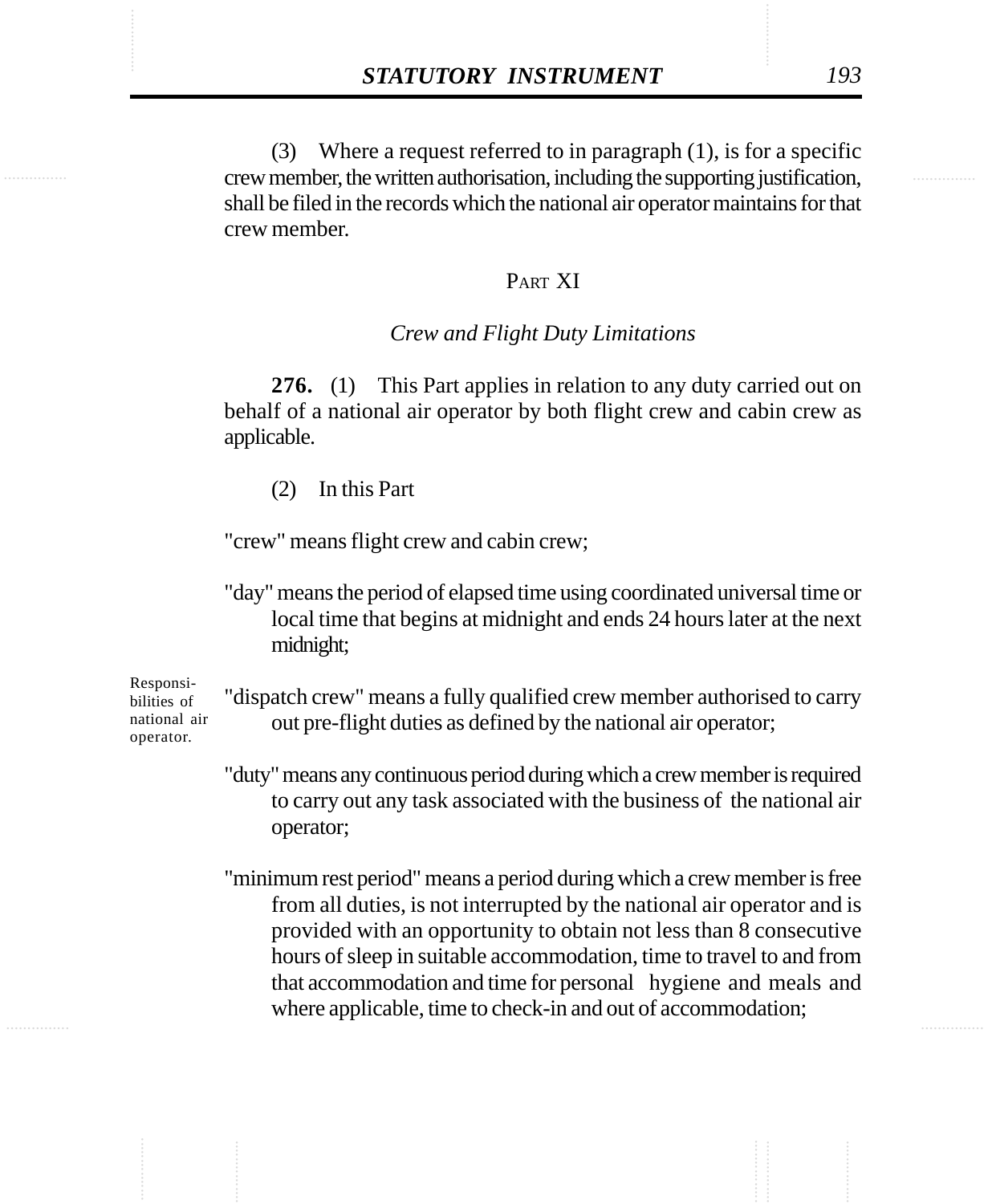(3) Where a request referred to in paragraph (1), is for a specific crew member, the written authorisation, including the supporting justification, shall be filed in the records which the national air operator maintains for that crew member.

## PART XI

### *Crew and Flight Duty Limitations*

Responsibilities of national air operator.

**276.** (1) This Part applies in relation to any duty carried out on behalf of a national air operator by both flight crew and cabin crew as applicable.

(2) In this Part

"crew" means flight crew and cabin crew;

"day" means the period of elapsed time using coordinated universal time or local time that begins at midnight and ends 24 hours later at the next midnight;

"dispatch crew" means a fully qualified crew member authorised to carry out pre-flight duties as defined by the national air operator;

"duty" means any continuous period during which a crew member is required to carry out any task associated with the business of the national air operator;

"minimum rest period" means a period during which a crew member is free from all duties, is not interrupted by the national air operator and is provided with an opportunity to obtain not less than 8 consecutive hours of sleep in suitable accommodation, time to travel to and from that accommodation and time for personal hygiene and meals and where applicable, time to check-in and out of accommodation;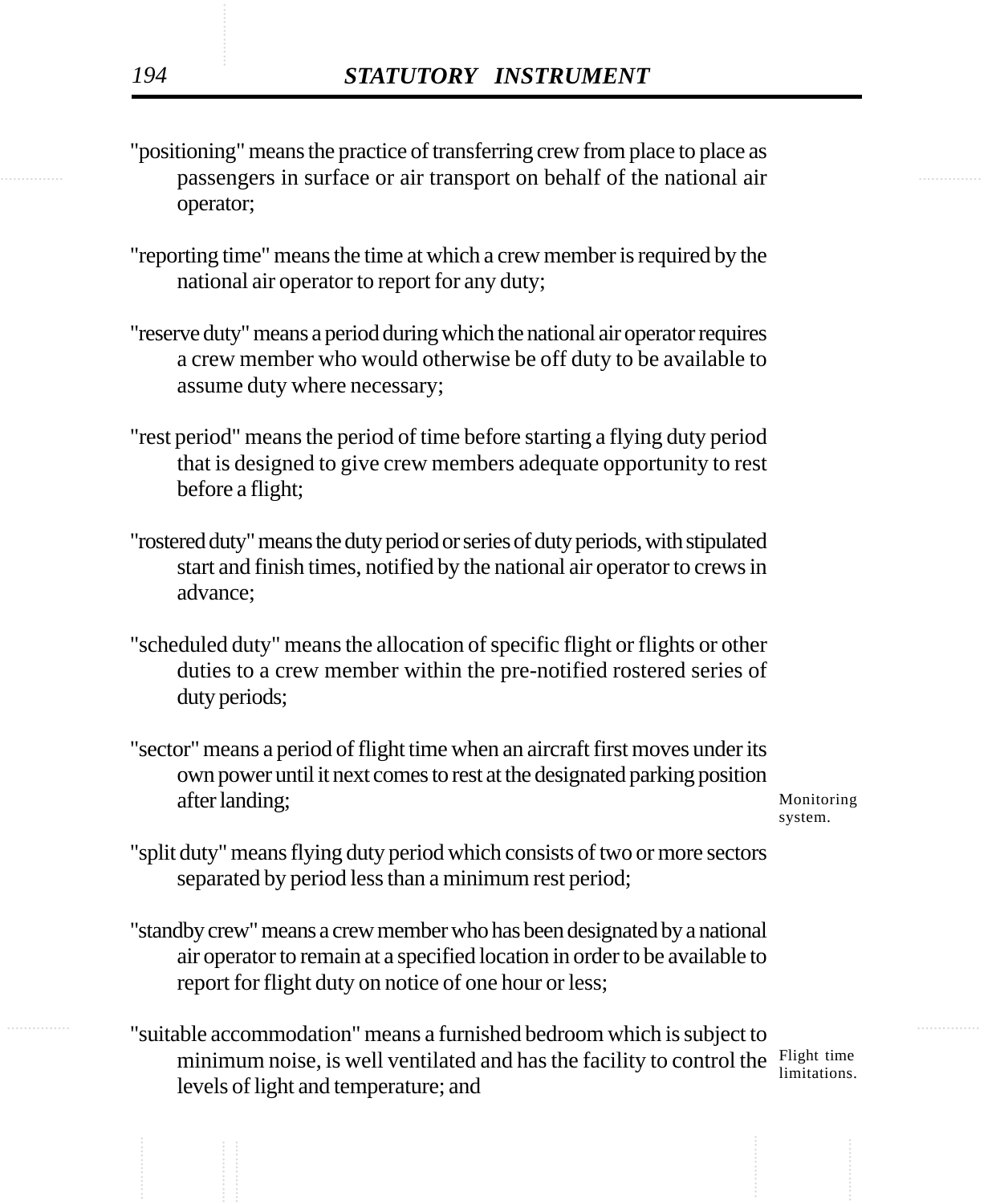"positioning" means the practice of transferring crew from place to place as passengers in surface or air transport on behalf of the national air operator;

"reporting time" means the time at which a crew member is required by the national air operator to report for any duty;

"reserve duty" means a period during which the national air operator requires a crew member who would otherwise be off duty to be available to assume duty where necessary;

"rest period" means the period of time before starting a flying duty period that is designed to give crew members adequate opportunity to rest before a flight;

"rostered duty" means the duty period or series of duty periods, with stipulated start and finish times, notified by the national air operator to crews in advance;

"scheduled duty" means the allocation of specific flight or flights or other duties to a crew member within the pre-notified rostered series of duty periods;

"sector" means a period of flight time when an aircraft first moves under its own power until it next comes to rest at the designated parking position after landing;

Monitoring system.

"split duty" means flying duty period which consists of two or more sectors separated by period less than a minimum rest period;

"standby crew" means a crew member who has been designated by a national air operator to remain at a specified location in order to be available to report for flight duty on notice of one hour or less;

"suitable accommodation" means a furnished bedroom which is subject to minimum noise, is well ventilated and has the facility to control the levels of light and temperature; and

Flight time limitations.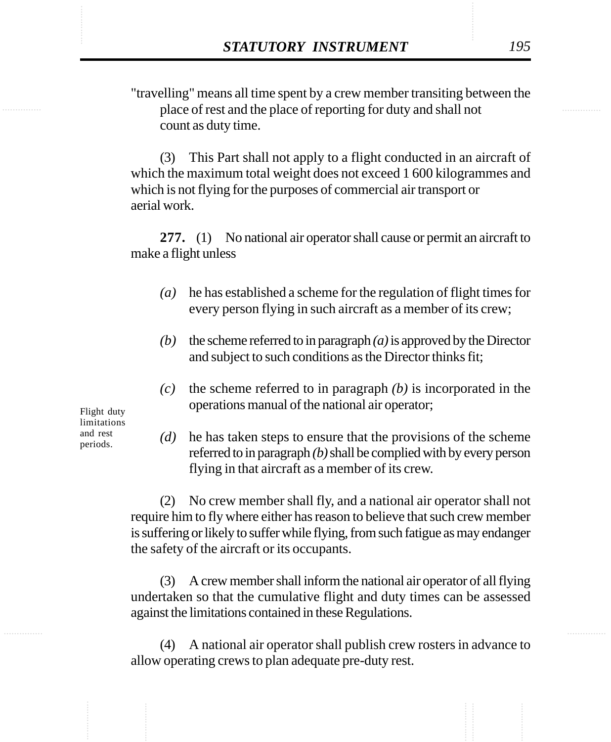"travelling" means all time spent by a crew member transiting between the place of rest and the place of reporting for duty and shall not count as duty time.

(3) This Part shall not apply to a flight conducted in an aircraft of which the maximum total weight does not exceed 1 600 kilogrammes and which is not flying for the purposes of commercial air transport or aerial work.

Flight duty limitations and rest periods.

**277.** (1) No national air operator shall cause or permit an aircraft to make a flight unless

*(a)* he has established a scheme for the regulation of flight times for every person flying in such aircraft as a member of its crew;

*(b)* the scheme referred to in paragraph *(a)* is approved by the Director and subject to such conditions as the Director thinks fit;

*(c)* the scheme referred to in paragraph *(b)* is incorporated in the operations manual of the national air operator;

*(d)* he has taken steps to ensure that the provisions of the scheme referred to in paragraph *(b)* shall be complied with by every person flying in that aircraft as a member of its crew.

(2) No crew member shall fly, and a national air operator shall not require him to fly where either has reason to believe that such crew member is suffering or likely to suffer while flying, from such fatigue as may endanger the safety of the aircraft or its occupants.

(3) A crew member shall inform the national air operator of all flying undertaken so that the cumulative flight and duty times can be assessed against the limitations contained in these Regulations.

(4) A national air operator shall publish crew rosters in advance to allow operating crews to plan adequate pre-duty rest.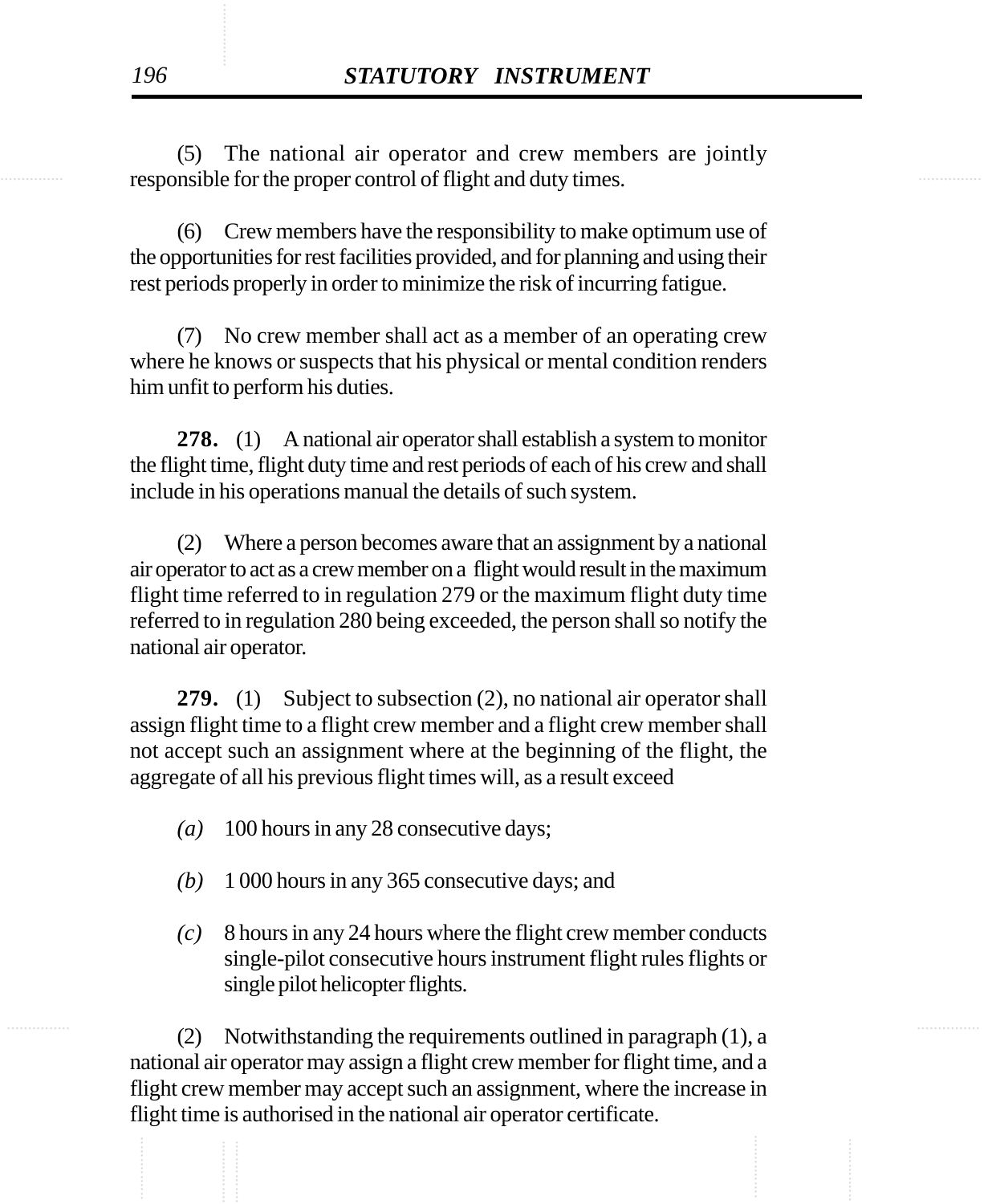(5) The national air operator and crew members are jointly responsible for the proper control of flight and duty times.

(6) Crew members have the responsibility to make optimum use of the opportunities for rest facilities provided, and for planning and using their rest periods properly in order to minimize the risk of incurring fatigue.

(7) No crew member shall act as a member of an operating crew where he knows or suspects that his physical or mental condition renders him unfit to perform his duties.

**278.** (1) A national air operator shall establish a system to monitor the flight time, flight duty time and rest periods of each of his crew and shall include in his operations manual the details of such system.

(2) Where a person becomes aware that an assignment by a national air operator to act as a crew member on a flight would result in the maximum flight time referred to in regulation 279 or the maximum flight duty time referred to in regulation 280 being exceeded, the person shall so notify the national air operator.

**279.** (1) Subject to subsection (2), no national air operator shall assign flight time to a flight crew member and a flight crew member shall not accept such an assignment where at the beginning of the flight, the aggregate of all his previous flight times will, as a result exceed

*(a)* 100 hours in any 28 consecutive days;

*(b)* 1 000 hours in any 365 consecutive days; and

*(c)* 8 hours in any 24 hours where the flight crew member conducts single-pilot consecutive hours instrument flight rules flights or single pilot helicopter flights.

(2) Notwithstanding the requirements outlined in paragraph (1), a national air operator may assign a flight crew member for flight time, and a flight crew member may accept such an assignment, where the increase in flight time is authorised in the national air operator certificate.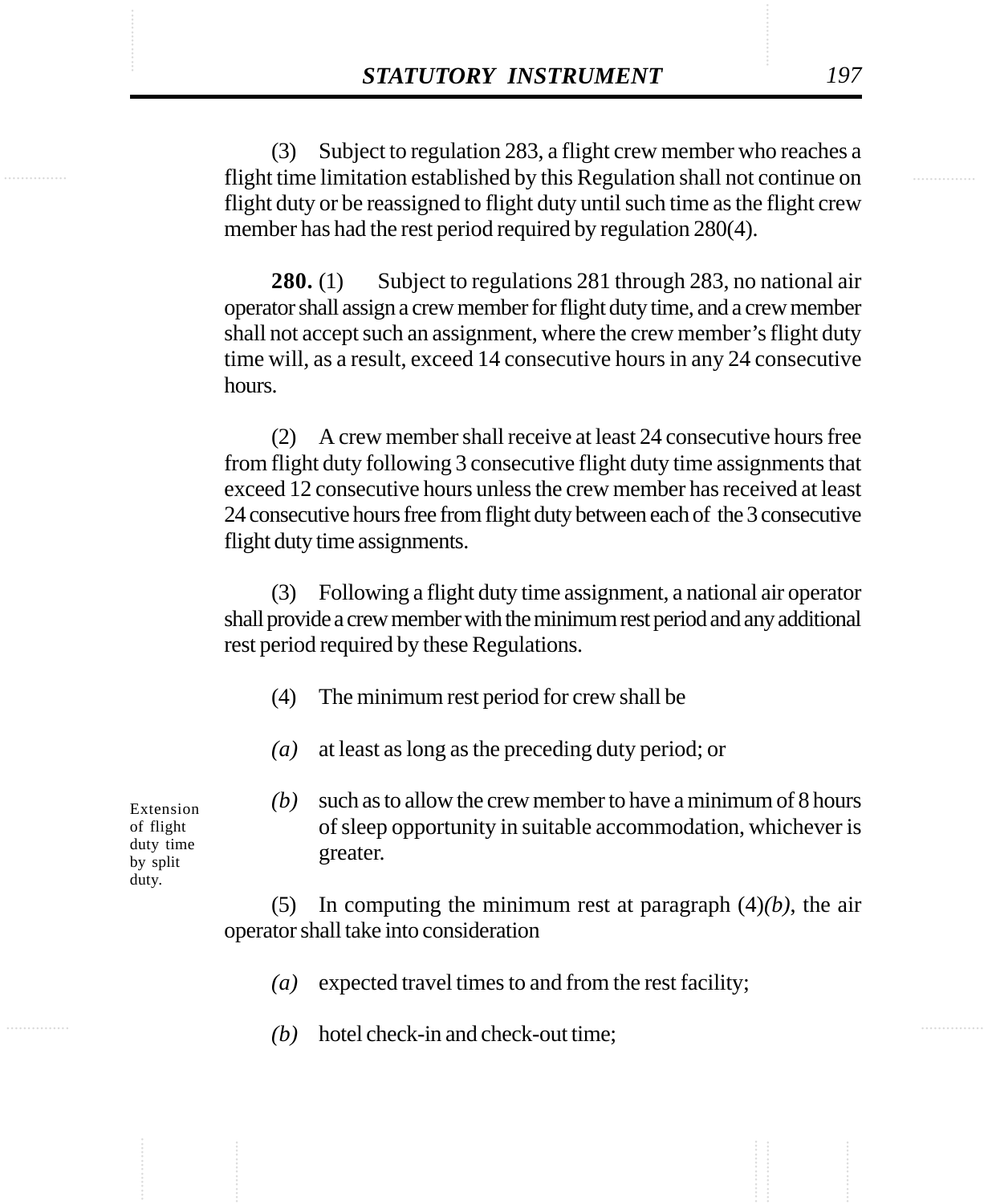(3) Subject to regulation 283, a flight crew member who reaches a flight time limitation established by this Regulation shall not continue on flight duty or be reassigned to flight duty until such time as the flight crew member has had the rest period required by regulation 280(4).

**280.** (1) Subject to regulations 281 through 283, no national air operator shall assign a crew member for flight duty time, and a crew member shall not accept such an assignment, where the crew member's flight duty time will, as a result, exceed 14 consecutive hours in any 24 consecutive hours.

(2) A crew member shall receive at least 24 consecutive hours free from flight duty following 3 consecutive flight duty time assignments that exceed 12 consecutive hours unless the crew member has received at least 24 consecutive hours free from flight duty between each of the 3 consecutive flight duty time assignments.

(3) Following a flight duty time assignment, a national air operator shall provide a crew member with the minimum rest period and any additional rest period required by these Regulations.

(4) The minimum rest period for crew shall be

*(a)* at least as long as the preceding duty period; or

*(b)* such as to allow the crew member to have a minimum of 8 hours of sleep opportunity in suitable accommodation, whichever is greater.

Extension of flight duty time by split duty.

(5) In computing the minimum rest at paragraph (4)*(b)*, the air operator shall take into consideration

*(a)* expected travel times to and from the rest facility;

*(b)* hotel check-in and check-out time;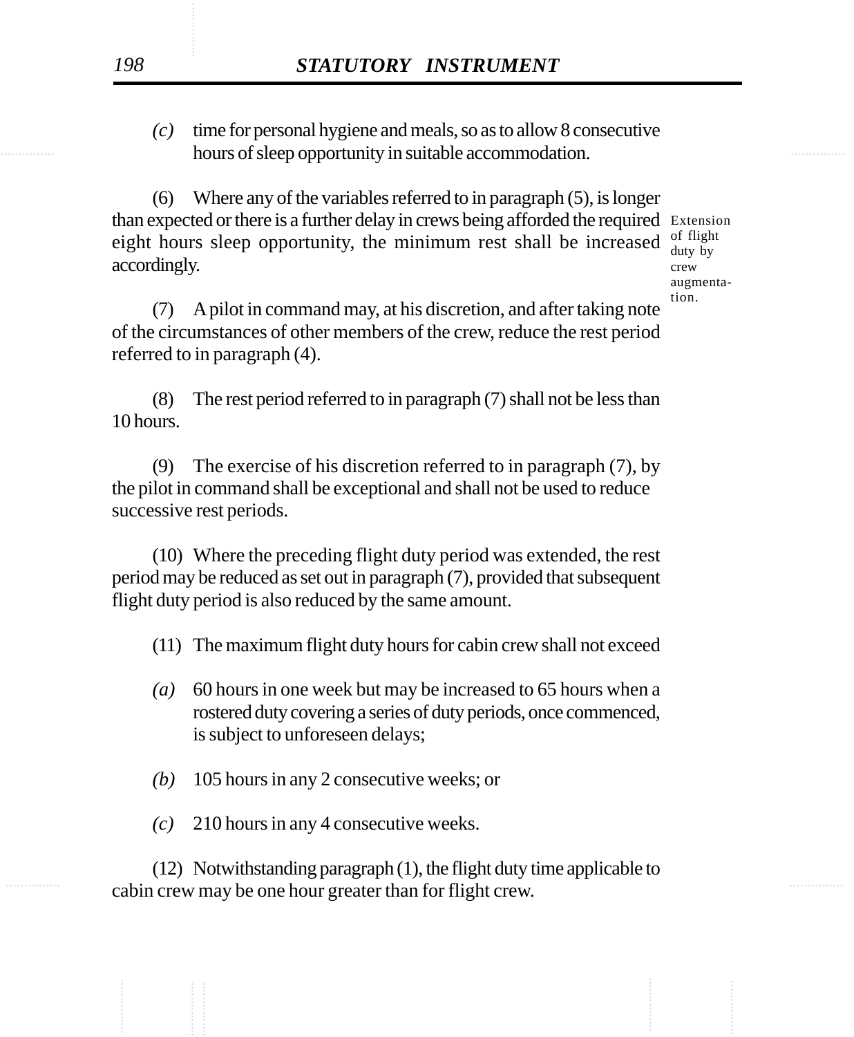*(c)* time for personal hygiene and meals, so as to allow 8 consecutive hours of sleep opportunity in suitable accommodation.

(6) Where any of the variables referred to in paragraph (5), is longer than expected or there is a further delay in crews being afforded the required eight hours sleep opportunity, the minimum rest shall be increased accordingly.

Extension of flight duty by crew augmentation.

(7) A pilot in command may, at his discretion, and after taking note of the circumstances of other members of the crew, reduce the rest period referred to in paragraph (4).

(8) The rest period referred to in paragraph (7) shall not be less than 10 hours.

(9) The exercise of his discretion referred to in paragraph (7), by the pilot in command shall be exceptional and shall not be used to reduce successive rest periods.

(10) Where the preceding flight duty period was extended, the rest period may be reduced as set out in paragraph (7), provided that subsequent flight duty period is also reduced by the same amount.

(11) The maximum flight duty hours for cabin crew shall not exceed

*(a)* 60 hours in one week but may be increased to 65 hours when a rostered duty covering a series of duty periods, once commenced, is subject to unforeseen delays;

*(b)* 105 hours in any 2 consecutive weeks; or

*(c)* 210 hours in any 4 consecutive weeks.

(12) Notwithstanding paragraph (1), the flight duty time applicable to cabin crew may be one hour greater than for flight crew.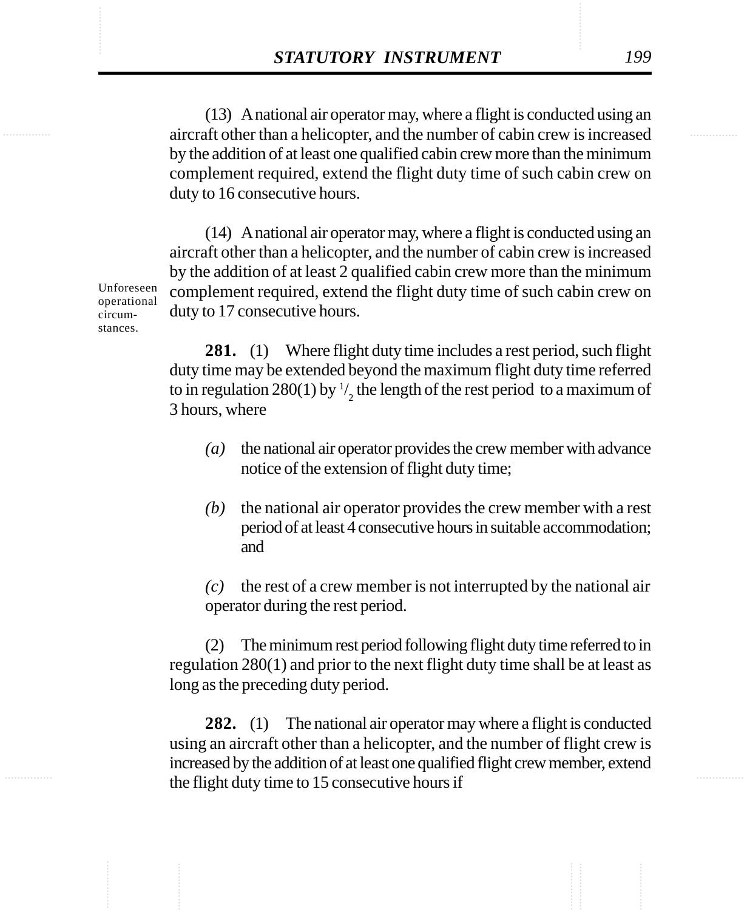(13) A national air operator may, where a flight is conducted using an aircraft other than a helicopter, and the number of cabin crew is increased by the addition of at least one qualified cabin crew more than the minimum complement required, extend the flight duty time of such cabin crew on duty to 16 consecutive hours.

(14) A national air operator may, where a flight is conducted using an aircraft other than a helicopter, and the number of cabin crew is increased by the addition of at least 2 qualified cabin crew more than the minimum complement required, extend the flight duty time of such cabin crew on duty to 17 consecutive hours.

Unforeseen operational circumstances.

**281.** (1) Where flight duty time includes a rest period, such flight duty time may be extended beyond the maximum flight duty time referred to in regulation 280(1) by $^1/_2$ the length of the rest period to a maximum of 3 hours, where

*(a)* the national air operator provides the crew member with advance notice of the extension of flight duty time;

*(b)* the national air operator provides the crew member with a rest period of at least 4 consecutive hours in suitable accommodation; and

*(c)* the rest of a crew member is not interrupted by the national air operator during the rest period.

(2) The minimum rest period following flight duty time referred to in regulation 280(1) and prior to the next flight duty time shall be at least as long as the preceding duty period.

**282.** (1) The national air operator may where a flight is conducted using an aircraft other than a helicopter, and the number of flight crew is increased by the addition of at least one qualified flight crew member, extend the flight duty time to 15 consecutive hours if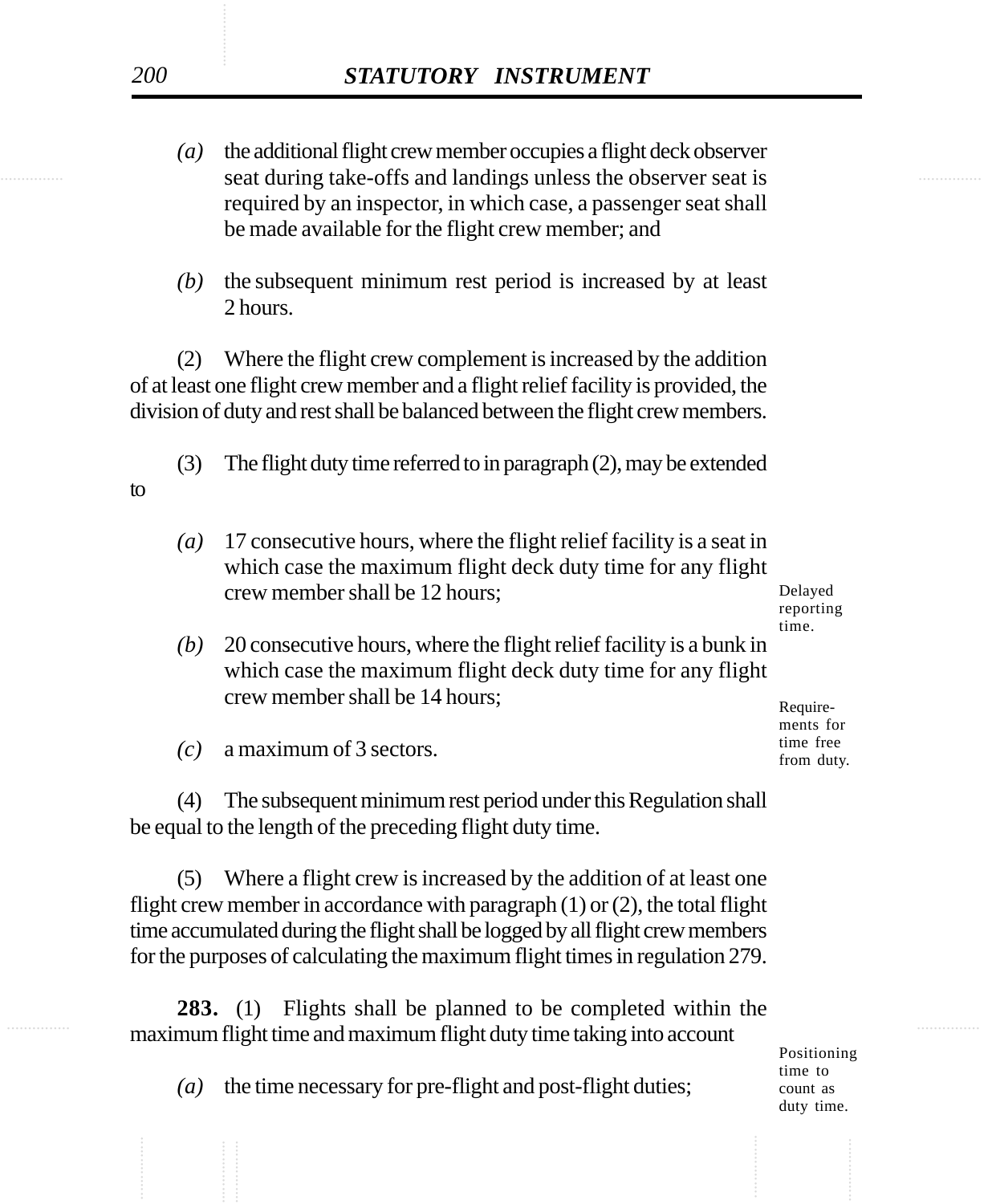*(a)* the additional flight crew member occupies a flight deck observer seat during take-offs and landings unless the observer seat is required by an inspector, in which case, a passenger seat shall be made available for the flight crew member; and

*(b)* the subsequent minimum rest period is increased by at least 2 hours.

(2) Where the flight crew complement is increased by the addition of at least one flight crew member and a flight relief facility is provided, the division of duty and rest shall be balanced between the flight crew members.

(3) The flight duty time referred to in paragraph (2), may be extended to

*(a)* 17 consecutive hours, where the flight relief facility is a seat in which case the maximum flight deck duty time for any flight crew member shall be 12 hours;

*(b)* 20 consecutive hours, where the flight relief facility is a bunk in which case the maximum flight deck duty time for any flight crew member shall be 14 hours;

*(c)* a maximum of 3 sectors.

(4) The subsequent minimum rest period under this Regulation shall be equal to the length of the preceding flight duty time.

(5) Where a flight crew is increased by the addition of at least one flight crew member in accordance with paragraph (1) or (2), the total flight time accumulated during the flight shall be logged by all flight crew members for the purposes of calculating the maximum flight times in regulation 279.

Delayed reporting time.

Requirements for time free from duty.

Positioning time to count as duty time.

**283.** (1) Flights shall be planned to be completed within the maximum flight time and maximum flight duty time taking into account

*(a)* the time necessary for pre-flight and post-flight duties;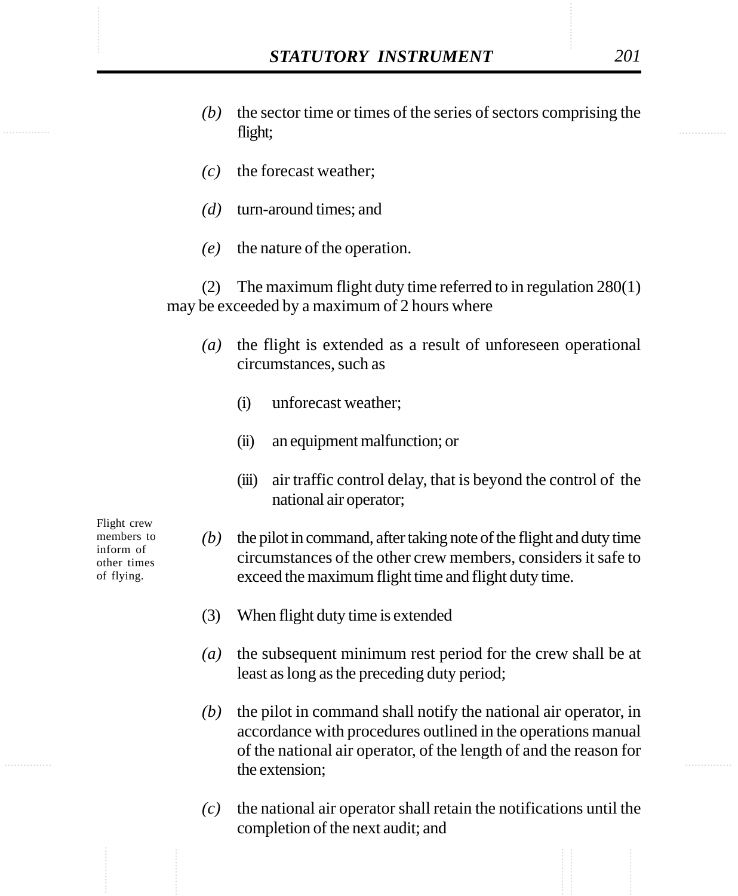*(b)* the sector time or times of the series of sectors comprising the flight;

*(c)* the forecast weather;

*(d)* turn-around times; and

*(e)* the nature of the operation.

(2) The maximum flight duty time referred to in regulation 280(1) may be exceeded by a maximum of 2 hours where

*(a)* the flight is extended as a result of unforeseen operational circumstances, such as

(i) unforecast weather;

(ii) an equipment malfunction; or

(iii) air traffic control delay, that is beyond the control of the national air operator;

Flight crew members to inform of other times of flying.

*(b)* the pilot in command, after taking note of the flight and duty time circumstances of the other crew members, considers it safe to exceed the maximum flight time and flight duty time.

(3) When flight duty time is extended

*(a)* the subsequent minimum rest period for the crew shall be at least as long as the preceding duty period;

*(b)* the pilot in command shall notify the national air operator, in accordance with procedures outlined in the operations manual of the national air operator, of the length of and the reason for the extension;

*(c)* the national air operator shall retain the notifications until the completion of the next audit; and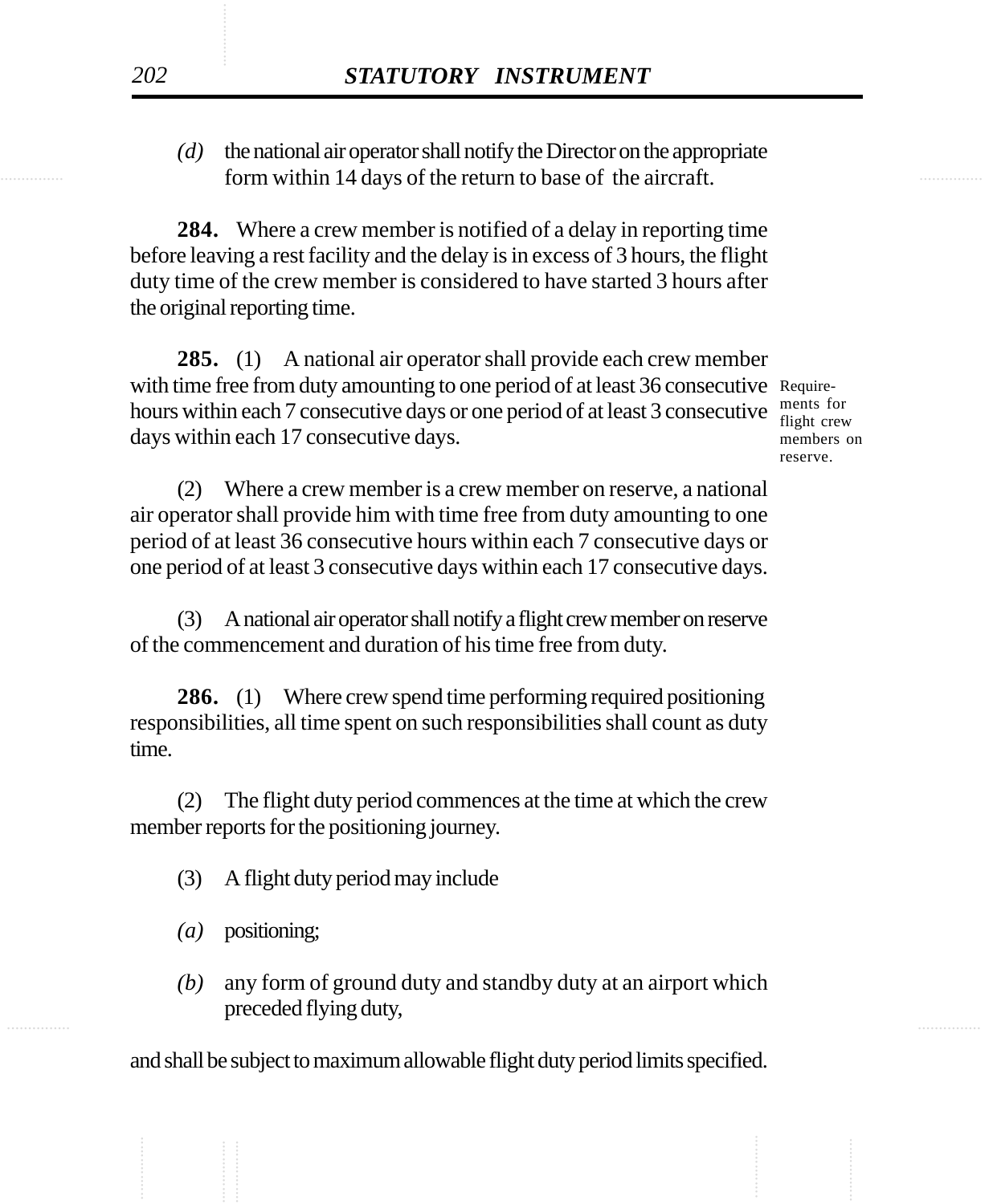*(d)* the national air operator shall notify the Director on the appropriate form within 14 days of the return to base of the aircraft.

**284.** Where a crew member is notified of a delay in reporting time before leaving a rest facility and the delay is in excess of 3 hours, the flight duty time of the crew member is considered to have started 3 hours after the original reporting time.

**285.** (1) A national air operator shall provide each crew member with time free from duty amounting to one period of at least 36 consecutive hours within each 7 consecutive days or one period of at least 3 consecutive days within each 17 consecutive days.

Requirements for flight crew members on reserve.

(2) Where a crew member is a crew member on reserve, a national air operator shall provide him with time free from duty amounting to one period of at least 36 consecutive hours within each 7 consecutive days or one period of at least 3 consecutive days within each 17 consecutive days.

(3) A national air operator shall notify a flight crew member on reserve of the commencement and duration of his time free from duty.

**286.** (1) Where crew spend time performing required positioning responsibilities, all time spent on such responsibilities shall count as duty time.

(2) The flight duty period commences at the time at which the crew member reports for the positioning journey.

(3) A flight duty period may include

*(a)* positioning;

*(b)* any form of ground duty and standby duty at an airport which preceded flying duty,

and shall be subject to maximum allowable flight duty period limits specified.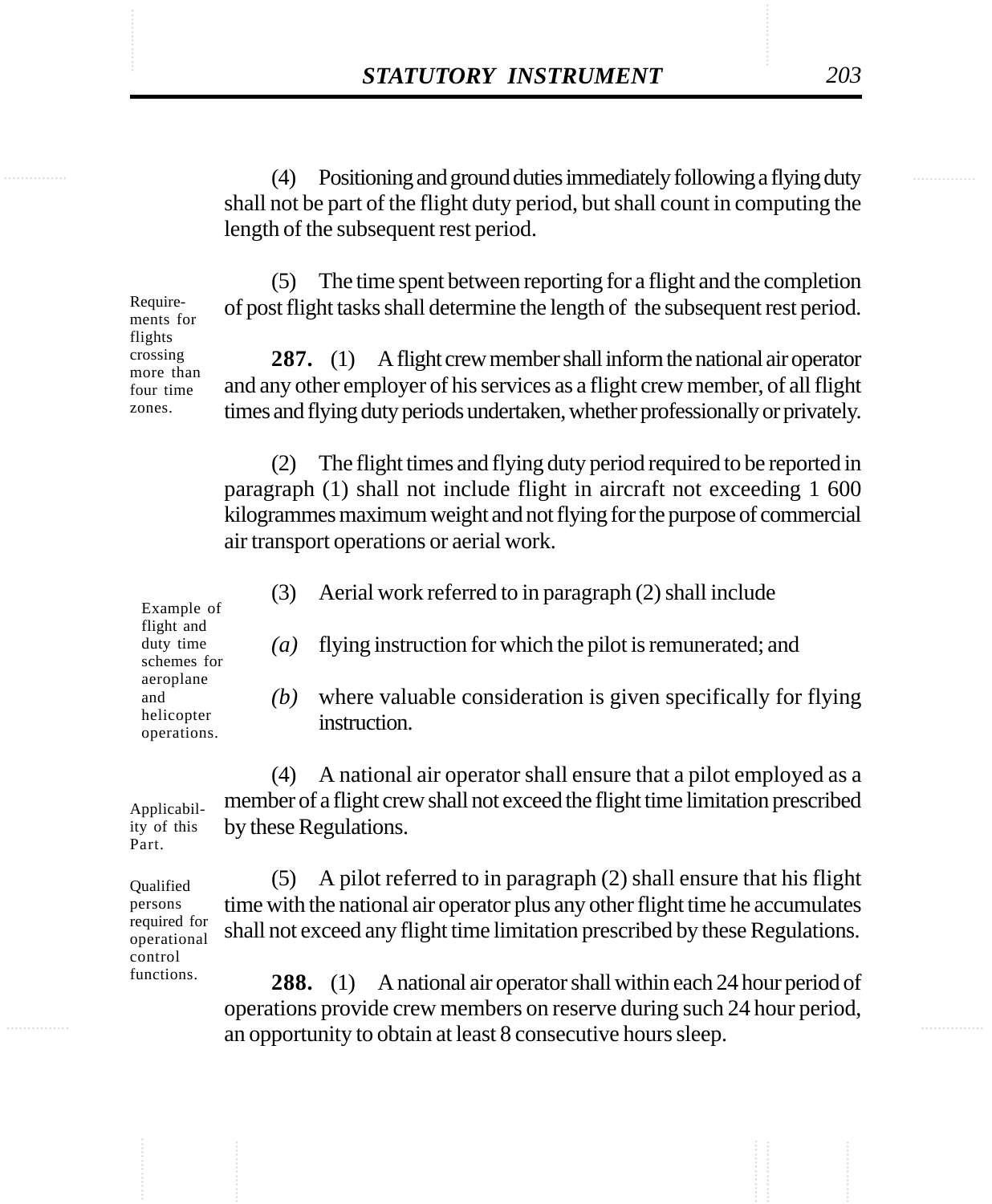(4) Positioning and ground duties immediately following a flying duty shall not be part of the flight duty period, but shall count in computing the length of the subsequent rest period.

(5) The time spent between reporting for a flight and the completion of post flight tasks shall determine the length of the subsequent rest period.

Requirements for flights crossing more than four time zones.

**287.** (1) A flight crew member shall inform the national air operator and any other employer of his services as a flight crew member, of all flight times and flying duty periods undertaken, whether professionally or privately.

(2) The flight times and flying duty period required to be reported in paragraph (1) shall not include flight in aircraft not exceeding 1 600 kilogrammes maximum weight and not flying for the purpose of commercial air transport operations or aerial work.

Example of flight and duty time schemes for aeroplane and helicopter operations.

(3) Aerial work referred to in paragraph (2) shall include

*(a)* flying instruction for which the pilot is remunerated; and

*(b)* where valuable consideration is given specifically for flying instruction.

Applicability of this Part.

(4) A national air operator shall ensure that a pilot employed as a member of a flight crew shall not exceed the flight time limitation prescribed by these Regulations.

Qualified persons required for operational control functions.

(5) A pilot referred to in paragraph (2) shall ensure that his flight time with the national air operator plus any other flight time he accumulates shall not exceed any flight time limitation prescribed by these Regulations.

**288.** (1) A national air operator shall within each 24 hour period of operations provide crew members on reserve during such 24 hour period, an opportunity to obtain at least 8 consecutive hours sleep.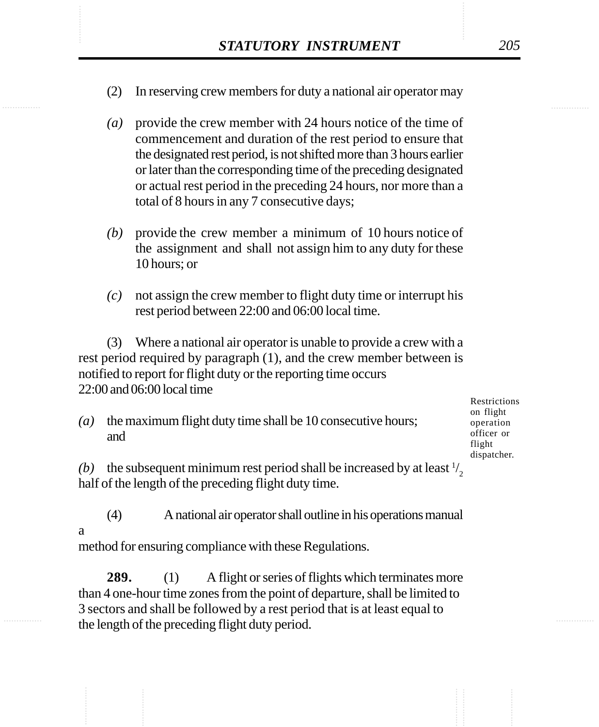(2) In reserving crew members for duty a national air operator may

*(a)* provide the crew member with 24 hours notice of the time of commencement and duration of the rest period to ensure that the designated rest period, is not shifted more than 3 hours earlier or later than the corresponding time of the preceding designated or actual rest period in the preceding 24 hours, nor more than a total of 8 hours in any 7 consecutive days;

*(b)* provide the crew member a minimum of 10 hours notice of the assignment and shall not assign him to any duty for these 10 hours; or

*(c)* not assign the crew member to flight duty time or interrupt his rest period between 22:00 and 06:00 local time.

(3) Where a national air operator is unable to provide a crew with a rest period required by paragraph (1), and the crew member between is notified to report for flight duty or the reporting time occurs 22:00 and 06:00 local time

*(a)* the maximum flight duty time shall be 10 consecutive hours; and

*(b)* the subsequent minimum rest period shall be increased by at least $^{1}/_{2}$ half of the length of the preceding flight duty time.

(4) A national air operator shall outline in his operations manual a method for ensuring compliance with these Regulations.

Restrictions on flight operation officer or flight dispatcher.

**289.** (1) A flight or series of flights which terminates more than 4 one-hour time zones from the point of departure, shall be limited to 3 sectors and shall be followed by a rest period that is at least equal to the length of the preceding flight duty period.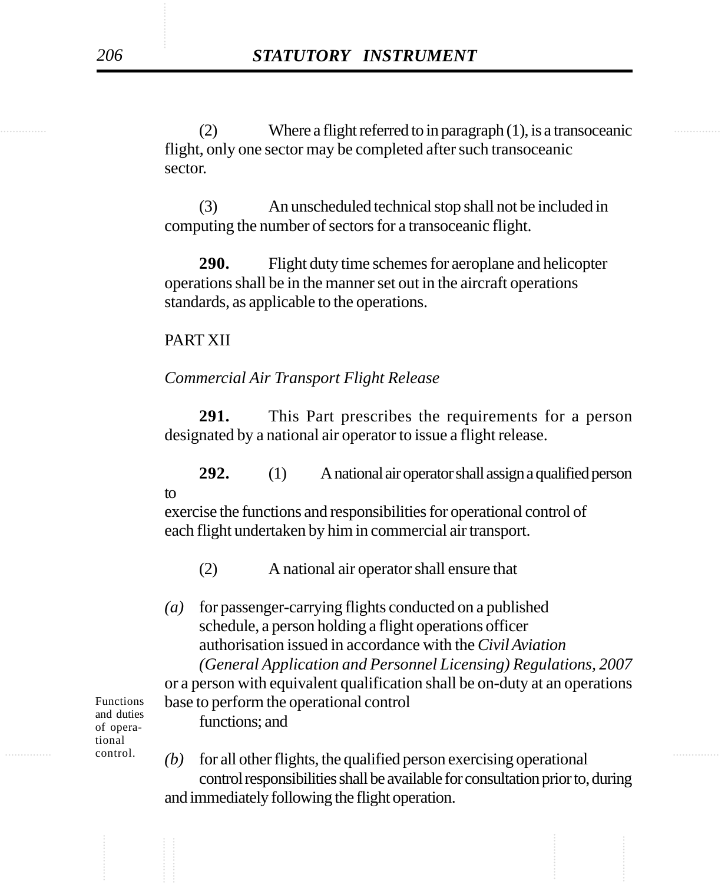(2) Where a flight referred to in paragraph (1), is a transoceanic flight, only one sector may be completed after such transoceanic sector.

(3) An unscheduled technical stop shall not be included in computing the number of sectors for a transoceanic flight.

**290.** Flight duty time schemes for aeroplane and helicopter operations shall be in the manner set out in the aircraft operations standards, as applicable to the operations.

PART XII

*Commercial Air Transport Flight Release*

**291.** This Part prescribes the requirements for a person designated by a national air operator to issue a flight release.

Functions and duties of operational control.

**292.** (1) A national air operator shall assign a qualified person to exercise the functions and responsibilities for operational control of each flight undertaken by him in commercial air transport.

(2) A national air operator shall ensure that

*(a)* for passenger-carrying flights conducted on a published schedule, a person holding a flight operations officer authorisation issued in accordance with the *Civil Aviation (General Application and Personnel Licensing) Regulations, 2007* or a person with equivalent qualification shall be on-duty at an operations base to perform the operational control functions; and

*(b)* for all other flights, the qualified person exercising operational control responsibilities shall be available for consultation prior to, during and immediately following the flight operation.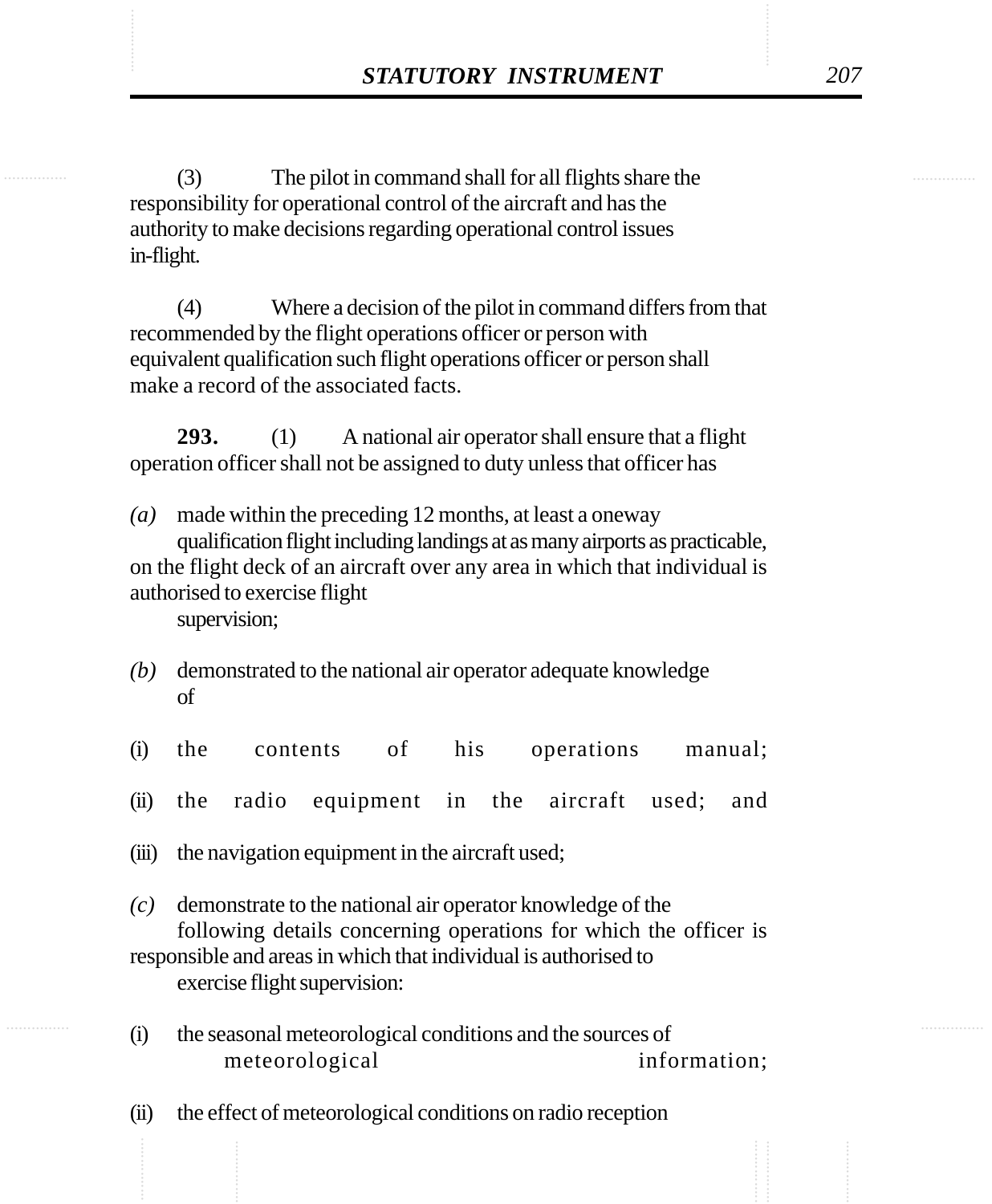(3) The pilot in command shall for all flights share the responsibility for operational control of the aircraft and has the authority to make decisions regarding operational control issues in-flight.

(4) Where a decision of the pilot in command differs from that recommended by the flight operations officer or person with equivalent qualification such flight operations officer or person shall make a record of the associated facts.

**293.** (1) A national air operator shall ensure that a flight operation officer shall not be assigned to duty unless that officer has

*(a)* made within the preceding 12 months, at least a oneway qualification flight including landings at as many airports as practicable, on the flight deck of an aircraft over any area in which that individual is authorised to exercise flight supervision;

*(b)* demonstrated to the national air operator adequate knowledge of

(i) the contents of his operations manual;

(ii) the radio equipment in the aircraft used; and

(iii) the navigation equipment in the aircraft used;

*(c)* demonstrate to the national air operator knowledge of the following details concerning operations for which the officer is responsible and areas in which that individual is authorised to exercise flight supervision:

(i) the seasonal meteorological conditions and the sources of meteorological information;

(ii) the effect of meteorological conditions on radio reception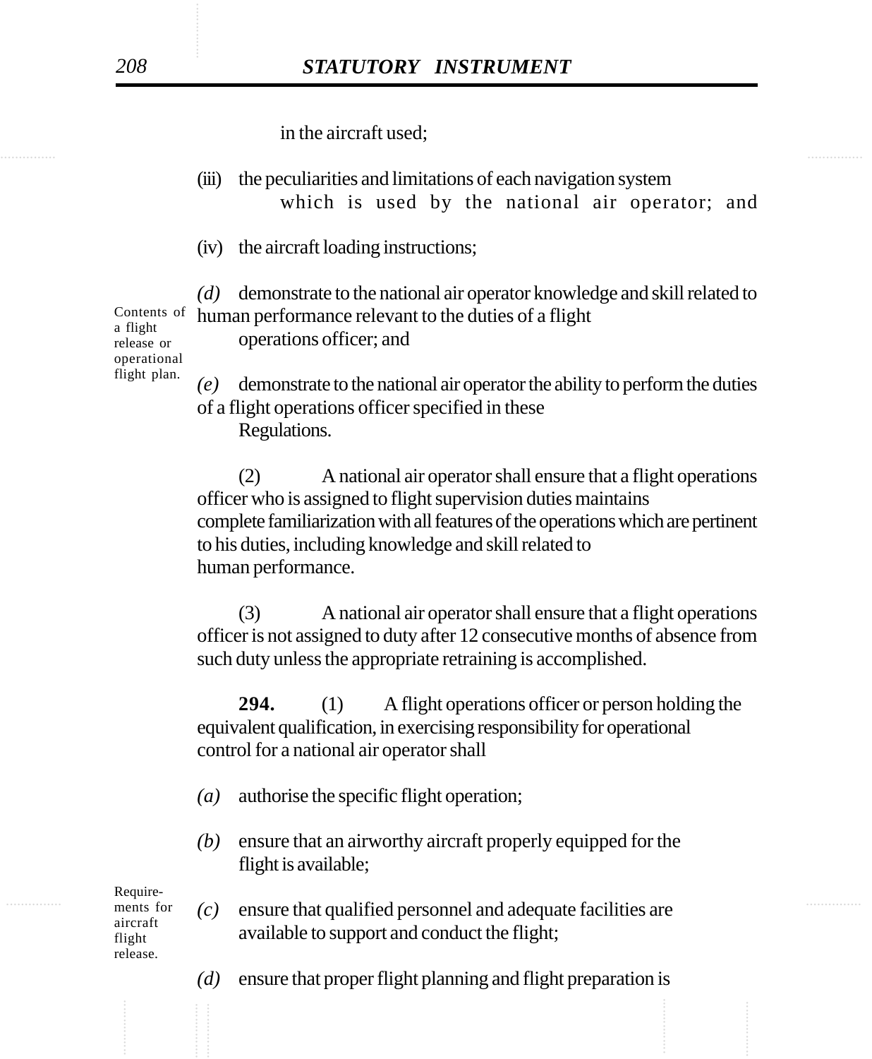in the aircraft used;

(iii) the peculiarities and limitations of each navigation system which is used by the national air operator; and

(iv) the aircraft loading instructions;

*(d)* demonstrate to the national air operator knowledge and skill related to human performance relevant to the duties of a flight operations officer; and

*(e)* demonstrate to the national air operator the ability to perform the duties of a flight operations officer specified in these Regulations.

(2) A national air operator shall ensure that a flight operations officer who is assigned to flight supervision duties maintains complete familiarization with all features of the operations which are pertinent to his duties, including knowledge and skill related to human performance.

(3) A national air operator shall ensure that a flight operations officer is not assigned to duty after 12 consecutive months of absence from such duty unless the appropriate retraining is accomplished.

Contents of a flight release or operational flight plan.

Requirements for aircraft flight release.

**294.** (1) A flight operations officer or person holding the equivalent qualification, in exercising responsibility for operational control for a national air operator shall

*(a)* authorise the specific flight operation;

*(b)* ensure that an airworthy aircraft properly equipped for the flight is available;

*(c)* ensure that qualified personnel and adequate facilities are available to support and conduct the flight;

*(d)* ensure that proper flight planning and flight preparation is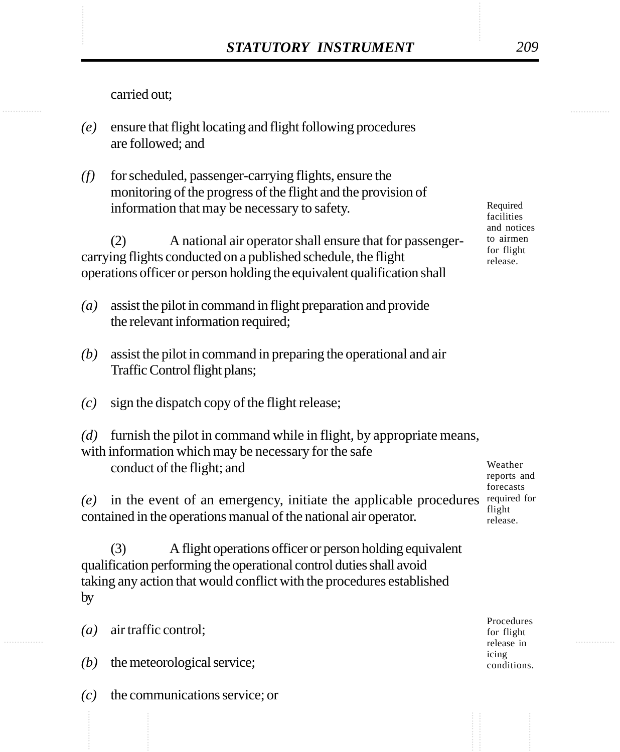carried out;

*(e)* ensure that flight locating and flight following procedures are followed; and

*(f)* for scheduled, passenger-carrying flights, ensure the monitoring of the progress of the flight and the provision of information that may be necessary to safety.

Required facilities and notices to airmen for flight release.

(2) A national air operator shall ensure that for passenger-carrying flights conducted on a published schedule, the flight operations officer or person holding the equivalent qualification shall

*(a)* assist the pilot in command in flight preparation and provide the relevant information required;

*(b)* assist the pilot in command in preparing the operational and air Traffic Control flight plans;

*(c)* sign the dispatch copy of the flight release;

*(d)* furnish the pilot in command while in flight, by appropriate means, with information which may be necessary for the safe conduct of the flight; and

Weather reports and forecasts required for flight release.

*(e)* in the event of an emergency, initiate the applicable procedures contained in the operations manual of the national air operator.

(3) A flight operations officer or person holding equivalent qualification performing the operational control duties shall avoid taking any action that would conflict with the procedures established by

Procedures for flight release in icing conditions.

*(a)* air traffic control;

*(b)* the meteorological service;

*(c)* the communications service; or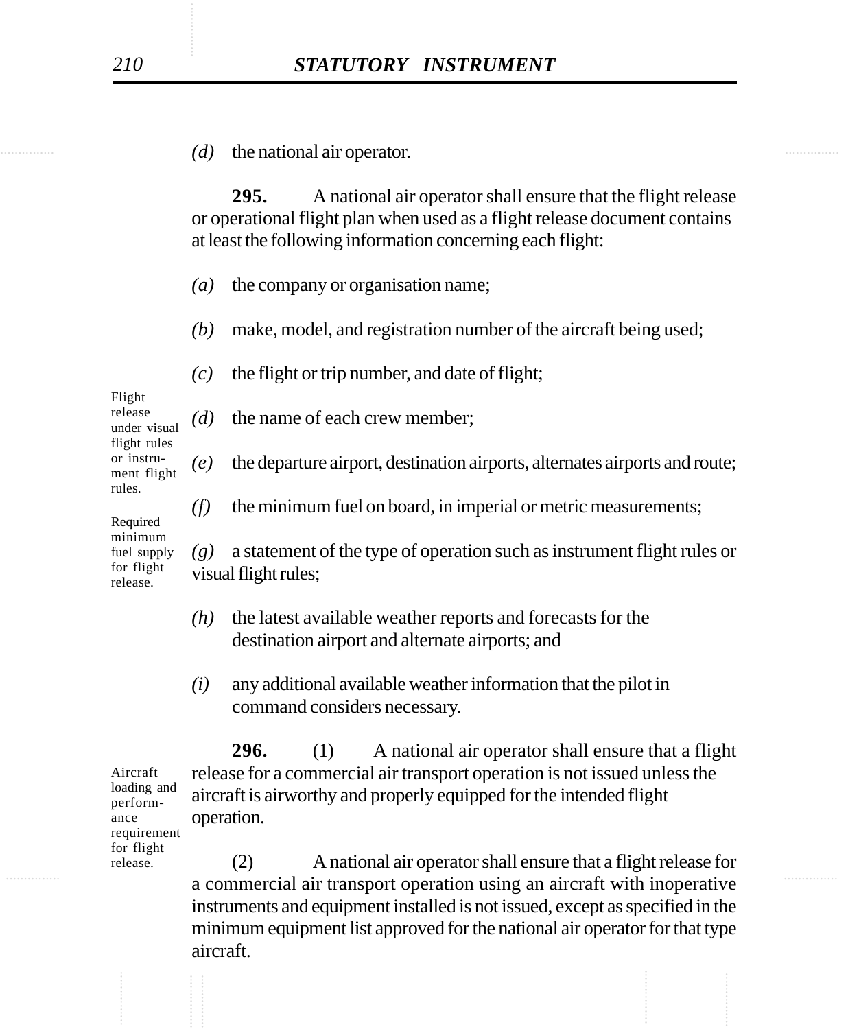*(d)* the national air operator.

Flight release under visual flight rules or instrument flight rules.

Required minimum fuel supply for flight release.

**295.** A national air operator shall ensure that the flight release or operational flight plan when used as a flight release document contains at least the following information concerning each flight:

*(a)* the company or organisation name;

*(b)* make, model, and registration number of the aircraft being used;

*(c)* the flight or trip number, and date of flight;

*(d)* the name of each crew member;

*(e)* the departure airport, destination airports, alternates airports and route;

*(f)* the minimum fuel on board, in imperial or metric measurements;

*(g)* a statement of the type of operation such as instrument flight rules or visual flight rules;

*(h)* the latest available weather reports and forecasts for the destination airport and alternate airports; and

*(i)* any additional available weather information that the pilot in command considers necessary.

Aircraft loading and performance requirement for flight release.

**296.** (1) A national air operator shall ensure that a flight release for a commercial air transport operation is not issued unless the aircraft is airworthy and properly equipped for the intended flight operation.

(2) A national air operator shall ensure that a flight release for a commercial air transport operation using an aircraft with inoperative instruments and equipment installed is not issued, except as specified in the minimum equipment list approved for the national air operator for that type aircraft.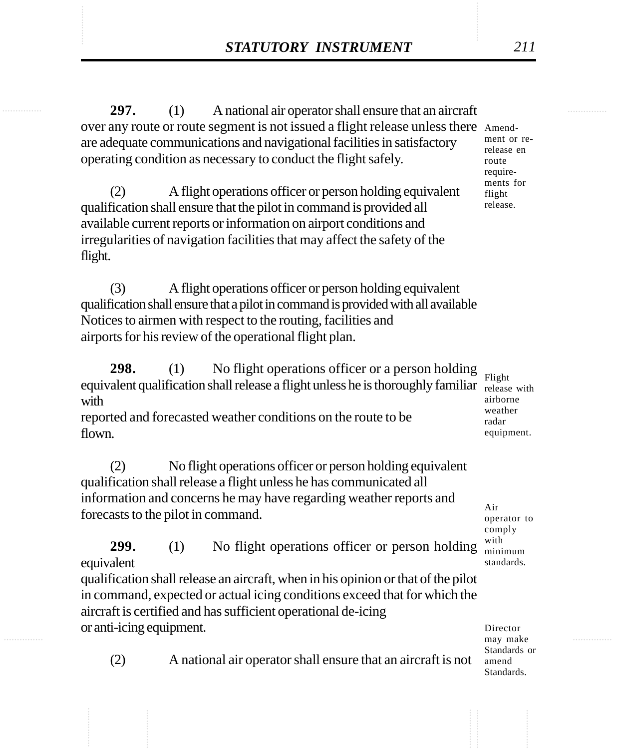**297.** (1) A national air operator shall ensure that an aircraft over any route or route segment is not issued a flight release unless there are adequate communications and navigational facilities in satisfactory operating condition as necessary to conduct the flight safely.

Amendment or re-release en route requirements for flight release.

(2) A flight operations officer or person holding equivalent qualification shall ensure that the pilot in command is provided all available current reports or information on airport conditions and irregularities of navigation facilities that may affect the safety of the flight.

(3) A flight operations officer or person holding equivalent qualification shall ensure that a pilot in command is provided with all available Notices to airmen with respect to the routing, facilities and airports for his review of the operational flight plan.

**298.** (1) No flight operations officer or a person holding equivalent qualification shall release a flight unless he is thoroughly familiar with reported and forecasted weather conditions on the route to be flown.

Flight release with airborne weather radar equipment.

(2) No flight operations officer or person holding equivalent qualification shall release a flight unless he has communicated all information and concerns he may have regarding weather reports and forecasts to the pilot in command.

Air operator to comply with minimum standards.

**299.** (1) No flight operations officer or person holding equivalent qualification shall release an aircraft, when in his opinion or that of the pilot in command, expected or actual icing conditions exceed that for which the aircraft is certified and has sufficient operational de-icing or anti-icing equipment.

Director may make Standards or amend Standards.

(2) A national air operator shall ensure that an aircraft is not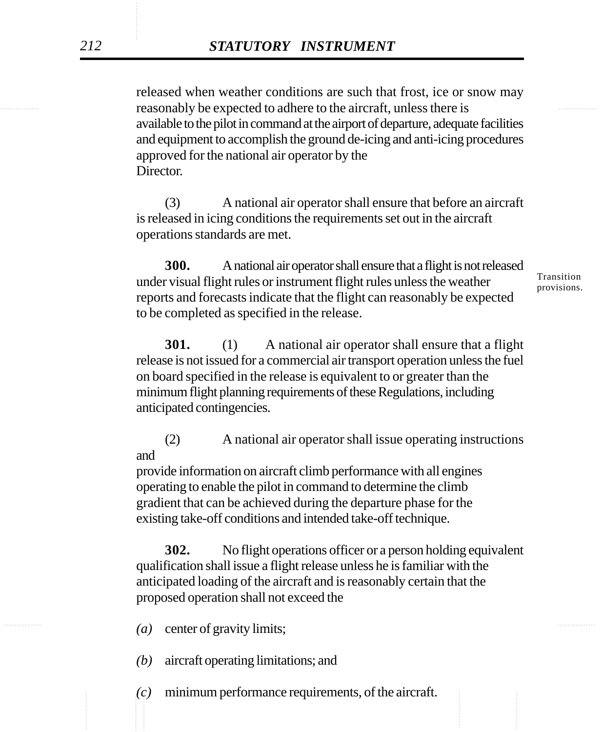released when weather conditions are such that frost, ice or snow may reasonably be expected to adhere to the aircraft, unless there is available to the pilot in command at the airport of departure, adequate facilities and equipment to accomplish the ground de-icing and anti-icing procedures approved for the national air operator by the Director.

(3) A national air operator shall ensure that before an aircraft is released in icing conditions the requirements set out in the aircraft operations standards are met.

Transition provisions.

**300.** A national air operator shall ensure that a flight is not released under visual flight rules or instrument flight rules unless the weather reports and forecasts indicate that the flight can reasonably be expected to be completed as specified in the release.

**301.** (1) A national air operator shall ensure that a flight release is not issued for a commercial air transport operation unless the fuel on board specified in the release is equivalent to or greater than the minimum flight planning requirements of these Regulations, including anticipated contingencies.

(2) A national air operator shall issue operating instructions and provide information on aircraft climb performance with all engines operating to enable the pilot in command to determine the climb gradient that can be achieved during the departure phase for the existing take-off conditions and intended take-off technique.

**302.** No flight operations officer or a person holding equivalent qualification shall issue a flight release unless he is familiar with the anticipated loading of the aircraft and is reasonably certain that the proposed operation shall not exceed the

*(a)* center of gravity limits;

*(b)* aircraft operating limitations; and

*(c)* minimum performance requirements, of the aircraft.